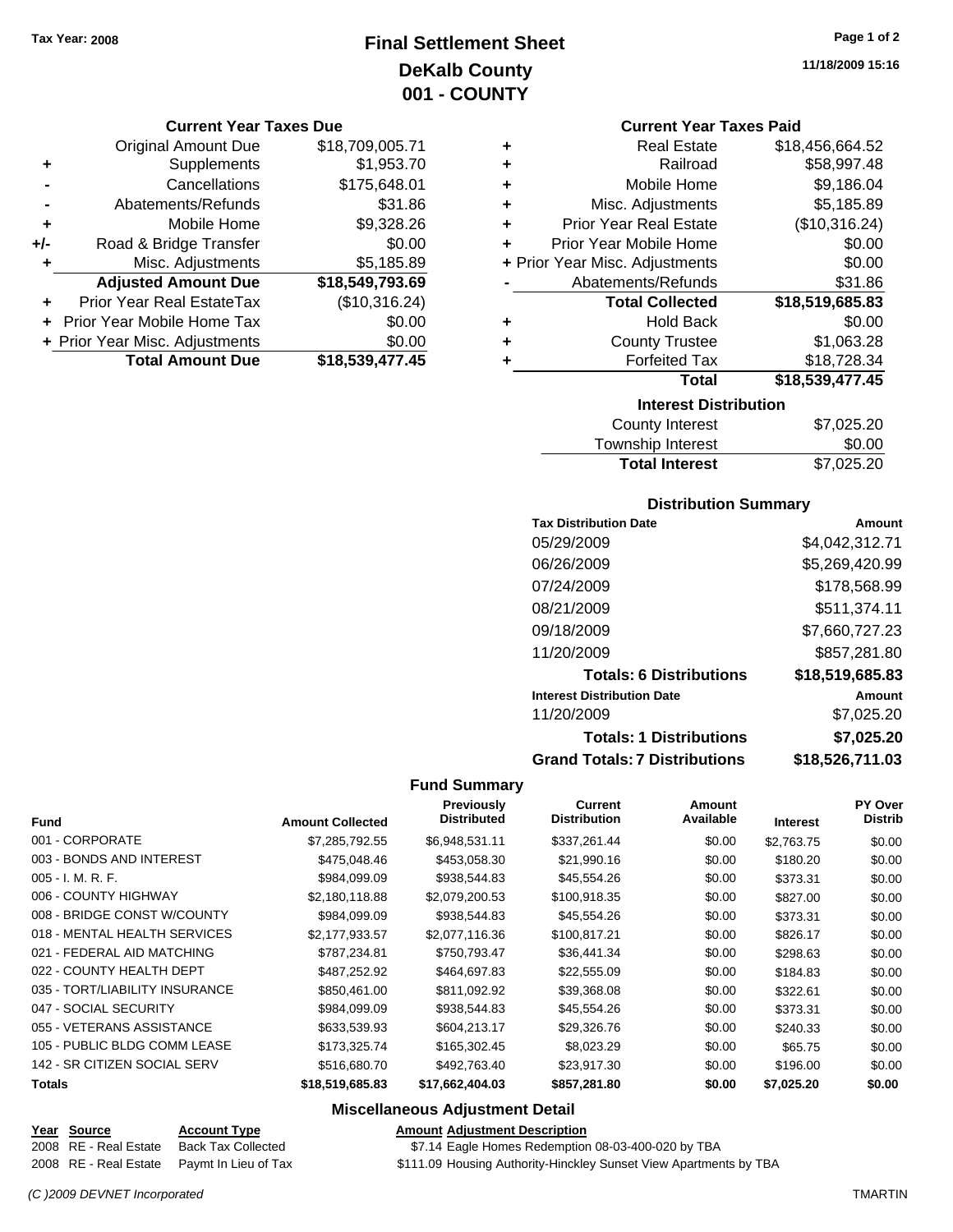Tax Year: 2008

# Final Settlement Sheet
## DeKalb County
## 001 - COUNTY

11/18/2009 15:16

### Current Year Taxes Due

| | | |
|---|---|---|
| | Original Amount Due | $18,709,005.71 |
| + | Supplements | $1,953.70 |
| - | Cancellations | $175,648.01 |
| - | Abatements/Refunds | $31.86 |
| + | Mobile Home | $9,328.26 |
| +/- | Road & Bridge Transfer | $0.00 |
| + | Misc. Adjustments | $5,185.89 |
| | **Adjusted Amount Due** | **$18,549,793.69** |
| + | Prior Year Real EstateTax | ($10,316.24) |
| + | Prior Year Mobile Home Tax | $0.00 |
| + | Prior Year Misc. Adjustments | $0.00 |
| | **Total Amount Due** | **$18,539,477.45** |

### Current Year Taxes Paid

| | | |
|---|---|---|
| + | Real Estate | $18,456,664.52 |
| + | Railroad | $58,997.48 |
| + | Mobile Home | $9,186.04 |
| + | Misc. Adjustments | $5,185.89 |
| + | Prior Year Real Estate | ($10,316.24) |
| + | Prior Year Mobile Home | $0.00 |
| + | Prior Year Misc. Adjustments | $0.00 |
| - | Abatements/Refunds | $31.86 |
| | **Total Collected** | **$18,519,685.83** |
| + | Hold Back | $0.00 |
| + | County Trustee | $1,063.28 |
| + | Forfeited Tax | $18,728.34 |
| | **Total** | **$18,539,477.45** |

### Interest Distribution

| | |
|---|---|
| County Interest | $7,025.20 |
| Township Interest | $0.00 |
| **Total Interest** | $7,025.20 |

### Distribution Summary

| Tax Distribution Date | Amount |
|---|---|
| 05/29/2009 | $4,042,312.71 |
| 06/26/2009 | $5,269,420.99 |
| 07/24/2009 | $178,568.99 |
| 08/21/2009 | $511,374.11 |
| 09/18/2009 | $7,660,727.23 |
| 11/20/2009 | $857,281.80 |
| **Totals: 6 Distributions** | **$18,519,685.83** |
| **Interest Distribution Date** | **Amount** |
| 11/20/2009 | $7,025.20 |
| **Totals: 1 Distributions** | **$7,025.20** |
| **Grand Totals: 7 Distributions** | **$18,526,711.03** |

### Fund Summary

| Fund | Amount Collected | Previously Distributed | Current Distribution | Amount Available | Interest | PY Over Distrib |
|---|---|---|---|---|---|---|
| 001 - CORPORATE | $7,285,792.55 | $6,948,531.11 | $337,261.44 | $0.00 | $2,763.75 | $0.00 |
| 003 - BONDS AND INTEREST | $475,048.46 | $453,058.30 | $21,990.16 | $0.00 | $180.20 | $0.00 |
| 005 - I. M. R. F. | $984,099.09 | $938,544.83 | $45,554.26 | $0.00 | $373.31 | $0.00 |
| 006 - COUNTY HIGHWAY | $2,180,118.88 | $2,079,200.53 | $100,918.35 | $0.00 | $827.00 | $0.00 |
| 008 - BRIDGE CONST W/COUNTY | $984,099.09 | $938,544.83 | $45,554.26 | $0.00 | $373.31 | $0.00 |
| 018 - MENTAL HEALTH SERVICES | $2,177,933.57 | $2,077,116.36 | $100,817.21 | $0.00 | $826.17 | $0.00 |
| 021 - FEDERAL AID MATCHING | $787,234.81 | $750,793.47 | $36,441.34 | $0.00 | $298.63 | $0.00 |
| 022 - COUNTY HEALTH DEPT | $487,252.92 | $464,697.83 | $22,555.09 | $0.00 | $184.83 | $0.00 |
| 035 - TORT/LIABILITY INSURANCE | $850,461.00 | $811,092.92 | $39,368.08 | $0.00 | $322.61 | $0.00 |
| 047 - SOCIAL SECURITY | $984,099.09 | $938,544.83 | $45,554.26 | $0.00 | $373.31 | $0.00 |
| 055 - VETERANS ASSISTANCE | $633,539.93 | $604,213.17 | $29,326.76 | $0.00 | $240.33 | $0.00 |
| 105 - PUBLIC BLDG COMM LEASE | $173,325.74 | $165,302.45 | $8,023.29 | $0.00 | $65.75 | $0.00 |
| 142 - SR CITIZEN SOCIAL SERV | $516,680.70 | $492,763.40 | $23,917.30 | $0.00 | $196.00 | $0.00 |
| **Totals** | **$18,519,685.83** | **$17,662,404.03** | **$857,281.80** | **$0.00** | **$7,025.20** | **$0.00** |

### Miscellaneous Adjustment Detail

| Year | Source | Account Type | Amount | Adjustment Description |
|---|---|---|---|---|
| 2008 | RE - Real Estate | Back Tax Collected | $7.14 | Eagle Homes Redemption 08-03-400-020 by TBA |
| 2008 | RE - Real Estate | Paymt In Lieu of Tax | $111.09 | Housing Authority-Hinckley Sunset View Apartments by TBA |

(C )2009 DEVNET Incorporated TMARTIN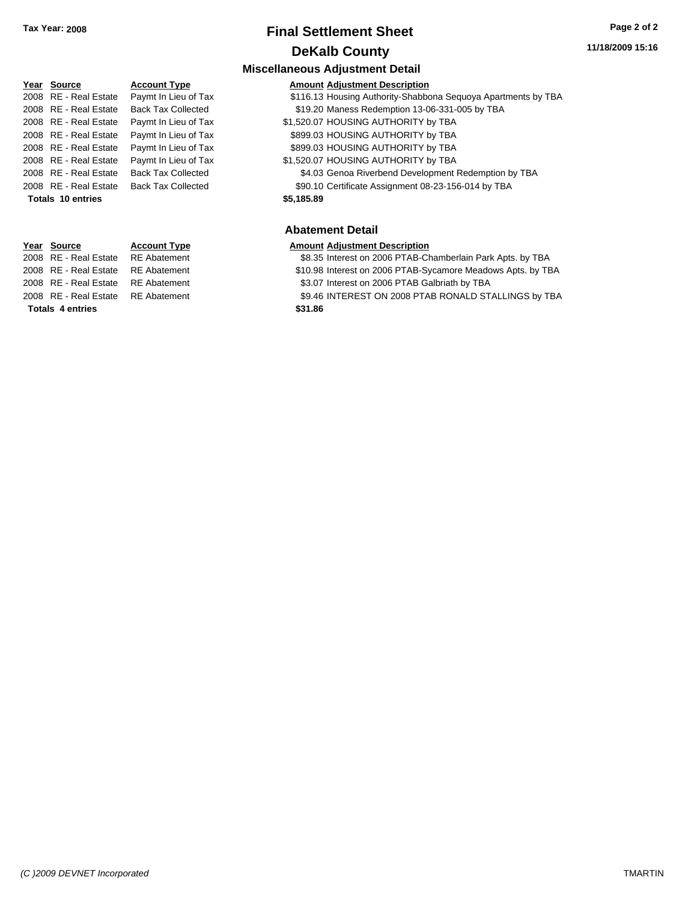**Tax Year: 2008**

# Final Settlement Sheet

## DeKalb County

### Miscellaneous Adjustment Detail

**11/18/2009 15:16**

| Year | Source | Account Type | Amount | Adjustment Description |
|---|---|---|---|---|
| 2008 | RE - Real Estate | Paymt In Lieu of Tax | $116.13 | Housing Authority-Shabbona Sequoya Apartments by TBA |
| 2008 | RE - Real Estate | Back Tax Collected | $19.20 | Maness Redemption 13-06-331-005 by TBA |
| 2008 | RE - Real Estate | Paymt In Lieu of Tax | $1,520.07 | HOUSING AUTHORITY by TBA |
| 2008 | RE - Real Estate | Paymt In Lieu of Tax | $899.03 | HOUSING AUTHORITY by TBA |
| 2008 | RE - Real Estate | Paymt In Lieu of Tax | $899.03 | HOUSING AUTHORITY by TBA |
| 2008 | RE - Real Estate | Paymt In Lieu of Tax | $1,520.07 | HOUSING AUTHORITY by TBA |
| 2008 | RE - Real Estate | Back Tax Collected | $4.03 | Genoa Riverbend Development Redemption by TBA |
| 2008 | RE - Real Estate | Back Tax Collected | $90.10 | Certificate Assignment 08-23-156-014 by TBA |
| **Totals 10 entries** | | | **$5,185.89** | |

### Abatement Detail

| Year | Source | Account Type | Amount | Adjustment Description |
|---|---|---|---|---|
| 2008 | RE - Real Estate | RE Abatement | $8.35 | Interest on 2006 PTAB-Chamberlain Park Apts. by TBA |
| 2008 | RE - Real Estate | RE Abatement | $10.98 | Interest on 2006 PTAB-Sycamore Meadows Apts. by TBA |
| 2008 | RE - Real Estate | RE Abatement | $3.07 | Interest on 2006 PTAB Galbriath by TBA |
| 2008 | RE - Real Estate | RE Abatement | $9.46 | INTEREST ON 2008 PTAB RONALD STALLINGS by TBA |
| **Totals 4 entries** | | | **$31.86** | |

*(C )2009 DEVNET Incorporated* TMARTIN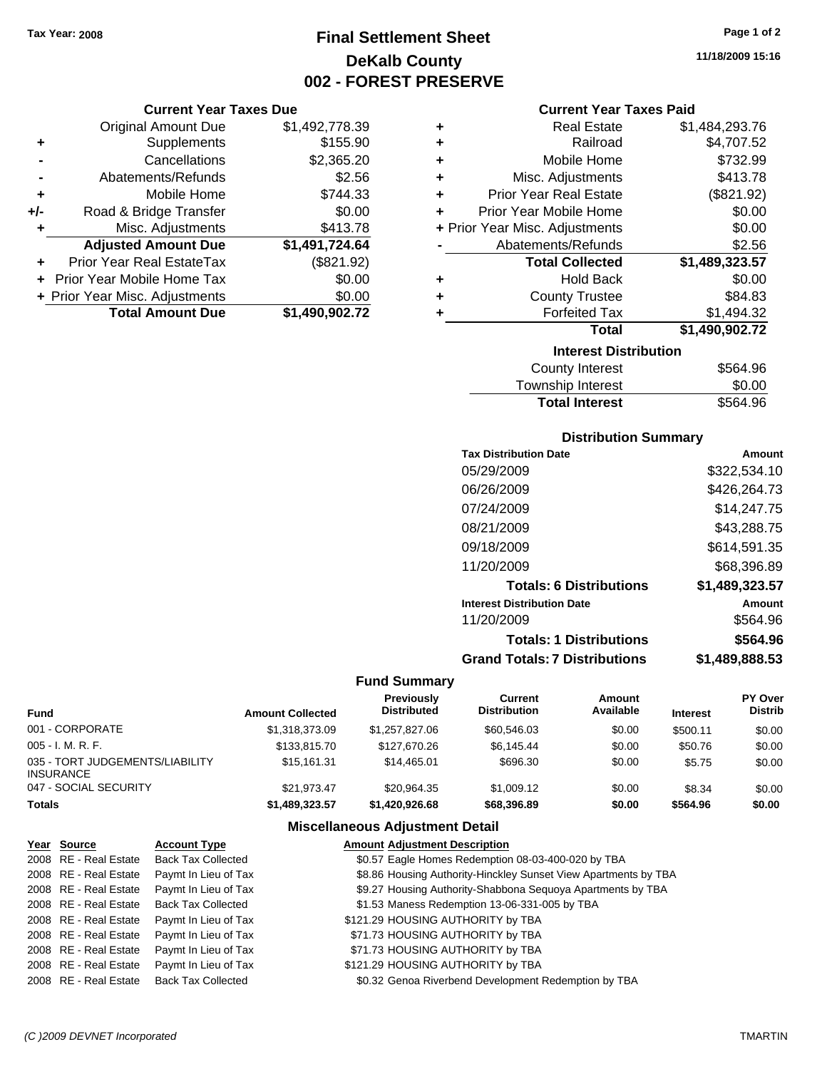Tax Year: 2008

# Final Settlement Sheet
## DeKalb County
## 002 - FOREST PRESERVE

11/18/2009 15:16

### Current Year Taxes Due

| | | |
|---|---|---|
| | Original Amount Due | $1,492,778.39 |
| + | Supplements | $155.90 |
| - | Cancellations | $2,365.20 |
| - | Abatements/Refunds | $2.56 |
| + | Mobile Home | $744.33 |
| +/- | Road & Bridge Transfer | $0.00 |
| + | Misc. Adjustments | $413.78 |
| | **Adjusted Amount Due** | **$1,491,724.64** |
| + | Prior Year Real EstateTax | ($821.92) |
| + | Prior Year Mobile Home Tax | $0.00 |
| + | Prior Year Misc. Adjustments | $0.00 |
| | **Total Amount Due** | **$1,490,902.72** |

### Current Year Taxes Paid

| | | |
|---|---|---|
| + | Real Estate | $1,484,293.76 |
| + | Railroad | $4,707.52 |
| + | Mobile Home | $732.99 |
| + | Misc. Adjustments | $413.78 |
| + | Prior Year Real Estate | ($821.92) |
| + | Prior Year Mobile Home | $0.00 |
| + | Prior Year Misc. Adjustments | $0.00 |
| - | Abatements/Refunds | $2.56 |
| | **Total Collected** | **$1,489,323.57** |
| + | Hold Back | $0.00 |
| + | County Trustee | $84.83 |
| + | Forfeited Tax | $1,494.32 |
| | **Total** | **$1,490,902.72** |

### Interest Distribution

| | |
|---|---|
| County Interest | $564.96 |
| Township Interest | $0.00 |
| **Total Interest** | **$564.96** |

### Distribution Summary

| Tax Distribution Date | Amount |
|---|---|
| 05/29/2009 | $322,534.10 |
| 06/26/2009 | $426,264.73 |
| 07/24/2009 | $14,247.75 |
| 08/21/2009 | $43,288.75 |
| 09/18/2009 | $614,591.35 |
| 11/20/2009 | $68,396.89 |
| **Totals: 6 Distributions** | **$1,489,323.57** |
| **Interest Distribution Date** | **Amount** |
| 11/20/2009 | $564.96 |
| **Totals: 1 Distributions** | **$564.96** |
| **Grand Totals: 7 Distributions** | **$1,489,888.53** |

### Fund Summary

| Fund | Amount Collected | Previously Distributed | Current Distribution | Amount Available | Interest | PY Over Distrib |
|---|---|---|---|---|---|---|
| 001 - CORPORATE | $1,318,373.09 | $1,257,827.06 | $60,546.03 | $0.00 | $500.11 | $0.00 |
| 005 - I. M. R. F. | $133,815.70 | $127,670.26 | $6,145.44 | $0.00 | $50.76 | $0.00 |
| 035 - TORT JUDGEMENTS/LIABILITY INSURANCE | $15,161.31 | $14,465.01 | $696.30 | $0.00 | $5.75 | $0.00 |
| 047 - SOCIAL SECURITY | $21,973.47 | $20,964.35 | $1,009.12 | $0.00 | $8.34 | $0.00 |
| **Totals** | **$1,489,323.57** | **$1,420,926.68** | **$68,396.89** | **$0.00** | **$564.96** | **$0.00** |

### Miscellaneous Adjustment Detail

| Year | Source | Account Type | Amount | Adjustment Description |
|---|---|---|---|---|
| 2008 | RE - Real Estate | Back Tax Collected | $0.57 | Eagle Homes Redemption 08-03-400-020 by TBA |
| 2008 | RE - Real Estate | Paymt In Lieu of Tax | $8.86 | Housing Authority-Hinckley Sunset View Apartments by TBA |
| 2008 | RE - Real Estate | Paymt In Lieu of Tax | $9.27 | Housing Authority-Shabbona Sequoya Apartments by TBA |
| 2008 | RE - Real Estate | Back Tax Collected | $1.53 | Maness Redemption 13-06-331-005 by TBA |
| 2008 | RE - Real Estate | Paymt In Lieu of Tax | $121.29 | HOUSING AUTHORITY by TBA |
| 2008 | RE - Real Estate | Paymt In Lieu of Tax | $71.73 | HOUSING AUTHORITY by TBA |
| 2008 | RE - Real Estate | Paymt In Lieu of Tax | $71.73 | HOUSING AUTHORITY by TBA |
| 2008 | RE - Real Estate | Paymt In Lieu of Tax | $121.29 | HOUSING AUTHORITY by TBA |
| 2008 | RE - Real Estate | Back Tax Collected | $0.32 | Genoa Riverbend Development Redemption by TBA |

(C )2009 DEVNET Incorporated TMARTIN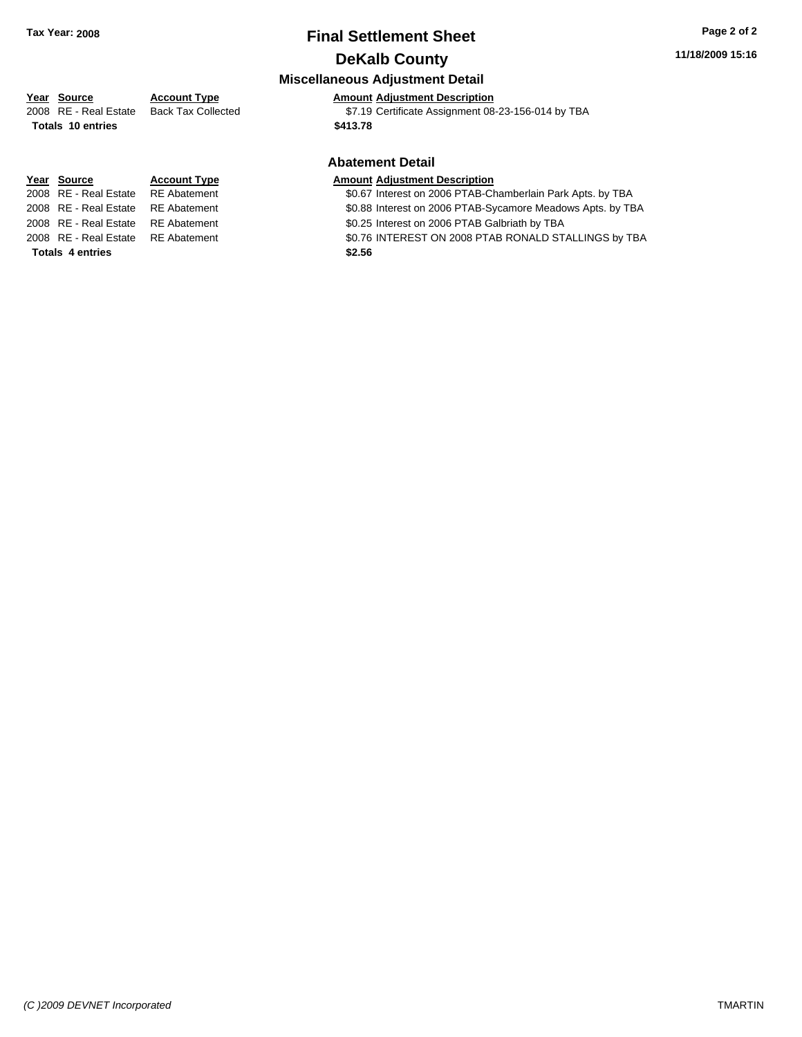# Final Settlement Sheet

## DeKalb County

**Tax Year: 2008**

### Miscellaneous Adjustment Detail

| Year | Source | Account Type | Amount | Adjustment Description |
|---|---|---|---|---|
| 2008 | RE - Real Estate | Back Tax Collected | $7.19 | Certificate Assignment 08-23-156-014 by TBA |
| **Totals 10 entries** | | | **$413.78** | |

### Abatement Detail

| Year | Source | Account Type | Amount | Adjustment Description |
|---|---|---|---|---|
| 2008 | RE - Real Estate | RE Abatement | $0.67 | Interest on 2006 PTAB-Chamberlain Park Apts. by TBA |
| 2008 | RE - Real Estate | RE Abatement | $0.88 | Interest on 2006 PTAB-Sycamore Meadows Apts. by TBA |
| 2008 | RE - Real Estate | RE Abatement | $0.25 | Interest on 2006 PTAB Galbriath by TBA |
| 2008 | RE - Real Estate | RE Abatement | $0.76 | INTEREST ON 2008 PTAB RONALD STALLINGS by TBA |
| **Totals 4 entries** | | | **$2.56** | |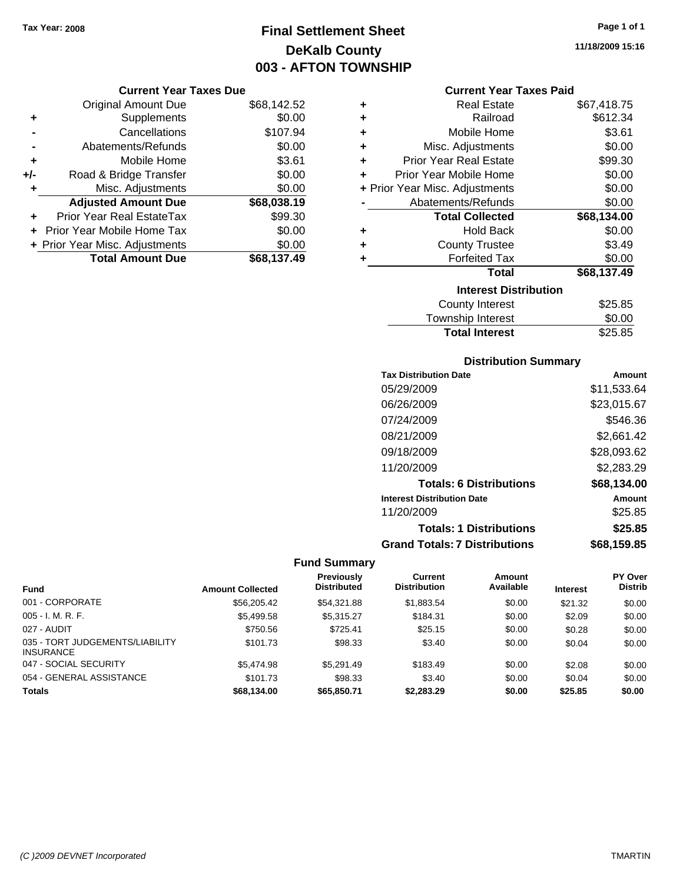Tax Year: 2008

# Final Settlement Sheet

## DeKalb County

## 003 - AFTON TOWNSHIP

11/18/2009 15:16

### Current Year Taxes Due

| | | |
|---|---|---|
| | Original Amount Due | $68,142.52 |
| + | Supplements | $0.00 |
| - | Cancellations | $107.94 |
| - | Abatements/Refunds | $0.00 |
| + | Mobile Home | $3.61 |
| +/- | Road & Bridge Transfer | $0.00 |
| + | Misc. Adjustments | $0.00 |
| | **Adjusted Amount Due** | **$68,038.19** |
| + | Prior Year Real EstateTax | $99.30 |
| + | Prior Year Mobile Home Tax | $0.00 |
| + | Prior Year Misc. Adjustments | $0.00 |
| | **Total Amount Due** | **$68,137.49** |

### Current Year Taxes Paid

| | | |
|---|---|---|
| + | Real Estate | $67,418.75 |
| + | Railroad | $612.34 |
| + | Mobile Home | $3.61 |
| + | Misc. Adjustments | $0.00 |
| + | Prior Year Real Estate | $99.30 |
| + | Prior Year Mobile Home | $0.00 |
| + | Prior Year Misc. Adjustments | $0.00 |
| - | Abatements/Refunds | $0.00 |
| | **Total Collected** | **$68,134.00** |
| + | Hold Back | $0.00 |
| + | County Trustee | $3.49 |
| + | Forfeited Tax | $0.00 |
| | **Total** | **$68,137.49** |

### Interest Distribution

| | |
|---|---|
| County Interest | $25.85 |
| Township Interest | $0.00 |
| **Total Interest** | $25.85 |

### Distribution Summary

| Tax Distribution Date | Amount |
|---|---|
| 05/29/2009 | $11,533.64 |
| 06/26/2009 | $23,015.67 |
| 07/24/2009 | $546.36 |
| 08/21/2009 | $2,661.42 |
| 09/18/2009 | $28,093.62 |
| 11/20/2009 | $2,283.29 |
| **Totals: 6 Distributions** | **$68,134.00** |
| **Interest Distribution Date** | **Amount** |
| 11/20/2009 | $25.85 |
| **Totals: 1 Distributions** | **$25.85** |
| **Grand Totals: 7 Distributions** | **$68,159.85** |

### Fund Summary

| Fund | Amount Collected | Previously Distributed | Current Distribution | Amount Available | Interest | PY Over Distrib |
|---|---|---|---|---|---|---|
| 001 - CORPORATE | $56,205.42 | $54,321.88 | $1,883.54 | $0.00 | $21.32 | $0.00 |
| 005 - I. M. R. F. | $5,499.58 | $5,315.27 | $184.31 | $0.00 | $2.09 | $0.00 |
| 027 - AUDIT | $750.56 | $725.41 | $25.15 | $0.00 | $0.28 | $0.00 |
| 035 - TORT JUDGEMENTS/LIABILITY INSURANCE | $101.73 | $98.33 | $3.40 | $0.00 | $0.04 | $0.00 |
| 047 - SOCIAL SECURITY | $5,474.98 | $5,291.49 | $183.49 | $0.00 | $2.08 | $0.00 |
| 054 - GENERAL ASSISTANCE | $101.73 | $98.33 | $3.40 | $0.00 | $0.04 | $0.00 |
| **Totals** | **$68,134.00** | **$65,850.71** | **$2,283.29** | **$0.00** | **$25.85** | **$0.00** |

(C )2009 DEVNET Incorporated TMARTIN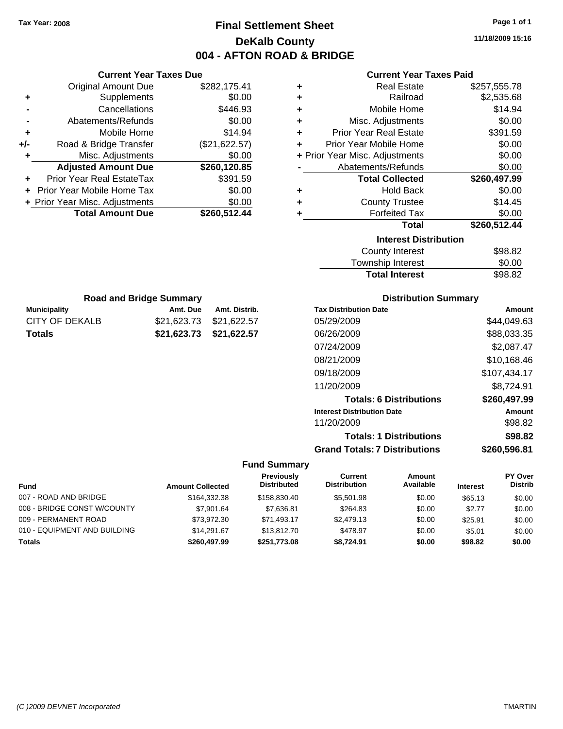Tax Year: 2008

# Final Settlement Sheet
## DeKalb County
## 004 - AFTON ROAD & BRIDGE

11/18/2009 15:16

### Current Year Taxes Due

| | | |
|---|---|---|
| | Original Amount Due | $282,175.41 |
| + | Supplements | $0.00 |
| - | Cancellations | $446.93 |
| - | Abatements/Refunds | $0.00 |
| + | Mobile Home | $14.94 |
| +/- | Road & Bridge Transfer | ($21,622.57) |
| + | Misc. Adjustments | $0.00 |
| | **Adjusted Amount Due** | **$260,120.85** |
| + | Prior Year Real EstateTax | $391.59 |
| + | Prior Year Mobile Home Tax | $0.00 |
| + | Prior Year Misc. Adjustments | $0.00 |
| | **Total Amount Due** | **$260,512.44** |

### Current Year Taxes Paid

| | | |
|---|---|---|
| + | Real Estate | $257,555.78 |
| + | Railroad | $2,535.68 |
| + | Mobile Home | $14.94 |
| + | Misc. Adjustments | $0.00 |
| + | Prior Year Real Estate | $391.59 |
| + | Prior Year Mobile Home | $0.00 |
| + | Prior Year Misc. Adjustments | $0.00 |
| - | Abatements/Refunds | $0.00 |
| | **Total Collected** | **$260,497.99** |
| + | Hold Back | $0.00 |
| + | County Trustee | $14.45 |
| + | Forfeited Tax | $0.00 |
| | **Total** | **$260,512.44** |

### Interest Distribution

| | |
|---|---|
| County Interest | $98.82 |
| Township Interest | $0.00 |
| **Total Interest** | $98.82 |

### Road and Bridge Summary

| Municipality | Amt. Due | Amt. Distrib. |
|---|---|---|
| CITY OF DEKALB | $21,623.73 | $21,622.57 |
| **Totals** | **$21,623.73** | **$21,622.57** |

### Distribution Summary

| Tax Distribution Date | Amount |
|---|---|
| 05/29/2009 | $44,049.63 |
| 06/26/2009 | $88,033.35 |
| 07/24/2009 | $2,087.47 |
| 08/21/2009 | $10,168.46 |
| 09/18/2009 | $107,434.17 |
| 11/20/2009 | $8,724.91 |
| **Totals: 6 Distributions** | **$260,497.99** |
| **Interest Distribution Date** | **Amount** |
| 11/20/2009 | $98.82 |
| **Totals: 1 Distributions** | **$98.82** |
| **Grand Totals: 7 Distributions** | **$260,596.81** |

### Fund Summary

| Fund | Amount Collected | Previously Distributed | Current Distribution | Amount Available | Interest | PY Over Distrib |
|---|---|---|---|---|---|---|
| 007 - ROAD AND BRIDGE | $164,332.38 | $158,830.40 | $5,501.98 | $0.00 | $65.13 | $0.00 |
| 008 - BRIDGE CONST W/COUNTY | $7,901.64 | $7,636.81 | $264.83 | $0.00 | $2.77 | $0.00 |
| 009 - PERMANENT ROAD | $73,972.30 | $71,493.17 | $2,479.13 | $0.00 | $25.91 | $0.00 |
| 010 - EQUIPMENT AND BUILDING | $14,291.67 | $13,812.70 | $478.97 | $0.00 | $5.01 | $0.00 |
| **Totals** | **$260,497.99** | **$251,773.08** | **$8,724.91** | **$0.00** | **$98.82** | **$0.00** |

(C )2009 DEVNET Incorporated — TMARTIN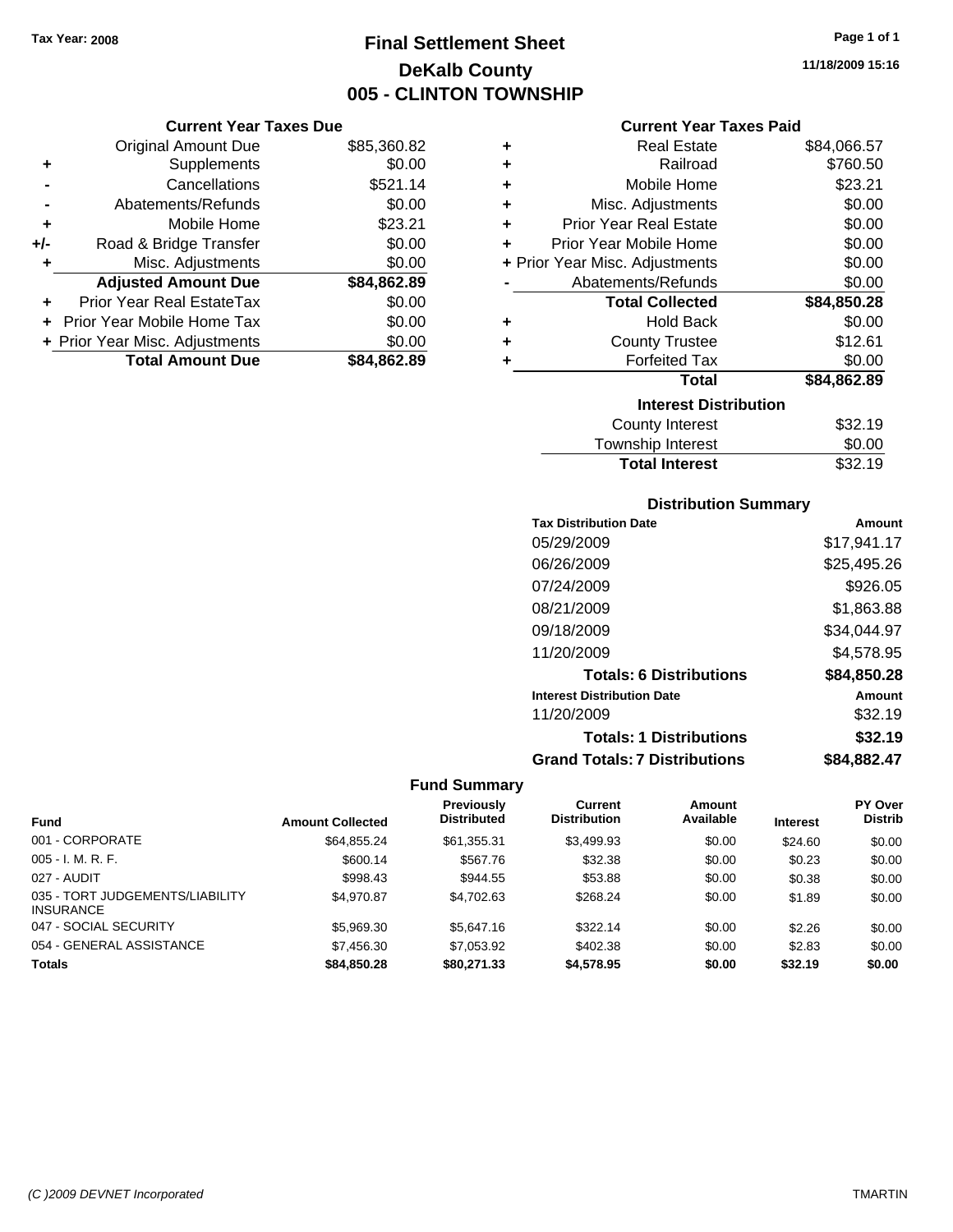Tax Year: 2008

# Final Settlement Sheet
## DeKalb County
## 005 - CLINTON TOWNSHIP

11/18/2009 15:16

### Current Year Taxes Due

| | | |
|---|---|---|
| | Original Amount Due | $85,360.82 |
| + | Supplements | $0.00 |
| - | Cancellations | $521.14 |
| - | Abatements/Refunds | $0.00 |
| + | Mobile Home | $23.21 |
| +/- | Road & Bridge Transfer | $0.00 |
| + | Misc. Adjustments | $0.00 |
| | **Adjusted Amount Due** | **$84,862.89** |
| + | Prior Year Real EstateTax | $0.00 |
| + | Prior Year Mobile Home Tax | $0.00 |
| + | Prior Year Misc. Adjustments | $0.00 |
| | **Total Amount Due** | **$84,862.89** |

### Current Year Taxes Paid

| | | |
|---|---|---|
| + | Real Estate | $84,066.57 |
| + | Railroad | $760.50 |
| + | Mobile Home | $23.21 |
| + | Misc. Adjustments | $0.00 |
| + | Prior Year Real Estate | $0.00 |
| + | Prior Year Mobile Home | $0.00 |
| + | Prior Year Misc. Adjustments | $0.00 |
| - | Abatements/Refunds | $0.00 |
| | **Total Collected** | **$84,850.28** |
| + | Hold Back | $0.00 |
| + | County Trustee | $12.61 |
| + | Forfeited Tax | $0.00 |
| | **Total** | **$84,862.89** |

### Interest Distribution

| | |
|---|---|
| County Interest | $32.19 |
| Township Interest | $0.00 |
| **Total Interest** | $32.19 |

### Distribution Summary

| Tax Distribution Date | Amount |
|---|---|
| 05/29/2009 | $17,941.17 |
| 06/26/2009 | $25,495.26 |
| 07/24/2009 | $926.05 |
| 08/21/2009 | $1,863.88 |
| 09/18/2009 | $34,044.97 |
| 11/20/2009 | $4,578.95 |
| **Totals: 6 Distributions** | **$84,850.28** |
| **Interest Distribution Date** | **Amount** |
| 11/20/2009 | $32.19 |
| **Totals: 1 Distributions** | **$32.19** |
| **Grand Totals: 7 Distributions** | **$84,882.47** |

### Fund Summary

| Fund | Amount Collected | Previously Distributed | Current Distribution | Amount Available | Interest | PY Over Distrib |
|---|---|---|---|---|---|---|
| 001 - CORPORATE | $64,855.24 | $61,355.31 | $3,499.93 | $0.00 | $24.60 | $0.00 |
| 005 - I. M. R. F. | $600.14 | $567.76 | $32.38 | $0.00 | $0.23 | $0.00 |
| 027 - AUDIT | $998.43 | $944.55 | $53.88 | $0.00 | $0.38 | $0.00 |
| 035 - TORT JUDGEMENTS/LIABILITY INSURANCE | $4,970.87 | $4,702.63 | $268.24 | $0.00 | $1.89 | $0.00 |
| 047 - SOCIAL SECURITY | $5,969.30 | $5,647.16 | $322.14 | $0.00 | $2.26 | $0.00 |
| 054 - GENERAL ASSISTANCE | $7,456.30 | $7,053.92 | $402.38 | $0.00 | $2.83 | $0.00 |
| **Totals** | **$84,850.28** | **$80,271.33** | **$4,578.95** | **$0.00** | **$32.19** | **$0.00** |

(C )2009 DEVNET Incorporated — TMARTIN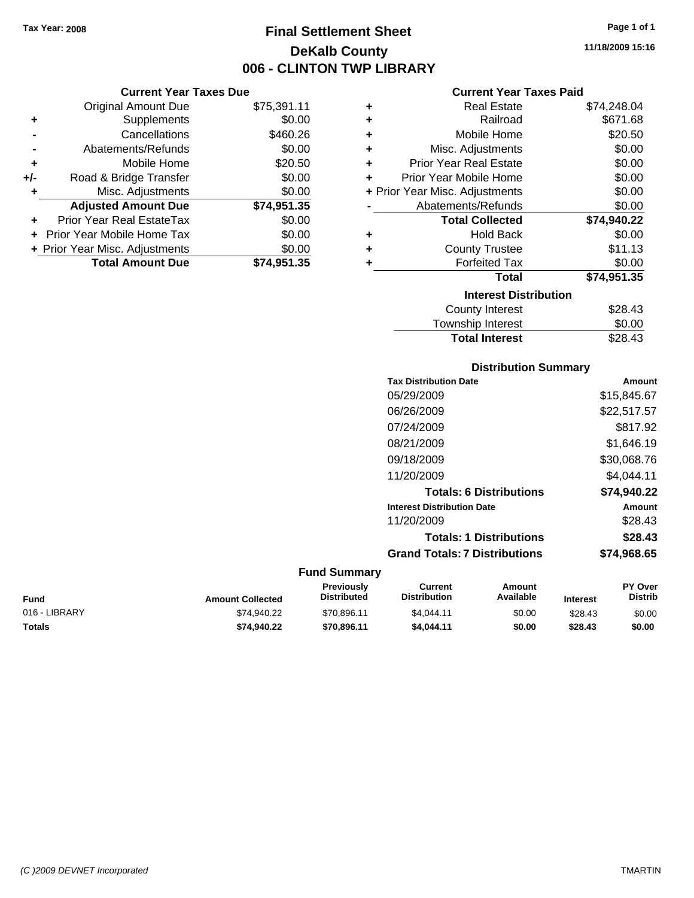Tax Year: 2008

# Final Settlement Sheet
## DeKalb County
## 006 - CLINTON TWP LIBRARY

11/18/2009 15:16

### Current Year Taxes Due

| | | |
|---|---|---|
| | Original Amount Due | $75,391.11 |
| + | Supplements | $0.00 |
| - | Cancellations | $460.26 |
| - | Abatements/Refunds | $0.00 |
| + | Mobile Home | $20.50 |
| +/- | Road & Bridge Transfer | $0.00 |
| + | Misc. Adjustments | $0.00 |
| | **Adjusted Amount Due** | **$74,951.35** |
| + | Prior Year Real EstateTax | $0.00 |
| + | Prior Year Mobile Home Tax | $0.00 |
| + | Prior Year Misc. Adjustments | $0.00 |
| | **Total Amount Due** | **$74,951.35** |

### Current Year Taxes Paid

| | | |
|---|---|---|
| + | Real Estate | $74,248.04 |
| + | Railroad | $671.68 |
| + | Mobile Home | $20.50 |
| + | Misc. Adjustments | $0.00 |
| + | Prior Year Real Estate | $0.00 |
| + | Prior Year Mobile Home | $0.00 |
| + | Prior Year Misc. Adjustments | $0.00 |
| - | Abatements/Refunds | $0.00 |
| | **Total Collected** | **$74,940.22** |
| + | Hold Back | $0.00 |
| + | County Trustee | $11.13 |
| + | Forfeited Tax | $0.00 |
| | **Total** | **$74,951.35** |

### Interest Distribution

| | |
|---|---|
| County Interest | $28.43 |
| Township Interest | $0.00 |
| **Total Interest** | $28.43 |

### Distribution Summary

| Tax Distribution Date | Amount |
|---|---|
| 05/29/2009 | $15,845.67 |
| 06/26/2009 | $22,517.57 |
| 07/24/2009 | $817.92 |
| 08/21/2009 | $1,646.19 |
| 09/18/2009 | $30,068.76 |
| 11/20/2009 | $4,044.11 |
| **Totals: 6 Distributions** | **$74,940.22** |
| **Interest Distribution Date** | **Amount** |
| 11/20/2009 | $28.43 |
| **Totals: 1 Distributions** | **$28.43** |
| **Grand Totals: 7 Distributions** | **$74,968.65** |

### Fund Summary

| Fund | Amount Collected | Previously Distributed | Current Distribution | Amount Available | Interest | PY Over Distrib |
|---|---|---|---|---|---|---|
| 016 - LIBRARY | $74,940.22 | $70,896.11 | $4,044.11 | $0.00 | $28.43 | $0.00 |
| **Totals** | **$74,940.22** | **$70,896.11** | **$4,044.11** | **$0.00** | **$28.43** | **$0.00** |

(C )2009 DEVNET Incorporated TMARTIN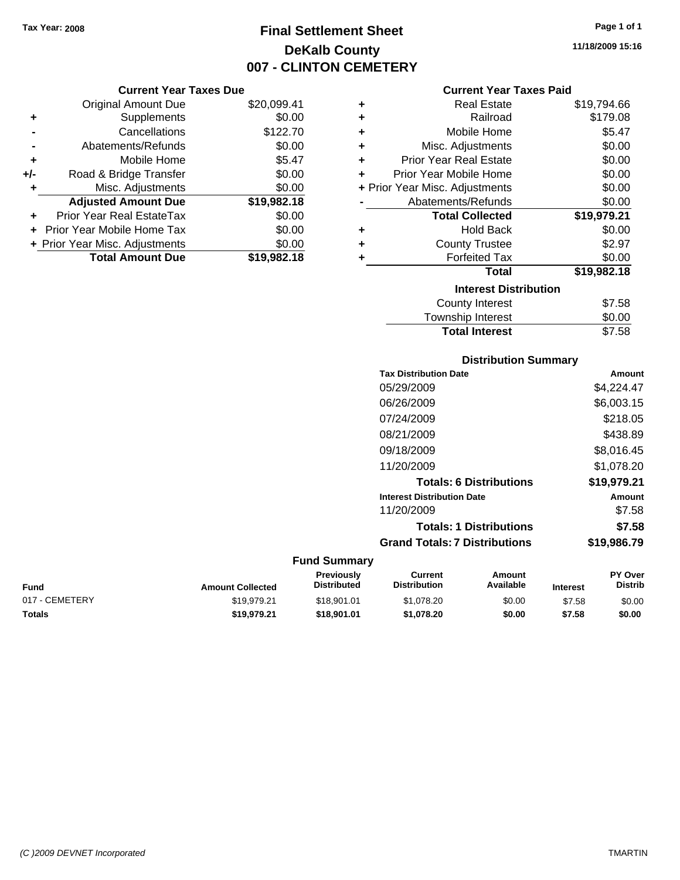Tax Year: 2008

# Final Settlement Sheet
## DeKalb County
## 007 - CLINTON CEMETERY

11/18/2009 15:16

### Current Year Taxes Due

| | | |
|---|---|---|
| | Original Amount Due | $20,099.41 |
| + | Supplements | $0.00 |
| - | Cancellations | $122.70 |
| - | Abatements/Refunds | $0.00 |
| + | Mobile Home | $5.47 |
| +/- | Road & Bridge Transfer | $0.00 |
| + | Misc. Adjustments | $0.00 |
| | **Adjusted Amount Due** | **$19,982.18** |
| + | Prior Year Real EstateTax | $0.00 |
| + | Prior Year Mobile Home Tax | $0.00 |
| + | Prior Year Misc. Adjustments | $0.00 |
| | **Total Amount Due** | **$19,982.18** |

### Current Year Taxes Paid

| | | |
|---|---|---|
| + | Real Estate | $19,794.66 |
| + | Railroad | $179.08 |
| + | Mobile Home | $5.47 |
| + | Misc. Adjustments | $0.00 |
| + | Prior Year Real Estate | $0.00 |
| + | Prior Year Mobile Home | $0.00 |
| + | Prior Year Misc. Adjustments | $0.00 |
| - | Abatements/Refunds | $0.00 |
| | **Total Collected** | **$19,979.21** |
| + | Hold Back | $0.00 |
| + | County Trustee | $2.97 |
| + | Forfeited Tax | $0.00 |
| | **Total** | **$19,982.18** |

### Interest Distribution

| | |
|---|---|
| County Interest | $7.58 |
| Township Interest | $0.00 |
| **Total Interest** | $7.58 |

### Distribution Summary

| Tax Distribution Date | Amount |
|---|---|
| 05/29/2009 | $4,224.47 |
| 06/26/2009 | $6,003.15 |
| 07/24/2009 | $218.05 |
| 08/21/2009 | $438.89 |
| 09/18/2009 | $8,016.45 |
| 11/20/2009 | $1,078.20 |
| **Totals: 6 Distributions** | **$19,979.21** |

| Interest Distribution Date | Amount |
|---|---|
| 11/20/2009 | $7.58 |
| **Totals: 1 Distributions** | **$7.58** |
| **Grand Totals: 7 Distributions** | **$19,986.79** |

### Fund Summary

| Fund | Amount Collected | Previously Distributed | Current Distribution | Amount Available | Interest | PY Over Distrib |
|---|---|---|---|---|---|---|
| 017 - CEMETERY | $19,979.21 | $18,901.01 | $1,078.20 | $0.00 | $7.58 | $0.00 |
| **Totals** | **$19,979.21** | **$18,901.01** | **$1,078.20** | **$0.00** | **$7.58** | **$0.00** |

(C )2009 DEVNET Incorporated TMARTIN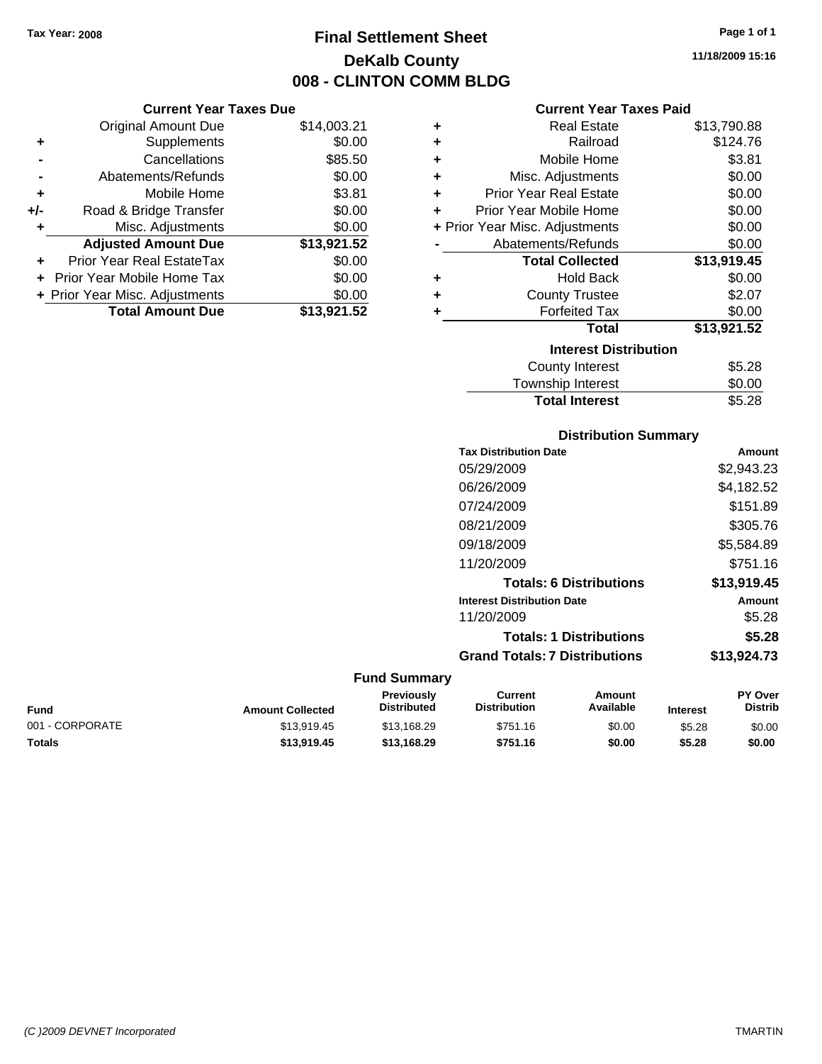Tax Year: 2008

# Final Settlement Sheet

## DeKalb County

## 008 - CLINTON COMM BLDG

11/18/2009 15:16

### Current Year Taxes Due

| | | |
|---|---|---|
| | Original Amount Due | $14,003.21 |
| + | Supplements | $0.00 |
| - | Cancellations | $85.50 |
| - | Abatements/Refunds | $0.00 |
| + | Mobile Home | $3.81 |
| +/- | Road & Bridge Transfer | $0.00 |
| + | Misc. Adjustments | $0.00 |
| | **Adjusted Amount Due** | **$13,921.52** |
| + | Prior Year Real EstateTax | $0.00 |
| + | Prior Year Mobile Home Tax | $0.00 |
| + | Prior Year Misc. Adjustments | $0.00 |
| | **Total Amount Due** | **$13,921.52** |

### Current Year Taxes Paid

| | | |
|---|---|---|
| + | Real Estate | $13,790.88 |
| + | Railroad | $124.76 |
| + | Mobile Home | $3.81 |
| + | Misc. Adjustments | $0.00 |
| + | Prior Year Real Estate | $0.00 |
| + | Prior Year Mobile Home | $0.00 |
| + | Prior Year Misc. Adjustments | $0.00 |
| - | Abatements/Refunds | $0.00 |
| | **Total Collected** | **$13,919.45** |
| + | Hold Back | $0.00 |
| + | County Trustee | $2.07 |
| + | Forfeited Tax | $0.00 |
| | **Total** | **$13,921.52** |

### Interest Distribution

| | |
|---|---|
| County Interest | $5.28 |
| Township Interest | $0.00 |
| **Total Interest** | $5.28 |

### Distribution Summary

| Tax Distribution Date | Amount |
|---|---|
| 05/29/2009 | $2,943.23 |
| 06/26/2009 | $4,182.52 |
| 07/24/2009 | $151.89 |
| 08/21/2009 | $305.76 |
| 09/18/2009 | $5,584.89 |
| 11/20/2009 | $751.16 |
| **Totals: 6 Distributions** | **$13,919.45** |
| **Interest Distribution Date** | **Amount** |
| 11/20/2009 | $5.28 |
| **Totals: 1 Distributions** | **$5.28** |
| **Grand Totals: 7 Distributions** | **$13,924.73** |

### Fund Summary

| Fund | Amount Collected | Previously Distributed | Current Distribution | Amount Available | Interest | PY Over Distrib |
|---|---|---|---|---|---|---|
| 001 - CORPORATE | $13,919.45 | $13,168.29 | $751.16 | $0.00 | $5.28 | $0.00 |
| **Totals** | **$13,919.45** | **$13,168.29** | **$751.16** | **$0.00** | **$5.28** | **$0.00** |

(C )2009 DEVNET Incorporated TMARTIN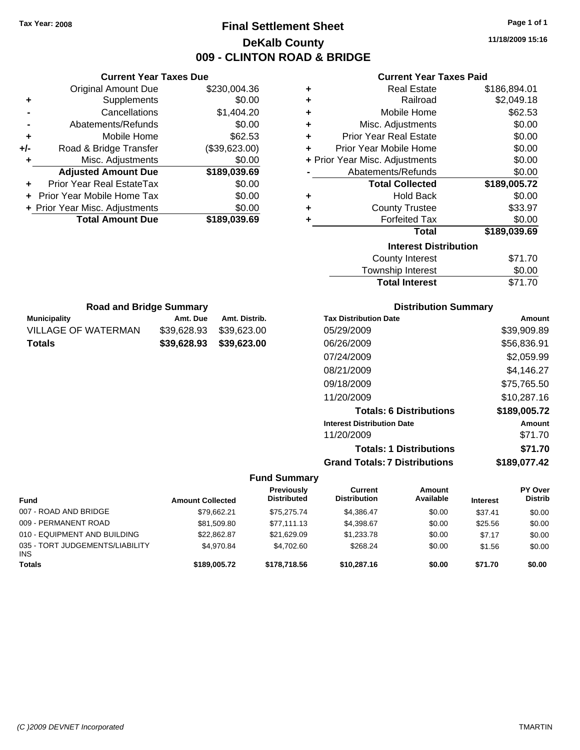Tax Year: 2008

# Final Settlement Sheet

## DeKalb County

## 009 - CLINTON ROAD & BRIDGE

11/18/2009 15:16

### Current Year Taxes Due

| | | |
|---|---|---|
| | Original Amount Due | $230,004.36 |
| + | Supplements | $0.00 |
| - | Cancellations | $1,404.20 |
| - | Abatements/Refunds | $0.00 |
| + | Mobile Home | $62.53 |
| +/- | Road & Bridge Transfer | ($39,623.00) |
| + | Misc. Adjustments | $0.00 |
| | **Adjusted Amount Due** | **$189,039.69** |
| + | Prior Year Real EstateTax | $0.00 |
| + | Prior Year Mobile Home Tax | $0.00 |
| + | Prior Year Misc. Adjustments | $0.00 |
| | **Total Amount Due** | **$189,039.69** |

### Current Year Taxes Paid

| | | |
|---|---|---|
| + | Real Estate | $186,894.01 |
| + | Railroad | $2,049.18 |
| + | Mobile Home | $62.53 |
| + | Misc. Adjustments | $0.00 |
| + | Prior Year Real Estate | $0.00 |
| + | Prior Year Mobile Home | $0.00 |
| + | Prior Year Misc. Adjustments | $0.00 |
| - | Abatements/Refunds | $0.00 |
| | **Total Collected** | **$189,005.72** |
| + | Hold Back | $0.00 |
| + | County Trustee | $33.97 |
| + | Forfeited Tax | $0.00 |
| | **Total** | **$189,039.69** |

### Interest Distribution

| | |
|---|---|
| County Interest | $71.70 |
| Township Interest | $0.00 |
| **Total Interest** | $71.70 |

### Road and Bridge Summary

| Municipality | Amt. Due | Amt. Distrib. |
|---|---|---|
| VILLAGE OF WATERMAN | $39,628.93 | $39,623.00 |
| **Totals** | **$39,628.93** | **$39,623.00** |

### Distribution Summary

| Tax Distribution Date | Amount |
|---|---|
| 05/29/2009 | $39,909.89 |
| 06/26/2009 | $56,836.91 |
| 07/24/2009 | $2,059.99 |
| 08/21/2009 | $4,146.27 |
| 09/18/2009 | $75,765.50 |
| 11/20/2009 | $10,287.16 |
| **Totals: 6 Distributions** | **$189,005.72** |
| **Interest Distribution Date** | **Amount** |
| 11/20/2009 | $71.70 |
| **Totals: 1 Distributions** | **$71.70** |
| **Grand Totals: 7 Distributions** | **$189,077.42** |

### Fund Summary

| Fund | Amount Collected | Previously Distributed | Current Distribution | Amount Available | Interest | PY Over Distrib |
|---|---|---|---|---|---|---|
| 007 - ROAD AND BRIDGE | $79,662.21 | $75,275.74 | $4,386.47 | $0.00 | $37.41 | $0.00 |
| 009 - PERMANENT ROAD | $81,509.80 | $77,111.13 | $4,398.67 | $0.00 | $25.56 | $0.00 |
| 010 - EQUIPMENT AND BUILDING | $22,862.87 | $21,629.09 | $1,233.78 | $0.00 | $7.17 | $0.00 |
| 035 - TORT JUDGEMENTS/LIABILITY INS | $4,970.84 | $4,702.60 | $268.24 | $0.00 | $1.56 | $0.00 |
| **Totals** | **$189,005.72** | **$178,718.56** | **$10,287.16** | **$0.00** | **$71.70** | **$0.00** |

(C )2009 DEVNET Incorporated TMARTIN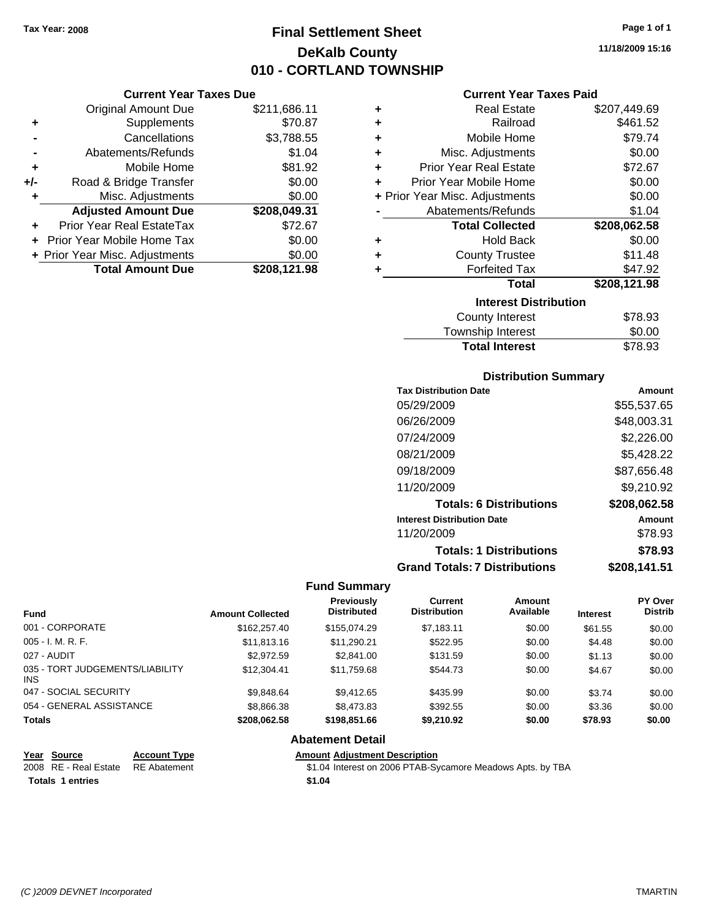Tax Year: 2008

# Final Settlement Sheet
## DeKalb County
## 010 - CORTLAND TOWNSHIP

11/18/2009 15:16

### Current Year Taxes Due

| | | |
|---|---|---|
| | Original Amount Due | $211,686.11 |
| + | Supplements | $70.87 |
| - | Cancellations | $3,788.55 |
| - | Abatements/Refunds | $1.04 |
| + | Mobile Home | $81.92 |
| +/- | Road & Bridge Transfer | $0.00 |
| + | Misc. Adjustments | $0.00 |
| | **Adjusted Amount Due** | **$208,049.31** |
| + | Prior Year Real EstateTax | $72.67 |
| + | Prior Year Mobile Home Tax | $0.00 |
| + | Prior Year Misc. Adjustments | $0.00 |
| | **Total Amount Due** | **$208,121.98** |

### Current Year Taxes Paid

| | | |
|---|---|---|
| + | Real Estate | $207,449.69 |
| + | Railroad | $461.52 |
| + | Mobile Home | $79.74 |
| + | Misc. Adjustments | $0.00 |
| + | Prior Year Real Estate | $72.67 |
| + | Prior Year Mobile Home | $0.00 |
| + | Prior Year Misc. Adjustments | $0.00 |
| - | Abatements/Refunds | $1.04 |
| | **Total Collected** | **$208,062.58** |
| + | Hold Back | $0.00 |
| + | County Trustee | $11.48 |
| + | Forfeited Tax | $47.92 |
| | **Total** | **$208,121.98** |

### Interest Distribution

| | |
|---|---|
| County Interest | $78.93 |
| Township Interest | $0.00 |
| **Total Interest** | $78.93 |

### Distribution Summary

| Tax Distribution Date | Amount |
|---|---|
| 05/29/2009 | $55,537.65 |
| 06/26/2009 | $48,003.31 |
| 07/24/2009 | $2,226.00 |
| 08/21/2009 | $5,428.22 |
| 09/18/2009 | $87,656.48 |
| 11/20/2009 | $9,210.92 |
| **Totals: 6 Distributions** | **$208,062.58** |
| **Interest Distribution Date** | **Amount** |
| 11/20/2009 | $78.93 |
| **Totals: 1 Distributions** | **$78.93** |
| **Grand Totals: 7 Distributions** | **$208,141.51** |

### Fund Summary

| Fund | Amount Collected | Previously Distributed | Current Distribution | Amount Available | Interest | PY Over Distrib |
|---|---|---|---|---|---|---|
| 001 - CORPORATE | $162,257.40 | $155,074.29 | $7,183.11 | $0.00 | $61.55 | $0.00 |
| 005 - I. M. R. F. | $11,813.16 | $11,290.21 | $522.95 | $0.00 | $4.48 | $0.00 |
| 027 - AUDIT | $2,972.59 | $2,841.00 | $131.59 | $0.00 | $1.13 | $0.00 |
| 035 - TORT JUDGEMENTS/LIABILITY INS | $12,304.41 | $11,759.68 | $544.73 | $0.00 | $4.67 | $0.00 |
| 047 - SOCIAL SECURITY | $9,848.64 | $9,412.65 | $435.99 | $0.00 | $3.74 | $0.00 |
| 054 - GENERAL ASSISTANCE | $8,866.38 | $8,473.83 | $392.55 | $0.00 | $3.36 | $0.00 |
| **Totals** | **$208,062.58** | **$198,851.66** | **$9,210.92** | **$0.00** | **$78.93** | **$0.00** |

### Abatement Detail

| Year | Source | Account Type | Amount | Adjustment Description |
|---|---|---|---|---|
| 2008 | RE - Real Estate | RE Abatement | $1.04 | Interest on 2006 PTAB-Sycamore Meadows Apts. by TBA |
| **Totals 1 entries** | | | **$1.04** | |

(C )2009 DEVNET Incorporated

TMARTIN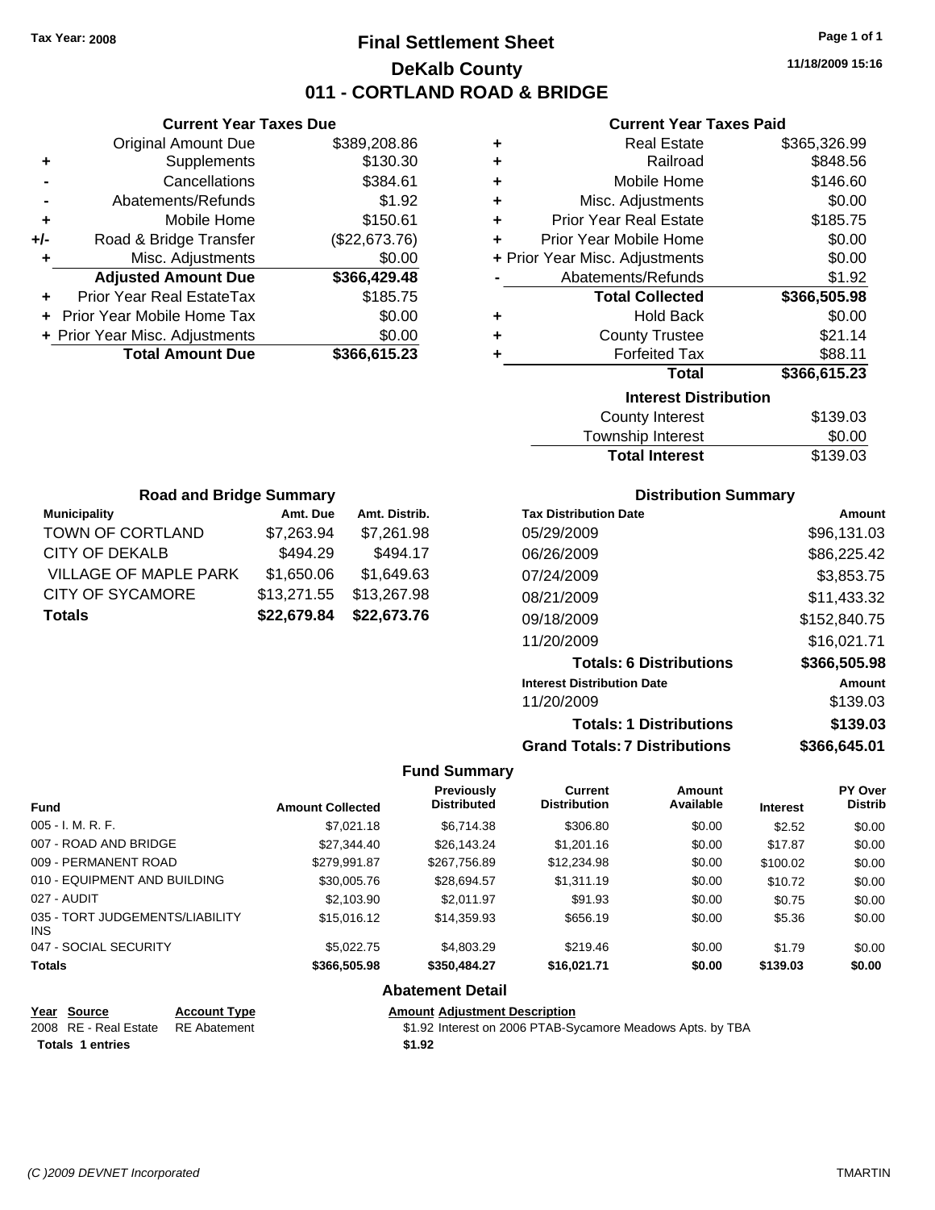Tax Year: 2008

# Final Settlement Sheet

## DeKalb County

## 011 - CORTLAND ROAD & BRIDGE

11/18/2009 15:16

### Current Year Taxes Due

| | | |
|---|---|---|
| | Original Amount Due | $389,208.86 |
| + | Supplements | $130.30 |
| - | Cancellations | $384.61 |
| - | Abatements/Refunds | $1.92 |
| + | Mobile Home | $150.61 |
| +/- | Road & Bridge Transfer | ($22,673.76) |
| + | Misc. Adjustments | $0.00 |
| | **Adjusted Amount Due** | **$366,429.48** |
| + | Prior Year Real EstateTax | $185.75 |
| + | Prior Year Mobile Home Tax | $0.00 |
| + | Prior Year Misc. Adjustments | $0.00 |
| | **Total Amount Due** | **$366,615.23** |

### Current Year Taxes Paid

| | | |
|---|---|---|
| + | Real Estate | $365,326.99 |
| + | Railroad | $848.56 |
| + | Mobile Home | $146.60 |
| + | Misc. Adjustments | $0.00 |
| + | Prior Year Real Estate | $185.75 |
| + | Prior Year Mobile Home | $0.00 |
| + | Prior Year Misc. Adjustments | $0.00 |
| - | Abatements/Refunds | $1.92 |
| | **Total Collected** | **$366,505.98** |
| + | Hold Back | $0.00 |
| + | County Trustee | $21.14 |
| + | Forfeited Tax | $88.11 |
| | **Total** | **$366,615.23** |

### Interest Distribution

| | |
|---|---|
| County Interest | $139.03 |
| Township Interest | $0.00 |
| **Total Interest** | $139.03 |

### Road and Bridge Summary

| Municipality | Amt. Due | Amt. Distrib. |
|---|---|---|
| TOWN OF CORTLAND | $7,263.94 | $7,261.98 |
| CITY OF DEKALB | $494.29 | $494.17 |
| VILLAGE OF MAPLE PARK | $1,650.06 | $1,649.63 |
| CITY OF SYCAMORE | $13,271.55 | $13,267.98 |
| **Totals** | **$22,679.84** | **$22,673.76** |

### Distribution Summary

| Tax Distribution Date | Amount |
|---|---|
| 05/29/2009 | $96,131.03 |
| 06/26/2009 | $86,225.42 |
| 07/24/2009 | $3,853.75 |
| 08/21/2009 | $11,433.32 |
| 09/18/2009 | $152,840.75 |
| 11/20/2009 | $16,021.71 |
| **Totals: 6 Distributions** | **$366,505.98** |
| **Interest Distribution Date** | **Amount** |
| 11/20/2009 | $139.03 |
| **Totals: 1 Distributions** | **$139.03** |
| **Grand Totals: 7 Distributions** | **$366,645.01** |

### Fund Summary

| Fund | Amount Collected | Previously Distributed | Current Distribution | Amount Available | Interest | PY Over Distrib |
|---|---|---|---|---|---|---|
| 005 - I. M. R. F. | $7,021.18 | $6,714.38 | $306.80 | $0.00 | $2.52 | $0.00 |
| 007 - ROAD AND BRIDGE | $27,344.40 | $26,143.24 | $1,201.16 | $0.00 | $17.87 | $0.00 |
| 009 - PERMANENT ROAD | $279,991.87 | $267,756.89 | $12,234.98 | $0.00 | $100.02 | $0.00 |
| 010 - EQUIPMENT AND BUILDING | $30,005.76 | $28,694.57 | $1,311.19 | $0.00 | $10.72 | $0.00 |
| 027 - AUDIT | $2,103.90 | $2,011.97 | $91.93 | $0.00 | $0.75 | $0.00 |
| 035 - TORT JUDGEMENTS/LIABILITY INS | $15,016.12 | $14,359.93 | $656.19 | $0.00 | $5.36 | $0.00 |
| 047 - SOCIAL SECURITY | $5,022.75 | $4,803.29 | $219.46 | $0.00 | $1.79 | $0.00 |
| **Totals** | **$366,505.98** | **$350,484.27** | **$16,021.71** | **$0.00** | **$139.03** | **$0.00** |

### Abatement Detail

| Year | Source | Account Type | Amount | Adjustment Description |
|---|---|---|---|---|
| 2008 | RE - Real Estate | RE Abatement | $1.92 | Interest on 2006 PTAB-Sycamore Meadows Apts. by TBA |
| **Totals 1 entries** | | | **$1.92** | |

(C )2009 DEVNET Incorporated TMARTIN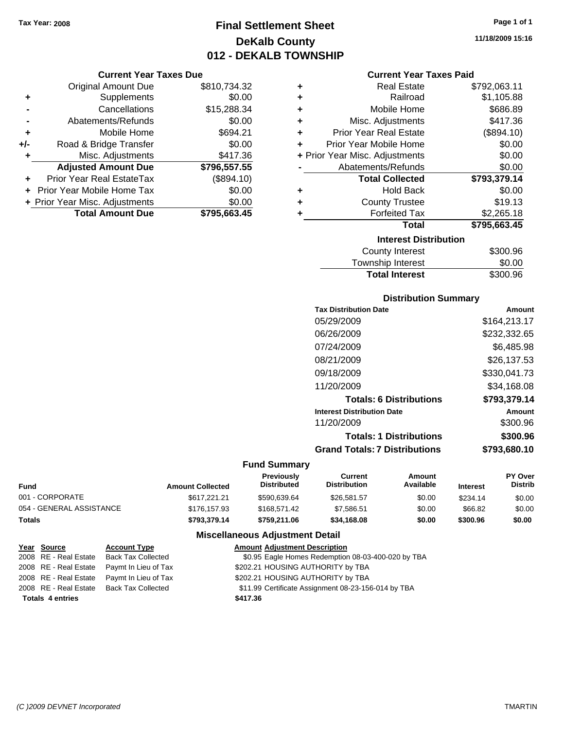**Tax Year: 2008**

# Final Settlement Sheet
## DeKalb County
## 012 - DEKALB TOWNSHIP

11/18/2009 15:16

### Current Year Taxes Due

| | | |
|---|---|---|
| | Original Amount Due | $810,734.32 |
| + | Supplements | $0.00 |
| - | Cancellations | $15,288.34 |
| - | Abatements/Refunds | $0.00 |
| + | Mobile Home | $694.21 |
| +/- | Road & Bridge Transfer | $0.00 |
| + | Misc. Adjustments | $417.36 |
| | **Adjusted Amount Due** | **$796,557.55** |
| + | Prior Year Real EstateTax | ($894.10) |
| + | Prior Year Mobile Home Tax | $0.00 |
| + | Prior Year Misc. Adjustments | $0.00 |
| | **Total Amount Due** | **$795,663.45** |

### Current Year Taxes Paid

| | | |
|---|---|---|
| + | Real Estate | $792,063.11 |
| + | Railroad | $1,105.88 |
| + | Mobile Home | $686.89 |
| + | Misc. Adjustments | $417.36 |
| + | Prior Year Real Estate | ($894.10) |
| + | Prior Year Mobile Home | $0.00 |
| + | Prior Year Misc. Adjustments | $0.00 |
| - | Abatements/Refunds | $0.00 |
| | **Total Collected** | **$793,379.14** |
| + | Hold Back | $0.00 |
| + | County Trustee | $19.13 |
| + | Forfeited Tax | $2,265.18 |
| | **Total** | **$795,663.45** |

### Interest Distribution

| | |
|---|---|
| County Interest | $300.96 |
| Township Interest | $0.00 |
| **Total Interest** | $300.96 |

### Distribution Summary

| Tax Distribution Date | Amount |
|---|---|
| 05/29/2009 | $164,213.17 |
| 06/26/2009 | $232,332.65 |
| 07/24/2009 | $6,485.98 |
| 08/21/2009 | $26,137.53 |
| 09/18/2009 | $330,041.73 |
| 11/20/2009 | $34,168.08 |
| **Totals: 6 Distributions** | **$793,379.14** |
| **Interest Distribution Date** | **Amount** |
| 11/20/2009 | $300.96 |
| **Totals: 1 Distributions** | **$300.96** |
| **Grand Totals: 7 Distributions** | **$793,680.10** |

### Fund Summary

| Fund | Amount Collected | Previously Distributed | Current Distribution | Amount Available | Interest | PY Over Distrib |
|---|---|---|---|---|---|---|
| 001 - CORPORATE | $617,221.21 | $590,639.64 | $26,581.57 | $0.00 | $234.14 | $0.00 |
| 054 - GENERAL ASSISTANCE | $176,157.93 | $168,571.42 | $7,586.51 | $0.00 | $66.82 | $0.00 |
| **Totals** | **$793,379.14** | **$759,211.06** | **$34,168.08** | **$0.00** | **$300.96** | **$0.00** |

### Miscellaneous Adjustment Detail

| Year | Source | Account Type | Amount | Adjustment Description |
|---|---|---|---|---|
| 2008 | RE - Real Estate | Back Tax Collected | $0.95 | Eagle Homes Redemption 08-03-400-020 by TBA |
| 2008 | RE - Real Estate | Paymt In Lieu of Tax | $202.21 | HOUSING AUTHORITY by TBA |
| 2008 | RE - Real Estate | Paymt In Lieu of Tax | $202.21 | HOUSING AUTHORITY by TBA |
| 2008 | RE - Real Estate | Back Tax Collected | $11.99 | Certificate Assignment 08-23-156-014 by TBA |
| **Totals 4 entries** | | | **$417.36** | |

(C )2009 DEVNET Incorporated — TMARTIN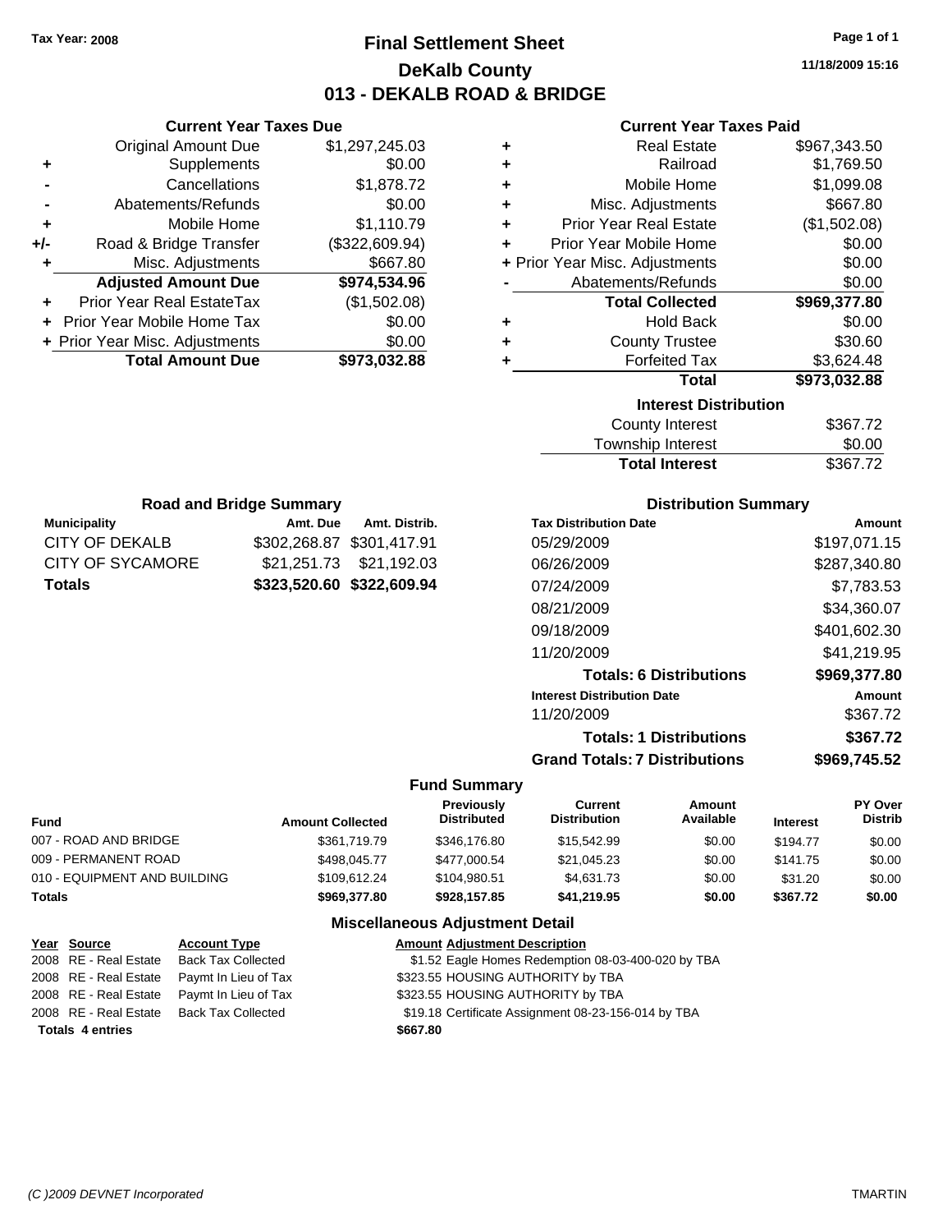Tax Year: 2008

# Final Settlement Sheet

## DeKalb County

## 013 - DEKALB ROAD & BRIDGE

11/18/2009 15:16

### Current Year Taxes Due

| | | |
|---|---|---|
| | Original Amount Due | $1,297,245.03 |
| + | Supplements | $0.00 |
| - | Cancellations | $1,878.72 |
| - | Abatements/Refunds | $0.00 |
| + | Mobile Home | $1,110.79 |
| +/- | Road & Bridge Transfer | ($322,609.94) |
| + | Misc. Adjustments | $667.80 |
| | **Adjusted Amount Due** | **$974,534.96** |
| + | Prior Year Real EstateTax | ($1,502.08) |
| + | Prior Year Mobile Home Tax | $0.00 |
| + | Prior Year Misc. Adjustments | $0.00 |
| | **Total Amount Due** | **$973,032.88** |

### Current Year Taxes Paid

| | | |
|---|---|---|
| + | Real Estate | $967,343.50 |
| + | Railroad | $1,769.50 |
| + | Mobile Home | $1,099.08 |
| + | Misc. Adjustments | $667.80 |
| + | Prior Year Real Estate | ($1,502.08) |
| + | Prior Year Mobile Home | $0.00 |
| + | Prior Year Misc. Adjustments | $0.00 |
| - | Abatements/Refunds | $0.00 |
| | **Total Collected** | **$969,377.80** |
| + | Hold Back | $0.00 |
| + | County Trustee | $30.60 |
| + | Forfeited Tax | $3,624.48 |
| | **Total** | **$973,032.88** |

### Interest Distribution

| | |
|---|---|
| County Interest | $367.72 |
| Township Interest | $0.00 |
| **Total Interest** | $367.72 |

### Road and Bridge Summary

| Municipality | Amt. Due | Amt. Distrib. |
|---|---|---|
| CITY OF DEKALB | $302,268.87 | $301,417.91 |
| CITY OF SYCAMORE | $21,251.73 | $21,192.03 |
| **Totals** | **$323,520.60** | **$322,609.94** |

### Distribution Summary

| Tax Distribution Date | Amount |
|---|---|
| 05/29/2009 | $197,071.15 |
| 06/26/2009 | $287,340.80 |
| 07/24/2009 | $7,783.53 |
| 08/21/2009 | $34,360.07 |
| 09/18/2009 | $401,602.30 |
| 11/20/2009 | $41,219.95 |
| **Totals: 6 Distributions** | **$969,377.80** |
| **Interest Distribution Date** | **Amount** |
| 11/20/2009 | $367.72 |
| **Totals: 1 Distributions** | **$367.72** |
| **Grand Totals: 7 Distributions** | **$969,745.52** |

### Fund Summary

| Fund | Amount Collected | Previously Distributed | Current Distribution | Amount Available | Interest | PY Over Distrib |
|---|---|---|---|---|---|---|
| 007 - ROAD AND BRIDGE | $361,719.79 | $346,176.80 | $15,542.99 | $0.00 | $194.77 | $0.00 |
| 009 - PERMANENT ROAD | $498,045.77 | $477,000.54 | $21,045.23 | $0.00 | $141.75 | $0.00 |
| 010 - EQUIPMENT AND BUILDING | $109,612.24 | $104,980.51 | $4,631.73 | $0.00 | $31.20 | $0.00 |
| **Totals** | **$969,377.80** | **$928,157.85** | **$41,219.95** | **$0.00** | **$367.72** | **$0.00** |

### Miscellaneous Adjustment Detail

| Year | Source | Account Type | Amount | Adjustment Description |
|---|---|---|---|---|
| 2008 | RE - Real Estate | Back Tax Collected | $1.52 | Eagle Homes Redemption 08-03-400-020 by TBA |
| 2008 | RE - Real Estate | Paymt In Lieu of Tax | $323.55 | HOUSING AUTHORITY by TBA |
| 2008 | RE - Real Estate | Paymt In Lieu of Tax | $323.55 | HOUSING AUTHORITY by TBA |
| 2008 | RE - Real Estate | Back Tax Collected | $19.18 | Certificate Assignment 08-23-156-014 by TBA |
| **Totals 4 entries** | | | **$667.80** | |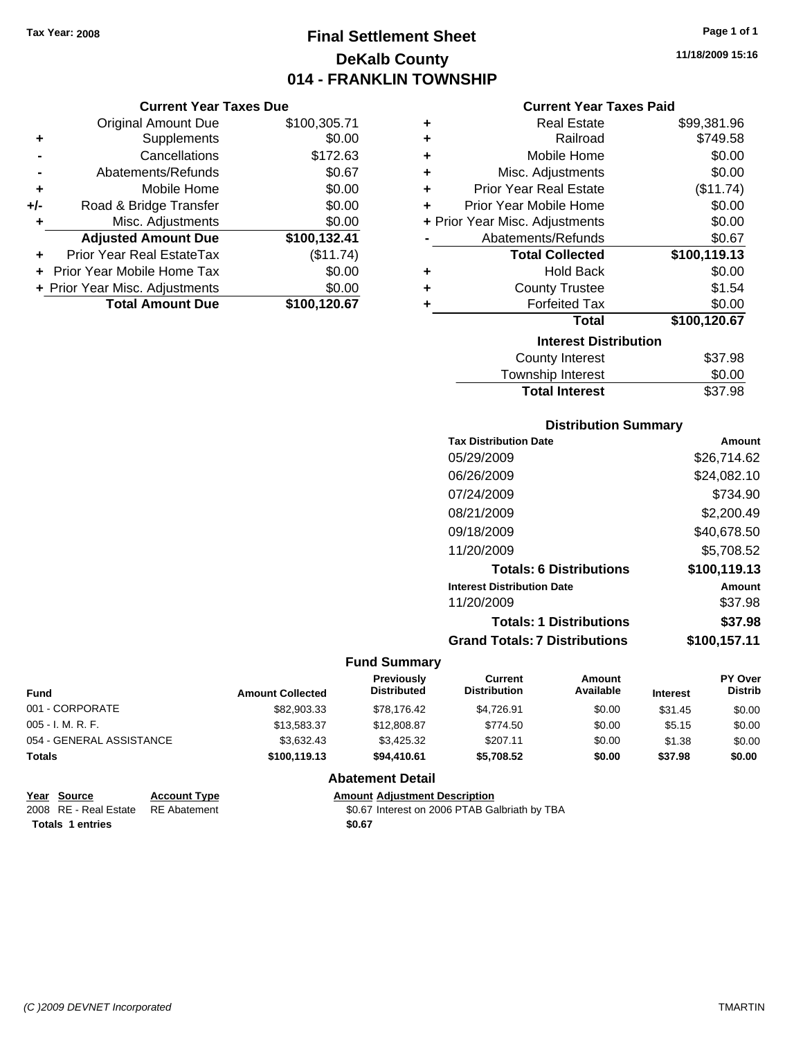Tax Year: 2008

# Final Settlement Sheet
## DeKalb County
## 014 - FRANKLIN TOWNSHIP

11/18/2009 15:16

### Current Year Taxes Due

| | | |
|---|---|---|
| | Original Amount Due | $100,305.71 |
| + | Supplements | $0.00 |
| - | Cancellations | $172.63 |
| - | Abatements/Refunds | $0.67 |
| + | Mobile Home | $0.00 |
| +/- | Road & Bridge Transfer | $0.00 |
| + | Misc. Adjustments | $0.00 |
| | **Adjusted Amount Due** | **$100,132.41** |
| + | Prior Year Real EstateTax | ($11.74) |
| + | Prior Year Mobile Home Tax | $0.00 |
| + | Prior Year Misc. Adjustments | $0.00 |
| | **Total Amount Due** | **$100,120.67** |

### Current Year Taxes Paid

| | | |
|---|---|---|
| + | Real Estate | $99,381.96 |
| + | Railroad | $749.58 |
| + | Mobile Home | $0.00 |
| + | Misc. Adjustments | $0.00 |
| + | Prior Year Real Estate | ($11.74) |
| + | Prior Year Mobile Home | $0.00 |
| + | Prior Year Misc. Adjustments | $0.00 |
| - | Abatements/Refunds | $0.67 |
| | **Total Collected** | **$100,119.13** |
| + | Hold Back | $0.00 |
| + | County Trustee | $1.54 |
| + | Forfeited Tax | $0.00 |
| | **Total** | **$100,120.67** |

### Interest Distribution

| | |
|---|---|
| County Interest | $37.98 |
| Township Interest | $0.00 |
| **Total Interest** | $37.98 |

### Distribution Summary

| Tax Distribution Date | Amount |
|---|---|
| 05/29/2009 | $26,714.62 |
| 06/26/2009 | $24,082.10 |
| 07/24/2009 | $734.90 |
| 08/21/2009 | $2,200.49 |
| 09/18/2009 | $40,678.50 |
| 11/20/2009 | $5,708.52 |
| **Totals: 6 Distributions** | **$100,119.13** |
| **Interest Distribution Date** | **Amount** |
| 11/20/2009 | $37.98 |
| **Totals: 1 Distributions** | **$37.98** |
| **Grand Totals: 7 Distributions** | **$100,157.11** |

### Fund Summary

| Fund | Amount Collected | Previously Distributed | Current Distribution | Amount Available | Interest | PY Over Distrib |
|---|---|---|---|---|---|---|
| 001 - CORPORATE | $82,903.33 | $78,176.42 | $4,726.91 | $0.00 | $31.45 | $0.00 |
| 005 - I. M. R. F. | $13,583.37 | $12,808.87 | $774.50 | $0.00 | $5.15 | $0.00 |
| 054 - GENERAL ASSISTANCE | $3,632.43 | $3,425.32 | $207.11 | $0.00 | $1.38 | $0.00 |
| **Totals** | **$100,119.13** | **$94,410.61** | **$5,708.52** | **$0.00** | **$37.98** | **$0.00** |

### Abatement Detail

| Year | Source | Account Type | Amount | Adjustment Description |
|---|---|---|---|---|
| 2008 | RE - Real Estate | RE Abatement | $0.67 | Interest on 2006 PTAB Galbriath by TBA |
| **Totals 1 entries** | | | **$0.67** | |

*(C )2009 DEVNET Incorporated* TMARTIN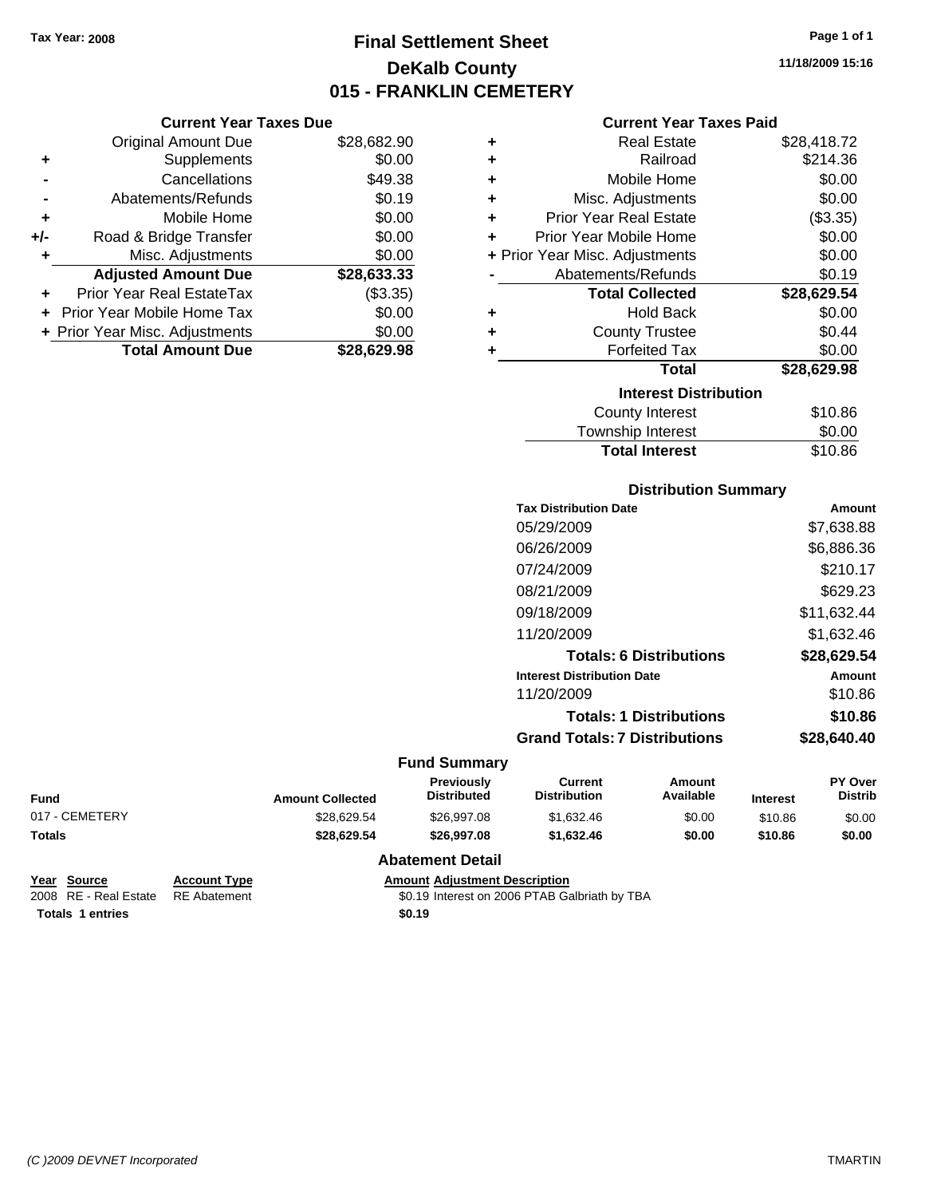Tax Year: 2008

# Final Settlement Sheet
## DeKalb County
## 015 - FRANKLIN CEMETERY

11/18/2009 15:16

### Current Year Taxes Due

| | | |
|---|---|---|
| | Original Amount Due | $28,682.90 |
| + | Supplements | $0.00 |
| - | Cancellations | $49.38 |
| - | Abatements/Refunds | $0.19 |
| + | Mobile Home | $0.00 |
| +/- | Road & Bridge Transfer | $0.00 |
| + | Misc. Adjustments | $0.00 |
| | **Adjusted Amount Due** | **$28,633.33** |
| + | Prior Year Real EstateTax | ($3.35) |
| + | Prior Year Mobile Home Tax | $0.00 |
| + | Prior Year Misc. Adjustments | $0.00 |
| | **Total Amount Due** | **$28,629.98** |

### Current Year Taxes Paid

| | | |
|---|---|---|
| + | Real Estate | $28,418.72 |
| + | Railroad | $214.36 |
| + | Mobile Home | $0.00 |
| + | Misc. Adjustments | $0.00 |
| + | Prior Year Real Estate | ($3.35) |
| + | Prior Year Mobile Home | $0.00 |
| + | Prior Year Misc. Adjustments | $0.00 |
| - | Abatements/Refunds | $0.19 |
| | **Total Collected** | **$28,629.54** |
| + | Hold Back | $0.00 |
| + | County Trustee | $0.44 |
| + | Forfeited Tax | $0.00 |
| | **Total** | **$28,629.98** |

### Interest Distribution

| | |
|---|---|
| County Interest | $10.86 |
| Township Interest | $0.00 |
| **Total Interest** | $10.86 |

### Distribution Summary

| Tax Distribution Date | Amount |
|---|---|
| 05/29/2009 | $7,638.88 |
| 06/26/2009 | $6,886.36 |
| 07/24/2009 | $210.17 |
| 08/21/2009 | $629.23 |
| 09/18/2009 | $11,632.44 |
| 11/20/2009 | $1,632.46 |
| **Totals: 6 Distributions** | **$28,629.54** |
| **Interest Distribution Date** | **Amount** |
| 11/20/2009 | $10.86 |
| **Totals: 1 Distributions** | **$10.86** |
| **Grand Totals: 7 Distributions** | **$28,640.40** |

### Fund Summary

| Fund | Amount Collected | Previously Distributed | Current Distribution | Amount Available | Interest | PY Over Distrib |
|---|---|---|---|---|---|---|
| 017 - CEMETERY | $28,629.54 | $26,997.08 | $1,632.46 | $0.00 | $10.86 | $0.00 |
| **Totals** | **$28,629.54** | **$26,997.08** | **$1,632.46** | **$0.00** | **$10.86** | **$0.00** |

### Abatement Detail

| Year | Source | Account Type | Amount | Adjustment Description |
|---|---|---|---|---|
| 2008 | RE - Real Estate | RE Abatement | $0.19 | Interest on 2006 PTAB Galbriath by TBA |
| **Totals 1 entries** | | | **$0.19** | |

*(C )2009 DEVNET Incorporated* TMARTIN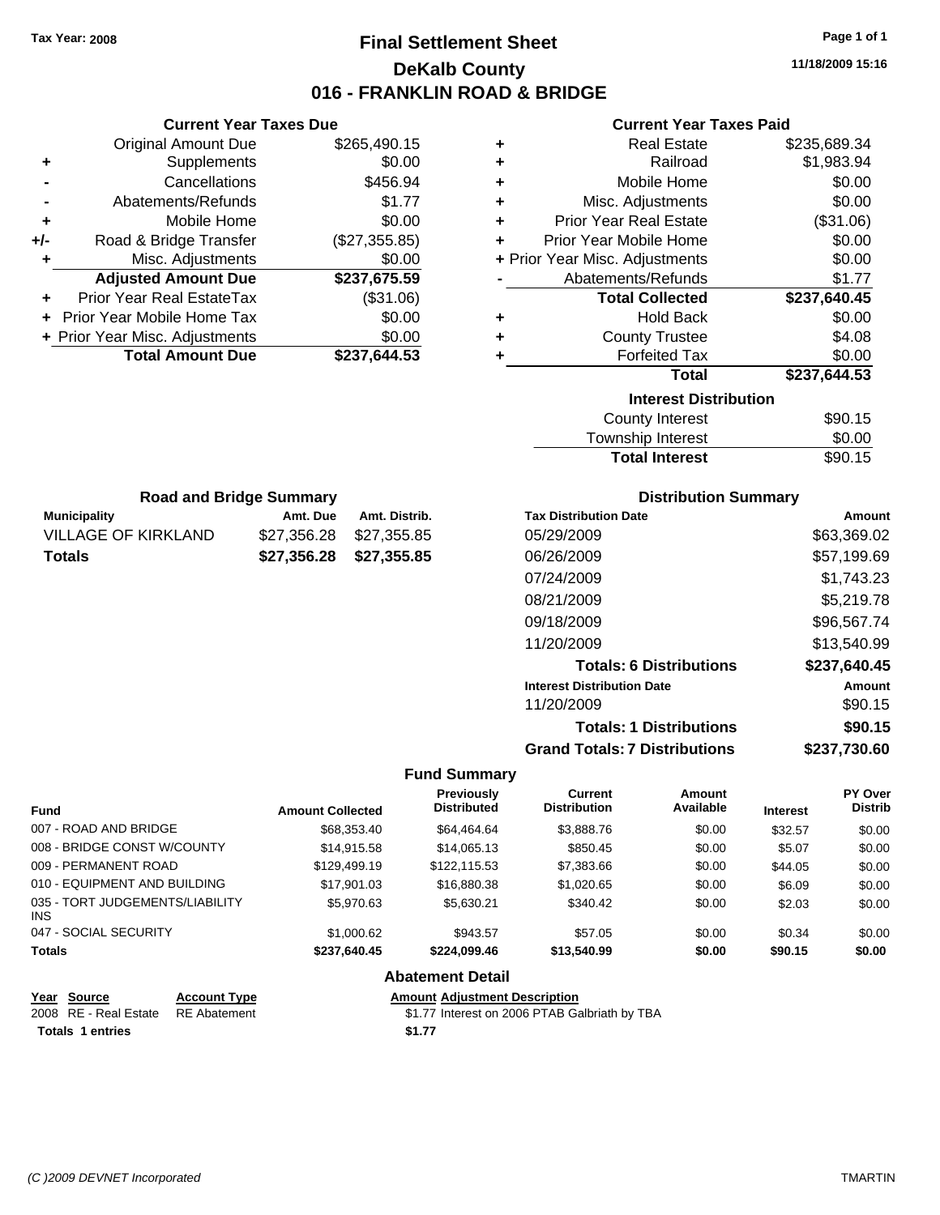Tax Year: 2008

# Final Settlement Sheet

## DeKalb County

## 016 - FRANKLIN ROAD & BRIDGE

11/18/2009 15:16

### Current Year Taxes Due

| | | |
|---|---|---|
| | Original Amount Due | $265,490.15 |
| + | Supplements | $0.00 |
| - | Cancellations | $456.94 |
| - | Abatements/Refunds | $1.77 |
| + | Mobile Home | $0.00 |
| +/- | Road & Bridge Transfer | ($27,355.85) |
| + | Misc. Adjustments | $0.00 |
| | **Adjusted Amount Due** | **$237,675.59** |
| + | Prior Year Real EstateTax | ($31.06) |
| + | Prior Year Mobile Home Tax | $0.00 |
| + | Prior Year Misc. Adjustments | $0.00 |
| | **Total Amount Due** | **$237,644.53** |

### Current Year Taxes Paid

| | | |
|---|---|---|
| + | Real Estate | $235,689.34 |
| + | Railroad | $1,983.94 |
| + | Mobile Home | $0.00 |
| + | Misc. Adjustments | $0.00 |
| + | Prior Year Real Estate | ($31.06) |
| + | Prior Year Mobile Home | $0.00 |
| + | Prior Year Misc. Adjustments | $0.00 |
| - | Abatements/Refunds | $1.77 |
| | **Total Collected** | **$237,640.45** |
| + | Hold Back | $0.00 |
| + | County Trustee | $4.08 |
| + | Forfeited Tax | $0.00 |
| | **Total** | **$237,644.53** |

### Interest Distribution

| | |
|---|---|
| County Interest | $90.15 |
| Township Interest | $0.00 |
| **Total Interest** | $90.15 |

### Road and Bridge Summary

| Municipality | Amt. Due | Amt. Distrib. |
|---|---|---|
| VILLAGE OF KIRKLAND | $27,356.28 | $27,355.85 |
| **Totals** | **$27,356.28** | **$27,355.85** |

### Distribution Summary

| Tax Distribution Date | Amount |
|---|---|
| 05/29/2009 | $63,369.02 |
| 06/26/2009 | $57,199.69 |
| 07/24/2009 | $1,743.23 |
| 08/21/2009 | $5,219.78 |
| 09/18/2009 | $96,567.74 |
| 11/20/2009 | $13,540.99 |
| **Totals: 6 Distributions** | **$237,640.45** |
| **Interest Distribution Date** | **Amount** |
| 11/20/2009 | $90.15 |
| **Totals: 1 Distributions** | **$90.15** |
| **Grand Totals: 7 Distributions** | **$237,730.60** |

### Fund Summary

| Fund | Amount Collected | Previously Distributed | Current Distribution | Amount Available | Interest | PY Over Distrib |
|---|---|---|---|---|---|---|
| 007 - ROAD AND BRIDGE | $68,353.40 | $64,464.64 | $3,888.76 | $0.00 | $32.57 | $0.00 |
| 008 - BRIDGE CONST W/COUNTY | $14,915.58 | $14,065.13 | $850.45 | $0.00 | $5.07 | $0.00 |
| 009 - PERMANENT ROAD | $129,499.19 | $122,115.53 | $7,383.66 | $0.00 | $44.05 | $0.00 |
| 010 - EQUIPMENT AND BUILDING | $17,901.03 | $16,880.38 | $1,020.65 | $0.00 | $6.09 | $0.00 |
| 035 - TORT JUDGEMENTS/LIABILITY INS | $5,970.63 | $5,630.21 | $340.42 | $0.00 | $2.03 | $0.00 |
| 047 - SOCIAL SECURITY | $1,000.62 | $943.57 | $57.05 | $0.00 | $0.34 | $0.00 |
| **Totals** | **$237,640.45** | **$224,099.46** | **$13,540.99** | **$0.00** | **$90.15** | **$0.00** |

### Abatement Detail

| Year | Source | Account Type | Amount | Adjustment Description |
|---|---|---|---|---|
| 2008 | RE - Real Estate | RE Abatement | $1.77 | Interest on 2006 PTAB Galbriath by TBA |
| **Totals 1 entries** | | | **$1.77** | |

(C )2009 DEVNET Incorporated TMARTIN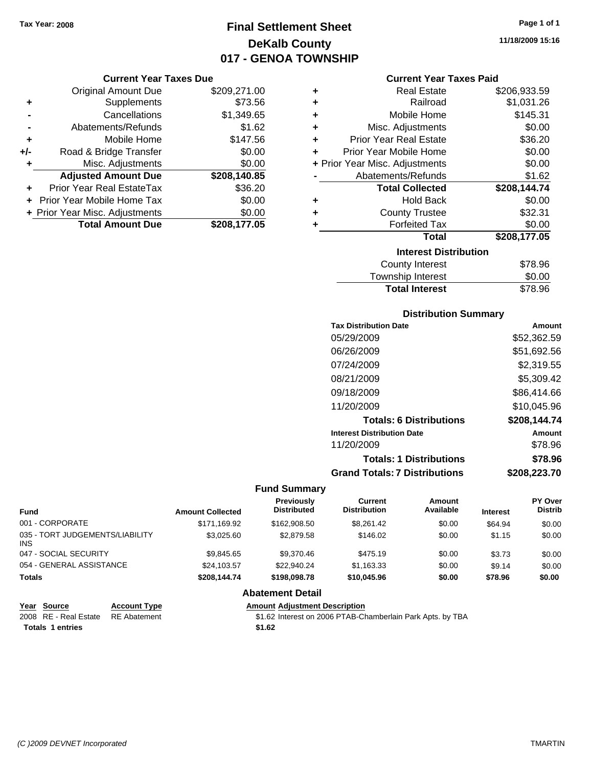Tax Year: 2008

# Final Settlement Sheet
## DeKalb County
## 017 - GENOA TOWNSHIP

11/18/2009 15:16

### Current Year Taxes Due

| | | |
|---|---|---|
| | Original Amount Due | $209,271.00 |
| + | Supplements | $73.56 |
| - | Cancellations | $1,349.65 |
| - | Abatements/Refunds | $1.62 |
| + | Mobile Home | $147.56 |
| +/- | Road & Bridge Transfer | $0.00 |
| + | Misc. Adjustments | $0.00 |
| | **Adjusted Amount Due** | **$208,140.85** |
| + | Prior Year Real EstateTax | $36.20 |
| + | Prior Year Mobile Home Tax | $0.00 |
| + | Prior Year Misc. Adjustments | $0.00 |
| | **Total Amount Due** | **$208,177.05** |

### Current Year Taxes Paid

| | | |
|---|---|---|
| + | Real Estate | $206,933.59 |
| + | Railroad | $1,031.26 |
| + | Mobile Home | $145.31 |
| + | Misc. Adjustments | $0.00 |
| + | Prior Year Real Estate | $36.20 |
| + | Prior Year Mobile Home | $0.00 |
| + | Prior Year Misc. Adjustments | $0.00 |
| - | Abatements/Refunds | $1.62 |
| | **Total Collected** | **$208,144.74** |
| + | Hold Back | $0.00 |
| + | County Trustee | $32.31 |
| + | Forfeited Tax | $0.00 |
| | **Total** | **$208,177.05** |

### Interest Distribution

| | |
|---|---|
| County Interest | $78.96 |
| Township Interest | $0.00 |
| **Total Interest** | **$78.96** |

### Distribution Summary

| Tax Distribution Date | Amount |
|---|---|
| 05/29/2009 | $52,362.59 |
| 06/26/2009 | $51,692.56 |
| 07/24/2009 | $2,319.55 |
| 08/21/2009 | $5,309.42 |
| 09/18/2009 | $86,414.66 |
| 11/20/2009 | $10,045.96 |
| **Totals: 6 Distributions** | **$208,144.74** |
| **Interest Distribution Date** | **Amount** |
| 11/20/2009 | $78.96 |
| **Totals: 1 Distributions** | **$78.96** |
| **Grand Totals: 7 Distributions** | **$208,223.70** |

### Fund Summary

| Fund | Amount Collected | Previously Distributed | Current Distribution | Amount Available | Interest | PY Over Distrib |
|---|---|---|---|---|---|---|
| 001 - CORPORATE | $171,169.92 | $162,908.50 | $8,261.42 | $0.00 | $64.94 | $0.00 |
| 035 - TORT JUDGEMENTS/LIABILITY INS | $3,025.60 | $2,879.58 | $146.02 | $0.00 | $1.15 | $0.00 |
| 047 - SOCIAL SECURITY | $9,845.65 | $9,370.46 | $475.19 | $0.00 | $3.73 | $0.00 |
| 054 - GENERAL ASSISTANCE | $24,103.57 | $22,940.24 | $1,163.33 | $0.00 | $9.14 | $0.00 |
| **Totals** | **$208,144.74** | **$198,098.78** | **$10,045.96** | **$0.00** | **$78.96** | **$0.00** |

### Abatement Detail

| Year | Source | Account Type | Amount | Adjustment Description |
|---|---|---|---|---|
| 2008 | RE - Real Estate | RE Abatement | $1.62 | Interest on 2006 PTAB-Chamberlain Park Apts. by TBA |
| **Totals** | **1 entries** | | **$1.62** | |

(C )2009 DEVNET Incorporated — TMARTIN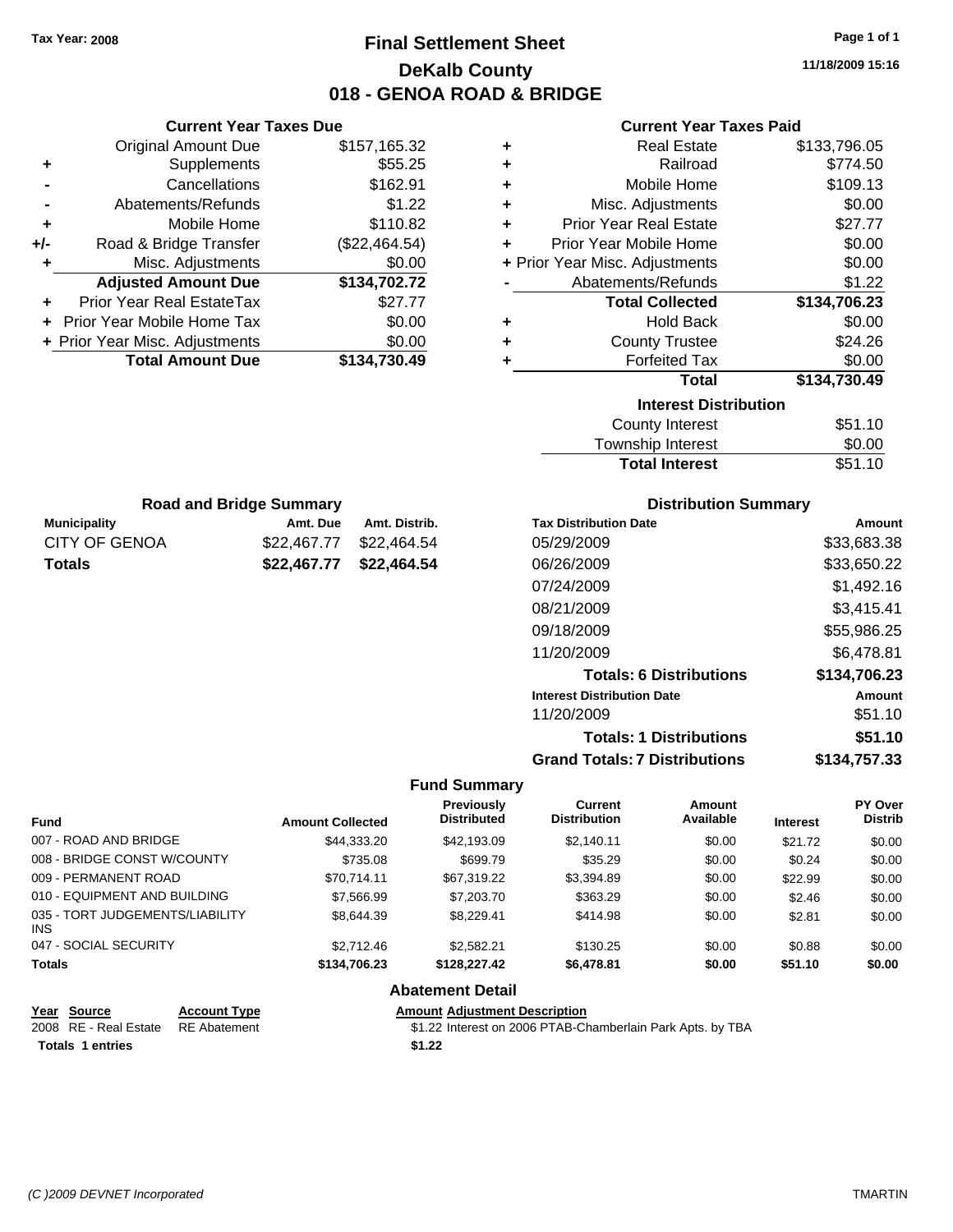Tax Year: 2008

# Final Settlement Sheet

## DeKalb County

## 018 - GENOA ROAD & BRIDGE

11/18/2009 15:16

### Current Year Taxes Due

| | | |
|---|---|---|
| | Original Amount Due | $157,165.32 |
| + | Supplements | $55.25 |
| - | Cancellations | $162.91 |
| - | Abatements/Refunds | $1.22 |
| + | Mobile Home | $110.82 |
| +/- | Road & Bridge Transfer | ($22,464.54) |
| + | Misc. Adjustments | $0.00 |
| | **Adjusted Amount Due** | **$134,702.72** |
| + | Prior Year Real EstateTax | $27.77 |
| + | Prior Year Mobile Home Tax | $0.00 |
| + | Prior Year Misc. Adjustments | $0.00 |
| | **Total Amount Due** | **$134,730.49** |

### Current Year Taxes Paid

| | | |
|---|---|---|
| + | Real Estate | $133,796.05 |
| + | Railroad | $774.50 |
| + | Mobile Home | $109.13 |
| + | Misc. Adjustments | $0.00 |
| + | Prior Year Real Estate | $27.77 |
| + | Prior Year Mobile Home | $0.00 |
| + | Prior Year Misc. Adjustments | $0.00 |
| - | Abatements/Refunds | $1.22 |
| | **Total Collected** | **$134,706.23** |
| + | Hold Back | $0.00 |
| + | County Trustee | $24.26 |
| + | Forfeited Tax | $0.00 |
| | **Total** | **$134,730.49** |

### Interest Distribution

| | |
|---|---|
| County Interest | $51.10 |
| Township Interest | $0.00 |
| **Total Interest** | $51.10 |

### Road and Bridge Summary

| Municipality | Amt. Due | Amt. Distrib. |
|---|---|---|
| CITY OF GENOA | $22,467.77 | $22,464.54 |
| **Totals** | **$22,467.77** | **$22,464.54** |

### Distribution Summary

| Tax Distribution Date | Amount |
|---|---|
| 05/29/2009 | $33,683.38 |
| 06/26/2009 | $33,650.22 |
| 07/24/2009 | $1,492.16 |
| 08/21/2009 | $3,415.41 |
| 09/18/2009 | $55,986.25 |
| 11/20/2009 | $6,478.81 |
| **Totals: 6 Distributions** | **$134,706.23** |
| **Interest Distribution Date** | **Amount** |
| 11/20/2009 | $51.10 |
| **Totals: 1 Distributions** | **$51.10** |
| **Grand Totals: 7 Distributions** | **$134,757.33** |

### Fund Summary

| Fund | Amount Collected | Previously Distributed | Current Distribution | Amount Available | Interest | PY Over Distrib |
|---|---|---|---|---|---|---|
| 007 - ROAD AND BRIDGE | $44,333.20 | $42,193.09 | $2,140.11 | $0.00 | $21.72 | $0.00 |
| 008 - BRIDGE CONST W/COUNTY | $735.08 | $699.79 | $35.29 | $0.00 | $0.24 | $0.00 |
| 009 - PERMANENT ROAD | $70,714.11 | $67,319.22 | $3,394.89 | $0.00 | $22.99 | $0.00 |
| 010 - EQUIPMENT AND BUILDING | $7,566.99 | $7,203.70 | $363.29 | $0.00 | $2.46 | $0.00 |
| 035 - TORT JUDGEMENTS/LIABILITY INS | $8,644.39 | $8,229.41 | $414.98 | $0.00 | $2.81 | $0.00 |
| 047 - SOCIAL SECURITY | $2,712.46 | $2,582.21 | $130.25 | $0.00 | $0.88 | $0.00 |
| **Totals** | **$134,706.23** | **$128,227.42** | **$6,478.81** | **$0.00** | **$51.10** | **$0.00** |

### Abatement Detail

| Year | Source | Account Type | Amount | Adjustment Description |
|---|---|---|---|---|
| 2008 | RE - Real Estate | RE Abatement | $1.22 | Interest on 2006 PTAB-Chamberlain Park Apts. by TBA |
| **Totals 1 entries** | | | **$1.22** | |

(C )2009 DEVNET Incorporated — TMARTIN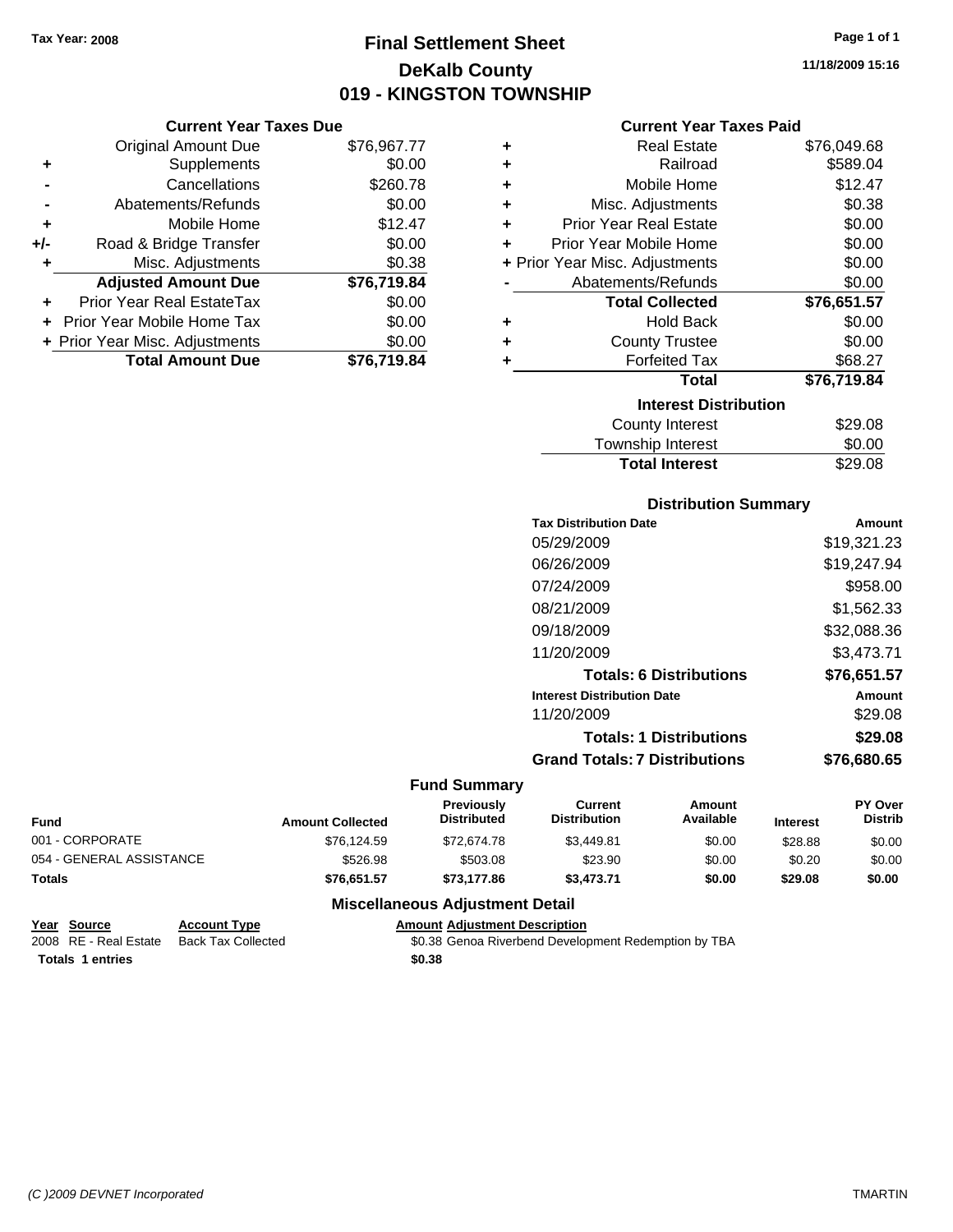Tax Year: 2008

# Final Settlement Sheet
## DeKalb County
## 019 - KINGSTON TOWNSHIP

11/18/2009 15:16

### Current Year Taxes Due

| | | |
|---|---|---|
| | Original Amount Due | $76,967.77 |
| + | Supplements | $0.00 |
| - | Cancellations | $260.78 |
| - | Abatements/Refunds | $0.00 |
| + | Mobile Home | $12.47 |
| +/- | Road & Bridge Transfer | $0.00 |
| + | Misc. Adjustments | $0.38 |
| | **Adjusted Amount Due** | **$76,719.84** |
| + | Prior Year Real EstateTax | $0.00 |
| + | Prior Year Mobile Home Tax | $0.00 |
| + | Prior Year Misc. Adjustments | $0.00 |
| | **Total Amount Due** | **$76,719.84** |

### Current Year Taxes Paid

| | | |
|---|---|---|
| + | Real Estate | $76,049.68 |
| + | Railroad | $589.04 |
| + | Mobile Home | $12.47 |
| + | Misc. Adjustments | $0.38 |
| + | Prior Year Real Estate | $0.00 |
| + | Prior Year Mobile Home | $0.00 |
| + | Prior Year Misc. Adjustments | $0.00 |
| - | Abatements/Refunds | $0.00 |
| | **Total Collected** | **$76,651.57** |
| + | Hold Back | $0.00 |
| + | County Trustee | $0.00 |
| + | Forfeited Tax | $68.27 |
| | **Total** | **$76,719.84** |

### Interest Distribution

| | |
|---|---|
| County Interest | $29.08 |
| Township Interest | $0.00 |
| **Total Interest** | $29.08 |

### Distribution Summary

| Tax Distribution Date | Amount |
|---|---|
| 05/29/2009 | $19,321.23 |
| 06/26/2009 | $19,247.94 |
| 07/24/2009 | $958.00 |
| 08/21/2009 | $1,562.33 |
| 09/18/2009 | $32,088.36 |
| 11/20/2009 | $3,473.71 |
| **Totals: 6 Distributions** | **$76,651.57** |
| **Interest Distribution Date** | **Amount** |
| 11/20/2009 | $29.08 |
| **Totals: 1 Distributions** | **$29.08** |
| **Grand Totals: 7 Distributions** | **$76,680.65** |

### Fund Summary

| Fund | Amount Collected | Previously Distributed | Current Distribution | Amount Available | Interest | PY Over Distrib |
|---|---|---|---|---|---|---|
| 001 - CORPORATE | $76,124.59 | $72,674.78 | $3,449.81 | $0.00 | $28.88 | $0.00 |
| 054 - GENERAL ASSISTANCE | $526.98 | $503.08 | $23.90 | $0.00 | $0.20 | $0.00 |
| **Totals** | **$76,651.57** | **$73,177.86** | **$3,473.71** | **$0.00** | **$29.08** | **$0.00** |

### Miscellaneous Adjustment Detail

| Year | Source | Account Type | Amount | Adjustment Description |
|---|---|---|---|---|
| 2008 | RE - Real Estate | Back Tax Collected | $0.38 | Genoa Riverbend Development Redemption by TBA |
| **Totals** | **1 entries** | | **$0.38** | |

(C )2009 DEVNET Incorporated TMARTIN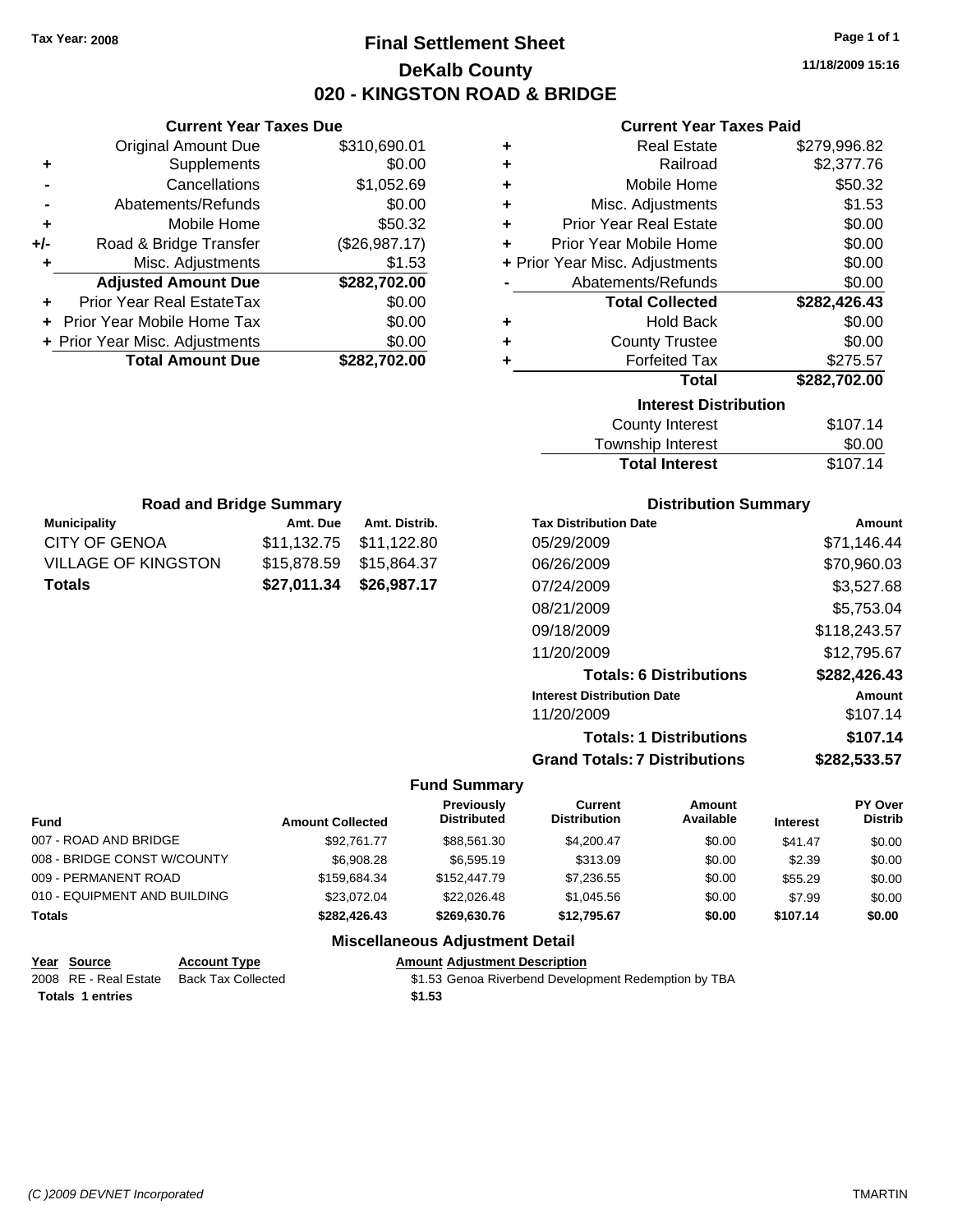Tax Year: 2008

# Final Settlement Sheet

## DeKalb County

## 020 - KINGSTON ROAD & BRIDGE

11/18/2009 15:16

### Current Year Taxes Due

| | | |
|---|---|---|
| | Original Amount Due | $310,690.01 |
| + | Supplements | $0.00 |
| - | Cancellations | $1,052.69 |
| - | Abatements/Refunds | $0.00 |
| + | Mobile Home | $50.32 |
| +/- | Road & Bridge Transfer | ($26,987.17) |
| + | Misc. Adjustments | $1.53 |
| | **Adjusted Amount Due** | **$282,702.00** |
| + | Prior Year Real EstateTax | $0.00 |
| + | Prior Year Mobile Home Tax | $0.00 |
| + | Prior Year Misc. Adjustments | $0.00 |
| | **Total Amount Due** | **$282,702.00** |

### Current Year Taxes Paid

| | | |
|---|---|---|
| + | Real Estate | $279,996.82 |
| + | Railroad | $2,377.76 |
| + | Mobile Home | $50.32 |
| + | Misc. Adjustments | $1.53 |
| + | Prior Year Real Estate | $0.00 |
| + | Prior Year Mobile Home | $0.00 |
| + | Prior Year Misc. Adjustments | $0.00 |
| - | Abatements/Refunds | $0.00 |
| | **Total Collected** | **$282,426.43** |
| + | Hold Back | $0.00 |
| + | County Trustee | $0.00 |
| + | Forfeited Tax | $275.57 |
| | **Total** | **$282,702.00** |

### Interest Distribution

| | |
|---|---|
| County Interest | $107.14 |
| Township Interest | $0.00 |
| **Total Interest** | $107.14 |

### Road and Bridge Summary

| Municipality | Amt. Due | Amt. Distrib. |
|---|---|---|
| CITY OF GENOA | $11,132.75 | $11,122.80 |
| VILLAGE OF KINGSTON | $15,878.59 | $15,864.37 |
| **Totals** | **$27,011.34** | **$26,987.17** |

### Distribution Summary

| Tax Distribution Date | Amount |
|---|---|
| 05/29/2009 | $71,146.44 |
| 06/26/2009 | $70,960.03 |
| 07/24/2009 | $3,527.68 |
| 08/21/2009 | $5,753.04 |
| 09/18/2009 | $118,243.57 |
| 11/20/2009 | $12,795.67 |
| **Totals: 6 Distributions** | **$282,426.43** |
| **Interest Distribution Date** | **Amount** |
| 11/20/2009 | $107.14 |
| **Totals: 1 Distributions** | **$107.14** |
| **Grand Totals: 7 Distributions** | **$282,533.57** |

### Fund Summary

| Fund | Amount Collected | Previously Distributed | Current Distribution | Amount Available | Interest | PY Over Distrib |
|---|---|---|---|---|---|---|
| 007 - ROAD AND BRIDGE | $92,761.77 | $88,561.30 | $4,200.47 | $0.00 | $41.47 | $0.00 |
| 008 - BRIDGE CONST W/COUNTY | $6,908.28 | $6,595.19 | $313.09 | $0.00 | $2.39 | $0.00 |
| 009 - PERMANENT ROAD | $159,684.34 | $152,447.79 | $7,236.55 | $0.00 | $55.29 | $0.00 |
| 010 - EQUIPMENT AND BUILDING | $23,072.04 | $22,026.48 | $1,045.56 | $0.00 | $7.99 | $0.00 |
| **Totals** | **$282,426.43** | **$269,630.76** | **$12,795.67** | **$0.00** | **$107.14** | **$0.00** |

### Miscellaneous Adjustment Detail

| Year | Source | Account Type | Amount | Adjustment Description |
|---|---|---|---|---|
| 2008 | RE - Real Estate | Back Tax Collected | $1.53 | Genoa Riverbend Development Redemption by TBA |
| **Totals** | **1 entries** | | **$1.53** | |

(C )2009 DEVNET Incorporated TMARTIN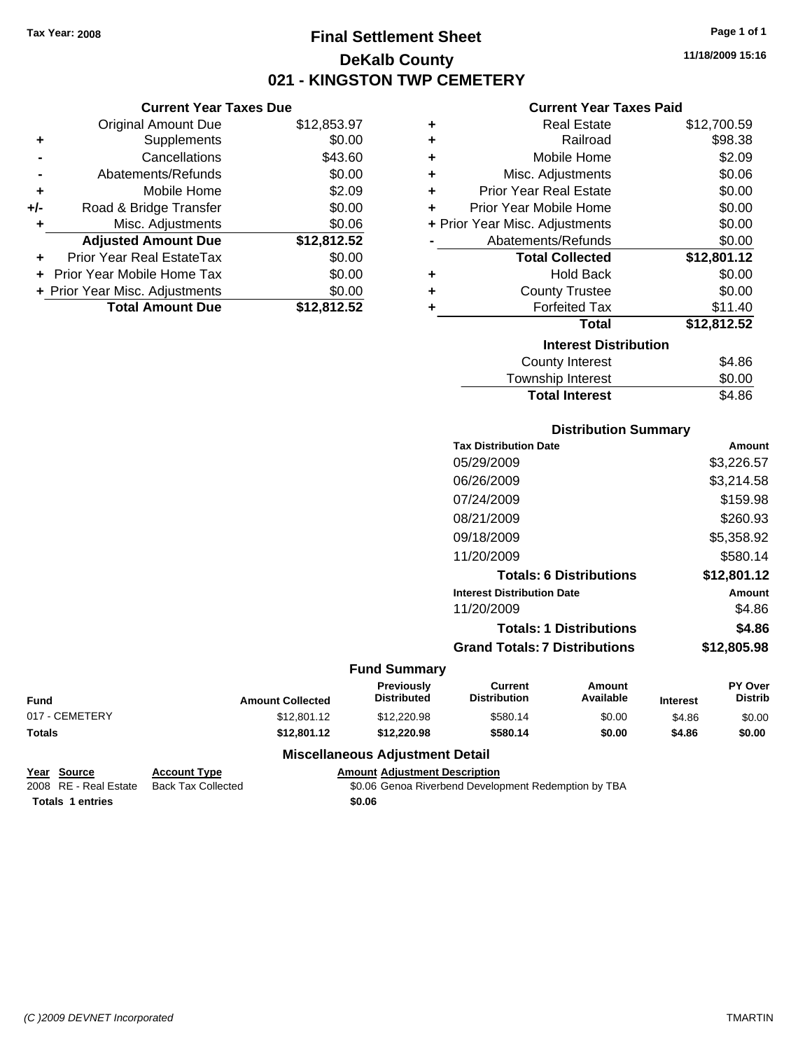Tax Year: 2008

# Final Settlement Sheet

## DeKalb County

## 021 - KINGSTON TWP CEMETERY

11/18/2009 15:16

### Current Year Taxes Due

| | | |
|---|---|---|
| | Original Amount Due | $12,853.97 |
| + | Supplements | $0.00 |
| - | Cancellations | $43.60 |
| - | Abatements/Refunds | $0.00 |
| + | Mobile Home | $2.09 |
| +/- | Road & Bridge Transfer | $0.00 |
| + | Misc. Adjustments | $0.06 |
| | **Adjusted Amount Due** | **$12,812.52** |
| + | Prior Year Real EstateTax | $0.00 |
| + | Prior Year Mobile Home Tax | $0.00 |
| + | Prior Year Misc. Adjustments | $0.00 |
| | **Total Amount Due** | **$12,812.52** |

### Current Year Taxes Paid

| | | |
|---|---|---|
| + | Real Estate | $12,700.59 |
| + | Railroad | $98.38 |
| + | Mobile Home | $2.09 |
| + | Misc. Adjustments | $0.06 |
| + | Prior Year Real Estate | $0.00 |
| + | Prior Year Mobile Home | $0.00 |
| + | Prior Year Misc. Adjustments | $0.00 |
| - | Abatements/Refunds | $0.00 |
| | **Total Collected** | **$12,801.12** |
| + | Hold Back | $0.00 |
| + | County Trustee | $0.00 |
| + | Forfeited Tax | $11.40 |
| | **Total** | **$12,812.52** |

### Interest Distribution

| | |
|---|---|
| County Interest | $4.86 |
| Township Interest | $0.00 |
| **Total Interest** | $4.86 |

### Distribution Summary

| Tax Distribution Date | Amount |
|---|---|
| 05/29/2009 | $3,226.57 |
| 06/26/2009 | $3,214.58 |
| 07/24/2009 | $159.98 |
| 08/21/2009 | $260.93 |
| 09/18/2009 | $5,358.92 |
| 11/20/2009 | $580.14 |
| **Totals: 6 Distributions** | **$12,801.12** |
| **Interest Distribution Date** | **Amount** |
| 11/20/2009 | $4.86 |
| **Totals: 1 Distributions** | **$4.86** |
| **Grand Totals: 7 Distributions** | **$12,805.98** |

### Fund Summary

| Fund | Amount Collected | Previously Distributed | Current Distribution | Amount Available | Interest | PY Over Distrib |
|---|---|---|---|---|---|---|
| 017 - CEMETERY | $12,801.12 | $12,220.98 | $580.14 | $0.00 | $4.86 | $0.00 |
| **Totals** | **$12,801.12** | **$12,220.98** | **$580.14** | **$0.00** | **$4.86** | **$0.00** |

### Miscellaneous Adjustment Detail

| Year | Source | Account Type | Amount | Adjustment Description |
|---|---|---|---|---|
| 2008 | RE - Real Estate | Back Tax Collected | $0.06 | Genoa Riverbend Development Redemption by TBA |
| **Totals** | **1 entries** | | **$0.06** | |

(C )2009 DEVNET Incorporated TMARTIN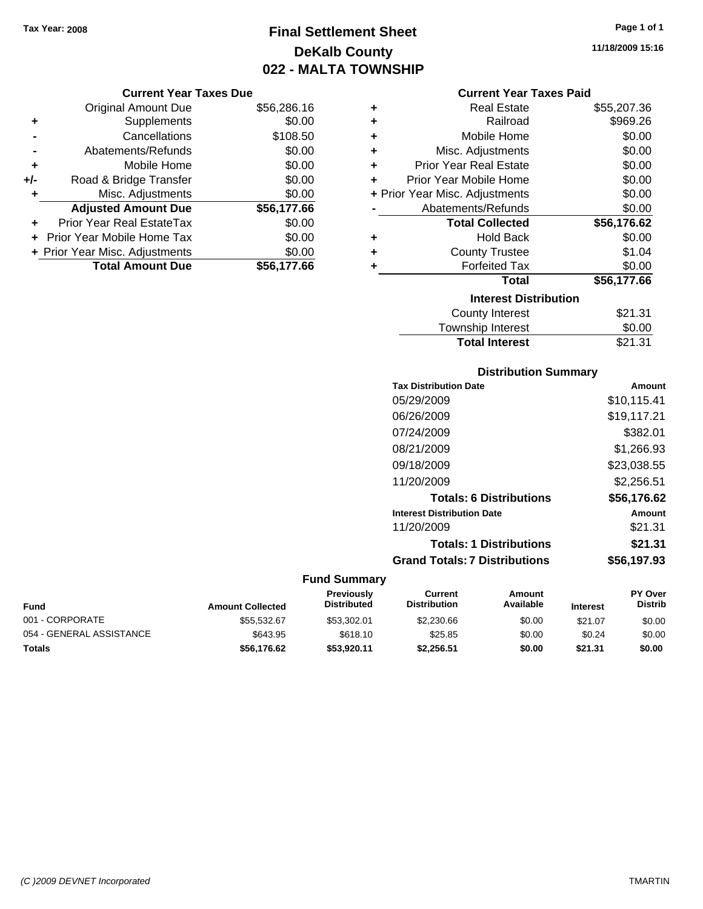Tax Year: 2008

# Final Settlement Sheet
## DeKalb County
## 022 - MALTA TOWNSHIP

11/18/2009 15:16

### Current Year Taxes Due

| | | |
|---|---|---|
| | Original Amount Due | $56,286.16 |
| + | Supplements | $0.00 |
| - | Cancellations | $108.50 |
| - | Abatements/Refunds | $0.00 |
| + | Mobile Home | $0.00 |
| +/- | Road & Bridge Transfer | $0.00 |
| + | Misc. Adjustments | $0.00 |
| | **Adjusted Amount Due** | **$56,177.66** |
| + | Prior Year Real EstateTax | $0.00 |
| + | Prior Year Mobile Home Tax | $0.00 |
| + | Prior Year Misc. Adjustments | $0.00 |
| | **Total Amount Due** | **$56,177.66** |

### Current Year Taxes Paid

| | | |
|---|---|---|
| + | Real Estate | $55,207.36 |
| + | Railroad | $969.26 |
| + | Mobile Home | $0.00 |
| + | Misc. Adjustments | $0.00 |
| + | Prior Year Real Estate | $0.00 |
| + | Prior Year Mobile Home | $0.00 |
| + | Prior Year Misc. Adjustments | $0.00 |
| - | Abatements/Refunds | $0.00 |
| | **Total Collected** | **$56,176.62** |
| + | Hold Back | $0.00 |
| + | County Trustee | $1.04 |
| + | Forfeited Tax | $0.00 |
| | **Total** | **$56,177.66** |

### Interest Distribution

| | |
|---|---|
| County Interest | $21.31 |
| Township Interest | $0.00 |
| **Total Interest** | $21.31 |

### Distribution Summary

| Tax Distribution Date | Amount |
|---|---|
| 05/29/2009 | $10,115.41 |
| 06/26/2009 | $19,117.21 |
| 07/24/2009 | $382.01 |
| 08/21/2009 | $1,266.93 |
| 09/18/2009 | $23,038.55 |
| 11/20/2009 | $2,256.51 |
| **Totals: 6 Distributions** | **$56,176.62** |
| **Interest Distribution Date** | **Amount** |
| 11/20/2009 | $21.31 |
| **Totals: 1 Distributions** | **$21.31** |
| **Grand Totals: 7 Distributions** | **$56,197.93** |

### Fund Summary

| Fund | Amount Collected | Previously Distributed | Current Distribution | Amount Available | Interest | PY Over Distrib |
|---|---|---|---|---|---|---|
| 001 - CORPORATE | $55,532.67 | $53,302.01 | $2,230.66 | $0.00 | $21.07 | $0.00 |
| 054 - GENERAL ASSISTANCE | $643.95 | $618.10 | $25.85 | $0.00 | $0.24 | $0.00 |
| **Totals** | **$56,176.62** | **$53,920.11** | **$2,256.51** | **$0.00** | **$21.31** | **$0.00** |

(C )2009 DEVNET Incorporated TMARTIN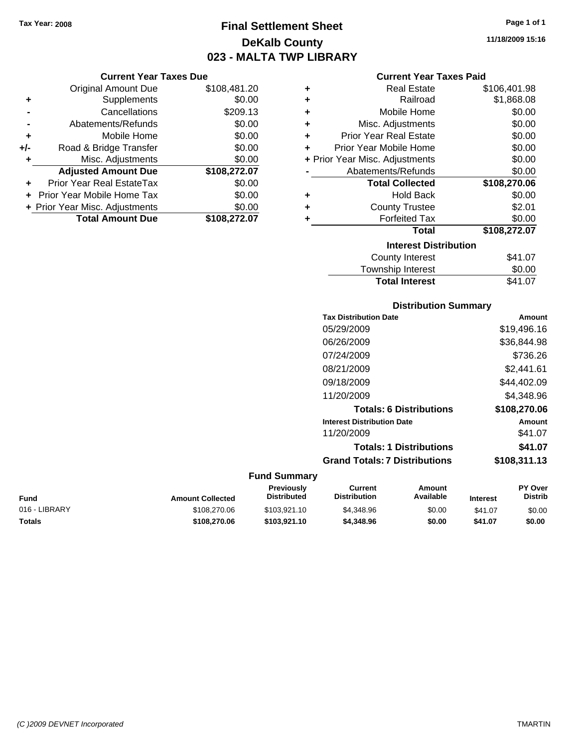Tax Year: 2008

# Final Settlement Sheet
## DeKalb County
## 023 - MALTA TWP LIBRARY

11/18/2009 15:16

### Current Year Taxes Due

| | | |
|---|---|---|
| | Original Amount Due | $108,481.20 |
| + | Supplements | $0.00 |
| - | Cancellations | $209.13 |
| - | Abatements/Refunds | $0.00 |
| + | Mobile Home | $0.00 |
| +/- | Road & Bridge Transfer | $0.00 |
| + | Misc. Adjustments | $0.00 |
| | **Adjusted Amount Due** | **$108,272.07** |
| + | Prior Year Real EstateTax | $0.00 |
| + | Prior Year Mobile Home Tax | $0.00 |
| + | Prior Year Misc. Adjustments | $0.00 |
| | **Total Amount Due** | **$108,272.07** |

### Current Year Taxes Paid

| | | |
|---|---|---|
| + | Real Estate | $106,401.98 |
| + | Railroad | $1,868.08 |
| + | Mobile Home | $0.00 |
| + | Misc. Adjustments | $0.00 |
| + | Prior Year Real Estate | $0.00 |
| + | Prior Year Mobile Home | $0.00 |
| + | Prior Year Misc. Adjustments | $0.00 |
| - | Abatements/Refunds | $0.00 |
| | **Total Collected** | **$108,270.06** |
| + | Hold Back | $0.00 |
| + | County Trustee | $2.01 |
| + | Forfeited Tax | $0.00 |
| | **Total** | **$108,272.07** |

### Interest Distribution

| | |
|---|---|
| County Interest | $41.07 |
| Township Interest | $0.00 |
| **Total Interest** | $41.07 |

### Distribution Summary

| Tax Distribution Date | Amount |
|---|---|
| 05/29/2009 | $19,496.16 |
| 06/26/2009 | $36,844.98 |
| 07/24/2009 | $736.26 |
| 08/21/2009 | $2,441.61 |
| 09/18/2009 | $44,402.09 |
| 11/20/2009 | $4,348.96 |
| **Totals: 6 Distributions** | **$108,270.06** |
| **Interest Distribution Date** | **Amount** |
| 11/20/2009 | $41.07 |
| **Totals: 1 Distributions** | **$41.07** |
| **Grand Totals: 7 Distributions** | **$108,311.13** |

### Fund Summary

| Fund | Amount Collected | Previously Distributed | Current Distribution | Amount Available | Interest | PY Over Distrib |
|---|---|---|---|---|---|---|
| 016 - LIBRARY | $108,270.06 | $103,921.10 | $4,348.96 | $0.00 | $41.07 | $0.00 |
| **Totals** | **$108,270.06** | **$103,921.10** | **$4,348.96** | **$0.00** | **$41.07** | **$0.00** |

(C )2009 DEVNET Incorporated TMARTIN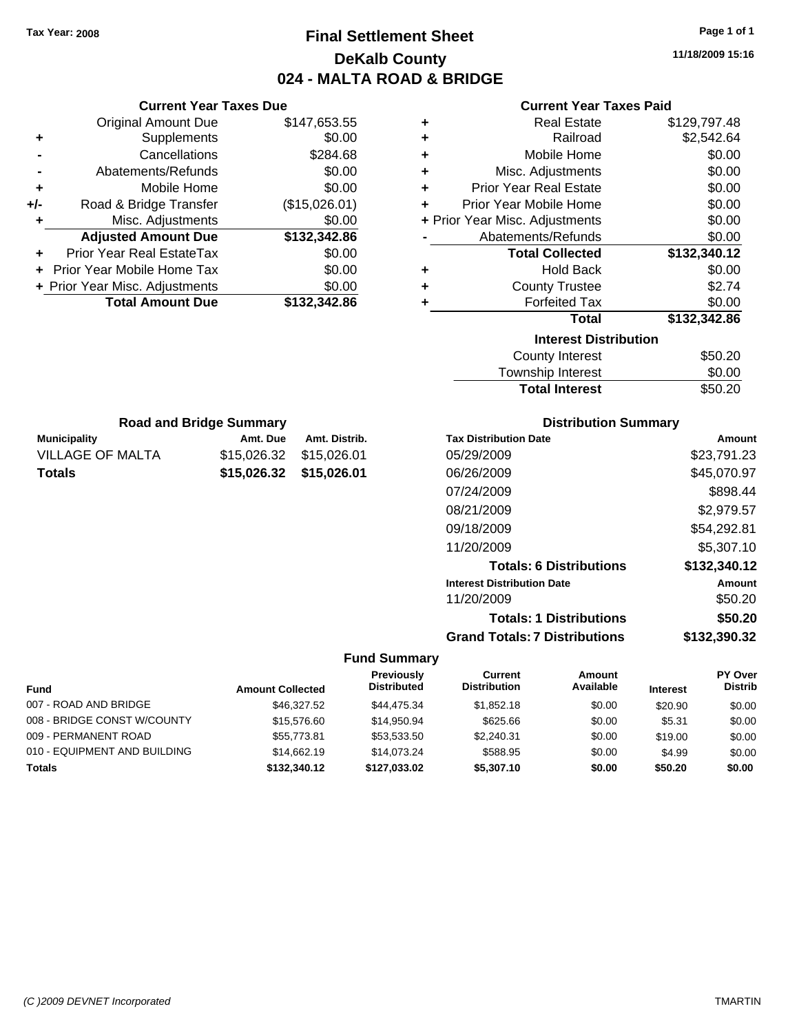Tax Year: 2008

# Final Settlement Sheet
## DeKalb County
## 024 - MALTA ROAD & BRIDGE

11/18/2009 15:16

### Current Year Taxes Due

| | | |
|---|---|---|
| | Original Amount Due | $147,653.55 |
| + | Supplements | $0.00 |
| - | Cancellations | $284.68 |
| - | Abatements/Refunds | $0.00 |
| + | Mobile Home | $0.00 |
| +/- | Road & Bridge Transfer | ($15,026.01) |
| + | Misc. Adjustments | $0.00 |
| | **Adjusted Amount Due** | **$132,342.86** |
| + | Prior Year Real EstateTax | $0.00 |
| + | Prior Year Mobile Home Tax | $0.00 |
| + | Prior Year Misc. Adjustments | $0.00 |
| | **Total Amount Due** | **$132,342.86** |

### Current Year Taxes Paid

| | | |
|---|---|---|
| + | Real Estate | $129,797.48 |
| + | Railroad | $2,542.64 |
| + | Mobile Home | $0.00 |
| + | Misc. Adjustments | $0.00 |
| + | Prior Year Real Estate | $0.00 |
| + | Prior Year Mobile Home | $0.00 |
| + | Prior Year Misc. Adjustments | $0.00 |
| - | Abatements/Refunds | $0.00 |
| | **Total Collected** | **$132,340.12** |
| + | Hold Back | $0.00 |
| + | County Trustee | $2.74 |
| + | Forfeited Tax | $0.00 |
| | **Total** | **$132,342.86** |

### Interest Distribution

| | |
|---|---|
| County Interest | $50.20 |
| Township Interest | $0.00 |
| **Total Interest** | $50.20 |

### Road and Bridge Summary

| Municipality | Amt. Due | Amt. Distrib. |
|---|---|---|
| VILLAGE OF MALTA | $15,026.32 | $15,026.01 |
| **Totals** | **$15,026.32** | **$15,026.01** |

### Distribution Summary

| Tax Distribution Date | Amount |
|---|---|
| 05/29/2009 | $23,791.23 |
| 06/26/2009 | $45,070.97 |
| 07/24/2009 | $898.44 |
| 08/21/2009 | $2,979.57 |
| 09/18/2009 | $54,292.81 |
| 11/20/2009 | $5,307.10 |
| **Totals: 6 Distributions** | **$132,340.12** |
| **Interest Distribution Date** | **Amount** |
| 11/20/2009 | $50.20 |
| **Totals: 1 Distributions** | **$50.20** |
| **Grand Totals: 7 Distributions** | **$132,390.32** |

### Fund Summary

| Fund | Amount Collected | Previously Distributed | Current Distribution | Amount Available | Interest | PY Over Distrib |
|---|---|---|---|---|---|---|
| 007 - ROAD AND BRIDGE | $46,327.52 | $44,475.34 | $1,852.18 | $0.00 | $20.90 | $0.00 |
| 008 - BRIDGE CONST W/COUNTY | $15,576.60 | $14,950.94 | $625.66 | $0.00 | $5.31 | $0.00 |
| 009 - PERMANENT ROAD | $55,773.81 | $53,533.50 | $2,240.31 | $0.00 | $19.00 | $0.00 |
| 010 - EQUIPMENT AND BUILDING | $14,662.19 | $14,073.24 | $588.95 | $0.00 | $4.99 | $0.00 |
| **Totals** | **$132,340.12** | **$127,033.02** | **$5,307.10** | **$0.00** | **$50.20** | **$0.00** |

(C )2009 DEVNET Incorporated — TMARTIN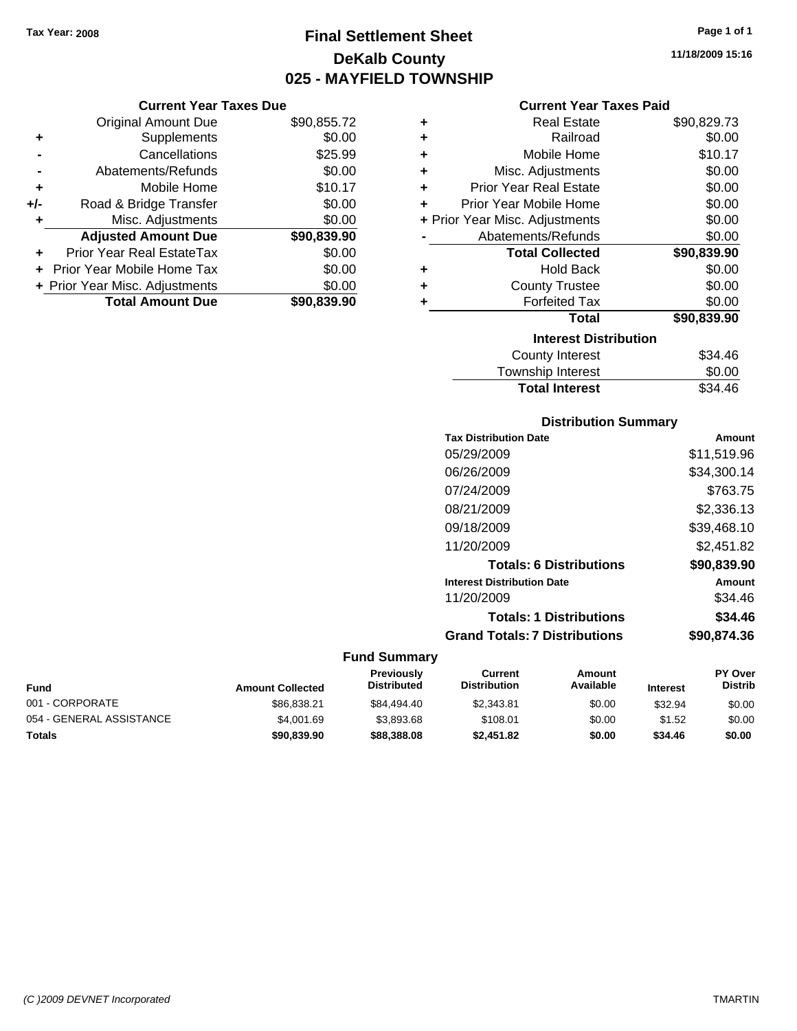Tax Year: 2008

# Final Settlement Sheet

## DeKalb County

## 025 - MAYFIELD TOWNSHIP

11/18/2009 15:16

### Current Year Taxes Due

| | | |
|---|---|---|
| | Original Amount Due | $90,855.72 |
| + | Supplements | $0.00 |
| - | Cancellations | $25.99 |
| - | Abatements/Refunds | $0.00 |
| + | Mobile Home | $10.17 |
| +/- | Road & Bridge Transfer | $0.00 |
| + | Misc. Adjustments | $0.00 |
| | **Adjusted Amount Due** | **$90,839.90** |
| + | Prior Year Real EstateTax | $0.00 |
| + | Prior Year Mobile Home Tax | $0.00 |
| + | Prior Year Misc. Adjustments | $0.00 |
| | **Total Amount Due** | **$90,839.90** |

### Current Year Taxes Paid

| | | |
|---|---|---|
| + | Real Estate | $90,829.73 |
| + | Railroad | $0.00 |
| + | Mobile Home | $10.17 |
| + | Misc. Adjustments | $0.00 |
| + | Prior Year Real Estate | $0.00 |
| + | Prior Year Mobile Home | $0.00 |
| + | Prior Year Misc. Adjustments | $0.00 |
| - | Abatements/Refunds | $0.00 |
| | **Total Collected** | **$90,839.90** |
| + | Hold Back | $0.00 |
| + | County Trustee | $0.00 |
| + | Forfeited Tax | $0.00 |
| | **Total** | **$90,839.90** |

### Interest Distribution

| | |
|---|---|
| County Interest | $34.46 |
| Township Interest | $0.00 |
| **Total Interest** | $34.46 |

### Distribution Summary

| Tax Distribution Date | Amount |
|---|---|
| 05/29/2009 | $11,519.96 |
| 06/26/2009 | $34,300.14 |
| 07/24/2009 | $763.75 |
| 08/21/2009 | $2,336.13 |
| 09/18/2009 | $39,468.10 |
| 11/20/2009 | $2,451.82 |
| **Totals: 6 Distributions** | **$90,839.90** |
| **Interest Distribution Date** | **Amount** |
| 11/20/2009 | $34.46 |
| **Totals: 1 Distributions** | **$34.46** |
| **Grand Totals: 7 Distributions** | **$90,874.36** |

### Fund Summary

| Fund | Amount Collected | Previously Distributed | Current Distribution | Amount Available | Interest | PY Over Distrib |
|---|---|---|---|---|---|---|
| 001 - CORPORATE | $86,838.21 | $84,494.40 | $2,343.81 | $0.00 | $32.94 | $0.00 |
| 054 - GENERAL ASSISTANCE | $4,001.69 | $3,893.68 | $108.01 | $0.00 | $1.52 | $0.00 |
| **Totals** | **$90,839.90** | **$88,388.08** | **$2,451.82** | **$0.00** | **$34.46** | **$0.00** |

(C )2009 DEVNET Incorporated TMARTIN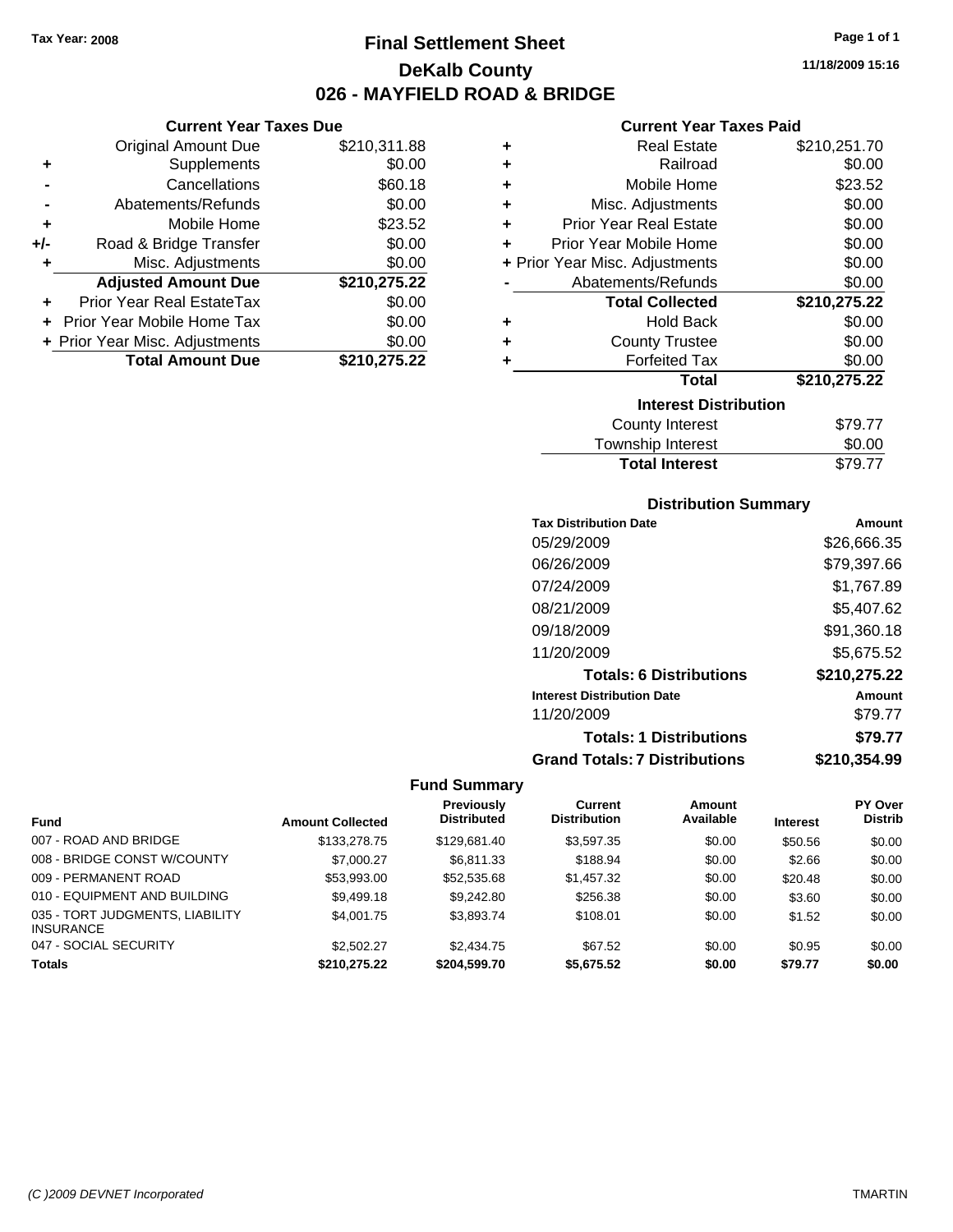Tax Year: 2008

# Final Settlement Sheet

## DeKalb County

## 026 - MAYFIELD ROAD & BRIDGE

11/18/2009 15:16

### Current Year Taxes Due

| | | |
|---|---|---|
| | Original Amount Due | $210,311.88 |
| + | Supplements | $0.00 |
| - | Cancellations | $60.18 |
| - | Abatements/Refunds | $0.00 |
| + | Mobile Home | $23.52 |
| +/- | Road & Bridge Transfer | $0.00 |
| + | Misc. Adjustments | $0.00 |
| | **Adjusted Amount Due** | **$210,275.22** |
| + | Prior Year Real EstateTax | $0.00 |
| + | Prior Year Mobile Home Tax | $0.00 |
| + | Prior Year Misc. Adjustments | $0.00 |
| | **Total Amount Due** | **$210,275.22** |

### Current Year Taxes Paid

| | | |
|---|---|---|
| + | Real Estate | $210,251.70 |
| + | Railroad | $0.00 |
| + | Mobile Home | $23.52 |
| + | Misc. Adjustments | $0.00 |
| + | Prior Year Real Estate | $0.00 |
| + | Prior Year Mobile Home | $0.00 |
| + | Prior Year Misc. Adjustments | $0.00 |
| - | Abatements/Refunds | $0.00 |
| | **Total Collected** | **$210,275.22** |
| + | Hold Back | $0.00 |
| + | County Trustee | $0.00 |
| + | Forfeited Tax | $0.00 |
| | **Total** | **$210,275.22** |

### Interest Distribution

| | |
|---|---|
| County Interest | $79.77 |
| Township Interest | $0.00 |
| **Total Interest** | $79.77 |

### Distribution Summary

| Tax Distribution Date | Amount |
|---|---|
| 05/29/2009 | $26,666.35 |
| 06/26/2009 | $79,397.66 |
| 07/24/2009 | $1,767.89 |
| 08/21/2009 | $5,407.62 |
| 09/18/2009 | $91,360.18 |
| 11/20/2009 | $5,675.52 |
| **Totals: 6 Distributions** | **$210,275.22** |
| **Interest Distribution Date** | **Amount** |
| 11/20/2009 | $79.77 |
| **Totals: 1 Distributions** | **$79.77** |
| **Grand Totals: 7 Distributions** | **$210,354.99** |

### Fund Summary

| Fund | Amount Collected | Previously Distributed | Current Distribution | Amount Available | Interest | PY Over Distrib |
|---|---|---|---|---|---|---|
| 007 - ROAD AND BRIDGE | $133,278.75 | $129,681.40 | $3,597.35 | $0.00 | $50.56 | $0.00 |
| 008 - BRIDGE CONST W/COUNTY | $7,000.27 | $6,811.33 | $188.94 | $0.00 | $2.66 | $0.00 |
| 009 - PERMANENT ROAD | $53,993.00 | $52,535.68 | $1,457.32 | $0.00 | $20.48 | $0.00 |
| 010 - EQUIPMENT AND BUILDING | $9,499.18 | $9,242.80 | $256.38 | $0.00 | $3.60 | $0.00 |
| 035 - TORT JUDGMENTS, LIABILITY INSURANCE | $4,001.75 | $3,893.74 | $108.01 | $0.00 | $1.52 | $0.00 |
| 047 - SOCIAL SECURITY | $2,502.27 | $2,434.75 | $67.52 | $0.00 | $0.95 | $0.00 |
| **Totals** | **$210,275.22** | **$204,599.70** | **$5,675.52** | **$0.00** | **$79.77** | **$0.00** |

(C )2009 DEVNET Incorporated TMARTIN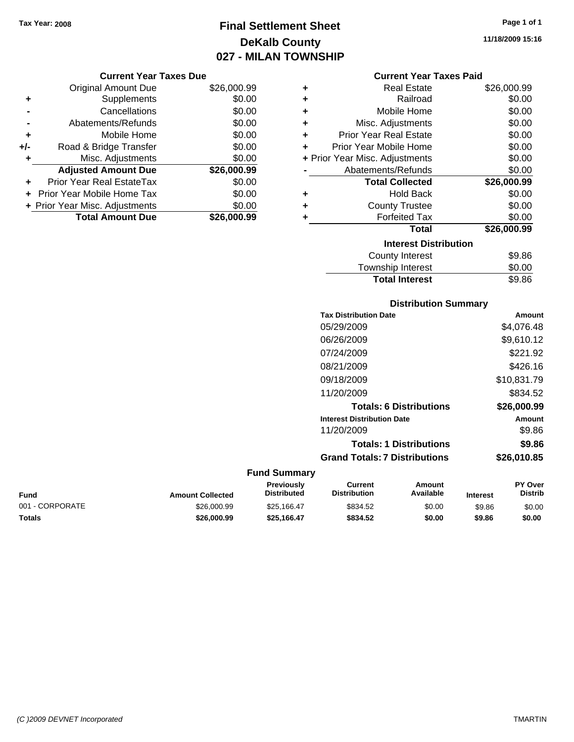Tax Year: 2008

# Final Settlement Sheet
## DeKalb County
## 027 - MILAN TOWNSHIP

11/18/2009 15:16

### Current Year Taxes Due

| | | |
|---|---|---|
| | Original Amount Due | $26,000.99 |
| + | Supplements | $0.00 |
| - | Cancellations | $0.00 |
| - | Abatements/Refunds | $0.00 |
| + | Mobile Home | $0.00 |
| +/- | Road & Bridge Transfer | $0.00 |
| + | Misc. Adjustments | $0.00 |
| | **Adjusted Amount Due** | **$26,000.99** |
| + | Prior Year Real EstateTax | $0.00 |
| + | Prior Year Mobile Home Tax | $0.00 |
| + | Prior Year Misc. Adjustments | $0.00 |
| | **Total Amount Due** | **$26,000.99** |

### Current Year Taxes Paid

| | | |
|---|---|---|
| + | Real Estate | $26,000.99 |
| + | Railroad | $0.00 |
| + | Mobile Home | $0.00 |
| + | Misc. Adjustments | $0.00 |
| + | Prior Year Real Estate | $0.00 |
| + | Prior Year Mobile Home | $0.00 |
| + | Prior Year Misc. Adjustments | $0.00 |
| - | Abatements/Refunds | $0.00 |
| | **Total Collected** | **$26,000.99** |
| + | Hold Back | $0.00 |
| + | County Trustee | $0.00 |
| + | Forfeited Tax | $0.00 |
| | **Total** | **$26,000.99** |

### Interest Distribution

| | |
|---|---|
| County Interest | $9.86 |
| Township Interest | $0.00 |
| **Total Interest** | $9.86 |

### Distribution Summary

| Tax Distribution Date | Amount |
|---|---|
| 05/29/2009 | $4,076.48 |
| 06/26/2009 | $9,610.12 |
| 07/24/2009 | $221.92 |
| 08/21/2009 | $426.16 |
| 09/18/2009 | $10,831.79 |
| 11/20/2009 | $834.52 |
| **Totals: 6 Distributions** | **$26,000.99** |
| **Interest Distribution Date** | **Amount** |
| 11/20/2009 | $9.86 |
| **Totals: 1 Distributions** | **$9.86** |
| **Grand Totals: 7 Distributions** | **$26,010.85** |

### Fund Summary

| Fund | Amount Collected | Previously Distributed | Current Distribution | Amount Available | Interest | PY Over Distrib |
|---|---|---|---|---|---|---|
| 001 - CORPORATE | $26,000.99 | $25,166.47 | $834.52 | $0.00 | $9.86 | $0.00 |
| **Totals** | **$26,000.99** | **$25,166.47** | **$834.52** | **$0.00** | **$9.86** | **$0.00** |

(C )2009 DEVNET Incorporated — TMARTIN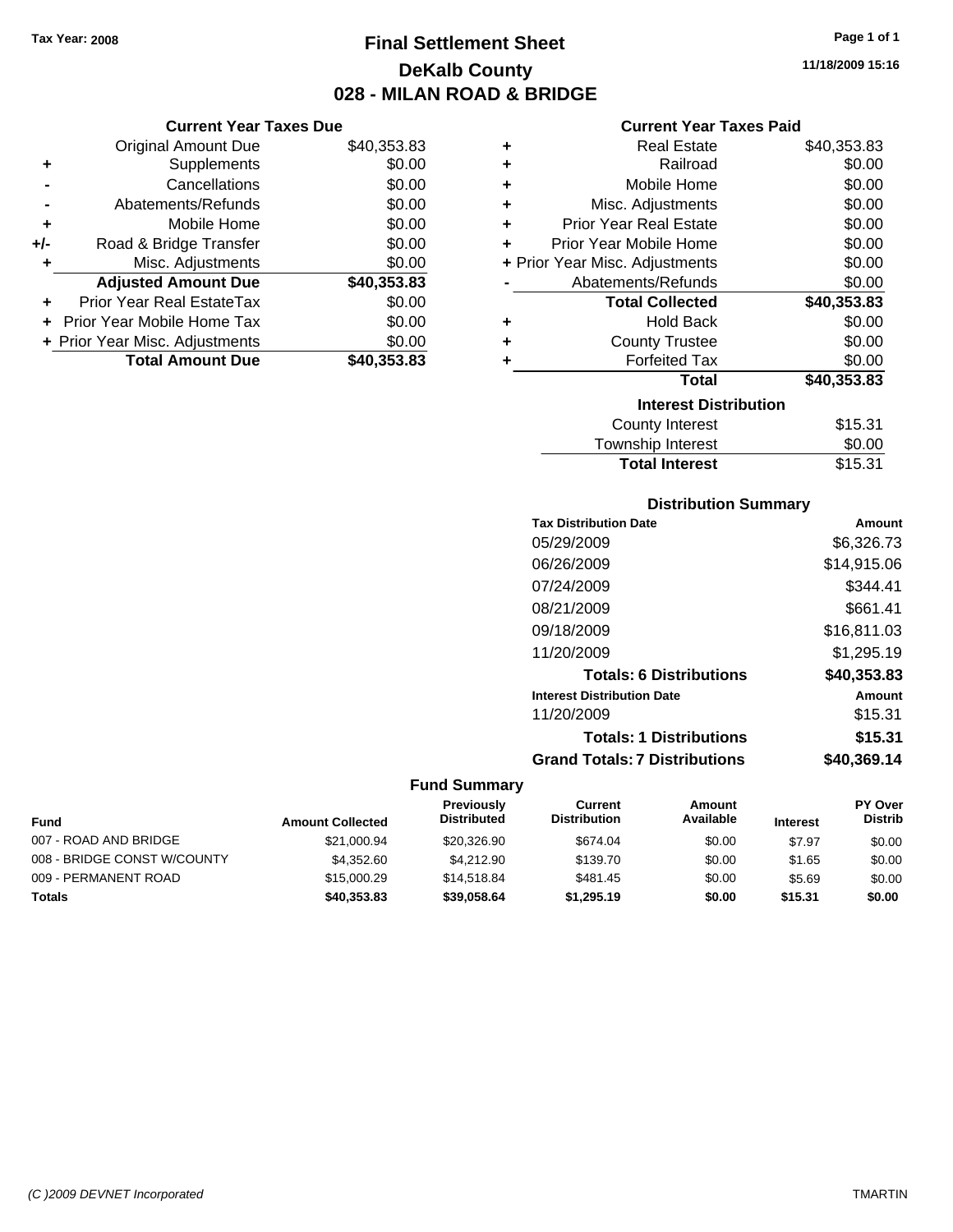Tax Year: 2008

# Final Settlement Sheet
## DeKalb County
## 028 - MILAN ROAD & BRIDGE

11/18/2009 15:16

### Current Year Taxes Due

| | | |
|---|---|---|
| | Original Amount Due | $40,353.83 |
| + | Supplements | $0.00 |
| - | Cancellations | $0.00 |
| - | Abatements/Refunds | $0.00 |
| + | Mobile Home | $0.00 |
| +/- | Road & Bridge Transfer | $0.00 |
| + | Misc. Adjustments | $0.00 |
| | **Adjusted Amount Due** | **$40,353.83** |
| + | Prior Year Real EstateTax | $0.00 |
| + | Prior Year Mobile Home Tax | $0.00 |
| + | Prior Year Misc. Adjustments | $0.00 |
| | **Total Amount Due** | **$40,353.83** |

### Current Year Taxes Paid

| | | |
|---|---|---|
| + | Real Estate | $40,353.83 |
| + | Railroad | $0.00 |
| + | Mobile Home | $0.00 |
| + | Misc. Adjustments | $0.00 |
| + | Prior Year Real Estate | $0.00 |
| + | Prior Year Mobile Home | $0.00 |
| + | Prior Year Misc. Adjustments | $0.00 |
| - | Abatements/Refunds | $0.00 |
| | **Total Collected** | **$40,353.83** |
| + | Hold Back | $0.00 |
| + | County Trustee | $0.00 |
| + | Forfeited Tax | $0.00 |
| | **Total** | **$40,353.83** |

### Interest Distribution

| | |
|---|---|
| County Interest | $15.31 |
| Township Interest | $0.00 |
| **Total Interest** | $15.31 |

### Distribution Summary

| Tax Distribution Date | Amount |
|---|---|
| 05/29/2009 | $6,326.73 |
| 06/26/2009 | $14,915.06 |
| 07/24/2009 | $344.41 |
| 08/21/2009 | $661.41 |
| 09/18/2009 | $16,811.03 |
| 11/20/2009 | $1,295.19 |
| **Totals: 6 Distributions** | **$40,353.83** |
| **Interest Distribution Date** | **Amount** |
| 11/20/2009 | $15.31 |
| **Totals: 1 Distributions** | **$15.31** |
| **Grand Totals: 7 Distributions** | **$40,369.14** |

### Fund Summary

| Fund | Amount Collected | Previously Distributed | Current Distribution | Amount Available | Interest | PY Over Distrib |
|---|---|---|---|---|---|---|
| 007 - ROAD AND BRIDGE | $21,000.94 | $20,326.90 | $674.04 | $0.00 | $7.97 | $0.00 |
| 008 - BRIDGE CONST W/COUNTY | $4,352.60 | $4,212.90 | $139.70 | $0.00 | $1.65 | $0.00 |
| 009 - PERMANENT ROAD | $15,000.29 | $14,518.84 | $481.45 | $0.00 | $5.69 | $0.00 |
| **Totals** | **$40,353.83** | **$39,058.64** | **$1,295.19** | **$0.00** | **$15.31** | **$0.00** |

(C )2009 DEVNET Incorporated TMARTIN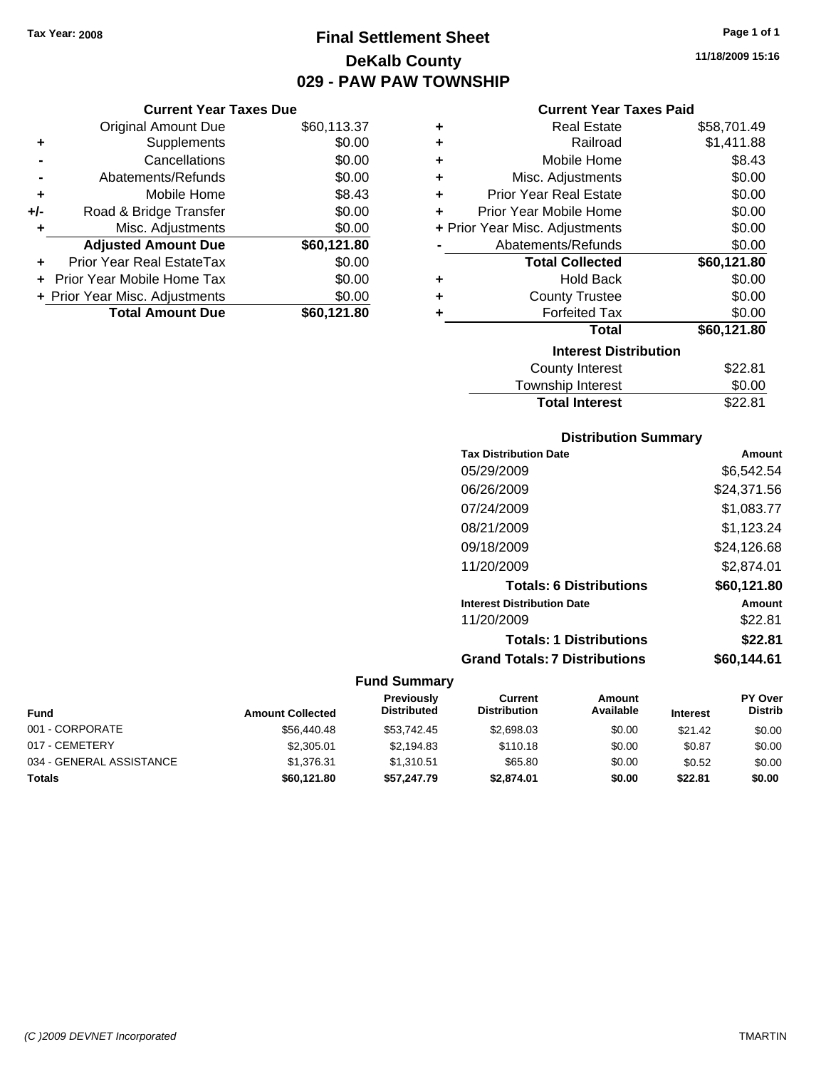Tax Year: 2008

# Final Settlement Sheet
## DeKalb County
## 029 - PAW PAW TOWNSHIP

11/18/2009 15:16

### Current Year Taxes Due

| | | |
|---|---|---|
| | Original Amount Due | $60,113.37 |
| + | Supplements | $0.00 |
| - | Cancellations | $0.00 |
| - | Abatements/Refunds | $0.00 |
| + | Mobile Home | $8.43 |
| +/- | Road & Bridge Transfer | $0.00 |
| + | Misc. Adjustments | $0.00 |
| | **Adjusted Amount Due** | **$60,121.80** |
| + | Prior Year Real EstateTax | $0.00 |
| + | Prior Year Mobile Home Tax | $0.00 |
| + | Prior Year Misc. Adjustments | $0.00 |
| | **Total Amount Due** | **$60,121.80** |

### Current Year Taxes Paid

| | | |
|---|---|---|
| + | Real Estate | $58,701.49 |
| + | Railroad | $1,411.88 |
| + | Mobile Home | $8.43 |
| + | Misc. Adjustments | $0.00 |
| + | Prior Year Real Estate | $0.00 |
| + | Prior Year Mobile Home | $0.00 |
| + | Prior Year Misc. Adjustments | $0.00 |
| - | Abatements/Refunds | $0.00 |
| | **Total Collected** | **$60,121.80** |
| + | Hold Back | $0.00 |
| + | County Trustee | $0.00 |
| + | Forfeited Tax | $0.00 |
| | **Total** | **$60,121.80** |

### Interest Distribution

| | |
|---|---|
| County Interest | $22.81 |
| Township Interest | $0.00 |
| **Total Interest** | $22.81 |

### Distribution Summary

| Tax Distribution Date | Amount |
|---|---|
| 05/29/2009 | $6,542.54 |
| 06/26/2009 | $24,371.56 |
| 07/24/2009 | $1,083.77 |
| 08/21/2009 | $1,123.24 |
| 09/18/2009 | $24,126.68 |
| 11/20/2009 | $2,874.01 |
| **Totals: 6 Distributions** | **$60,121.80** |
| **Interest Distribution Date** | **Amount** |
| 11/20/2009 | $22.81 |
| **Totals: 1 Distributions** | **$22.81** |
| **Grand Totals: 7 Distributions** | **$60,144.61** |

### Fund Summary

| Fund | Amount Collected | Previously Distributed | Current Distribution | Amount Available | Interest | PY Over Distrib |
|---|---|---|---|---|---|---|
| 001 - CORPORATE | $56,440.48 | $53,742.45 | $2,698.03 | $0.00 | $21.42 | $0.00 |
| 017 - CEMETERY | $2,305.01 | $2,194.83 | $110.18 | $0.00 | $0.87 | $0.00 |
| 034 - GENERAL ASSISTANCE | $1,376.31 | $1,310.51 | $65.80 | $0.00 | $0.52 | $0.00 |
| **Totals** | **$60,121.80** | **$57,247.79** | **$2,874.01** | **$0.00** | **$22.81** | **$0.00** |

(C )2009 DEVNET Incorporated TMARTIN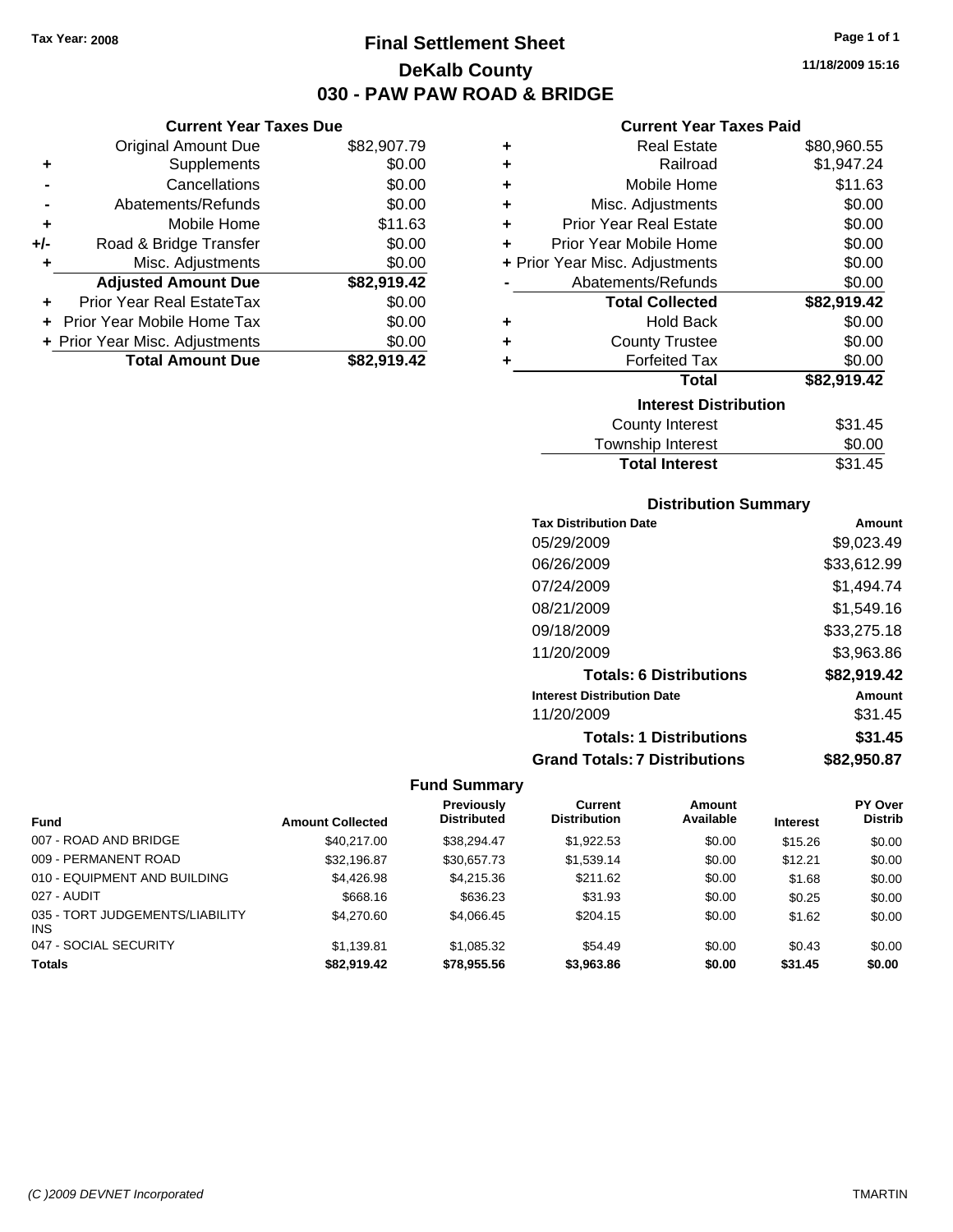Tax Year: 2008

# Final Settlement Sheet
## DeKalb County
## 030 - PAW PAW ROAD & BRIDGE

11/18/2009 15:16

### Current Year Taxes Due

| | | |
|---|---|---|
| | Original Amount Due | $82,907.79 |
| + | Supplements | $0.00 |
| - | Cancellations | $0.00 |
| - | Abatements/Refunds | $0.00 |
| + | Mobile Home | $11.63 |
| +/- | Road & Bridge Transfer | $0.00 |
| + | Misc. Adjustments | $0.00 |
| | **Adjusted Amount Due** | **$82,919.42** |
| + | Prior Year Real EstateTax | $0.00 |
| + | Prior Year Mobile Home Tax | $0.00 |
| + | Prior Year Misc. Adjustments | $0.00 |
| | **Total Amount Due** | **$82,919.42** |

### Current Year Taxes Paid

| | | |
|---|---|---|
| + | Real Estate | $80,960.55 |
| + | Railroad | $1,947.24 |
| + | Mobile Home | $11.63 |
| + | Misc. Adjustments | $0.00 |
| + | Prior Year Real Estate | $0.00 |
| + | Prior Year Mobile Home | $0.00 |
| + | Prior Year Misc. Adjustments | $0.00 |
| - | Abatements/Refunds | $0.00 |
| | **Total Collected** | **$82,919.42** |
| + | Hold Back | $0.00 |
| + | County Trustee | $0.00 |
| + | Forfeited Tax | $0.00 |
| | **Total** | **$82,919.42** |

### Interest Distribution

| | |
|---|---|
| County Interest | $31.45 |
| Township Interest | $0.00 |
| **Total Interest** | $31.45 |

### Distribution Summary

| Tax Distribution Date | Amount |
|---|---|
| 05/29/2009 | $9,023.49 |
| 06/26/2009 | $33,612.99 |
| 07/24/2009 | $1,494.74 |
| 08/21/2009 | $1,549.16 |
| 09/18/2009 | $33,275.18 |
| 11/20/2009 | $3,963.86 |
| **Totals: 6 Distributions** | **$82,919.42** |
| **Interest Distribution Date** | **Amount** |
| 11/20/2009 | $31.45 |
| **Totals: 1 Distributions** | **$31.45** |
| **Grand Totals: 7 Distributions** | **$82,950.87** |

### Fund Summary

| Fund | Amount Collected | Previously Distributed | Current Distribution | Amount Available | Interest | PY Over Distrib |
|---|---|---|---|---|---|---|
| 007 - ROAD AND BRIDGE | $40,217.00 | $38,294.47 | $1,922.53 | $0.00 | $15.26 | $0.00 |
| 009 - PERMANENT ROAD | $32,196.87 | $30,657.73 | $1,539.14 | $0.00 | $12.21 | $0.00 |
| 010 - EQUIPMENT AND BUILDING | $4,426.98 | $4,215.36 | $211.62 | $0.00 | $1.68 | $0.00 |
| 027 - AUDIT | $668.16 | $636.23 | $31.93 | $0.00 | $0.25 | $0.00 |
| 035 - TORT JUDGEMENTS/LIABILITY INS | $4,270.60 | $4,066.45 | $204.15 | $0.00 | $1.62 | $0.00 |
| 047 - SOCIAL SECURITY | $1,139.81 | $1,085.32 | $54.49 | $0.00 | $0.43 | $0.00 |
| **Totals** | **$82,919.42** | **$78,955.56** | **$3,963.86** | **$0.00** | **$31.45** | **$0.00** |

(C )2009 DEVNET Incorporated — TMARTIN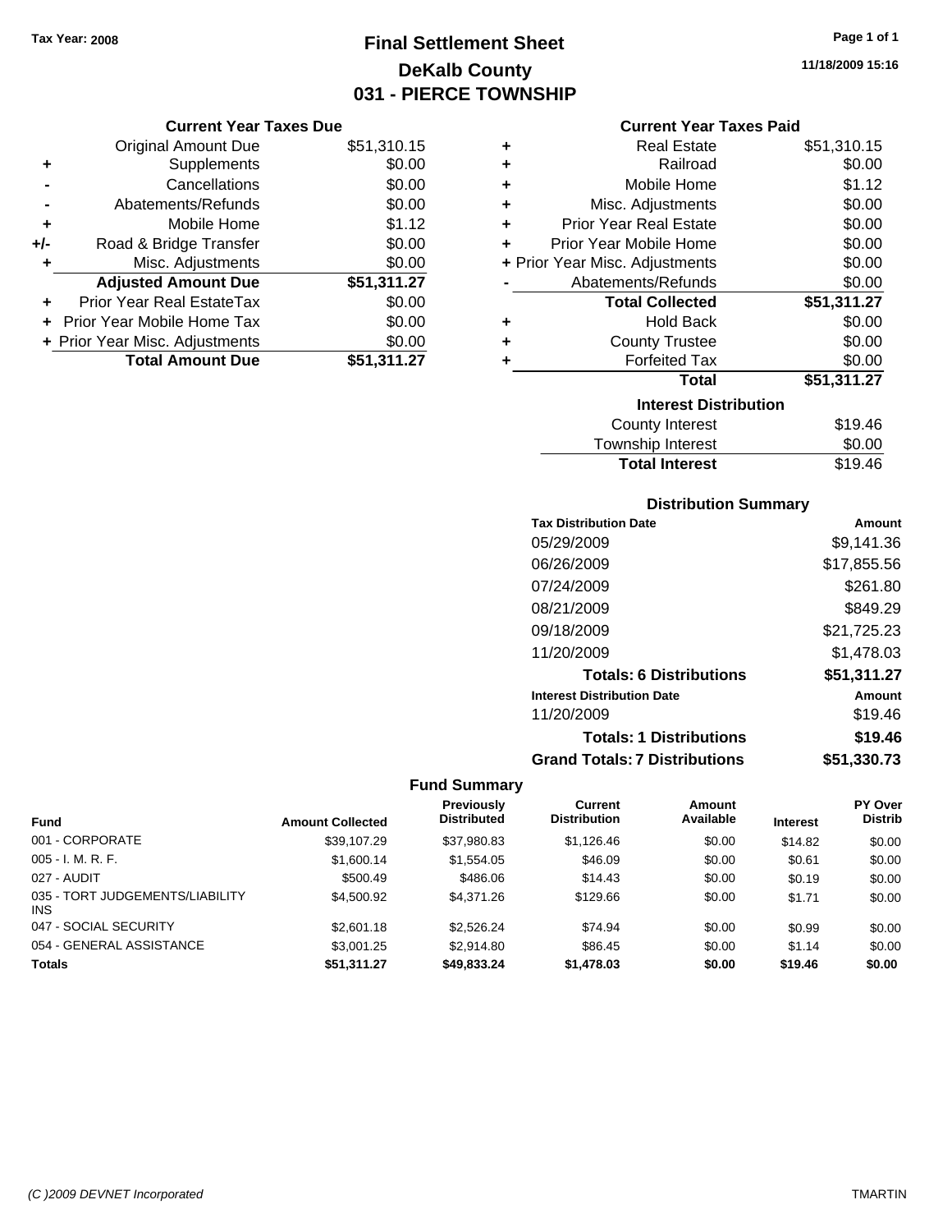Tax Year: 2008

# Final Settlement Sheet
## DeKalb County
## 031 - PIERCE TOWNSHIP

11/18/2009 15:16

### Current Year Taxes Due

| | | |
|---|---|---|
| | Original Amount Due | $51,310.15 |
| + | Supplements | $0.00 |
| - | Cancellations | $0.00 |
| - | Abatements/Refunds | $0.00 |
| + | Mobile Home | $1.12 |
| +/- | Road & Bridge Transfer | $0.00 |
| + | Misc. Adjustments | $0.00 |
| | **Adjusted Amount Due** | **$51,311.27** |
| + | Prior Year Real EstateTax | $0.00 |
| + | Prior Year Mobile Home Tax | $0.00 |
| + | Prior Year Misc. Adjustments | $0.00 |
| | **Total Amount Due** | **$51,311.27** |

### Current Year Taxes Paid

| | | |
|---|---|---|
| + | Real Estate | $51,310.15 |
| + | Railroad | $0.00 |
| + | Mobile Home | $1.12 |
| + | Misc. Adjustments | $0.00 |
| + | Prior Year Real Estate | $0.00 |
| + | Prior Year Mobile Home | $0.00 |
| + | Prior Year Misc. Adjustments | $0.00 |
| - | Abatements/Refunds | $0.00 |
| | **Total Collected** | **$51,311.27** |
| + | Hold Back | $0.00 |
| + | County Trustee | $0.00 |
| + | Forfeited Tax | $0.00 |
| | **Total** | **$51,311.27** |

### Interest Distribution

| | |
|---|---|
| County Interest | $19.46 |
| Township Interest | $0.00 |
| **Total Interest** | $19.46 |

### Distribution Summary

| Tax Distribution Date | Amount |
|---|---|
| 05/29/2009 | $9,141.36 |
| 06/26/2009 | $17,855.56 |
| 07/24/2009 | $261.80 |
| 08/21/2009 | $849.29 |
| 09/18/2009 | $21,725.23 |
| 11/20/2009 | $1,478.03 |
| **Totals: 6 Distributions** | **$51,311.27** |
| **Interest Distribution Date** | **Amount** |
| 11/20/2009 | $19.46 |
| **Totals: 1 Distributions** | **$19.46** |
| **Grand Totals: 7 Distributions** | **$51,330.73** |

### Fund Summary

| Fund | Amount Collected | Previously Distributed | Current Distribution | Amount Available | Interest | PY Over Distrib |
|---|---|---|---|---|---|---|
| 001 - CORPORATE | $39,107.29 | $37,980.83 | $1,126.46 | $0.00 | $14.82 | $0.00 |
| 005 - I. M. R. F. | $1,600.14 | $1,554.05 | $46.09 | $0.00 | $0.61 | $0.00 |
| 027 - AUDIT | $500.49 | $486.06 | $14.43 | $0.00 | $0.19 | $0.00 |
| 035 - TORT JUDGEMENTS/LIABILITY INS | $4,500.92 | $4,371.26 | $129.66 | $0.00 | $1.71 | $0.00 |
| 047 - SOCIAL SECURITY | $2,601.18 | $2,526.24 | $74.94 | $0.00 | $0.99 | $0.00 |
| 054 - GENERAL ASSISTANCE | $3,001.25 | $2,914.80 | $86.45 | $0.00 | $1.14 | $0.00 |
| **Totals** | **$51,311.27** | **$49,833.24** | **$1,478.03** | **$0.00** | **$19.46** | **$0.00** |

(C )2009 DEVNET Incorporated TMARTIN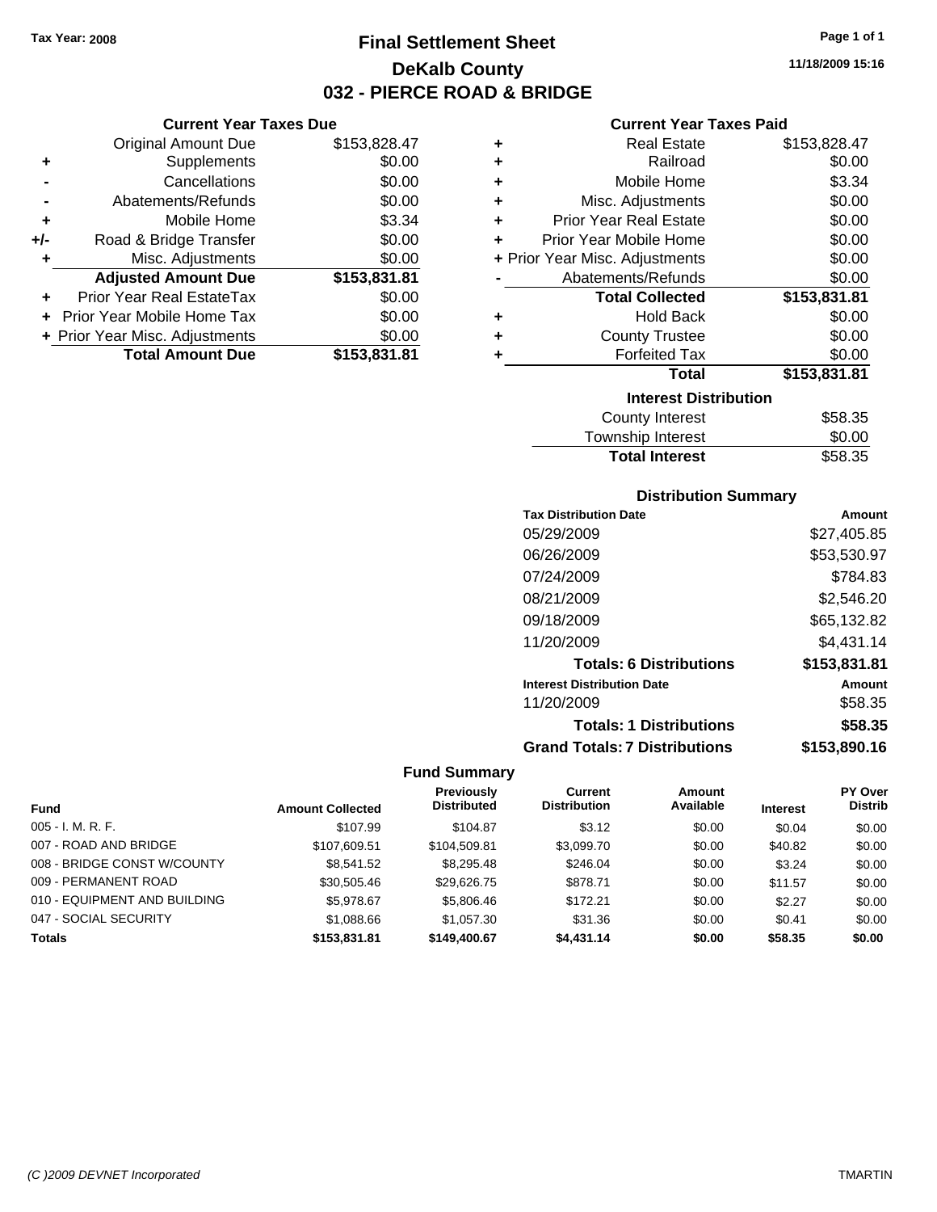Tax Year: 2008

# Final Settlement Sheet

## DeKalb County

## 032 - PIERCE ROAD & BRIDGE

11/18/2009 15:16

### Current Year Taxes Due

| | | |
|---|---|---|
| | Original Amount Due | $153,828.47 |
| + | Supplements | $0.00 |
| - | Cancellations | $0.00 |
| - | Abatements/Refunds | $0.00 |
| + | Mobile Home | $3.34 |
| +/- | Road & Bridge Transfer | $0.00 |
| + | Misc. Adjustments | $0.00 |
| | **Adjusted Amount Due** | **$153,831.81** |
| + | Prior Year Real EstateTax | $0.00 |
| + | Prior Year Mobile Home Tax | $0.00 |
| + | Prior Year Misc. Adjustments | $0.00 |
| | **Total Amount Due** | **$153,831.81** |

### Current Year Taxes Paid

| | | |
|---|---|---|
| + | Real Estate | $153,828.47 |
| + | Railroad | $0.00 |
| + | Mobile Home | $3.34 |
| + | Misc. Adjustments | $0.00 |
| + | Prior Year Real Estate | $0.00 |
| + | Prior Year Mobile Home | $0.00 |
| + | Prior Year Misc. Adjustments | $0.00 |
| - | Abatements/Refunds | $0.00 |
| | **Total Collected** | **$153,831.81** |
| + | Hold Back | $0.00 |
| + | County Trustee | $0.00 |
| + | Forfeited Tax | $0.00 |
| | **Total** | **$153,831.81** |

### Interest Distribution

| | |
|---|---|
| County Interest | $58.35 |
| Township Interest | $0.00 |
| **Total Interest** | $58.35 |

### Distribution Summary

| Tax Distribution Date | Amount |
|---|---|
| 05/29/2009 | $27,405.85 |
| 06/26/2009 | $53,530.97 |
| 07/24/2009 | $784.83 |
| 08/21/2009 | $2,546.20 |
| 09/18/2009 | $65,132.82 |
| 11/20/2009 | $4,431.14 |
| **Totals: 6 Distributions** | **$153,831.81** |
| **Interest Distribution Date** | **Amount** |
| 11/20/2009 | $58.35 |
| **Totals: 1 Distributions** | **$58.35** |
| **Grand Totals: 7 Distributions** | **$153,890.16** |

### Fund Summary

| Fund | Amount Collected | Previously Distributed | Current Distribution | Amount Available | Interest | PY Over Distrib |
|---|---|---|---|---|---|---|
| 005 - I. M. R. F. | $107.99 | $104.87 | $3.12 | $0.00 | $0.04 | $0.00 |
| 007 - ROAD AND BRIDGE | $107,609.51 | $104,509.81 | $3,099.70 | $0.00 | $40.82 | $0.00 |
| 008 - BRIDGE CONST W/COUNTY | $8,541.52 | $8,295.48 | $246.04 | $0.00 | $3.24 | $0.00 |
| 009 - PERMANENT ROAD | $30,505.46 | $29,626.75 | $878.71 | $0.00 | $11.57 | $0.00 |
| 010 - EQUIPMENT AND BUILDING | $5,978.67 | $5,806.46 | $172.21 | $0.00 | $2.27 | $0.00 |
| 047 - SOCIAL SECURITY | $1,088.66 | $1,057.30 | $31.36 | $0.00 | $0.41 | $0.00 |
| **Totals** | **$153,831.81** | **$149,400.67** | **$4,431.14** | **$0.00** | **$58.35** | **$0.00** |

(C )2009 DEVNET Incorporated — TMARTIN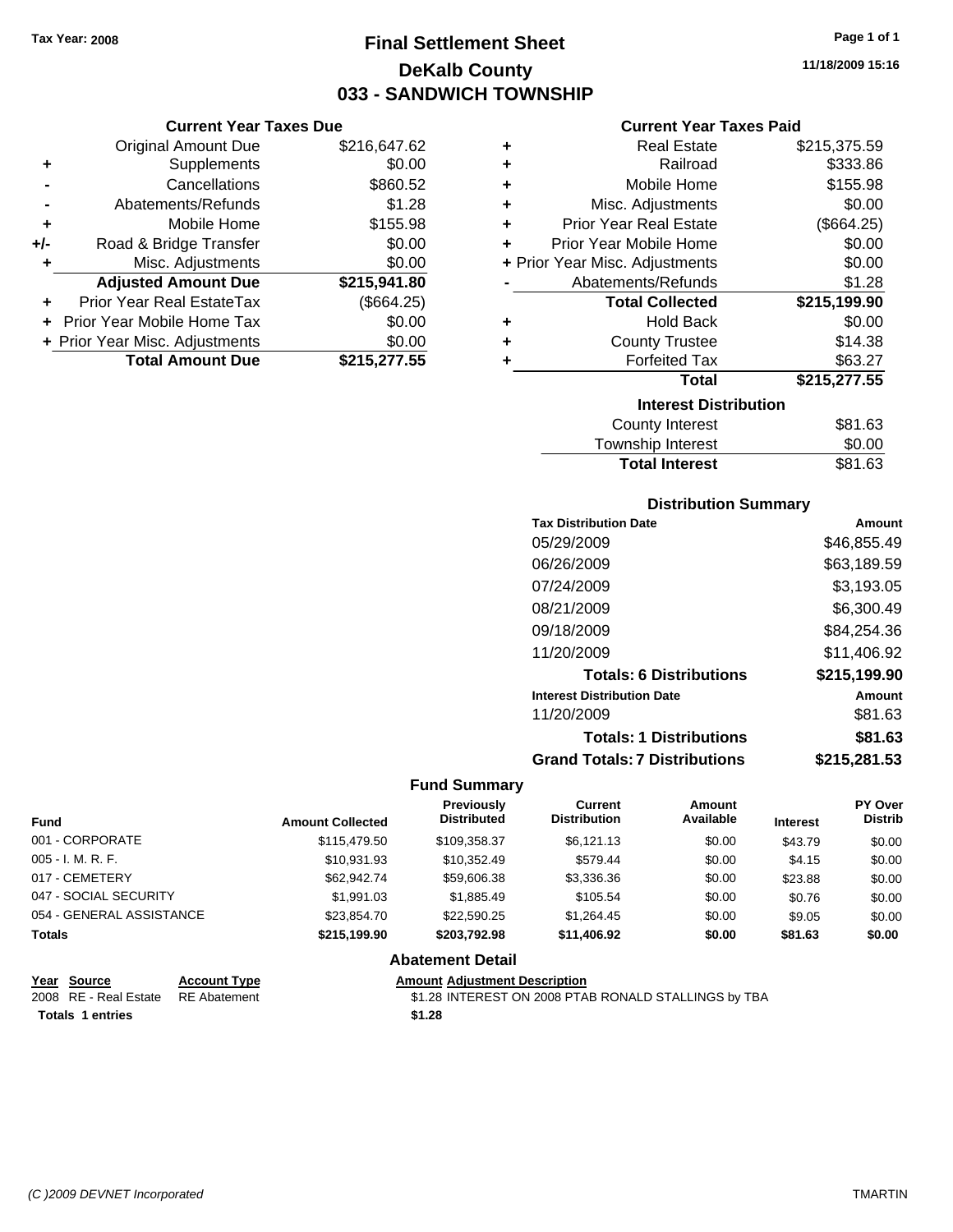Tax Year: 2008

# Final Settlement Sheet
## DeKalb County
## 033 - SANDWICH TOWNSHIP

11/18/2009 15:16

### Current Year Taxes Due

| | | |
|---|---|---|
| | Original Amount Due | $216,647.62 |
| + | Supplements | $0.00 |
| - | Cancellations | $860.52 |
| - | Abatements/Refunds | $1.28 |
| + | Mobile Home | $155.98 |
| +/- | Road & Bridge Transfer | $0.00 |
| + | Misc. Adjustments | $0.00 |
| | **Adjusted Amount Due** | **$215,941.80** |
| + | Prior Year Real EstateTax | ($664.25) |
| + | Prior Year Mobile Home Tax | $0.00 |
| + | Prior Year Misc. Adjustments | $0.00 |
| | **Total Amount Due** | **$215,277.55** |

### Current Year Taxes Paid

| | | |
|---|---|---|
| + | Real Estate | $215,375.59 |
| + | Railroad | $333.86 |
| + | Mobile Home | $155.98 |
| + | Misc. Adjustments | $0.00 |
| + | Prior Year Real Estate | ($664.25) |
| + | Prior Year Mobile Home | $0.00 |
| + | Prior Year Misc. Adjustments | $0.00 |
| - | Abatements/Refunds | $1.28 |
| | **Total Collected** | **$215,199.90** |
| + | Hold Back | $0.00 |
| + | County Trustee | $14.38 |
| + | Forfeited Tax | $63.27 |
| | **Total** | **$215,277.55** |

### Interest Distribution

| | |
|---|---|
| County Interest | $81.63 |
| Township Interest | $0.00 |
| **Total Interest** | $81.63 |

### Distribution Summary

| Tax Distribution Date | Amount |
|---|---|
| 05/29/2009 | $46,855.49 |
| 06/26/2009 | $63,189.59 |
| 07/24/2009 | $3,193.05 |
| 08/21/2009 | $6,300.49 |
| 09/18/2009 | $84,254.36 |
| 11/20/2009 | $11,406.92 |
| **Totals: 6 Distributions** | **$215,199.90** |
| **Interest Distribution Date** | **Amount** |
| 11/20/2009 | $81.63 |
| **Totals: 1 Distributions** | **$81.63** |
| **Grand Totals: 7 Distributions** | **$215,281.53** |

### Fund Summary

| Fund | Amount Collected | Previously Distributed | Current Distribution | Amount Available | Interest | PY Over Distrib |
|---|---|---|---|---|---|---|
| 001 - CORPORATE | $115,479.50 | $109,358.37 | $6,121.13 | $0.00 | $43.79 | $0.00 |
| 005 - I. M. R. F. | $10,931.93 | $10,352.49 | $579.44 | $0.00 | $4.15 | $0.00 |
| 017 - CEMETERY | $62,942.74 | $59,606.38 | $3,336.36 | $0.00 | $23.88 | $0.00 |
| 047 - SOCIAL SECURITY | $1,991.03 | $1,885.49 | $105.54 | $0.00 | $0.76 | $0.00 |
| 054 - GENERAL ASSISTANCE | $23,854.70 | $22,590.25 | $1,264.45 | $0.00 | $9.05 | $0.00 |
| **Totals** | **$215,199.90** | **$203,792.98** | **$11,406.92** | **$0.00** | **$81.63** | **$0.00** |

### Abatement Detail

| Year | Source | Account Type | Amount | Adjustment Description |
|---|---|---|---|---|
| 2008 | RE - Real Estate | RE Abatement | $1.28 | INTEREST ON 2008 PTAB RONALD STALLINGS by TBA |
| **Totals** | **1 entries** | | **$1.28** | |

(C )2009 DEVNET Incorporated TMARTIN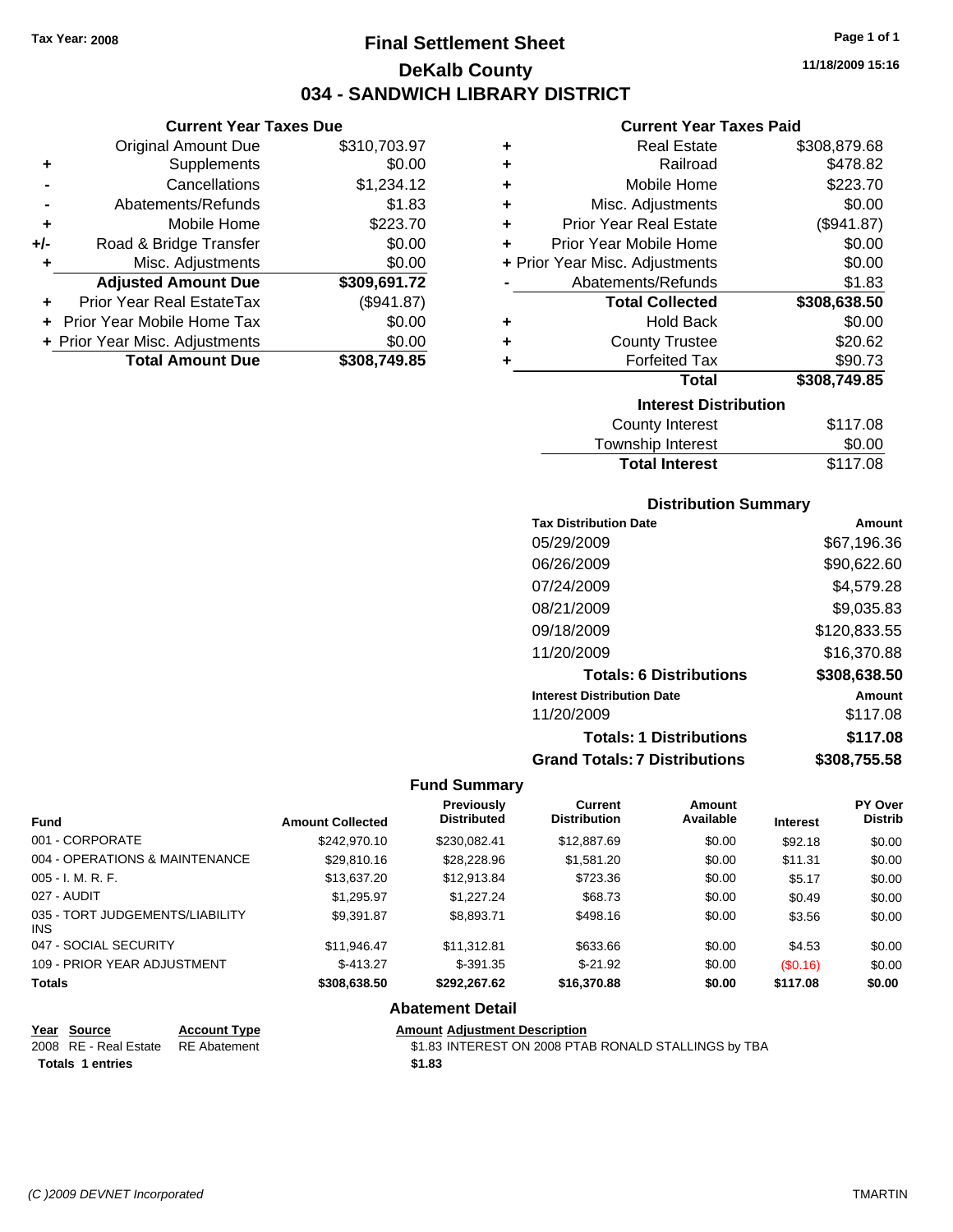Tax Year: 2008

# Final Settlement Sheet

## DeKalb County

## 034 - SANDWICH LIBRARY DISTRICT

11/18/2009 15:16

### Current Year Taxes Due

| | | |
|---|---|---|
| | Original Amount Due | $310,703.97 |
| + | Supplements | $0.00 |
| - | Cancellations | $1,234.12 |
| - | Abatements/Refunds | $1.83 |
| + | Mobile Home | $223.70 |
| +/- | Road & Bridge Transfer | $0.00 |
| + | Misc. Adjustments | $0.00 |
| | **Adjusted Amount Due** | **$309,691.72** |
| + | Prior Year Real EstateTax | ($941.87) |
| + | Prior Year Mobile Home Tax | $0.00 |
| + | Prior Year Misc. Adjustments | $0.00 |
| | **Total Amount Due** | **$308,749.85** |

### Current Year Taxes Paid

| | | |
|---|---|---|
| + | Real Estate | $308,879.68 |
| + | Railroad | $478.82 |
| + | Mobile Home | $223.70 |
| + | Misc. Adjustments | $0.00 |
| + | Prior Year Real Estate | ($941.87) |
| + | Prior Year Mobile Home | $0.00 |
| + | Prior Year Misc. Adjustments | $0.00 |
| - | Abatements/Refunds | $1.83 |
| | **Total Collected** | **$308,638.50** |
| + | Hold Back | $0.00 |
| + | County Trustee | $20.62 |
| + | Forfeited Tax | $90.73 |
| | **Total** | **$308,749.85** |

### Interest Distribution

| | |
|---|---|
| County Interest | $117.08 |
| Township Interest | $0.00 |
| **Total Interest** | $117.08 |

### Distribution Summary

| Tax Distribution Date | Amount |
|---|---|
| 05/29/2009 | $67,196.36 |
| 06/26/2009 | $90,622.60 |
| 07/24/2009 | $4,579.28 |
| 08/21/2009 | $9,035.83 |
| 09/18/2009 | $120,833.55 |
| 11/20/2009 | $16,370.88 |
| **Totals: 6 Distributions** | **$308,638.50** |
| **Interest Distribution Date** | **Amount** |
| 11/20/2009 | $117.08 |
| **Totals: 1 Distributions** | **$117.08** |
| **Grand Totals: 7 Distributions** | **$308,755.58** |

### Fund Summary

| Fund | Amount Collected | Previously Distributed | Current Distribution | Amount Available | Interest | PY Over Distrib |
|---|---|---|---|---|---|---|
| 001 - CORPORATE | $242,970.10 | $230,082.41 | $12,887.69 | $0.00 | $92.18 | $0.00 |
| 004 - OPERATIONS & MAINTENANCE | $29,810.16 | $28,228.96 | $1,581.20 | $0.00 | $11.31 | $0.00 |
| 005 - I. M. R. F. | $13,637.20 | $12,913.84 | $723.36 | $0.00 | $5.17 | $0.00 |
| 027 - AUDIT | $1,295.97 | $1,227.24 | $68.73 | $0.00 | $0.49 | $0.00 |
| 035 - TORT JUDGEMENTS/LIABILITY INS | $9,391.87 | $8,893.71 | $498.16 | $0.00 | $3.56 | $0.00 |
| 047 - SOCIAL SECURITY | $11,946.47 | $11,312.81 | $633.66 | $0.00 | $4.53 | $0.00 |
| 109 - PRIOR YEAR ADJUSTMENT | $-413.27 | $-391.35 | $-21.92 | $0.00 | ($0.16) | $0.00 |
| **Totals** | **$308,638.50** | **$292,267.62** | **$16,370.88** | **$0.00** | **$117.08** | **$0.00** |

### Abatement Detail

| Year | Source | Account Type | Amount | Adjustment Description |
|---|---|---|---|---|
| 2008 | RE - Real Estate | RE Abatement | $1.83 | INTEREST ON 2008 PTAB RONALD STALLINGS by TBA |
| **Totals** | **1 entries** | | **$1.83** | |

(C )2009 DEVNET Incorporated TMARTIN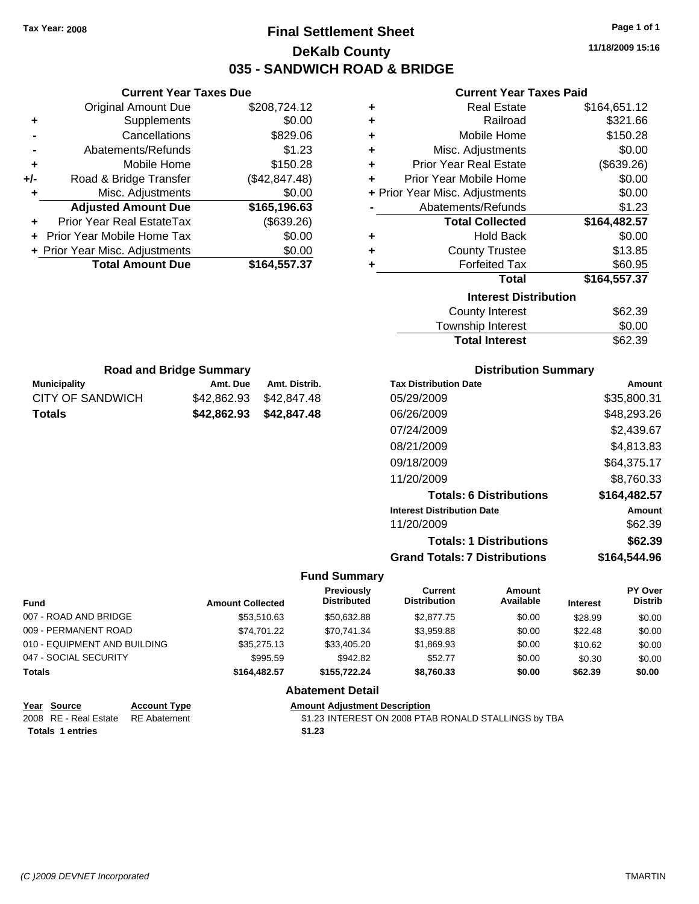Tax Year: 2008

# Final Settlement Sheet
## DeKalb County
## 035 - SANDWICH ROAD & BRIDGE

11/18/2009 15:16

### Current Year Taxes Due

| | | |
|---|---|---|
| | Original Amount Due | $208,724.12 |
| + | Supplements | $0.00 |
| - | Cancellations | $829.06 |
| - | Abatements/Refunds | $1.23 |
| + | Mobile Home | $150.28 |
| +/- | Road & Bridge Transfer | ($42,847.48) |
| + | Misc. Adjustments | $0.00 |
| | **Adjusted Amount Due** | **$165,196.63** |
| + | Prior Year Real EstateTax | ($639.26) |
| + | Prior Year Mobile Home Tax | $0.00 |
| + | Prior Year Misc. Adjustments | $0.00 |
| | **Total Amount Due** | **$164,557.37** |

### Current Year Taxes Paid

| | | |
|---|---|---|
| + | Real Estate | $164,651.12 |
| + | Railroad | $321.66 |
| + | Mobile Home | $150.28 |
| + | Misc. Adjustments | $0.00 |
| + | Prior Year Real Estate | ($639.26) |
| + | Prior Year Mobile Home | $0.00 |
| + | Prior Year Misc. Adjustments | $0.00 |
| - | Abatements/Refunds | $1.23 |
| | **Total Collected** | **$164,482.57** |
| + | Hold Back | $0.00 |
| + | County Trustee | $13.85 |
| + | Forfeited Tax | $60.95 |
| | **Total** | **$164,557.37** |

### Interest Distribution

| | |
|---|---|
| County Interest | $62.39 |
| Township Interest | $0.00 |
| **Total Interest** | $62.39 |

### Road and Bridge Summary

| Municipality | Amt. Due | Amt. Distrib. |
|---|---|---|
| CITY OF SANDWICH | $42,862.93 | $42,847.48 |
| **Totals** | **$42,862.93** | **$42,847.48** |

### Distribution Summary

| Tax Distribution Date | Amount |
|---|---|
| 05/29/2009 | $35,800.31 |
| 06/26/2009 | $48,293.26 |
| 07/24/2009 | $2,439.67 |
| 08/21/2009 | $4,813.83 |
| 09/18/2009 | $64,375.17 |
| 11/20/2009 | $8,760.33 |
| **Totals: 6 Distributions** | **$164,482.57** |
| **Interest Distribution Date** | **Amount** |
| 11/20/2009 | $62.39 |
| **Totals: 1 Distributions** | **$62.39** |
| **Grand Totals: 7 Distributions** | **$164,544.96** |

### Fund Summary

| Fund | Amount Collected | Previously Distributed | Current Distribution | Amount Available | Interest | PY Over Distrib |
|---|---|---|---|---|---|---|
| 007 - ROAD AND BRIDGE | $53,510.63 | $50,632.88 | $2,877.75 | $0.00 | $28.99 | $0.00 |
| 009 - PERMANENT ROAD | $74,701.22 | $70,741.34 | $3,959.88 | $0.00 | $22.48 | $0.00 |
| 010 - EQUIPMENT AND BUILDING | $35,275.13 | $33,405.20 | $1,869.93 | $0.00 | $10.62 | $0.00 |
| 047 - SOCIAL SECURITY | $995.59 | $942.82 | $52.77 | $0.00 | $0.30 | $0.00 |
| **Totals** | **$164,482.57** | **$155,722.24** | **$8,760.33** | **$0.00** | **$62.39** | **$0.00** |

### Abatement Detail

| Year | Source | Account Type | Amount | Adjustment Description |
|---|---|---|---|---|
| 2008 | RE - Real Estate | RE Abatement | $1.23 | INTEREST ON 2008 PTAB RONALD STALLINGS by TBA |
| **Totals 1 entries** | | | **$1.23** | |

(C )2009 DEVNET Incorporated — TMARTIN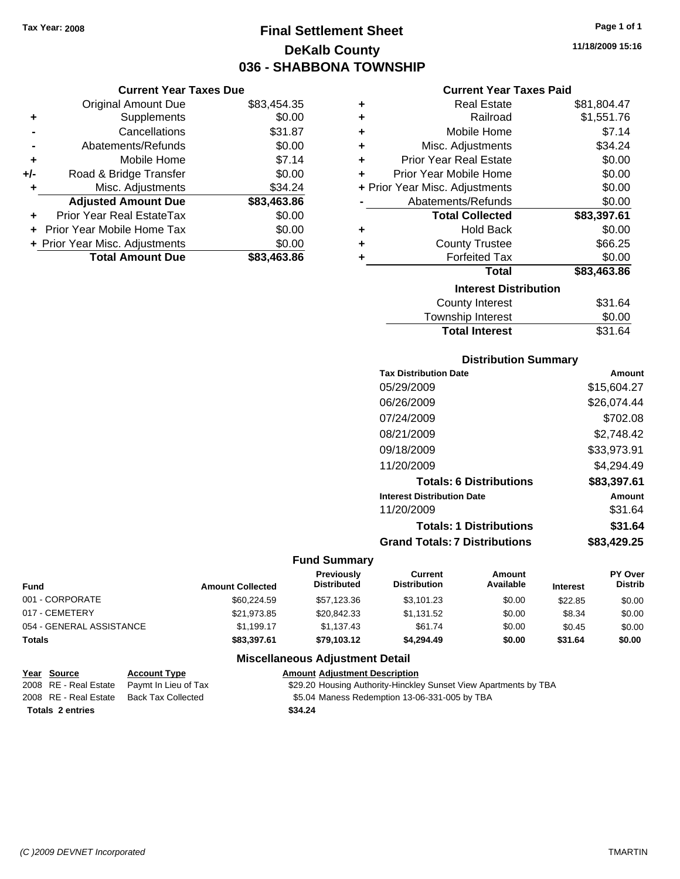Tax Year: 2008

# Final Settlement Sheet
## DeKalb County
## 036 - SHABBONA TOWNSHIP

11/18/2009 15:16

### Current Year Taxes Due

| | | |
|---|---|---|
| | Original Amount Due | $83,454.35 |
| + | Supplements | $0.00 |
| - | Cancellations | $31.87 |
| - | Abatements/Refunds | $0.00 |
| + | Mobile Home | $7.14 |
| +/- | Road & Bridge Transfer | $0.00 |
| + | Misc. Adjustments | $34.24 |
| | **Adjusted Amount Due** | **$83,463.86** |
| + | Prior Year Real EstateTax | $0.00 |
| + | Prior Year Mobile Home Tax | $0.00 |
| + | Prior Year Misc. Adjustments | $0.00 |
| | **Total Amount Due** | **$83,463.86** |

### Current Year Taxes Paid

| | | |
|---|---|---|
| + | Real Estate | $81,804.47 |
| + | Railroad | $1,551.76 |
| + | Mobile Home | $7.14 |
| + | Misc. Adjustments | $34.24 |
| + | Prior Year Real Estate | $0.00 |
| + | Prior Year Mobile Home | $0.00 |
| + | Prior Year Misc. Adjustments | $0.00 |
| - | Abatements/Refunds | $0.00 |
| | **Total Collected** | **$83,397.61** |
| + | Hold Back | $0.00 |
| + | County Trustee | $66.25 |
| + | Forfeited Tax | $0.00 |
| | **Total** | **$83,463.86** |

### Interest Distribution

| | |
|---|---|
| County Interest | $31.64 |
| Township Interest | $0.00 |
| **Total Interest** | $31.64 |

### Distribution Summary

| Tax Distribution Date | Amount |
|---|---|
| 05/29/2009 | $15,604.27 |
| 06/26/2009 | $26,074.44 |
| 07/24/2009 | $702.08 |
| 08/21/2009 | $2,748.42 |
| 09/18/2009 | $33,973.91 |
| 11/20/2009 | $4,294.49 |
| **Totals: 6 Distributions** | **$83,397.61** |
| **Interest Distribution Date** | **Amount** |
| 11/20/2009 | $31.64 |
| **Totals: 1 Distributions** | **$31.64** |
| **Grand Totals: 7 Distributions** | **$83,429.25** |

### Fund Summary

| Fund | Amount Collected | Previously Distributed | Current Distribution | Amount Available | Interest | PY Over Distrib |
|---|---|---|---|---|---|---|
| 001 - CORPORATE | $60,224.59 | $57,123.36 | $3,101.23 | $0.00 | $22.85 | $0.00 |
| 017 - CEMETERY | $21,973.85 | $20,842.33 | $1,131.52 | $0.00 | $8.34 | $0.00 |
| 054 - GENERAL ASSISTANCE | $1,199.17 | $1,137.43 | $61.74 | $0.00 | $0.45 | $0.00 |
| **Totals** | **$83,397.61** | **$79,103.12** | **$4,294.49** | **$0.00** | **$31.64** | **$0.00** |

### Miscellaneous Adjustment Detail

| Year | Source | Account Type | Amount | Adjustment Description |
|---|---|---|---|---|
| 2008 | RE - Real Estate | Paymt In Lieu of Tax | $29.20 | Housing Authority-Hinckley Sunset View Apartments by TBA |
| 2008 | RE - Real Estate | Back Tax Collected | $5.04 | Maness Redemption 13-06-331-005 by TBA |
| **Totals 2 entries** | | | **$34.24** | |

(C )2009 DEVNET Incorporated — TMARTIN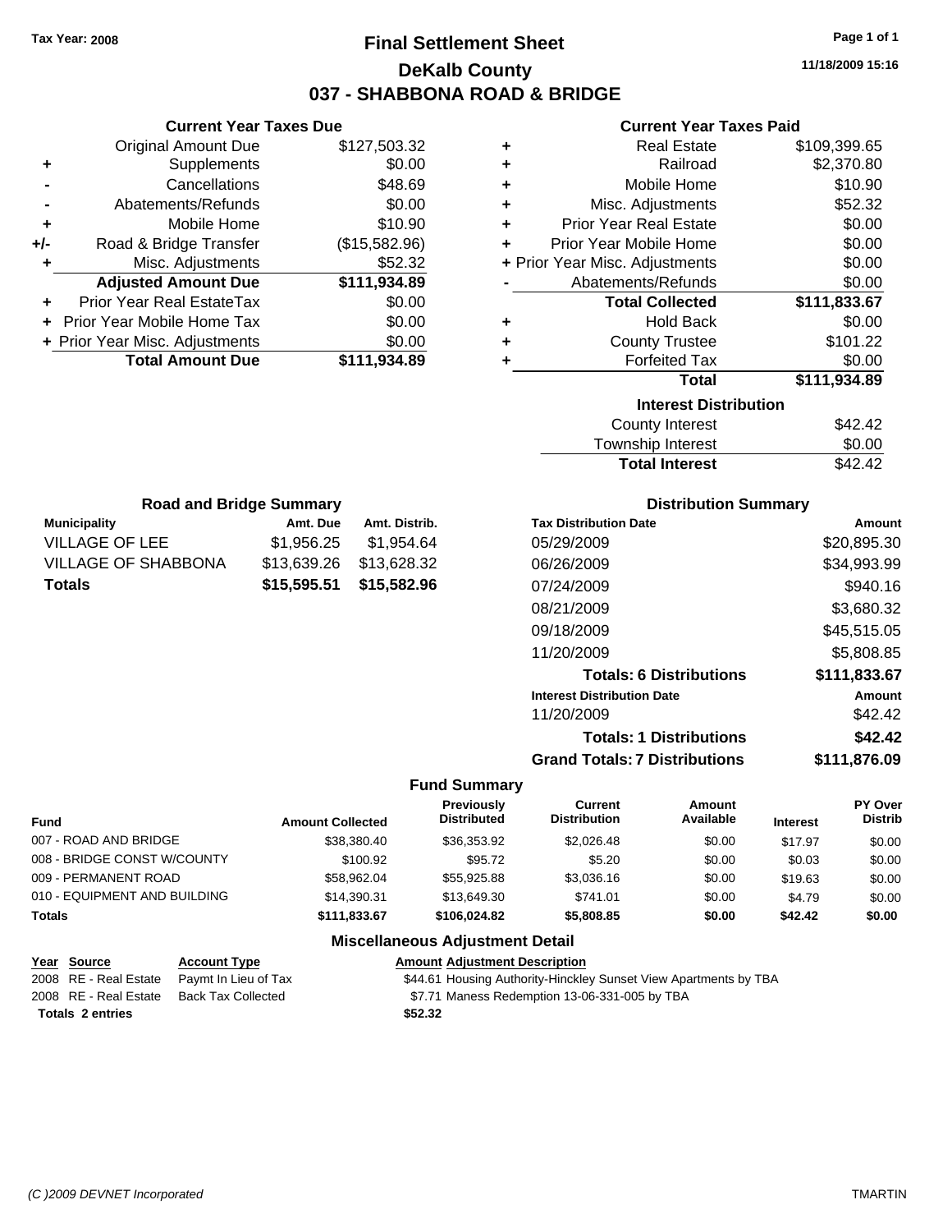Tax Year: 2008

# Final Settlement Sheet

## DeKalb County

## 037 - SHABBONA ROAD & BRIDGE

11/18/2009 15:16

### Current Year Taxes Due

| | | |
|---|---|---|
| | Original Amount Due | $127,503.32 |
| + | Supplements | $0.00 |
| - | Cancellations | $48.69 |
| - | Abatements/Refunds | $0.00 |
| + | Mobile Home | $10.90 |
| +/- | Road & Bridge Transfer | ($15,582.96) |
| + | Misc. Adjustments | $52.32 |
| | **Adjusted Amount Due** | **$111,934.89** |
| + | Prior Year Real EstateTax | $0.00 |
| + | Prior Year Mobile Home Tax | $0.00 |
| + | Prior Year Misc. Adjustments | $0.00 |
| | **Total Amount Due** | **$111,934.89** |

### Current Year Taxes Paid

| | | |
|---|---|---|
| + | Real Estate | $109,399.65 |
| + | Railroad | $2,370.80 |
| + | Mobile Home | $10.90 |
| + | Misc. Adjustments | $52.32 |
| + | Prior Year Real Estate | $0.00 |
| + | Prior Year Mobile Home | $0.00 |
| + | Prior Year Misc. Adjustments | $0.00 |
| - | Abatements/Refunds | $0.00 |
| | **Total Collected** | **$111,833.67** |
| + | Hold Back | $0.00 |
| + | County Trustee | $101.22 |
| + | Forfeited Tax | $0.00 |
| | **Total** | **$111,934.89** |

### Interest Distribution

| | |
|---|---|
| County Interest | $42.42 |
| Township Interest | $0.00 |
| **Total Interest** | **$42.42** |

### Road and Bridge Summary

| Municipality | Amt. Due | Amt. Distrib. |
|---|---|---|
| VILLAGE OF LEE | $1,956.25 | $1,954.64 |
| VILLAGE OF SHABBONA | $13,639.26 | $13,628.32 |
| **Totals** | **$15,595.51** | **$15,582.96** |

### Distribution Summary

| Tax Distribution Date | Amount |
|---|---|
| 05/29/2009 | $20,895.30 |
| 06/26/2009 | $34,993.99 |
| 07/24/2009 | $940.16 |
| 08/21/2009 | $3,680.32 |
| 09/18/2009 | $45,515.05 |
| 11/20/2009 | $5,808.85 |
| **Totals: 6 Distributions** | **$111,833.67** |
| **Interest Distribution Date** | **Amount** |
| 11/20/2009 | $42.42 |
| **Totals: 1 Distributions** | **$42.42** |
| **Grand Totals: 7 Distributions** | **$111,876.09** |

### Fund Summary

| Fund | Amount Collected | Previously Distributed | Current Distribution | Amount Available | Interest | PY Over Distrib |
|---|---|---|---|---|---|---|
| 007 - ROAD AND BRIDGE | $38,380.40 | $36,353.92 | $2,026.48 | $0.00 | $17.97 | $0.00 |
| 008 - BRIDGE CONST W/COUNTY | $100.92 | $95.72 | $5.20 | $0.00 | $0.03 | $0.00 |
| 009 - PERMANENT ROAD | $58,962.04 | $55,925.88 | $3,036.16 | $0.00 | $19.63 | $0.00 |
| 010 - EQUIPMENT AND BUILDING | $14,390.31 | $13,649.30 | $741.01 | $0.00 | $4.79 | $0.00 |
| **Totals** | **$111,833.67** | **$106,024.82** | **$5,808.85** | **$0.00** | **$42.42** | **$0.00** |

### Miscellaneous Adjustment Detail

| Year | Source | Account Type | Amount | Adjustment Description |
|---|---|---|---|---|
| 2008 | RE - Real Estate | Paymt In Lieu of Tax | $44.61 | Housing Authority-Hinckley Sunset View Apartments by TBA |
| 2008 | RE - Real Estate | Back Tax Collected | $7.71 | Maness Redemption 13-06-331-005 by TBA |
| **Totals 2 entries** | | | **$52.32** | |

(C )2009 DEVNET Incorporated TMARTIN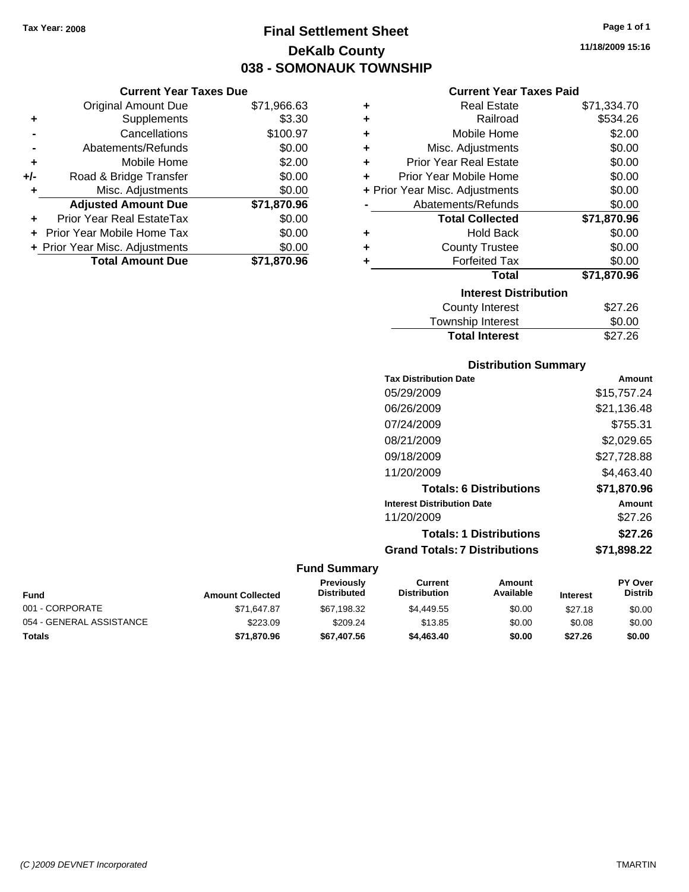Tax Year: 2008

# Final Settlement Sheet

## DeKalb County

## 038 - SOMONAUK TOWNSHIP

11/18/2009 15:16

### Current Year Taxes Due

| | | |
|---|---|---|
| | Original Amount Due | $71,966.63 |
| + | Supplements | $3.30 |
| - | Cancellations | $100.97 |
| - | Abatements/Refunds | $0.00 |
| + | Mobile Home | $2.00 |
| +/- | Road & Bridge Transfer | $0.00 |
| + | Misc. Adjustments | $0.00 |
| | **Adjusted Amount Due** | **$71,870.96** |
| + | Prior Year Real EstateTax | $0.00 |
| + | Prior Year Mobile Home Tax | $0.00 |
| + | Prior Year Misc. Adjustments | $0.00 |
| | **Total Amount Due** | **$71,870.96** |

### Current Year Taxes Paid

| | | |
|---|---|---|
| + | Real Estate | $71,334.70 |
| + | Railroad | $534.26 |
| + | Mobile Home | $2.00 |
| + | Misc. Adjustments | $0.00 |
| + | Prior Year Real Estate | $0.00 |
| + | Prior Year Mobile Home | $0.00 |
| + | Prior Year Misc. Adjustments | $0.00 |
| - | Abatements/Refunds | $0.00 |
| | **Total Collected** | **$71,870.96** |
| + | Hold Back | $0.00 |
| + | County Trustee | $0.00 |
| + | Forfeited Tax | $0.00 |
| | **Total** | **$71,870.96** |

### Interest Distribution

| | |
|---|---|
| County Interest | $27.26 |
| Township Interest | $0.00 |
| **Total Interest** | $27.26 |

### Distribution Summary

| Tax Distribution Date | Amount |
|---|---|
| 05/29/2009 | $15,757.24 |
| 06/26/2009 | $21,136.48 |
| 07/24/2009 | $755.31 |
| 08/21/2009 | $2,029.65 |
| 09/18/2009 | $27,728.88 |
| 11/20/2009 | $4,463.40 |
| **Totals: 6 Distributions** | **$71,870.96** |
| **Interest Distribution Date** | **Amount** |
| 11/20/2009 | $27.26 |
| **Totals: 1 Distributions** | **$27.26** |
| **Grand Totals: 7 Distributions** | **$71,898.22** |

### Fund Summary

| Fund | Amount Collected | Previously Distributed | Current Distribution | Amount Available | Interest | PY Over Distrib |
|---|---|---|---|---|---|---|
| 001 - CORPORATE | $71,647.87 | $67,198.32 | $4,449.55 | $0.00 | $27.18 | $0.00 |
| 054 - GENERAL ASSISTANCE | $223.09 | $209.24 | $13.85 | $0.00 | $0.08 | $0.00 |
| **Totals** | **$71,870.96** | **$67,407.56** | **$4,463.40** | **$0.00** | **$27.26** | **$0.00** |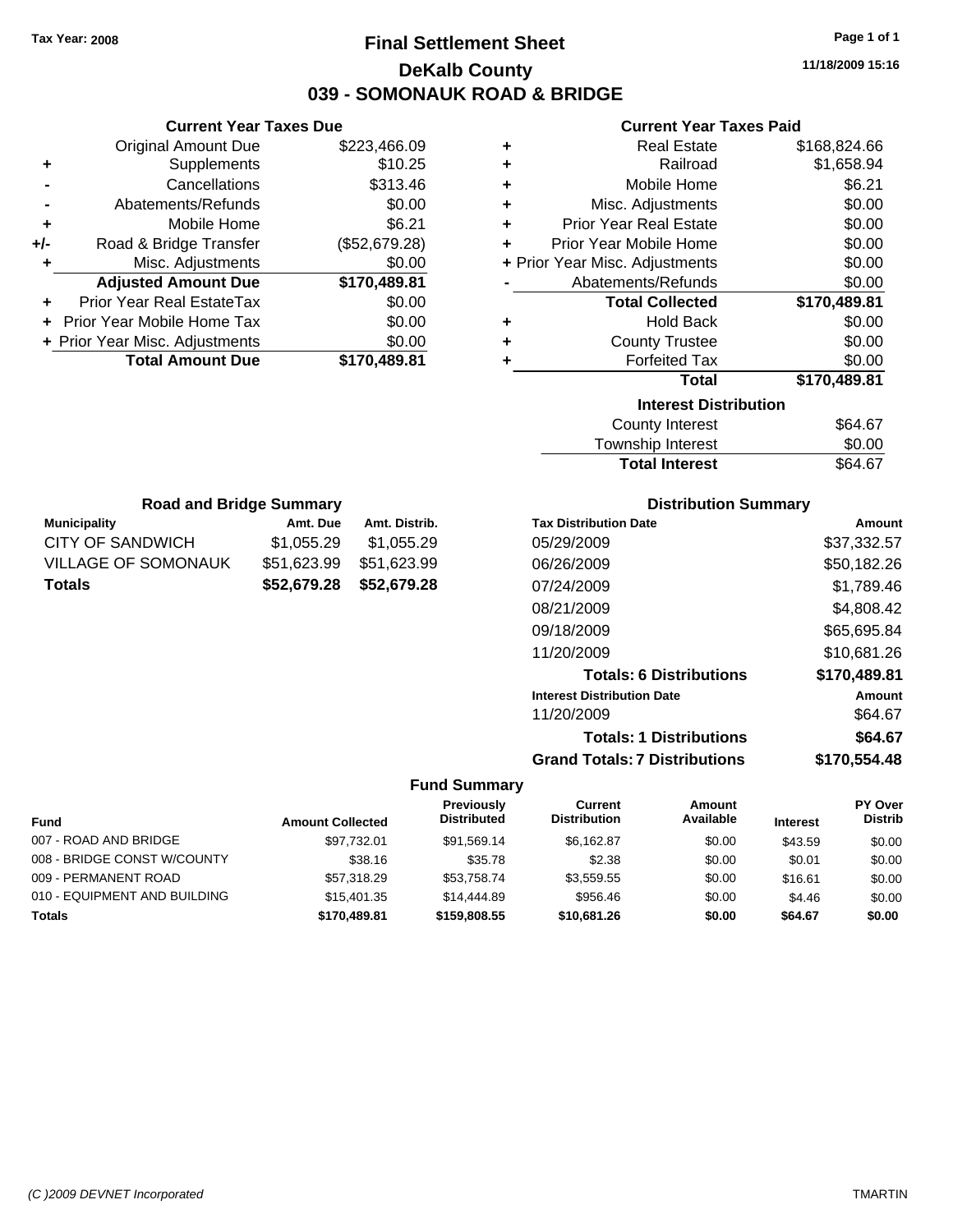Tax Year: 2008

# Final Settlement Sheet

## DeKalb County

## 039 - SOMONAUK ROAD & BRIDGE

11/18/2009 15:16

### Current Year Taxes Due

| | | |
|---|---|---|
| | Original Amount Due | $223,466.09 |
| + | Supplements | $10.25 |
| - | Cancellations | $313.46 |
| - | Abatements/Refunds | $0.00 |
| + | Mobile Home | $6.21 |
| +/- | Road & Bridge Transfer | ($52,679.28) |
| + | Misc. Adjustments | $0.00 |
| | **Adjusted Amount Due** | **$170,489.81** |
| + | Prior Year Real EstateTax | $0.00 |
| + | Prior Year Mobile Home Tax | $0.00 |
| + | Prior Year Misc. Adjustments | $0.00 |
| | **Total Amount Due** | **$170,489.81** |

### Current Year Taxes Paid

| | | |
|---|---|---|
| + | Real Estate | $168,824.66 |
| + | Railroad | $1,658.94 |
| + | Mobile Home | $6.21 |
| + | Misc. Adjustments | $0.00 |
| + | Prior Year Real Estate | $0.00 |
| + | Prior Year Mobile Home | $0.00 |
| + | Prior Year Misc. Adjustments | $0.00 |
| - | Abatements/Refunds | $0.00 |
| | **Total Collected** | **$170,489.81** |
| + | Hold Back | $0.00 |
| + | County Trustee | $0.00 |
| + | Forfeited Tax | $0.00 |
| | **Total** | **$170,489.81** |

### Interest Distribution

| | |
|---|---|
| County Interest | $64.67 |
| Township Interest | $0.00 |
| **Total Interest** | $64.67 |

### Road and Bridge Summary

| Municipality | Amt. Due | Amt. Distrib. |
|---|---|---|
| CITY OF SANDWICH | $1,055.29 | $1,055.29 |
| VILLAGE OF SOMONAUK | $51,623.99 | $51,623.99 |
| **Totals** | **$52,679.28** | **$52,679.28** |

### Distribution Summary

| Tax Distribution Date | Amount |
|---|---|
| 05/29/2009 | $37,332.57 |
| 06/26/2009 | $50,182.26 |
| 07/24/2009 | $1,789.46 |
| 08/21/2009 | $4,808.42 |
| 09/18/2009 | $65,695.84 |
| 11/20/2009 | $10,681.26 |
| **Totals: 6 Distributions** | **$170,489.81** |
| **Interest Distribution Date** | **Amount** |
| 11/20/2009 | $64.67 |
| **Totals: 1 Distributions** | **$64.67** |
| **Grand Totals: 7 Distributions** | **$170,554.48** |

### Fund Summary

| Fund | Amount Collected | Previously Distributed | Current Distribution | Amount Available | Interest | PY Over Distrib |
|---|---|---|---|---|---|---|
| 007 - ROAD AND BRIDGE | $97,732.01 | $91,569.14 | $6,162.87 | $0.00 | $43.59 | $0.00 |
| 008 - BRIDGE CONST W/COUNTY | $38.16 | $35.78 | $2.38 | $0.00 | $0.01 | $0.00 |
| 009 - PERMANENT ROAD | $57,318.29 | $53,758.74 | $3,559.55 | $0.00 | $16.61 | $0.00 |
| 010 - EQUIPMENT AND BUILDING | $15,401.35 | $14,444.89 | $956.46 | $0.00 | $4.46 | $0.00 |
| **Totals** | **$170,489.81** | **$159,808.55** | **$10,681.26** | **$0.00** | **$64.67** | **$0.00** |

(C )2009 DEVNET Incorporated TMARTIN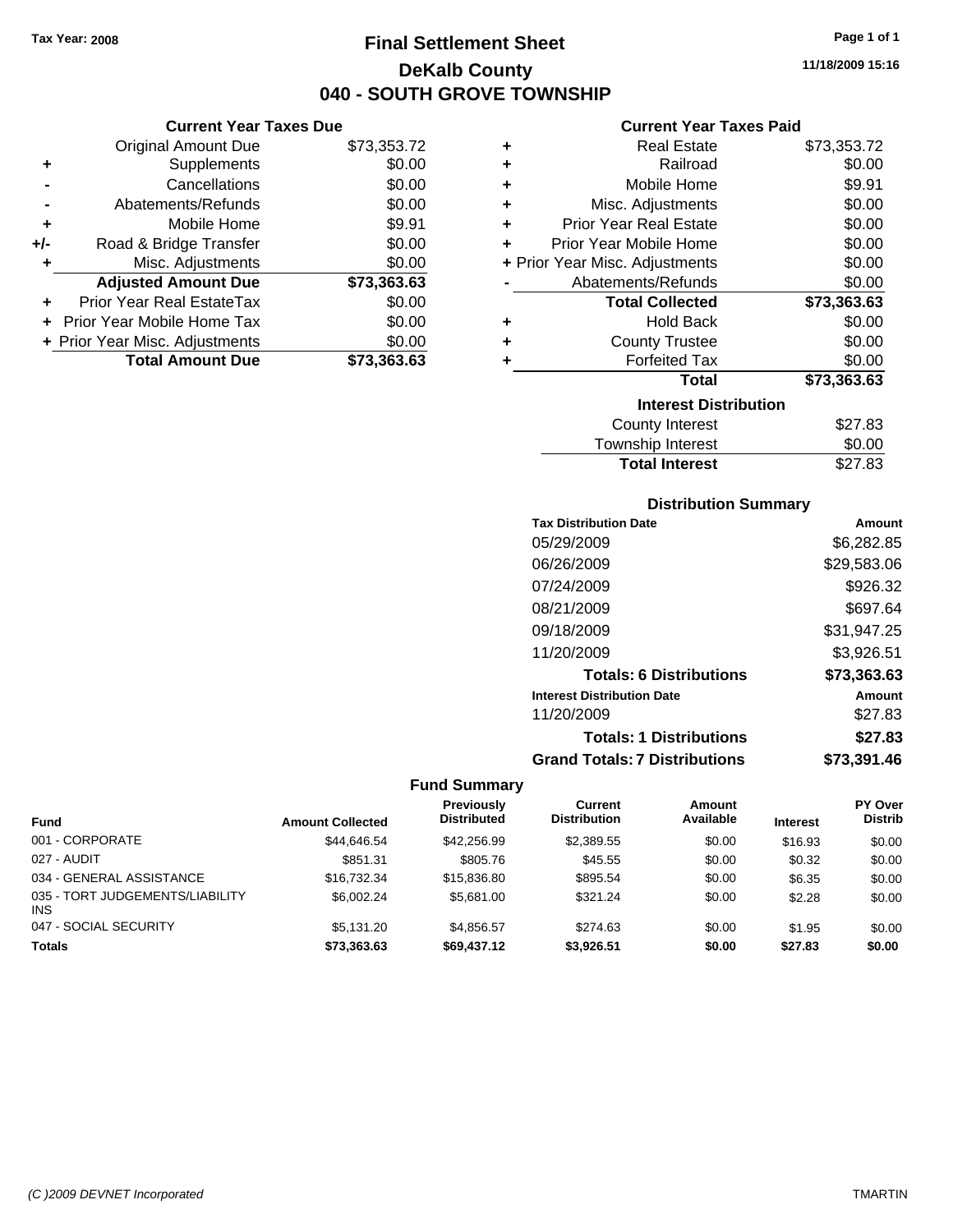Tax Year: 2008

# Final Settlement Sheet

## DeKalb County

## 040 - SOUTH GROVE TOWNSHIP

11/18/2009 15:16

### Current Year Taxes Due

| | | |
|---|---|---|
| | Original Amount Due | $73,353.72 |
| + | Supplements | $0.00 |
| - | Cancellations | $0.00 |
| - | Abatements/Refunds | $0.00 |
| + | Mobile Home | $9.91 |
| +/- | Road & Bridge Transfer | $0.00 |
| + | Misc. Adjustments | $0.00 |
| | **Adjusted Amount Due** | **$73,363.63** |
| + | Prior Year Real EstateTax | $0.00 |
| + | Prior Year Mobile Home Tax | $0.00 |
| + | Prior Year Misc. Adjustments | $0.00 |
| | **Total Amount Due** | **$73,363.63** |

### Current Year Taxes Paid

| | | |
|---|---|---|
| + | Real Estate | $73,353.72 |
| + | Railroad | $0.00 |
| + | Mobile Home | $9.91 |
| + | Misc. Adjustments | $0.00 |
| + | Prior Year Real Estate | $0.00 |
| + | Prior Year Mobile Home | $0.00 |
| + | Prior Year Misc. Adjustments | $0.00 |
| - | Abatements/Refunds | $0.00 |
| | **Total Collected** | **$73,363.63** |
| + | Hold Back | $0.00 |
| + | County Trustee | $0.00 |
| + | Forfeited Tax | $0.00 |
| | **Total** | **$73,363.63** |

### Interest Distribution

| | |
|---|---|
| County Interest | $27.83 |
| Township Interest | $0.00 |
| **Total Interest** | $27.83 |

### Distribution Summary

| Tax Distribution Date | Amount |
|---|---|
| 05/29/2009 | $6,282.85 |
| 06/26/2009 | $29,583.06 |
| 07/24/2009 | $926.32 |
| 08/21/2009 | $697.64 |
| 09/18/2009 | $31,947.25 |
| 11/20/2009 | $3,926.51 |
| **Totals: 6 Distributions** | **$73,363.63** |
| **Interest Distribution Date** | **Amount** |
| 11/20/2009 | $27.83 |
| **Totals: 1 Distributions** | **$27.83** |
| **Grand Totals: 7 Distributions** | **$73,391.46** |

### Fund Summary

| Fund | Amount Collected | Previously Distributed | Current Distribution | Amount Available | Interest | PY Over Distrib |
|---|---|---|---|---|---|---|
| 001 - CORPORATE | $44,646.54 | $42,256.99 | $2,389.55 | $0.00 | $16.93 | $0.00 |
| 027 - AUDIT | $851.31 | $805.76 | $45.55 | $0.00 | $0.32 | $0.00 |
| 034 - GENERAL ASSISTANCE | $16,732.34 | $15,836.80 | $895.54 | $0.00 | $6.35 | $0.00 |
| 035 - TORT JUDGEMENTS/LIABILITY INS | $6,002.24 | $5,681.00 | $321.24 | $0.00 | $2.28 | $0.00 |
| 047 - SOCIAL SECURITY | $5,131.20 | $4,856.57 | $274.63 | $0.00 | $1.95 | $0.00 |
| **Totals** | **$73,363.63** | **$69,437.12** | **$3,926.51** | **$0.00** | **$27.83** | **$0.00** |

(C )2009 DEVNET Incorporated TMARTIN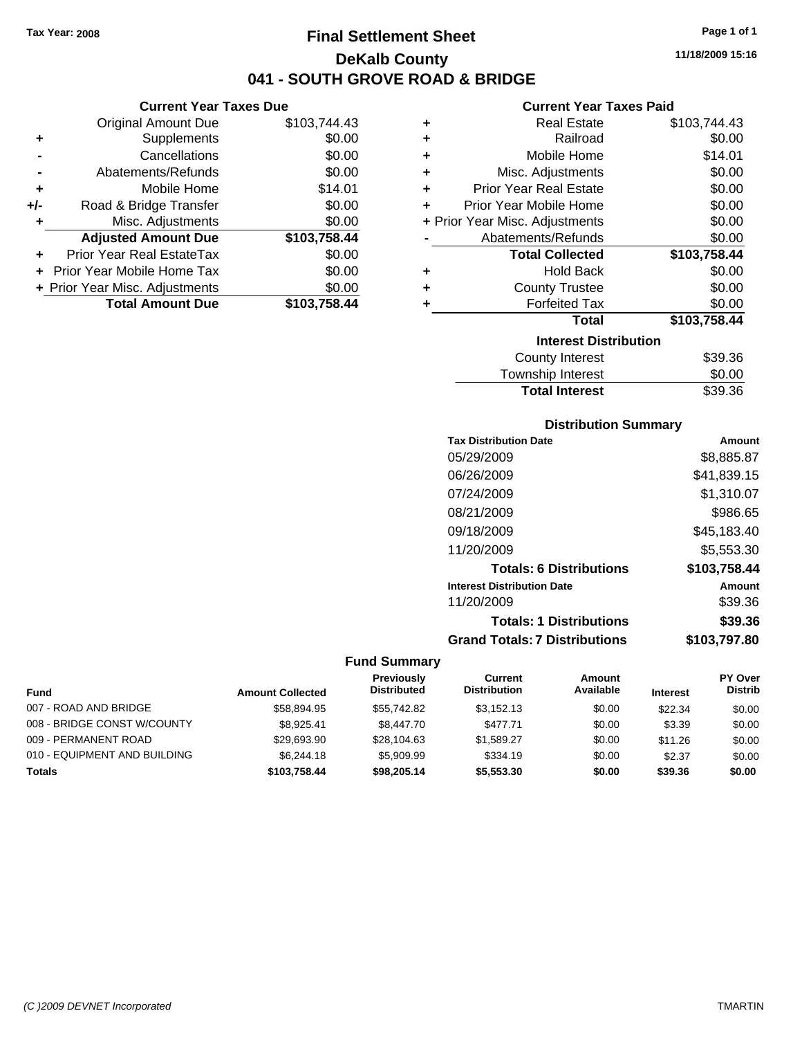Tax Year: 2008

# Final Settlement Sheet

## DeKalb County

## 041 - SOUTH GROVE ROAD & BRIDGE

11/18/2009 15:16

### Current Year Taxes Due

| | | |
|---|---|---|
| | Original Amount Due | $103,744.43 |
| + | Supplements | $0.00 |
| - | Cancellations | $0.00 |
| - | Abatements/Refunds | $0.00 |
| + | Mobile Home | $14.01 |
| +/- | Road & Bridge Transfer | $0.00 |
| + | Misc. Adjustments | $0.00 |
| | **Adjusted Amount Due** | **$103,758.44** |
| + | Prior Year Real EstateTax | $0.00 |
| + | Prior Year Mobile Home Tax | $0.00 |
| + | Prior Year Misc. Adjustments | $0.00 |
| | **Total Amount Due** | **$103,758.44** |

### Current Year Taxes Paid

| | | |
|---|---|---|
| + | Real Estate | $103,744.43 |
| + | Railroad | $0.00 |
| + | Mobile Home | $14.01 |
| + | Misc. Adjustments | $0.00 |
| + | Prior Year Real Estate | $0.00 |
| + | Prior Year Mobile Home | $0.00 |
| + | Prior Year Misc. Adjustments | $0.00 |
| - | Abatements/Refunds | $0.00 |
| | **Total Collected** | **$103,758.44** |
| + | Hold Back | $0.00 |
| + | County Trustee | $0.00 |
| + | Forfeited Tax | $0.00 |
| | **Total** | **$103,758.44** |

### Interest Distribution

| | |
|---|---|
| County Interest | $39.36 |
| Township Interest | $0.00 |
| **Total Interest** | $39.36 |

### Distribution Summary

| Tax Distribution Date | Amount |
|---|---|
| 05/29/2009 | $8,885.87 |
| 06/26/2009 | $41,839.15 |
| 07/24/2009 | $1,310.07 |
| 08/21/2009 | $986.65 |
| 09/18/2009 | $45,183.40 |
| 11/20/2009 | $5,553.30 |
| **Totals: 6 Distributions** | **$103,758.44** |
| **Interest Distribution Date** | **Amount** |
| 11/20/2009 | $39.36 |
| **Totals: 1 Distributions** | **$39.36** |
| **Grand Totals: 7 Distributions** | **$103,797.80** |

### Fund Summary

| Fund | Amount Collected | Previously Distributed | Current Distribution | Amount Available | Interest | PY Over Distrib |
|---|---|---|---|---|---|---|
| 007 - ROAD AND BRIDGE | $58,894.95 | $55,742.82 | $3,152.13 | $0.00 | $22.34 | $0.00 |
| 008 - BRIDGE CONST W/COUNTY | $8,925.41 | $8,447.70 | $477.71 | $0.00 | $3.39 | $0.00 |
| 009 - PERMANENT ROAD | $29,693.90 | $28,104.63 | $1,589.27 | $0.00 | $11.26 | $0.00 |
| 010 - EQUIPMENT AND BUILDING | $6,244.18 | $5,909.99 | $334.19 | $0.00 | $2.37 | $0.00 |
| **Totals** | **$103,758.44** | **$98,205.14** | **$5,553.30** | **$0.00** | **$39.36** | **$0.00** |

(C )2009 DEVNET Incorporated TMARTIN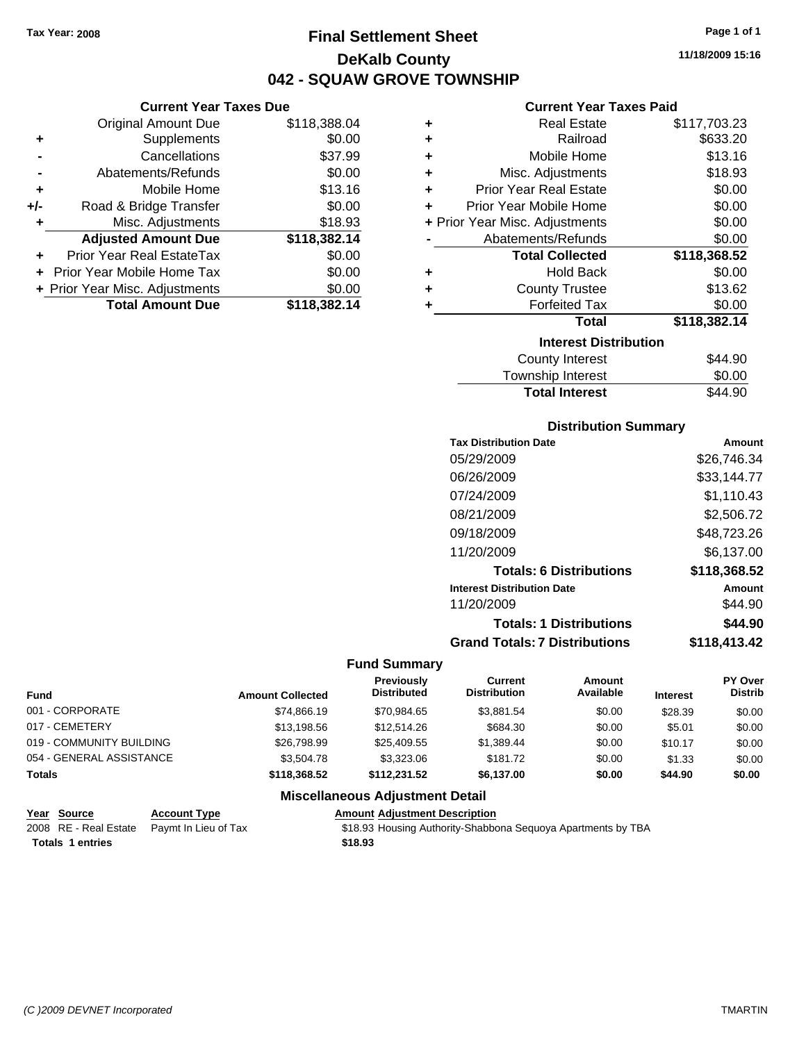Tax Year: 2008

# Final Settlement Sheet

## DeKalb County

## 042 - SQUAW GROVE TOWNSHIP

11/18/2009 15:16

### Current Year Taxes Due

| | | |
|---|---|---|
| | Original Amount Due | $118,388.04 |
| + | Supplements | $0.00 |
| - | Cancellations | $37.99 |
| - | Abatements/Refunds | $0.00 |
| + | Mobile Home | $13.16 |
| +/- | Road & Bridge Transfer | $0.00 |
| + | Misc. Adjustments | $18.93 |
| | **Adjusted Amount Due** | **$118,382.14** |
| + | Prior Year Real EstateTax | $0.00 |
| + | Prior Year Mobile Home Tax | $0.00 |
| + | Prior Year Misc. Adjustments | $0.00 |
| | **Total Amount Due** | **$118,382.14** |

### Current Year Taxes Paid

| | | |
|---|---|---|
| + | Real Estate | $117,703.23 |
| + | Railroad | $633.20 |
| + | Mobile Home | $13.16 |
| + | Misc. Adjustments | $18.93 |
| + | Prior Year Real Estate | $0.00 |
| + | Prior Year Mobile Home | $0.00 |
| + | Prior Year Misc. Adjustments | $0.00 |
| - | Abatements/Refunds | $0.00 |
| | **Total Collected** | **$118,368.52** |
| + | Hold Back | $0.00 |
| + | County Trustee | $13.62 |
| + | Forfeited Tax | $0.00 |
| | **Total** | **$118,382.14** |

### Interest Distribution

| | |
|---|---|
| County Interest | $44.90 |
| Township Interest | $0.00 |
| **Total Interest** | $44.90 |

### Distribution Summary

| Tax Distribution Date | Amount |
|---|---|
| 05/29/2009 | $26,746.34 |
| 06/26/2009 | $33,144.77 |
| 07/24/2009 | $1,110.43 |
| 08/21/2009 | $2,506.72 |
| 09/18/2009 | $48,723.26 |
| 11/20/2009 | $6,137.00 |
| **Totals: 6 Distributions** | **$118,368.52** |
| **Interest Distribution Date** | **Amount** |
| 11/20/2009 | $44.90 |
| **Totals: 1 Distributions** | **$44.90** |
| **Grand Totals: 7 Distributions** | **$118,413.42** |

### Fund Summary

| Fund | Amount Collected | Previously Distributed | Current Distribution | Amount Available | Interest | PY Over Distrib |
|---|---|---|---|---|---|---|
| 001 - CORPORATE | $74,866.19 | $70,984.65 | $3,881.54 | $0.00 | $28.39 | $0.00 |
| 017 - CEMETERY | $13,198.56 | $12,514.26 | $684.30 | $0.00 | $5.01 | $0.00 |
| 019 - COMMUNITY BUILDING | $26,798.99 | $25,409.55 | $1,389.44 | $0.00 | $10.17 | $0.00 |
| 054 - GENERAL ASSISTANCE | $3,504.78 | $3,323.06 | $181.72 | $0.00 | $1.33 | $0.00 |
| **Totals** | **$118,368.52** | **$112,231.52** | **$6,137.00** | **$0.00** | **$44.90** | **$0.00** |

### Miscellaneous Adjustment Detail

| Year | Source | Account Type | Amount | Adjustment Description |
|---|---|---|---|---|
| 2008 | RE - Real Estate | Paymt In Lieu of Tax | $18.93 | Housing Authority-Shabbona Sequoya Apartments by TBA |
| **Totals 1 entries** | | | **$18.93** | |

(C )2009 DEVNET Incorporated TMARTIN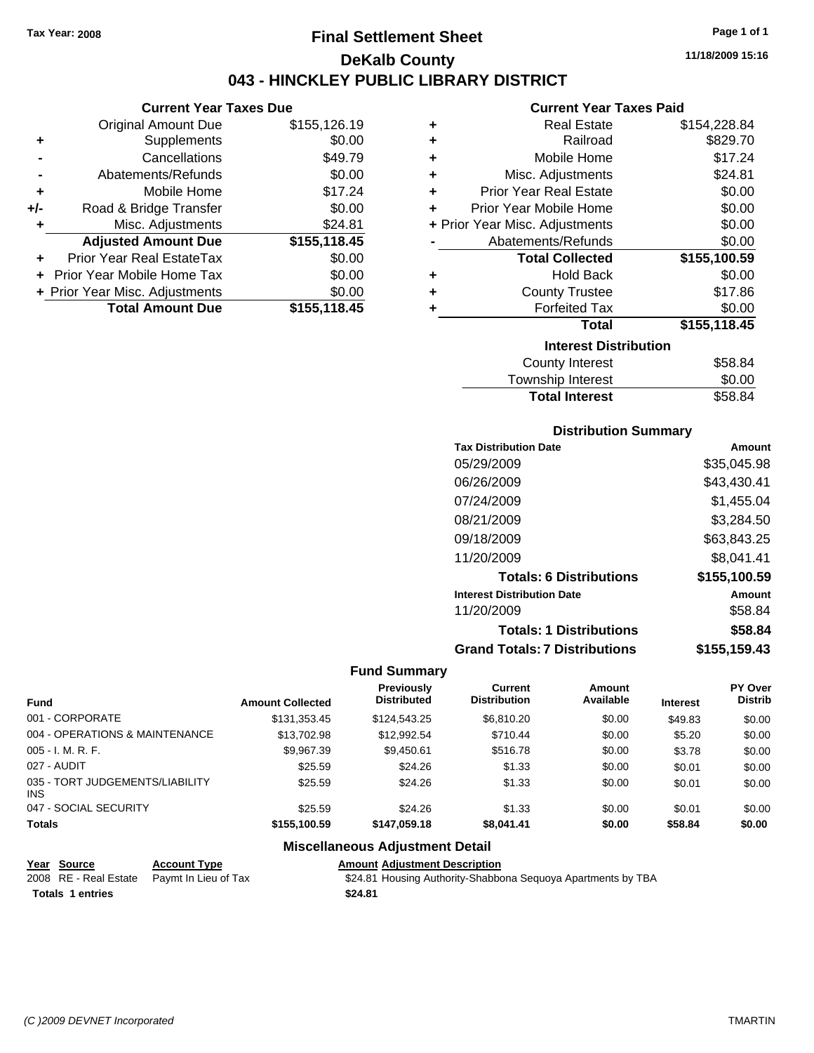Tax Year: 2008

# Final Settlement Sheet

## DeKalb County

## 043 - HINCKLEY PUBLIC LIBRARY DISTRICT

11/18/2009 15:16

### Current Year Taxes Due

| | | |
|---|---|---|
| | Original Amount Due | $155,126.19 |
| + | Supplements | $0.00 |
| - | Cancellations | $49.79 |
| - | Abatements/Refunds | $0.00 |
| + | Mobile Home | $17.24 |
| +/- | Road & Bridge Transfer | $0.00 |
| + | Misc. Adjustments | $24.81 |
| | **Adjusted Amount Due** | **$155,118.45** |
| + | Prior Year Real EstateTax | $0.00 |
| + | Prior Year Mobile Home Tax | $0.00 |
| + | Prior Year Misc. Adjustments | $0.00 |
| | **Total Amount Due** | **$155,118.45** |

### Current Year Taxes Paid

| | | |
|---|---|---|
| + | Real Estate | $154,228.84 |
| + | Railroad | $829.70 |
| + | Mobile Home | $17.24 |
| + | Misc. Adjustments | $24.81 |
| + | Prior Year Real Estate | $0.00 |
| + | Prior Year Mobile Home | $0.00 |
| + | Prior Year Misc. Adjustments | $0.00 |
| - | Abatements/Refunds | $0.00 |
| | **Total Collected** | **$155,100.59** |
| + | Hold Back | $0.00 |
| + | County Trustee | $17.86 |
| + | Forfeited Tax | $0.00 |
| | **Total** | **$155,118.45** |

### Interest Distribution

| | |
|---|---|
| County Interest | $58.84 |
| Township Interest | $0.00 |
| **Total Interest** | $58.84 |

### Distribution Summary

| Tax Distribution Date | Amount |
|---|---|
| 05/29/2009 | $35,045.98 |
| 06/26/2009 | $43,430.41 |
| 07/24/2009 | $1,455.04 |
| 08/21/2009 | $3,284.50 |
| 09/18/2009 | $63,843.25 |
| 11/20/2009 | $8,041.41 |
| **Totals: 6 Distributions** | **$155,100.59** |
| **Interest Distribution Date** | **Amount** |
| 11/20/2009 | $58.84 |
| **Totals: 1 Distributions** | **$58.84** |
| **Grand Totals: 7 Distributions** | **$155,159.43** |

### Fund Summary

| Fund | Amount Collected | Previously Distributed | Current Distribution | Amount Available | Interest | PY Over Distrib |
|---|---|---|---|---|---|---|
| 001 - CORPORATE | $131,353.45 | $124,543.25 | $6,810.20 | $0.00 | $49.83 | $0.00 |
| 004 - OPERATIONS & MAINTENANCE | $13,702.98 | $12,992.54 | $710.44 | $0.00 | $5.20 | $0.00 |
| 005 - I. M. R. F. | $9,967.39 | $9,450.61 | $516.78 | $0.00 | $3.78 | $0.00 |
| 027 - AUDIT | $25.59 | $24.26 | $1.33 | $0.00 | $0.01 | $0.00 |
| 035 - TORT JUDGEMENTS/LIABILITY INS | $25.59 | $24.26 | $1.33 | $0.00 | $0.01 | $0.00 |
| 047 - SOCIAL SECURITY | $25.59 | $24.26 | $1.33 | $0.00 | $0.01 | $0.00 |
| **Totals** | **$155,100.59** | **$147,059.18** | **$8,041.41** | **$0.00** | **$58.84** | **$0.00** |

### Miscellaneous Adjustment Detail

| Year | Source | Account Type | Amount | Adjustment Description |
|---|---|---|---|---|
| 2008 | RE - Real Estate | Paymt In Lieu of Tax | $24.81 | Housing Authority-Shabbona Sequoya Apartments by TBA |
| **Totals 1 entries** | | | **$24.81** | |

(C )2009 DEVNET Incorporated

TMARTIN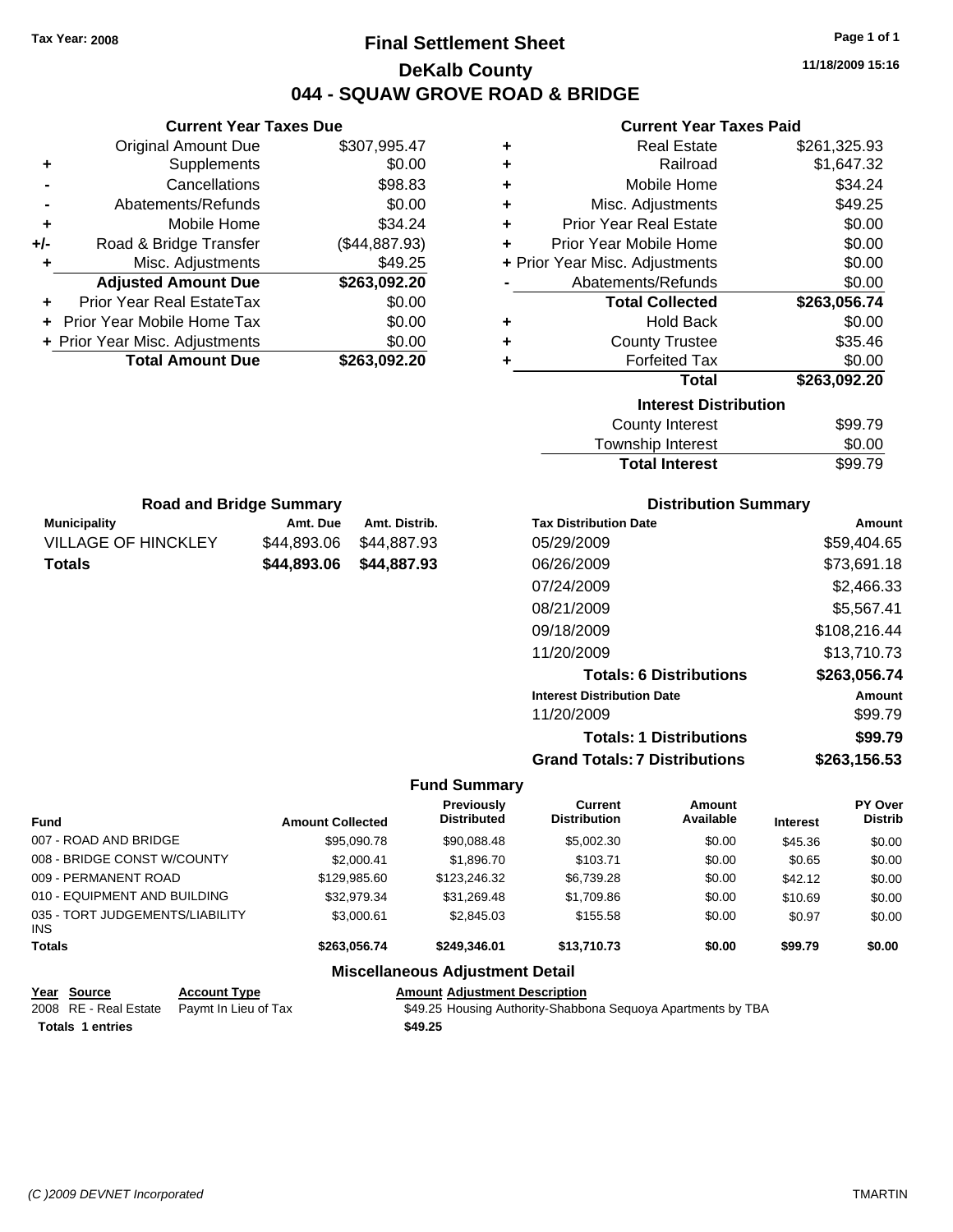Tax Year: 2008

# Final Settlement Sheet

## DeKalb County

## 044 - SQUAW GROVE ROAD & BRIDGE

11/18/2009 15:16

### Current Year Taxes Due

| | | |
|---|---|---|
| | Original Amount Due | $307,995.47 |
| + | Supplements | $0.00 |
| - | Cancellations | $98.83 |
| - | Abatements/Refunds | $0.00 |
| + | Mobile Home | $34.24 |
| +/- | Road & Bridge Transfer | ($44,887.93) |
| + | Misc. Adjustments | $49.25 |
| | **Adjusted Amount Due** | **$263,092.20** |
| + | Prior Year Real EstateTax | $0.00 |
| + | Prior Year Mobile Home Tax | $0.00 |
| + | Prior Year Misc. Adjustments | $0.00 |
| | **Total Amount Due** | **$263,092.20** |

### Current Year Taxes Paid

| | | |
|---|---|---|
| + | Real Estate | $261,325.93 |
| + | Railroad | $1,647.32 |
| + | Mobile Home | $34.24 |
| + | Misc. Adjustments | $49.25 |
| + | Prior Year Real Estate | $0.00 |
| + | Prior Year Mobile Home | $0.00 |
| + | Prior Year Misc. Adjustments | $0.00 |
| - | Abatements/Refunds | $0.00 |
| | **Total Collected** | **$263,056.74** |
| + | Hold Back | $0.00 |
| + | County Trustee | $35.46 |
| + | Forfeited Tax | $0.00 |
| | **Total** | **$263,092.20** |

### Interest Distribution

| | |
|---|---|
| County Interest | $99.79 |
| Township Interest | $0.00 |
| **Total Interest** | $99.79 |

### Road and Bridge Summary

| Municipality | Amt. Due | Amt. Distrib. |
|---|---|---|
| VILLAGE OF HINCKLEY | $44,893.06 | $44,887.93 |
| **Totals** | **$44,893.06** | **$44,887.93** |

### Distribution Summary

| Tax Distribution Date | Amount |
|---|---|
| 05/29/2009 | $59,404.65 |
| 06/26/2009 | $73,691.18 |
| 07/24/2009 | $2,466.33 |
| 08/21/2009 | $5,567.41 |
| 09/18/2009 | $108,216.44 |
| 11/20/2009 | $13,710.73 |
| **Totals: 6 Distributions** | **$263,056.74** |
| **Interest Distribution Date** | **Amount** |
| 11/20/2009 | $99.79 |
| **Totals: 1 Distributions** | **$99.79** |
| **Grand Totals: 7 Distributions** | **$263,156.53** |

### Fund Summary

| Fund | Amount Collected | Previously Distributed | Current Distribution | Amount Available | Interest | PY Over Distrib |
|---|---|---|---|---|---|---|
| 007 - ROAD AND BRIDGE | $95,090.78 | $90,088.48 | $5,002.30 | $0.00 | $45.36 | $0.00 |
| 008 - BRIDGE CONST W/COUNTY | $2,000.41 | $1,896.70 | $103.71 | $0.00 | $0.65 | $0.00 |
| 009 - PERMANENT ROAD | $129,985.60 | $123,246.32 | $6,739.28 | $0.00 | $42.12 | $0.00 |
| 010 - EQUIPMENT AND BUILDING | $32,979.34 | $31,269.48 | $1,709.86 | $0.00 | $10.69 | $0.00 |
| 035 - TORT JUDGEMENTS/LIABILITY INS | $3,000.61 | $2,845.03 | $155.58 | $0.00 | $0.97 | $0.00 |
| **Totals** | **$263,056.74** | **$249,346.01** | **$13,710.73** | **$0.00** | **$99.79** | **$0.00** |

### Miscellaneous Adjustment Detail

| Year | Source | Account Type | Amount | Adjustment Description |
|---|---|---|---|---|
| 2008 | RE - Real Estate | Paymt In Lieu of Tax | $49.25 | Housing Authority-Shabbona Sequoya Apartments by TBA |
| **Totals** | **1 entries** | | **$49.25** | |

(C )2009 DEVNET Incorporated — TMARTIN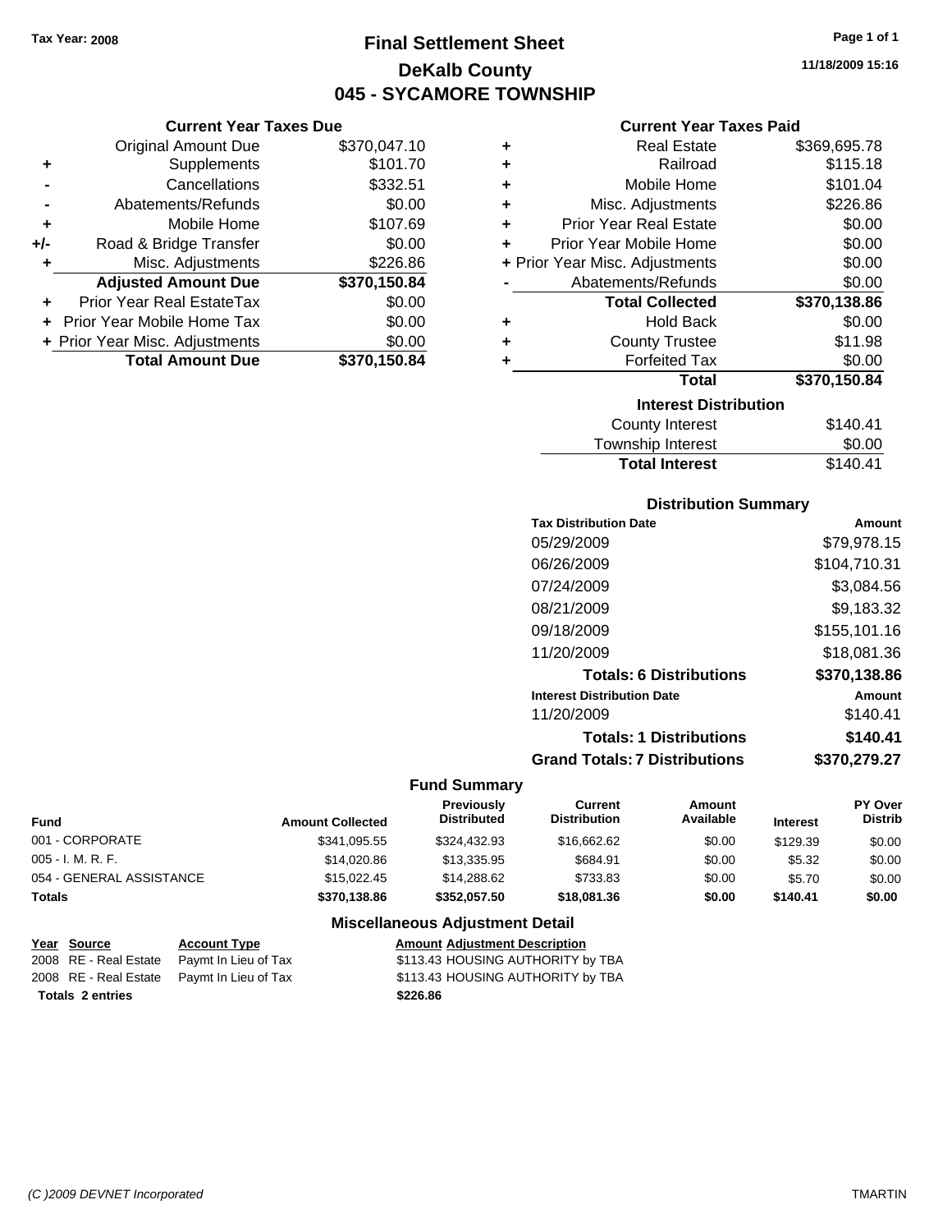Tax Year: 2008

# Final Settlement Sheet
## DeKalb County
## 045 - SYCAMORE TOWNSHIP

11/18/2009 15:16

### Current Year Taxes Due

| | | |
|---|---|---|
| | Original Amount Due | $370,047.10 |
| + | Supplements | $101.70 |
| - | Cancellations | $332.51 |
| - | Abatements/Refunds | $0.00 |
| + | Mobile Home | $107.69 |
| +/- | Road & Bridge Transfer | $0.00 |
| + | Misc. Adjustments | $226.86 |
| | **Adjusted Amount Due** | **$370,150.84** |
| + | Prior Year Real EstateTax | $0.00 |
| + | Prior Year Mobile Home Tax | $0.00 |
| + | Prior Year Misc. Adjustments | $0.00 |
| | **Total Amount Due** | **$370,150.84** |

### Current Year Taxes Paid

| | | |
|---|---|---|
| + | Real Estate | $369,695.78 |
| + | Railroad | $115.18 |
| + | Mobile Home | $101.04 |
| + | Misc. Adjustments | $226.86 |
| + | Prior Year Real Estate | $0.00 |
| + | Prior Year Mobile Home | $0.00 |
| + | Prior Year Misc. Adjustments | $0.00 |
| - | Abatements/Refunds | $0.00 |
| | **Total Collected** | **$370,138.86** |
| + | Hold Back | $0.00 |
| + | County Trustee | $11.98 |
| + | Forfeited Tax | $0.00 |
| | **Total** | **$370,150.84** |

### Interest Distribution

| | |
|---|---|
| County Interest | $140.41 |
| Township Interest | $0.00 |
| **Total Interest** | $140.41 |

### Distribution Summary

| Tax Distribution Date | Amount |
|---|---|
| 05/29/2009 | $79,978.15 |
| 06/26/2009 | $104,710.31 |
| 07/24/2009 | $3,084.56 |
| 08/21/2009 | $9,183.32 |
| 09/18/2009 | $155,101.16 |
| 11/20/2009 | $18,081.36 |
| **Totals: 6 Distributions** | **$370,138.86** |
| **Interest Distribution Date** | **Amount** |
| 11/20/2009 | $140.41 |
| **Totals: 1 Distributions** | **$140.41** |
| **Grand Totals: 7 Distributions** | **$370,279.27** |

### Fund Summary

| Fund | Amount Collected | Previously Distributed | Current Distribution | Amount Available | Interest | PY Over Distrib |
|---|---|---|---|---|---|---|
| 001 - CORPORATE | $341,095.55 | $324,432.93 | $16,662.62 | $0.00 | $129.39 | $0.00 |
| 005 - I. M. R. F. | $14,020.86 | $13,335.95 | $684.91 | $0.00 | $5.32 | $0.00 |
| 054 - GENERAL ASSISTANCE | $15,022.45 | $14,288.62 | $733.83 | $0.00 | $5.70 | $0.00 |
| **Totals** | **$370,138.86** | **$352,057.50** | **$18,081.36** | **$0.00** | **$140.41** | **$0.00** |

### Miscellaneous Adjustment Detail

| Year | Source | Account Type | Amount | Adjustment Description |
|---|---|---|---|---|
| 2008 | RE - Real Estate | Paymt In Lieu of Tax | $113.43 | HOUSING AUTHORITY by TBA |
| 2008 | RE - Real Estate | Paymt In Lieu of Tax | $113.43 | HOUSING AUTHORITY by TBA |
| **Totals** | **2 entries** | | **$226.86** | |

(C )2009 DEVNET Incorporated

TMARTIN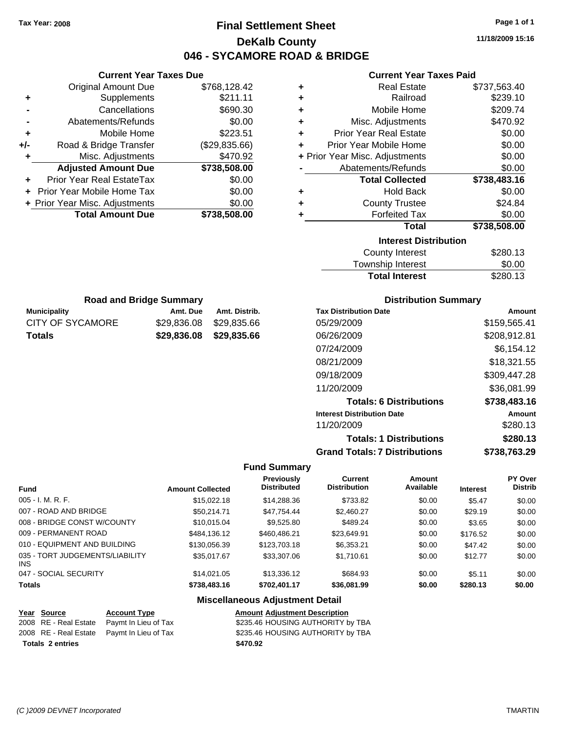Tax Year: 2008

# Final Settlement Sheet

## DeKalb County

## 046 - SYCAMORE ROAD & BRIDGE

11/18/2009 15:16

### Current Year Taxes Due

| | | |
|---|---|---|
| | Original Amount Due | $768,128.42 |
| + | Supplements | $211.11 |
| - | Cancellations | $690.30 |
| - | Abatements/Refunds | $0.00 |
| + | Mobile Home | $223.51 |
| +/- | Road & Bridge Transfer | ($29,835.66) |
| + | Misc. Adjustments | $470.92 |
| | **Adjusted Amount Due** | **$738,508.00** |
| + | Prior Year Real EstateTax | $0.00 |
| + | Prior Year Mobile Home Tax | $0.00 |
| + | Prior Year Misc. Adjustments | $0.00 |
| | **Total Amount Due** | **$738,508.00** |

### Current Year Taxes Paid

| | | |
|---|---|---|
| + | Real Estate | $737,563.40 |
| + | Railroad | $239.10 |
| + | Mobile Home | $209.74 |
| + | Misc. Adjustments | $470.92 |
| + | Prior Year Real Estate | $0.00 |
| + | Prior Year Mobile Home | $0.00 |
| + | Prior Year Misc. Adjustments | $0.00 |
| - | Abatements/Refunds | $0.00 |
| | **Total Collected** | **$738,483.16** |
| + | Hold Back | $0.00 |
| + | County Trustee | $24.84 |
| + | Forfeited Tax | $0.00 |
| | **Total** | **$738,508.00** |

### Interest Distribution

| | |
|---|---|
| County Interest | $280.13 |
| Township Interest | $0.00 |
| **Total Interest** | $280.13 |

### Road and Bridge Summary

| Municipality | Amt. Due | Amt. Distrib. |
|---|---|---|
| CITY OF SYCAMORE | $29,836.08 | $29,835.66 |
| **Totals** | **$29,836.08** | **$29,835.66** |

### Distribution Summary

| Tax Distribution Date | Amount |
|---|---|
| 05/29/2009 | $159,565.41 |
| 06/26/2009 | $208,912.81 |
| 07/24/2009 | $6,154.12 |
| 08/21/2009 | $18,321.55 |
| 09/18/2009 | $309,447.28 |
| 11/20/2009 | $36,081.99 |
| **Totals: 6 Distributions** | **$738,483.16** |
| **Interest Distribution Date** | **Amount** |
| 11/20/2009 | $280.13 |
| **Totals: 1 Distributions** | **$280.13** |
| **Grand Totals: 7 Distributions** | **$738,763.29** |

### Fund Summary

| Fund | Amount Collected | Previously Distributed | Current Distribution | Amount Available | Interest | PY Over Distrib |
|---|---|---|---|---|---|---|
| 005 - I. M. R. F. | $15,022.18 | $14,288.36 | $733.82 | $0.00 | $5.47 | $0.00 |
| 007 - ROAD AND BRIDGE | $50,214.71 | $47,754.44 | $2,460.27 | $0.00 | $29.19 | $0.00 |
| 008 - BRIDGE CONST W/COUNTY | $10,015.04 | $9,525.80 | $489.24 | $0.00 | $3.65 | $0.00 |
| 009 - PERMANENT ROAD | $484,136.12 | $460,486.21 | $23,649.91 | $0.00 | $176.52 | $0.00 |
| 010 - EQUIPMENT AND BUILDING | $130,056.39 | $123,703.18 | $6,353.21 | $0.00 | $47.42 | $0.00 |
| 035 - TORT JUDGEMENTS/LIABILITY INS | $35,017.67 | $33,307.06 | $1,710.61 | $0.00 | $12.77 | $0.00 |
| 047 - SOCIAL SECURITY | $14,021.05 | $13,336.12 | $684.93 | $0.00 | $5.11 | $0.00 |
| **Totals** | **$738,483.16** | **$702,401.17** | **$36,081.99** | **$0.00** | **$280.13** | **$0.00** |

### Miscellaneous Adjustment Detail

| Year | Source | Account Type | Amount | Adjustment Description |
|---|---|---|---|---|
| 2008 | RE - Real Estate | Paymt In Lieu of Tax | $235.46 | HOUSING AUTHORITY by TBA |
| 2008 | RE - Real Estate | Paymt In Lieu of Tax | $235.46 | HOUSING AUTHORITY by TBA |
| **Totals** | **2 entries** | | **$470.92** | |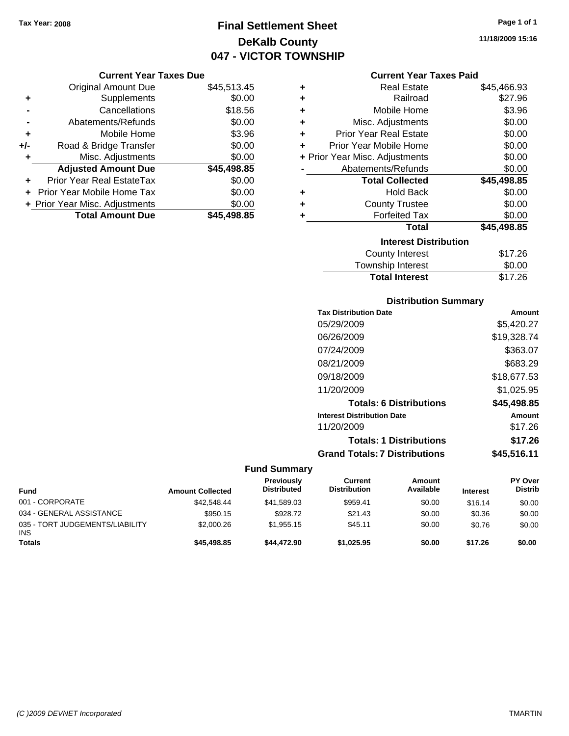Tax Year: 2008

# Final Settlement Sheet
## DeKalb County
## 047 - VICTOR TOWNSHIP

11/18/2009 15:16

### Current Year Taxes Due

| | | |
|---|---|---|
| | Original Amount Due | $45,513.45 |
| + | Supplements | $0.00 |
| - | Cancellations | $18.56 |
| - | Abatements/Refunds | $0.00 |
| + | Mobile Home | $3.96 |
| +/- | Road & Bridge Transfer | $0.00 |
| + | Misc. Adjustments | $0.00 |
| | **Adjusted Amount Due** | **$45,498.85** |
| + | Prior Year Real EstateTax | $0.00 |
| + | Prior Year Mobile Home Tax | $0.00 |
| + | Prior Year Misc. Adjustments | $0.00 |
| | **Total Amount Due** | **$45,498.85** |

### Current Year Taxes Paid

| | | |
|---|---|---|
| + | Real Estate | $45,466.93 |
| + | Railroad | $27.96 |
| + | Mobile Home | $3.96 |
| + | Misc. Adjustments | $0.00 |
| + | Prior Year Real Estate | $0.00 |
| + | Prior Year Mobile Home | $0.00 |
| + | Prior Year Misc. Adjustments | $0.00 |
| - | Abatements/Refunds | $0.00 |
| | **Total Collected** | **$45,498.85** |
| + | Hold Back | $0.00 |
| + | County Trustee | $0.00 |
| + | Forfeited Tax | $0.00 |
| | **Total** | **$45,498.85** |

### Interest Distribution

| | |
|---|---|
| County Interest | $17.26 |
| Township Interest | $0.00 |
| **Total Interest** | $17.26 |

### Distribution Summary

| Tax Distribution Date | Amount |
|---|---|
| 05/29/2009 | $5,420.27 |
| 06/26/2009 | $19,328.74 |
| 07/24/2009 | $363.07 |
| 08/21/2009 | $683.29 |
| 09/18/2009 | $18,677.53 |
| 11/20/2009 | $1,025.95 |
| **Totals: 6 Distributions** | **$45,498.85** |
| **Interest Distribution Date** | **Amount** |
| 11/20/2009 | $17.26 |
| **Totals: 1 Distributions** | **$17.26** |
| **Grand Totals: 7 Distributions** | **$45,516.11** |

### Fund Summary

| Fund | Amount Collected | Previously Distributed | Current Distribution | Amount Available | Interest | PY Over Distrib |
|---|---|---|---|---|---|---|
| 001 - CORPORATE | $42,548.44 | $41,589.03 | $959.41 | $0.00 | $16.14 | $0.00 |
| 034 - GENERAL ASSISTANCE | $950.15 | $928.72 | $21.43 | $0.00 | $0.36 | $0.00 |
| 035 - TORT JUDGEMENTS/LIABILITY INS | $2,000.26 | $1,955.15 | $45.11 | $0.00 | $0.76 | $0.00 |
| **Totals** | **$45,498.85** | **$44,472.90** | **$1,025.95** | **$0.00** | **$17.26** | **$0.00** |

(C )2009 DEVNET Incorporated — TMARTIN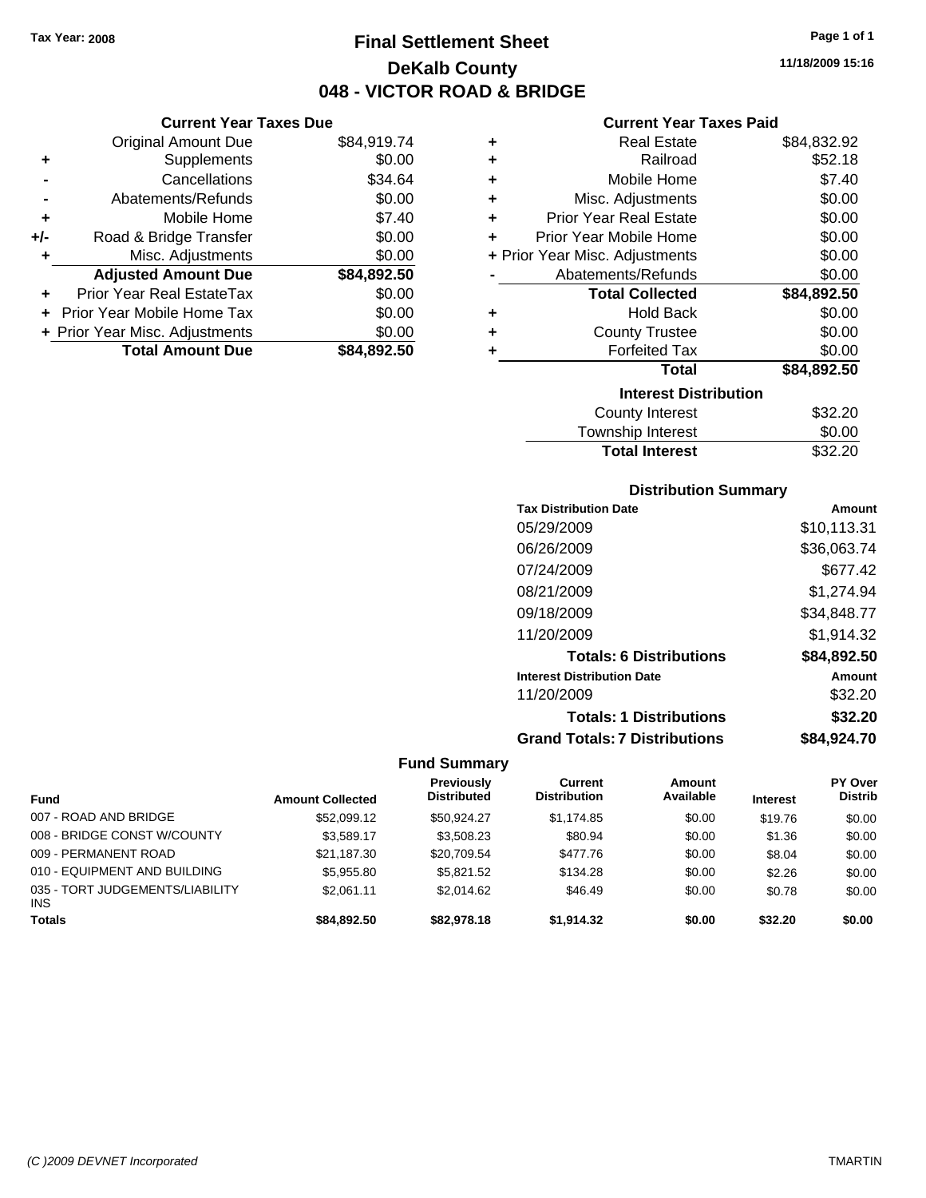Tax Year: 2008

# Final Settlement Sheet
## DeKalb County
## 048 - VICTOR ROAD & BRIDGE

11/18/2009 15:16

### Current Year Taxes Due

| | | |
|---|---|---|
| | Original Amount Due | $84,919.74 |
| + | Supplements | $0.00 |
| - | Cancellations | $34.64 |
| - | Abatements/Refunds | $0.00 |
| + | Mobile Home | $7.40 |
| +/- | Road & Bridge Transfer | $0.00 |
| + | Misc. Adjustments | $0.00 |
| | **Adjusted Amount Due** | **$84,892.50** |
| + | Prior Year Real EstateTax | $0.00 |
| + | Prior Year Mobile Home Tax | $0.00 |
| + | Prior Year Misc. Adjustments | $0.00 |
| | **Total Amount Due** | **$84,892.50** |

### Current Year Taxes Paid

| | | |
|---|---|---|
| + | Real Estate | $84,832.92 |
| + | Railroad | $52.18 |
| + | Mobile Home | $7.40 |
| + | Misc. Adjustments | $0.00 |
| + | Prior Year Real Estate | $0.00 |
| + | Prior Year Mobile Home | $0.00 |
| + | Prior Year Misc. Adjustments | $0.00 |
| - | Abatements/Refunds | $0.00 |
| | **Total Collected** | **$84,892.50** |
| + | Hold Back | $0.00 |
| + | County Trustee | $0.00 |
| + | Forfeited Tax | $0.00 |
| | **Total** | **$84,892.50** |

### Interest Distribution

| | |
|---|---|
| County Interest | $32.20 |
| Township Interest | $0.00 |
| **Total Interest** | $32.20 |

### Distribution Summary

| Tax Distribution Date | Amount |
|---|---|
| 05/29/2009 | $10,113.31 |
| 06/26/2009 | $36,063.74 |
| 07/24/2009 | $677.42 |
| 08/21/2009 | $1,274.94 |
| 09/18/2009 | $34,848.77 |
| 11/20/2009 | $1,914.32 |
| **Totals: 6 Distributions** | **$84,892.50** |
| **Interest Distribution Date** | **Amount** |
| 11/20/2009 | $32.20 |
| **Totals: 1 Distributions** | **$32.20** |
| **Grand Totals: 7 Distributions** | **$84,924.70** |

### Fund Summary

| Fund | Amount Collected | Previously Distributed | Current Distribution | Amount Available | Interest | PY Over Distrib |
|---|---|---|---|---|---|---|
| 007 - ROAD AND BRIDGE | $52,099.12 | $50,924.27 | $1,174.85 | $0.00 | $19.76 | $0.00 |
| 008 - BRIDGE CONST W/COUNTY | $3,589.17 | $3,508.23 | $80.94 | $0.00 | $1.36 | $0.00 |
| 009 - PERMANENT ROAD | $21,187.30 | $20,709.54 | $477.76 | $0.00 | $8.04 | $0.00 |
| 010 - EQUIPMENT AND BUILDING | $5,955.80 | $5,821.52 | $134.28 | $0.00 | $2.26 | $0.00 |
| 035 - TORT JUDGEMENTS/LIABILITY INS | $2,061.11 | $2,014.62 | $46.49 | $0.00 | $0.78 | $0.00 |
| **Totals** | **$84,892.50** | **$82,978.18** | **$1,914.32** | **$0.00** | **$32.20** | **$0.00** |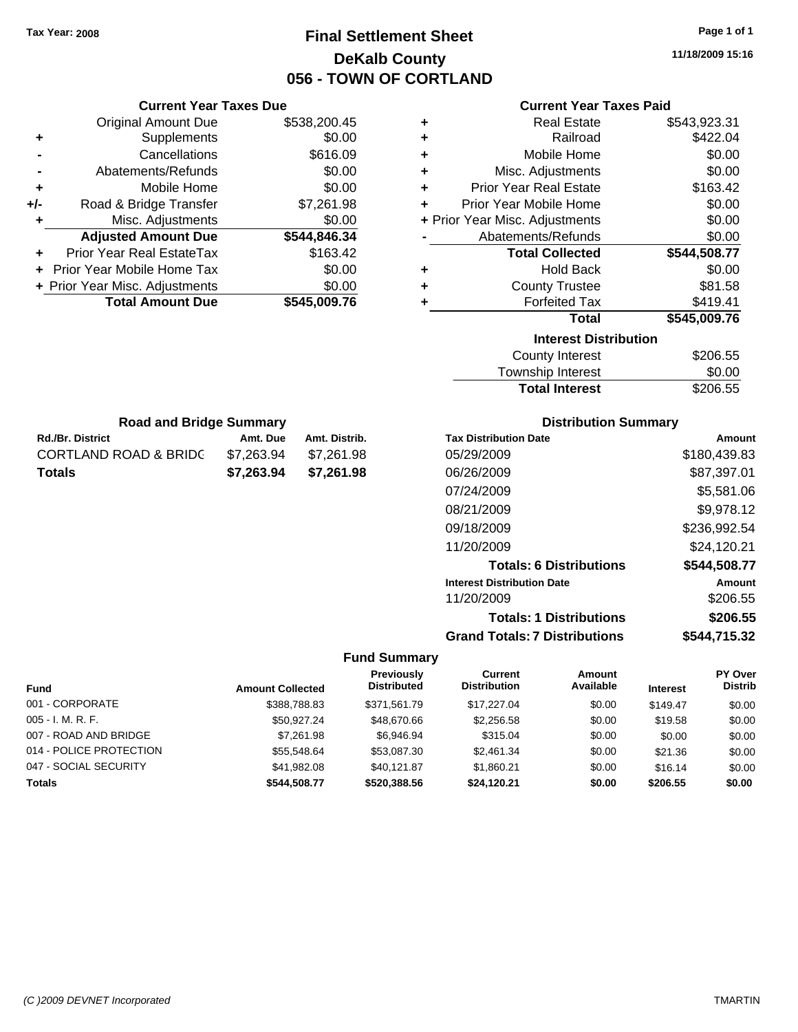Tax Year: 2008

# Final Settlement Sheet
## DeKalb County
## 056 - TOWN OF CORTLAND

11/18/2009 15:16

### Current Year Taxes Due

| | | |
|---|---|---|
| | Original Amount Due | $538,200.45 |
| + | Supplements | $0.00 |
| - | Cancellations | $616.09 |
| - | Abatements/Refunds | $0.00 |
| + | Mobile Home | $0.00 |
| +/- | Road & Bridge Transfer | $7,261.98 |
| + | Misc. Adjustments | $0.00 |
| | **Adjusted Amount Due** | **$544,846.34** |
| + | Prior Year Real EstateTax | $163.42 |
| + | Prior Year Mobile Home Tax | $0.00 |
| + | Prior Year Misc. Adjustments | $0.00 |
| | **Total Amount Due** | **$545,009.76** |

### Current Year Taxes Paid

| | | |
|---|---|---|
| + | Real Estate | $543,923.31 |
| + | Railroad | $422.04 |
| + | Mobile Home | $0.00 |
| + | Misc. Adjustments | $0.00 |
| + | Prior Year Real Estate | $163.42 |
| + | Prior Year Mobile Home | $0.00 |
| + | Prior Year Misc. Adjustments | $0.00 |
| - | Abatements/Refunds | $0.00 |
| | **Total Collected** | **$544,508.77** |
| + | Hold Back | $0.00 |
| + | County Trustee | $81.58 |
| + | Forfeited Tax | $419.41 |
| | **Total** | **$545,009.76** |

### Interest Distribution

| | |
|---|---|
| County Interest | $206.55 |
| Township Interest | $0.00 |
| **Total Interest** | $206.55 |

### Road and Bridge Summary

| Rd./Br. District | Amt. Due | Amt. Distrib. |
|---|---|---|
| CORTLAND ROAD & BRIDG | $7,263.94 | $7,261.98 |
| **Totals** | **$7,263.94** | **$7,261.98** |

### Distribution Summary

| Tax Distribution Date | Amount |
|---|---|
| 05/29/2009 | $180,439.83 |
| 06/26/2009 | $87,397.01 |
| 07/24/2009 | $5,581.06 |
| 08/21/2009 | $9,978.12 |
| 09/18/2009 | $236,992.54 |
| 11/20/2009 | $24,120.21 |
| **Totals: 6 Distributions** | **$544,508.77** |
| **Interest Distribution Date** | **Amount** |
| 11/20/2009 | $206.55 |
| **Totals: 1 Distributions** | **$206.55** |
| **Grand Totals: 7 Distributions** | **$544,715.32** |

### Fund Summary

| Fund | Amount Collected | Previously Distributed | Current Distribution | Amount Available | Interest | PY Over Distrib |
|---|---|---|---|---|---|---|
| 001 - CORPORATE | $388,788.83 | $371,561.79 | $17,227.04 | $0.00 | $149.47 | $0.00 |
| 005 - I. M. R. F. | $50,927.24 | $48,670.66 | $2,256.58 | $0.00 | $19.58 | $0.00 |
| 007 - ROAD AND BRIDGE | $7,261.98 | $6,946.94 | $315.04 | $0.00 | $0.00 | $0.00 |
| 014 - POLICE PROTECTION | $55,548.64 | $53,087.30 | $2,461.34 | $0.00 | $21.36 | $0.00 |
| 047 - SOCIAL SECURITY | $41,982.08 | $40,121.87 | $1,860.21 | $0.00 | $16.14 | $0.00 |
| **Totals** | **$544,508.77** | **$520,388.56** | **$24,120.21** | **$0.00** | **$206.55** | **$0.00** |

(C )2009 DEVNET Incorporated TMARTIN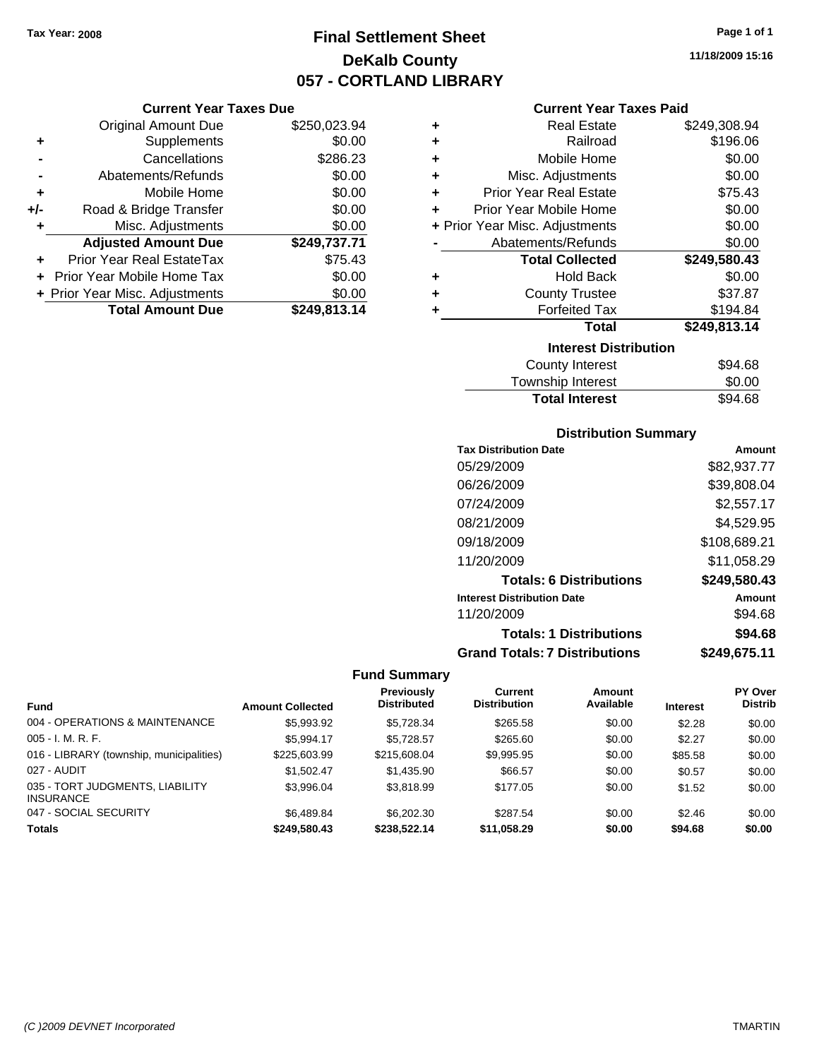Tax Year: 2008

# Final Settlement Sheet
## DeKalb County
## 057 - CORTLAND LIBRARY

11/18/2009 15:16

### Current Year Taxes Due

| | | |
|---|---|---|
| | Original Amount Due | $250,023.94 |
| + | Supplements | $0.00 |
| - | Cancellations | $286.23 |
| - | Abatements/Refunds | $0.00 |
| + | Mobile Home | $0.00 |
| +/- | Road & Bridge Transfer | $0.00 |
| + | Misc. Adjustments | $0.00 |
| | **Adjusted Amount Due** | **$249,737.71** |
| + | Prior Year Real EstateTax | $75.43 |
| + | Prior Year Mobile Home Tax | $0.00 |
| + | Prior Year Misc. Adjustments | $0.00 |
| | **Total Amount Due** | **$249,813.14** |

### Current Year Taxes Paid

| | | |
|---|---|---|
| + | Real Estate | $249,308.94 |
| + | Railroad | $196.06 |
| + | Mobile Home | $0.00 |
| + | Misc. Adjustments | $0.00 |
| + | Prior Year Real Estate | $75.43 |
| + | Prior Year Mobile Home | $0.00 |
| + | Prior Year Misc. Adjustments | $0.00 |
| - | Abatements/Refunds | $0.00 |
| | **Total Collected** | **$249,580.43** |
| + | Hold Back | $0.00 |
| + | County Trustee | $37.87 |
| + | Forfeited Tax | $194.84 |
| | **Total** | **$249,813.14** |

### Interest Distribution

| | |
|---|---|
| County Interest | $94.68 |
| Township Interest | $0.00 |
| **Total Interest** | $94.68 |

### Distribution Summary

| Tax Distribution Date | Amount |
|---|---|
| 05/29/2009 | $82,937.77 |
| 06/26/2009 | $39,808.04 |
| 07/24/2009 | $2,557.17 |
| 08/21/2009 | $4,529.95 |
| 09/18/2009 | $108,689.21 |
| 11/20/2009 | $11,058.29 |
| **Totals: 6 Distributions** | **$249,580.43** |
| **Interest Distribution Date** | **Amount** |
| 11/20/2009 | $94.68 |
| **Totals: 1 Distributions** | **$94.68** |
| **Grand Totals: 7 Distributions** | **$249,675.11** |

### Fund Summary

| Fund | Amount Collected | Previously Distributed | Current Distribution | Amount Available | Interest | PY Over Distrib |
|---|---|---|---|---|---|---|
| 004 - OPERATIONS & MAINTENANCE | $5,993.92 | $5,728.34 | $265.58 | $0.00 | $2.28 | $0.00 |
| 005 - I. M. R. F. | $5,994.17 | $5,728.57 | $265.60 | $0.00 | $2.27 | $0.00 |
| 016 - LIBRARY (township, municipalities) | $225,603.99 | $215,608.04 | $9,995.95 | $0.00 | $85.58 | $0.00 |
| 027 - AUDIT | $1,502.47 | $1,435.90 | $66.57 | $0.00 | $0.57 | $0.00 |
| 035 - TORT JUDGMENTS, LIABILITY INSURANCE | $3,996.04 | $3,818.99 | $177.05 | $0.00 | $1.52 | $0.00 |
| 047 - SOCIAL SECURITY | $6,489.84 | $6,202.30 | $287.54 | $0.00 | $2.46 | $0.00 |
| **Totals** | **$249,580.43** | **$238,522.14** | **$11,058.29** | **$0.00** | **$94.68** | **$0.00** |

(C )2009 DEVNET Incorporated TMARTIN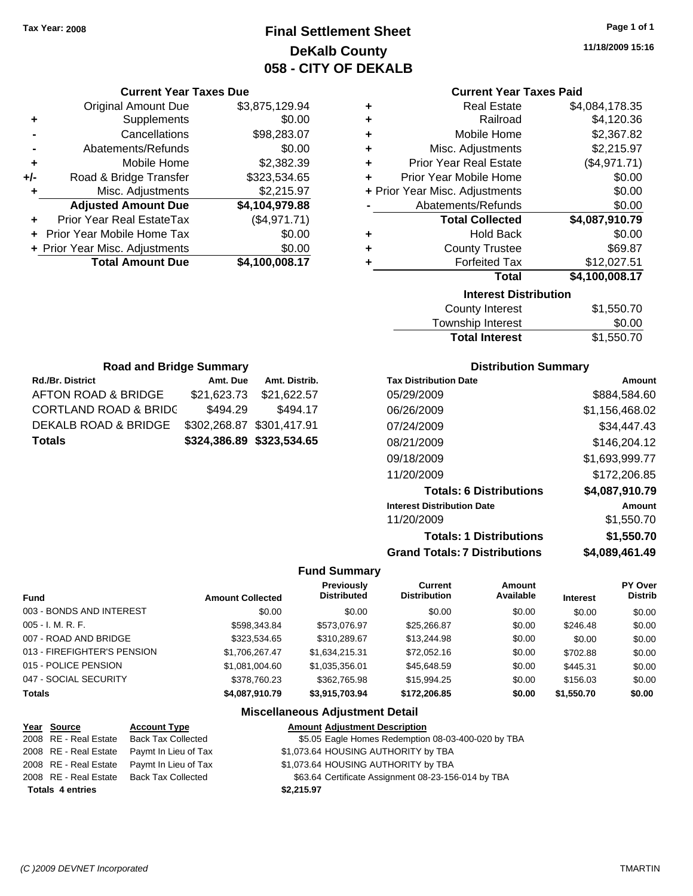Tax Year: 2008

# Final Settlement Sheet
## DeKalb County
## 058 - CITY OF DEKALB

11/18/2009 15:16

### Current Year Taxes Due

| | | |
|---|---|---|
| | Original Amount Due | $3,875,129.94 |
| + | Supplements | $0.00 |
| - | Cancellations | $98,283.07 |
| - | Abatements/Refunds | $0.00 |
| + | Mobile Home | $2,382.39 |
| +/- | Road & Bridge Transfer | $323,534.65 |
| + | Misc. Adjustments | $2,215.97 |
| | **Adjusted Amount Due** | **$4,104,979.88** |
| + | Prior Year Real EstateTax | ($4,971.71) |
| + | Prior Year Mobile Home Tax | $0.00 |
| + | Prior Year Misc. Adjustments | $0.00 |
| | **Total Amount Due** | **$4,100,008.17** |

### Current Year Taxes Paid

| | | |
|---|---|---|
| + | Real Estate | $4,084,178.35 |
| + | Railroad | $4,120.36 |
| + | Mobile Home | $2,367.82 |
| + | Misc. Adjustments | $2,215.97 |
| + | Prior Year Real Estate | ($4,971.71) |
| + | Prior Year Mobile Home | $0.00 |
| + | Prior Year Misc. Adjustments | $0.00 |
| - | Abatements/Refunds | $0.00 |
| | **Total Collected** | **$4,087,910.79** |
| + | Hold Back | $0.00 |
| + | County Trustee | $69.87 |
| + | Forfeited Tax | $12,027.51 |
| | **Total** | **$4,100,008.17** |

### Interest Distribution

| | |
|---|---|
| County Interest | $1,550.70 |
| Township Interest | $0.00 |
| **Total Interest** | $1,550.70 |

### Road and Bridge Summary

| Rd./Br. District | Amt. Due | Amt. Distrib. |
|---|---|---|
| AFTON ROAD & BRIDGE | $21,623.73 | $21,622.57 |
| CORTLAND ROAD & BRIDG | $494.29 | $494.17 |
| DEKALB ROAD & BRIDGE | $302,268.87 | $301,417.91 |
| **Totals** | **$324,386.89** | **$323,534.65** |

### Distribution Summary

| Tax Distribution Date | Amount |
|---|---|
| 05/29/2009 | $884,584.60 |
| 06/26/2009 | $1,156,468.02 |
| 07/24/2009 | $34,447.43 |
| 08/21/2009 | $146,204.12 |
| 09/18/2009 | $1,693,999.77 |
| 11/20/2009 | $172,206.85 |
| **Totals: 6 Distributions** | **$4,087,910.79** |
| **Interest Distribution Date** | **Amount** |
| 11/20/2009 | $1,550.70 |
| **Totals: 1 Distributions** | **$1,550.70** |
| **Grand Totals: 7 Distributions** | **$4,089,461.49** |

### Fund Summary

| Fund | Amount Collected | Previously Distributed | Current Distribution | Amount Available | Interest | PY Over Distrib |
|---|---|---|---|---|---|---|
| 003 - BONDS AND INTEREST | $0.00 | $0.00 | $0.00 | $0.00 | $0.00 | $0.00 |
| 005 - I. M. R. F. | $598,343.84 | $573,076.97 | $25,266.87 | $0.00 | $246.48 | $0.00 |
| 007 - ROAD AND BRIDGE | $323,534.65 | $310,289.67 | $13,244.98 | $0.00 | $0.00 | $0.00 |
| 013 - FIREFIGHTER'S PENSION | $1,706,267.47 | $1,634,215.31 | $72,052.16 | $0.00 | $702.88 | $0.00 |
| 015 - POLICE PENSION | $1,081,004.60 | $1,035,356.01 | $45,648.59 | $0.00 | $445.31 | $0.00 |
| 047 - SOCIAL SECURITY | $378,760.23 | $362,765.98 | $15,994.25 | $0.00 | $156.03 | $0.00 |
| **Totals** | **$4,087,910.79** | **$3,915,703.94** | **$172,206.85** | **$0.00** | **$1,550.70** | **$0.00** |

### Miscellaneous Adjustment Detail

| Year | Source | Account Type | Amount | Adjustment Description |
|---|---|---|---|---|
| 2008 | RE - Real Estate | Back Tax Collected | $5.05 | Eagle Homes Redemption 08-03-400-020 by TBA |
| 2008 | RE - Real Estate | Paymt In Lieu of Tax | $1,073.64 | HOUSING AUTHORITY by TBA |
| 2008 | RE - Real Estate | Paymt In Lieu of Tax | $1,073.64 | HOUSING AUTHORITY by TBA |
| 2008 | RE - Real Estate | Back Tax Collected | $63.64 | Certificate Assignment 08-23-156-014 by TBA |
| **Totals 4 entries** | | | **$2,215.97** | |

(C )2009 DEVNET Incorporated TMARTIN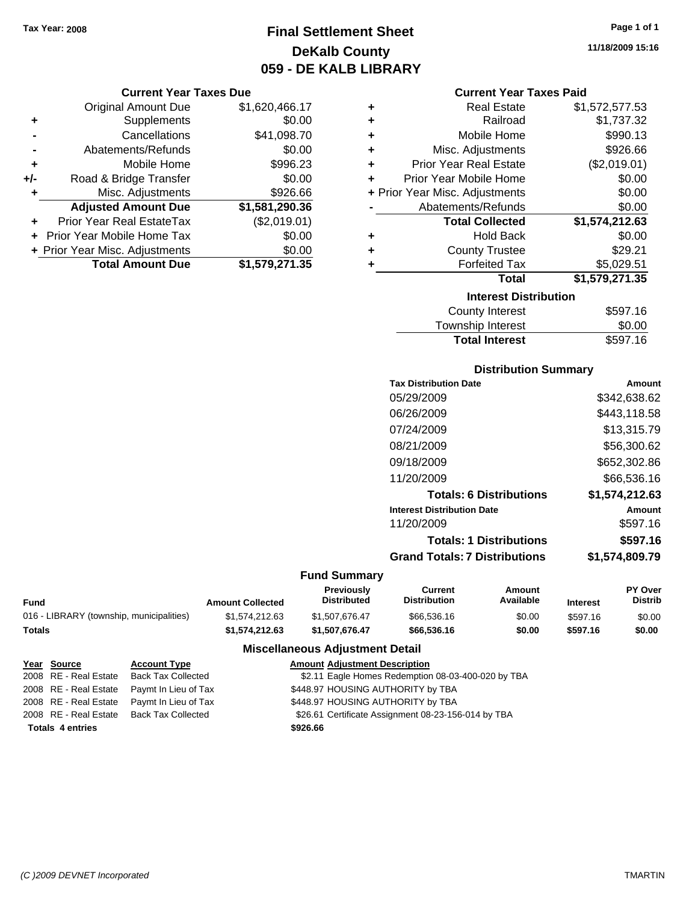Tax Year: 2008

# Final Settlement Sheet
## DeKalb County
## 059 - DE KALB LIBRARY

11/18/2009 15:16

### Current Year Taxes Due

| | | |
|---|---|---|
| | Original Amount Due | $1,620,466.17 |
| + | Supplements | $0.00 |
| - | Cancellations | $41,098.70 |
| - | Abatements/Refunds | $0.00 |
| + | Mobile Home | $996.23 |
| +/- | Road & Bridge Transfer | $0.00 |
| + | Misc. Adjustments | $926.66 |
| | **Adjusted Amount Due** | **$1,581,290.36** |
| + | Prior Year Real EstateTax | ($2,019.01) |
| + | Prior Year Mobile Home Tax | $0.00 |
| + | Prior Year Misc. Adjustments | $0.00 |
| | **Total Amount Due** | **$1,579,271.35** |

### Current Year Taxes Paid

| | | |
|---|---|---|
| + | Real Estate | $1,572,577.53 |
| + | Railroad | $1,737.32 |
| + | Mobile Home | $990.13 |
| + | Misc. Adjustments | $926.66 |
| + | Prior Year Real Estate | ($2,019.01) |
| + | Prior Year Mobile Home | $0.00 |
| + | Prior Year Misc. Adjustments | $0.00 |
| - | Abatements/Refunds | $0.00 |
| | **Total Collected** | **$1,574,212.63** |
| + | Hold Back | $0.00 |
| + | County Trustee | $29.21 |
| + | Forfeited Tax | $5,029.51 |
| | **Total** | **$1,579,271.35** |

### Interest Distribution

| | |
|---|---|
| County Interest | $597.16 |
| Township Interest | $0.00 |
| **Total Interest** | $597.16 |

### Distribution Summary

| Tax Distribution Date | Amount |
|---|---|
| 05/29/2009 | $342,638.62 |
| 06/26/2009 | $443,118.58 |
| 07/24/2009 | $13,315.79 |
| 08/21/2009 | $56,300.62 |
| 09/18/2009 | $652,302.86 |
| 11/20/2009 | $66,536.16 |
| **Totals: 6 Distributions** | **$1,574,212.63** |
| **Interest Distribution Date** | **Amount** |
| 11/20/2009 | $597.16 |
| **Totals: 1 Distributions** | **$597.16** |
| **Grand Totals: 7 Distributions** | **$1,574,809.79** |

### Fund Summary

| Fund | Amount Collected | Previously Distributed | Current Distribution | Amount Available | Interest | PY Over Distrib |
|---|---|---|---|---|---|---|
| 016 - LIBRARY (township, municipalities) | $1,574,212.63 | $1,507,676.47 | $66,536.16 | $0.00 | $597.16 | $0.00 |
| **Totals** | **$1,574,212.63** | **$1,507,676.47** | **$66,536.16** | **$0.00** | **$597.16** | **$0.00** |

### Miscellaneous Adjustment Detail

| Year | Source | Account Type | Amount | Adjustment Description |
|---|---|---|---|---|
| 2008 | RE - Real Estate | Back Tax Collected | $2.11 | Eagle Homes Redemption 08-03-400-020 by TBA |
| 2008 | RE - Real Estate | Paymt In Lieu of Tax | $448.97 | HOUSING AUTHORITY by TBA |
| 2008 | RE - Real Estate | Paymt In Lieu of Tax | $448.97 | HOUSING AUTHORITY by TBA |
| 2008 | RE - Real Estate | Back Tax Collected | $26.61 | Certificate Assignment 08-23-156-014 by TBA |
| **Totals 4 entries** | | | **$926.66** | |

(C )2009 DEVNET Incorporated TMARTIN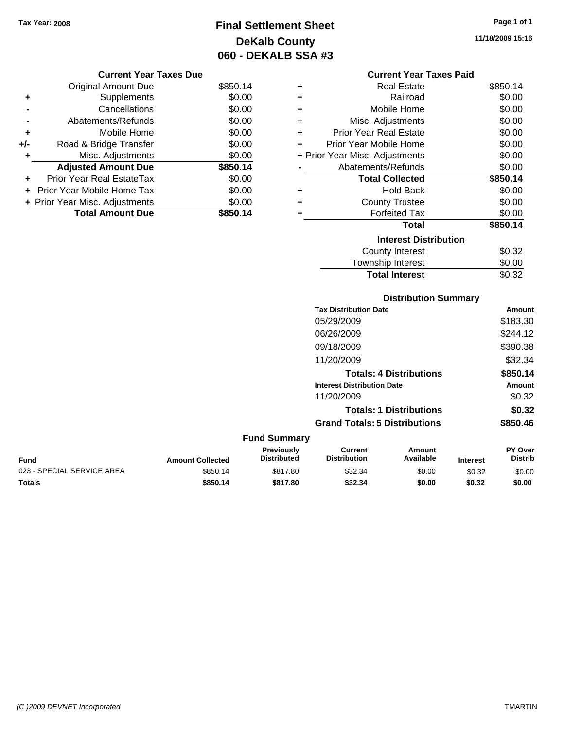Tax Year: 2008

# Final Settlement Sheet
## DeKalb County
## 060 - DEKALB SSA #3

11/18/2009 15:16

### Current Year Taxes Due

| | | |
|---|---|---|
| | Original Amount Due | $850.14 |
| + | Supplements | $0.00 |
| - | Cancellations | $0.00 |
| - | Abatements/Refunds | $0.00 |
| + | Mobile Home | $0.00 |
| +/- | Road & Bridge Transfer | $0.00 |
| + | Misc. Adjustments | $0.00 |
| | **Adjusted Amount Due** | **$850.14** |
| + | Prior Year Real EstateTax | $0.00 |
| + | Prior Year Mobile Home Tax | $0.00 |
| + | Prior Year Misc. Adjustments | $0.00 |
| | **Total Amount Due** | **$850.14** |

### Current Year Taxes Paid

| | | |
|---|---|---|
| + | Real Estate | $850.14 |
| + | Railroad | $0.00 |
| + | Mobile Home | $0.00 |
| + | Misc. Adjustments | $0.00 |
| + | Prior Year Real Estate | $0.00 |
| + | Prior Year Mobile Home | $0.00 |
| + | Prior Year Misc. Adjustments | $0.00 |
| - | Abatements/Refunds | $0.00 |
| | **Total Collected** | **$850.14** |
| + | Hold Back | $0.00 |
| + | County Trustee | $0.00 |
| + | Forfeited Tax | $0.00 |
| | **Total** | **$850.14** |

### Interest Distribution

| | |
|---|---|
| County Interest | $0.32 |
| Township Interest | $0.00 |
| **Total Interest** | $0.32 |

### Distribution Summary

| Tax Distribution Date | Amount |
|---|---|
| 05/29/2009 | $183.30 |
| 06/26/2009 | $244.12 |
| 09/18/2009 | $390.38 |
| 11/20/2009 | $32.34 |
| **Totals: 4 Distributions** | **$850.14** |
| **Interest Distribution Date** | **Amount** |
| 11/20/2009 | $0.32 |
| **Totals: 1 Distributions** | **$0.32** |
| **Grand Totals: 5 Distributions** | **$850.46** |

### Fund Summary

| Fund | Amount Collected | Previously Distributed | Current Distribution | Amount Available | Interest | PY Over Distrib |
|---|---|---|---|---|---|---|
| 023 - SPECIAL SERVICE AREA | $850.14 | $817.80 | $32.34 | $0.00 | $0.32 | $0.00 |
| **Totals** | **$850.14** | **$817.80** | **$32.34** | **$0.00** | **$0.32** | **$0.00** |

(C )2009 DEVNET Incorporated TMARTIN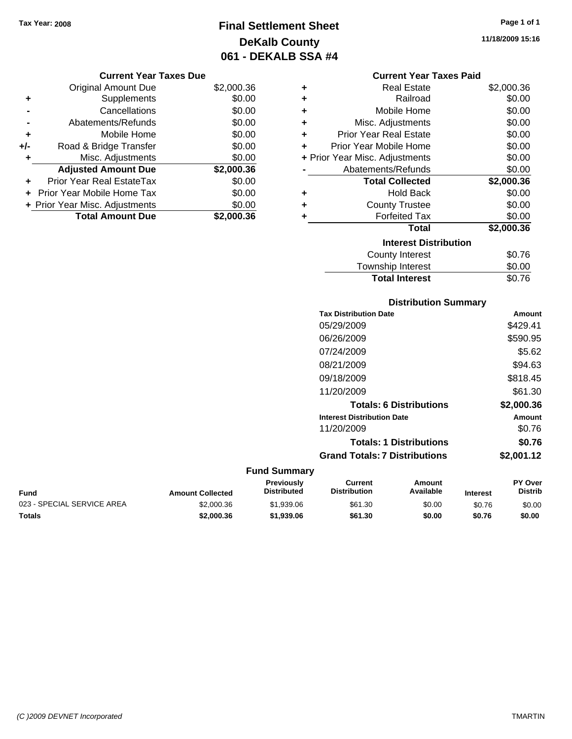Tax Year: 2008

# Final Settlement Sheet
## DeKalb County
## 061 - DEKALB SSA #4

11/18/2009 15:16

### Current Year Taxes Due

| | | |
|---|---|---|
| | Original Amount Due | $2,000.36 |
| + | Supplements | $0.00 |
| - | Cancellations | $0.00 |
| - | Abatements/Refunds | $0.00 |
| + | Mobile Home | $0.00 |
| +/- | Road & Bridge Transfer | $0.00 |
| + | Misc. Adjustments | $0.00 |
| | **Adjusted Amount Due** | **$2,000.36** |
| + | Prior Year Real EstateTax | $0.00 |
| + | Prior Year Mobile Home Tax | $0.00 |
| + | Prior Year Misc. Adjustments | $0.00 |
| | **Total Amount Due** | **$2,000.36** |

### Current Year Taxes Paid

| | | |
|---|---|---|
| + | Real Estate | $2,000.36 |
| + | Railroad | $0.00 |
| + | Mobile Home | $0.00 |
| + | Misc. Adjustments | $0.00 |
| + | Prior Year Real Estate | $0.00 |
| + | Prior Year Mobile Home | $0.00 |
| + | Prior Year Misc. Adjustments | $0.00 |
| - | Abatements/Refunds | $0.00 |
| | **Total Collected** | **$2,000.36** |
| + | Hold Back | $0.00 |
| + | County Trustee | $0.00 |
| + | Forfeited Tax | $0.00 |
| | **Total** | **$2,000.36** |

### Interest Distribution

| | |
|---|---|
| County Interest | $0.76 |
| Township Interest | $0.00 |
| **Total Interest** | $0.76 |

### Distribution Summary

| Tax Distribution Date | Amount |
|---|---|
| 05/29/2009 | $429.41 |
| 06/26/2009 | $590.95 |
| 07/24/2009 | $5.62 |
| 08/21/2009 | $94.63 |
| 09/18/2009 | $818.45 |
| 11/20/2009 | $61.30 |
| **Totals: 6 Distributions** | **$2,000.36** |
| **Interest Distribution Date** | **Amount** |
| 11/20/2009 | $0.76 |
| **Totals: 1 Distributions** | **$0.76** |
| **Grand Totals: 7 Distributions** | **$2,001.12** |

### Fund Summary

| Fund | Amount Collected | Previously Distributed | Current Distribution | Amount Available | Interest | PY Over Distrib |
|---|---|---|---|---|---|---|
| 023 - SPECIAL SERVICE AREA | $2,000.36 | $1,939.06 | $61.30 | $0.00 | $0.76 | $0.00 |
| **Totals** | **$2,000.36** | **$1,939.06** | **$61.30** | **$0.00** | **$0.76** | **$0.00** |

(C )2009 DEVNET Incorporated TMARTIN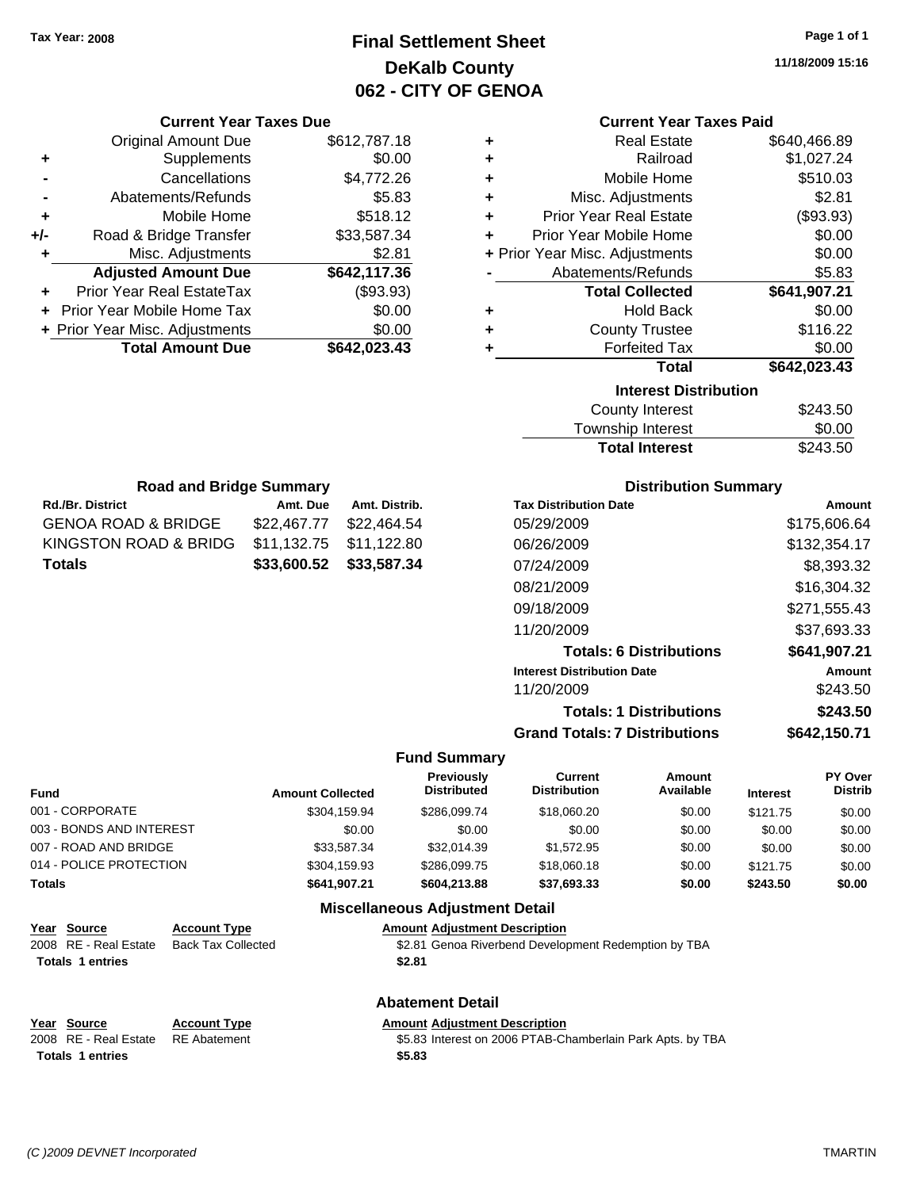Tax Year: 2008

# Final Settlement Sheet
## DeKalb County
## 062 - CITY OF GENOA

11/18/2009 15:16

### Current Year Taxes Due

| | | |
|---|---|---|
| | Original Amount Due | $612,787.18 |
| + | Supplements | $0.00 |
| - | Cancellations | $4,772.26 |
| - | Abatements/Refunds | $5.83 |
| + | Mobile Home | $518.12 |
| +/- | Road & Bridge Transfer | $33,587.34 |
| + | Misc. Adjustments | $2.81 |
| | **Adjusted Amount Due** | **$642,117.36** |
| + | Prior Year Real EstateTax | ($93.93) |
| + | Prior Year Mobile Home Tax | $0.00 |
| + | Prior Year Misc. Adjustments | $0.00 |
| | **Total Amount Due** | **$642,023.43** |

### Current Year Taxes Paid

| | | |
|---|---|---|
| + | Real Estate | $640,466.89 |
| + | Railroad | $1,027.24 |
| + | Mobile Home | $510.03 |
| + | Misc. Adjustments | $2.81 |
| + | Prior Year Real Estate | ($93.93) |
| + | Prior Year Mobile Home | $0.00 |
| + | Prior Year Misc. Adjustments | $0.00 |
| - | Abatements/Refunds | $5.83 |
| | **Total Collected** | **$641,907.21** |
| + | Hold Back | $0.00 |
| + | County Trustee | $116.22 |
| + | Forfeited Tax | $0.00 |
| | **Total** | **$642,023.43** |

### Interest Distribution

| | |
|---|---|
| County Interest | $243.50 |
| Township Interest | $0.00 |
| **Total Interest** | $243.50 |

### Road and Bridge Summary

| Rd./Br. District | Amt. Due | Amt. Distrib. |
|---|---|---|
| GENOA ROAD & BRIDGE | $22,467.77 | $22,464.54 |
| KINGSTON ROAD & BRIDG | $11,132.75 | $11,122.80 |
| **Totals** | **$33,600.52** | **$33,587.34** |

### Distribution Summary

| Tax Distribution Date | Amount |
|---|---|
| 05/29/2009 | $175,606.64 |
| 06/26/2009 | $132,354.17 |
| 07/24/2009 | $8,393.32 |
| 08/21/2009 | $16,304.32 |
| 09/18/2009 | $271,555.43 |
| 11/20/2009 | $37,693.33 |
| **Totals: 6 Distributions** | **$641,907.21** |
| **Interest Distribution Date** | **Amount** |
| 11/20/2009 | $243.50 |
| **Totals: 1 Distributions** | **$243.50** |
| **Grand Totals: 7 Distributions** | **$642,150.71** |

### Fund Summary

| Fund | Amount Collected | Previously Distributed | Current Distribution | Amount Available | Interest | PY Over Distrib |
|---|---|---|---|---|---|---|
| 001 - CORPORATE | $304,159.94 | $286,099.74 | $18,060.20 | $0.00 | $121.75 | $0.00 |
| 003 - BONDS AND INTEREST | $0.00 | $0.00 | $0.00 | $0.00 | $0.00 | $0.00 |
| 007 - ROAD AND BRIDGE | $33,587.34 | $32,014.39 | $1,572.95 | $0.00 | $0.00 | $0.00 |
| 014 - POLICE PROTECTION | $304,159.93 | $286,099.75 | $18,060.18 | $0.00 | $121.75 | $0.00 |
| **Totals** | **$641,907.21** | **$604,213.88** | **$37,693.33** | **$0.00** | **$243.50** | **$0.00** |

### Miscellaneous Adjustment Detail

| Year | Source | Account Type | Amount | Adjustment Description |
|---|---|---|---|---|
| 2008 | RE - Real Estate | Back Tax Collected | $2.81 | Genoa Riverbend Development Redemption by TBA |
| **Totals** | **1 entries** | | **$2.81** | |

### Abatement Detail

| Year | Source | Account Type | Amount | Adjustment Description |
|---|---|---|---|---|
| 2008 | RE - Real Estate | RE Abatement | $5.83 | Interest on 2006 PTAB-Chamberlain Park Apts. by TBA |
| **Totals** | **1 entries** | | **$5.83** | |

(C )2009 DEVNET Incorporated TMARTIN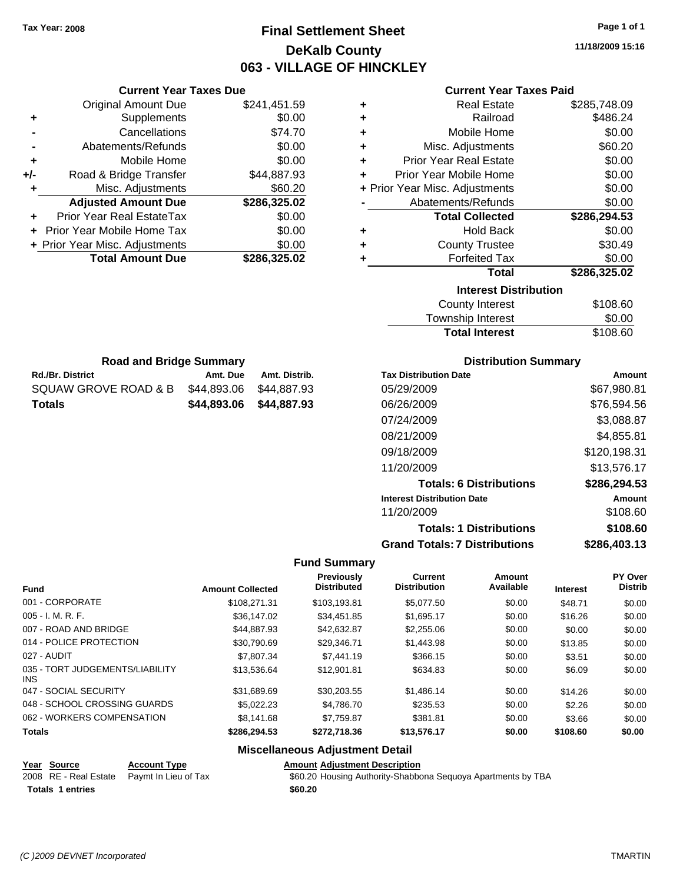Tax Year: 2008

# Final Settlement Sheet
## DeKalb County
## 063 - VILLAGE OF HINCKLEY

11/18/2009 15:16

### Current Year Taxes Due

| | | |
|---|---|---|
| | Original Amount Due | $241,451.59 |
| + | Supplements | $0.00 |
| - | Cancellations | $74.70 |
| - | Abatements/Refunds | $0.00 |
| + | Mobile Home | $0.00 |
| +/- | Road & Bridge Transfer | $44,887.93 |
| + | Misc. Adjustments | $60.20 |
| | **Adjusted Amount Due** | **$286,325.02** |
| + | Prior Year Real EstateTax | $0.00 |
| + | Prior Year Mobile Home Tax | $0.00 |
| + | Prior Year Misc. Adjustments | $0.00 |
| | **Total Amount Due** | **$286,325.02** |

### Current Year Taxes Paid

| | | |
|---|---|---|
| + | Real Estate | $285,748.09 |
| + | Railroad | $486.24 |
| + | Mobile Home | $0.00 |
| + | Misc. Adjustments | $60.20 |
| + | Prior Year Real Estate | $0.00 |
| + | Prior Year Mobile Home | $0.00 |
| + | Prior Year Misc. Adjustments | $0.00 |
| - | Abatements/Refunds | $0.00 |
| | **Total Collected** | **$286,294.53** |
| + | Hold Back | $0.00 |
| + | County Trustee | $30.49 |
| + | Forfeited Tax | $0.00 |
| | **Total** | **$286,325.02** |

### Interest Distribution

| | |
|---|---|
| County Interest | $108.60 |
| Township Interest | $0.00 |
| **Total Interest** | $108.60 |

### Road and Bridge Summary

| Rd./Br. District | Amt. Due | Amt. Distrib. |
|---|---|---|
| SQUAW GROVE ROAD & B | $44,893.06 | $44,887.93 |
| **Totals** | **$44,893.06** | **$44,887.93** |

### Distribution Summary

| Tax Distribution Date | Amount |
|---|---|
| 05/29/2009 | $67,980.81 |
| 06/26/2009 | $76,594.56 |
| 07/24/2009 | $3,088.87 |
| 08/21/2009 | $4,855.81 |
| 09/18/2009 | $120,198.31 |
| 11/20/2009 | $13,576.17 |
| **Totals: 6 Distributions** | **$286,294.53** |
| **Interest Distribution Date** | **Amount** |
| 11/20/2009 | $108.60 |
| **Totals: 1 Distributions** | **$108.60** |
| **Grand Totals: 7 Distributions** | **$286,403.13** |

### Fund Summary

| Fund | Amount Collected | Previously Distributed | Current Distribution | Amount Available | Interest | PY Over Distrib |
|---|---|---|---|---|---|---|
| 001 - CORPORATE | $108,271.31 | $103,193.81 | $5,077.50 | $0.00 | $48.71 | $0.00 |
| 005 - I. M. R. F. | $36,147.02 | $34,451.85 | $1,695.17 | $0.00 | $16.26 | $0.00 |
| 007 - ROAD AND BRIDGE | $44,887.93 | $42,632.87 | $2,255.06 | $0.00 | $0.00 | $0.00 |
| 014 - POLICE PROTECTION | $30,790.69 | $29,346.71 | $1,443.98 | $0.00 | $13.85 | $0.00 |
| 027 - AUDIT | $7,807.34 | $7,441.19 | $366.15 | $0.00 | $3.51 | $0.00 |
| 035 - TORT JUDGEMENTS/LIABILITY INS | $13,536.64 | $12,901.81 | $634.83 | $0.00 | $6.09 | $0.00 |
| 047 - SOCIAL SECURITY | $31,689.69 | $30,203.55 | $1,486.14 | $0.00 | $14.26 | $0.00 |
| 048 - SCHOOL CROSSING GUARDS | $5,022.23 | $4,786.70 | $235.53 | $0.00 | $2.26 | $0.00 |
| 062 - WORKERS COMPENSATION | $8,141.68 | $7,759.87 | $381.81 | $0.00 | $3.66 | $0.00 |
| **Totals** | **$286,294.53** | **$272,718.36** | **$13,576.17** | **$0.00** | **$108.60** | **$0.00** |

### Miscellaneous Adjustment Detail

| Year | Source | Account Type | Amount | Adjustment Description |
|---|---|---|---|---|
| 2008 | RE - Real Estate | Paymt In Lieu of Tax | $60.20 | Housing Authority-Shabbona Sequoya Apartments by TBA |
| **Totals** | **1 entries** | | **$60.20** | |

(C )2009 DEVNET Incorporated TMARTIN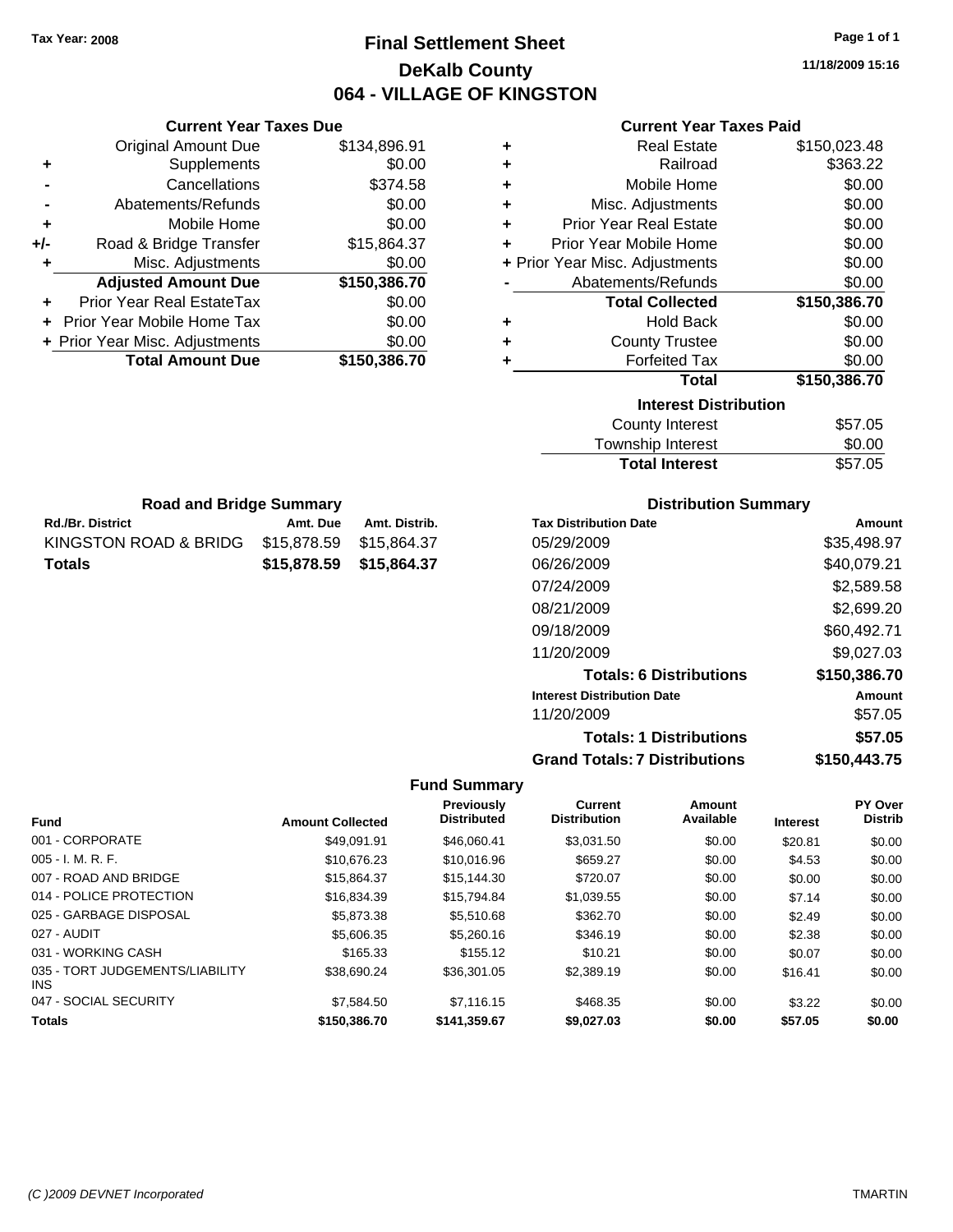Tax Year: 2008

# Final Settlement Sheet

## DeKalb County

## 064 - VILLAGE OF KINGSTON

11/18/2009 15:16

### Current Year Taxes Due

| | | |
|---|---|---|
| | Original Amount Due | $134,896.91 |
| + | Supplements | $0.00 |
| - | Cancellations | $374.58 |
| - | Abatements/Refunds | $0.00 |
| + | Mobile Home | $0.00 |
| +/- | Road & Bridge Transfer | $15,864.37 |
| + | Misc. Adjustments | $0.00 |
| | **Adjusted Amount Due** | **$150,386.70** |
| + | Prior Year Real EstateTax | $0.00 |
| + | Prior Year Mobile Home Tax | $0.00 |
| + | Prior Year Misc. Adjustments | $0.00 |
| | **Total Amount Due** | **$150,386.70** |

### Current Year Taxes Paid

| | | |
|---|---|---|
| + | Real Estate | $150,023.48 |
| + | Railroad | $363.22 |
| + | Mobile Home | $0.00 |
| + | Misc. Adjustments | $0.00 |
| + | Prior Year Real Estate | $0.00 |
| + | Prior Year Mobile Home | $0.00 |
| + | Prior Year Misc. Adjustments | $0.00 |
| - | Abatements/Refunds | $0.00 |
| | **Total Collected** | **$150,386.70** |
| + | Hold Back | $0.00 |
| + | County Trustee | $0.00 |
| + | Forfeited Tax | $0.00 |
| | **Total** | **$150,386.70** |

### Interest Distribution

| | |
|---|---|
| County Interest | $57.05 |
| Township Interest | $0.00 |
| **Total Interest** | $57.05 |

### Road and Bridge Summary

| Rd./Br. District | Amt. Due | Amt. Distrib. |
|---|---|---|
| KINGSTON ROAD & BRIDG | $15,878.59 | $15,864.37 |
| **Totals** | **$15,878.59** | **$15,864.37** |

### Distribution Summary

| Tax Distribution Date | Amount |
|---|---|
| 05/29/2009 | $35,498.97 |
| 06/26/2009 | $40,079.21 |
| 07/24/2009 | $2,589.58 |
| 08/21/2009 | $2,699.20 |
| 09/18/2009 | $60,492.71 |
| 11/20/2009 | $9,027.03 |
| **Totals: 6 Distributions** | **$150,386.70** |
| **Interest Distribution Date** | **Amount** |
| 11/20/2009 | $57.05 |
| **Totals: 1 Distributions** | **$57.05** |
| **Grand Totals: 7 Distributions** | **$150,443.75** |

### Fund Summary

| Fund | Amount Collected | Previously Distributed | Current Distribution | Amount Available | Interest | PY Over Distrib |
|---|---|---|---|---|---|---|
| 001 - CORPORATE | $49,091.91 | $46,060.41 | $3,031.50 | $0.00 | $20.81 | $0.00 |
| 005 - I. M. R. F. | $10,676.23 | $10,016.96 | $659.27 | $0.00 | $4.53 | $0.00 |
| 007 - ROAD AND BRIDGE | $15,864.37 | $15,144.30 | $720.07 | $0.00 | $0.00 | $0.00 |
| 014 - POLICE PROTECTION | $16,834.39 | $15,794.84 | $1,039.55 | $0.00 | $7.14 | $0.00 |
| 025 - GARBAGE DISPOSAL | $5,873.38 | $5,510.68 | $362.70 | $0.00 | $2.49 | $0.00 |
| 027 - AUDIT | $5,606.35 | $5,260.16 | $346.19 | $0.00 | $2.38 | $0.00 |
| 031 - WORKING CASH | $165.33 | $155.12 | $10.21 | $0.00 | $0.07 | $0.00 |
| 035 - TORT JUDGEMENTS/LIABILITY INS | $38,690.24 | $36,301.05 | $2,389.19 | $0.00 | $16.41 | $0.00 |
| 047 - SOCIAL SECURITY | $7,584.50 | $7,116.15 | $468.35 | $0.00 | $3.22 | $0.00 |
| **Totals** | **$150,386.70** | **$141,359.67** | **$9,027.03** | **$0.00** | **$57.05** | **$0.00** |

(C )2009 DEVNET Incorporated TMARTIN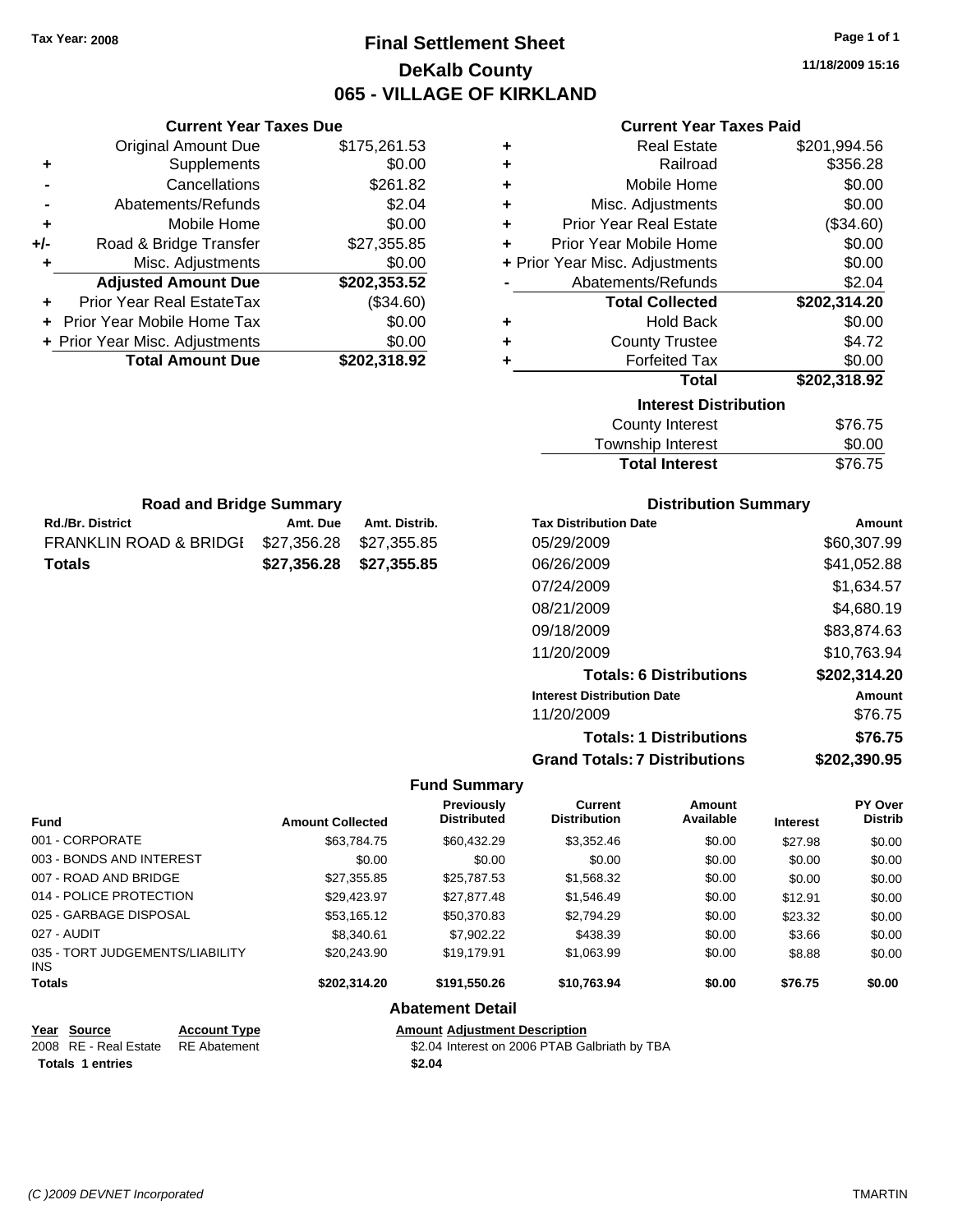Tax Year: 2008

# Final Settlement Sheet

## DeKalb County

## 065 - VILLAGE OF KIRKLAND

11/18/2009 15:16

### Current Year Taxes Due

| | | |
|---|---|---|
| | Original Amount Due | $175,261.53 |
| + | Supplements | $0.00 |
| - | Cancellations | $261.82 |
| - | Abatements/Refunds | $2.04 |
| + | Mobile Home | $0.00 |
| +/- | Road & Bridge Transfer | $27,355.85 |
| + | Misc. Adjustments | $0.00 |
| | **Adjusted Amount Due** | **$202,353.52** |
| + | Prior Year Real EstateTax | ($34.60) |
| + | Prior Year Mobile Home Tax | $0.00 |
| + | Prior Year Misc. Adjustments | $0.00 |
| | **Total Amount Due** | **$202,318.92** |

### Current Year Taxes Paid

| | | |
|---|---|---|
| + | Real Estate | $201,994.56 |
| + | Railroad | $356.28 |
| + | Mobile Home | $0.00 |
| + | Misc. Adjustments | $0.00 |
| + | Prior Year Real Estate | ($34.60) |
| + | Prior Year Mobile Home | $0.00 |
| + | Prior Year Misc. Adjustments | $0.00 |
| - | Abatements/Refunds | $2.04 |
| | **Total Collected** | **$202,314.20** |
| + | Hold Back | $0.00 |
| + | County Trustee | $4.72 |
| + | Forfeited Tax | $0.00 |
| | **Total** | **$202,318.92** |

### Interest Distribution

| | |
|---|---|
| County Interest | $76.75 |
| Township Interest | $0.00 |
| **Total Interest** | **$76.75** |

### Road and Bridge Summary

| Rd./Br. District | Amt. Due | Amt. Distrib. |
|---|---|---|
| FRANKLIN ROAD & BRIDGI | $27,356.28 | $27,355.85 |
| **Totals** | **$27,356.28** | **$27,355.85** |

### Distribution Summary

| Tax Distribution Date | Amount |
|---|---|
| 05/29/2009 | $60,307.99 |
| 06/26/2009 | $41,052.88 |
| 07/24/2009 | $1,634.57 |
| 08/21/2009 | $4,680.19 |
| 09/18/2009 | $83,874.63 |
| 11/20/2009 | $10,763.94 |
| **Totals: 6 Distributions** | **$202,314.20** |
| **Interest Distribution Date** | **Amount** |
| 11/20/2009 | $76.75 |
| **Totals: 1 Distributions** | **$76.75** |
| **Grand Totals: 7 Distributions** | **$202,390.95** |

### Fund Summary

| Fund | Amount Collected | Previously Distributed | Current Distribution | Amount Available | Interest | PY Over Distrib |
|---|---|---|---|---|---|---|
| 001 - CORPORATE | $63,784.75 | $60,432.29 | $3,352.46 | $0.00 | $27.98 | $0.00 |
| 003 - BONDS AND INTEREST | $0.00 | $0.00 | $0.00 | $0.00 | $0.00 | $0.00 |
| 007 - ROAD AND BRIDGE | $27,355.85 | $25,787.53 | $1,568.32 | $0.00 | $0.00 | $0.00 |
| 014 - POLICE PROTECTION | $29,423.97 | $27,877.48 | $1,546.49 | $0.00 | $12.91 | $0.00 |
| 025 - GARBAGE DISPOSAL | $53,165.12 | $50,370.83 | $2,794.29 | $0.00 | $23.32 | $0.00 |
| 027 - AUDIT | $8,340.61 | $7,902.22 | $438.39 | $0.00 | $3.66 | $0.00 |
| 035 - TORT JUDGEMENTS/LIABILITY INS | $20,243.90 | $19,179.91 | $1,063.99 | $0.00 | $8.88 | $0.00 |
| **Totals** | **$202,314.20** | **$191,550.26** | **$10,763.94** | **$0.00** | **$76.75** | **$0.00** |

### Abatement Detail

| Year | Source | Account Type | Amount | Adjustment Description |
|---|---|---|---|---|
| 2008 | RE - Real Estate | RE Abatement | $2.04 | Interest on 2006 PTAB Galbriath by TBA |
| **Totals 1 entries** | | | **$2.04** | |

(C )2009 DEVNET Incorporated TMARTIN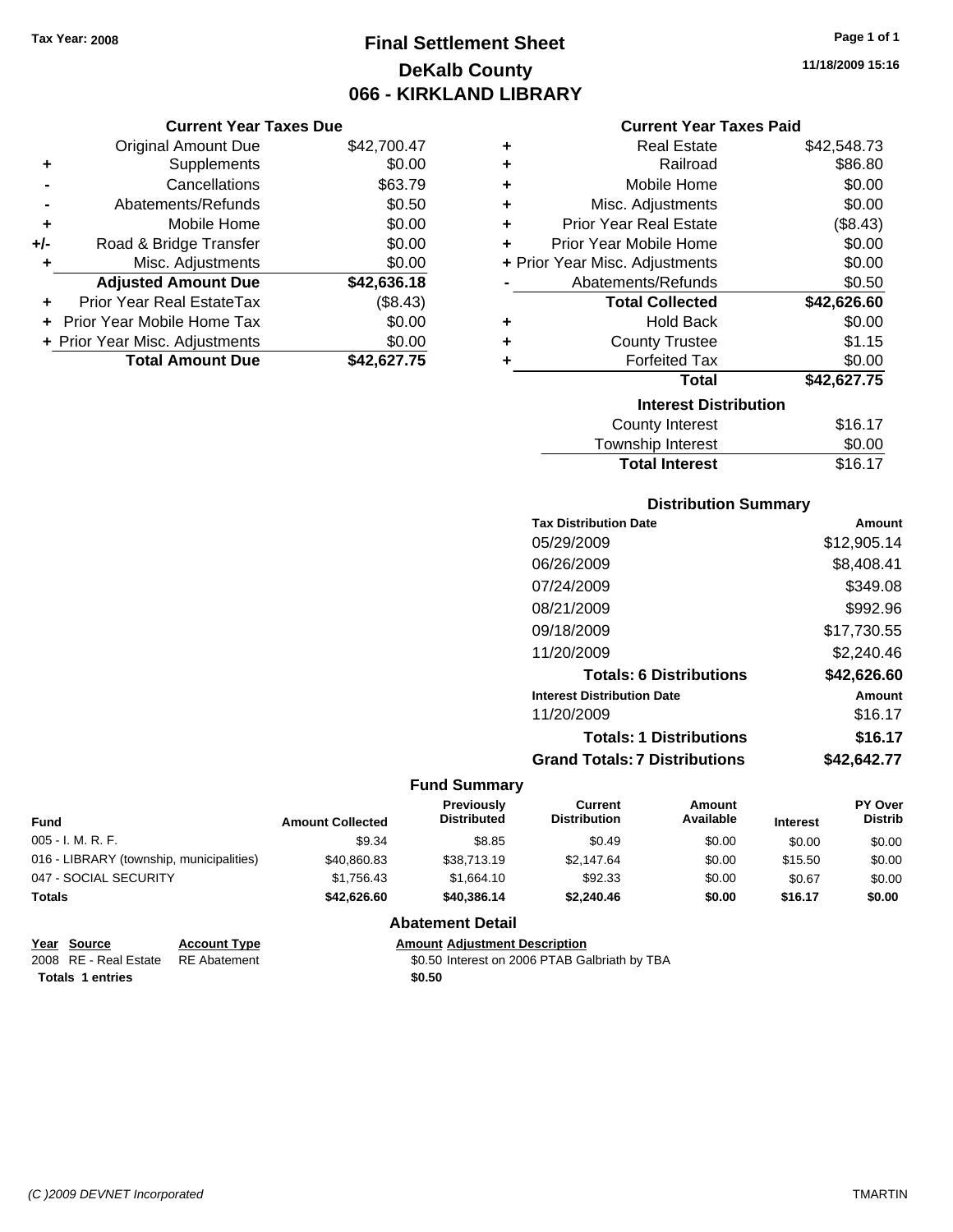Tax Year: 2008

# Final Settlement Sheet
## DeKalb County
## 066 - KIRKLAND LIBRARY

11/18/2009 15:16

### Current Year Taxes Due

| | | |
|---|---|---|
| | Original Amount Due | $42,700.47 |
| + | Supplements | $0.00 |
| - | Cancellations | $63.79 |
| - | Abatements/Refunds | $0.50 |
| + | Mobile Home | $0.00 |
| +/- | Road & Bridge Transfer | $0.00 |
| + | Misc. Adjustments | $0.00 |
| | **Adjusted Amount Due** | **$42,636.18** |
| + | Prior Year Real EstateTax | ($8.43) |
| + | Prior Year Mobile Home Tax | $0.00 |
| + | Prior Year Misc. Adjustments | $0.00 |
| | **Total Amount Due** | **$42,627.75** |

### Current Year Taxes Paid

| | | |
|---|---|---|
| + | Real Estate | $42,548.73 |
| + | Railroad | $86.80 |
| + | Mobile Home | $0.00 |
| + | Misc. Adjustments | $0.00 |
| + | Prior Year Real Estate | ($8.43) |
| + | Prior Year Mobile Home | $0.00 |
| + | Prior Year Misc. Adjustments | $0.00 |
| - | Abatements/Refunds | $0.50 |
| | **Total Collected** | **$42,626.60** |
| + | Hold Back | $0.00 |
| + | County Trustee | $1.15 |
| + | Forfeited Tax | $0.00 |
| | **Total** | **$42,627.75** |

### Interest Distribution

| | |
|---|---|
| County Interest | $16.17 |
| Township Interest | $0.00 |
| **Total Interest** | $16.17 |

### Distribution Summary

| Tax Distribution Date | Amount |
|---|---|
| 05/29/2009 | $12,905.14 |
| 06/26/2009 | $8,408.41 |
| 07/24/2009 | $349.08 |
| 08/21/2009 | $992.96 |
| 09/18/2009 | $17,730.55 |
| 11/20/2009 | $2,240.46 |
| **Totals: 6 Distributions** | **$42,626.60** |
| **Interest Distribution Date** | **Amount** |
| 11/20/2009 | $16.17 |
| **Totals: 1 Distributions** | **$16.17** |
| **Grand Totals: 7 Distributions** | **$42,642.77** |

### Fund Summary

| Fund | Amount Collected | Previously Distributed | Current Distribution | Amount Available | Interest | PY Over Distrib |
|---|---|---|---|---|---|---|
| 005 - I. M. R. F. | $9.34 | $8.85 | $0.49 | $0.00 | $0.00 | $0.00 |
| 016 - LIBRARY (township, municipalities) | $40,860.83 | $38,713.19 | $2,147.64 | $0.00 | $15.50 | $0.00 |
| 047 - SOCIAL SECURITY | $1,756.43 | $1,664.10 | $92.33 | $0.00 | $0.67 | $0.00 |
| **Totals** | **$42,626.60** | **$40,386.14** | **$2,240.46** | **$0.00** | **$16.17** | **$0.00** |

### Abatement Detail

| Year | Source | Account Type | Amount | Adjustment Description |
|---|---|---|---|---|
| 2008 | RE - Real Estate | RE Abatement | $0.50 | Interest on 2006 PTAB Galbriath by TBA |
| **Totals 1 entries** | | | **$0.50** | |

(C )2009 DEVNET Incorporated TMARTIN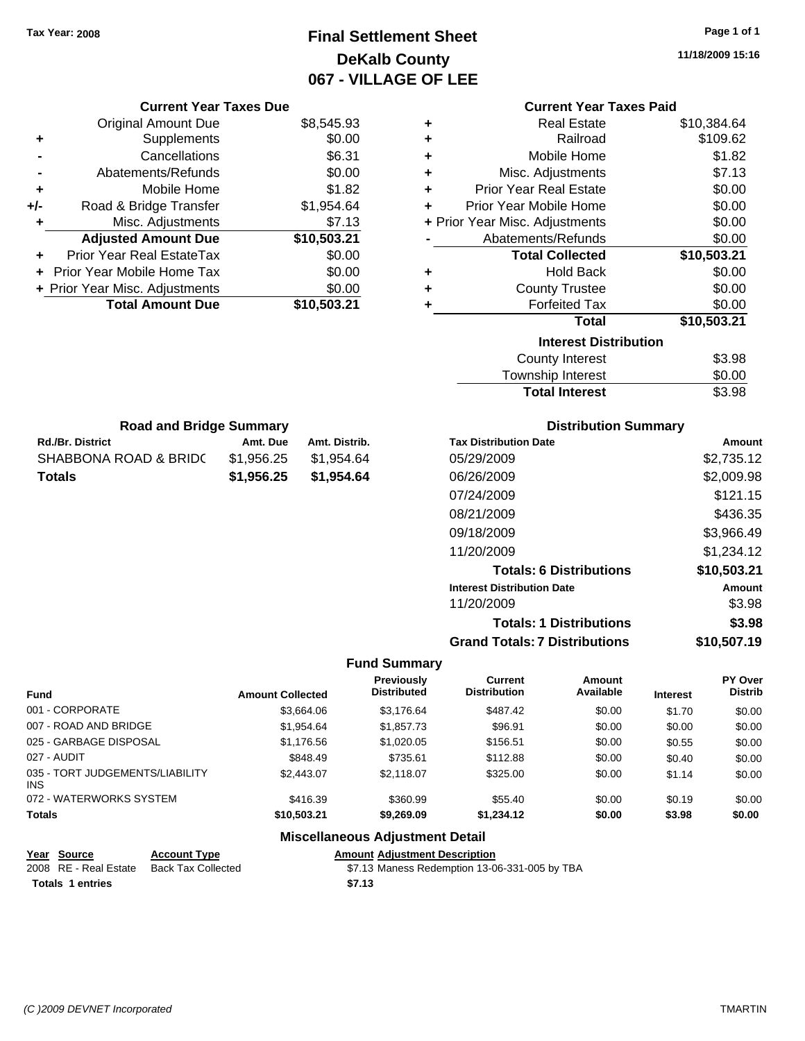Tax Year: 2008

# Final Settlement Sheet
## DeKalb County
## 067 - VILLAGE OF LEE

11/18/2009 15:16

### Current Year Taxes Due

| | | |
|---|---|---|
| | Original Amount Due | $8,545.93 |
| + | Supplements | $0.00 |
| - | Cancellations | $6.31 |
| - | Abatements/Refunds | $0.00 |
| + | Mobile Home | $1.82 |
| +/- | Road & Bridge Transfer | $1,954.64 |
| + | Misc. Adjustments | $7.13 |
| | **Adjusted Amount Due** | **$10,503.21** |
| + | Prior Year Real EstateTax | $0.00 |
| + | Prior Year Mobile Home Tax | $0.00 |
| + | Prior Year Misc. Adjustments | $0.00 |
| | **Total Amount Due** | **$10,503.21** |

### Current Year Taxes Paid

| | | |
|---|---|---|
| + | Real Estate | $10,384.64 |
| + | Railroad | $109.62 |
| + | Mobile Home | $1.82 |
| + | Misc. Adjustments | $7.13 |
| + | Prior Year Real Estate | $0.00 |
| + | Prior Year Mobile Home | $0.00 |
| + | Prior Year Misc. Adjustments | $0.00 |
| - | Abatements/Refunds | $0.00 |
| | **Total Collected** | **$10,503.21** |
| + | Hold Back | $0.00 |
| + | County Trustee | $0.00 |
| + | Forfeited Tax | $0.00 |
| | **Total** | **$10,503.21** |

### Interest Distribution

| | |
|---|---|
| County Interest | $3.98 |
| Township Interest | $0.00 |
| **Total Interest** | $3.98 |

### Road and Bridge Summary

| Rd./Br. District | Amt. Due | Amt. Distrib. |
|---|---|---|
| SHABBONA ROAD & BRIDC | $1,956.25 | $1,954.64 |
| **Totals** | **$1,956.25** | **$1,954.64** |

### Distribution Summary

| Tax Distribution Date | Amount |
|---|---|
| 05/29/2009 | $2,735.12 |
| 06/26/2009 | $2,009.98 |
| 07/24/2009 | $121.15 |
| 08/21/2009 | $436.35 |
| 09/18/2009 | $3,966.49 |
| 11/20/2009 | $1,234.12 |
| **Totals: 6 Distributions** | **$10,503.21** |
| **Interest Distribution Date** | **Amount** |
| 11/20/2009 | $3.98 |
| **Totals: 1 Distributions** | **$3.98** |
| **Grand Totals: 7 Distributions** | **$10,507.19** |

### Fund Summary

| Fund | Amount Collected | Previously Distributed | Current Distribution | Amount Available | Interest | PY Over Distrib |
|---|---|---|---|---|---|---|
| 001 - CORPORATE | $3,664.06 | $3,176.64 | $487.42 | $0.00 | $1.70 | $0.00 |
| 007 - ROAD AND BRIDGE | $1,954.64 | $1,857.73 | $96.91 | $0.00 | $0.00 | $0.00 |
| 025 - GARBAGE DISPOSAL | $1,176.56 | $1,020.05 | $156.51 | $0.00 | $0.55 | $0.00 |
| 027 - AUDIT | $848.49 | $735.61 | $112.88 | $0.00 | $0.40 | $0.00 |
| 035 - TORT JUDGEMENTS/LIABILITY INS | $2,443.07 | $2,118.07 | $325.00 | $0.00 | $1.14 | $0.00 |
| 072 - WATERWORKS SYSTEM | $416.39 | $360.99 | $55.40 | $0.00 | $0.19 | $0.00 |
| **Totals** | **$10,503.21** | **$9,269.09** | **$1,234.12** | **$0.00** | **$3.98** | **$0.00** |

### Miscellaneous Adjustment Detail

| Year | Source | Account Type | Amount | Adjustment Description |
|---|---|---|---|---|
| 2008 | RE - Real Estate | Back Tax Collected | $7.13 | Maness Redemption 13-06-331-005 by TBA |
| **Totals 1 entries** | | | **$7.13** | |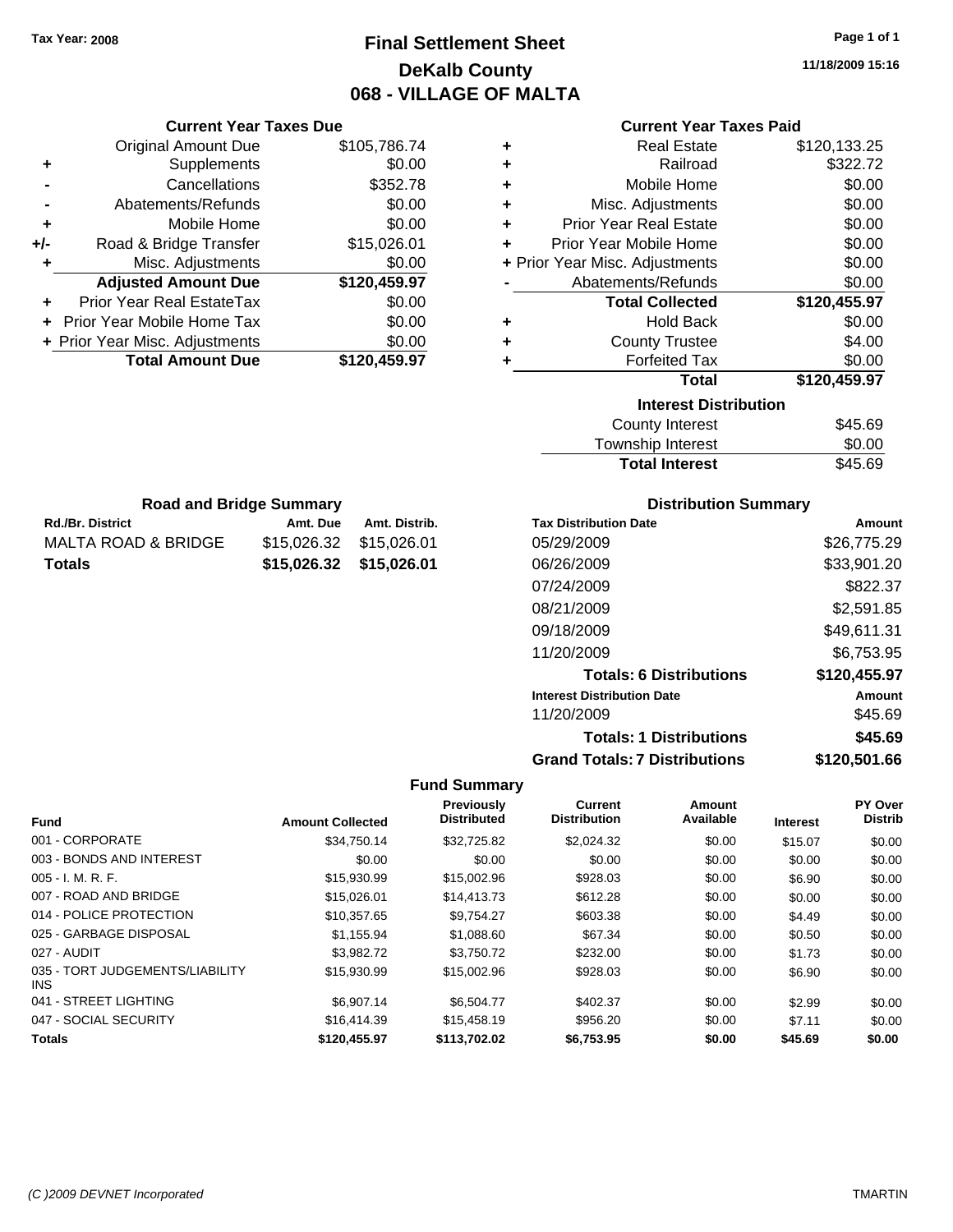Tax Year: 2008

# Final Settlement Sheet
## DeKalb County
## 068 - VILLAGE OF MALTA

11/18/2009 15:16

### Current Year Taxes Due

| | | |
|---|---|---|
| | Original Amount Due | $105,786.74 |
| + | Supplements | $0.00 |
| - | Cancellations | $352.78 |
| - | Abatements/Refunds | $0.00 |
| + | Mobile Home | $0.00 |
| +/- | Road & Bridge Transfer | $15,026.01 |
| + | Misc. Adjustments | $0.00 |
| | **Adjusted Amount Due** | **$120,459.97** |
| + | Prior Year Real EstateTax | $0.00 |
| + | Prior Year Mobile Home Tax | $0.00 |
| + | Prior Year Misc. Adjustments | $0.00 |
| | **Total Amount Due** | **$120,459.97** |

### Current Year Taxes Paid

| | | |
|---|---|---|
| + | Real Estate | $120,133.25 |
| + | Railroad | $322.72 |
| + | Mobile Home | $0.00 |
| + | Misc. Adjustments | $0.00 |
| + | Prior Year Real Estate | $0.00 |
| + | Prior Year Mobile Home | $0.00 |
| + | Prior Year Misc. Adjustments | $0.00 |
| - | Abatements/Refunds | $0.00 |
| | **Total Collected** | **$120,455.97** |
| + | Hold Back | $0.00 |
| + | County Trustee | $4.00 |
| + | Forfeited Tax | $0.00 |
| | **Total** | **$120,459.97** |

### Interest Distribution

| | |
|---|---|
| County Interest | $45.69 |
| Township Interest | $0.00 |
| **Total Interest** | $45.69 |

### Road and Bridge Summary

| Rd./Br. District | Amt. Due | Amt. Distrib. |
|---|---|---|
| MALTA ROAD & BRIDGE | $15,026.32 | $15,026.01 |
| **Totals** | **$15,026.32** | **$15,026.01** |

### Distribution Summary

| Tax Distribution Date | Amount |
|---|---|
| 05/29/2009 | $26,775.29 |
| 06/26/2009 | $33,901.20 |
| 07/24/2009 | $822.37 |
| 08/21/2009 | $2,591.85 |
| 09/18/2009 | $49,611.31 |
| 11/20/2009 | $6,753.95 |
| **Totals: 6 Distributions** | **$120,455.97** |
| **Interest Distribution Date** | **Amount** |
| 11/20/2009 | $45.69 |
| **Totals: 1 Distributions** | **$45.69** |
| **Grand Totals: 7 Distributions** | **$120,501.66** |

### Fund Summary

| Fund | Amount Collected | Previously Distributed | Current Distribution | Amount Available | Interest | PY Over Distrib |
|---|---|---|---|---|---|---|
| 001 - CORPORATE | $34,750.14 | $32,725.82 | $2,024.32 | $0.00 | $15.07 | $0.00 |
| 003 - BONDS AND INTEREST | $0.00 | $0.00 | $0.00 | $0.00 | $0.00 | $0.00 |
| 005 - I. M. R. F. | $15,930.99 | $15,002.96 | $928.03 | $0.00 | $6.90 | $0.00 |
| 007 - ROAD AND BRIDGE | $15,026.01 | $14,413.73 | $612.28 | $0.00 | $0.00 | $0.00 |
| 014 - POLICE PROTECTION | $10,357.65 | $9,754.27 | $603.38 | $0.00 | $4.49 | $0.00 |
| 025 - GARBAGE DISPOSAL | $1,155.94 | $1,088.60 | $67.34 | $0.00 | $0.50 | $0.00 |
| 027 - AUDIT | $3,982.72 | $3,750.72 | $232.00 | $0.00 | $1.73 | $0.00 |
| 035 - TORT JUDGEMENTS/LIABILITY INS | $15,930.99 | $15,002.96 | $928.03 | $0.00 | $6.90 | $0.00 |
| 041 - STREET LIGHTING | $6,907.14 | $6,504.77 | $402.37 | $0.00 | $2.99 | $0.00 |
| 047 - SOCIAL SECURITY | $16,414.39 | $15,458.19 | $956.20 | $0.00 | $7.11 | $0.00 |
| **Totals** | **$120,455.97** | **$113,702.02** | **$6,753.95** | **$0.00** | **$45.69** | **$0.00** |

(C )2009 DEVNET Incorporated — TMARTIN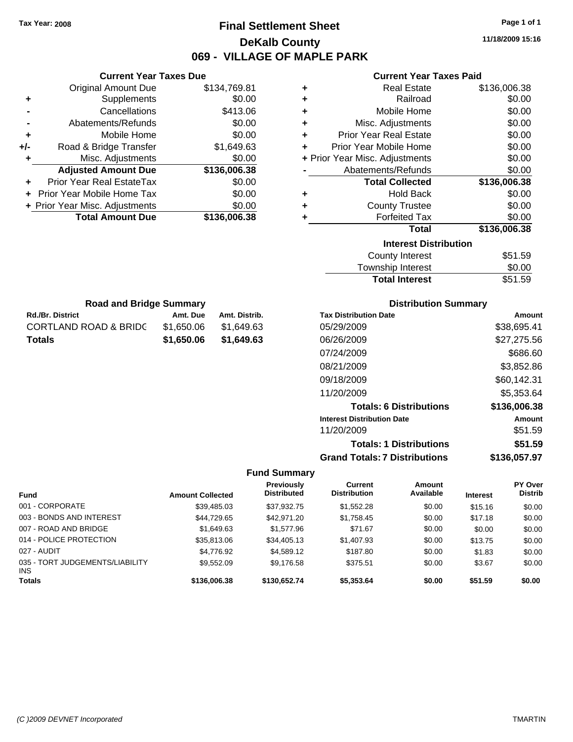Tax Year: 2008

# Final Settlement Sheet
## DeKalb County
## 069 - VILLAGE OF MAPLE PARK

11/18/2009 15:16

### Current Year Taxes Due

| | | |
|---|---|---|
| | Original Amount Due | $134,769.81 |
| + | Supplements | $0.00 |
| - | Cancellations | $413.06 |
| - | Abatements/Refunds | $0.00 |
| + | Mobile Home | $0.00 |
| +/- | Road & Bridge Transfer | $1,649.63 |
| + | Misc. Adjustments | $0.00 |
| | **Adjusted Amount Due** | **$136,006.38** |
| + | Prior Year Real EstateTax | $0.00 |
| + | Prior Year Mobile Home Tax | $0.00 |
| + | Prior Year Misc. Adjustments | $0.00 |
| | **Total Amount Due** | **$136,006.38** |

### Current Year Taxes Paid

| | | |
|---|---|---|
| + | Real Estate | $136,006.38 |
| + | Railroad | $0.00 |
| + | Mobile Home | $0.00 |
| + | Misc. Adjustments | $0.00 |
| + | Prior Year Real Estate | $0.00 |
| + | Prior Year Mobile Home | $0.00 |
| + | Prior Year Misc. Adjustments | $0.00 |
| - | Abatements/Refunds | $0.00 |
| | **Total Collected** | **$136,006.38** |
| + | Hold Back | $0.00 |
| + | County Trustee | $0.00 |
| + | Forfeited Tax | $0.00 |
| | **Total** | **$136,006.38** |

### Interest Distribution

| | |
|---|---|
| County Interest | $51.59 |
| Township Interest | $0.00 |
| **Total Interest** | $51.59 |

### Road and Bridge Summary

| Rd./Br. District | Amt. Due | Amt. Distrib. |
|---|---|---|
| CORTLAND ROAD & BRIDG | $1,650.06 | $1,649.63 |
| **Totals** | **$1,650.06** | **$1,649.63** |

### Distribution Summary

| Tax Distribution Date | Amount |
|---|---|
| 05/29/2009 | $38,695.41 |
| 06/26/2009 | $27,275.56 |
| 07/24/2009 | $686.60 |
| 08/21/2009 | $3,852.86 |
| 09/18/2009 | $60,142.31 |
| 11/20/2009 | $5,353.64 |
| **Totals: 6 Distributions** | **$136,006.38** |
| **Interest Distribution Date** | **Amount** |
| 11/20/2009 | $51.59 |
| **Totals: 1 Distributions** | **$51.59** |
| **Grand Totals: 7 Distributions** | **$136,057.97** |

### Fund Summary

| Fund | Amount Collected | Previously Distributed | Current Distribution | Amount Available | Interest | PY Over Distrib |
|---|---|---|---|---|---|---|
| 001 - CORPORATE | $39,485.03 | $37,932.75 | $1,552.28 | $0.00 | $15.16 | $0.00 |
| 003 - BONDS AND INTEREST | $44,729.65 | $42,971.20 | $1,758.45 | $0.00 | $17.18 | $0.00 |
| 007 - ROAD AND BRIDGE | $1,649.63 | $1,577.96 | $71.67 | $0.00 | $0.00 | $0.00 |
| 014 - POLICE PROTECTION | $35,813.06 | $34,405.13 | $1,407.93 | $0.00 | $13.75 | $0.00 |
| 027 - AUDIT | $4,776.92 | $4,589.12 | $187.80 | $0.00 | $1.83 | $0.00 |
| 035 - TORT JUDGEMENTS/LIABILITY INS | $9,552.09 | $9,176.58 | $375.51 | $0.00 | $3.67 | $0.00 |
| **Totals** | **$136,006.38** | **$130,652.74** | **$5,353.64** | **$0.00** | **$51.59** | **$0.00** |

(C )2009 DEVNET Incorporated TMARTIN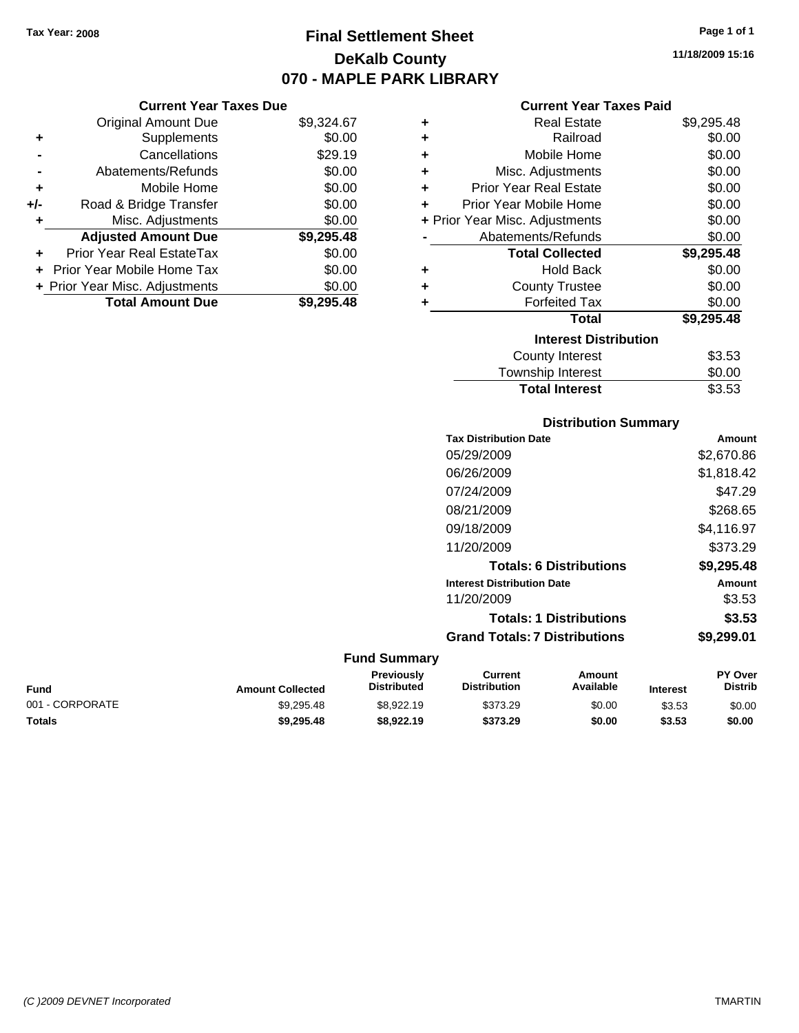Tax Year: 2008

# Final Settlement Sheet
## DeKalb County
## 070 - MAPLE PARK LIBRARY

11/18/2009 15:16

### Current Year Taxes Due

| | | |
|---|---|---|
| | Original Amount Due | $9,324.67 |
| + | Supplements | $0.00 |
| - | Cancellations | $29.19 |
| - | Abatements/Refunds | $0.00 |
| + | Mobile Home | $0.00 |
| +/- | Road & Bridge Transfer | $0.00 |
| + | Misc. Adjustments | $0.00 |
| | **Adjusted Amount Due** | **$9,295.48** |
| + | Prior Year Real EstateTax | $0.00 |
| + | Prior Year Mobile Home Tax | $0.00 |
| + | Prior Year Misc. Adjustments | $0.00 |
| | **Total Amount Due** | **$9,295.48** |

### Current Year Taxes Paid

| | | |
|---|---|---|
| + | Real Estate | $9,295.48 |
| + | Railroad | $0.00 |
| + | Mobile Home | $0.00 |
| + | Misc. Adjustments | $0.00 |
| + | Prior Year Real Estate | $0.00 |
| + | Prior Year Mobile Home | $0.00 |
| + | Prior Year Misc. Adjustments | $0.00 |
| - | Abatements/Refunds | $0.00 |
| | **Total Collected** | **$9,295.48** |
| + | Hold Back | $0.00 |
| + | County Trustee | $0.00 |
| + | Forfeited Tax | $0.00 |
| | **Total** | **$9,295.48** |

### Interest Distribution

| | |
|---|---|
| County Interest | $3.53 |
| Township Interest | $0.00 |
| **Total Interest** | $3.53 |

### Distribution Summary

| Tax Distribution Date | Amount |
|---|---|
| 05/29/2009 | $2,670.86 |
| 06/26/2009 | $1,818.42 |
| 07/24/2009 | $47.29 |
| 08/21/2009 | $268.65 |
| 09/18/2009 | $4,116.97 |
| 11/20/2009 | $373.29 |
| **Totals: 6 Distributions** | **$9,295.48** |
| **Interest Distribution Date** | **Amount** |
| 11/20/2009 | $3.53 |
| **Totals: 1 Distributions** | **$3.53** |
| **Grand Totals: 7 Distributions** | **$9,299.01** |

### Fund Summary

| Fund | Amount Collected | Previously Distributed | Current Distribution | Amount Available | Interest | PY Over Distrib |
|---|---|---|---|---|---|---|
| 001 - CORPORATE | $9,295.48 | $8,922.19 | $373.29 | $0.00 | $3.53 | $0.00 |
| **Totals** | **$9,295.48** | **$8,922.19** | **$373.29** | **$0.00** | **$3.53** | **$0.00** |

(C )2009 DEVNET Incorporated    TMARTIN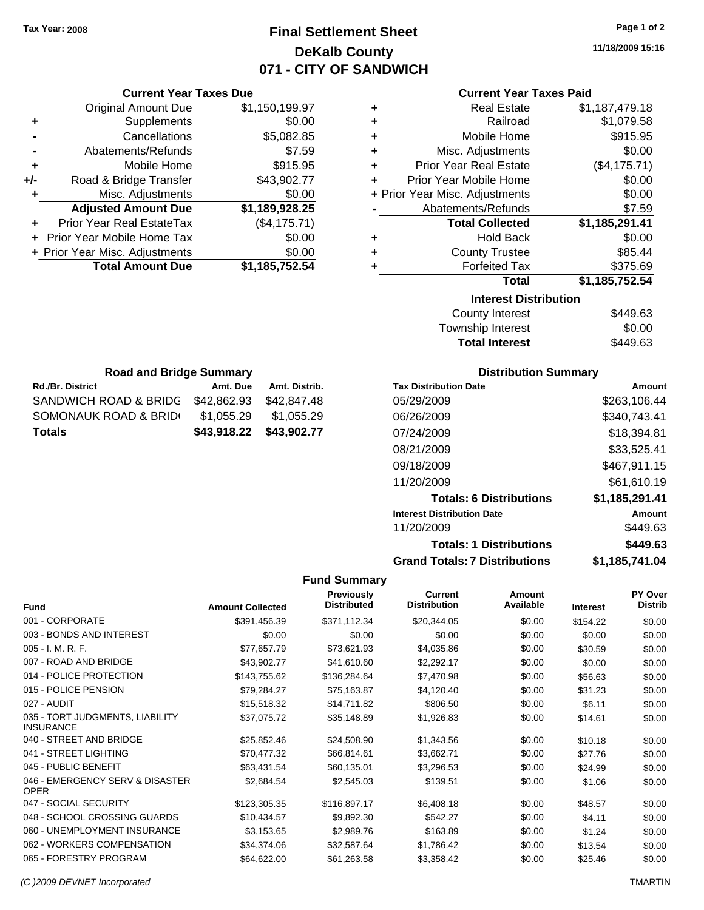Tax Year: 2008

# Final Settlement Sheet
## DeKalb County
## 071 - CITY OF SANDWICH

11/18/2009 15:16

### Current Year Taxes Due

| | | |
|---|---|---|
| | Original Amount Due | $1,150,199.97 |
| + | Supplements | $0.00 |
| - | Cancellations | $5,082.85 |
| - | Abatements/Refunds | $7.59 |
| + | Mobile Home | $915.95 |
| +/- | Road & Bridge Transfer | $43,902.77 |
| + | Misc. Adjustments | $0.00 |
| | **Adjusted Amount Due** | **$1,189,928.25** |
| + | Prior Year Real EstateTax | ($4,175.71) |
| + | Prior Year Mobile Home Tax | $0.00 |
| + | Prior Year Misc. Adjustments | $0.00 |
| | **Total Amount Due** | **$1,185,752.54** |

### Current Year Taxes Paid

| | | |
|---|---|---|
| + | Real Estate | $1,187,479.18 |
| + | Railroad | $1,079.58 |
| + | Mobile Home | $915.95 |
| + | Misc. Adjustments | $0.00 |
| + | Prior Year Real Estate | ($4,175.71) |
| + | Prior Year Mobile Home | $0.00 |
| + | Prior Year Misc. Adjustments | $0.00 |
| - | Abatements/Refunds | $7.59 |
| | **Total Collected** | **$1,185,291.41** |
| + | Hold Back | $0.00 |
| + | County Trustee | $85.44 |
| + | Forfeited Tax | $375.69 |
| | **Total** | **$1,185,752.54** |

### Interest Distribution

| | |
|---|---|
| County Interest | $449.63 |
| Township Interest | $0.00 |
| **Total Interest** | $449.63 |

### Road and Bridge Summary

| Rd./Br. District | Amt. Due | Amt. Distrib. |
|---|---|---|
| SANDWICH ROAD & BRIDG | $42,862.93 | $42,847.48 |
| SOMONAUK ROAD & BRID | $1,055.29 | $1,055.29 |
| **Totals** | **$43,918.22** | **$43,902.77** |

### Distribution Summary

| Tax Distribution Date | Amount |
|---|---|
| 05/29/2009 | $263,106.44 |
| 06/26/2009 | $340,743.41 |
| 07/24/2009 | $18,394.81 |
| 08/21/2009 | $33,525.41 |
| 09/18/2009 | $467,911.15 |
| 11/20/2009 | $61,610.19 |
| **Totals: 6 Distributions** | **$1,185,291.41** |
| **Interest Distribution Date** | **Amount** |
| 11/20/2009 | $449.63 |
| **Totals: 1 Distributions** | **$449.63** |
| **Grand Totals: 7 Distributions** | **$1,185,741.04** |

### Fund Summary

| Fund | Amount Collected | Previously Distributed | Current Distribution | Amount Available | Interest | PY Over Distrib |
|---|---|---|---|---|---|---|
| 001 - CORPORATE | $391,456.39 | $371,112.34 | $20,344.05 | $0.00 | $154.22 | $0.00 |
| 003 - BONDS AND INTEREST | $0.00 | $0.00 | $0.00 | $0.00 | $0.00 | $0.00 |
| 005 - I. M. R. F. | $77,657.79 | $73,621.93 | $4,035.86 | $0.00 | $30.59 | $0.00 |
| 007 - ROAD AND BRIDGE | $43,902.77 | $41,610.60 | $2,292.17 | $0.00 | $0.00 | $0.00 |
| 014 - POLICE PROTECTION | $143,755.62 | $136,284.64 | $7,470.98 | $0.00 | $56.63 | $0.00 |
| 015 - POLICE PENSION | $79,284.27 | $75,163.87 | $4,120.40 | $0.00 | $31.23 | $0.00 |
| 027 - AUDIT | $15,518.32 | $14,711.82 | $806.50 | $0.00 | $6.11 | $0.00 |
| 035 - TORT JUDGMENTS, LIABILITY INSURANCE | $37,075.72 | $35,148.89 | $1,926.83 | $0.00 | $14.61 | $0.00 |
| 040 - STREET AND BRIDGE | $25,852.46 | $24,508.90 | $1,343.56 | $0.00 | $10.18 | $0.00 |
| 041 - STREET LIGHTING | $70,477.32 | $66,814.61 | $3,662.71 | $0.00 | $27.76 | $0.00 |
| 045 - PUBLIC BENEFIT | $63,431.54 | $60,135.01 | $3,296.53 | $0.00 | $24.99 | $0.00 |
| 046 - EMERGENCY SERV & DISASTER OPER | $2,684.54 | $2,545.03 | $139.51 | $0.00 | $1.06 | $0.00 |
| 047 - SOCIAL SECURITY | $123,305.35 | $116,897.17 | $6,408.18 | $0.00 | $48.57 | $0.00 |
| 048 - SCHOOL CROSSING GUARDS | $10,434.57 | $9,892.30 | $542.27 | $0.00 | $4.11 | $0.00 |
| 060 - UNEMPLOYMENT INSURANCE | $3,153.65 | $2,989.76 | $163.89 | $0.00 | $1.24 | $0.00 |
| 062 - WORKERS COMPENSATION | $34,374.06 | $32,587.64 | $1,786.42 | $0.00 | $13.54 | $0.00 |
| 065 - FORESTRY PROGRAM | $64,622.00 | $61,263.58 | $3,358.42 | $0.00 | $25.46 | $0.00 |

(C )2009 DEVNET Incorporated — TMARTIN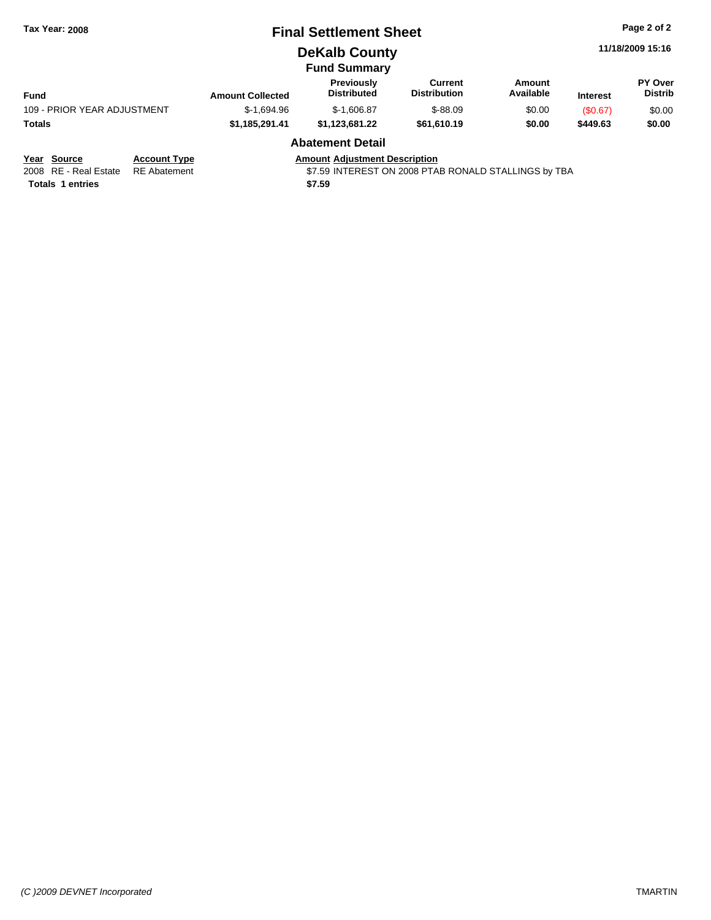**Tax Year: 2008**

# Final Settlement Sheet

## DeKalb County

### Fund Summary

11/18/2009 15:16

| Fund | Amount Collected | Previously Distributed | Current Distribution | Amount Available | Interest | PY Over Distrib |
|---|---|---|---|---|---|---|
| 109 - PRIOR YEAR ADJUSTMENT | $-1,694.96 | $-1,606.87 | $-88.09 | $0.00 | ($0.67) | $0.00 |
| **Totals** | **$1,185,291.41** | **$1,123,681.22** | **$61,610.19** | **$0.00** | **$449.63** | **$0.00** |

### Abatement Detail

| Year | Source | Account Type | Amount | Adjustment Description |
|---|---|---|---|---|
| 2008 | RE - Real Estate | RE Abatement | $7.59 | INTEREST ON 2008 PTAB RONALD STALLINGS by TBA |
| **Totals** | **1 entries** | | **$7.59** | |

*(C )2009 DEVNET Incorporated* TMARTIN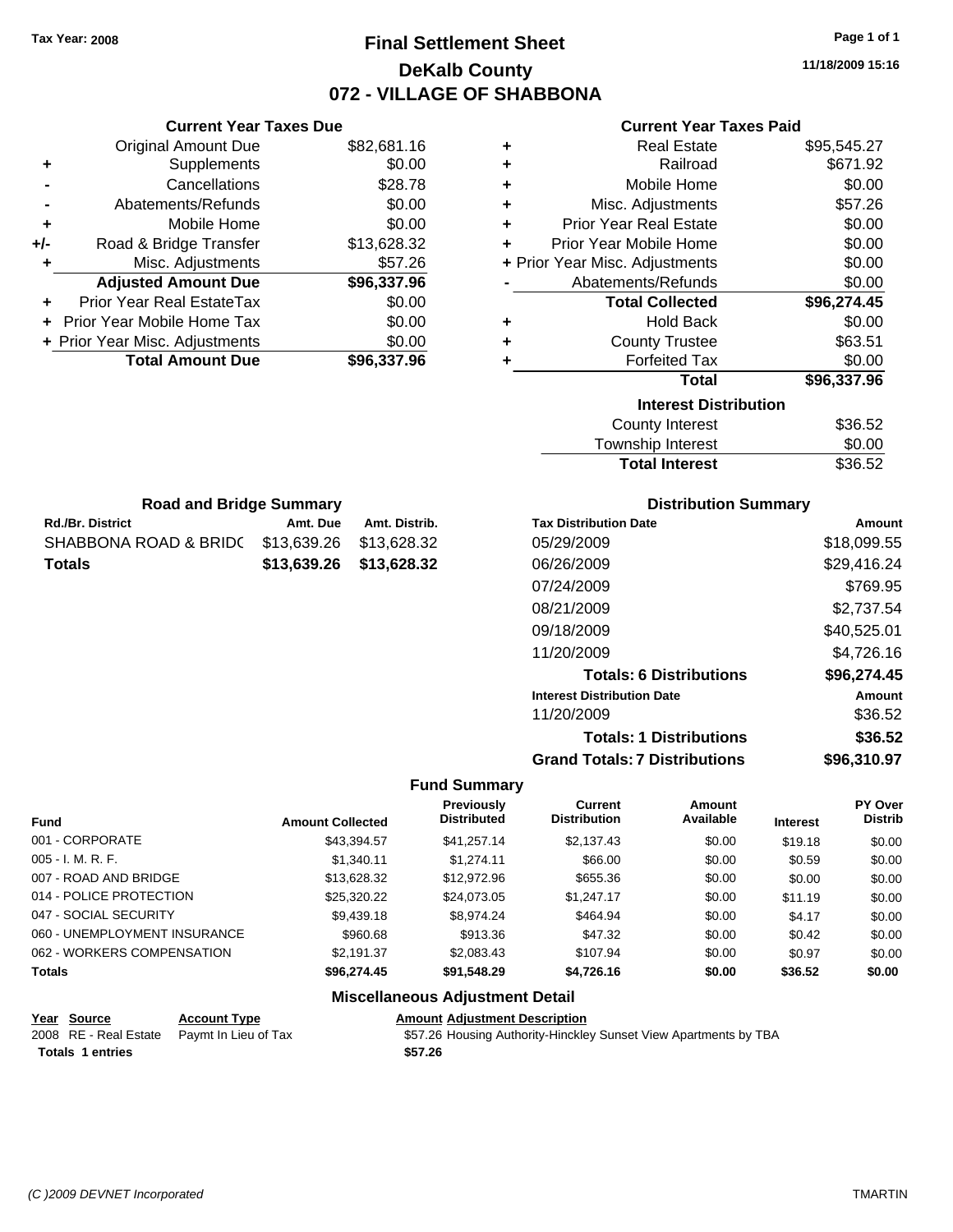Tax Year: 2008

# Final Settlement Sheet
## DeKalb County
## 072 - VILLAGE OF SHABBONA

11/18/2009 15:16

### Current Year Taxes Due

| | | |
|---|---|---|
| | Original Amount Due | $82,681.16 |
| + | Supplements | $0.00 |
| - | Cancellations | $28.78 |
| - | Abatements/Refunds | $0.00 |
| + | Mobile Home | $0.00 |
| +/- | Road & Bridge Transfer | $13,628.32 |
| + | Misc. Adjustments | $57.26 |
| | **Adjusted Amount Due** | **$96,337.96** |
| + | Prior Year Real EstateTax | $0.00 |
| + | Prior Year Mobile Home Tax | $0.00 |
| + | Prior Year Misc. Adjustments | $0.00 |
| | **Total Amount Due** | **$96,337.96** |

### Current Year Taxes Paid

| | | |
|---|---|---|
| + | Real Estate | $95,545.27 |
| + | Railroad | $671.92 |
| + | Mobile Home | $0.00 |
| + | Misc. Adjustments | $57.26 |
| + | Prior Year Real Estate | $0.00 |
| + | Prior Year Mobile Home | $0.00 |
| + | Prior Year Misc. Adjustments | $0.00 |
| - | Abatements/Refunds | $0.00 |
| | **Total Collected** | **$96,274.45** |
| + | Hold Back | $0.00 |
| + | County Trustee | $63.51 |
| + | Forfeited Tax | $0.00 |
| | **Total** | **$96,337.96** |

### Interest Distribution

| | |
|---|---|
| County Interest | $36.52 |
| Township Interest | $0.00 |
| **Total Interest** | $36.52 |

### Road and Bridge Summary

| Rd./Br. District | Amt. Due | Amt. Distrib. |
|---|---|---|
| SHABBONA ROAD & BRIDC | $13,639.26 | $13,628.32 |
| **Totals** | **$13,639.26** | **$13,628.32** |

### Distribution Summary

| Tax Distribution Date | Amount |
|---|---|
| 05/29/2009 | $18,099.55 |
| 06/26/2009 | $29,416.24 |
| 07/24/2009 | $769.95 |
| 08/21/2009 | $2,737.54 |
| 09/18/2009 | $40,525.01 |
| 11/20/2009 | $4,726.16 |
| **Totals: 6 Distributions** | **$96,274.45** |
| **Interest Distribution Date** | **Amount** |
| 11/20/2009 | $36.52 |
| **Totals: 1 Distributions** | **$36.52** |
| **Grand Totals: 7 Distributions** | **$96,310.97** |

### Fund Summary

| Fund | Amount Collected | Previously Distributed | Current Distribution | Amount Available | Interest | PY Over Distrib |
|---|---|---|---|---|---|---|
| 001 - CORPORATE | $43,394.57 | $41,257.14 | $2,137.43 | $0.00 | $19.18 | $0.00 |
| 005 - I. M. R. F. | $1,340.11 | $1,274.11 | $66.00 | $0.00 | $0.59 | $0.00 |
| 007 - ROAD AND BRIDGE | $13,628.32 | $12,972.96 | $655.36 | $0.00 | $0.00 | $0.00 |
| 014 - POLICE PROTECTION | $25,320.22 | $24,073.05 | $1,247.17 | $0.00 | $11.19 | $0.00 |
| 047 - SOCIAL SECURITY | $9,439.18 | $8,974.24 | $464.94 | $0.00 | $4.17 | $0.00 |
| 060 - UNEMPLOYMENT INSURANCE | $960.68 | $913.36 | $47.32 | $0.00 | $0.42 | $0.00 |
| 062 - WORKERS COMPENSATION | $2,191.37 | $2,083.43 | $107.94 | $0.00 | $0.97 | $0.00 |
| **Totals** | **$96,274.45** | **$91,548.29** | **$4,726.16** | **$0.00** | **$36.52** | **$0.00** |

### Miscellaneous Adjustment Detail

| Year | Source | Account Type | Amount | Adjustment Description |
|---|---|---|---|---|
| 2008 | RE - Real Estate | Paymt In Lieu of Tax | $57.26 | Housing Authority-Hinckley Sunset View Apartments by TBA |
| **Totals 1 entries** | | | **$57.26** | |

(C )2009 DEVNET Incorporated TMARTIN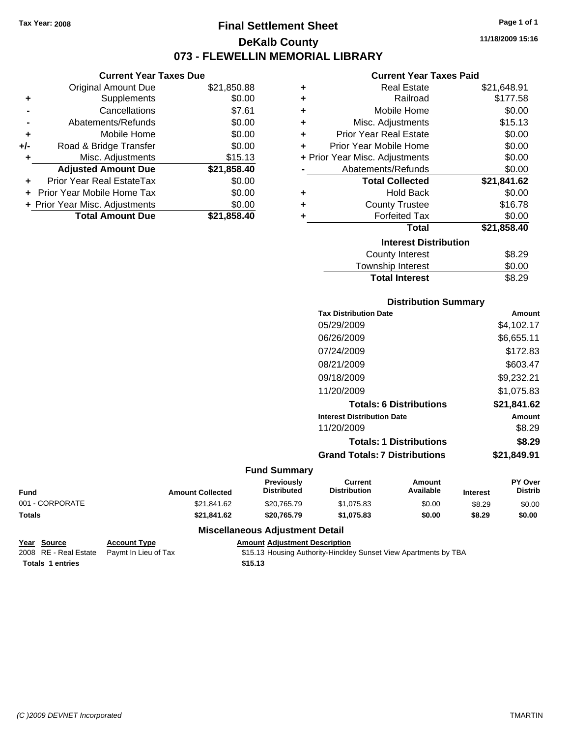Tax Year: 2008

# Final Settlement Sheet
## DeKalb County
## 073 - FLEWELLIN MEMORIAL LIBRARY

11/18/2009 15:16

### Current Year Taxes Due

| | | |
|---|---|---|
| | Original Amount Due | $21,850.88 |
| + | Supplements | $0.00 |
| - | Cancellations | $7.61 |
| - | Abatements/Refunds | $0.00 |
| + | Mobile Home | $0.00 |
| +/- | Road & Bridge Transfer | $0.00 |
| + | Misc. Adjustments | $15.13 |
| | **Adjusted Amount Due** | **$21,858.40** |
| + | Prior Year Real EstateTax | $0.00 |
| + | Prior Year Mobile Home Tax | $0.00 |
| + | Prior Year Misc. Adjustments | $0.00 |
| | **Total Amount Due** | **$21,858.40** |

### Current Year Taxes Paid

| | | |
|---|---|---|
| + | Real Estate | $21,648.91 |
| + | Railroad | $177.58 |
| + | Mobile Home | $0.00 |
| + | Misc. Adjustments | $15.13 |
| + | Prior Year Real Estate | $0.00 |
| + | Prior Year Mobile Home | $0.00 |
| + | Prior Year Misc. Adjustments | $0.00 |
| - | Abatements/Refunds | $0.00 |
| | **Total Collected** | **$21,841.62** |
| + | Hold Back | $0.00 |
| + | County Trustee | $16.78 |
| + | Forfeited Tax | $0.00 |
| | **Total** | **$21,858.40** |

### Interest Distribution

| | |
|---|---|
| County Interest | $8.29 |
| Township Interest | $0.00 |
| **Total Interest** | $8.29 |

### Distribution Summary

| Tax Distribution Date | Amount |
|---|---|
| 05/29/2009 | $4,102.17 |
| 06/26/2009 | $6,655.11 |
| 07/24/2009 | $172.83 |
| 08/21/2009 | $603.47 |
| 09/18/2009 | $9,232.21 |
| 11/20/2009 | $1,075.83 |
| **Totals: 6 Distributions** | **$21,841.62** |
| **Interest Distribution Date** | **Amount** |
| 11/20/2009 | $8.29 |
| **Totals: 1 Distributions** | **$8.29** |
| **Grand Totals: 7 Distributions** | **$21,849.91** |

### Fund Summary

| Fund | Amount Collected | Previously Distributed | Current Distribution | Amount Available | Interest | PY Over Distrib |
|---|---|---|---|---|---|---|
| 001 - CORPORATE | $21,841.62 | $20,765.79 | $1,075.83 | $0.00 | $8.29 | $0.00 |
| **Totals** | **$21,841.62** | **$20,765.79** | **$1,075.83** | **$0.00** | **$8.29** | **$0.00** |

### Miscellaneous Adjustment Detail

| Year | Source | Account Type | Amount | Adjustment Description |
|---|---|---|---|---|
| 2008 | RE - Real Estate | Paymt In Lieu of Tax | $15.13 | Housing Authority-Hinckley Sunset View Apartments by TBA |
| **Totals** | **1 entries** | | **$15.13** | |

(C )2009 DEVNET Incorporated

TMARTIN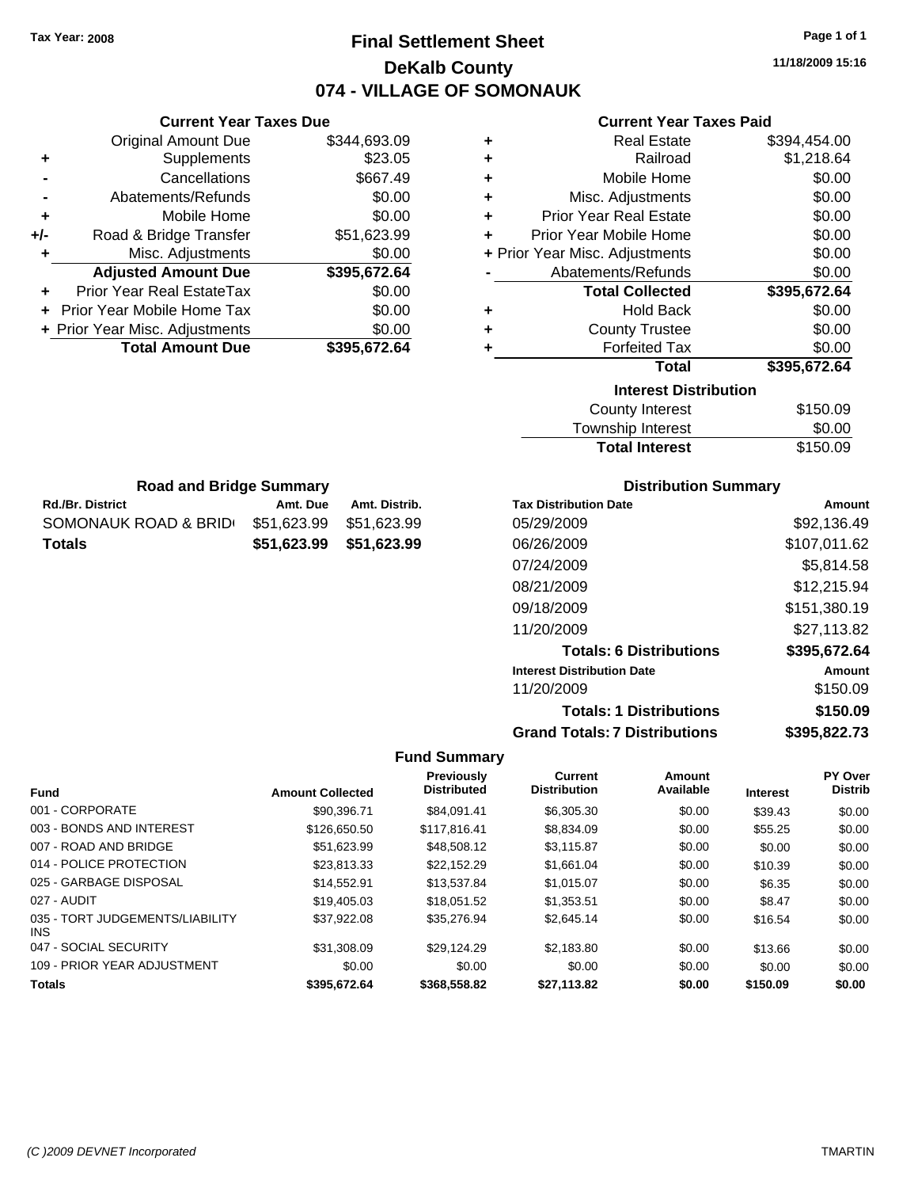Tax Year: 2008

# Final Settlement Sheet

## DeKalb County

## 074 - VILLAGE OF SOMONAUK

11/18/2009 15:16

### Current Year Taxes Due

| | | |
|---|---|---|
| | Original Amount Due | $344,693.09 |
| + | Supplements | $23.05 |
| - | Cancellations | $667.49 |
| - | Abatements/Refunds | $0.00 |
| + | Mobile Home | $0.00 |
| +/- | Road & Bridge Transfer | $51,623.99 |
| + | Misc. Adjustments | $0.00 |
| | **Adjusted Amount Due** | **$395,672.64** |
| + | Prior Year Real EstateTax | $0.00 |
| + | Prior Year Mobile Home Tax | $0.00 |
| + | Prior Year Misc. Adjustments | $0.00 |
| | **Total Amount Due** | **$395,672.64** |

### Current Year Taxes Paid

| | | |
|---|---|---|
| + | Real Estate | $394,454.00 |
| + | Railroad | $1,218.64 |
| + | Mobile Home | $0.00 |
| + | Misc. Adjustments | $0.00 |
| + | Prior Year Real Estate | $0.00 |
| + | Prior Year Mobile Home | $0.00 |
| + | Prior Year Misc. Adjustments | $0.00 |
| - | Abatements/Refunds | $0.00 |
| | **Total Collected** | **$395,672.64** |
| + | Hold Back | $0.00 |
| + | County Trustee | $0.00 |
| + | Forfeited Tax | $0.00 |
| | **Total** | **$395,672.64** |

### Interest Distribution

| | |
|---|---|
| County Interest | $150.09 |
| Township Interest | $0.00 |
| **Total Interest** | $150.09 |

### Road and Bridge Summary

| Rd./Br. District | Amt. Due | Amt. Distrib. |
|---|---|---|
| SOMONAUK ROAD & BRID | $51,623.99 | $51,623.99 |
| **Totals** | **$51,623.99** | **$51,623.99** |

### Distribution Summary

| Tax Distribution Date | Amount |
|---|---|
| 05/29/2009 | $92,136.49 |
| 06/26/2009 | $107,011.62 |
| 07/24/2009 | $5,814.58 |
| 08/21/2009 | $12,215.94 |
| 09/18/2009 | $151,380.19 |
| 11/20/2009 | $27,113.82 |
| **Totals: 6 Distributions** | **$395,672.64** |
| **Interest Distribution Date** | **Amount** |
| 11/20/2009 | $150.09 |
| **Totals: 1 Distributions** | **$150.09** |
| **Grand Totals: 7 Distributions** | **$395,822.73** |

### Fund Summary

| Fund | Amount Collected | Previously Distributed | Current Distribution | Amount Available | Interest | PY Over Distrib |
|---|---|---|---|---|---|---|
| 001 - CORPORATE | $90,396.71 | $84,091.41 | $6,305.30 | $0.00 | $39.43 | $0.00 |
| 003 - BONDS AND INTEREST | $126,650.50 | $117,816.41 | $8,834.09 | $0.00 | $55.25 | $0.00 |
| 007 - ROAD AND BRIDGE | $51,623.99 | $48,508.12 | $3,115.87 | $0.00 | $0.00 | $0.00 |
| 014 - POLICE PROTECTION | $23,813.33 | $22,152.29 | $1,661.04 | $0.00 | $10.39 | $0.00 |
| 025 - GARBAGE DISPOSAL | $14,552.91 | $13,537.84 | $1,015.07 | $0.00 | $6.35 | $0.00 |
| 027 - AUDIT | $19,405.03 | $18,051.52 | $1,353.51 | $0.00 | $8.47 | $0.00 |
| 035 - TORT JUDGEMENTS/LIABILITY INS | $37,922.08 | $35,276.94 | $2,645.14 | $0.00 | $16.54 | $0.00 |
| 047 - SOCIAL SECURITY | $31,308.09 | $29,124.29 | $2,183.80 | $0.00 | $13.66 | $0.00 |
| 109 - PRIOR YEAR ADJUSTMENT | $0.00 | $0.00 | $0.00 | $0.00 | $0.00 | $0.00 |
| **Totals** | **$395,672.64** | **$368,558.82** | **$27,113.82** | **$0.00** | **$150.09** | **$0.00** |

(C )2009 DEVNET Incorporated TMARTIN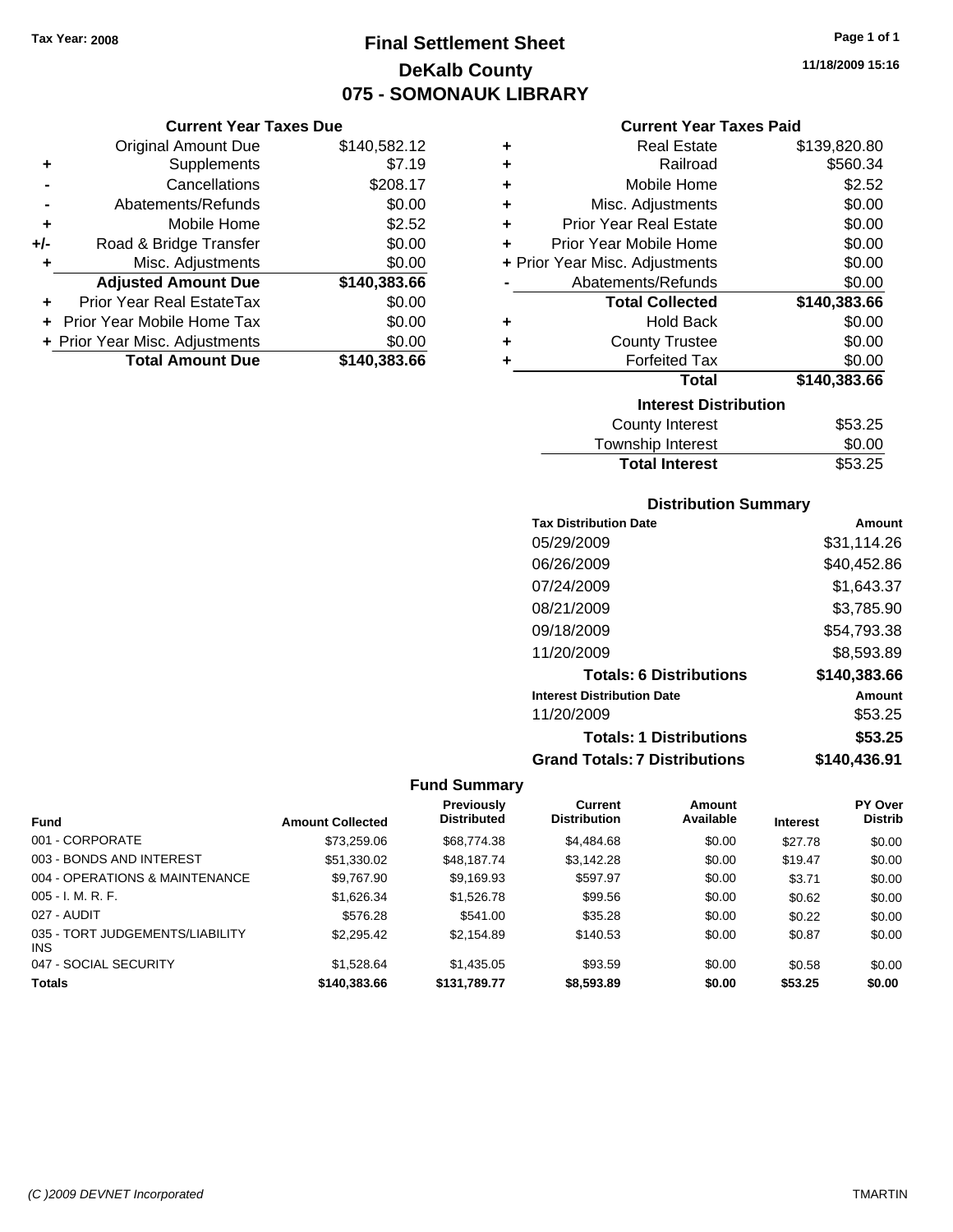Tax Year: 2008

# Final Settlement Sheet
## DeKalb County
## 075 - SOMONAUK LIBRARY

11/18/2009 15:16

### Current Year Taxes Due

| | | |
|---|---|---|
| | Original Amount Due | $140,582.12 |
| + | Supplements | $7.19 |
| - | Cancellations | $208.17 |
| - | Abatements/Refunds | $0.00 |
| + | Mobile Home | $2.52 |
| +/- | Road & Bridge Transfer | $0.00 |
| + | Misc. Adjustments | $0.00 |
| | **Adjusted Amount Due** | **$140,383.66** |
| + | Prior Year Real EstateTax | $0.00 |
| + | Prior Year Mobile Home Tax | $0.00 |
| + | Prior Year Misc. Adjustments | $0.00 |
| | **Total Amount Due** | **$140,383.66** |

### Current Year Taxes Paid

| | | |
|---|---|---|
| + | Real Estate | $139,820.80 |
| + | Railroad | $560.34 |
| + | Mobile Home | $2.52 |
| + | Misc. Adjustments | $0.00 |
| + | Prior Year Real Estate | $0.00 |
| + | Prior Year Mobile Home | $0.00 |
| + | Prior Year Misc. Adjustments | $0.00 |
| - | Abatements/Refunds | $0.00 |
| | **Total Collected** | **$140,383.66** |
| + | Hold Back | $0.00 |
| + | County Trustee | $0.00 |
| + | Forfeited Tax | $0.00 |
| | **Total** | **$140,383.66** |

### Interest Distribution

| | |
|---|---|
| County Interest | $53.25 |
| Township Interest | $0.00 |
| **Total Interest** | $53.25 |

### Distribution Summary

| Tax Distribution Date | Amount |
|---|---|
| 05/29/2009 | $31,114.26 |
| 06/26/2009 | $40,452.86 |
| 07/24/2009 | $1,643.37 |
| 08/21/2009 | $3,785.90 |
| 09/18/2009 | $54,793.38 |
| 11/20/2009 | $8,593.89 |
| **Totals: 6 Distributions** | **$140,383.66** |
| **Interest Distribution Date** | **Amount** |
| 11/20/2009 | $53.25 |
| **Totals: 1 Distributions** | **$53.25** |
| **Grand Totals: 7 Distributions** | **$140,436.91** |

### Fund Summary

| Fund | Amount Collected | Previously Distributed | Current Distribution | Amount Available | Interest | PY Over Distrib |
|---|---|---|---|---|---|---|
| 001 - CORPORATE | $73,259.06 | $68,774.38 | $4,484.68 | $0.00 | $27.78 | $0.00 |
| 003 - BONDS AND INTEREST | $51,330.02 | $48,187.74 | $3,142.28 | $0.00 | $19.47 | $0.00 |
| 004 - OPERATIONS & MAINTENANCE | $9,767.90 | $9,169.93 | $597.97 | $0.00 | $3.71 | $0.00 |
| 005 - I. M. R. F. | $1,626.34 | $1,526.78 | $99.56 | $0.00 | $0.62 | $0.00 |
| 027 - AUDIT | $576.28 | $541.00 | $35.28 | $0.00 | $0.22 | $0.00 |
| 035 - TORT JUDGEMENTS/LIABILITY INS | $2,295.42 | $2,154.89 | $140.53 | $0.00 | $0.87 | $0.00 |
| 047 - SOCIAL SECURITY | $1,528.64 | $1,435.05 | $93.59 | $0.00 | $0.58 | $0.00 |
| **Totals** | **$140,383.66** | **$131,789.77** | **$8,593.89** | **$0.00** | **$53.25** | **$0.00** |

(C )2009 DEVNET Incorporated TMARTIN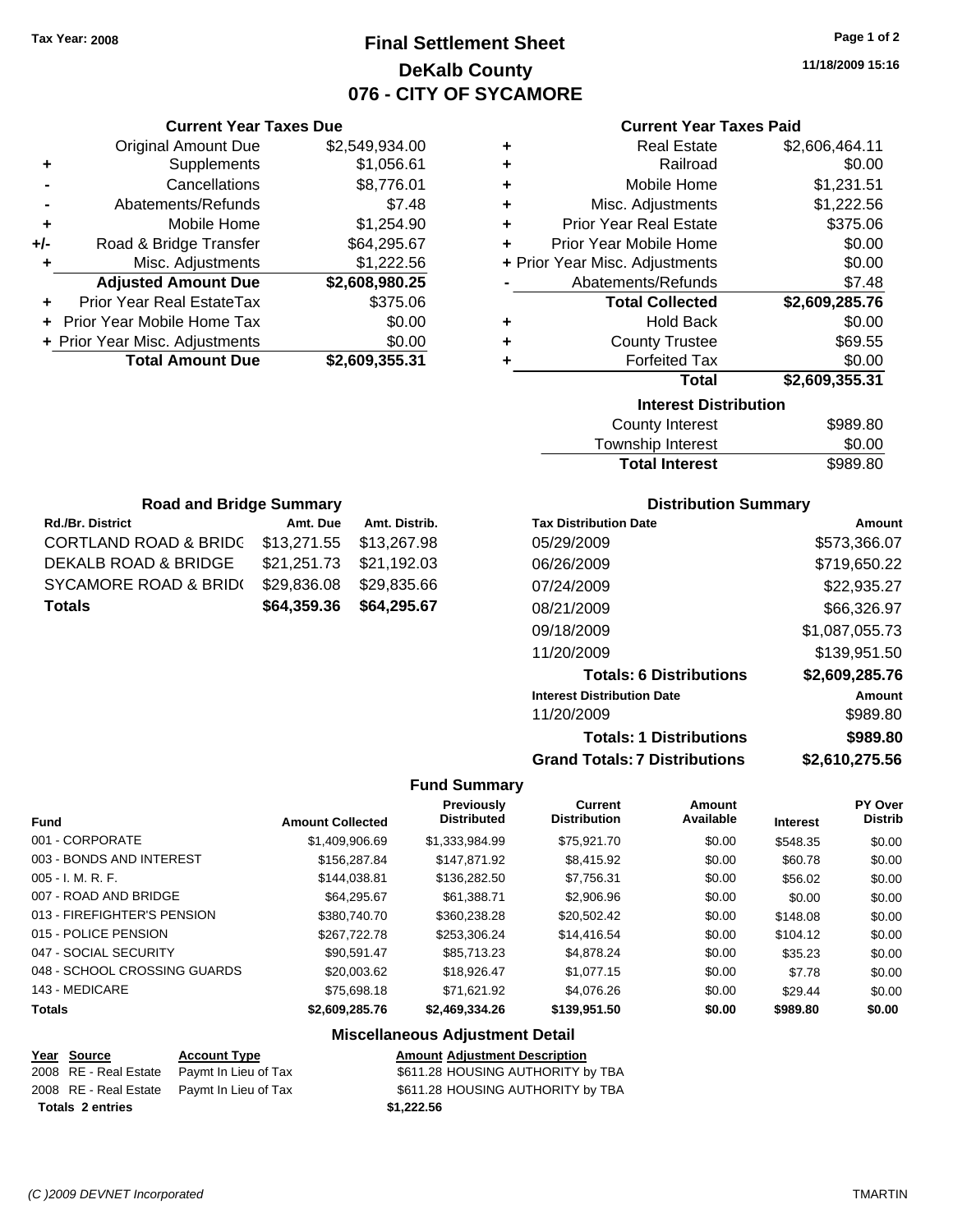Tax Year: 2008

# Final Settlement Sheet
## DeKalb County
## 076 - CITY OF SYCAMORE

11/18/2009 15:16

### Current Year Taxes Due

| | | |
|---|---|---|
| | Original Amount Due | $2,549,934.00 |
| + | Supplements | $1,056.61 |
| - | Cancellations | $8,776.01 |
| - | Abatements/Refunds | $7.48 |
| + | Mobile Home | $1,254.90 |
| +/- | Road & Bridge Transfer | $64,295.67 |
| + | Misc. Adjustments | $1,222.56 |
| | **Adjusted Amount Due** | **$2,608,980.25** |
| + | Prior Year Real EstateTax | $375.06 |
| + | Prior Year Mobile Home Tax | $0.00 |
| + | Prior Year Misc. Adjustments | $0.00 |
| | **Total Amount Due** | **$2,609,355.31** |

### Current Year Taxes Paid

| | | |
|---|---|---|
| + | Real Estate | $2,606,464.11 |
| + | Railroad | $0.00 |
| + | Mobile Home | $1,231.51 |
| + | Misc. Adjustments | $1,222.56 |
| + | Prior Year Real Estate | $375.06 |
| + | Prior Year Mobile Home | $0.00 |
| + | Prior Year Misc. Adjustments | $0.00 |
| - | Abatements/Refunds | $7.48 |
| | **Total Collected** | **$2,609,285.76** |
| + | Hold Back | $0.00 |
| + | County Trustee | $69.55 |
| + | Forfeited Tax | $0.00 |
| | **Total** | **$2,609,355.31** |

### Interest Distribution

| | |
|---|---|
| County Interest | $989.80 |
| Township Interest | $0.00 |
| **Total Interest** | **$989.80** |

### Road and Bridge Summary

| Rd./Br. District | Amt. Due | Amt. Distrib. |
|---|---|---|
| CORTLAND ROAD & BRIDG | $13,271.55 | $13,267.98 |
| DEKALB ROAD & BRIDGE | $21,251.73 | $21,192.03 |
| SYCAMORE ROAD & BRID( | $29,836.08 | $29,835.66 |
| **Totals** | **$64,359.36** | **$64,295.67** |

### Distribution Summary

| Tax Distribution Date | Amount |
|---|---|
| 05/29/2009 | $573,366.07 |
| 06/26/2009 | $719,650.22 |
| 07/24/2009 | $22,935.27 |
| 08/21/2009 | $66,326.97 |
| 09/18/2009 | $1,087,055.73 |
| 11/20/2009 | $139,951.50 |
| **Totals: 6 Distributions** | **$2,609,285.76** |
| **Interest Distribution Date** | **Amount** |
| 11/20/2009 | $989.80 |
| **Totals: 1 Distributions** | **$989.80** |
| **Grand Totals: 7 Distributions** | **$2,610,275.56** |

### Fund Summary

| Fund | Amount Collected | Previously Distributed | Current Distribution | Amount Available | Interest | PY Over Distrib |
|---|---|---|---|---|---|---|
| 001 - CORPORATE | $1,409,906.69 | $1,333,984.99 | $75,921.70 | $0.00 | $548.35 | $0.00 |
| 003 - BONDS AND INTEREST | $156,287.84 | $147,871.92 | $8,415.92 | $0.00 | $60.78 | $0.00 |
| 005 - I. M. R. F. | $144,038.81 | $136,282.50 | $7,756.31 | $0.00 | $56.02 | $0.00 |
| 007 - ROAD AND BRIDGE | $64,295.67 | $61,388.71 | $2,906.96 | $0.00 | $0.00 | $0.00 |
| 013 - FIREFIGHTER'S PENSION | $380,740.70 | $360,238.28 | $20,502.42 | $0.00 | $148.08 | $0.00 |
| 015 - POLICE PENSION | $267,722.78 | $253,306.24 | $14,416.54 | $0.00 | $104.12 | $0.00 |
| 047 - SOCIAL SECURITY | $90,591.47 | $85,713.23 | $4,878.24 | $0.00 | $35.23 | $0.00 |
| 048 - SCHOOL CROSSING GUARDS | $20,003.62 | $18,926.47 | $1,077.15 | $0.00 | $7.78 | $0.00 |
| 143 - MEDICARE | $75,698.18 | $71,621.92 | $4,076.26 | $0.00 | $29.44 | $0.00 |
| **Totals** | **$2,609,285.76** | **$2,469,334.26** | **$139,951.50** | **$0.00** | **$989.80** | **$0.00** |

### Miscellaneous Adjustment Detail

| Year | Source | Account Type | Amount | Adjustment Description |
|---|---|---|---|---|
| 2008 | RE - Real Estate | Paymt In Lieu of Tax | $611.28 | HOUSING AUTHORITY by TBA |
| 2008 | RE - Real Estate | Paymt In Lieu of Tax | $611.28 | HOUSING AUTHORITY by TBA |
| **Totals** | **2 entries** | | **$1,222.56** | |

(C )2009 DEVNET Incorporated TMARTIN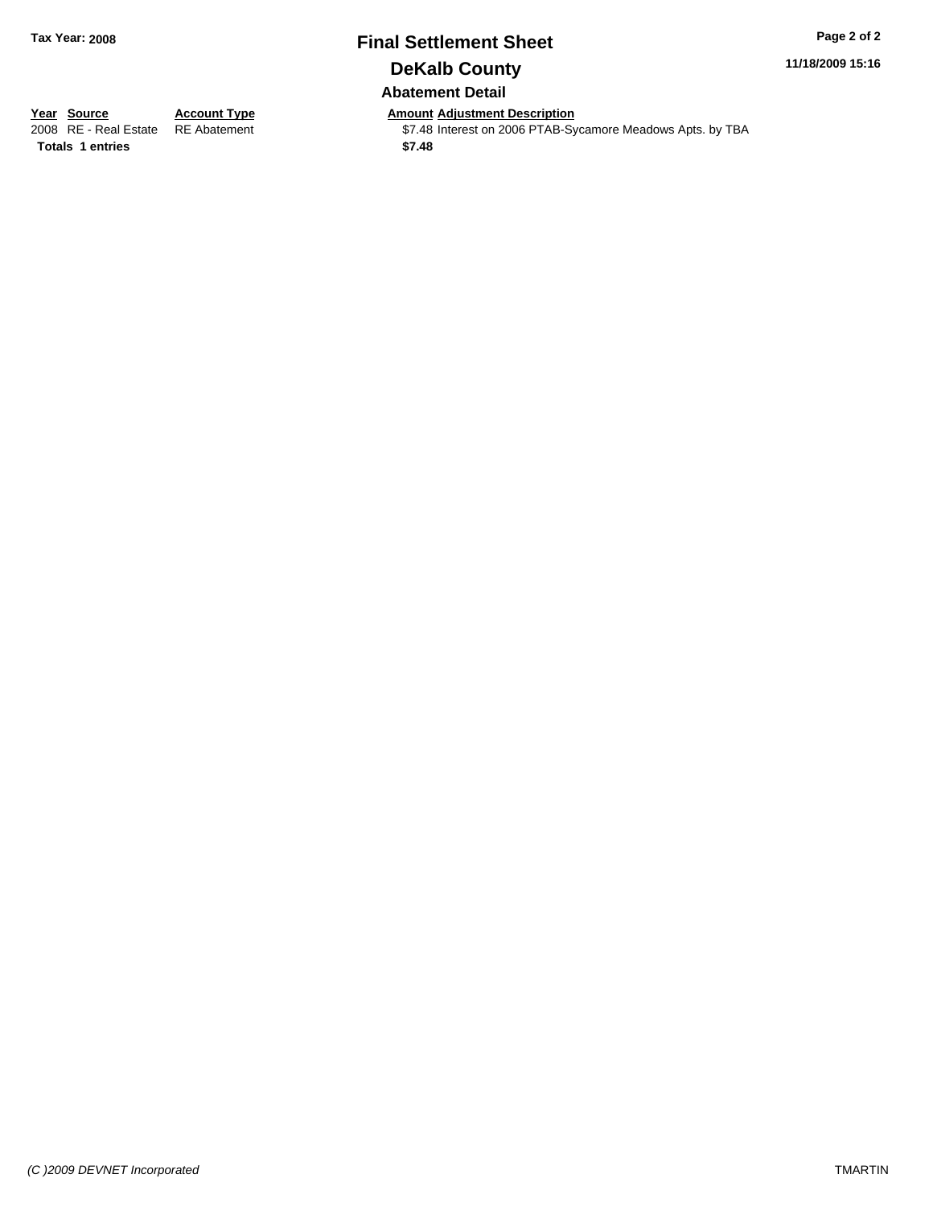# Final Settlement Sheet

## DeKalb County

### Abatement Detail

| Year | Source | Account Type | Amount | Adjustment Description |
| --- | --- | --- | --- | --- |
| 2008 | RE - Real Estate | RE Abatement | $7.48 | Interest on 2006 PTAB-Sycamore Meadows Apts. by TBA |
| **Totals** | **1 entries** | | **$7.48** | |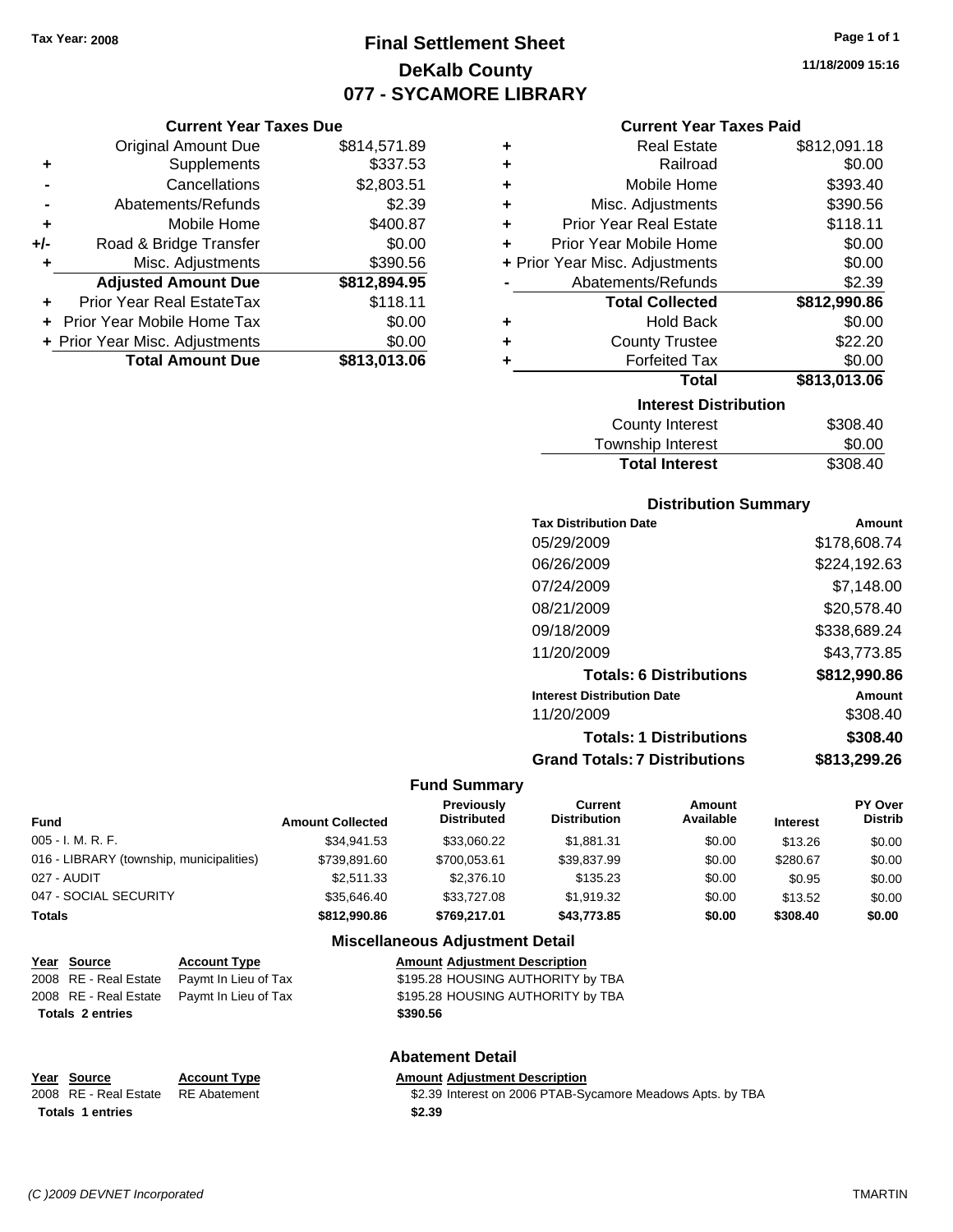**Tax Year: 2008**

# Final Settlement Sheet
## DeKalb County
## 077 - SYCAMORE LIBRARY

11/18/2009 15:16

### Current Year Taxes Due

| | | |
|---|---|---|
| | Original Amount Due | $814,571.89 |
| + | Supplements | $337.53 |
| - | Cancellations | $2,803.51 |
| - | Abatements/Refunds | $2.39 |
| + | Mobile Home | $400.87 |
| +/- | Road & Bridge Transfer | $0.00 |
| + | Misc. Adjustments | $390.56 |
| | **Adjusted Amount Due** | **$812,894.95** |
| + | Prior Year Real EstateTax | $118.11 |
| + | Prior Year Mobile Home Tax | $0.00 |
| + | Prior Year Misc. Adjustments | $0.00 |
| | **Total Amount Due** | **$813,013.06** |

### Current Year Taxes Paid

| | | |
|---|---|---|
| + | Real Estate | $812,091.18 |
| + | Railroad | $0.00 |
| + | Mobile Home | $393.40 |
| + | Misc. Adjustments | $390.56 |
| + | Prior Year Real Estate | $118.11 |
| + | Prior Year Mobile Home | $0.00 |
| + | Prior Year Misc. Adjustments | $0.00 |
| - | Abatements/Refunds | $2.39 |
| | **Total Collected** | **$812,990.86** |
| + | Hold Back | $0.00 |
| + | County Trustee | $22.20 |
| + | Forfeited Tax | $0.00 |
| | **Total** | **$813,013.06** |

### Interest Distribution

| | |
|---|---|
| County Interest | $308.40 |
| Township Interest | $0.00 |
| **Total Interest** | $308.40 |

### Distribution Summary

| Tax Distribution Date | Amount |
|---|---|
| 05/29/2009 | $178,608.74 |
| 06/26/2009 | $224,192.63 |
| 07/24/2009 | $7,148.00 |
| 08/21/2009 | $20,578.40 |
| 09/18/2009 | $338,689.24 |
| 11/20/2009 | $43,773.85 |
| **Totals: 6 Distributions** | **$812,990.86** |
| **Interest Distribution Date** | **Amount** |
| 11/20/2009 | $308.40 |
| **Totals: 1 Distributions** | **$308.40** |
| **Grand Totals: 7 Distributions** | **$813,299.26** |

### Fund Summary

| Fund | Amount Collected | Previously Distributed | Current Distribution | Amount Available | Interest | PY Over Distrib |
|---|---|---|---|---|---|---|
| 005 - I. M. R. F. | $34,941.53 | $33,060.22 | $1,881.31 | $0.00 | $13.26 | $0.00 |
| 016 - LIBRARY (township, municipalities) | $739,891.60 | $700,053.61 | $39,837.99 | $0.00 | $280.67 | $0.00 |
| 027 - AUDIT | $2,511.33 | $2,376.10 | $135.23 | $0.00 | $0.95 | $0.00 |
| 047 - SOCIAL SECURITY | $35,646.40 | $33,727.08 | $1,919.32 | $0.00 | $13.52 | $0.00 |
| **Totals** | **$812,990.86** | **$769,217.01** | **$43,773.85** | **$0.00** | **$308.40** | **$0.00** |

### Miscellaneous Adjustment Detail

| Year | Source | Account Type | Amount | Adjustment Description |
|---|---|---|---|---|
| 2008 | RE - Real Estate | Paymt In Lieu of Tax | $195.28 | HOUSING AUTHORITY by TBA |
| 2008 | RE - Real Estate | Paymt In Lieu of Tax | $195.28 | HOUSING AUTHORITY by TBA |
| **Totals 2 entries** | | | **$390.56** | |

### Abatement Detail

| Year | Source | Account Type | Amount | Adjustment Description |
|---|---|---|---|---|
| 2008 | RE - Real Estate | RE Abatement | $2.39 | Interest on 2006 PTAB-Sycamore Meadows Apts. by TBA |
| **Totals 1 entries** | | | **$2.39** | |

(C )2009 DEVNET Incorporated TMARTIN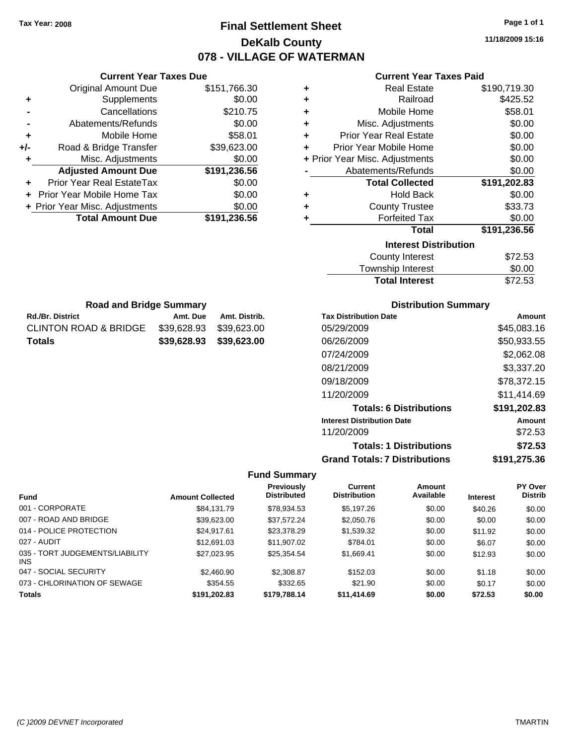Tax Year: 2008

# Final Settlement Sheet
## DeKalb County
## 078 - VILLAGE OF WATERMAN

11/18/2009 15:16

### Current Year Taxes Due

| | | |
|---|---|---|
| | Original Amount Due | $151,766.30 |
| + | Supplements | $0.00 |
| - | Cancellations | $210.75 |
| - | Abatements/Refunds | $0.00 |
| + | Mobile Home | $58.01 |
| +/- | Road & Bridge Transfer | $39,623.00 |
| + | Misc. Adjustments | $0.00 |
| | **Adjusted Amount Due** | **$191,236.56** |
| + | Prior Year Real EstateTax | $0.00 |
| + | Prior Year Mobile Home Tax | $0.00 |
| + | Prior Year Misc. Adjustments | $0.00 |
| | **Total Amount Due** | **$191,236.56** |

### Current Year Taxes Paid

| | | |
|---|---|---|
| + | Real Estate | $190,719.30 |
| + | Railroad | $425.52 |
| + | Mobile Home | $58.01 |
| + | Misc. Adjustments | $0.00 |
| + | Prior Year Real Estate | $0.00 |
| + | Prior Year Mobile Home | $0.00 |
| + | Prior Year Misc. Adjustments | $0.00 |
| - | Abatements/Refunds | $0.00 |
| | **Total Collected** | **$191,202.83** |
| + | Hold Back | $0.00 |
| + | County Trustee | $33.73 |
| + | Forfeited Tax | $0.00 |
| | **Total** | **$191,236.56** |

### Interest Distribution

| | |
|---|---|
| County Interest | $72.53 |
| Township Interest | $0.00 |
| **Total Interest** | $72.53 |

### Road and Bridge Summary

| Rd./Br. District | Amt. Due | Amt. Distrib. |
|---|---|---|
| CLINTON ROAD & BRIDGE | $39,628.93 | $39,623.00 |
| **Totals** | **$39,628.93** | **$39,623.00** |

### Distribution Summary

| Tax Distribution Date | Amount |
|---|---|
| 05/29/2009 | $45,083.16 |
| 06/26/2009 | $50,933.55 |
| 07/24/2009 | $2,062.08 |
| 08/21/2009 | $3,337.20 |
| 09/18/2009 | $78,372.15 |
| 11/20/2009 | $11,414.69 |
| **Totals: 6 Distributions** | **$191,202.83** |
| **Interest Distribution Date** | **Amount** |
| 11/20/2009 | $72.53 |
| **Totals: 1 Distributions** | **$72.53** |
| **Grand Totals: 7 Distributions** | **$191,275.36** |

### Fund Summary

| Fund | Amount Collected | Previously Distributed | Current Distribution | Amount Available | Interest | PY Over Distrib |
|---|---|---|---|---|---|---|
| 001 - CORPORATE | $84,131.79 | $78,934.53 | $5,197.26 | $0.00 | $40.26 | $0.00 |
| 007 - ROAD AND BRIDGE | $39,623.00 | $37,572.24 | $2,050.76 | $0.00 | $0.00 | $0.00 |
| 014 - POLICE PROTECTION | $24,917.61 | $23,378.29 | $1,539.32 | $0.00 | $11.92 | $0.00 |
| 027 - AUDIT | $12,691.03 | $11,907.02 | $784.01 | $0.00 | $6.07 | $0.00 |
| 035 - TORT JUDGEMENTS/LIABILITY INS | $27,023.95 | $25,354.54 | $1,669.41 | $0.00 | $12.93 | $0.00 |
| 047 - SOCIAL SECURITY | $2,460.90 | $2,308.87 | $152.03 | $0.00 | $1.18 | $0.00 |
| 073 - CHLORINATION OF SEWAGE | $354.55 | $332.65 | $21.90 | $0.00 | $0.17 | $0.00 |
| **Totals** | **$191,202.83** | **$179,788.14** | **$11,414.69** | **$0.00** | **$72.53** | **$0.00** |

(C )2009 DEVNET Incorporated TMARTIN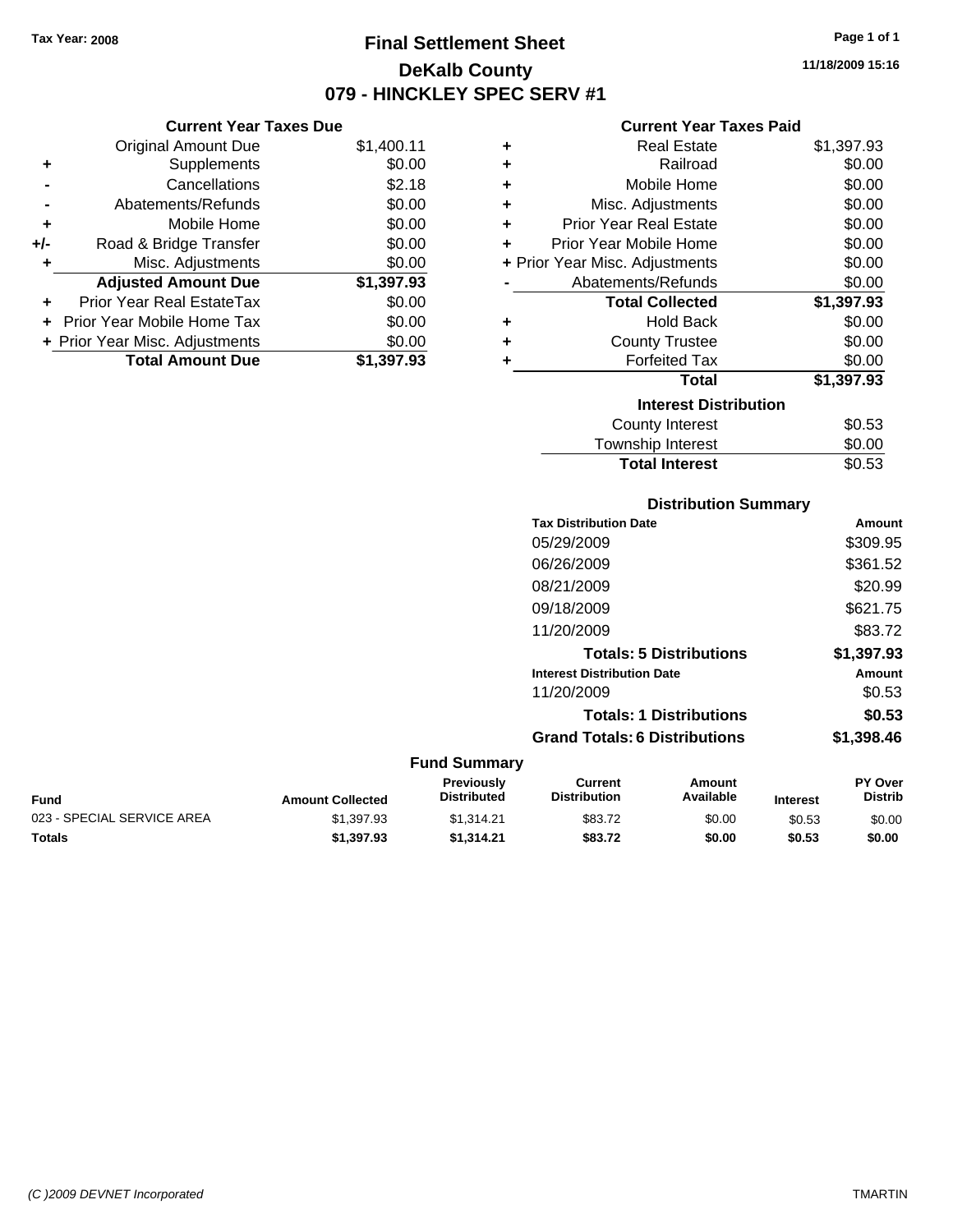Tax Year: 2008

# Final Settlement Sheet

## DeKalb County

## 079 - HINCKLEY SPEC SERV #1

11/18/2009 15:16

### Current Year Taxes Due

| | | |
|---|---|---|
| | Original Amount Due | $1,400.11 |
| + | Supplements | $0.00 |
| - | Cancellations | $2.18 |
| - | Abatements/Refunds | $0.00 |
| + | Mobile Home | $0.00 |
| +/- | Road & Bridge Transfer | $0.00 |
| + | Misc. Adjustments | $0.00 |
| | **Adjusted Amount Due** | **$1,397.93** |
| + | Prior Year Real EstateTax | $0.00 |
| + | Prior Year Mobile Home Tax | $0.00 |
| + | Prior Year Misc. Adjustments | $0.00 |
| | **Total Amount Due** | **$1,397.93** |

### Current Year Taxes Paid

| | | |
|---|---|---|
| + | Real Estate | $1,397.93 |
| + | Railroad | $0.00 |
| + | Mobile Home | $0.00 |
| + | Misc. Adjustments | $0.00 |
| + | Prior Year Real Estate | $0.00 |
| + | Prior Year Mobile Home | $0.00 |
| + | Prior Year Misc. Adjustments | $0.00 |
| - | Abatements/Refunds | $0.00 |
| | **Total Collected** | **$1,397.93** |
| + | Hold Back | $0.00 |
| + | County Trustee | $0.00 |
| + | Forfeited Tax | $0.00 |
| | **Total** | **$1,397.93** |

### Interest Distribution

| | |
|---|---|
| County Interest | $0.53 |
| Township Interest | $0.00 |
| **Total Interest** | $0.53 |

### Distribution Summary

| Tax Distribution Date | Amount |
|---|---|
| 05/29/2009 | $309.95 |
| 06/26/2009 | $361.52 |
| 08/21/2009 | $20.99 |
| 09/18/2009 | $621.75 |
| 11/20/2009 | $83.72 |
| **Totals: 5 Distributions** | **$1,397.93** |
| **Interest Distribution Date** | **Amount** |
| 11/20/2009 | $0.53 |
| **Totals: 1 Distributions** | **$0.53** |
| **Grand Totals: 6 Distributions** | **$1,398.46** |

### Fund Summary

| Fund | Amount Collected | Previously Distributed | Current Distribution | Amount Available | Interest | PY Over Distrib |
|---|---|---|---|---|---|---|
| 023 - SPECIAL SERVICE AREA | $1,397.93 | $1,314.21 | $83.72 | $0.00 | $0.53 | $0.00 |
| **Totals** | **$1,397.93** | **$1,314.21** | **$83.72** | **$0.00** | **$0.53** | **$0.00** |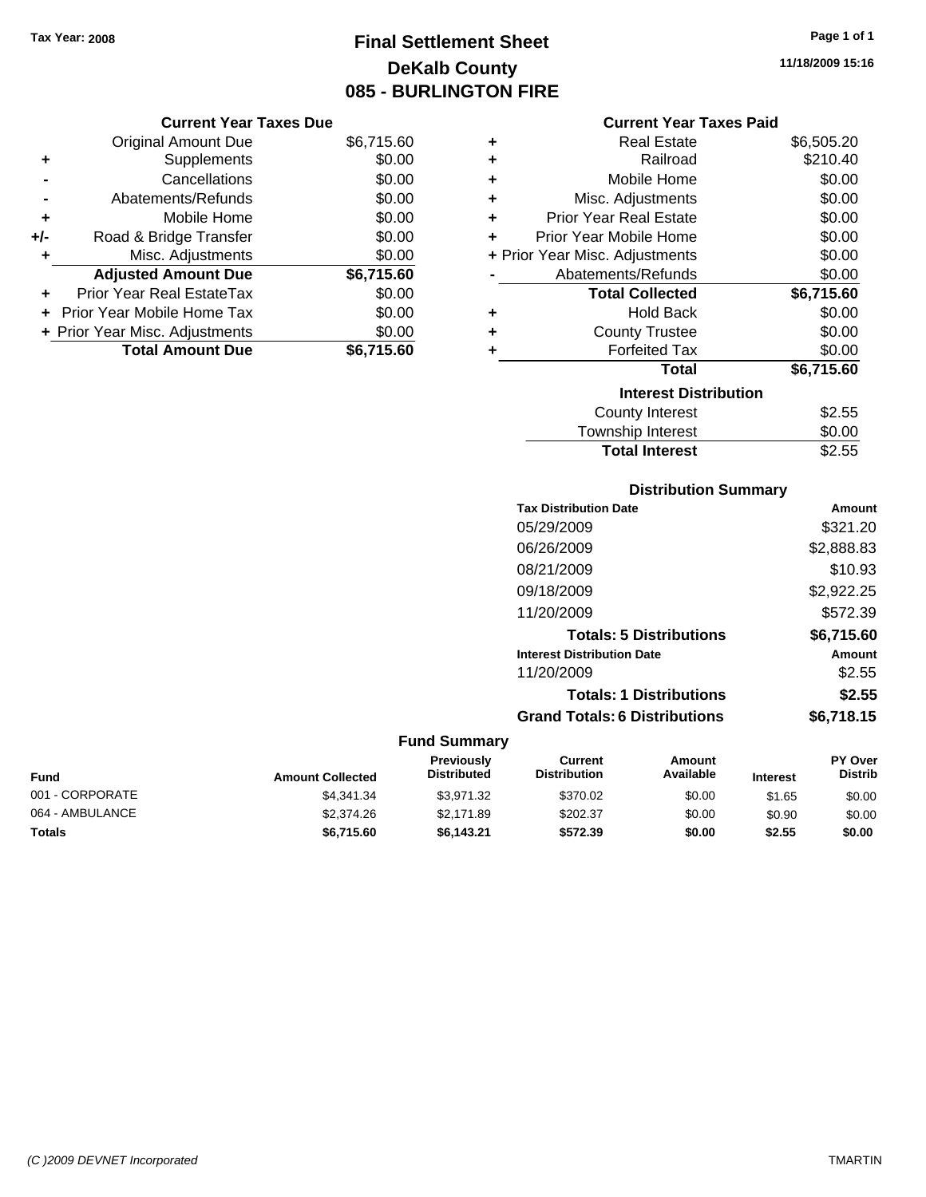Tax Year: 2008

# Final Settlement Sheet
## DeKalb County
## 085 - BURLINGTON FIRE

11/18/2009 15:16

### Current Year Taxes Due

| | | |
|---|---|---|
| | Original Amount Due | $6,715.60 |
| + | Supplements | $0.00 |
| - | Cancellations | $0.00 |
| - | Abatements/Refunds | $0.00 |
| + | Mobile Home | $0.00 |
| +/- | Road & Bridge Transfer | $0.00 |
| + | Misc. Adjustments | $0.00 |
| | **Adjusted Amount Due** | **$6,715.60** |
| + | Prior Year Real EstateTax | $0.00 |
| + | Prior Year Mobile Home Tax | $0.00 |
| + | Prior Year Misc. Adjustments | $0.00 |
| | **Total Amount Due** | **$6,715.60** |

### Current Year Taxes Paid

| | | |
|---|---|---|
| + | Real Estate | $6,505.20 |
| + | Railroad | $210.40 |
| + | Mobile Home | $0.00 |
| + | Misc. Adjustments | $0.00 |
| + | Prior Year Real Estate | $0.00 |
| + | Prior Year Mobile Home | $0.00 |
| + | Prior Year Misc. Adjustments | $0.00 |
| - | Abatements/Refunds | $0.00 |
| | **Total Collected** | **$6,715.60** |
| + | Hold Back | $0.00 |
| + | County Trustee | $0.00 |
| + | Forfeited Tax | $0.00 |
| | **Total** | **$6,715.60** |

### Interest Distribution

| | |
|---|---|
| County Interest | $2.55 |
| Township Interest | $0.00 |
| **Total Interest** | $2.55 |

### Distribution Summary

| Tax Distribution Date | Amount |
|---|---|
| 05/29/2009 | $321.20 |
| 06/26/2009 | $2,888.83 |
| 08/21/2009 | $10.93 |
| 09/18/2009 | $2,922.25 |
| 11/20/2009 | $572.39 |
| **Totals: 5 Distributions** | **$6,715.60** |
| **Interest Distribution Date** | **Amount** |
| 11/20/2009 | $2.55 |
| **Totals: 1 Distributions** | **$2.55** |
| **Grand Totals: 6 Distributions** | **$6,718.15** |

### Fund Summary

| Fund | Amount Collected | Previously Distributed | Current Distribution | Amount Available | Interest | PY Over Distrib |
|---|---|---|---|---|---|---|
| 001 - CORPORATE | $4,341.34 | $3,971.32 | $370.02 | $0.00 | $1.65 | $0.00 |
| 064 - AMBULANCE | $2,374.26 | $2,171.89 | $202.37 | $0.00 | $0.90 | $0.00 |
| **Totals** | **$6,715.60** | **$6,143.21** | **$572.39** | **$0.00** | **$2.55** | **$0.00** |

(C )2009 DEVNET Incorporated TMARTIN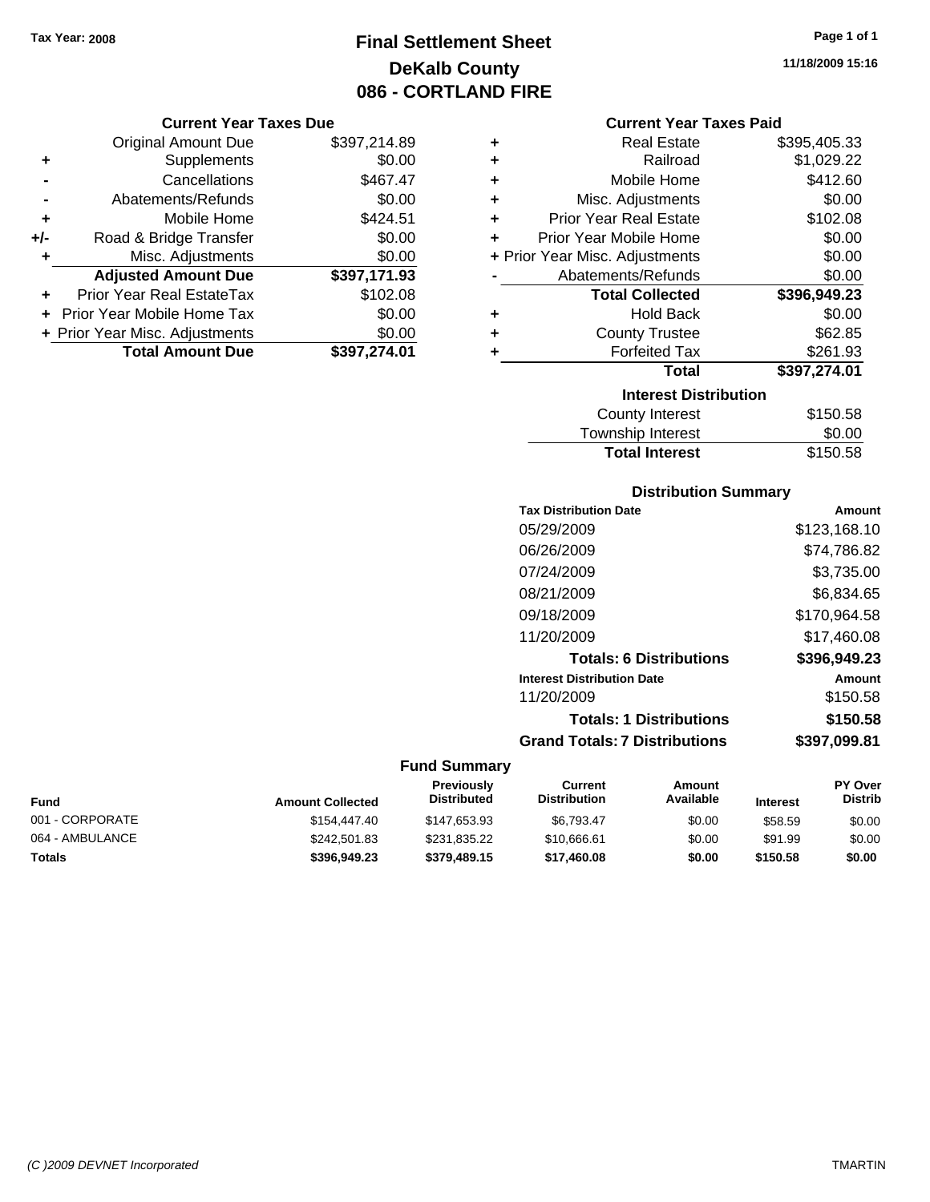Tax Year: 2008

# Final Settlement Sheet
## DeKalb County
## 086 - CORTLAND FIRE

11/18/2009 15:16

### Current Year Taxes Due

| | | |
|---|---|---|
| | Original Amount Due | $397,214.89 |
| + | Supplements | $0.00 |
| - | Cancellations | $467.47 |
| - | Abatements/Refunds | $0.00 |
| + | Mobile Home | $424.51 |
| +/- | Road & Bridge Transfer | $0.00 |
| + | Misc. Adjustments | $0.00 |
| | **Adjusted Amount Due** | **$397,171.93** |
| + | Prior Year Real EstateTax | $102.08 |
| + | Prior Year Mobile Home Tax | $0.00 |
| + | Prior Year Misc. Adjustments | $0.00 |
| | **Total Amount Due** | **$397,274.01** |

### Current Year Taxes Paid

| | | |
|---|---|---|
| + | Real Estate | $395,405.33 |
| + | Railroad | $1,029.22 |
| + | Mobile Home | $412.60 |
| + | Misc. Adjustments | $0.00 |
| + | Prior Year Real Estate | $102.08 |
| + | Prior Year Mobile Home | $0.00 |
| + | Prior Year Misc. Adjustments | $0.00 |
| - | Abatements/Refunds | $0.00 |
| | **Total Collected** | **$396,949.23** |
| + | Hold Back | $0.00 |
| + | County Trustee | $62.85 |
| + | Forfeited Tax | $261.93 |
| | **Total** | **$397,274.01** |

### Interest Distribution

| | |
|---|---|
| County Interest | $150.58 |
| Township Interest | $0.00 |
| **Total Interest** | $150.58 |

### Distribution Summary

| Tax Distribution Date | Amount |
|---|---|
| 05/29/2009 | $123,168.10 |
| 06/26/2009 | $74,786.82 |
| 07/24/2009 | $3,735.00 |
| 08/21/2009 | $6,834.65 |
| 09/18/2009 | $170,964.58 |
| 11/20/2009 | $17,460.08 |
| **Totals: 6 Distributions** | **$396,949.23** |
| **Interest Distribution Date** | **Amount** |
| 11/20/2009 | $150.58 |
| **Totals: 1 Distributions** | **$150.58** |
| **Grand Totals: 7 Distributions** | **$397,099.81** |

### Fund Summary

| Fund | Amount Collected | Previously Distributed | Current Distribution | Amount Available | Interest | PY Over Distrib |
|---|---|---|---|---|---|---|
| 001 - CORPORATE | $154,447.40 | $147,653.93 | $6,793.47 | $0.00 | $58.59 | $0.00 |
| 064 - AMBULANCE | $242,501.83 | $231,835.22 | $10,666.61 | $0.00 | $91.99 | $0.00 |
| **Totals** | **$396,949.23** | **$379,489.15** | **$17,460.08** | **$0.00** | **$150.58** | **$0.00** |

(C )2009 DEVNET Incorporated — TMARTIN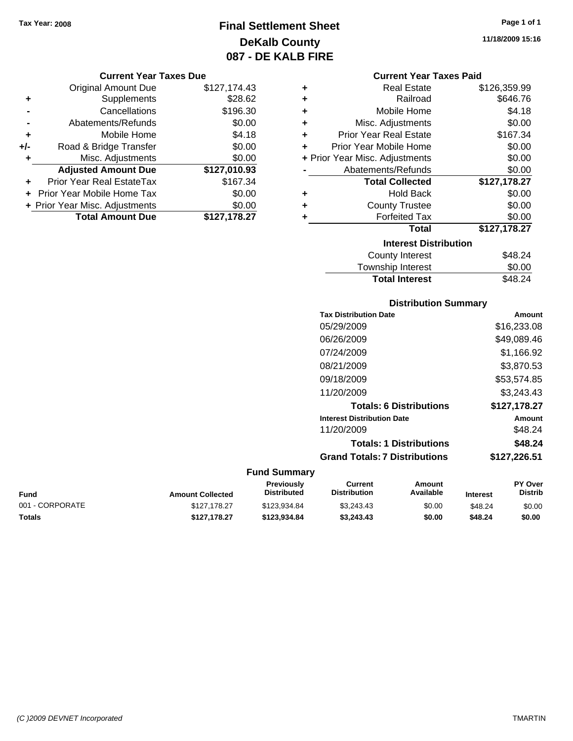Tax Year: 2008

# Final Settlement Sheet
## DeKalb County
## 087 - DE KALB FIRE

11/18/2009 15:16

### Current Year Taxes Due

| | | |
|---|---|---|
| | Original Amount Due | $127,174.43 |
| + | Supplements | $28.62 |
| - | Cancellations | $196.30 |
| - | Abatements/Refunds | $0.00 |
| + | Mobile Home | $4.18 |
| +/- | Road & Bridge Transfer | $0.00 |
| + | Misc. Adjustments | $0.00 |
| | **Adjusted Amount Due** | **$127,010.93** |
| + | Prior Year Real EstateTax | $167.34 |
| + | Prior Year Mobile Home Tax | $0.00 |
| + | Prior Year Misc. Adjustments | $0.00 |
| | **Total Amount Due** | **$127,178.27** |

### Current Year Taxes Paid

| | | |
|---|---|---|
| + | Real Estate | $126,359.99 |
| + | Railroad | $646.76 |
| + | Mobile Home | $4.18 |
| + | Misc. Adjustments | $0.00 |
| + | Prior Year Real Estate | $167.34 |
| + | Prior Year Mobile Home | $0.00 |
| + | Prior Year Misc. Adjustments | $0.00 |
| - | Abatements/Refunds | $0.00 |
| | **Total Collected** | **$127,178.27** |
| + | Hold Back | $0.00 |
| + | County Trustee | $0.00 |
| + | Forfeited Tax | $0.00 |
| | **Total** | **$127,178.27** |

### Interest Distribution

| | |
|---|---|
| County Interest | $48.24 |
| Township Interest | $0.00 |
| **Total Interest** | $48.24 |

### Distribution Summary

| Tax Distribution Date | Amount |
|---|---|
| 05/29/2009 | $16,233.08 |
| 06/26/2009 | $49,089.46 |
| 07/24/2009 | $1,166.92 |
| 08/21/2009 | $3,870.53 |
| 09/18/2009 | $53,574.85 |
| 11/20/2009 | $3,243.43 |
| **Totals: 6 Distributions** | **$127,178.27** |
| **Interest Distribution Date** | **Amount** |
| 11/20/2009 | $48.24 |
| **Totals: 1 Distributions** | **$48.24** |
| **Grand Totals: 7 Distributions** | **$127,226.51** |

### Fund Summary

| Fund | Amount Collected | Previously Distributed | Current Distribution | Amount Available | Interest | PY Over Distrib |
|---|---|---|---|---|---|---|
| 001 - CORPORATE | $127,178.27 | $123,934.84 | $3,243.43 | $0.00 | $48.24 | $0.00 |
| **Totals** | **$127,178.27** | **$123,934.84** | **$3,243.43** | **$0.00** | **$48.24** | **$0.00** |

(C )2009 DEVNET Incorporated TMARTIN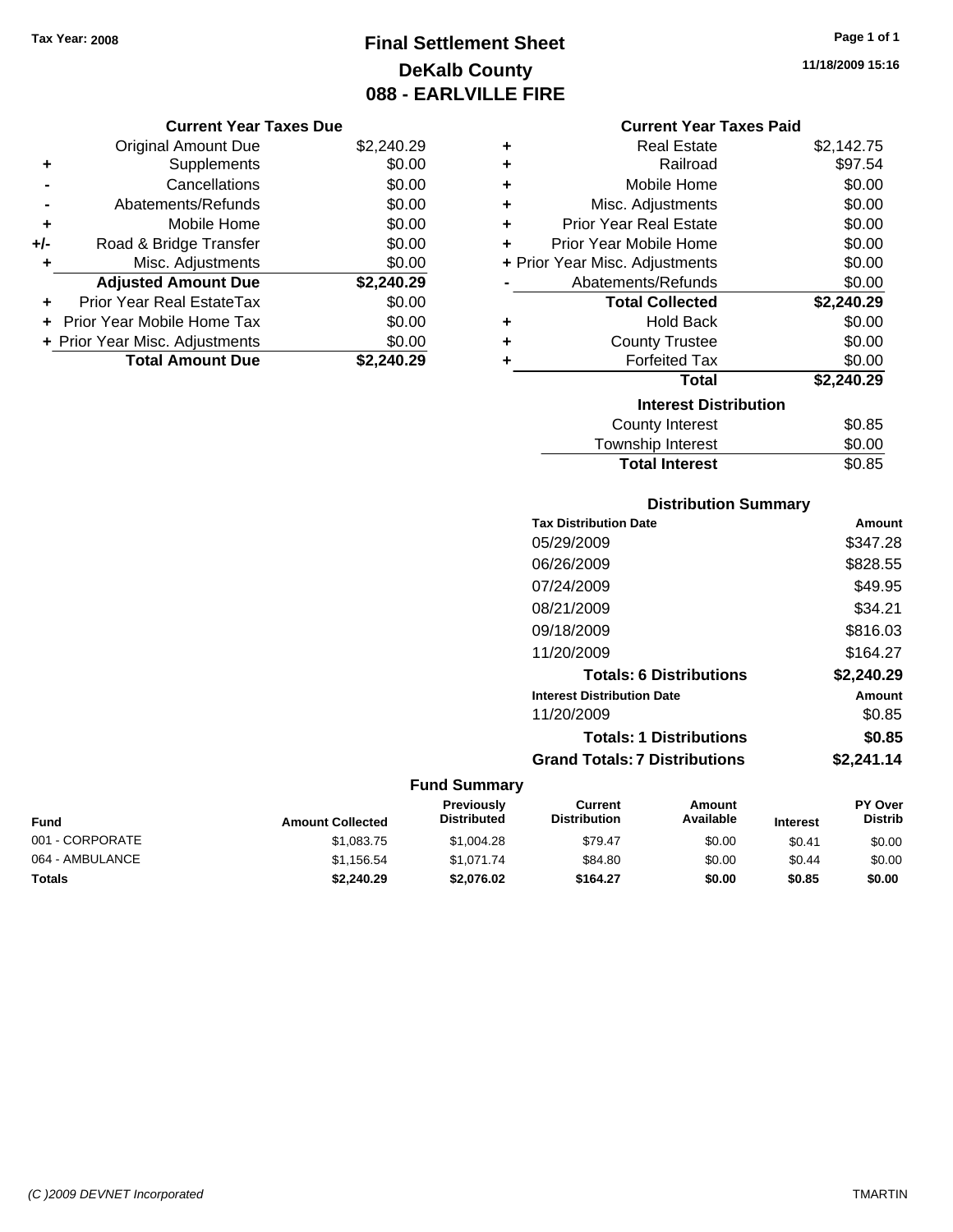Tax Year: 2008

# Final Settlement Sheet
## DeKalb County
## 088 - EARLVILLE FIRE

11/18/2009 15:16

### Current Year Taxes Due

| | | |
|---|---|---|
| | Original Amount Due | $2,240.29 |
| + | Supplements | $0.00 |
| - | Cancellations | $0.00 |
| - | Abatements/Refunds | $0.00 |
| + | Mobile Home | $0.00 |
| +/- | Road & Bridge Transfer | $0.00 |
| + | Misc. Adjustments | $0.00 |
| | **Adjusted Amount Due** | **$2,240.29** |
| + | Prior Year Real EstateTax | $0.00 |
| + | Prior Year Mobile Home Tax | $0.00 |
| + | Prior Year Misc. Adjustments | $0.00 |
| | **Total Amount Due** | **$2,240.29** |

### Current Year Taxes Paid

| | | |
|---|---|---|
| + | Real Estate | $2,142.75 |
| + | Railroad | $97.54 |
| + | Mobile Home | $0.00 |
| + | Misc. Adjustments | $0.00 |
| + | Prior Year Real Estate | $0.00 |
| + | Prior Year Mobile Home | $0.00 |
| + | Prior Year Misc. Adjustments | $0.00 |
| - | Abatements/Refunds | $0.00 |
| | **Total Collected** | **$2,240.29** |
| + | Hold Back | $0.00 |
| + | County Trustee | $0.00 |
| + | Forfeited Tax | $0.00 |
| | **Total** | **$2,240.29** |

### Interest Distribution

| | |
|---|---|
| County Interest | $0.85 |
| Township Interest | $0.00 |
| **Total Interest** | $0.85 |

### Distribution Summary

| Tax Distribution Date | Amount |
|---|---|
| 05/29/2009 | $347.28 |
| 06/26/2009 | $828.55 |
| 07/24/2009 | $49.95 |
| 08/21/2009 | $34.21 |
| 09/18/2009 | $816.03 |
| 11/20/2009 | $164.27 |
| **Totals: 6 Distributions** | **$2,240.29** |
| **Interest Distribution Date** | **Amount** |
| 11/20/2009 | $0.85 |
| **Totals: 1 Distributions** | **$0.85** |
| **Grand Totals: 7 Distributions** | **$2,241.14** |

### Fund Summary

| Fund | Amount Collected | Previously Distributed | Current Distribution | Amount Available | Interest | PY Over Distrib |
|---|---|---|---|---|---|---|
| 001 - CORPORATE | $1,083.75 | $1,004.28 | $79.47 | $0.00 | $0.41 | $0.00 |
| 064 - AMBULANCE | $1,156.54 | $1,071.74 | $84.80 | $0.00 | $0.44 | $0.00 |
| **Totals** | **$2,240.29** | **$2,076.02** | **$164.27** | **$0.00** | **$0.85** | **$0.00** |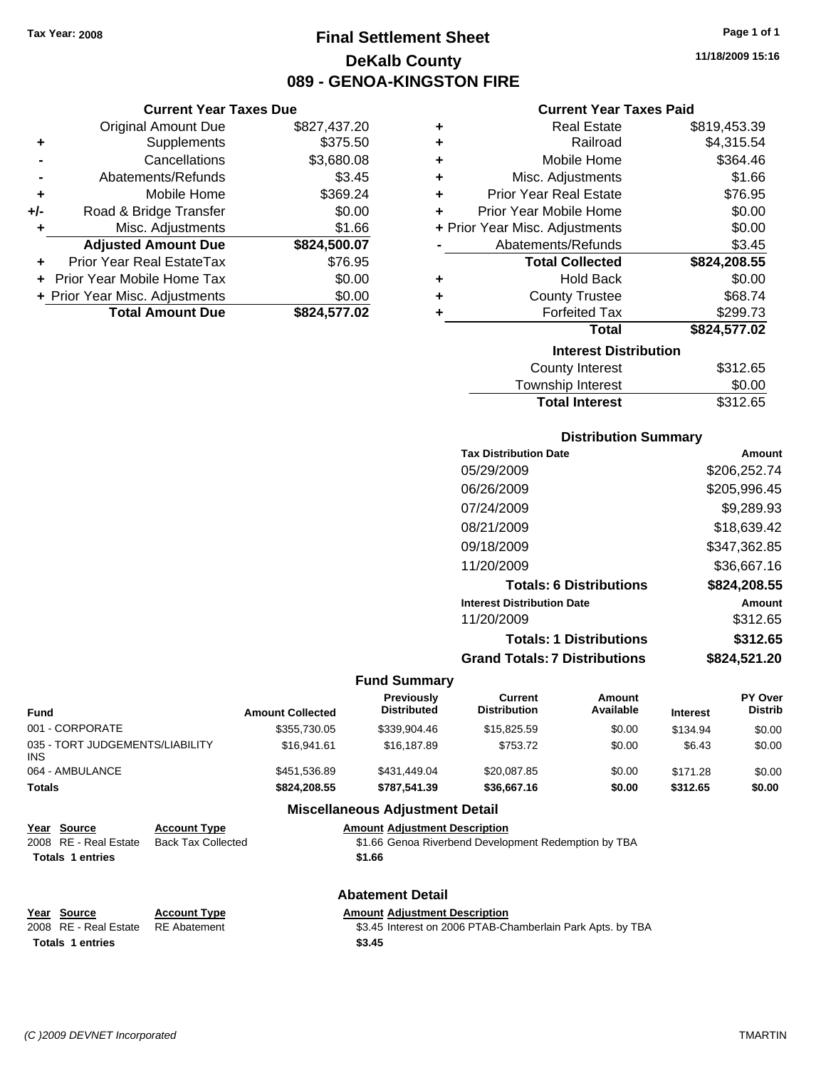Tax Year: 2008

# Final Settlement Sheet

## DeKalb County

## 089 - GENOA-KINGSTON FIRE

11/18/2009 15:16

### Current Year Taxes Due

| | | |
|---|---|---|
| | Original Amount Due | $827,437.20 |
| + | Supplements | $375.50 |
| - | Cancellations | $3,680.08 |
| - | Abatements/Refunds | $3.45 |
| + | Mobile Home | $369.24 |
| +/- | Road & Bridge Transfer | $0.00 |
| + | Misc. Adjustments | $1.66 |
| | **Adjusted Amount Due** | **$824,500.07** |
| + | Prior Year Real EstateTax | $76.95 |
| + | Prior Year Mobile Home Tax | $0.00 |
| + | Prior Year Misc. Adjustments | $0.00 |
| | **Total Amount Due** | **$824,577.02** |

### Current Year Taxes Paid

| | | |
|---|---|---|
| + | Real Estate | $819,453.39 |
| + | Railroad | $4,315.54 |
| + | Mobile Home | $364.46 |
| + | Misc. Adjustments | $1.66 |
| + | Prior Year Real Estate | $76.95 |
| + | Prior Year Mobile Home | $0.00 |
| + | Prior Year Misc. Adjustments | $0.00 |
| - | Abatements/Refunds | $3.45 |
| | **Total Collected** | **$824,208.55** |
| + | Hold Back | $0.00 |
| + | County Trustee | $68.74 |
| + | Forfeited Tax | $299.73 |
| | **Total** | **$824,577.02** |

### Interest Distribution

| | |
|---|---|
| County Interest | $312.65 |
| Township Interest | $0.00 |
| **Total Interest** | $312.65 |

### Distribution Summary

| Tax Distribution Date | Amount |
|---|---|
| 05/29/2009 | $206,252.74 |
| 06/26/2009 | $205,996.45 |
| 07/24/2009 | $9,289.93 |
| 08/21/2009 | $18,639.42 |
| 09/18/2009 | $347,362.85 |
| 11/20/2009 | $36,667.16 |
| **Totals: 6 Distributions** | **$824,208.55** |
| **Interest Distribution Date** | **Amount** |
| 11/20/2009 | $312.65 |
| **Totals: 1 Distributions** | **$312.65** |
| **Grand Totals: 7 Distributions** | **$824,521.20** |

### Fund Summary

| Fund | Amount Collected | Previously Distributed | Current Distribution | Amount Available | Interest | PY Over Distrib |
|---|---|---|---|---|---|---|
| 001 - CORPORATE | $355,730.05 | $339,904.46 | $15,825.59 | $0.00 | $134.94 | $0.00 |
| 035 - TORT JUDGEMENTS/LIABILITY INS | $16,941.61 | $16,187.89 | $753.72 | $0.00 | $6.43 | $0.00 |
| 064 - AMBULANCE | $451,536.89 | $431,449.04 | $20,087.85 | $0.00 | $171.28 | $0.00 |
| **Totals** | **$824,208.55** | **$787,541.39** | **$36,667.16** | **$0.00** | **$312.65** | **$0.00** |

### Miscellaneous Adjustment Detail

| Year | Source | Account Type | Amount | Adjustment Description |
|---|---|---|---|---|
| 2008 | RE - Real Estate | Back Tax Collected | $1.66 | Genoa Riverbend Development Redemption by TBA |
| **Totals 1 entries** | | | **$1.66** | |

### Abatement Detail

| Year | Source | Account Type | Amount | Adjustment Description |
|---|---|---|---|---|
| 2008 | RE - Real Estate | RE Abatement | $3.45 | Interest on 2006 PTAB-Chamberlain Park Apts. by TBA |
| **Totals 1 entries** | | | **$3.45** | |

(C )2009 DEVNET Incorporated TMARTIN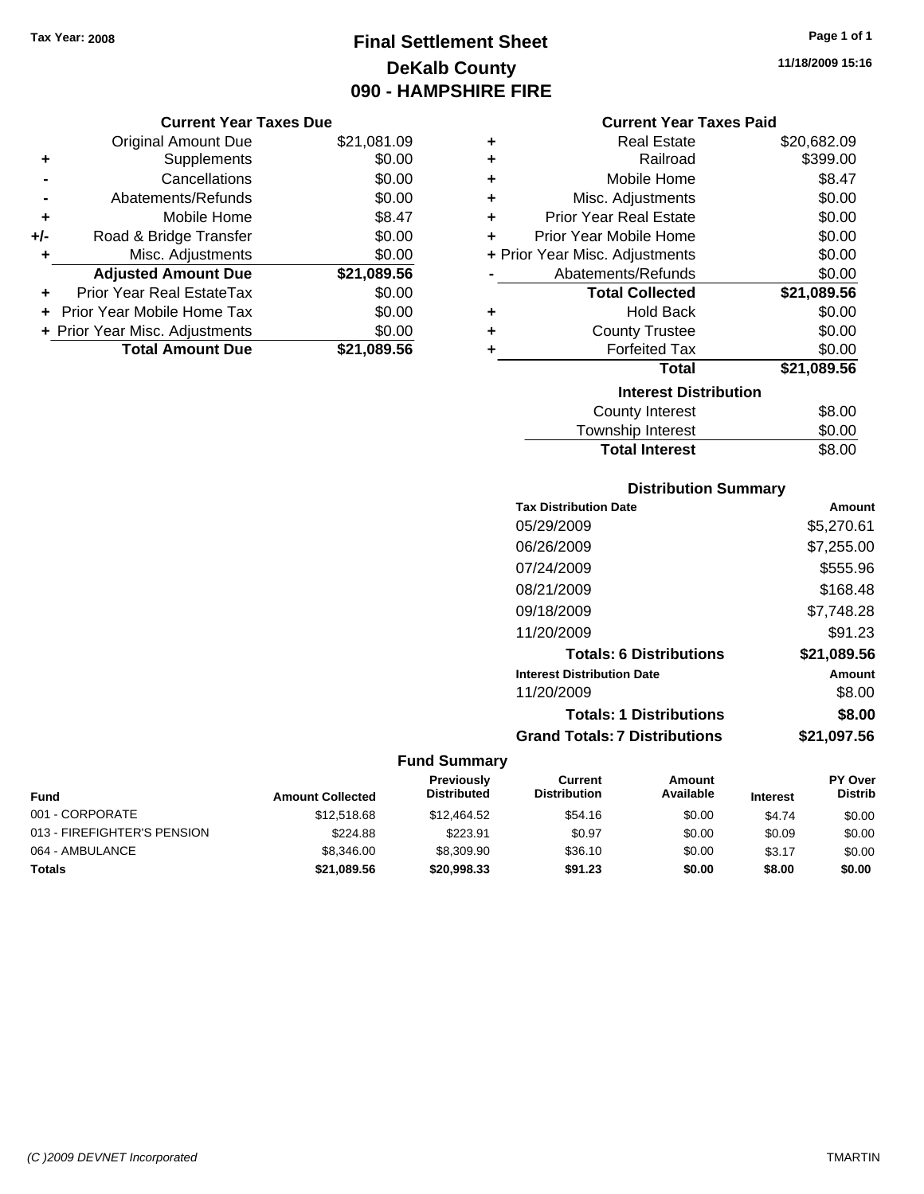Tax Year: 2008

# Final Settlement Sheet
## DeKalb County
## 090 - HAMPSHIRE FIRE

11/18/2009 15:16

### Current Year Taxes Due

| | | |
|---|---|---|
| | Original Amount Due | $21,081.09 |
| + | Supplements | $0.00 |
| - | Cancellations | $0.00 |
| - | Abatements/Refunds | $0.00 |
| + | Mobile Home | $8.47 |
| +/- | Road & Bridge Transfer | $0.00 |
| + | Misc. Adjustments | $0.00 |
| | **Adjusted Amount Due** | **$21,089.56** |
| + | Prior Year Real EstateTax | $0.00 |
| + | Prior Year Mobile Home Tax | $0.00 |
| + | Prior Year Misc. Adjustments | $0.00 |
| | **Total Amount Due** | **$21,089.56** |

### Current Year Taxes Paid

| | | |
|---|---|---|
| + | Real Estate | $20,682.09 |
| + | Railroad | $399.00 |
| + | Mobile Home | $8.47 |
| + | Misc. Adjustments | $0.00 |
| + | Prior Year Real Estate | $0.00 |
| + | Prior Year Mobile Home | $0.00 |
| + | Prior Year Misc. Adjustments | $0.00 |
| - | Abatements/Refunds | $0.00 |
| | **Total Collected** | **$21,089.56** |
| + | Hold Back | $0.00 |
| + | County Trustee | $0.00 |
| + | Forfeited Tax | $0.00 |
| | **Total** | **$21,089.56** |

### Interest Distribution

| | |
|---|---|
| County Interest | $8.00 |
| Township Interest | $0.00 |
| **Total Interest** | $8.00 |

### Distribution Summary

| Tax Distribution Date | Amount |
|---|---|
| 05/29/2009 | $5,270.61 |
| 06/26/2009 | $7,255.00 |
| 07/24/2009 | $555.96 |
| 08/21/2009 | $168.48 |
| 09/18/2009 | $7,748.28 |
| 11/20/2009 | $91.23 |
| **Totals: 6 Distributions** | **$21,089.56** |
| **Interest Distribution Date** | **Amount** |
| 11/20/2009 | $8.00 |
| **Totals: 1 Distributions** | **$8.00** |
| **Grand Totals: 7 Distributions** | **$21,097.56** |

### Fund Summary

| Fund | Amount Collected | Previously Distributed | Current Distribution | Amount Available | Interest | PY Over Distrib |
|---|---|---|---|---|---|---|
| 001 - CORPORATE | $12,518.68 | $12,464.52 | $54.16 | $0.00 | $4.74 | $0.00 |
| 013 - FIREFIGHTER'S PENSION | $224.88 | $223.91 | $0.97 | $0.00 | $0.09 | $0.00 |
| 064 - AMBULANCE | $8,346.00 | $8,309.90 | $36.10 | $0.00 | $3.17 | $0.00 |
| **Totals** | **$21,089.56** | **$20,998.33** | **$91.23** | **$0.00** | **$8.00** | **$0.00** |

(C )2009 DEVNET Incorporated TMARTIN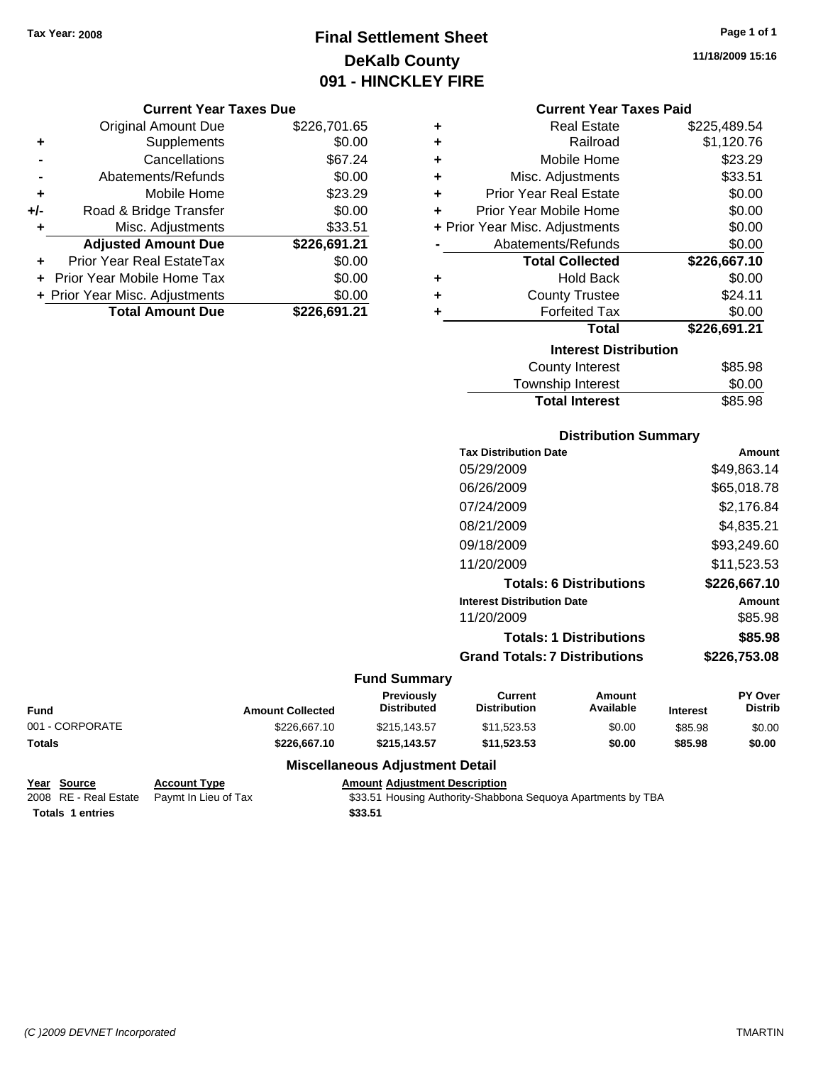Tax Year: 2008

# Final Settlement Sheet
## DeKalb County
## 091 - HINCKLEY FIRE

11/18/2009 15:16

### Current Year Taxes Due

| | | |
|---|---|---|
| | Original Amount Due | $226,701.65 |
| + | Supplements | $0.00 |
| - | Cancellations | $67.24 |
| - | Abatements/Refunds | $0.00 |
| + | Mobile Home | $23.29 |
| +/- | Road & Bridge Transfer | $0.00 |
| + | Misc. Adjustments | $33.51 |
| | **Adjusted Amount Due** | **$226,691.21** |
| + | Prior Year Real EstateTax | $0.00 |
| + | Prior Year Mobile Home Tax | $0.00 |
| + | Prior Year Misc. Adjustments | $0.00 |
| | **Total Amount Due** | **$226,691.21** |

### Current Year Taxes Paid

| | | |
|---|---|---|
| + | Real Estate | $225,489.54 |
| + | Railroad | $1,120.76 |
| + | Mobile Home | $23.29 |
| + | Misc. Adjustments | $33.51 |
| + | Prior Year Real Estate | $0.00 |
| + | Prior Year Mobile Home | $0.00 |
| + | Prior Year Misc. Adjustments | $0.00 |
| - | Abatements/Refunds | $0.00 |
| | **Total Collected** | **$226,667.10** |
| + | Hold Back | $0.00 |
| + | County Trustee | $24.11 |
| + | Forfeited Tax | $0.00 |
| | **Total** | **$226,691.21** |

### Interest Distribution

| | |
|---|---|
| County Interest | $85.98 |
| Township Interest | $0.00 |
| **Total Interest** | $85.98 |

### Distribution Summary

| Tax Distribution Date | Amount |
|---|---|
| 05/29/2009 | $49,863.14 |
| 06/26/2009 | $65,018.78 |
| 07/24/2009 | $2,176.84 |
| 08/21/2009 | $4,835.21 |
| 09/18/2009 | $93,249.60 |
| 11/20/2009 | $11,523.53 |
| **Totals: 6 Distributions** | **$226,667.10** |
| **Interest Distribution Date** | **Amount** |
| 11/20/2009 | $85.98 |
| **Totals: 1 Distributions** | **$85.98** |
| **Grand Totals: 7 Distributions** | **$226,753.08** |

### Fund Summary

| Fund | Amount Collected | Previously Distributed | Current Distribution | Amount Available | Interest | PY Over Distrib |
|---|---|---|---|---|---|---|
| 001 - CORPORATE | $226,667.10 | $215,143.57 | $11,523.53 | $0.00 | $85.98 | $0.00 |
| **Totals** | **$226,667.10** | **$215,143.57** | **$11,523.53** | **$0.00** | **$85.98** | **$0.00** |

### Miscellaneous Adjustment Detail

| Year | Source | Account Type | Amount | Adjustment Description |
|---|---|---|---|---|
| 2008 | RE - Real Estate | Paymt In Lieu of Tax | $33.51 | Housing Authority-Shabbona Sequoya Apartments by TBA |
| **Totals 1 entries** | | | **$33.51** | |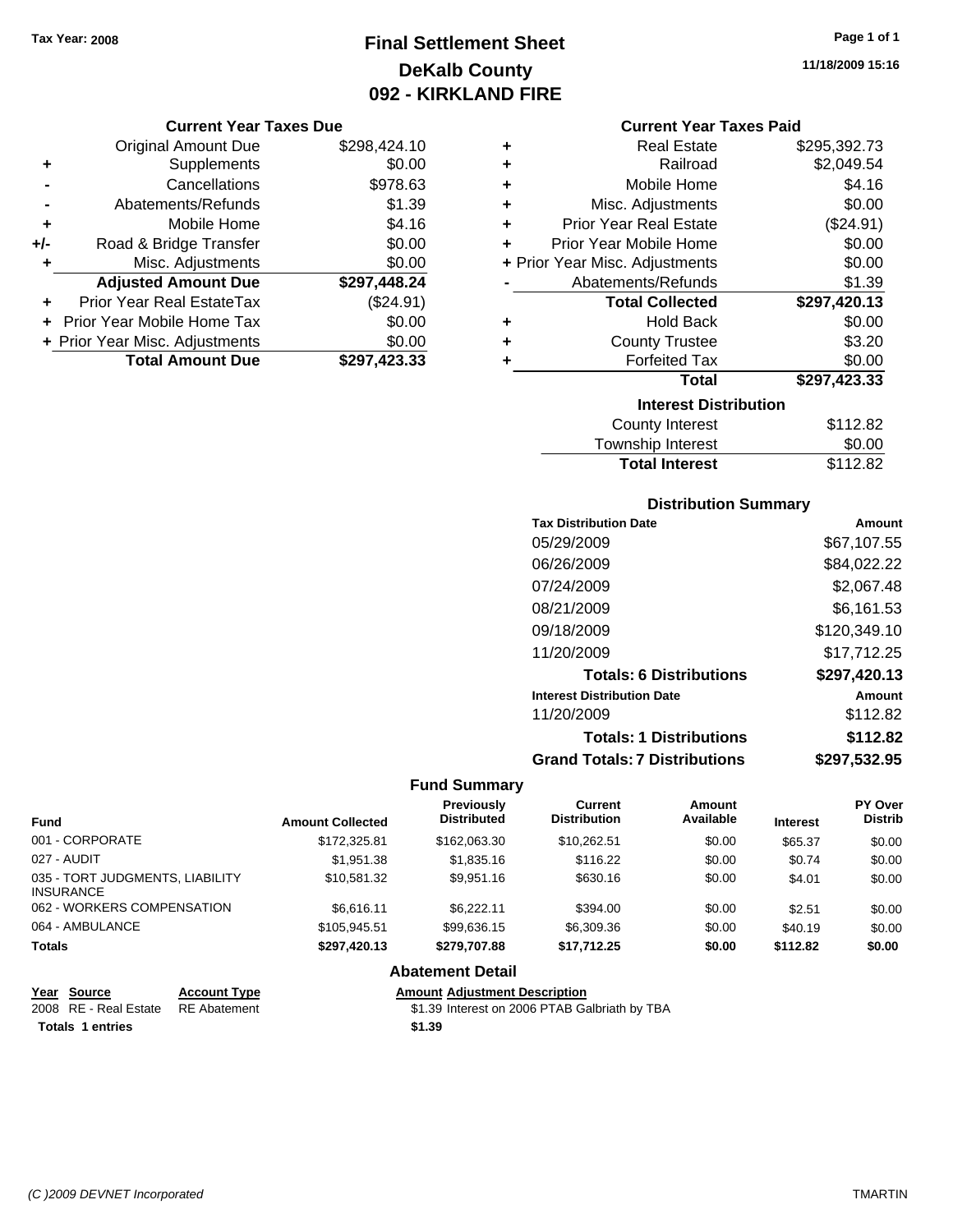Tax Year: 2008

# Final Settlement Sheet
## DeKalb County
## 092 - KIRKLAND FIRE

11/18/2009 15:16

### Current Year Taxes Due

| | | |
|---|---|---|
| | Original Amount Due | $298,424.10 |
| + | Supplements | $0.00 |
| - | Cancellations | $978.63 |
| - | Abatements/Refunds | $1.39 |
| + | Mobile Home | $4.16 |
| +/- | Road & Bridge Transfer | $0.00 |
| + | Misc. Adjustments | $0.00 |
| | **Adjusted Amount Due** | **$297,448.24** |
| + | Prior Year Real EstateTax | ($24.91) |
| + | Prior Year Mobile Home Tax | $0.00 |
| + | Prior Year Misc. Adjustments | $0.00 |
| | **Total Amount Due** | **$297,423.33** |

### Current Year Taxes Paid

| | | |
|---|---|---|
| + | Real Estate | $295,392.73 |
| + | Railroad | $2,049.54 |
| + | Mobile Home | $4.16 |
| + | Misc. Adjustments | $0.00 |
| + | Prior Year Real Estate | ($24.91) |
| + | Prior Year Mobile Home | $0.00 |
| + | Prior Year Misc. Adjustments | $0.00 |
| - | Abatements/Refunds | $1.39 |
| | **Total Collected** | **$297,420.13** |
| + | Hold Back | $0.00 |
| + | County Trustee | $3.20 |
| + | Forfeited Tax | $0.00 |
| | **Total** | **$297,423.33** |

### Interest Distribution

| | |
|---|---|
| County Interest | $112.82 |
| Township Interest | $0.00 |
| **Total Interest** | $112.82 |

### Distribution Summary

| Tax Distribution Date | Amount |
|---|---|
| 05/29/2009 | $67,107.55 |
| 06/26/2009 | $84,022.22 |
| 07/24/2009 | $2,067.48 |
| 08/21/2009 | $6,161.53 |
| 09/18/2009 | $120,349.10 |
| 11/20/2009 | $17,712.25 |
| **Totals: 6 Distributions** | **$297,420.13** |
| **Interest Distribution Date** | **Amount** |
| 11/20/2009 | $112.82 |
| **Totals: 1 Distributions** | **$112.82** |
| **Grand Totals: 7 Distributions** | **$297,532.95** |

### Fund Summary

| Fund | Amount Collected | Previously Distributed | Current Distribution | Amount Available | Interest | PY Over Distrib |
|---|---|---|---|---|---|---|
| 001 - CORPORATE | $172,325.81 | $162,063.30 | $10,262.51 | $0.00 | $65.37 | $0.00 |
| 027 - AUDIT | $1,951.38 | $1,835.16 | $116.22 | $0.00 | $0.74 | $0.00 |
| 035 - TORT JUDGMENTS, LIABILITY INSURANCE | $10,581.32 | $9,951.16 | $630.16 | $0.00 | $4.01 | $0.00 |
| 062 - WORKERS COMPENSATION | $6,616.11 | $6,222.11 | $394.00 | $0.00 | $2.51 | $0.00 |
| 064 - AMBULANCE | $105,945.51 | $99,636.15 | $6,309.36 | $0.00 | $40.19 | $0.00 |
| **Totals** | **$297,420.13** | **$279,707.88** | **$17,712.25** | **$0.00** | **$112.82** | **$0.00** |

### Abatement Detail

| Year | Source | Account Type | Amount | Adjustment Description |
|---|---|---|---|---|
| 2008 | RE - Real Estate | RE Abatement | $1.39 | Interest on 2006 PTAB Galbriath by TBA |
| **Totals** | **1 entries** | | **$1.39** | |

(C )2009 DEVNET Incorporated TMARTIN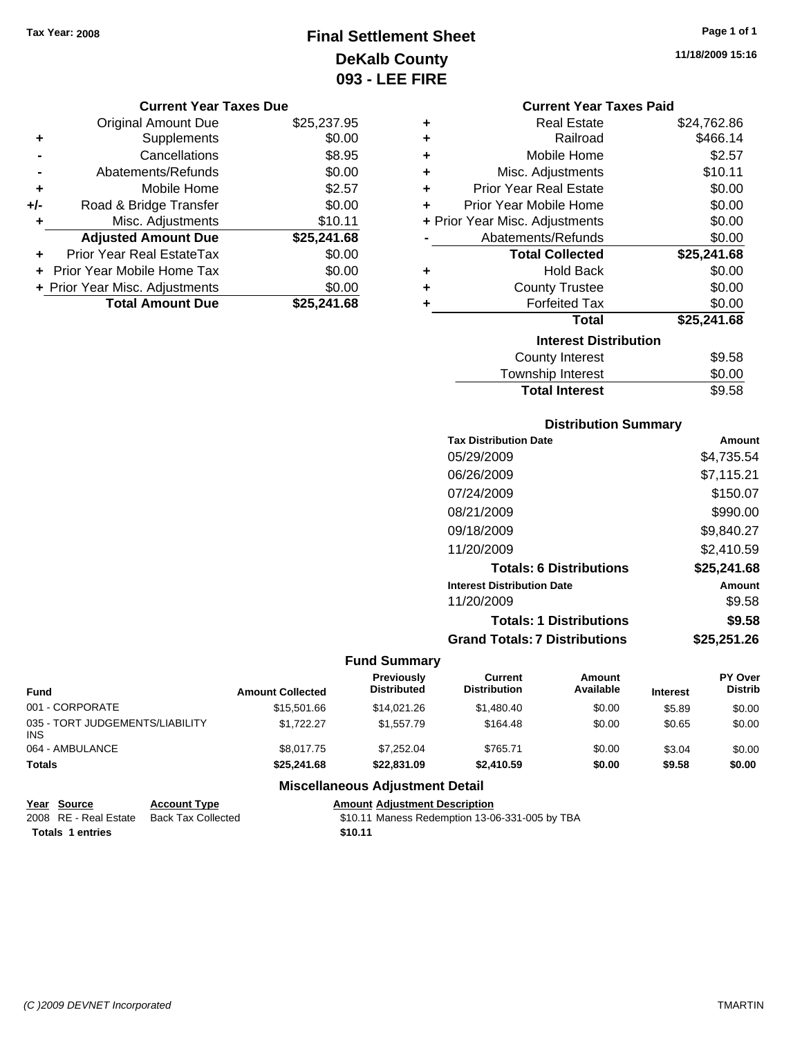Tax Year: 2008

# Final Settlement Sheet
## DeKalb County
## 093 - LEE FIRE

11/18/2009 15:16

### Current Year Taxes Due

| | | |
|---|---|---|
| | Original Amount Due | $25,237.95 |
| + | Supplements | $0.00 |
| - | Cancellations | $8.95 |
| - | Abatements/Refunds | $0.00 |
| + | Mobile Home | $2.57 |
| +/- | Road & Bridge Transfer | $0.00 |
| + | Misc. Adjustments | $10.11 |
| | **Adjusted Amount Due** | **$25,241.68** |
| + | Prior Year Real EstateTax | $0.00 |
| + | Prior Year Mobile Home Tax | $0.00 |
| + | Prior Year Misc. Adjustments | $0.00 |
| | **Total Amount Due** | **$25,241.68** |

### Current Year Taxes Paid

| | | |
|---|---|---|
| + | Real Estate | $24,762.86 |
| + | Railroad | $466.14 |
| + | Mobile Home | $2.57 |
| + | Misc. Adjustments | $10.11 |
| + | Prior Year Real Estate | $0.00 |
| + | Prior Year Mobile Home | $0.00 |
| + | Prior Year Misc. Adjustments | $0.00 |
| - | Abatements/Refunds | $0.00 |
| | **Total Collected** | **$25,241.68** |
| + | Hold Back | $0.00 |
| + | County Trustee | $0.00 |
| + | Forfeited Tax | $0.00 |
| | **Total** | **$25,241.68** |

### Interest Distribution

| | |
|---|---|
| County Interest | $9.58 |
| Township Interest | $0.00 |
| **Total Interest** | $9.58 |

### Distribution Summary

| Tax Distribution Date | Amount |
|---|---|
| 05/29/2009 | $4,735.54 |
| 06/26/2009 | $7,115.21 |
| 07/24/2009 | $150.07 |
| 08/21/2009 | $990.00 |
| 09/18/2009 | $9,840.27 |
| 11/20/2009 | $2,410.59 |
| **Totals: 6 Distributions** | **$25,241.68** |
| **Interest Distribution Date** | **Amount** |
| 11/20/2009 | $9.58 |
| **Totals: 1 Distributions** | **$9.58** |
| **Grand Totals: 7 Distributions** | **$25,251.26** |

### Fund Summary

| Fund | Amount Collected | Previously Distributed | Current Distribution | Amount Available | Interest | PY Over Distrib |
|---|---|---|---|---|---|---|
| 001 - CORPORATE | $15,501.66 | $14,021.26 | $1,480.40 | $0.00 | $5.89 | $0.00 |
| 035 - TORT JUDGEMENTS/LIABILITY INS | $1,722.27 | $1,557.79 | $164.48 | $0.00 | $0.65 | $0.00 |
| 064 - AMBULANCE | $8,017.75 | $7,252.04 | $765.71 | $0.00 | $3.04 | $0.00 |
| **Totals** | **$25,241.68** | **$22,831.09** | **$2,410.59** | **$0.00** | **$9.58** | **$0.00** |

### Miscellaneous Adjustment Detail

| Year | Source | Account Type | Amount | Adjustment Description |
|---|---|---|---|---|
| 2008 | RE - Real Estate | Back Tax Collected | $10.11 | Maness Redemption 13-06-331-005 by TBA |
| **Totals** | **1 entries** | | **$10.11** | |

(C )2009 DEVNET Incorporated TMARTIN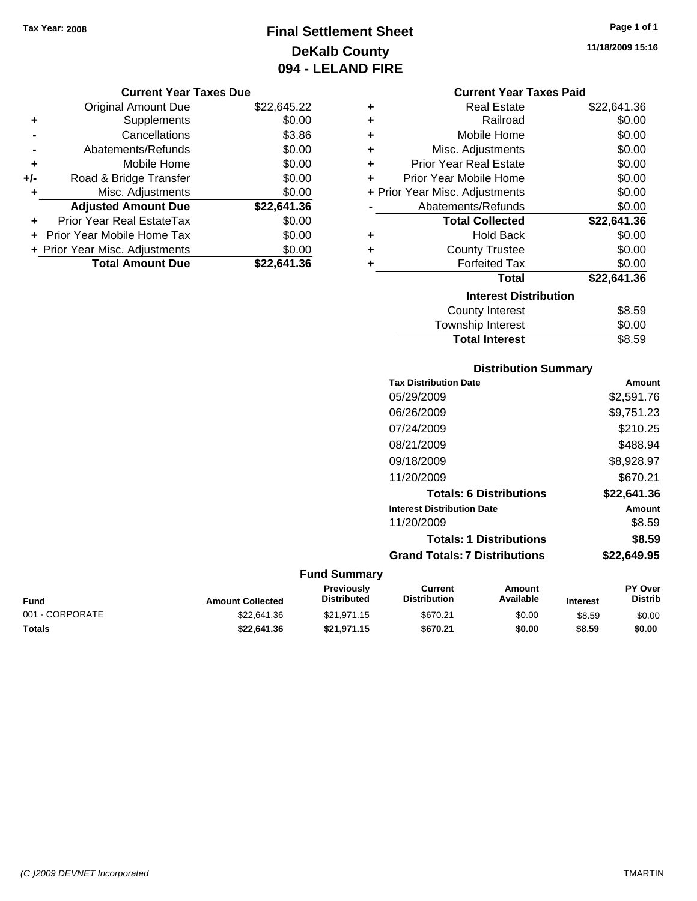Tax Year: 2008

# Final Settlement Sheet
## DeKalb County
## 094 - LELAND FIRE

11/18/2009 15:16

### Current Year Taxes Due

| | | |
|---|---|---|
| | Original Amount Due | $22,645.22 |
| + | Supplements | $0.00 |
| - | Cancellations | $3.86 |
| - | Abatements/Refunds | $0.00 |
| + | Mobile Home | $0.00 |
| +/- | Road & Bridge Transfer | $0.00 |
| + | Misc. Adjustments | $0.00 |
| | **Adjusted Amount Due** | **$22,641.36** |
| + | Prior Year Real EstateTax | $0.00 |
| + | Prior Year Mobile Home Tax | $0.00 |
| + | Prior Year Misc. Adjustments | $0.00 |
| | **Total Amount Due** | **$22,641.36** |

### Current Year Taxes Paid

| | | |
|---|---|---|
| + | Real Estate | $22,641.36 |
| + | Railroad | $0.00 |
| + | Mobile Home | $0.00 |
| + | Misc. Adjustments | $0.00 |
| + | Prior Year Real Estate | $0.00 |
| + | Prior Year Mobile Home | $0.00 |
| + | Prior Year Misc. Adjustments | $0.00 |
| - | Abatements/Refunds | $0.00 |
| | **Total Collected** | **$22,641.36** |
| + | Hold Back | $0.00 |
| + | County Trustee | $0.00 |
| + | Forfeited Tax | $0.00 |
| | **Total** | **$22,641.36** |

### Interest Distribution

| | |
|---|---|
| County Interest | $8.59 |
| Township Interest | $0.00 |
| **Total Interest** | $8.59 |

### Distribution Summary

| Tax Distribution Date | Amount |
|---|---|
| 05/29/2009 | $2,591.76 |
| 06/26/2009 | $9,751.23 |
| 07/24/2009 | $210.25 |
| 08/21/2009 | $488.94 |
| 09/18/2009 | $8,928.97 |
| 11/20/2009 | $670.21 |
| **Totals: 6 Distributions** | **$22,641.36** |
| **Interest Distribution Date** | **Amount** |
| 11/20/2009 | $8.59 |
| **Totals: 1 Distributions** | **$8.59** |
| **Grand Totals: 7 Distributions** | **$22,649.95** |

### Fund Summary

| Fund | Amount Collected | Previously Distributed | Current Distribution | Amount Available | Interest | PY Over Distrib |
|---|---|---|---|---|---|---|
| 001 - CORPORATE | $22,641.36 | $21,971.15 | $670.21 | $0.00 | $8.59 | $0.00 |
| **Totals** | **$22,641.36** | **$21,971.15** | **$670.21** | **$0.00** | **$8.59** | **$0.00** |

(C )2009 DEVNET Incorporated TMARTIN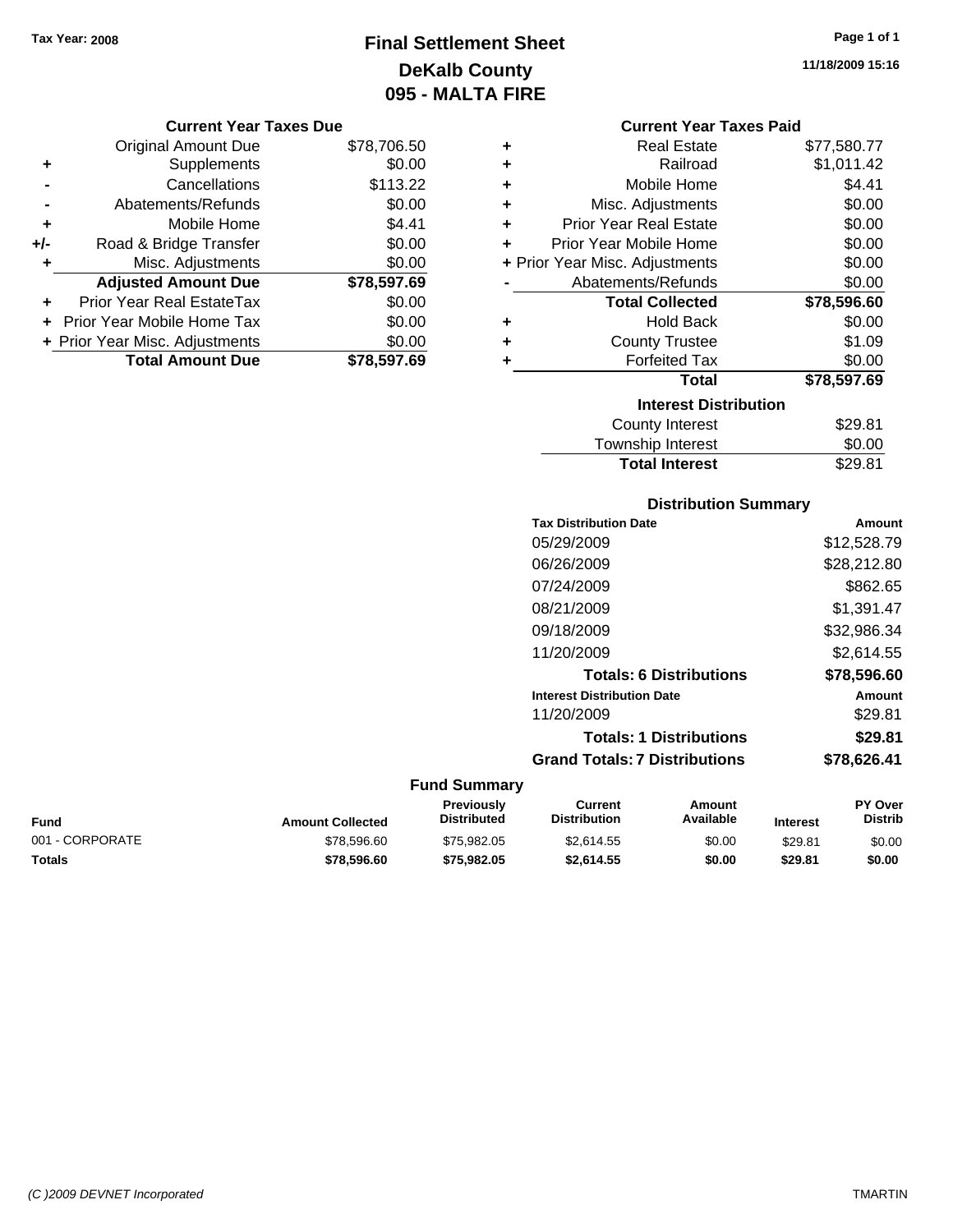Tax Year: 2008

# Final Settlement Sheet
## DeKalb County
## 095 - MALTA FIRE

11/18/2009 15:16

### Current Year Taxes Due

| | | |
|---|---|---|
| | Original Amount Due | $78,706.50 |
| + | Supplements | $0.00 |
| - | Cancellations | $113.22 |
| - | Abatements/Refunds | $0.00 |
| + | Mobile Home | $4.41 |
| +/- | Road & Bridge Transfer | $0.00 |
| + | Misc. Adjustments | $0.00 |
| | **Adjusted Amount Due** | **$78,597.69** |
| + | Prior Year Real EstateTax | $0.00 |
| + | Prior Year Mobile Home Tax | $0.00 |
| + | Prior Year Misc. Adjustments | $0.00 |
| | **Total Amount Due** | **$78,597.69** |

### Current Year Taxes Paid

| | | |
|---|---|---|
| + | Real Estate | $77,580.77 |
| + | Railroad | $1,011.42 |
| + | Mobile Home | $4.41 |
| + | Misc. Adjustments | $0.00 |
| + | Prior Year Real Estate | $0.00 |
| + | Prior Year Mobile Home | $0.00 |
| + | Prior Year Misc. Adjustments | $0.00 |
| - | Abatements/Refunds | $0.00 |
| | **Total Collected** | **$78,596.60** |
| + | Hold Back | $0.00 |
| + | County Trustee | $1.09 |
| + | Forfeited Tax | $0.00 |
| | **Total** | **$78,597.69** |

### Interest Distribution

| | |
|---|---|
| County Interest | $29.81 |
| Township Interest | $0.00 |
| **Total Interest** | $29.81 |

### Distribution Summary

| Tax Distribution Date | Amount |
|---|---|
| 05/29/2009 | $12,528.79 |
| 06/26/2009 | $28,212.80 |
| 07/24/2009 | $862.65 |
| 08/21/2009 | $1,391.47 |
| 09/18/2009 | $32,986.34 |
| 11/20/2009 | $2,614.55 |
| **Totals: 6 Distributions** | **$78,596.60** |
| **Interest Distribution Date** | **Amount** |
| 11/20/2009 | $29.81 |
| **Totals: 1 Distributions** | **$29.81** |
| **Grand Totals: 7 Distributions** | **$78,626.41** |

### Fund Summary

| Fund | Amount Collected | Previously Distributed | Current Distribution | Amount Available | Interest | PY Over Distrib |
|---|---|---|---|---|---|---|
| 001 - CORPORATE | $78,596.60 | $75,982.05 | $2,614.55 | $0.00 | $29.81 | $0.00 |
| **Totals** | **$78,596.60** | **$75,982.05** | **$2,614.55** | **$0.00** | **$29.81** | **$0.00** |

(C )2009 DEVNET Incorporated TMARTIN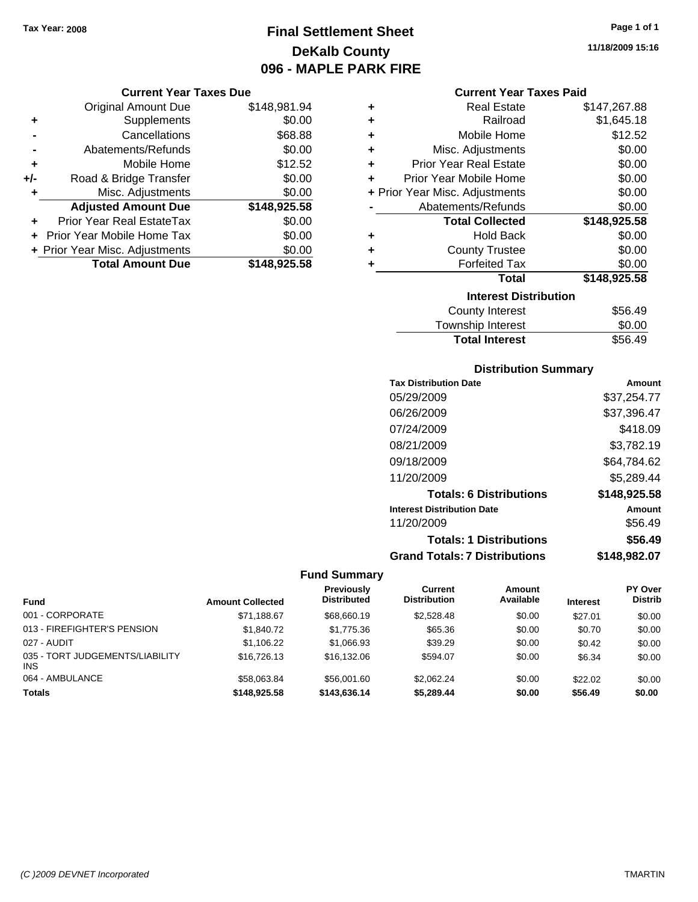Tax Year: 2008

# Final Settlement Sheet
## DeKalb County
## 096 - MAPLE PARK FIRE

11/18/2009 15:16

### Current Year Taxes Due

| | | |
|---|---|---|
| | Original Amount Due | $148,981.94 |
| + | Supplements | $0.00 |
| - | Cancellations | $68.88 |
| - | Abatements/Refunds | $0.00 |
| + | Mobile Home | $12.52 |
| +/- | Road & Bridge Transfer | $0.00 |
| + | Misc. Adjustments | $0.00 |
| | **Adjusted Amount Due** | **$148,925.58** |
| + | Prior Year Real EstateTax | $0.00 |
| + | Prior Year Mobile Home Tax | $0.00 |
| + | Prior Year Misc. Adjustments | $0.00 |
| | **Total Amount Due** | **$148,925.58** |

### Current Year Taxes Paid

| | | |
|---|---|---|
| + | Real Estate | $147,267.88 |
| + | Railroad | $1,645.18 |
| + | Mobile Home | $12.52 |
| + | Misc. Adjustments | $0.00 |
| + | Prior Year Real Estate | $0.00 |
| + | Prior Year Mobile Home | $0.00 |
| + | Prior Year Misc. Adjustments | $0.00 |
| - | Abatements/Refunds | $0.00 |
| | **Total Collected** | **$148,925.58** |
| + | Hold Back | $0.00 |
| + | County Trustee | $0.00 |
| + | Forfeited Tax | $0.00 |
| | **Total** | **$148,925.58** |

### Interest Distribution

| | |
|---|---|
| County Interest | $56.49 |
| Township Interest | $0.00 |
| **Total Interest** | $56.49 |

### Distribution Summary

| Tax Distribution Date | Amount |
|---|---|
| 05/29/2009 | $37,254.77 |
| 06/26/2009 | $37,396.47 |
| 07/24/2009 | $418.09 |
| 08/21/2009 | $3,782.19 |
| 09/18/2009 | $64,784.62 |
| 11/20/2009 | $5,289.44 |
| **Totals: 6 Distributions** | **$148,925.58** |
| **Interest Distribution Date** | **Amount** |
| 11/20/2009 | $56.49 |
| **Totals: 1 Distributions** | **$56.49** |
| **Grand Totals: 7 Distributions** | **$148,982.07** |

### Fund Summary

| Fund | Amount Collected | Previously Distributed | Current Distribution | Amount Available | Interest | PY Over Distrib |
|---|---|---|---|---|---|---|
| 001 - CORPORATE | $71,188.67 | $68,660.19 | $2,528.48 | $0.00 | $27.01 | $0.00 |
| 013 - FIREFIGHTER'S PENSION | $1,840.72 | $1,775.36 | $65.36 | $0.00 | $0.70 | $0.00 |
| 027 - AUDIT | $1,106.22 | $1,066.93 | $39.29 | $0.00 | $0.42 | $0.00 |
| 035 - TORT JUDGEMENTS/LIABILITY INS | $16,726.13 | $16,132.06 | $594.07 | $0.00 | $6.34 | $0.00 |
| 064 - AMBULANCE | $58,063.84 | $56,001.60 | $2,062.24 | $0.00 | $22.02 | $0.00 |
| **Totals** | **$148,925.58** | **$143,636.14** | **$5,289.44** | **$0.00** | **$56.49** | **$0.00** |

(C )2009 DEVNET Incorporated TMARTIN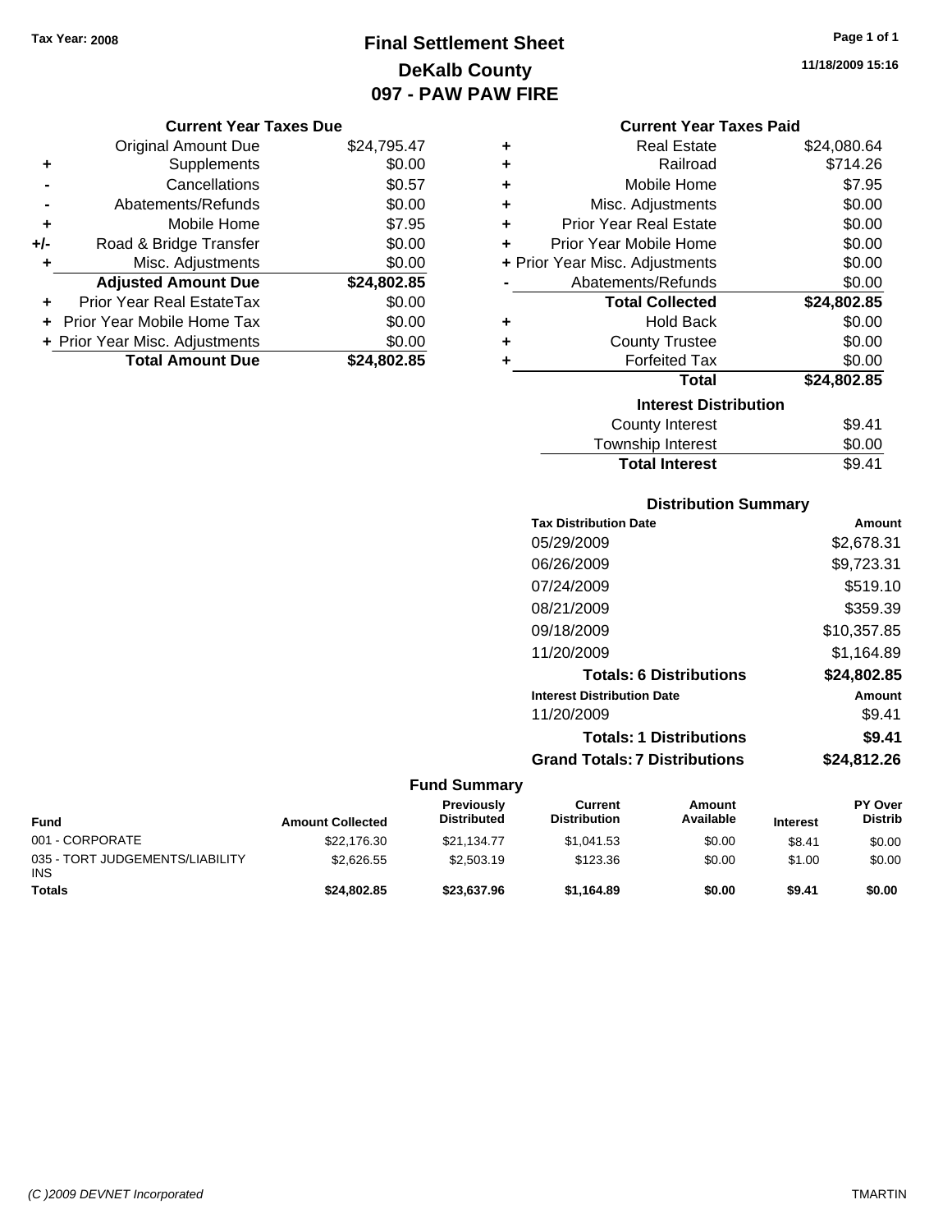Tax Year: 2008

# Final Settlement Sheet
## DeKalb County
## 097 - PAW PAW FIRE

11/18/2009 15:16

### Current Year Taxes Due

| | | |
|---|---|---|
| | Original Amount Due | $24,795.47 |
| + | Supplements | $0.00 |
| - | Cancellations | $0.57 |
| - | Abatements/Refunds | $0.00 |
| + | Mobile Home | $7.95 |
| +/- | Road & Bridge Transfer | $0.00 |
| + | Misc. Adjustments | $0.00 |
| | **Adjusted Amount Due** | **$24,802.85** |
| + | Prior Year Real EstateTax | $0.00 |
| + | Prior Year Mobile Home Tax | $0.00 |
| + | Prior Year Misc. Adjustments | $0.00 |
| | **Total Amount Due** | **$24,802.85** |

### Current Year Taxes Paid

| | | |
|---|---|---|
| + | Real Estate | $24,080.64 |
| + | Railroad | $714.26 |
| + | Mobile Home | $7.95 |
| + | Misc. Adjustments | $0.00 |
| + | Prior Year Real Estate | $0.00 |
| + | Prior Year Mobile Home | $0.00 |
| + | Prior Year Misc. Adjustments | $0.00 |
| - | Abatements/Refunds | $0.00 |
| | **Total Collected** | **$24,802.85** |
| + | Hold Back | $0.00 |
| + | County Trustee | $0.00 |
| + | Forfeited Tax | $0.00 |
| | **Total** | **$24,802.85** |

### Interest Distribution

| | |
|---|---|
| County Interest | $9.41 |
| Township Interest | $0.00 |
| **Total Interest** | $9.41 |

### Distribution Summary

| Tax Distribution Date | Amount |
|---|---|
| 05/29/2009 | $2,678.31 |
| 06/26/2009 | $9,723.31 |
| 07/24/2009 | $519.10 |
| 08/21/2009 | $359.39 |
| 09/18/2009 | $10,357.85 |
| 11/20/2009 | $1,164.89 |
| **Totals: 6 Distributions** | **$24,802.85** |
| **Interest Distribution Date** | **Amount** |
| 11/20/2009 | $9.41 |
| **Totals: 1 Distributions** | **$9.41** |
| **Grand Totals: 7 Distributions** | **$24,812.26** |

### Fund Summary

| Fund | Amount Collected | Previously Distributed | Current Distribution | Amount Available | Interest | PY Over Distrib |
|---|---|---|---|---|---|---|
| 001 - CORPORATE | $22,176.30 | $21,134.77 | $1,041.53 | $0.00 | $8.41 | $0.00 |
| 035 - TORT JUDGEMENTS/LIABILITY INS | $2,626.55 | $2,503.19 | $123.36 | $0.00 | $1.00 | $0.00 |
| **Totals** | **$24,802.85** | **$23,637.96** | **$1,164.89** | **$0.00** | **$9.41** | **$0.00** |

(C )2009 DEVNET Incorporated — TMARTIN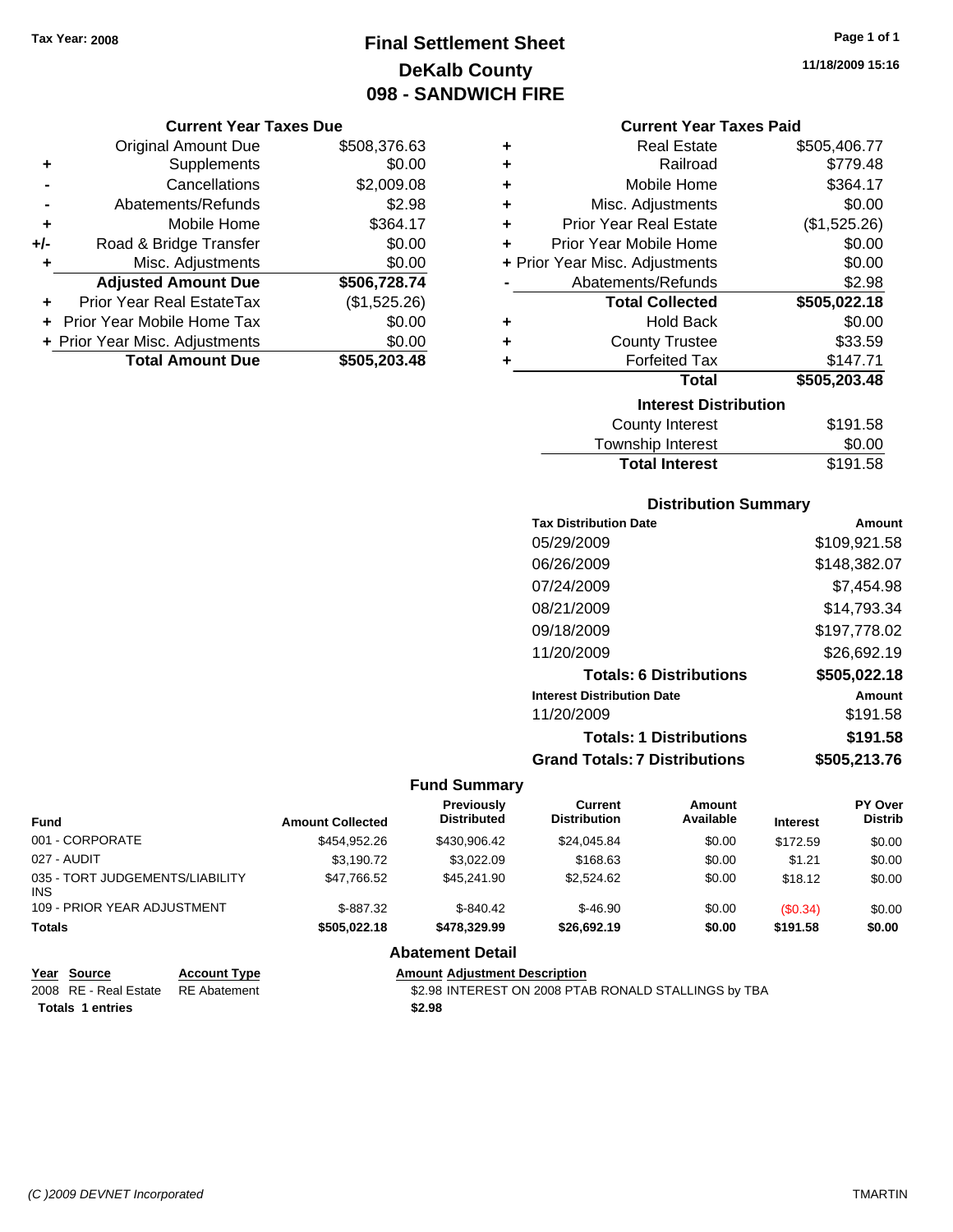Tax Year: 2008

# Final Settlement Sheet
## DeKalb County
## 098 - SANDWICH FIRE

11/18/2009 15:16

### Current Year Taxes Due

| | | |
|---|---|---|
| | Original Amount Due | $508,376.63 |
| + | Supplements | $0.00 |
| - | Cancellations | $2,009.08 |
| - | Abatements/Refunds | $2.98 |
| + | Mobile Home | $364.17 |
| +/- | Road & Bridge Transfer | $0.00 |
| + | Misc. Adjustments | $0.00 |
| | **Adjusted Amount Due** | **$506,728.74** |
| + | Prior Year Real EstateTax | ($1,525.26) |
| + | Prior Year Mobile Home Tax | $0.00 |
| + | Prior Year Misc. Adjustments | $0.00 |
| | **Total Amount Due** | **$505,203.48** |

### Current Year Taxes Paid

| | | |
|---|---|---|
| + | Real Estate | $505,406.77 |
| + | Railroad | $779.48 |
| + | Mobile Home | $364.17 |
| + | Misc. Adjustments | $0.00 |
| + | Prior Year Real Estate | ($1,525.26) |
| + | Prior Year Mobile Home | $0.00 |
| + | Prior Year Misc. Adjustments | $0.00 |
| - | Abatements/Refunds | $2.98 |
| | **Total Collected** | **$505,022.18** |
| + | Hold Back | $0.00 |
| + | County Trustee | $33.59 |
| + | Forfeited Tax | $147.71 |
| | **Total** | **$505,203.48** |

### Interest Distribution

| | |
|---|---|
| County Interest | $191.58 |
| Township Interest | $0.00 |
| **Total Interest** | $191.58 |

### Distribution Summary

| Tax Distribution Date | Amount |
|---|---|
| 05/29/2009 | $109,921.58 |
| 06/26/2009 | $148,382.07 |
| 07/24/2009 | $7,454.98 |
| 08/21/2009 | $14,793.34 |
| 09/18/2009 | $197,778.02 |
| 11/20/2009 | $26,692.19 |
| **Totals: 6 Distributions** | **$505,022.18** |
| **Interest Distribution Date** | **Amount** |
| 11/20/2009 | $191.58 |
| **Totals: 1 Distributions** | **$191.58** |
| **Grand Totals: 7 Distributions** | **$505,213.76** |

### Fund Summary

| Fund | Amount Collected | Previously Distributed | Current Distribution | Amount Available | Interest | PY Over Distrib |
|---|---|---|---|---|---|---|
| 001 - CORPORATE | $454,952.26 | $430,906.42 | $24,045.84 | $0.00 | $172.59 | $0.00 |
| 027 - AUDIT | $3,190.72 | $3,022.09 | $168.63 | $0.00 | $1.21 | $0.00 |
| 035 - TORT JUDGEMENTS/LIABILITY INS | $47,766.52 | $45,241.90 | $2,524.62 | $0.00 | $18.12 | $0.00 |
| 109 - PRIOR YEAR ADJUSTMENT | $-887.32 | $-840.42 | $-46.90 | $0.00 | ($0.34) | $0.00 |
| **Totals** | **$505,022.18** | **$478,329.99** | **$26,692.19** | **$0.00** | **$191.58** | **$0.00** |

### Abatement Detail

| Year | Source | Account Type | Amount | Adjustment Description |
|---|---|---|---|---|
| 2008 | RE - Real Estate | RE Abatement | $2.98 | INTEREST ON 2008 PTAB RONALD STALLINGS by TBA |
| **Totals** | **1 entries** | | **$2.98** | |

(C )2009 DEVNET Incorporated

TMARTIN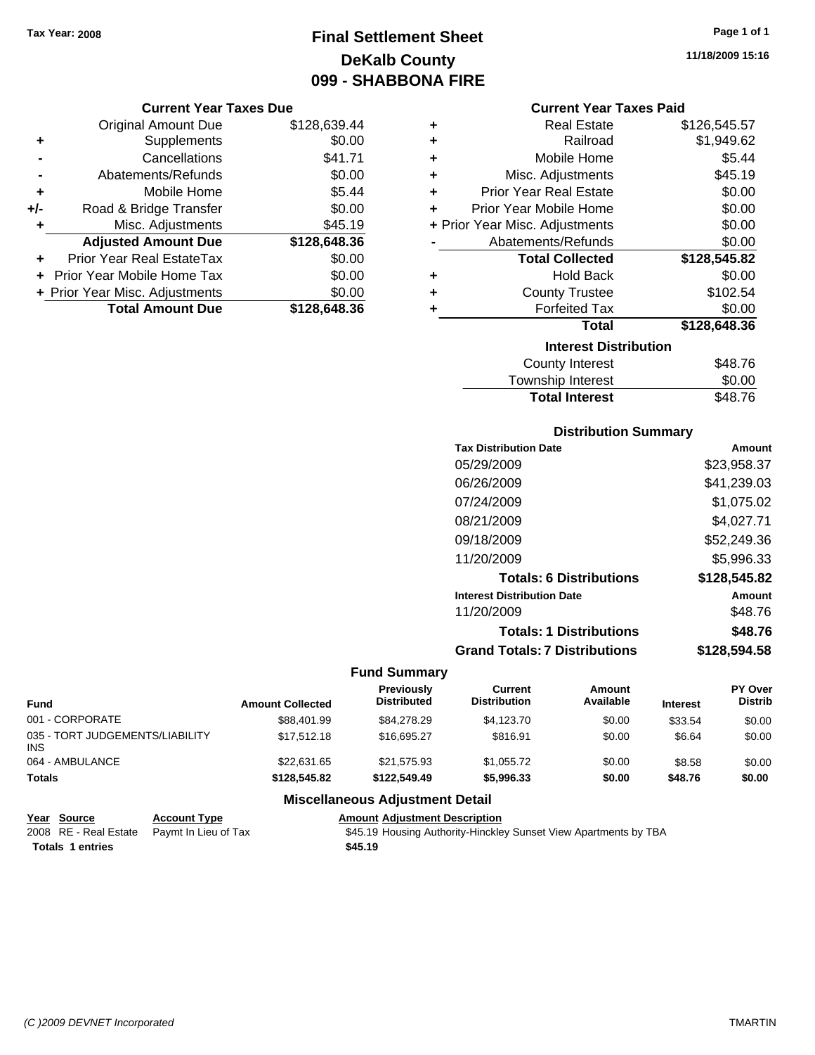Tax Year: 2008

# Final Settlement Sheet
## DeKalb County
## 099 - SHABBONA FIRE

11/18/2009 15:16

### Current Year Taxes Due

| | | |
|---|---|---|
| | Original Amount Due | $128,639.44 |
| + | Supplements | $0.00 |
| - | Cancellations | $41.71 |
| - | Abatements/Refunds | $0.00 |
| + | Mobile Home | $5.44 |
| +/- | Road & Bridge Transfer | $0.00 |
| + | Misc. Adjustments | $45.19 |
| | **Adjusted Amount Due** | **$128,648.36** |
| + | Prior Year Real EstateTax | $0.00 |
| + | Prior Year Mobile Home Tax | $0.00 |
| + | Prior Year Misc. Adjustments | $0.00 |
| | **Total Amount Due** | **$128,648.36** |

### Current Year Taxes Paid

| | | |
|---|---|---|
| + | Real Estate | $126,545.57 |
| + | Railroad | $1,949.62 |
| + | Mobile Home | $5.44 |
| + | Misc. Adjustments | $45.19 |
| + | Prior Year Real Estate | $0.00 |
| + | Prior Year Mobile Home | $0.00 |
| + | Prior Year Misc. Adjustments | $0.00 |
| - | Abatements/Refunds | $0.00 |
| | **Total Collected** | **$128,545.82** |
| + | Hold Back | $0.00 |
| + | County Trustee | $102.54 |
| + | Forfeited Tax | $0.00 |
| | **Total** | **$128,648.36** |

### Interest Distribution

| | |
|---|---|
| County Interest | $48.76 |
| Township Interest | $0.00 |
| **Total Interest** | $48.76 |

### Distribution Summary

| Tax Distribution Date | Amount |
|---|---|
| 05/29/2009 | $23,958.37 |
| 06/26/2009 | $41,239.03 |
| 07/24/2009 | $1,075.02 |
| 08/21/2009 | $4,027.71 |
| 09/18/2009 | $52,249.36 |
| 11/20/2009 | $5,996.33 |
| **Totals: 6 Distributions** | **$128,545.82** |
| **Interest Distribution Date** | **Amount** |
| 11/20/2009 | $48.76 |
| **Totals: 1 Distributions** | **$48.76** |
| **Grand Totals: 7 Distributions** | **$128,594.58** |

### Fund Summary

| Fund | Amount Collected | Previously Distributed | Current Distribution | Amount Available | Interest | PY Over Distrib |
|---|---|---|---|---|---|---|
| 001 - CORPORATE | $88,401.99 | $84,278.29 | $4,123.70 | $0.00 | $33.54 | $0.00 |
| 035 - TORT JUDGEMENTS/LIABILITY INS | $17,512.18 | $16,695.27 | $816.91 | $0.00 | $6.64 | $0.00 |
| 064 - AMBULANCE | $22,631.65 | $21,575.93 | $1,055.72 | $0.00 | $8.58 | $0.00 |
| **Totals** | **$128,545.82** | **$122,549.49** | **$5,996.33** | **$0.00** | **$48.76** | **$0.00** |

### Miscellaneous Adjustment Detail

| Year | Source | Account Type | Amount | Adjustment Description |
|---|---|---|---|---|
| 2008 | RE - Real Estate | Paymt In Lieu of Tax | $45.19 | Housing Authority-Hinckley Sunset View Apartments by TBA |
| **Totals 1 entries** | | | **$45.19** | |

(C )2009 DEVNET Incorporated TMARTIN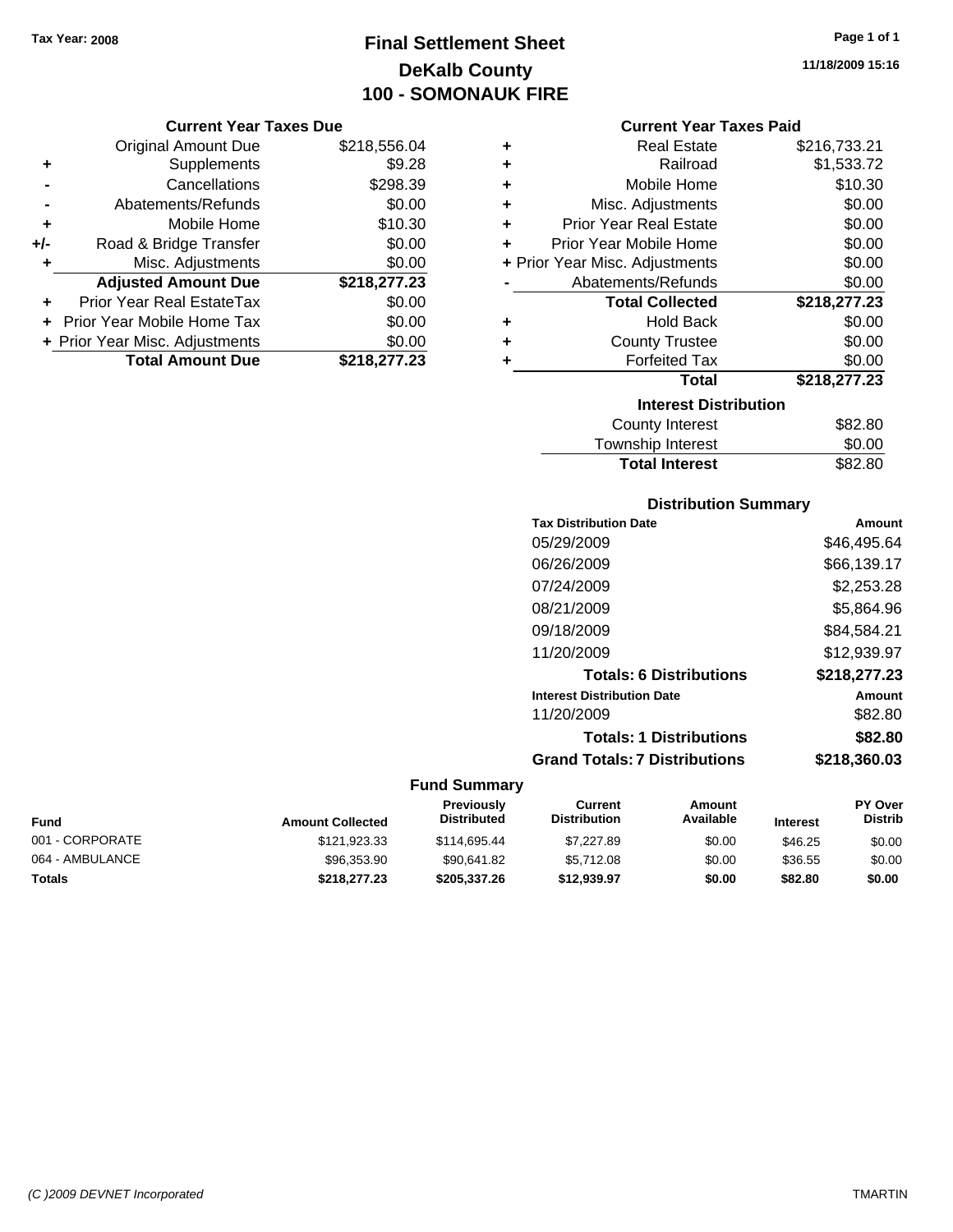Tax Year: 2008

# Final Settlement Sheet
## DeKalb County
## 100 - SOMONAUK FIRE

11/18/2009 15:16

### Current Year Taxes Due

| | | |
|---|---|---|
| | Original Amount Due | $218,556.04 |
| + | Supplements | $9.28 |
| - | Cancellations | $298.39 |
| - | Abatements/Refunds | $0.00 |
| + | Mobile Home | $10.30 |
| +/- | Road & Bridge Transfer | $0.00 |
| + | Misc. Adjustments | $0.00 |
| | **Adjusted Amount Due** | **$218,277.23** |
| + | Prior Year Real EstateTax | $0.00 |
| + | Prior Year Mobile Home Tax | $0.00 |
| + | Prior Year Misc. Adjustments | $0.00 |
| | **Total Amount Due** | **$218,277.23** |

### Current Year Taxes Paid

| | | |
|---|---|---|
| + | Real Estate | $216,733.21 |
| + | Railroad | $1,533.72 |
| + | Mobile Home | $10.30 |
| + | Misc. Adjustments | $0.00 |
| + | Prior Year Real Estate | $0.00 |
| + | Prior Year Mobile Home | $0.00 |
| + | Prior Year Misc. Adjustments | $0.00 |
| - | Abatements/Refunds | $0.00 |
| | **Total Collected** | **$218,277.23** |
| + | Hold Back | $0.00 |
| + | County Trustee | $0.00 |
| + | Forfeited Tax | $0.00 |
| | **Total** | **$218,277.23** |

### Interest Distribution

| | |
|---|---|
| County Interest | $82.80 |
| Township Interest | $0.00 |
| **Total Interest** | **$82.80** |

### Distribution Summary

| Tax Distribution Date | Amount |
|---|---|
| 05/29/2009 | $46,495.64 |
| 06/26/2009 | $66,139.17 |
| 07/24/2009 | $2,253.28 |
| 08/21/2009 | $5,864.96 |
| 09/18/2009 | $84,584.21 |
| 11/20/2009 | $12,939.97 |
| **Totals: 6 Distributions** | **$218,277.23** |
| **Interest Distribution Date** | **Amount** |
| 11/20/2009 | $82.80 |
| **Totals: 1 Distributions** | **$82.80** |
| **Grand Totals: 7 Distributions** | **$218,360.03** |

### Fund Summary

| Fund | Amount Collected | Previously Distributed | Current Distribution | Amount Available | Interest | PY Over Distrib |
|---|---|---|---|---|---|---|
| 001 - CORPORATE | $121,923.33 | $114,695.44 | $7,227.89 | $0.00 | $46.25 | $0.00 |
| 064 - AMBULANCE | $96,353.90 | $90,641.82 | $5,712.08 | $0.00 | $36.55 | $0.00 |
| **Totals** | **$218,277.23** | **$205,337.26** | **$12,939.97** | **$0.00** | **$82.80** | **$0.00** |

(C )2009 DEVNET Incorporated TMARTIN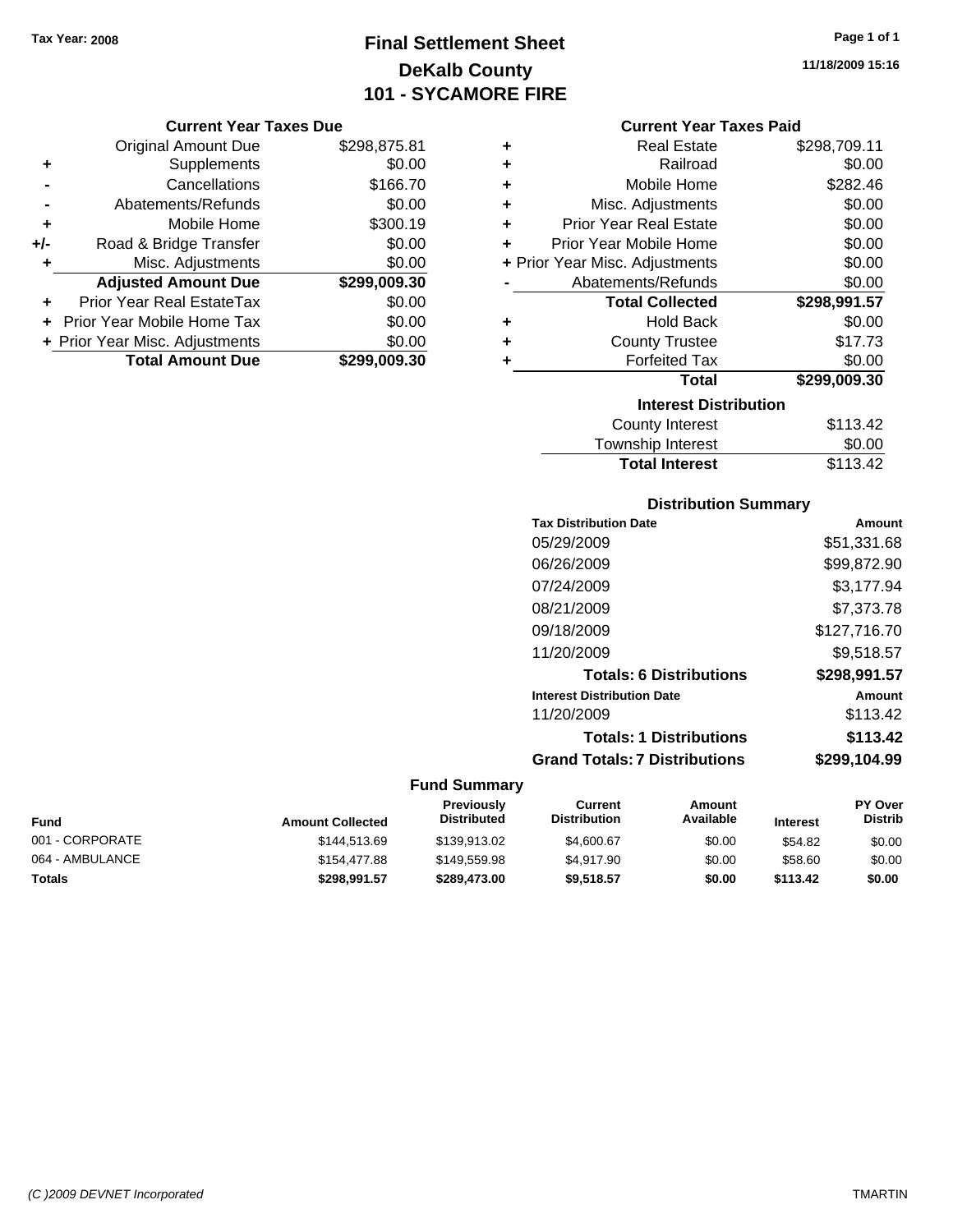Tax Year: 2008

# Final Settlement Sheet
## DeKalb County
## 101 - SYCAMORE FIRE

11/18/2009 15:16

### Current Year Taxes Due

| | | |
|---|---|---|
| | Original Amount Due | $298,875.81 |
| + | Supplements | $0.00 |
| - | Cancellations | $166.70 |
| - | Abatements/Refunds | $0.00 |
| + | Mobile Home | $300.19 |
| +/- | Road & Bridge Transfer | $0.00 |
| + | Misc. Adjustments | $0.00 |
| | **Adjusted Amount Due** | **$299,009.30** |
| + | Prior Year Real EstateTax | $0.00 |
| + | Prior Year Mobile Home Tax | $0.00 |
| + | Prior Year Misc. Adjustments | $0.00 |
| | **Total Amount Due** | **$299,009.30** |

### Current Year Taxes Paid

| | | |
|---|---|---|
| + | Real Estate | $298,709.11 |
| + | Railroad | $0.00 |
| + | Mobile Home | $282.46 |
| + | Misc. Adjustments | $0.00 |
| + | Prior Year Real Estate | $0.00 |
| + | Prior Year Mobile Home | $0.00 |
| + | Prior Year Misc. Adjustments | $0.00 |
| - | Abatements/Refunds | $0.00 |
| | **Total Collected** | **$298,991.57** |
| + | Hold Back | $0.00 |
| + | County Trustee | $17.73 |
| + | Forfeited Tax | $0.00 |
| | **Total** | **$299,009.30** |

### Interest Distribution

| | |
|---|---|
| County Interest | $113.42 |
| Township Interest | $0.00 |
| **Total Interest** | $113.42 |

### Distribution Summary

| Tax Distribution Date | Amount |
|---|---|
| 05/29/2009 | $51,331.68 |
| 06/26/2009 | $99,872.90 |
| 07/24/2009 | $3,177.94 |
| 08/21/2009 | $7,373.78 |
| 09/18/2009 | $127,716.70 |
| 11/20/2009 | $9,518.57 |
| **Totals: 6 Distributions** | **$298,991.57** |
| **Interest Distribution Date** | **Amount** |
| 11/20/2009 | $113.42 |
| **Totals: 1 Distributions** | **$113.42** |
| **Grand Totals: 7 Distributions** | **$299,104.99** |

### Fund Summary

| Fund | Amount Collected | Previously Distributed | Current Distribution | Amount Available | Interest | PY Over Distrib |
|---|---|---|---|---|---|---|
| 001 - CORPORATE | $144,513.69 | $139,913.02 | $4,600.67 | $0.00 | $54.82 | $0.00 |
| 064 - AMBULANCE | $154,477.88 | $149,559.98 | $4,917.90 | $0.00 | $58.60 | $0.00 |
| **Totals** | **$298,991.57** | **$289,473.00** | **$9,518.57** | **$0.00** | **$113.42** | **$0.00** |

(C )2009 DEVNET Incorporated

TMARTIN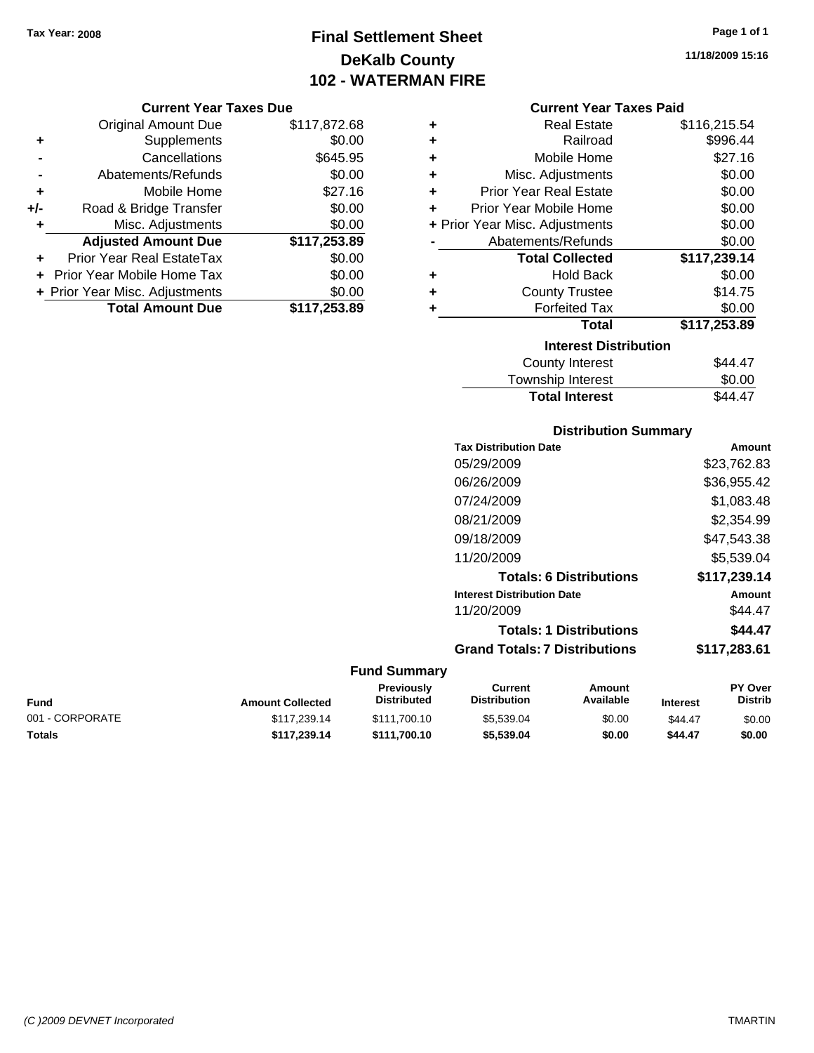Tax Year: 2008

# Final Settlement Sheet
## DeKalb County
## 102 - WATERMAN FIRE

11/18/2009 15:16

### Current Year Taxes Due

| | | |
|---|---|---|
| | Original Amount Due | $117,872.68 |
| + | Supplements | $0.00 |
| - | Cancellations | $645.95 |
| - | Abatements/Refunds | $0.00 |
| + | Mobile Home | $27.16 |
| +/- | Road & Bridge Transfer | $0.00 |
| + | Misc. Adjustments | $0.00 |
| | **Adjusted Amount Due** | **$117,253.89** |
| + | Prior Year Real EstateTax | $0.00 |
| + | Prior Year Mobile Home Tax | $0.00 |
| + | Prior Year Misc. Adjustments | $0.00 |
| | **Total Amount Due** | **$117,253.89** |

### Current Year Taxes Paid

| | | |
|---|---|---|
| + | Real Estate | $116,215.54 |
| + | Railroad | $996.44 |
| + | Mobile Home | $27.16 |
| + | Misc. Adjustments | $0.00 |
| + | Prior Year Real Estate | $0.00 |
| + | Prior Year Mobile Home | $0.00 |
| + | Prior Year Misc. Adjustments | $0.00 |
| - | Abatements/Refunds | $0.00 |
| | **Total Collected** | **$117,239.14** |
| + | Hold Back | $0.00 |
| + | County Trustee | $14.75 |
| + | Forfeited Tax | $0.00 |
| | **Total** | **$117,253.89** |

### Interest Distribution

| | |
|---|---|
| County Interest | $44.47 |
| Township Interest | $0.00 |
| **Total Interest** | $44.47 |

### Distribution Summary

| Tax Distribution Date | Amount |
|---|---|
| 05/29/2009 | $23,762.83 |
| 06/26/2009 | $36,955.42 |
| 07/24/2009 | $1,083.48 |
| 08/21/2009 | $2,354.99 |
| 09/18/2009 | $47,543.38 |
| 11/20/2009 | $5,539.04 |
| **Totals: 6 Distributions** | **$117,239.14** |

| Interest Distribution Date | Amount |
|---|---|
| 11/20/2009 | $44.47 |
| **Totals: 1 Distributions** | **$44.47** |
| **Grand Totals: 7 Distributions** | **$117,283.61** |

### Fund Summary

| Fund | Amount Collected | Previously Distributed | Current Distribution | Amount Available | Interest | PY Over Distrib |
|---|---|---|---|---|---|---|
| 001 - CORPORATE | $117,239.14 | $111,700.10 | $5,539.04 | $0.00 | $44.47 | $0.00 |
| **Totals** | **$117,239.14** | **$111,700.10** | **$5,539.04** | **$0.00** | **$44.47** | **$0.00** |

(C )2009 DEVNET Incorporated TMARTIN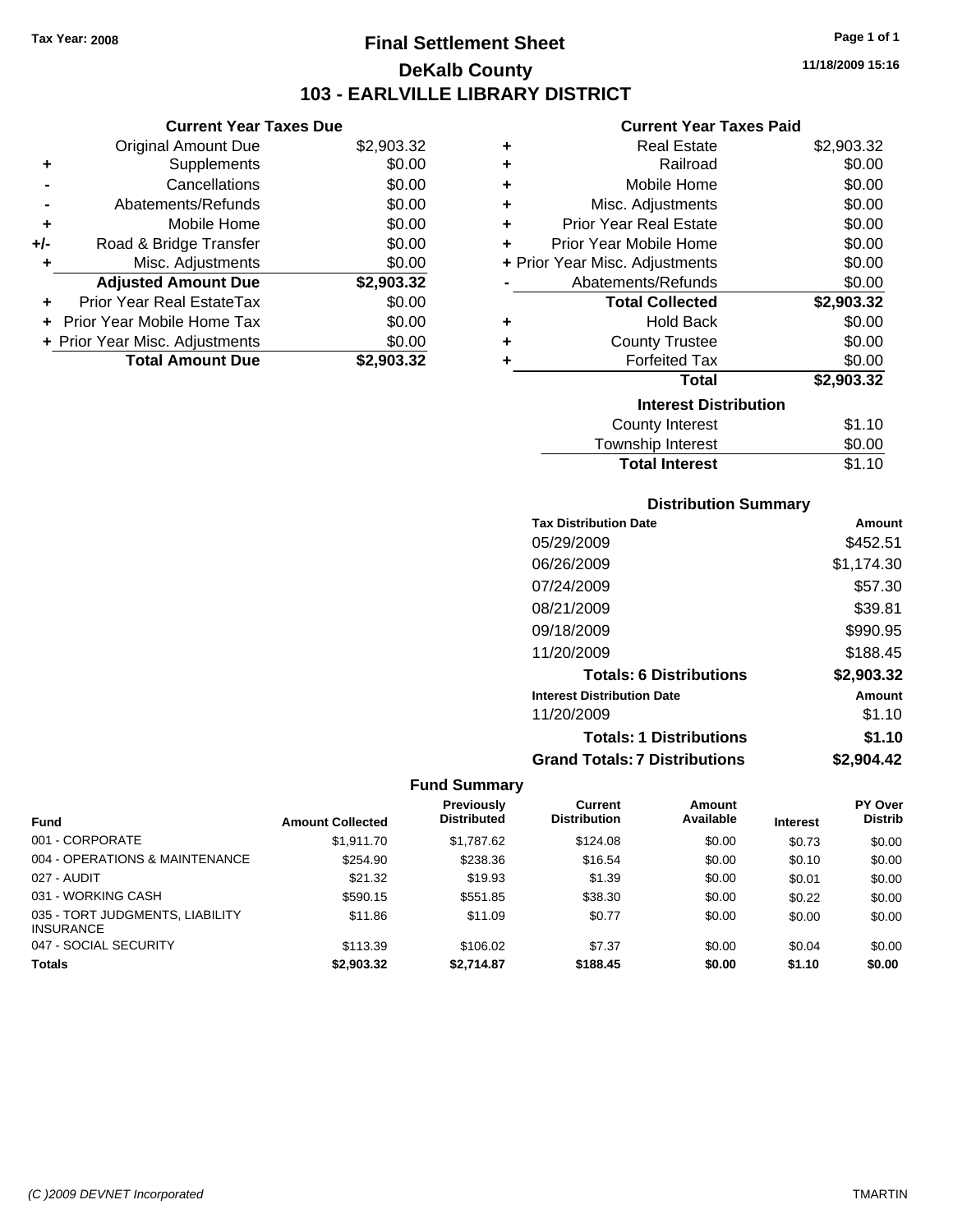Tax Year: 2008

# Final Settlement Sheet

## DeKalb County

## 103 - EARLVILLE LIBRARY DISTRICT

11/18/2009 15:16

### Current Year Taxes Due

| | | |
|---|---|---|
| | Original Amount Due | $2,903.32 |
| + | Supplements | $0.00 |
| - | Cancellations | $0.00 |
| - | Abatements/Refunds | $0.00 |
| + | Mobile Home | $0.00 |
| +/- | Road & Bridge Transfer | $0.00 |
| + | Misc. Adjustments | $0.00 |
| | **Adjusted Amount Due** | **$2,903.32** |
| + | Prior Year Real EstateTax | $0.00 |
| + | Prior Year Mobile Home Tax | $0.00 |
| + | Prior Year Misc. Adjustments | $0.00 |
| | **Total Amount Due** | **$2,903.32** |

### Current Year Taxes Paid

| | | |
|---|---|---|
| + | Real Estate | $2,903.32 |
| + | Railroad | $0.00 |
| + | Mobile Home | $0.00 |
| + | Misc. Adjustments | $0.00 |
| + | Prior Year Real Estate | $0.00 |
| + | Prior Year Mobile Home | $0.00 |
| + | Prior Year Misc. Adjustments | $0.00 |
| - | Abatements/Refunds | $0.00 |
| | **Total Collected** | **$2,903.32** |
| + | Hold Back | $0.00 |
| + | County Trustee | $0.00 |
| + | Forfeited Tax | $0.00 |
| | **Total** | **$2,903.32** |

### Interest Distribution

| | |
|---|---|
| County Interest | $1.10 |
| Township Interest | $0.00 |
| **Total Interest** | $1.10 |

### Distribution Summary

| Tax Distribution Date | Amount |
|---|---|
| 05/29/2009 | $452.51 |
| 06/26/2009 | $1,174.30 |
| 07/24/2009 | $57.30 |
| 08/21/2009 | $39.81 |
| 09/18/2009 | $990.95 |
| 11/20/2009 | $188.45 |
| **Totals: 6 Distributions** | **$2,903.32** |
| **Interest Distribution Date** | **Amount** |
| 11/20/2009 | $1.10 |
| **Totals: 1 Distributions** | **$1.10** |
| **Grand Totals: 7 Distributions** | **$2,904.42** |

### Fund Summary

| Fund | Amount Collected | Previously Distributed | Current Distribution | Amount Available | Interest | PY Over Distrib |
|---|---|---|---|---|---|---|
| 001 - CORPORATE | $1,911.70 | $1,787.62 | $124.08 | $0.00 | $0.73 | $0.00 |
| 004 - OPERATIONS & MAINTENANCE | $254.90 | $238.36 | $16.54 | $0.00 | $0.10 | $0.00 |
| 027 - AUDIT | $21.32 | $19.93 | $1.39 | $0.00 | $0.01 | $0.00 |
| 031 - WORKING CASH | $590.15 | $551.85 | $38.30 | $0.00 | $0.22 | $0.00 |
| 035 - TORT JUDGMENTS, LIABILITY INSURANCE | $11.86 | $11.09 | $0.77 | $0.00 | $0.00 | $0.00 |
| 047 - SOCIAL SECURITY | $113.39 | $106.02 | $7.37 | $0.00 | $0.04 | $0.00 |
| **Totals** | **$2,903.32** | **$2,714.87** | **$188.45** | **$0.00** | **$1.10** | **$0.00** |

(C )2009 DEVNET Incorporated TMARTIN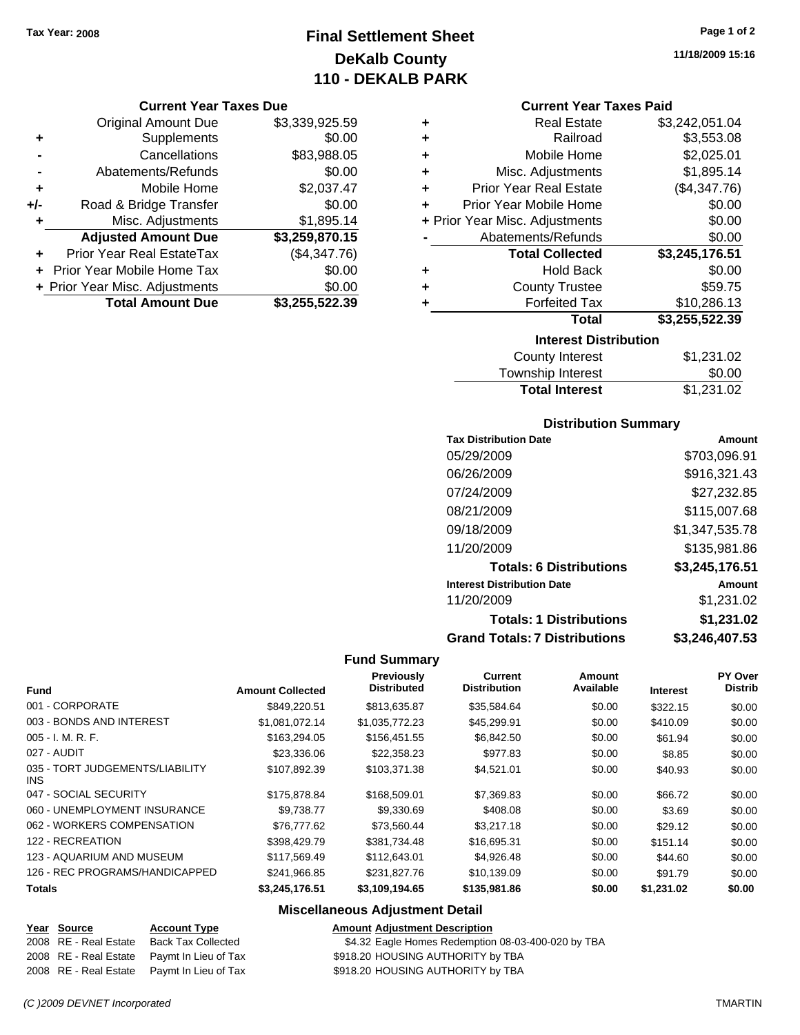Tax Year: 2008

# Final Settlement Sheet
## DeKalb County
## 110 - DEKALB PARK

11/18/2009 15:16

### Current Year Taxes Due

| | | |
|---|---|---|
| | Original Amount Due | $3,339,925.59 |
| + | Supplements | $0.00 |
| - | Cancellations | $83,988.05 |
| - | Abatements/Refunds | $0.00 |
| + | Mobile Home | $2,037.47 |
| +/- | Road & Bridge Transfer | $0.00 |
| + | Misc. Adjustments | $1,895.14 |
| | **Adjusted Amount Due** | **$3,259,870.15** |
| + | Prior Year Real EstateTax | ($4,347.76) |
| + | Prior Year Mobile Home Tax | $0.00 |
| + | Prior Year Misc. Adjustments | $0.00 |
| | **Total Amount Due** | **$3,255,522.39** |

### Current Year Taxes Paid

| | | |
|---|---|---|
| + | Real Estate | $3,242,051.04 |
| + | Railroad | $3,553.08 |
| + | Mobile Home | $2,025.01 |
| + | Misc. Adjustments | $1,895.14 |
| + | Prior Year Real Estate | ($4,347.76) |
| + | Prior Year Mobile Home | $0.00 |
| + | Prior Year Misc. Adjustments | $0.00 |
| - | Abatements/Refunds | $0.00 |
| | **Total Collected** | **$3,245,176.51** |
| + | Hold Back | $0.00 |
| + | County Trustee | $59.75 |
| + | Forfeited Tax | $10,286.13 |
| | **Total** | **$3,255,522.39** |

### Interest Distribution

| | |
|---|---|
| County Interest | $1,231.02 |
| Township Interest | $0.00 |
| **Total Interest** | $1,231.02 |

### Distribution Summary

| Tax Distribution Date | Amount |
|---|---|
| 05/29/2009 | $703,096.91 |
| 06/26/2009 | $916,321.43 |
| 07/24/2009 | $27,232.85 |
| 08/21/2009 | $115,007.68 |
| 09/18/2009 | $1,347,535.78 |
| 11/20/2009 | $135,981.86 |
| **Totals: 6 Distributions** | **$3,245,176.51** |
| **Interest Distribution Date** | **Amount** |
| 11/20/2009 | $1,231.02 |
| **Totals: 1 Distributions** | **$1,231.02** |
| **Grand Totals: 7 Distributions** | **$3,246,407.53** |

### Fund Summary

| Fund | Amount Collected | Previously Distributed | Current Distribution | Amount Available | Interest | PY Over Distrib |
|---|---|---|---|---|---|---|
| 001 - CORPORATE | $849,220.51 | $813,635.87 | $35,584.64 | $0.00 | $322.15 | $0.00 |
| 003 - BONDS AND INTEREST | $1,081,072.14 | $1,035,772.23 | $45,299.91 | $0.00 | $410.09 | $0.00 |
| 005 - I. M. R. F. | $163,294.05 | $156,451.55 | $6,842.50 | $0.00 | $61.94 | $0.00 |
| 027 - AUDIT | $23,336.06 | $22,358.23 | $977.83 | $0.00 | $8.85 | $0.00 |
| 035 - TORT JUDGEMENTS/LIABILITY INS | $107,892.39 | $103,371.38 | $4,521.01 | $0.00 | $40.93 | $0.00 |
| 047 - SOCIAL SECURITY | $175,878.84 | $168,509.01 | $7,369.83 | $0.00 | $66.72 | $0.00 |
| 060 - UNEMPLOYMENT INSURANCE | $9,738.77 | $9,330.69 | $408.08 | $0.00 | $3.69 | $0.00 |
| 062 - WORKERS COMPENSATION | $76,777.62 | $73,560.44 | $3,217.18 | $0.00 | $29.12 | $0.00 |
| 122 - RECREATION | $398,429.79 | $381,734.48 | $16,695.31 | $0.00 | $151.14 | $0.00 |
| 123 - AQUARIUM AND MUSEUM | $117,569.49 | $112,643.01 | $4,926.48 | $0.00 | $44.60 | $0.00 |
| 126 - REC PROGRAMS/HANDICAPPED | $241,966.85 | $231,827.76 | $10,139.09 | $0.00 | $91.79 | $0.00 |
| **Totals** | **$3,245,176.51** | **$3,109,194.65** | **$135,981.86** | **$0.00** | **$1,231.02** | **$0.00** |

### Miscellaneous Adjustment Detail

| Year | Source | Account Type | Amount | Adjustment Description |
|---|---|---|---|---|
| 2008 | RE - Real Estate | Back Tax Collected | $4.32 | Eagle Homes Redemption 08-03-400-020 by TBA |
| 2008 | RE - Real Estate | Paymt In Lieu of Tax | $918.20 | HOUSING AUTHORITY by TBA |
| 2008 | RE - Real Estate | Paymt In Lieu of Tax | $918.20 | HOUSING AUTHORITY by TBA |

(C )2009 DEVNET Incorporated — TMARTIN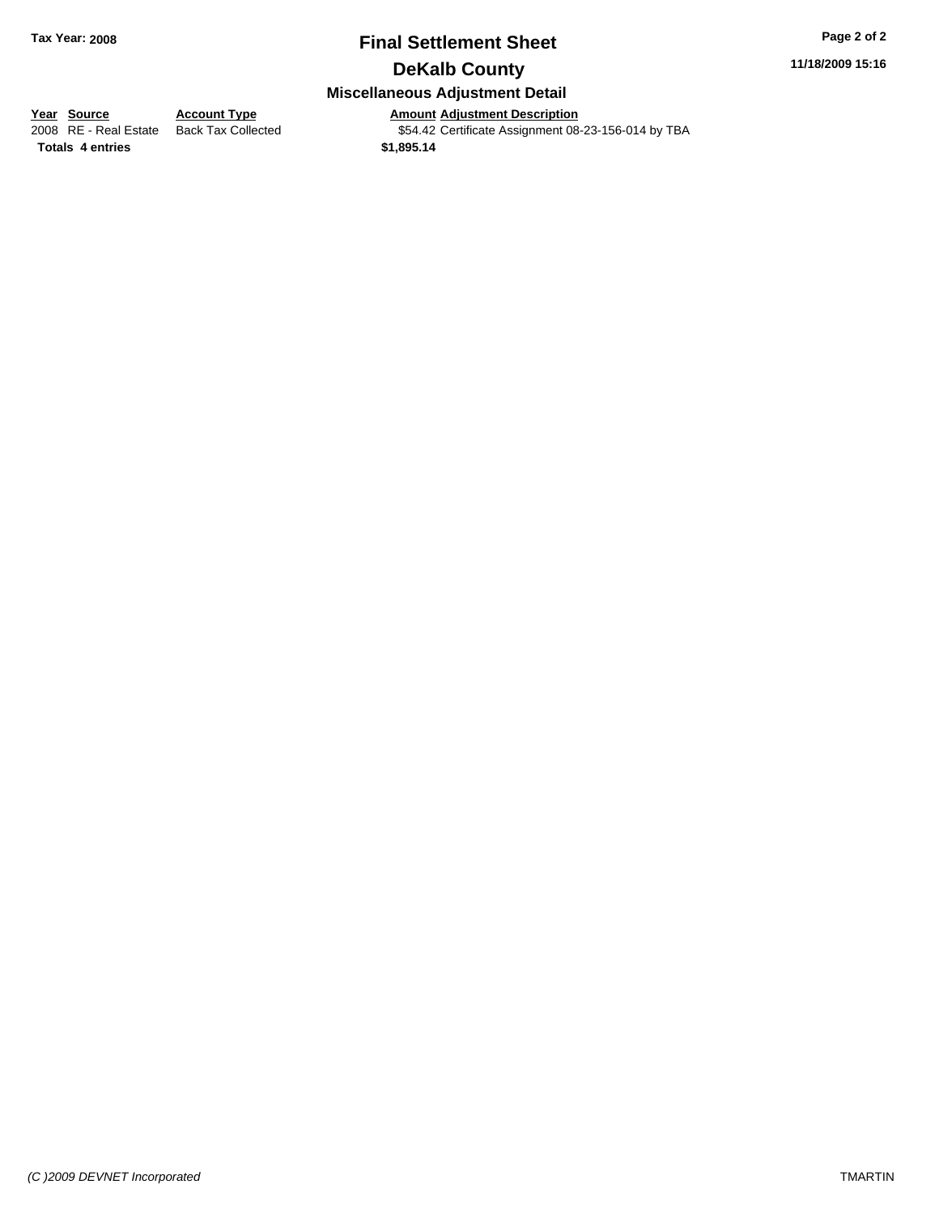**Tax Year: 2008**

# Final Settlement Sheet

## DeKalb County

### Miscellaneous Adjustment Detail

| Year | Source | Account Type | Amount | Adjustment Description |
|---|---|---|---|---|
| 2008 | RE - Real Estate | Back Tax Collected | $54.42 | Certificate Assignment 08-23-156-014 by TBA |
| **Totals** | **4 entries** | | **$1,895.14** | |

*(C )2009 DEVNET Incorporated*

TMARTIN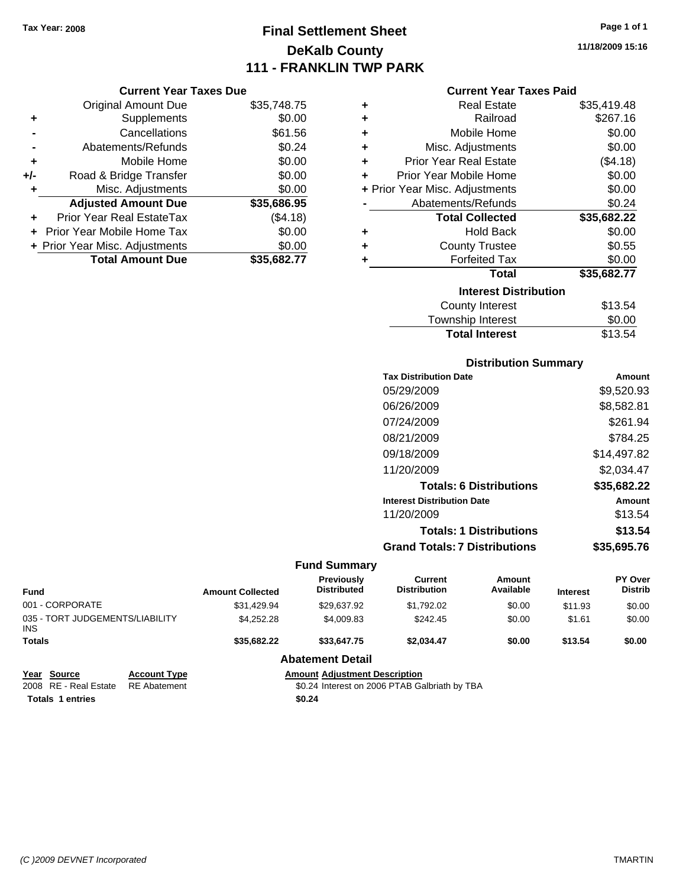Tax Year: 2008

# Final Settlement Sheet
## DeKalb County
## 111 - FRANKLIN TWP PARK

11/18/2009 15:16

### Current Year Taxes Due

| | | |
|---|---|---|
| | Original Amount Due | $35,748.75 |
| + | Supplements | $0.00 |
| - | Cancellations | $61.56 |
| - | Abatements/Refunds | $0.24 |
| + | Mobile Home | $0.00 |
| +/- | Road & Bridge Transfer | $0.00 |
| + | Misc. Adjustments | $0.00 |
| | **Adjusted Amount Due** | **$35,686.95** |
| + | Prior Year Real EstateTax | ($4.18) |
| + | Prior Year Mobile Home Tax | $0.00 |
| + | Prior Year Misc. Adjustments | $0.00 |
| | **Total Amount Due** | **$35,682.77** |

### Current Year Taxes Paid

| | | |
|---|---|---|
| + | Real Estate | $35,419.48 |
| + | Railroad | $267.16 |
| + | Mobile Home | $0.00 |
| + | Misc. Adjustments | $0.00 |
| + | Prior Year Real Estate | ($4.18) |
| + | Prior Year Mobile Home | $0.00 |
| + | Prior Year Misc. Adjustments | $0.00 |
| - | Abatements/Refunds | $0.24 |
| | **Total Collected** | **$35,682.22** |
| + | Hold Back | $0.00 |
| + | County Trustee | $0.55 |
| + | Forfeited Tax | $0.00 |
| | **Total** | **$35,682.77** |

### Interest Distribution

| | |
|---|---|
| County Interest | $13.54 |
| Township Interest | $0.00 |
| **Total Interest** | $13.54 |

### Distribution Summary

| Tax Distribution Date | Amount |
|---|---|
| 05/29/2009 | $9,520.93 |
| 06/26/2009 | $8,582.81 |
| 07/24/2009 | $261.94 |
| 08/21/2009 | $784.25 |
| 09/18/2009 | $14,497.82 |
| 11/20/2009 | $2,034.47 |
| **Totals: 6 Distributions** | **$35,682.22** |
| **Interest Distribution Date** | **Amount** |
| 11/20/2009 | $13.54 |
| **Totals: 1 Distributions** | **$13.54** |
| **Grand Totals: 7 Distributions** | **$35,695.76** |

### Fund Summary

| Fund | Amount Collected | Previously Distributed | Current Distribution | Amount Available | Interest | PY Over Distrib |
|---|---|---|---|---|---|---|
| 001 - CORPORATE | $31,429.94 | $29,637.92 | $1,792.02 | $0.00 | $11.93 | $0.00 |
| 035 - TORT JUDGEMENTS/LIABILITY INS | $4,252.28 | $4,009.83 | $242.45 | $0.00 | $1.61 | $0.00 |
| **Totals** | **$35,682.22** | **$33,647.75** | **$2,034.47** | **$0.00** | **$13.54** | **$0.00** |

### Abatement Detail

| Year | Source | Account Type | Amount | Adjustment Description |
|---|---|---|---|---|
| 2008 | RE - Real Estate | RE Abatement | $0.24 | Interest on 2006 PTAB Galbriath by TBA |
| **Totals** | **1 entries** | | **$0.24** | |

(C )2009 DEVNET Incorporated — TMARTIN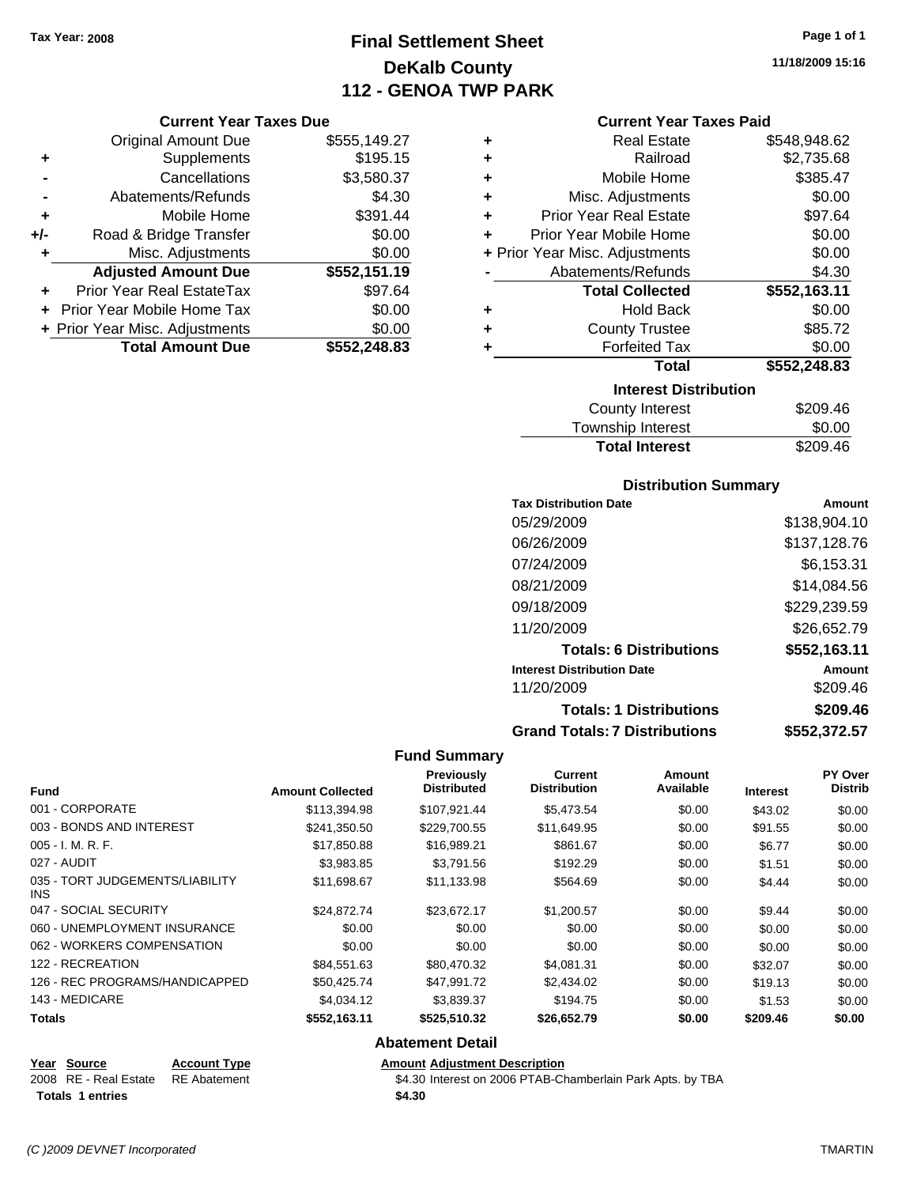Tax Year: 2008

# Final Settlement Sheet
## DeKalb County
## 112 - GENOA TWP PARK

11/18/2009 15:16

### Current Year Taxes Due

| | | |
|---|---|---|
| | Original Amount Due | $555,149.27 |
| + | Supplements | $195.15 |
| - | Cancellations | $3,580.37 |
| - | Abatements/Refunds | $4.30 |
| + | Mobile Home | $391.44 |
| +/- | Road & Bridge Transfer | $0.00 |
| + | Misc. Adjustments | $0.00 |
| | **Adjusted Amount Due** | **$552,151.19** |
| + | Prior Year Real EstateTax | $97.64 |
| + | Prior Year Mobile Home Tax | $0.00 |
| + | Prior Year Misc. Adjustments | $0.00 |
| | **Total Amount Due** | **$552,248.83** |

### Current Year Taxes Paid

| | | |
|---|---|---|
| + | Real Estate | $548,948.62 |
| + | Railroad | $2,735.68 |
| + | Mobile Home | $385.47 |
| + | Misc. Adjustments | $0.00 |
| + | Prior Year Real Estate | $97.64 |
| + | Prior Year Mobile Home | $0.00 |
| + | Prior Year Misc. Adjustments | $0.00 |
| - | Abatements/Refunds | $4.30 |
| | **Total Collected** | **$552,163.11** |
| + | Hold Back | $0.00 |
| + | County Trustee | $85.72 |
| + | Forfeited Tax | $0.00 |
| | **Total** | **$552,248.83** |

### Interest Distribution

| | |
|---|---|
| County Interest | $209.46 |
| Township Interest | $0.00 |
| **Total Interest** | $209.46 |

### Distribution Summary

| Tax Distribution Date | Amount |
|---|---|
| 05/29/2009 | $138,904.10 |
| 06/26/2009 | $137,128.76 |
| 07/24/2009 | $6,153.31 |
| 08/21/2009 | $14,084.56 |
| 09/18/2009 | $229,239.59 |
| 11/20/2009 | $26,652.79 |
| **Totals: 6 Distributions** | **$552,163.11** |
| **Interest Distribution Date** | **Amount** |
| 11/20/2009 | $209.46 |
| **Totals: 1 Distributions** | **$209.46** |
| **Grand Totals: 7 Distributions** | **$552,372.57** |

### Fund Summary

| Fund | Amount Collected | Previously Distributed | Current Distribution | Amount Available | Interest | PY Over Distrib |
|---|---|---|---|---|---|---|
| 001 - CORPORATE | $113,394.98 | $107,921.44 | $5,473.54 | $0.00 | $43.02 | $0.00 |
| 003 - BONDS AND INTEREST | $241,350.50 | $229,700.55 | $11,649.95 | $0.00 | $91.55 | $0.00 |
| 005 - I. M. R. F. | $17,850.88 | $16,989.21 | $861.67 | $0.00 | $6.77 | $0.00 |
| 027 - AUDIT | $3,983.85 | $3,791.56 | $192.29 | $0.00 | $1.51 | $0.00 |
| 035 - TORT JUDGEMENTS/LIABILITY INS | $11,698.67 | $11,133.98 | $564.69 | $0.00 | $4.44 | $0.00 |
| 047 - SOCIAL SECURITY | $24,872.74 | $23,672.17 | $1,200.57 | $0.00 | $9.44 | $0.00 |
| 060 - UNEMPLOYMENT INSURANCE | $0.00 | $0.00 | $0.00 | $0.00 | $0.00 | $0.00 |
| 062 - WORKERS COMPENSATION | $0.00 | $0.00 | $0.00 | $0.00 | $0.00 | $0.00 |
| 122 - RECREATION | $84,551.63 | $80,470.32 | $4,081.31 | $0.00 | $32.07 | $0.00 |
| 126 - REC PROGRAMS/HANDICAPPED | $50,425.74 | $47,991.72 | $2,434.02 | $0.00 | $19.13 | $0.00 |
| 143 - MEDICARE | $4,034.12 | $3,839.37 | $194.75 | $0.00 | $1.53 | $0.00 |
| **Totals** | **$552,163.11** | **$525,510.32** | **$26,652.79** | **$0.00** | **$209.46** | **$0.00** |

### Abatement Detail

| Year | Source | Account Type | Amount | Adjustment Description |
|---|---|---|---|---|
| 2008 | RE - Real Estate | RE Abatement | $4.30 | Interest on 2006 PTAB-Chamberlain Park Apts. by TBA |
| **Totals 1 entries** | | | **$4.30** | |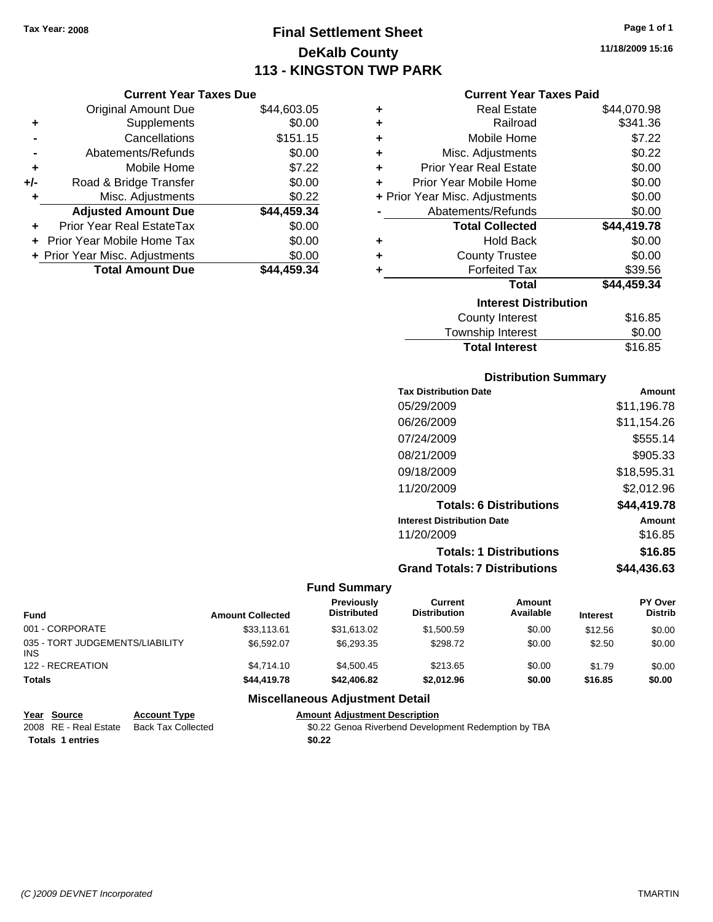Tax Year: 2008

# Final Settlement Sheet
## DeKalb County
## 113 - KINGSTON TWP PARK

11/18/2009 15:16

### Current Year Taxes Due

| | | |
|---|---|---|
| | Original Amount Due | $44,603.05 |
| + | Supplements | $0.00 |
| - | Cancellations | $151.15 |
| - | Abatements/Refunds | $0.00 |
| + | Mobile Home | $7.22 |
| +/- | Road & Bridge Transfer | $0.00 |
| + | Misc. Adjustments | $0.22 |
| | **Adjusted Amount Due** | **$44,459.34** |
| + | Prior Year Real EstateTax | $0.00 |
| + | Prior Year Mobile Home Tax | $0.00 |
| + | Prior Year Misc. Adjustments | $0.00 |
| | **Total Amount Due** | **$44,459.34** |

### Current Year Taxes Paid

| | | |
|---|---|---|
| + | Real Estate | $44,070.98 |
| + | Railroad | $341.36 |
| + | Mobile Home | $7.22 |
| + | Misc. Adjustments | $0.22 |
| + | Prior Year Real Estate | $0.00 |
| + | Prior Year Mobile Home | $0.00 |
| + | Prior Year Misc. Adjustments | $0.00 |
| - | Abatements/Refunds | $0.00 |
| | **Total Collected** | **$44,419.78** |
| + | Hold Back | $0.00 |
| + | County Trustee | $0.00 |
| + | Forfeited Tax | $39.56 |
| | **Total** | **$44,459.34** |

### Interest Distribution

| | |
|---|---|
| County Interest | $16.85 |
| Township Interest | $0.00 |
| **Total Interest** | $16.85 |

### Distribution Summary

| Tax Distribution Date | Amount |
|---|---|
| 05/29/2009 | $11,196.78 |
| 06/26/2009 | $11,154.26 |
| 07/24/2009 | $555.14 |
| 08/21/2009 | $905.33 |
| 09/18/2009 | $18,595.31 |
| 11/20/2009 | $2,012.96 |
| **Totals: 6 Distributions** | **$44,419.78** |
| **Interest Distribution Date** | **Amount** |
| 11/20/2009 | $16.85 |
| **Totals: 1 Distributions** | **$16.85** |
| **Grand Totals: 7 Distributions** | **$44,436.63** |

### Fund Summary

| Fund | Amount Collected | Previously Distributed | Current Distribution | Amount Available | Interest | PY Over Distrib |
|---|---|---|---|---|---|---|
| 001 - CORPORATE | $33,113.61 | $31,613.02 | $1,500.59 | $0.00 | $12.56 | $0.00 |
| 035 - TORT JUDGEMENTS/LIABILITY INS | $6,592.07 | $6,293.35 | $298.72 | $0.00 | $2.50 | $0.00 |
| 122 - RECREATION | $4,714.10 | $4,500.45 | $213.65 | $0.00 | $1.79 | $0.00 |
| **Totals** | **$44,419.78** | **$42,406.82** | **$2,012.96** | **$0.00** | **$16.85** | **$0.00** |

### Miscellaneous Adjustment Detail

| Year | Source | Account Type | Amount | Adjustment Description |
|---|---|---|---|---|
| 2008 | RE - Real Estate | Back Tax Collected | $0.22 | Genoa Riverbend Development Redemption by TBA |
| **Totals 1 entries** | | | **$0.22** | |

(C )2009 DEVNET Incorporated — TMARTIN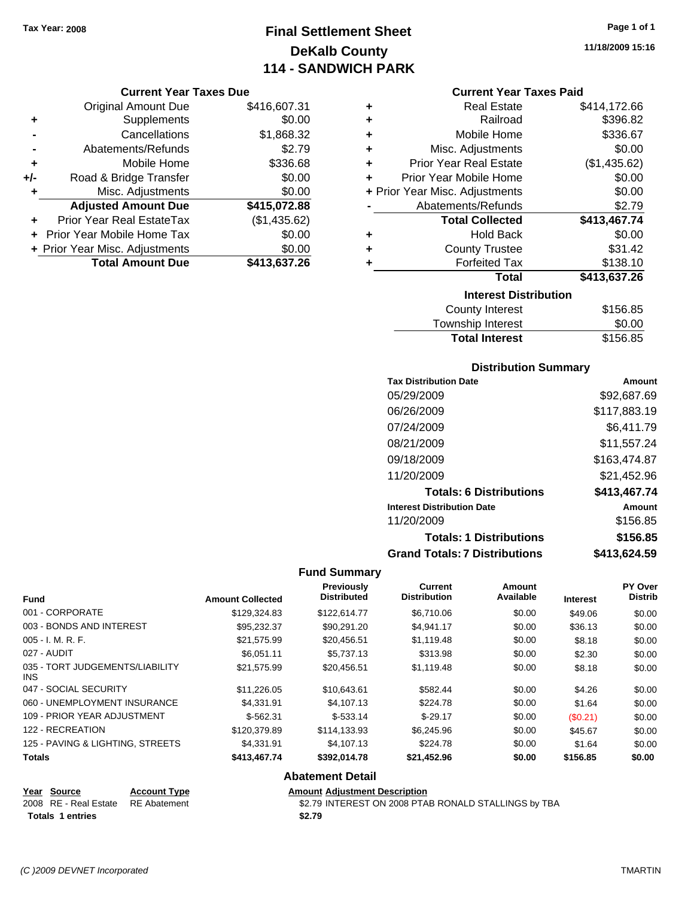Tax Year: 2008

# Final Settlement Sheet
## DeKalb County
## 114 - SANDWICH PARK

11/18/2009 15:16

### Current Year Taxes Due

| | | |
|---|---|---|
| | Original Amount Due | $416,607.31 |
| + | Supplements | $0.00 |
| - | Cancellations | $1,868.32 |
| - | Abatements/Refunds | $2.79 |
| + | Mobile Home | $336.68 |
| +/- | Road & Bridge Transfer | $0.00 |
| + | Misc. Adjustments | $0.00 |
| | **Adjusted Amount Due** | **$415,072.88** |
| + | Prior Year Real EstateTax | ($1,435.62) |
| + | Prior Year Mobile Home Tax | $0.00 |
| + | Prior Year Misc. Adjustments | $0.00 |
| | **Total Amount Due** | **$413,637.26** |

### Current Year Taxes Paid

| | | |
|---|---|---|
| + | Real Estate | $414,172.66 |
| + | Railroad | $396.82 |
| + | Mobile Home | $336.67 |
| + | Misc. Adjustments | $0.00 |
| + | Prior Year Real Estate | ($1,435.62) |
| + | Prior Year Mobile Home | $0.00 |
| + | Prior Year Misc. Adjustments | $0.00 |
| - | Abatements/Refunds | $2.79 |
| | **Total Collected** | **$413,467.74** |
| + | Hold Back | $0.00 |
| + | County Trustee | $31.42 |
| + | Forfeited Tax | $138.10 |
| | **Total** | **$413,637.26** |

### Interest Distribution

| | |
|---|---|
| County Interest | $156.85 |
| Township Interest | $0.00 |
| **Total Interest** | $156.85 |

### Distribution Summary

| Tax Distribution Date | Amount |
|---|---|
| 05/29/2009 | $92,687.69 |
| 06/26/2009 | $117,883.19 |
| 07/24/2009 | $6,411.79 |
| 08/21/2009 | $11,557.24 |
| 09/18/2009 | $163,474.87 |
| 11/20/2009 | $21,452.96 |
| **Totals: 6 Distributions** | **$413,467.74** |
| **Interest Distribution Date** | **Amount** |
| 11/20/2009 | $156.85 |
| **Totals: 1 Distributions** | **$156.85** |
| **Grand Totals: 7 Distributions** | **$413,624.59** |

### Fund Summary

| Fund | Amount Collected | Previously Distributed | Current Distribution | Amount Available | Interest | PY Over Distrib |
|---|---|---|---|---|---|---|
| 001 - CORPORATE | $129,324.83 | $122,614.77 | $6,710.06 | $0.00 | $49.06 | $0.00 |
| 003 - BONDS AND INTEREST | $95,232.37 | $90,291.20 | $4,941.17 | $0.00 | $36.13 | $0.00 |
| 005 - I. M. R. F. | $21,575.99 | $20,456.51 | $1,119.48 | $0.00 | $8.18 | $0.00 |
| 027 - AUDIT | $6,051.11 | $5,737.13 | $313.98 | $0.00 | $2.30 | $0.00 |
| 035 - TORT JUDGEMENTS/LIABILITY INS | $21,575.99 | $20,456.51 | $1,119.48 | $0.00 | $8.18 | $0.00 |
| 047 - SOCIAL SECURITY | $11,226.05 | $10,643.61 | $582.44 | $0.00 | $4.26 | $0.00 |
| 060 - UNEMPLOYMENT INSURANCE | $4,331.91 | $4,107.13 | $224.78 | $0.00 | $1.64 | $0.00 |
| 109 - PRIOR YEAR ADJUSTMENT | $-562.31 | $-533.14 | $-29.17 | $0.00 | ($0.21) | $0.00 |
| 122 - RECREATION | $120,379.89 | $114,133.93 | $6,245.96 | $0.00 | $45.67 | $0.00 |
| 125 - PAVING & LIGHTING, STREETS | $4,331.91 | $4,107.13 | $224.78 | $0.00 | $1.64 | $0.00 |
| **Totals** | **$413,467.74** | **$392,014.78** | **$21,452.96** | **$0.00** | **$156.85** | **$0.00** |

### Abatement Detail

| Year | Source | Account Type | Amount | Adjustment Description |
|---|---|---|---|---|
| 2008 | RE - Real Estate | RE Abatement | $2.79 | INTEREST ON 2008 PTAB RONALD STALLINGS by TBA |
| **Totals** | **1 entries** | | **$2.79** | |

*(C )2009 DEVNET Incorporated* TMARTIN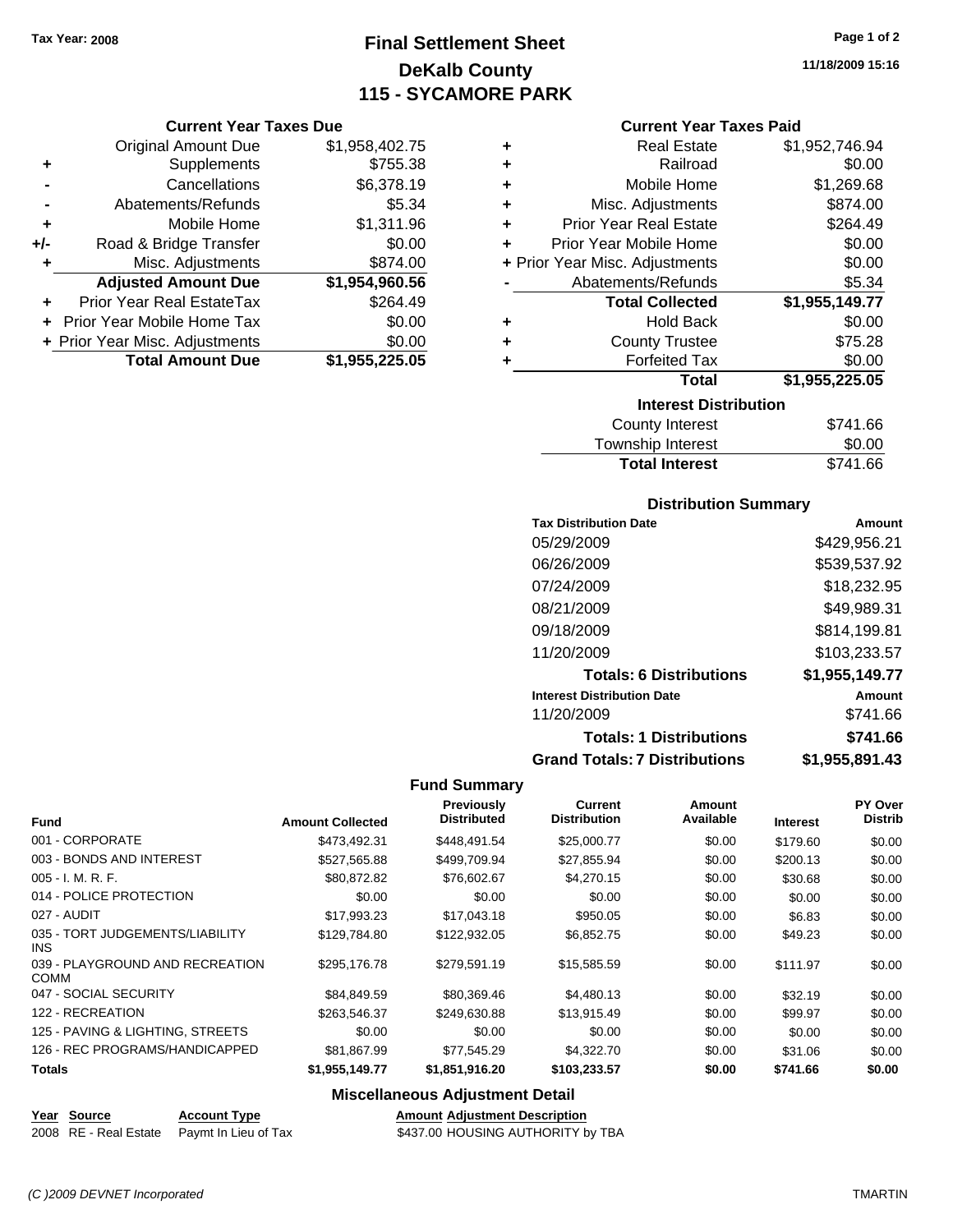Tax Year: 2008

# Final Settlement Sheet
## DeKalb County
## 115 - SYCAMORE PARK

11/18/2009 15:16

### Current Year Taxes Due

| | | |
|---|---|---|
| | Original Amount Due | $1,958,402.75 |
| + | Supplements | $755.38 |
| - | Cancellations | $6,378.19 |
| - | Abatements/Refunds | $5.34 |
| + | Mobile Home | $1,311.96 |
| +/- | Road & Bridge Transfer | $0.00 |
| + | Misc. Adjustments | $874.00 |
| | **Adjusted Amount Due** | **$1,954,960.56** |
| + | Prior Year Real EstateTax | $264.49 |
| + | Prior Year Mobile Home Tax | $0.00 |
| + | Prior Year Misc. Adjustments | $0.00 |
| | **Total Amount Due** | **$1,955,225.05** |

### Current Year Taxes Paid

| | | |
|---|---|---|
| + | Real Estate | $1,952,746.94 |
| + | Railroad | $0.00 |
| + | Mobile Home | $1,269.68 |
| + | Misc. Adjustments | $874.00 |
| + | Prior Year Real Estate | $264.49 |
| + | Prior Year Mobile Home | $0.00 |
| + | Prior Year Misc. Adjustments | $0.00 |
| - | Abatements/Refunds | $5.34 |
| | **Total Collected** | **$1,955,149.77** |
| + | Hold Back | $0.00 |
| + | County Trustee | $75.28 |
| + | Forfeited Tax | $0.00 |
| | **Total** | **$1,955,225.05** |

### Interest Distribution

| | |
|---|---|
| County Interest | $741.66 |
| Township Interest | $0.00 |
| **Total Interest** | $741.66 |

### Distribution Summary

| Tax Distribution Date | Amount |
|---|---|
| 05/29/2009 | $429,956.21 |
| 06/26/2009 | $539,537.92 |
| 07/24/2009 | $18,232.95 |
| 08/21/2009 | $49,989.31 |
| 09/18/2009 | $814,199.81 |
| 11/20/2009 | $103,233.57 |
| **Totals: 6 Distributions** | **$1,955,149.77** |
| **Interest Distribution Date** | **Amount** |
| 11/20/2009 | $741.66 |
| **Totals: 1 Distributions** | **$741.66** |
| **Grand Totals: 7 Distributions** | **$1,955,891.43** |

### Fund Summary

| Fund | Amount Collected | Previously Distributed | Current Distribution | Amount Available | Interest | PY Over Distrib |
|---|---|---|---|---|---|---|
| 001 - CORPORATE | $473,492.31 | $448,491.54 | $25,000.77 | $0.00 | $179.60 | $0.00 |
| 003 - BONDS AND INTEREST | $527,565.88 | $499,709.94 | $27,855.94 | $0.00 | $200.13 | $0.00 |
| 005 - I. M. R. F. | $80,872.82 | $76,602.67 | $4,270.15 | $0.00 | $30.68 | $0.00 |
| 014 - POLICE PROTECTION | $0.00 | $0.00 | $0.00 | $0.00 | $0.00 | $0.00 |
| 027 - AUDIT | $17,993.23 | $17,043.18 | $950.05 | $0.00 | $6.83 | $0.00 |
| 035 - TORT JUDGEMENTS/LIABILITY INS | $129,784.80 | $122,932.05 | $6,852.75 | $0.00 | $49.23 | $0.00 |
| 039 - PLAYGROUND AND RECREATION COMM | $295,176.78 | $279,591.19 | $15,585.59 | $0.00 | $111.97 | $0.00 |
| 047 - SOCIAL SECURITY | $84,849.59 | $80,369.46 | $4,480.13 | $0.00 | $32.19 | $0.00 |
| 122 - RECREATION | $263,546.37 | $249,630.88 | $13,915.49 | $0.00 | $99.97 | $0.00 |
| 125 - PAVING & LIGHTING, STREETS | $0.00 | $0.00 | $0.00 | $0.00 | $0.00 | $0.00 |
| 126 - REC PROGRAMS/HANDICAPPED | $81,867.99 | $77,545.29 | $4,322.70 | $0.00 | $31.06 | $0.00 |
| **Totals** | **$1,955,149.77** | **$1,851,916.20** | **$103,233.57** | **$0.00** | **$741.66** | **$0.00** |

### Miscellaneous Adjustment Detail

| Year | Source | Account Type | Amount | Adjustment Description |
|---|---|---|---|---|
| 2008 | RE - Real Estate | Paymt In Lieu of Tax | $437.00 | HOUSING AUTHORITY by TBA |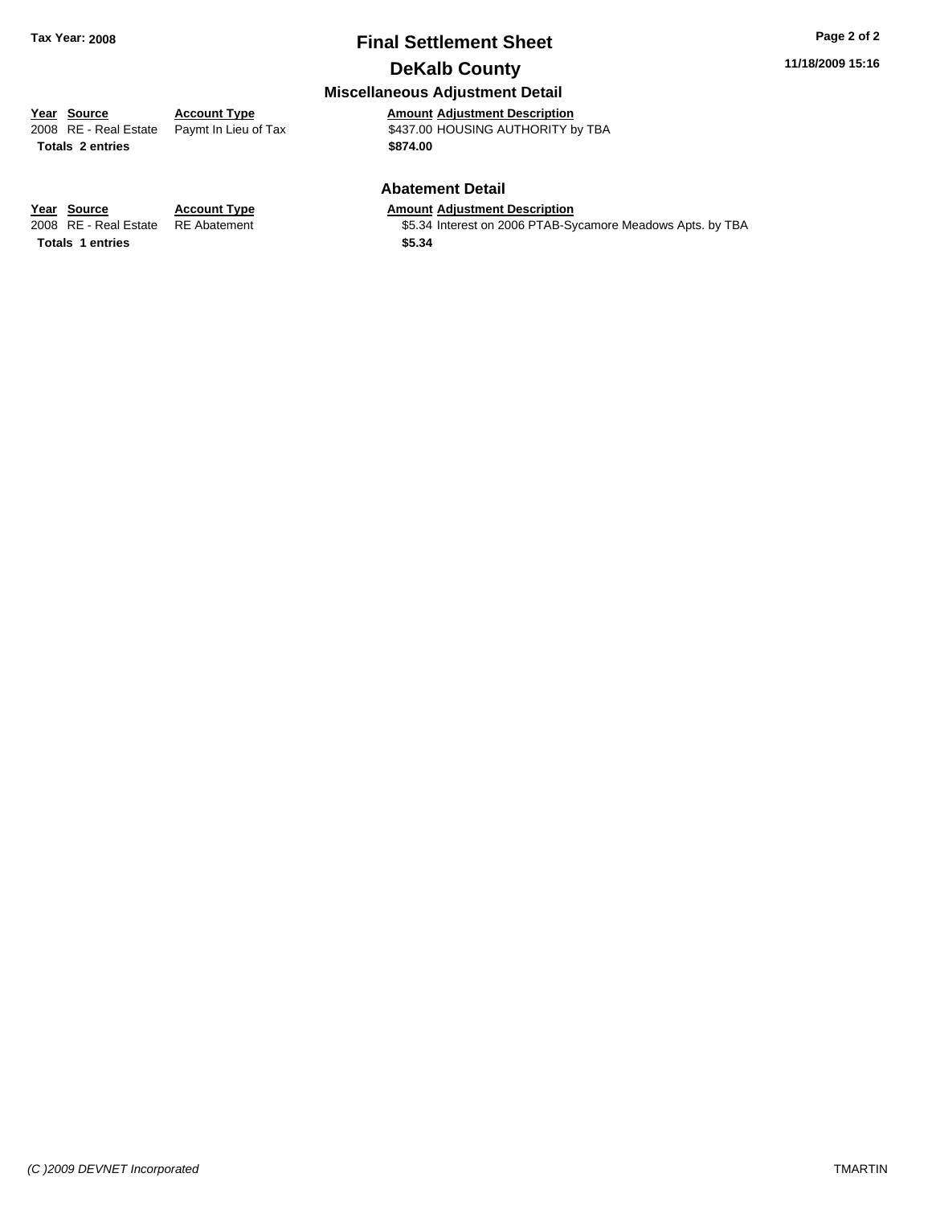**Tax Year: 2008**

# Final Settlement Sheet

## DeKalb County

11/18/2009 15:16

### Miscellaneous Adjustment Detail

| Year | Source | Account Type | Amount | Adjustment Description |
|---|---|---|---|---|
| 2008 | RE - Real Estate | Paymt In Lieu of Tax | $437.00 | HOUSING AUTHORITY by TBA |
| **Totals 2 entries** | | | **$874.00** | |

### Abatement Detail

| Year | Source | Account Type | Amount | Adjustment Description |
|---|---|---|---|---|
| 2008 | RE - Real Estate | RE Abatement | $5.34 | Interest on 2006 PTAB-Sycamore Meadows Apts. by TBA |
| **Totals 1 entries** | | | **$5.34** | |

*(C )2009 DEVNET Incorporated*

TMARTIN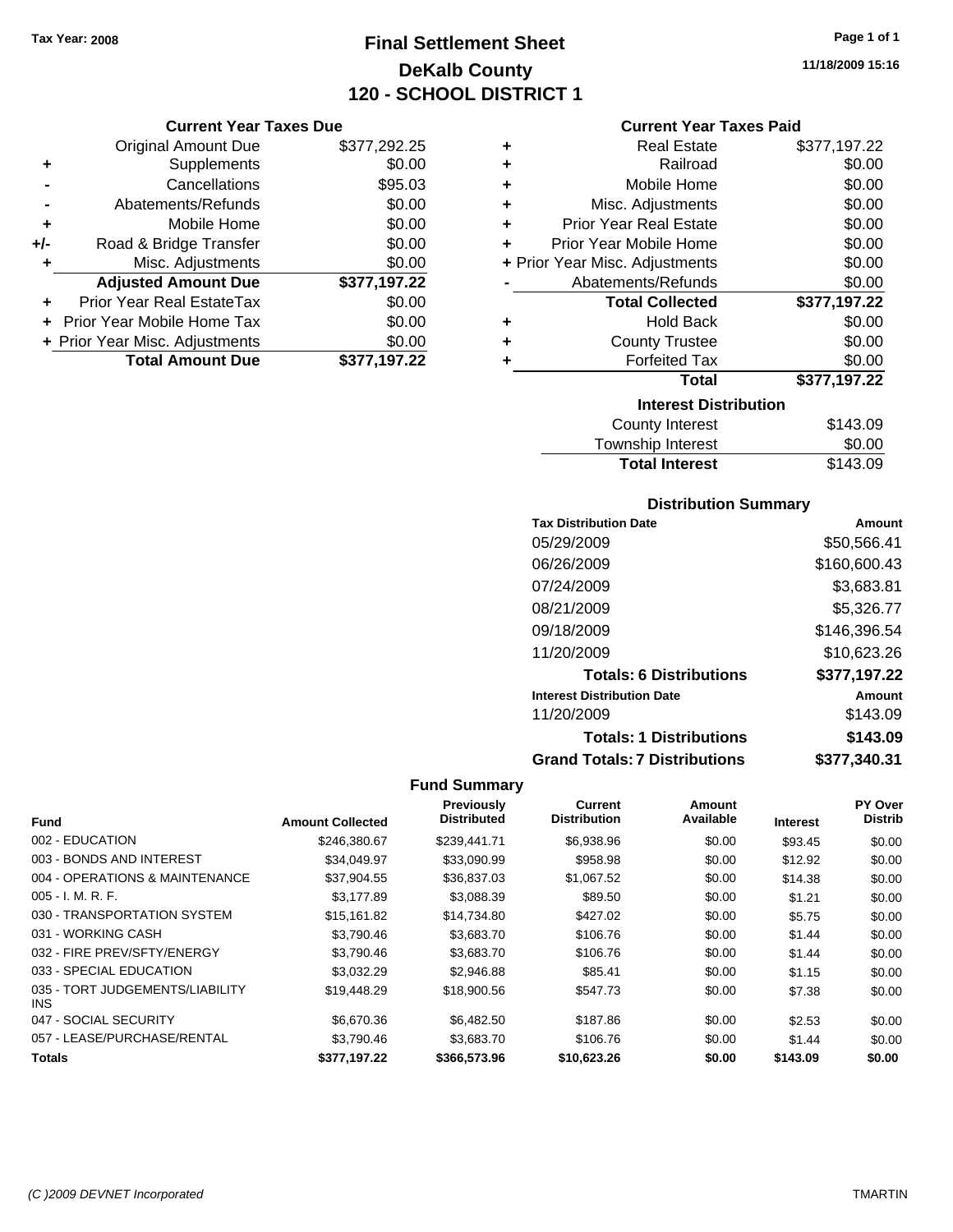Tax Year: 2008

# Final Settlement Sheet
## DeKalb County
## 120 - SCHOOL DISTRICT 1

11/18/2009 15:16

### Current Year Taxes Due

| | | |
|---|---|---|
| | Original Amount Due | $377,292.25 |
| + | Supplements | $0.00 |
| - | Cancellations | $95.03 |
| - | Abatements/Refunds | $0.00 |
| + | Mobile Home | $0.00 |
| +/- | Road & Bridge Transfer | $0.00 |
| + | Misc. Adjustments | $0.00 |
| | **Adjusted Amount Due** | **$377,197.22** |
| + | Prior Year Real EstateTax | $0.00 |
| + | Prior Year Mobile Home Tax | $0.00 |
| + | Prior Year Misc. Adjustments | $0.00 |
| | **Total Amount Due** | **$377,197.22** |

### Current Year Taxes Paid

| | | |
|---|---|---|
| + | Real Estate | $377,197.22 |
| + | Railroad | $0.00 |
| + | Mobile Home | $0.00 |
| + | Misc. Adjustments | $0.00 |
| + | Prior Year Real Estate | $0.00 |
| + | Prior Year Mobile Home | $0.00 |
| + | Prior Year Misc. Adjustments | $0.00 |
| - | Abatements/Refunds | $0.00 |
| | **Total Collected** | **$377,197.22** |
| + | Hold Back | $0.00 |
| + | County Trustee | $0.00 |
| + | Forfeited Tax | $0.00 |
| | **Total** | **$377,197.22** |

### Interest Distribution

| | |
|---|---|
| County Interest | $143.09 |
| Township Interest | $0.00 |
| **Total Interest** | $143.09 |

### Distribution Summary

| Tax Distribution Date | Amount |
|---|---|
| 05/29/2009 | $50,566.41 |
| 06/26/2009 | $160,600.43 |
| 07/24/2009 | $3,683.81 |
| 08/21/2009 | $5,326.77 |
| 09/18/2009 | $146,396.54 |
| 11/20/2009 | $10,623.26 |
| **Totals: 6 Distributions** | **$377,197.22** |
| **Interest Distribution Date** | **Amount** |
| 11/20/2009 | $143.09 |
| **Totals: 1 Distributions** | **$143.09** |
| **Grand Totals: 7 Distributions** | **$377,340.31** |

### Fund Summary

| Fund | Amount Collected | Previously Distributed | Current Distribution | Amount Available | Interest | PY Over Distrib |
|---|---|---|---|---|---|---|
| 002 - EDUCATION | $246,380.67 | $239,441.71 | $6,938.96 | $0.00 | $93.45 | $0.00 |
| 003 - BONDS AND INTEREST | $34,049.97 | $33,090.99 | $958.98 | $0.00 | $12.92 | $0.00 |
| 004 - OPERATIONS & MAINTENANCE | $37,904.55 | $36,837.03 | $1,067.52 | $0.00 | $14.38 | $0.00 |
| 005 - I. M. R. F. | $3,177.89 | $3,088.39 | $89.50 | $0.00 | $1.21 | $0.00 |
| 030 - TRANSPORTATION SYSTEM | $15,161.82 | $14,734.80 | $427.02 | $0.00 | $5.75 | $0.00 |
| 031 - WORKING CASH | $3,790.46 | $3,683.70 | $106.76 | $0.00 | $1.44 | $0.00 |
| 032 - FIRE PREV/SFTY/ENERGY | $3,790.46 | $3,683.70 | $106.76 | $0.00 | $1.44 | $0.00 |
| 033 - SPECIAL EDUCATION | $3,032.29 | $2,946.88 | $85.41 | $0.00 | $1.15 | $0.00 |
| 035 - TORT JUDGEMENTS/LIABILITY INS | $19,448.29 | $18,900.56 | $547.73 | $0.00 | $7.38 | $0.00 |
| 047 - SOCIAL SECURITY | $6,670.36 | $6,482.50 | $187.86 | $0.00 | $2.53 | $0.00 |
| 057 - LEASE/PURCHASE/RENTAL | $3,790.46 | $3,683.70 | $106.76 | $0.00 | $1.44 | $0.00 |
| **Totals** | **$377,197.22** | **$366,573.96** | **$10,623.26** | **$0.00** | **$143.09** | **$0.00** |

(C )2009 DEVNET Incorporated TMARTIN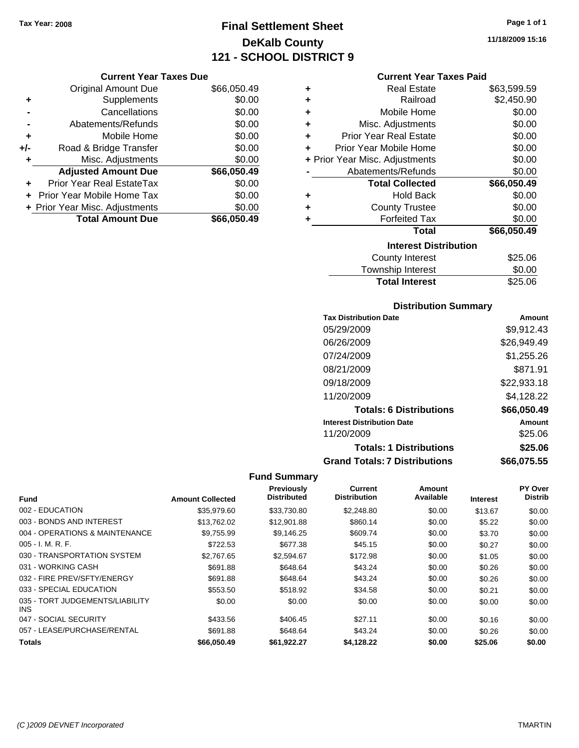Tax Year: 2008

# Final Settlement Sheet
## DeKalb County
## 121 - SCHOOL DISTRICT 9

11/18/2009 15:16

### Current Year Taxes Due

| | | |
|---|---|---|
| | Original Amount Due | $66,050.49 |
| + | Supplements | $0.00 |
| - | Cancellations | $0.00 |
| - | Abatements/Refunds | $0.00 |
| + | Mobile Home | $0.00 |
| +/- | Road & Bridge Transfer | $0.00 |
| + | Misc. Adjustments | $0.00 |
| | **Adjusted Amount Due** | **$66,050.49** |
| + | Prior Year Real EstateTax | $0.00 |
| + | Prior Year Mobile Home Tax | $0.00 |
| + | Prior Year Misc. Adjustments | $0.00 |
| | **Total Amount Due** | **$66,050.49** |

### Current Year Taxes Paid

| | | |
|---|---|---|
| + | Real Estate | $63,599.59 |
| + | Railroad | $2,450.90 |
| + | Mobile Home | $0.00 |
| + | Misc. Adjustments | $0.00 |
| + | Prior Year Real Estate | $0.00 |
| + | Prior Year Mobile Home | $0.00 |
| + | Prior Year Misc. Adjustments | $0.00 |
| - | Abatements/Refunds | $0.00 |
| | **Total Collected** | **$66,050.49** |
| + | Hold Back | $0.00 |
| + | County Trustee | $0.00 |
| + | Forfeited Tax | $0.00 |
| | **Total** | **$66,050.49** |

### Interest Distribution

| | |
|---|---|
| County Interest | $25.06 |
| Township Interest | $0.00 |
| **Total Interest** | $25.06 |

### Distribution Summary

| Tax Distribution Date | Amount |
|---|---|
| 05/29/2009 | $9,912.43 |
| 06/26/2009 | $26,949.49 |
| 07/24/2009 | $1,255.26 |
| 08/21/2009 | $871.91 |
| 09/18/2009 | $22,933.18 |
| 11/20/2009 | $4,128.22 |
| **Totals: 6 Distributions** | **$66,050.49** |
| **Interest Distribution Date** | **Amount** |
| 11/20/2009 | $25.06 |
| **Totals: 1 Distributions** | **$25.06** |
| **Grand Totals: 7 Distributions** | **$66,075.55** |

### Fund Summary

| Fund | Amount Collected | Previously Distributed | Current Distribution | Amount Available | Interest | PY Over Distrib |
|---|---|---|---|---|---|---|
| 002 - EDUCATION | $35,979.60 | $33,730.80 | $2,248.80 | $0.00 | $13.67 | $0.00 |
| 003 - BONDS AND INTEREST | $13,762.02 | $12,901.88 | $860.14 | $0.00 | $5.22 | $0.00 |
| 004 - OPERATIONS & MAINTENANCE | $9,755.99 | $9,146.25 | $609.74 | $0.00 | $3.70 | $0.00 |
| 005 - I. M. R. F. | $722.53 | $677.38 | $45.15 | $0.00 | $0.27 | $0.00 |
| 030 - TRANSPORTATION SYSTEM | $2,767.65 | $2,594.67 | $172.98 | $0.00 | $1.05 | $0.00 |
| 031 - WORKING CASH | $691.88 | $648.64 | $43.24 | $0.00 | $0.26 | $0.00 |
| 032 - FIRE PREV/SFTY/ENERGY | $691.88 | $648.64 | $43.24 | $0.00 | $0.26 | $0.00 |
| 033 - SPECIAL EDUCATION | $553.50 | $518.92 | $34.58 | $0.00 | $0.21 | $0.00 |
| 035 - TORT JUDGEMENTS/LIABILITY INS | $0.00 | $0.00 | $0.00 | $0.00 | $0.00 | $0.00 |
| 047 - SOCIAL SECURITY | $433.56 | $406.45 | $27.11 | $0.00 | $0.16 | $0.00 |
| 057 - LEASE/PURCHASE/RENTAL | $691.88 | $648.64 | $43.24 | $0.00 | $0.26 | $0.00 |
| **Totals** | **$66,050.49** | **$61,922.27** | **$4,128.22** | **$0.00** | **$25.06** | **$0.00** |

(C )2009 DEVNET Incorporated TMARTIN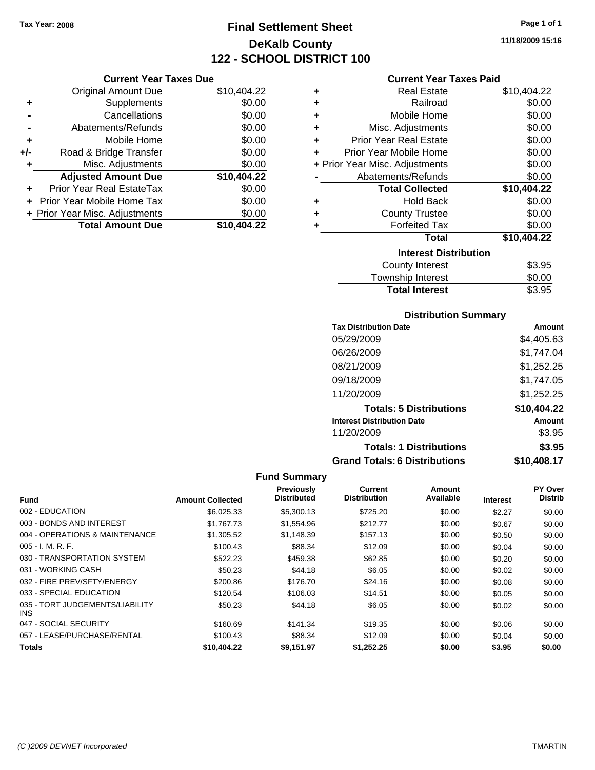Tax Year: 2008

# Final Settlement Sheet
## DeKalb County
## 122 - SCHOOL DISTRICT 100

11/18/2009 15:16

### Current Year Taxes Due

| | | |
|---|---|---|
| | Original Amount Due | $10,404.22 |
| + | Supplements | $0.00 |
| - | Cancellations | $0.00 |
| - | Abatements/Refunds | $0.00 |
| + | Mobile Home | $0.00 |
| +/- | Road & Bridge Transfer | $0.00 |
| + | Misc. Adjustments | $0.00 |
| | **Adjusted Amount Due** | **$10,404.22** |
| + | Prior Year Real EstateTax | $0.00 |
| + | Prior Year Mobile Home Tax | $0.00 |
| + | Prior Year Misc. Adjustments | $0.00 |
| | **Total Amount Due** | **$10,404.22** |

### Current Year Taxes Paid

| | | |
|---|---|---|
| + | Real Estate | $10,404.22 |
| + | Railroad | $0.00 |
| + | Mobile Home | $0.00 |
| + | Misc. Adjustments | $0.00 |
| + | Prior Year Real Estate | $0.00 |
| + | Prior Year Mobile Home | $0.00 |
| + | Prior Year Misc. Adjustments | $0.00 |
| - | Abatements/Refunds | $0.00 |
| | **Total Collected** | **$10,404.22** |
| + | Hold Back | $0.00 |
| + | County Trustee | $0.00 |
| + | Forfeited Tax | $0.00 |
| | **Total** | **$10,404.22** |

### Interest Distribution

| | |
|---|---|
| County Interest | $3.95 |
| Township Interest | $0.00 |
| **Total Interest** | $3.95 |

### Distribution Summary

| Tax Distribution Date | Amount |
|---|---|
| 05/29/2009 | $4,405.63 |
| 06/26/2009 | $1,747.04 |
| 08/21/2009 | $1,252.25 |
| 09/18/2009 | $1,747.05 |
| 11/20/2009 | $1,252.25 |
| **Totals: 5 Distributions** | **$10,404.22** |
| **Interest Distribution Date** | **Amount** |
| 11/20/2009 | $3.95 |
| **Totals: 1 Distributions** | **$3.95** |
| **Grand Totals: 6 Distributions** | **$10,408.17** |

### Fund Summary

| Fund | Amount Collected | Previously Distributed | Current Distribution | Amount Available | Interest | PY Over Distrib |
|---|---|---|---|---|---|---|
| 002 - EDUCATION | $6,025.33 | $5,300.13 | $725.20 | $0.00 | $2.27 | $0.00 |
| 003 - BONDS AND INTEREST | $1,767.73 | $1,554.96 | $212.77 | $0.00 | $0.67 | $0.00 |
| 004 - OPERATIONS & MAINTENANCE | $1,305.52 | $1,148.39 | $157.13 | $0.00 | $0.50 | $0.00 |
| 005 - I. M. R. F. | $100.43 | $88.34 | $12.09 | $0.00 | $0.04 | $0.00 |
| 030 - TRANSPORTATION SYSTEM | $522.23 | $459.38 | $62.85 | $0.00 | $0.20 | $0.00 |
| 031 - WORKING CASH | $50.23 | $44.18 | $6.05 | $0.00 | $0.02 | $0.00 |
| 032 - FIRE PREV/SFTY/ENERGY | $200.86 | $176.70 | $24.16 | $0.00 | $0.08 | $0.00 |
| 033 - SPECIAL EDUCATION | $120.54 | $106.03 | $14.51 | $0.00 | $0.05 | $0.00 |
| 035 - TORT JUDGEMENTS/LIABILITY INS | $50.23 | $44.18 | $6.05 | $0.00 | $0.02 | $0.00 |
| 047 - SOCIAL SECURITY | $160.69 | $141.34 | $19.35 | $0.00 | $0.06 | $0.00 |
| 057 - LEASE/PURCHASE/RENTAL | $100.43 | $88.34 | $12.09 | $0.00 | $0.04 | $0.00 |
| **Totals** | **$10,404.22** | **$9,151.97** | **$1,252.25** | **$0.00** | **$3.95** | **$0.00** |

(C )2009 DEVNET Incorporated TMARTIN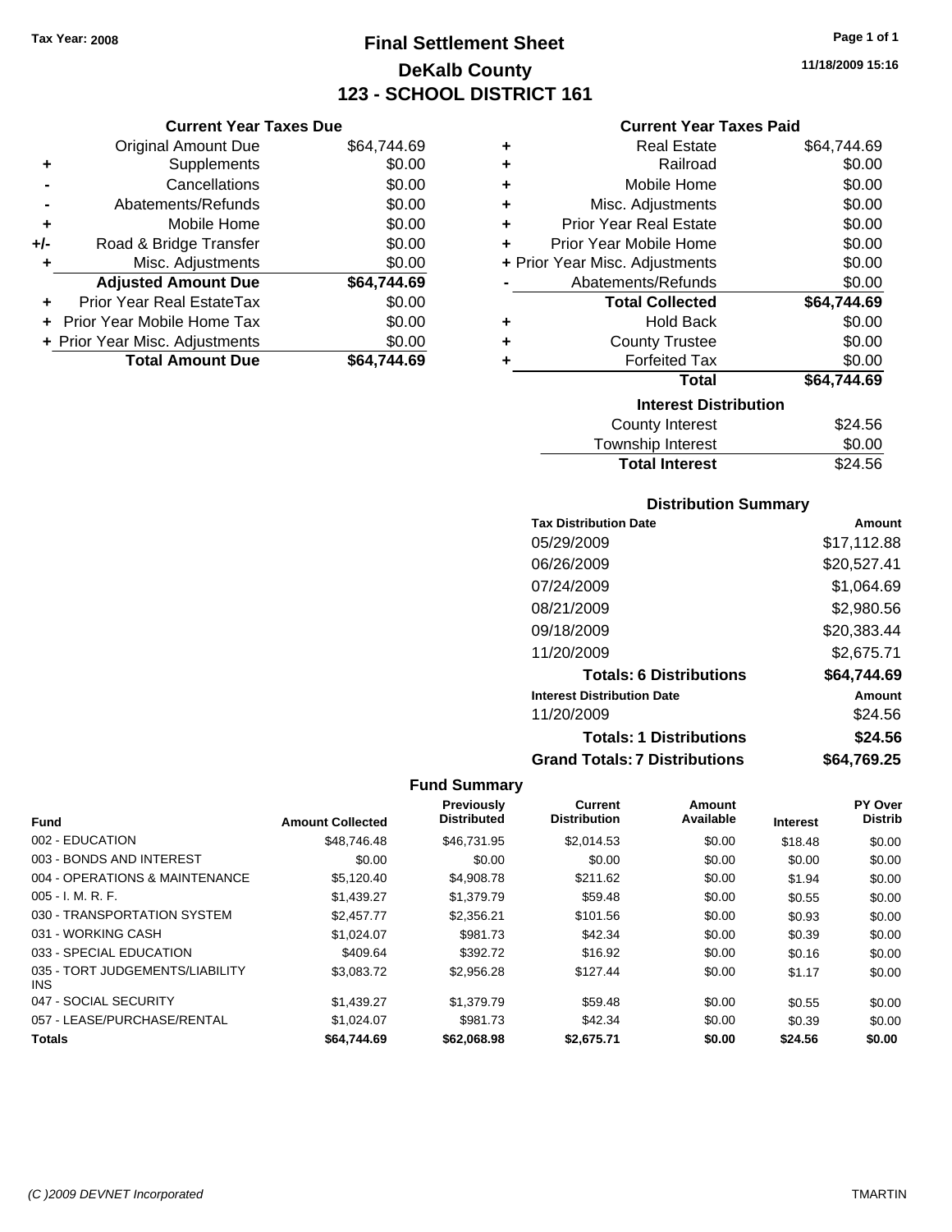Tax Year: 2008

# Final Settlement Sheet
## DeKalb County
## 123 - SCHOOL DISTRICT 161

11/18/2009 15:16

### Current Year Taxes Due

| | | |
|---|---|---|
| | Original Amount Due | $64,744.69 |
| + | Supplements | $0.00 |
| - | Cancellations | $0.00 |
| - | Abatements/Refunds | $0.00 |
| + | Mobile Home | $0.00 |
| +/- | Road & Bridge Transfer | $0.00 |
| + | Misc. Adjustments | $0.00 |
| | **Adjusted Amount Due** | **$64,744.69** |
| + | Prior Year Real EstateTax | $0.00 |
| + | Prior Year Mobile Home Tax | $0.00 |
| + | Prior Year Misc. Adjustments | $0.00 |
| | **Total Amount Due** | **$64,744.69** |

### Current Year Taxes Paid

| | | |
|---|---|---|
| + | Real Estate | $64,744.69 |
| + | Railroad | $0.00 |
| + | Mobile Home | $0.00 |
| + | Misc. Adjustments | $0.00 |
| + | Prior Year Real Estate | $0.00 |
| + | Prior Year Mobile Home | $0.00 |
| + | Prior Year Misc. Adjustments | $0.00 |
| - | Abatements/Refunds | $0.00 |
| | **Total Collected** | **$64,744.69** |
| + | Hold Back | $0.00 |
| + | County Trustee | $0.00 |
| + | Forfeited Tax | $0.00 |
| | **Total** | **$64,744.69** |

### Interest Distribution

| | |
|---|---|
| County Interest | $24.56 |
| Township Interest | $0.00 |
| **Total Interest** | $24.56 |

### Distribution Summary

| Tax Distribution Date | Amount |
|---|---|
| 05/29/2009 | $17,112.88 |
| 06/26/2009 | $20,527.41 |
| 07/24/2009 | $1,064.69 |
| 08/21/2009 | $2,980.56 |
| 09/18/2009 | $20,383.44 |
| 11/20/2009 | $2,675.71 |
| **Totals: 6 Distributions** | **$64,744.69** |
| **Interest Distribution Date** | **Amount** |
| 11/20/2009 | $24.56 |
| **Totals: 1 Distributions** | **$24.56** |
| **Grand Totals: 7 Distributions** | **$64,769.25** |

### Fund Summary

| Fund | Amount Collected | Previously Distributed | Current Distribution | Amount Available | Interest | PY Over Distrib |
|---|---|---|---|---|---|---|
| 002 - EDUCATION | $48,746.48 | $46,731.95 | $2,014.53 | $0.00 | $18.48 | $0.00 |
| 003 - BONDS AND INTEREST | $0.00 | $0.00 | $0.00 | $0.00 | $0.00 | $0.00 |
| 004 - OPERATIONS & MAINTENANCE | $5,120.40 | $4,908.78 | $211.62 | $0.00 | $1.94 | $0.00 |
| 005 - I. M. R. F. | $1,439.27 | $1,379.79 | $59.48 | $0.00 | $0.55 | $0.00 |
| 030 - TRANSPORTATION SYSTEM | $2,457.77 | $2,356.21 | $101.56 | $0.00 | $0.93 | $0.00 |
| 031 - WORKING CASH | $1,024.07 | $981.73 | $42.34 | $0.00 | $0.39 | $0.00 |
| 033 - SPECIAL EDUCATION | $409.64 | $392.72 | $16.92 | $0.00 | $0.16 | $0.00 |
| 035 - TORT JUDGEMENTS/LIABILITY INS | $3,083.72 | $2,956.28 | $127.44 | $0.00 | $1.17 | $0.00 |
| 047 - SOCIAL SECURITY | $1,439.27 | $1,379.79 | $59.48 | $0.00 | $0.55 | $0.00 |
| 057 - LEASE/PURCHASE/RENTAL | $1,024.07 | $981.73 | $42.34 | $0.00 | $0.39 | $0.00 |
| **Totals** | **$64,744.69** | **$62,068.98** | **$2,675.71** | **$0.00** | **$24.56** | **$0.00** |

(C )2009 DEVNET Incorporated TMARTIN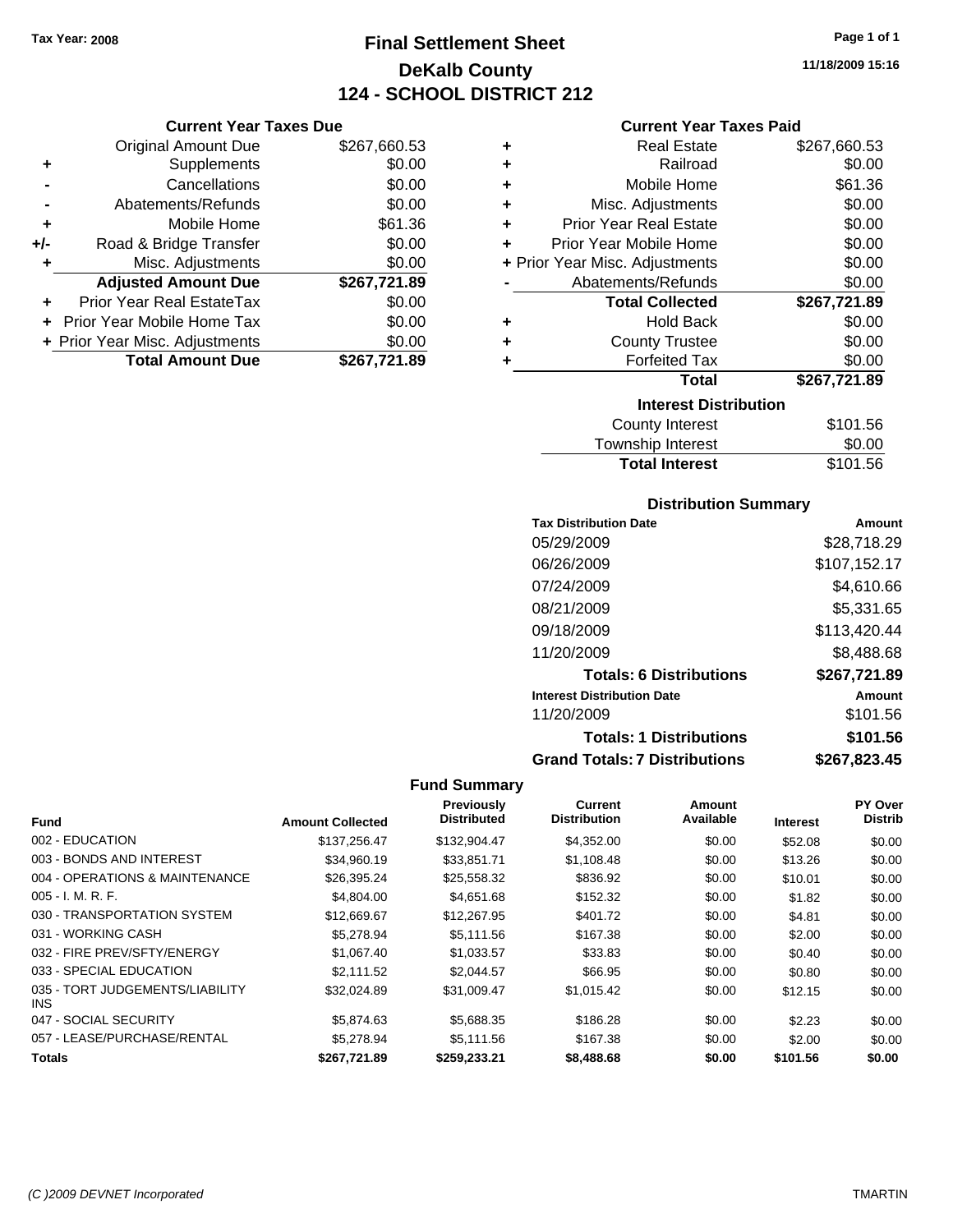Tax Year: 2008

# Final Settlement Sheet
## DeKalb County
## 124 - SCHOOL DISTRICT 212

11/18/2009 15:16

### Current Year Taxes Due

| | | |
|---|---|---|
| | Original Amount Due | $267,660.53 |
| + | Supplements | $0.00 |
| - | Cancellations | $0.00 |
| - | Abatements/Refunds | $0.00 |
| + | Mobile Home | $61.36 |
| +/- | Road & Bridge Transfer | $0.00 |
| + | Misc. Adjustments | $0.00 |
| | **Adjusted Amount Due** | **$267,721.89** |
| + | Prior Year Real EstateTax | $0.00 |
| + | Prior Year Mobile Home Tax | $0.00 |
| + | Prior Year Misc. Adjustments | $0.00 |
| | **Total Amount Due** | **$267,721.89** |

### Current Year Taxes Paid

| | | |
|---|---|---|
| + | Real Estate | $267,660.53 |
| + | Railroad | $0.00 |
| + | Mobile Home | $61.36 |
| + | Misc. Adjustments | $0.00 |
| + | Prior Year Real Estate | $0.00 |
| + | Prior Year Mobile Home | $0.00 |
| + | Prior Year Misc. Adjustments | $0.00 |
| - | Abatements/Refunds | $0.00 |
| | **Total Collected** | **$267,721.89** |
| + | Hold Back | $0.00 |
| + | County Trustee | $0.00 |
| + | Forfeited Tax | $0.00 |
| | **Total** | **$267,721.89** |

### Interest Distribution

| | |
|---|---|
| County Interest | $101.56 |
| Township Interest | $0.00 |
| **Total Interest** | $101.56 |

### Distribution Summary

| Tax Distribution Date | Amount |
|---|---|
| 05/29/2009 | $28,718.29 |
| 06/26/2009 | $107,152.17 |
| 07/24/2009 | $4,610.66 |
| 08/21/2009 | $5,331.65 |
| 09/18/2009 | $113,420.44 |
| 11/20/2009 | $8,488.68 |
| **Totals: 6 Distributions** | **$267,721.89** |
| **Interest Distribution Date** | **Amount** |
| 11/20/2009 | $101.56 |
| **Totals: 1 Distributions** | **$101.56** |
| **Grand Totals: 7 Distributions** | **$267,823.45** |

### Fund Summary

| Fund | Amount Collected | Previously Distributed | Current Distribution | Amount Available | Interest | PY Over Distrib |
|---|---|---|---|---|---|---|
| 002 - EDUCATION | $137,256.47 | $132,904.47 | $4,352.00 | $0.00 | $52.08 | $0.00 |
| 003 - BONDS AND INTEREST | $34,960.19 | $33,851.71 | $1,108.48 | $0.00 | $13.26 | $0.00 |
| 004 - OPERATIONS & MAINTENANCE | $26,395.24 | $25,558.32 | $836.92 | $0.00 | $10.01 | $0.00 |
| 005 - I. M. R. F. | $4,804.00 | $4,651.68 | $152.32 | $0.00 | $1.82 | $0.00 |
| 030 - TRANSPORTATION SYSTEM | $12,669.67 | $12,267.95 | $401.72 | $0.00 | $4.81 | $0.00 |
| 031 - WORKING CASH | $5,278.94 | $5,111.56 | $167.38 | $0.00 | $2.00 | $0.00 |
| 032 - FIRE PREV/SFTY/ENERGY | $1,067.40 | $1,033.57 | $33.83 | $0.00 | $0.40 | $0.00 |
| 033 - SPECIAL EDUCATION | $2,111.52 | $2,044.57 | $66.95 | $0.00 | $0.80 | $0.00 |
| 035 - TORT JUDGEMENTS/LIABILITY INS | $32,024.89 | $31,009.47 | $1,015.42 | $0.00 | $12.15 | $0.00 |
| 047 - SOCIAL SECURITY | $5,874.63 | $5,688.35 | $186.28 | $0.00 | $2.23 | $0.00 |
| 057 - LEASE/PURCHASE/RENTAL | $5,278.94 | $5,111.56 | $167.38 | $0.00 | $2.00 | $0.00 |
| **Totals** | **$267,721.89** | **$259,233.21** | **$8,488.68** | **$0.00** | **$101.56** | **$0.00** |

(C )2009 DEVNET Incorporated TMARTIN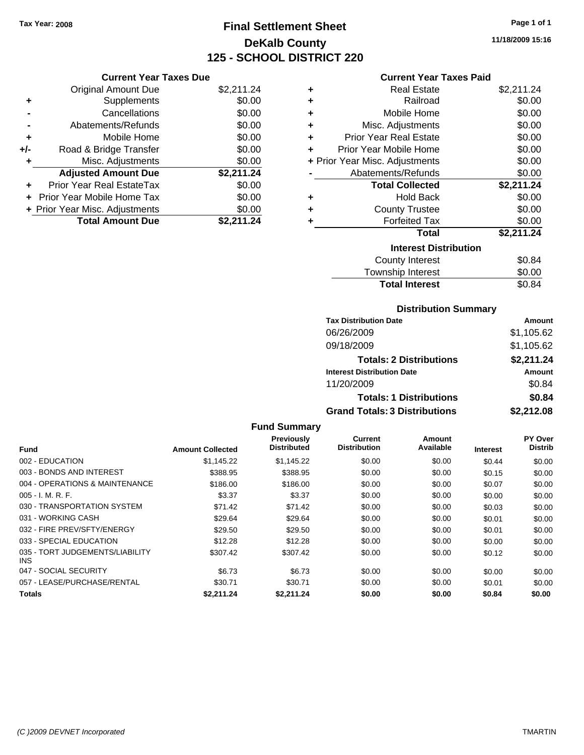Tax Year: 2008

# Final Settlement Sheet
## DeKalb County
## 125 - SCHOOL DISTRICT 220

11/18/2009 15:16

### Current Year Taxes Due

| | | |
|---|---|---|
| | Original Amount Due | $2,211.24 |
| + | Supplements | $0.00 |
| - | Cancellations | $0.00 |
| - | Abatements/Refunds | $0.00 |
| + | Mobile Home | $0.00 |
| +/- | Road & Bridge Transfer | $0.00 |
| + | Misc. Adjustments | $0.00 |
| | **Adjusted Amount Due** | **$2,211.24** |
| + | Prior Year Real EstateTax | $0.00 |
| + | Prior Year Mobile Home Tax | $0.00 |
| + | Prior Year Misc. Adjustments | $0.00 |
| | **Total Amount Due** | **$2,211.24** |

### Current Year Taxes Paid

| | | |
|---|---|---|
| + | Real Estate | $2,211.24 |
| + | Railroad | $0.00 |
| + | Mobile Home | $0.00 |
| + | Misc. Adjustments | $0.00 |
| + | Prior Year Real Estate | $0.00 |
| + | Prior Year Mobile Home | $0.00 |
| + | Prior Year Misc. Adjustments | $0.00 |
| - | Abatements/Refunds | $0.00 |
| | **Total Collected** | **$2,211.24** |
| + | Hold Back | $0.00 |
| + | County Trustee | $0.00 |
| + | Forfeited Tax | $0.00 |
| | **Total** | **$2,211.24** |

### Interest Distribution

| | |
|---|---|
| County Interest | $0.84 |
| Township Interest | $0.00 |
| **Total Interest** | $0.84 |

### Distribution Summary

| Tax Distribution Date | Amount |
|---|---|
| 06/26/2009 | $1,105.62 |
| 09/18/2009 | $1,105.62 |
| **Totals: 2 Distributions** | **$2,211.24** |
| **Interest Distribution Date** | **Amount** |
| 11/20/2009 | $0.84 |
| **Totals: 1 Distributions** | **$0.84** |
| **Grand Totals: 3 Distributions** | **$2,212.08** |

### Fund Summary

| Fund | Amount Collected | Previously Distributed | Current Distribution | Amount Available | Interest | PY Over Distrib |
|---|---|---|---|---|---|---|
| 002 - EDUCATION | $1,145.22 | $1,145.22 | $0.00 | $0.00 | $0.44 | $0.00 |
| 003 - BONDS AND INTEREST | $388.95 | $388.95 | $0.00 | $0.00 | $0.15 | $0.00 |
| 004 - OPERATIONS & MAINTENANCE | $186.00 | $186.00 | $0.00 | $0.00 | $0.07 | $0.00 |
| 005 - I. M. R. F. | $3.37 | $3.37 | $0.00 | $0.00 | $0.00 | $0.00 |
| 030 - TRANSPORTATION SYSTEM | $71.42 | $71.42 | $0.00 | $0.00 | $0.03 | $0.00 |
| 031 - WORKING CASH | $29.64 | $29.64 | $0.00 | $0.00 | $0.01 | $0.00 |
| 032 - FIRE PREV/SFTY/ENERGY | $29.50 | $29.50 | $0.00 | $0.00 | $0.01 | $0.00 |
| 033 - SPECIAL EDUCATION | $12.28 | $12.28 | $0.00 | $0.00 | $0.00 | $0.00 |
| 035 - TORT JUDGEMENTS/LIABILITY INS | $307.42 | $307.42 | $0.00 | $0.00 | $0.12 | $0.00 |
| 047 - SOCIAL SECURITY | $6.73 | $6.73 | $0.00 | $0.00 | $0.00 | $0.00 |
| 057 - LEASE/PURCHASE/RENTAL | $30.71 | $30.71 | $0.00 | $0.00 | $0.01 | $0.00 |
| **Totals** | **$2,211.24** | **$2,211.24** | **$0.00** | **$0.00** | **$0.84** | **$0.00** |

(C )2009 DEVNET Incorporated — TMARTIN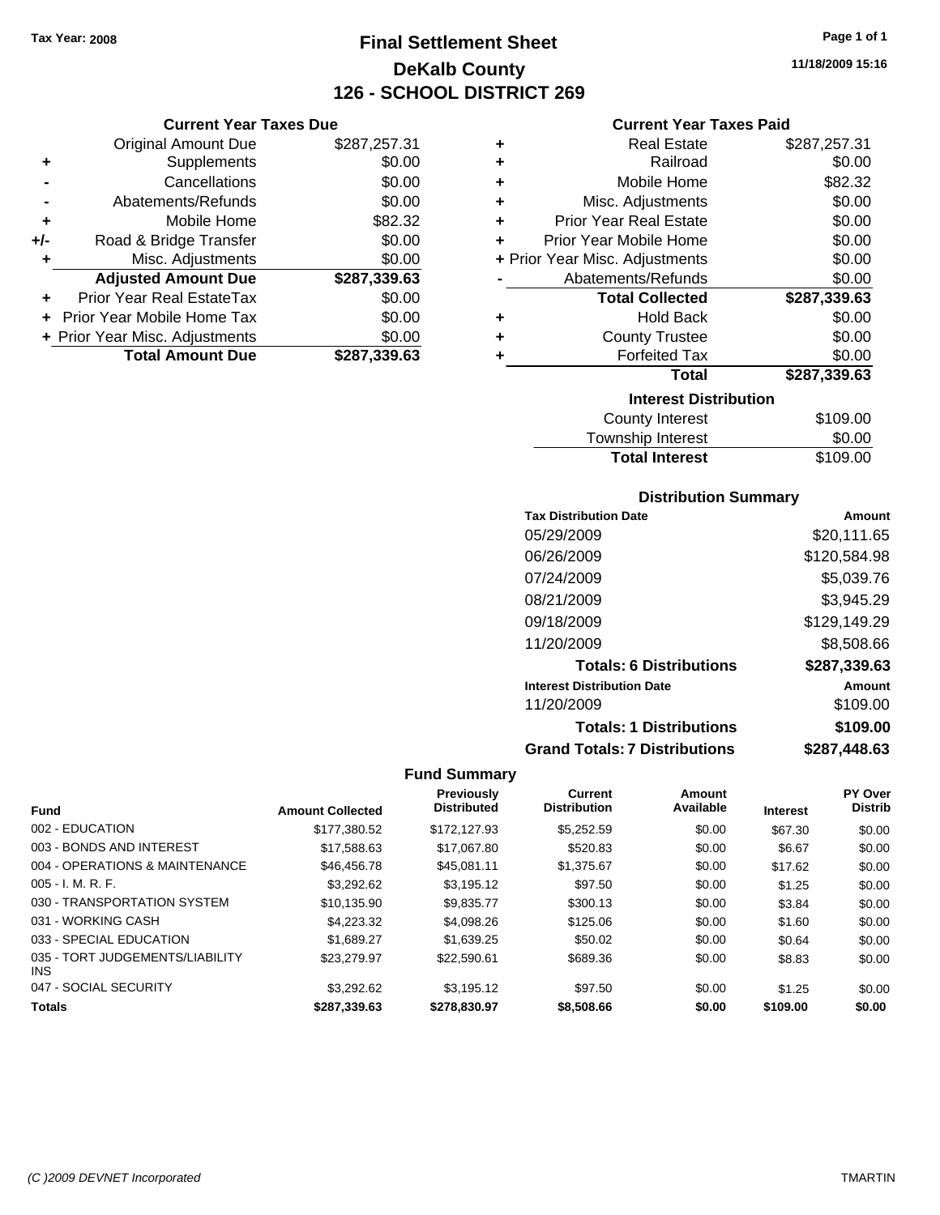Tax Year: 2008

# Final Settlement Sheet

## DeKalb County

## 126 - SCHOOL DISTRICT 269

11/18/2009 15:16

### Current Year Taxes Due

| | | |
|---|---|---|
| | Original Amount Due | $287,257.31 |
| + | Supplements | $0.00 |
| - | Cancellations | $0.00 |
| - | Abatements/Refunds | $0.00 |
| + | Mobile Home | $82.32 |
| +/- | Road & Bridge Transfer | $0.00 |
| + | Misc. Adjustments | $0.00 |
| | **Adjusted Amount Due** | **$287,339.63** |
| + | Prior Year Real EstateTax | $0.00 |
| + | Prior Year Mobile Home Tax | $0.00 |
| + | Prior Year Misc. Adjustments | $0.00 |
| | **Total Amount Due** | **$287,339.63** |

### Current Year Taxes Paid

| | | |
|---|---|---|
| + | Real Estate | $287,257.31 |
| + | Railroad | $0.00 |
| + | Mobile Home | $82.32 |
| + | Misc. Adjustments | $0.00 |
| + | Prior Year Real Estate | $0.00 |
| + | Prior Year Mobile Home | $0.00 |
| + | Prior Year Misc. Adjustments | $0.00 |
| - | Abatements/Refunds | $0.00 |
| | **Total Collected** | **$287,339.63** |
| + | Hold Back | $0.00 |
| + | County Trustee | $0.00 |
| + | Forfeited Tax | $0.00 |
| | **Total** | **$287,339.63** |

### Interest Distribution

| | |
|---|---|
| County Interest | $109.00 |
| Township Interest | $0.00 |
| **Total Interest** | $109.00 |

### Distribution Summary

| Tax Distribution Date | Amount |
|---|---|
| 05/29/2009 | $20,111.65 |
| 06/26/2009 | $120,584.98 |
| 07/24/2009 | $5,039.76 |
| 08/21/2009 | $3,945.29 |
| 09/18/2009 | $129,149.29 |
| 11/20/2009 | $8,508.66 |
| **Totals: 6 Distributions** | **$287,339.63** |
| **Interest Distribution Date** | **Amount** |
| 11/20/2009 | $109.00 |
| **Totals: 1 Distributions** | **$109.00** |
| **Grand Totals: 7 Distributions** | **$287,448.63** |

### Fund Summary

| Fund | Amount Collected | Previously Distributed | Current Distribution | Amount Available | Interest | PY Over Distrib |
|---|---|---|---|---|---|---|
| 002 - EDUCATION | $177,380.52 | $172,127.93 | $5,252.59 | $0.00 | $67.30 | $0.00 |
| 003 - BONDS AND INTEREST | $17,588.63 | $17,067.80 | $520.83 | $0.00 | $6.67 | $0.00 |
| 004 - OPERATIONS & MAINTENANCE | $46,456.78 | $45,081.11 | $1,375.67 | $0.00 | $17.62 | $0.00 |
| 005 - I. M. R. F. | $3,292.62 | $3,195.12 | $97.50 | $0.00 | $1.25 | $0.00 |
| 030 - TRANSPORTATION SYSTEM | $10,135.90 | $9,835.77 | $300.13 | $0.00 | $3.84 | $0.00 |
| 031 - WORKING CASH | $4,223.32 | $4,098.26 | $125.06 | $0.00 | $1.60 | $0.00 |
| 033 - SPECIAL EDUCATION | $1,689.27 | $1,639.25 | $50.02 | $0.00 | $0.64 | $0.00 |
| 035 - TORT JUDGEMENTS/LIABILITY INS | $23,279.97 | $22,590.61 | $689.36 | $0.00 | $8.83 | $0.00 |
| 047 - SOCIAL SECURITY | $3,292.62 | $3,195.12 | $97.50 | $0.00 | $1.25 | $0.00 |
| **Totals** | **$287,339.63** | **$278,830.97** | **$8,508.66** | **$0.00** | **$109.00** | **$0.00** |

(C )2009 DEVNET Incorporated TMARTIN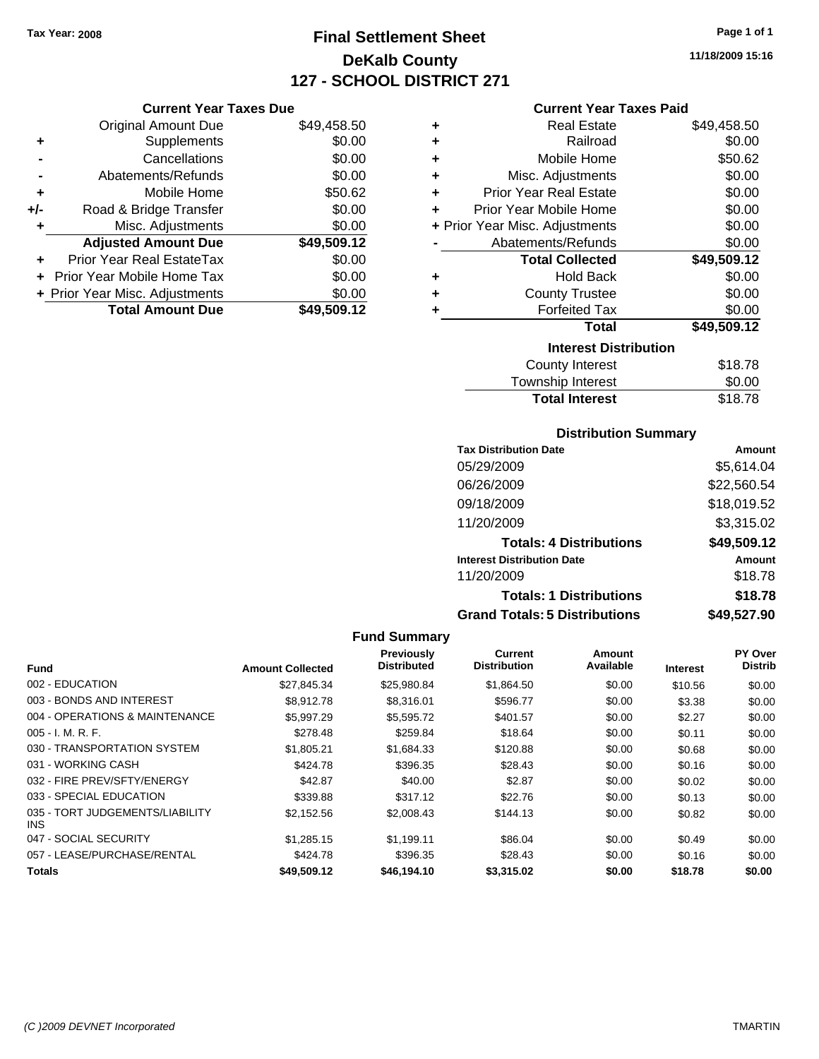Tax Year: 2008

# Final Settlement Sheet
## DeKalb County
## 127 - SCHOOL DISTRICT 271

11/18/2009 15:16

### Current Year Taxes Due

| | | |
|---|---|---|
| | Original Amount Due | $49,458.50 |
| + | Supplements | $0.00 |
| - | Cancellations | $0.00 |
| - | Abatements/Refunds | $0.00 |
| + | Mobile Home | $50.62 |
| +/- | Road & Bridge Transfer | $0.00 |
| + | Misc. Adjustments | $0.00 |
| | **Adjusted Amount Due** | **$49,509.12** |
| + | Prior Year Real EstateTax | $0.00 |
| + | Prior Year Mobile Home Tax | $0.00 |
| + | Prior Year Misc. Adjustments | $0.00 |
| | **Total Amount Due** | **$49,509.12** |

### Current Year Taxes Paid

| | | |
|---|---|---|
| + | Real Estate | $49,458.50 |
| + | Railroad | $0.00 |
| + | Mobile Home | $50.62 |
| + | Misc. Adjustments | $0.00 |
| + | Prior Year Real Estate | $0.00 |
| + | Prior Year Mobile Home | $0.00 |
| + | Prior Year Misc. Adjustments | $0.00 |
| - | Abatements/Refunds | $0.00 |
| | **Total Collected** | **$49,509.12** |
| + | Hold Back | $0.00 |
| + | County Trustee | $0.00 |
| + | Forfeited Tax | $0.00 |
| | **Total** | **$49,509.12** |

### Interest Distribution

| | |
|---|---|
| County Interest | $18.78 |
| Township Interest | $0.00 |
| **Total Interest** | $18.78 |

### Distribution Summary

| Tax Distribution Date | Amount |
|---|---|
| 05/29/2009 | $5,614.04 |
| 06/26/2009 | $22,560.54 |
| 09/18/2009 | $18,019.52 |
| 11/20/2009 | $3,315.02 |
| **Totals: 4 Distributions** | **$49,509.12** |
| **Interest Distribution Date** | **Amount** |
| 11/20/2009 | $18.78 |
| **Totals: 1 Distributions** | **$18.78** |
| **Grand Totals: 5 Distributions** | **$49,527.90** |

### Fund Summary

| Fund | Amount Collected | Previously Distributed | Current Distribution | Amount Available | Interest | PY Over Distrib |
|---|---|---|---|---|---|---|
| 002 - EDUCATION | $27,845.34 | $25,980.84 | $1,864.50 | $0.00 | $10.56 | $0.00 |
| 003 - BONDS AND INTEREST | $8,912.78 | $8,316.01 | $596.77 | $0.00 | $3.38 | $0.00 |
| 004 - OPERATIONS & MAINTENANCE | $5,997.29 | $5,595.72 | $401.57 | $0.00 | $2.27 | $0.00 |
| 005 - I. M. R. F. | $278.48 | $259.84 | $18.64 | $0.00 | $0.11 | $0.00 |
| 030 - TRANSPORTATION SYSTEM | $1,805.21 | $1,684.33 | $120.88 | $0.00 | $0.68 | $0.00 |
| 031 - WORKING CASH | $424.78 | $396.35 | $28.43 | $0.00 | $0.16 | $0.00 |
| 032 - FIRE PREV/SFTY/ENERGY | $42.87 | $40.00 | $2.87 | $0.00 | $0.02 | $0.00 |
| 033 - SPECIAL EDUCATION | $339.88 | $317.12 | $22.76 | $0.00 | $0.13 | $0.00 |
| 035 - TORT JUDGEMENTS/LIABILITY INS | $2,152.56 | $2,008.43 | $144.13 | $0.00 | $0.82 | $0.00 |
| 047 - SOCIAL SECURITY | $1,285.15 | $1,199.11 | $86.04 | $0.00 | $0.49 | $0.00 |
| 057 - LEASE/PURCHASE/RENTAL | $424.78 | $396.35 | $28.43 | $0.00 | $0.16 | $0.00 |
| **Totals** | **$49,509.12** | **$46,194.10** | **$3,315.02** | **$0.00** | **$18.78** | **$0.00** |

(C )2009 DEVNET Incorporated TMARTIN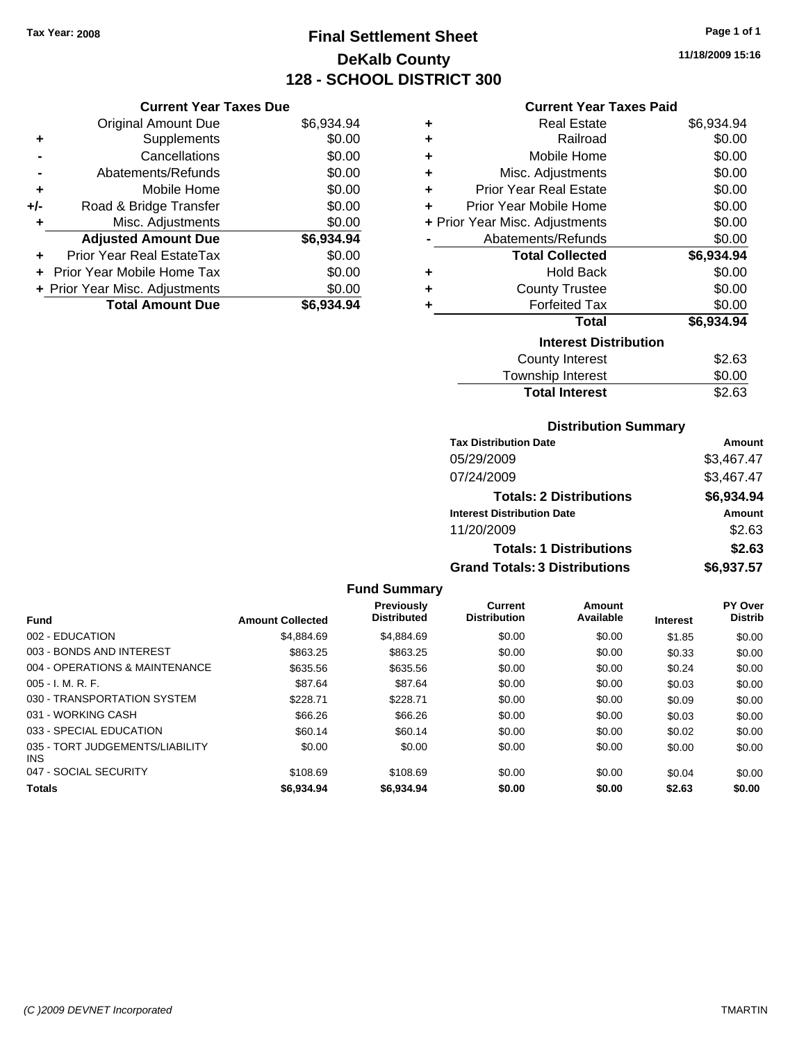Tax Year: 2008

# Final Settlement Sheet
## DeKalb County
## 128 - SCHOOL DISTRICT 300

11/18/2009 15:16

### Current Year Taxes Due

| | | |
|---|---|---|
| | Original Amount Due | $6,934.94 |
| + | Supplements | $0.00 |
| - | Cancellations | $0.00 |
| - | Abatements/Refunds | $0.00 |
| + | Mobile Home | $0.00 |
| +/- | Road & Bridge Transfer | $0.00 |
| + | Misc. Adjustments | $0.00 |
| | **Adjusted Amount Due** | **$6,934.94** |
| + | Prior Year Real EstateTax | $0.00 |
| + | Prior Year Mobile Home Tax | $0.00 |
| + | Prior Year Misc. Adjustments | $0.00 |
| | **Total Amount Due** | **$6,934.94** |

### Current Year Taxes Paid

| | | |
|---|---|---|
| + | Real Estate | $6,934.94 |
| + | Railroad | $0.00 |
| + | Mobile Home | $0.00 |
| + | Misc. Adjustments | $0.00 |
| + | Prior Year Real Estate | $0.00 |
| + | Prior Year Mobile Home | $0.00 |
| + | Prior Year Misc. Adjustments | $0.00 |
| - | Abatements/Refunds | $0.00 |
| | **Total Collected** | **$6,934.94** |
| + | Hold Back | $0.00 |
| + | County Trustee | $0.00 |
| + | Forfeited Tax | $0.00 |
| | **Total** | **$6,934.94** |

### Interest Distribution

| | |
|---|---|
| County Interest | $2.63 |
| Township Interest | $0.00 |
| **Total Interest** | $2.63 |

### Distribution Summary

| Tax Distribution Date | Amount |
|---|---|
| 05/29/2009 | $3,467.47 |
| 07/24/2009 | $3,467.47 |
| **Totals: 2 Distributions** | **$6,934.94** |
| **Interest Distribution Date** | **Amount** |
| 11/20/2009 | $2.63 |
| **Totals: 1 Distributions** | **$2.63** |
| **Grand Totals: 3 Distributions** | **$6,937.57** |

### Fund Summary

| Fund | Amount Collected | Previously Distributed | Current Distribution | Amount Available | Interest | PY Over Distrib |
|---|---|---|---|---|---|---|
| 002 - EDUCATION | $4,884.69 | $4,884.69 | $0.00 | $0.00 | $1.85 | $0.00 |
| 003 - BONDS AND INTEREST | $863.25 | $863.25 | $0.00 | $0.00 | $0.33 | $0.00 |
| 004 - OPERATIONS & MAINTENANCE | $635.56 | $635.56 | $0.00 | $0.00 | $0.24 | $0.00 |
| 005 - I. M. R. F. | $87.64 | $87.64 | $0.00 | $0.00 | $0.03 | $0.00 |
| 030 - TRANSPORTATION SYSTEM | $228.71 | $228.71 | $0.00 | $0.00 | $0.09 | $0.00 |
| 031 - WORKING CASH | $66.26 | $66.26 | $0.00 | $0.00 | $0.03 | $0.00 |
| 033 - SPECIAL EDUCATION | $60.14 | $60.14 | $0.00 | $0.00 | $0.02 | $0.00 |
| 035 - TORT JUDGEMENTS/LIABILITY INS | $0.00 | $0.00 | $0.00 | $0.00 | $0.00 | $0.00 |
| 047 - SOCIAL SECURITY | $108.69 | $108.69 | $0.00 | $0.00 | $0.04 | $0.00 |
| **Totals** | **$6,934.94** | **$6,934.94** | **$0.00** | **$0.00** | **$2.63** | **$0.00** |

(C )2009 DEVNET Incorporated TMARTIN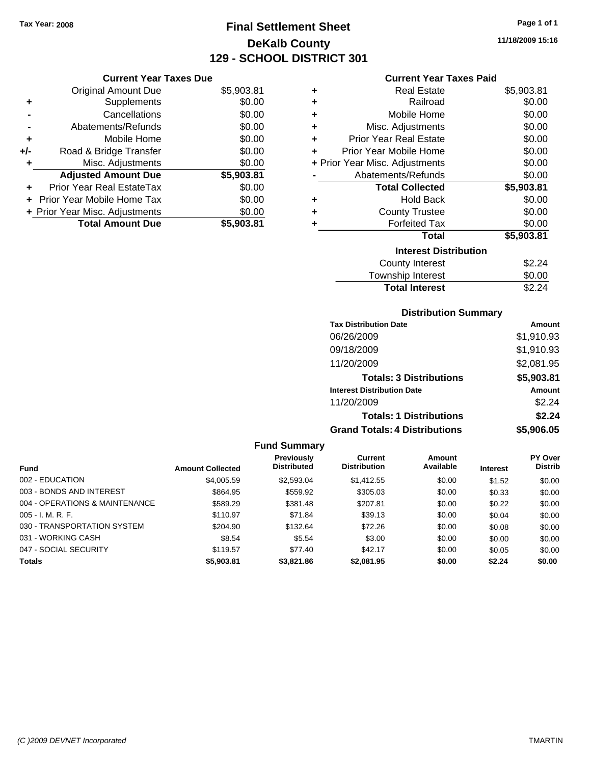Tax Year: 2008

# Final Settlement Sheet
## DeKalb County
## 129 - SCHOOL DISTRICT 301

11/18/2009 15:16

### Current Year Taxes Due

| | | |
|---|---|---|
| | Original Amount Due | $5,903.81 |
| + | Supplements | $0.00 |
| - | Cancellations | $0.00 |
| - | Abatements/Refunds | $0.00 |
| + | Mobile Home | $0.00 |
| +/- | Road & Bridge Transfer | $0.00 |
| + | Misc. Adjustments | $0.00 |
| | **Adjusted Amount Due** | **$5,903.81** |
| + | Prior Year Real EstateTax | $0.00 |
| + | Prior Year Mobile Home Tax | $0.00 |
| + | Prior Year Misc. Adjustments | $0.00 |
| | **Total Amount Due** | **$5,903.81** |

### Current Year Taxes Paid

| | | |
|---|---|---|
| + | Real Estate | $5,903.81 |
| + | Railroad | $0.00 |
| + | Mobile Home | $0.00 |
| + | Misc. Adjustments | $0.00 |
| + | Prior Year Real Estate | $0.00 |
| + | Prior Year Mobile Home | $0.00 |
| + | Prior Year Misc. Adjustments | $0.00 |
| - | Abatements/Refunds | $0.00 |
| | **Total Collected** | **$5,903.81** |
| + | Hold Back | $0.00 |
| + | County Trustee | $0.00 |
| + | Forfeited Tax | $0.00 |
| | **Total** | **$5,903.81** |

### Interest Distribution

| | |
|---|---|
| County Interest | $2.24 |
| Township Interest | $0.00 |
| **Total Interest** | $2.24 |

### Distribution Summary

| Tax Distribution Date | Amount |
|---|---|
| 06/26/2009 | $1,910.93 |
| 09/18/2009 | $1,910.93 |
| 11/20/2009 | $2,081.95 |
| **Totals: 3 Distributions** | **$5,903.81** |
| **Interest Distribution Date** | **Amount** |
| 11/20/2009 | $2.24 |
| **Totals: 1 Distributions** | **$2.24** |
| **Grand Totals: 4 Distributions** | **$5,906.05** |

### Fund Summary

| Fund | Amount Collected | Previously Distributed | Current Distribution | Amount Available | Interest | PY Over Distrib |
|---|---|---|---|---|---|---|
| 002 - EDUCATION | $4,005.59 | $2,593.04 | $1,412.55 | $0.00 | $1.52 | $0.00 |
| 003 - BONDS AND INTEREST | $864.95 | $559.92 | $305.03 | $0.00 | $0.33 | $0.00 |
| 004 - OPERATIONS & MAINTENANCE | $589.29 | $381.48 | $207.81 | $0.00 | $0.22 | $0.00 |
| 005 - I. M. R. F. | $110.97 | $71.84 | $39.13 | $0.00 | $0.04 | $0.00 |
| 030 - TRANSPORTATION SYSTEM | $204.90 | $132.64 | $72.26 | $0.00 | $0.08 | $0.00 |
| 031 - WORKING CASH | $8.54 | $5.54 | $3.00 | $0.00 | $0.00 | $0.00 |
| 047 - SOCIAL SECURITY | $119.57 | $77.40 | $42.17 | $0.00 | $0.05 | $0.00 |
| **Totals** | **$5,903.81** | **$3,821.86** | **$2,081.95** | **$0.00** | **$2.24** | **$0.00** |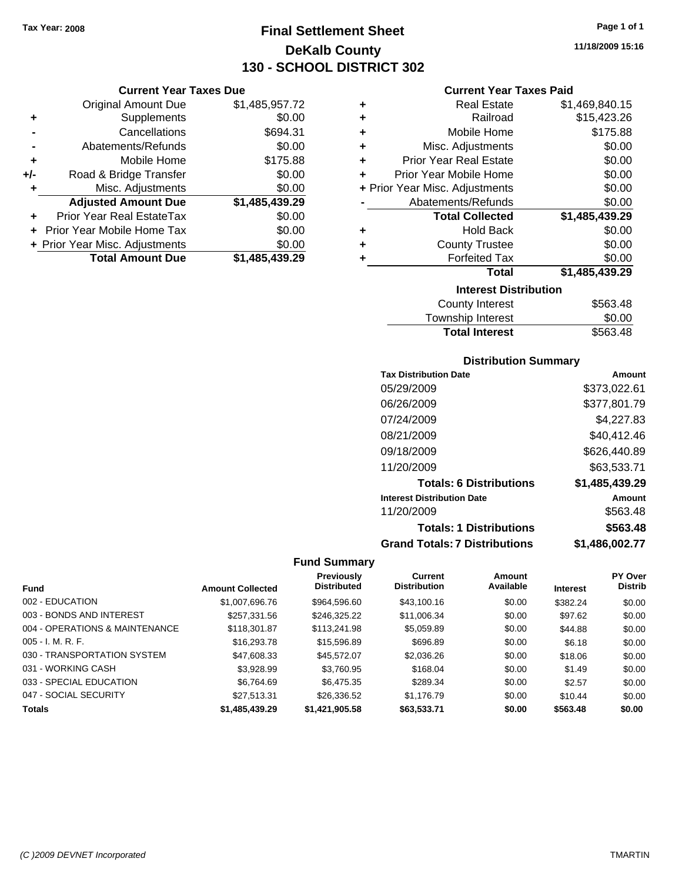Tax Year: 2008

# Final Settlement Sheet
## DeKalb County
## 130 - SCHOOL DISTRICT 302

11/18/2009 15:16

### Current Year Taxes Due

| | | |
|---|---|---|
| | Original Amount Due | $1,485,957.72 |
| + | Supplements | $0.00 |
| - | Cancellations | $694.31 |
| - | Abatements/Refunds | $0.00 |
| + | Mobile Home | $175.88 |
| +/- | Road & Bridge Transfer | $0.00 |
| + | Misc. Adjustments | $0.00 |
| | **Adjusted Amount Due** | **$1,485,439.29** |
| + | Prior Year Real EstateTax | $0.00 |
| + | Prior Year Mobile Home Tax | $0.00 |
| + | Prior Year Misc. Adjustments | $0.00 |
| | **Total Amount Due** | **$1,485,439.29** |

### Current Year Taxes Paid

| | | |
|---|---|---|
| + | Real Estate | $1,469,840.15 |
| + | Railroad | $15,423.26 |
| + | Mobile Home | $175.88 |
| + | Misc. Adjustments | $0.00 |
| + | Prior Year Real Estate | $0.00 |
| + | Prior Year Mobile Home | $0.00 |
| + | Prior Year Misc. Adjustments | $0.00 |
| - | Abatements/Refunds | $0.00 |
| | **Total Collected** | **$1,485,439.29** |
| + | Hold Back | $0.00 |
| + | County Trustee | $0.00 |
| + | Forfeited Tax | $0.00 |
| | **Total** | **$1,485,439.29** |

### Interest Distribution

| | |
|---|---|
| County Interest | $563.48 |
| Township Interest | $0.00 |
| **Total Interest** | $563.48 |

### Distribution Summary

| Tax Distribution Date | Amount |
|---|---|
| 05/29/2009 | $373,022.61 |
| 06/26/2009 | $377,801.79 |
| 07/24/2009 | $4,227.83 |
| 08/21/2009 | $40,412.46 |
| 09/18/2009 | $626,440.89 |
| 11/20/2009 | $63,533.71 |
| **Totals: 6 Distributions** | **$1,485,439.29** |
| **Interest Distribution Date** | **Amount** |
| 11/20/2009 | $563.48 |
| **Totals: 1 Distributions** | **$563.48** |
| **Grand Totals: 7 Distributions** | **$1,486,002.77** |

### Fund Summary

| Fund | Amount Collected | Previously Distributed | Current Distribution | Amount Available | Interest | PY Over Distrib |
|---|---|---|---|---|---|---|
| 002 - EDUCATION | $1,007,696.76 | $964,596.60 | $43,100.16 | $0.00 | $382.24 | $0.00 |
| 003 - BONDS AND INTEREST | $257,331.56 | $246,325.22 | $11,006.34 | $0.00 | $97.62 | $0.00 |
| 004 - OPERATIONS & MAINTENANCE | $118,301.87 | $113,241.98 | $5,059.89 | $0.00 | $44.88 | $0.00 |
| 005 - I. M. R. F. | $16,293.78 | $15,596.89 | $696.89 | $0.00 | $6.18 | $0.00 |
| 030 - TRANSPORTATION SYSTEM | $47,608.33 | $45,572.07 | $2,036.26 | $0.00 | $18.06 | $0.00 |
| 031 - WORKING CASH | $3,928.99 | $3,760.95 | $168.04 | $0.00 | $1.49 | $0.00 |
| 033 - SPECIAL EDUCATION | $6,764.69 | $6,475.35 | $289.34 | $0.00 | $2.57 | $0.00 |
| 047 - SOCIAL SECURITY | $27,513.31 | $26,336.52 | $1,176.79 | $0.00 | $10.44 | $0.00 |
| **Totals** | **$1,485,439.29** | **$1,421,905.58** | **$63,533.71** | **$0.00** | **$563.48** | **$0.00** |

(C )2009 DEVNET Incorporated — TMARTIN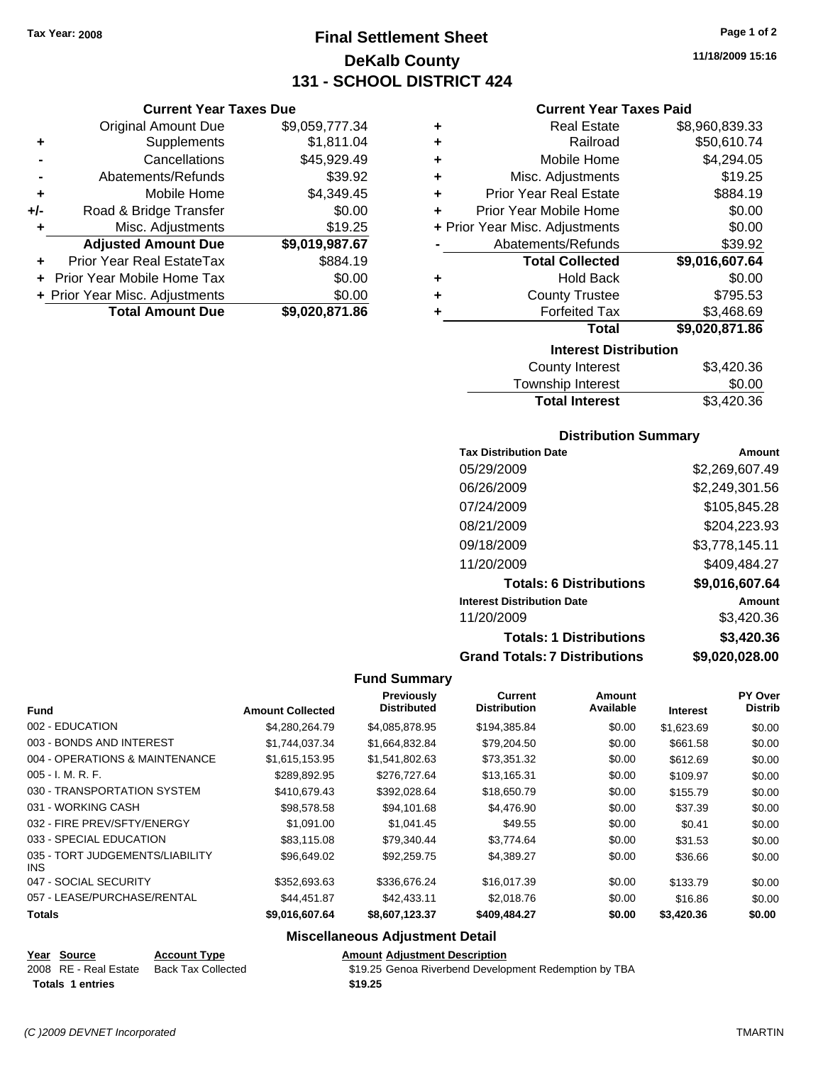Tax Year: 2008

# Final Settlement Sheet
## DeKalb County
## 131 - SCHOOL DISTRICT 424

11/18/2009 15:16

### Current Year Taxes Due

| | | |
|---|---|---|
| | Original Amount Due | $9,059,777.34 |
| + | Supplements | $1,811.04 |
| - | Cancellations | $45,929.49 |
| - | Abatements/Refunds | $39.92 |
| + | Mobile Home | $4,349.45 |
| +/- | Road & Bridge Transfer | $0.00 |
| + | Misc. Adjustments | $19.25 |
| | **Adjusted Amount Due** | **$9,019,987.67** |
| + | Prior Year Real EstateTax | $884.19 |
| + | Prior Year Mobile Home Tax | $0.00 |
| + | Prior Year Misc. Adjustments | $0.00 |
| | **Total Amount Due** | **$9,020,871.86** |

### Current Year Taxes Paid

| | | |
|---|---|---|
| + | Real Estate | $8,960,839.33 |
| + | Railroad | $50,610.74 |
| + | Mobile Home | $4,294.05 |
| + | Misc. Adjustments | $19.25 |
| + | Prior Year Real Estate | $884.19 |
| + | Prior Year Mobile Home | $0.00 |
| + | Prior Year Misc. Adjustments | $0.00 |
| - | Abatements/Refunds | $39.92 |
| | **Total Collected** | **$9,016,607.64** |
| + | Hold Back | $0.00 |
| + | County Trustee | $795.53 |
| + | Forfeited Tax | $3,468.69 |
| | **Total** | **$9,020,871.86** |

### Interest Distribution

| | |
|---|---|
| County Interest | $3,420.36 |
| Township Interest | $0.00 |
| **Total Interest** | $3,420.36 |

### Distribution Summary

| Tax Distribution Date | Amount |
|---|---|
| 05/29/2009 | $2,269,607.49 |
| 06/26/2009 | $2,249,301.56 |
| 07/24/2009 | $105,845.28 |
| 08/21/2009 | $204,223.93 |
| 09/18/2009 | $3,778,145.11 |
| 11/20/2009 | $409,484.27 |
| **Totals: 6 Distributions** | **$9,016,607.64** |
| **Interest Distribution Date** | **Amount** |
| 11/20/2009 | $3,420.36 |
| **Totals: 1 Distributions** | **$3,420.36** |
| **Grand Totals: 7 Distributions** | **$9,020,028.00** |

### Fund Summary

| Fund | Amount Collected | Previously Distributed | Current Distribution | Amount Available | Interest | PY Over Distrib |
|---|---|---|---|---|---|---|
| 002 - EDUCATION | $4,280,264.79 | $4,085,878.95 | $194,385.84 | $0.00 | $1,623.69 | $0.00 |
| 003 - BONDS AND INTEREST | $1,744,037.34 | $1,664,832.84 | $79,204.50 | $0.00 | $661.58 | $0.00 |
| 004 - OPERATIONS & MAINTENANCE | $1,615,153.95 | $1,541,802.63 | $73,351.32 | $0.00 | $612.69 | $0.00 |
| 005 - I. M. R. F. | $289,892.95 | $276,727.64 | $13,165.31 | $0.00 | $109.97 | $0.00 |
| 030 - TRANSPORTATION SYSTEM | $410,679.43 | $392,028.64 | $18,650.79 | $0.00 | $155.79 | $0.00 |
| 031 - WORKING CASH | $98,578.58 | $94,101.68 | $4,476.90 | $0.00 | $37.39 | $0.00 |
| 032 - FIRE PREV/SFTY/ENERGY | $1,091.00 | $1,041.45 | $49.55 | $0.00 | $0.41 | $0.00 |
| 033 - SPECIAL EDUCATION | $83,115.08 | $79,340.44 | $3,774.64 | $0.00 | $31.53 | $0.00 |
| 035 - TORT JUDGEMENTS/LIABILITY INS | $96,649.02 | $92,259.75 | $4,389.27 | $0.00 | $36.66 | $0.00 |
| 047 - SOCIAL SECURITY | $352,693.63 | $336,676.24 | $16,017.39 | $0.00 | $133.79 | $0.00 |
| 057 - LEASE/PURCHASE/RENTAL | $44,451.87 | $42,433.11 | $2,018.76 | $0.00 | $16.86 | $0.00 |
| **Totals** | **$9,016,607.64** | **$8,607,123.37** | **$409,484.27** | **$0.00** | **$3,420.36** | **$0.00** |

### Miscellaneous Adjustment Detail

| Year | Source | Account Type | Amount | Adjustment Description |
|---|---|---|---|---|
| 2008 | RE - Real Estate | Back Tax Collected | $19.25 | Genoa Riverbend Development Redemption by TBA |
| **Totals** | **1 entries** | | **$19.25** | |

(C )2009 DEVNET Incorporated TMARTIN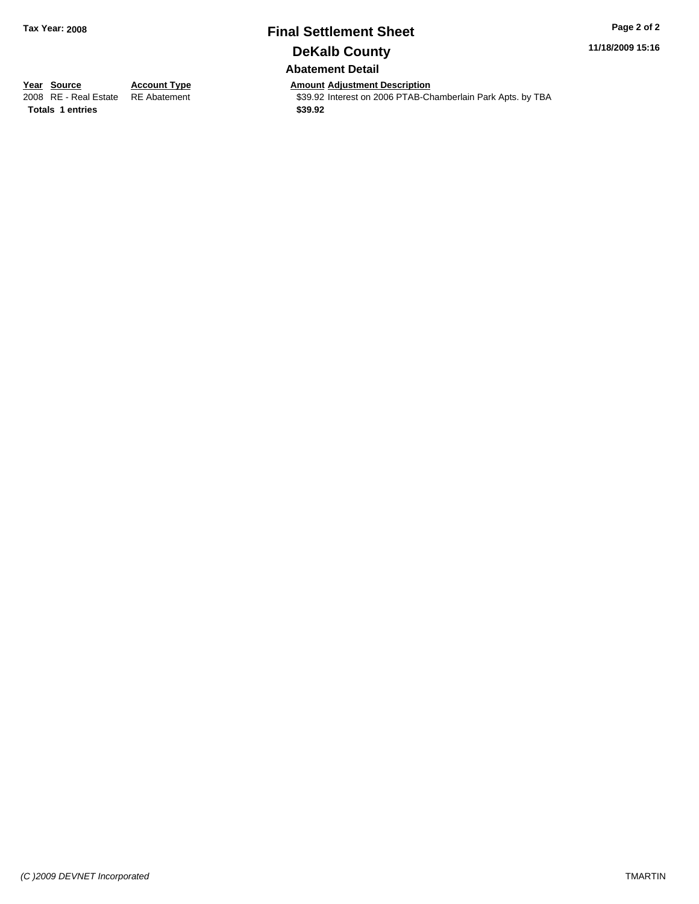**Tax Year: 2008**

# Final Settlement Sheet

## DeKalb County

### Abatement Detail

| Year | Source | Account Type | Amount | Adjustment Description |
|---|---|---|---|---|
| 2008 | RE - Real Estate | RE Abatement | $39.92 | Interest on 2006 PTAB-Chamberlain Park Apts. by TBA |
| **Totals** | **1 entries** | | **$39.92** | |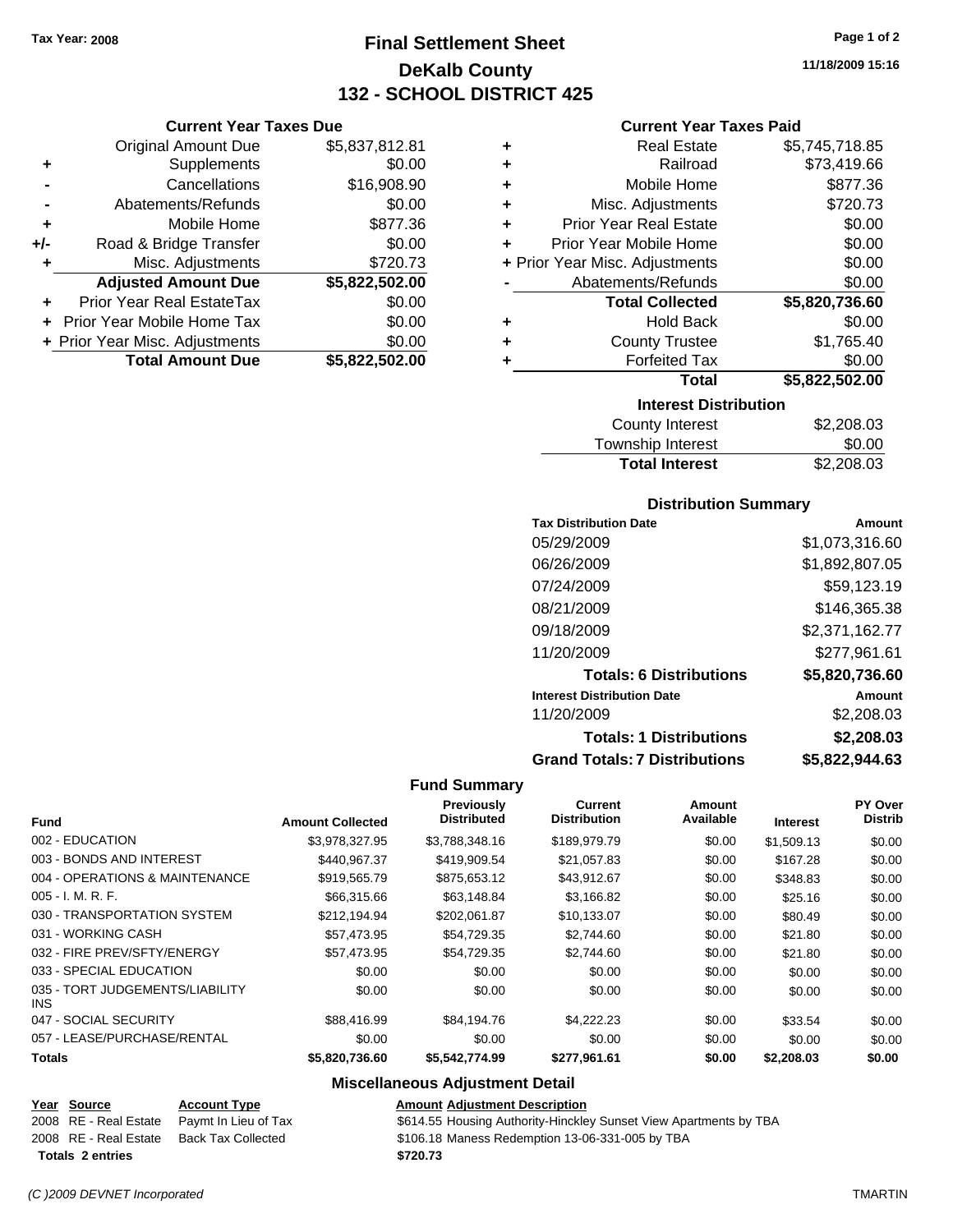Tax Year: 2008

# Final Settlement Sheet

## DeKalb County

## 132 - SCHOOL DISTRICT 425

11/18/2009 15:16

### Current Year Taxes Due

| | | |
|---|---|---|
| | Original Amount Due | $5,837,812.81 |
| + | Supplements | $0.00 |
| - | Cancellations | $16,908.90 |
| - | Abatements/Refunds | $0.00 |
| + | Mobile Home | $877.36 |
| +/- | Road & Bridge Transfer | $0.00 |
| + | Misc. Adjustments | $720.73 |
| | **Adjusted Amount Due** | **$5,822,502.00** |
| + | Prior Year Real EstateTax | $0.00 |
| + | Prior Year Mobile Home Tax | $0.00 |
| + | Prior Year Misc. Adjustments | $0.00 |
| | **Total Amount Due** | **$5,822,502.00** |

### Current Year Taxes Paid

| | | |
|---|---|---|
| + | Real Estate | $5,745,718.85 |
| + | Railroad | $73,419.66 |
| + | Mobile Home | $877.36 |
| + | Misc. Adjustments | $720.73 |
| + | Prior Year Real Estate | $0.00 |
| + | Prior Year Mobile Home | $0.00 |
| + | Prior Year Misc. Adjustments | $0.00 |
| - | Abatements/Refunds | $0.00 |
| | **Total Collected** | **$5,820,736.60** |
| + | Hold Back | $0.00 |
| + | County Trustee | $1,765.40 |
| + | Forfeited Tax | $0.00 |
| | **Total** | **$5,822,502.00** |

### Interest Distribution

| | |
|---|---|
| County Interest | $2,208.03 |
| Township Interest | $0.00 |
| **Total Interest** | $2,208.03 |

### Distribution Summary

| Tax Distribution Date | Amount |
|---|---|
| 05/29/2009 | $1,073,316.60 |
| 06/26/2009 | $1,892,807.05 |
| 07/24/2009 | $59,123.19 |
| 08/21/2009 | $146,365.38 |
| 09/18/2009 | $2,371,162.77 |
| 11/20/2009 | $277,961.61 |
| **Totals: 6 Distributions** | **$5,820,736.60** |
| **Interest Distribution Date** | **Amount** |
| 11/20/2009 | $2,208.03 |
| **Totals: 1 Distributions** | **$2,208.03** |
| **Grand Totals: 7 Distributions** | **$5,822,944.63** |

### Fund Summary

| Fund | Amount Collected | Previously Distributed | Current Distribution | Amount Available | Interest | PY Over Distrib |
|---|---|---|---|---|---|---|
| 002 - EDUCATION | $3,978,327.95 | $3,788,348.16 | $189,979.79 | $0.00 | $1,509.13 | $0.00 |
| 003 - BONDS AND INTEREST | $440,967.37 | $419,909.54 | $21,057.83 | $0.00 | $167.28 | $0.00 |
| 004 - OPERATIONS & MAINTENANCE | $919,565.79 | $875,653.12 | $43,912.67 | $0.00 | $348.83 | $0.00 |
| 005 - I. M. R. F. | $66,315.66 | $63,148.84 | $3,166.82 | $0.00 | $25.16 | $0.00 |
| 030 - TRANSPORTATION SYSTEM | $212,194.94 | $202,061.87 | $10,133.07 | $0.00 | $80.49 | $0.00 |
| 031 - WORKING CASH | $57,473.95 | $54,729.35 | $2,744.60 | $0.00 | $21.80 | $0.00 |
| 032 - FIRE PREV/SFTY/ENERGY | $57,473.95 | $54,729.35 | $2,744.60 | $0.00 | $21.80 | $0.00 |
| 033 - SPECIAL EDUCATION | $0.00 | $0.00 | $0.00 | $0.00 | $0.00 | $0.00 |
| 035 - TORT JUDGEMENTS/LIABILITY INS | $0.00 | $0.00 | $0.00 | $0.00 | $0.00 | $0.00 |
| 047 - SOCIAL SECURITY | $88,416.99 | $84,194.76 | $4,222.23 | $0.00 | $33.54 | $0.00 |
| 057 - LEASE/PURCHASE/RENTAL | $0.00 | $0.00 | $0.00 | $0.00 | $0.00 | $0.00 |
| **Totals** | **$5,820,736.60** | **$5,542,774.99** | **$277,961.61** | **$0.00** | **$2,208.03** | **$0.00** |

### Miscellaneous Adjustment Detail

| Year | Source | Account Type | Amount | Adjustment Description |
|---|---|---|---|---|
| 2008 | RE - Real Estate | Paymt In Lieu of Tax | $614.55 | Housing Authority-Hinckley Sunset View Apartments by TBA |
| 2008 | RE - Real Estate | Back Tax Collected | $106.18 | Maness Redemption 13-06-331-005 by TBA |
| **Totals 2 entries** | | | **$720.73** | |

(C )2009 DEVNET Incorporated TMARTIN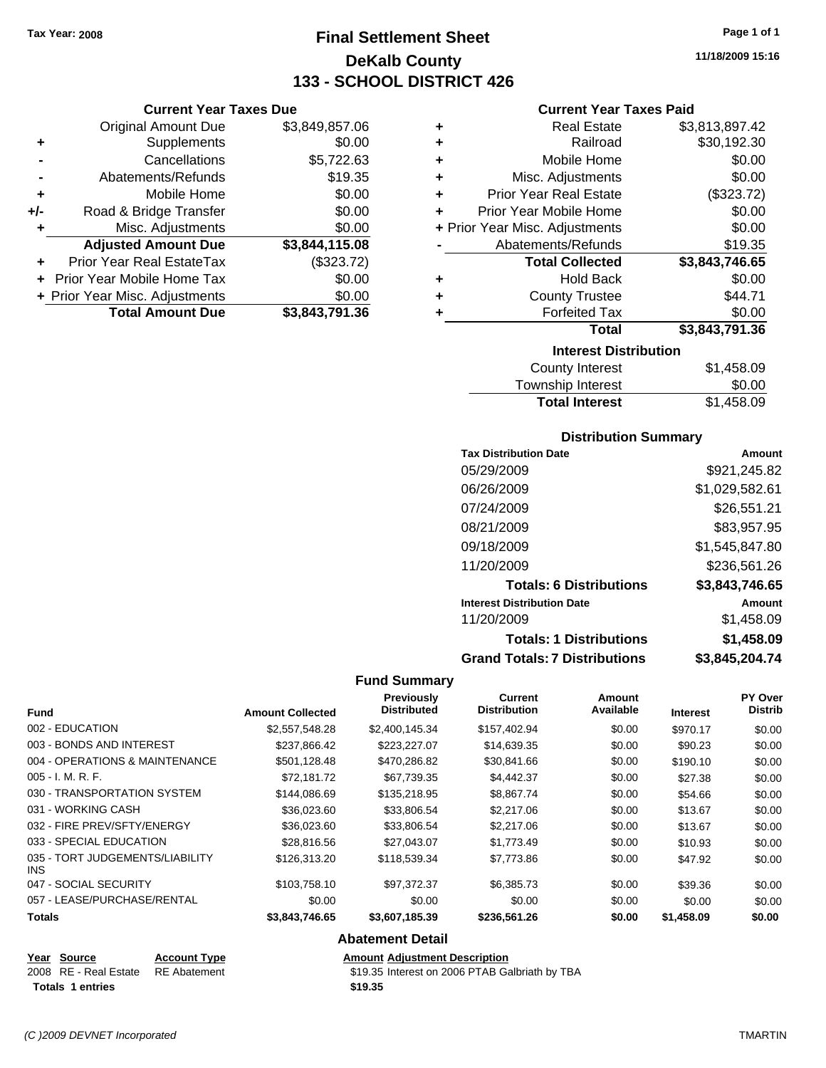Tax Year: 2008

# Final Settlement Sheet
## DeKalb County
## 133 - SCHOOL DISTRICT 426

11/18/2009 15:16

### Current Year Taxes Due

| | | |
|---|---|---|
| | Original Amount Due | $3,849,857.06 |
| + | Supplements | $0.00 |
| - | Cancellations | $5,722.63 |
| - | Abatements/Refunds | $19.35 |
| + | Mobile Home | $0.00 |
| +/- | Road & Bridge Transfer | $0.00 |
| + | Misc. Adjustments | $0.00 |
| | **Adjusted Amount Due** | **$3,844,115.08** |
| + | Prior Year Real EstateTax | ($323.72) |
| + | Prior Year Mobile Home Tax | $0.00 |
| + | Prior Year Misc. Adjustments | $0.00 |
| | **Total Amount Due** | **$3,843,791.36** |

### Current Year Taxes Paid

| | | |
|---|---|---|
| + | Real Estate | $3,813,897.42 |
| + | Railroad | $30,192.30 |
| + | Mobile Home | $0.00 |
| + | Misc. Adjustments | $0.00 |
| + | Prior Year Real Estate | ($323.72) |
| + | Prior Year Mobile Home | $0.00 |
| + | Prior Year Misc. Adjustments | $0.00 |
| - | Abatements/Refunds | $19.35 |
| | **Total Collected** | **$3,843,746.65** |
| + | Hold Back | $0.00 |
| + | County Trustee | $44.71 |
| + | Forfeited Tax | $0.00 |
| | **Total** | **$3,843,791.36** |

### Interest Distribution

| | |
|---|---|
| County Interest | $1,458.09 |
| Township Interest | $0.00 |
| **Total Interest** | $1,458.09 |

### Distribution Summary

| Tax Distribution Date | Amount |
|---|---|
| 05/29/2009 | $921,245.82 |
| 06/26/2009 | $1,029,582.61 |
| 07/24/2009 | $26,551.21 |
| 08/21/2009 | $83,957.95 |
| 09/18/2009 | $1,545,847.80 |
| 11/20/2009 | $236,561.26 |
| **Totals: 6 Distributions** | **$3,843,746.65** |
| **Interest Distribution Date** | **Amount** |
| 11/20/2009 | $1,458.09 |
| **Totals: 1 Distributions** | **$1,458.09** |
| **Grand Totals: 7 Distributions** | **$3,845,204.74** |

### Fund Summary

| Fund | Amount Collected | Previously Distributed | Current Distribution | Amount Available | Interest | PY Over Distrib |
|---|---|---|---|---|---|---|
| 002 - EDUCATION | $2,557,548.28 | $2,400,145.34 | $157,402.94 | $0.00 | $970.17 | $0.00 |
| 003 - BONDS AND INTEREST | $237,866.42 | $223,227.07 | $14,639.35 | $0.00 | $90.23 | $0.00 |
| 004 - OPERATIONS & MAINTENANCE | $501,128.48 | $470,286.82 | $30,841.66 | $0.00 | $190.10 | $0.00 |
| 005 - I. M. R. F. | $72,181.72 | $67,739.35 | $4,442.37 | $0.00 | $27.38 | $0.00 |
| 030 - TRANSPORTATION SYSTEM | $144,086.69 | $135,218.95 | $8,867.74 | $0.00 | $54.66 | $0.00 |
| 031 - WORKING CASH | $36,023.60 | $33,806.54 | $2,217.06 | $0.00 | $13.67 | $0.00 |
| 032 - FIRE PREV/SFTY/ENERGY | $36,023.60 | $33,806.54 | $2,217.06 | $0.00 | $13.67 | $0.00 |
| 033 - SPECIAL EDUCATION | $28,816.56 | $27,043.07 | $1,773.49 | $0.00 | $10.93 | $0.00 |
| 035 - TORT JUDGEMENTS/LIABILITY INS | $126,313.20 | $118,539.34 | $7,773.86 | $0.00 | $47.92 | $0.00 |
| 047 - SOCIAL SECURITY | $103,758.10 | $97,372.37 | $6,385.73 | $0.00 | $39.36 | $0.00 |
| 057 - LEASE/PURCHASE/RENTAL | $0.00 | $0.00 | $0.00 | $0.00 | $0.00 | $0.00 |
| **Totals** | **$3,843,746.65** | **$3,607,185.39** | **$236,561.26** | **$0.00** | **$1,458.09** | **$0.00** |

### Abatement Detail

| Year | Source | Account Type | Amount | Adjustment Description |
|---|---|---|---|---|
| 2008 | RE - Real Estate | RE Abatement | $19.35 | Interest on 2006 PTAB Galbriath by TBA |
| **Totals 1 entries** | | | **$19.35** | |

(C )2009 DEVNET Incorporated TMARTIN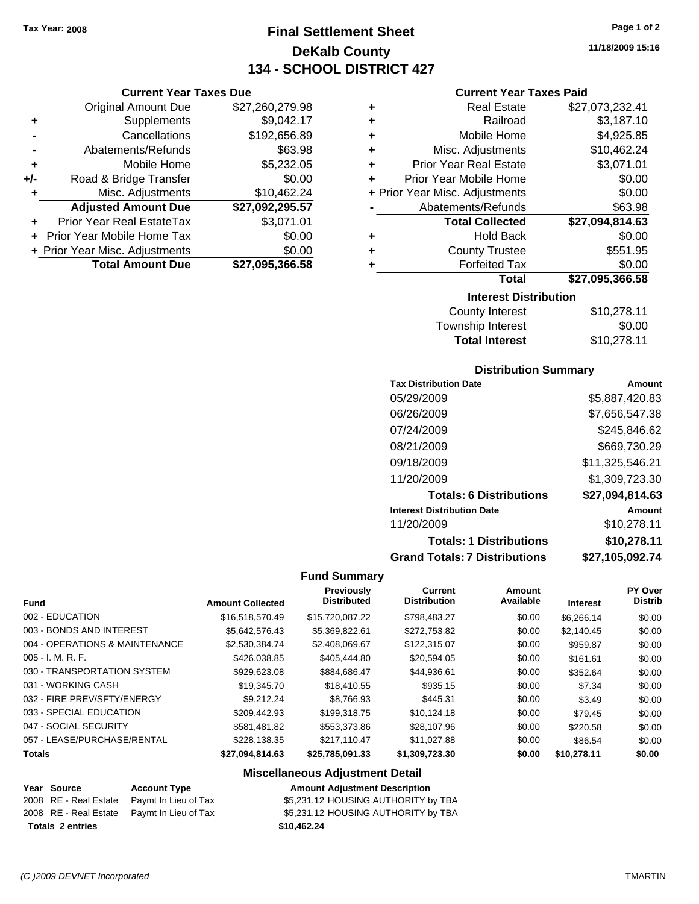Tax Year: 2008

# Final Settlement Sheet
## DeKalb County
## 134 - SCHOOL DISTRICT 427

11/18/2009 15:16

### Current Year Taxes Due

| | | |
|---|---|---|
| | Original Amount Due | $27,260,279.98 |
| + | Supplements | $9,042.17 |
| - | Cancellations | $192,656.89 |
| - | Abatements/Refunds | $63.98 |
| + | Mobile Home | $5,232.05 |
| +/- | Road & Bridge Transfer | $0.00 |
| + | Misc. Adjustments | $10,462.24 |
| | **Adjusted Amount Due** | **$27,092,295.57** |
| + | Prior Year Real EstateTax | $3,071.01 |
| + | Prior Year Mobile Home Tax | $0.00 |
| + | Prior Year Misc. Adjustments | $0.00 |
| | **Total Amount Due** | **$27,095,366.58** |

### Current Year Taxes Paid

| | | |
|---|---|---|
| + | Real Estate | $27,073,232.41 |
| + | Railroad | $3,187.10 |
| + | Mobile Home | $4,925.85 |
| + | Misc. Adjustments | $10,462.24 |
| + | Prior Year Real Estate | $3,071.01 |
| + | Prior Year Mobile Home | $0.00 |
| + | Prior Year Misc. Adjustments | $0.00 |
| - | Abatements/Refunds | $63.98 |
| | **Total Collected** | **$27,094,814.63** |
| + | Hold Back | $0.00 |
| + | County Trustee | $551.95 |
| + | Forfeited Tax | $0.00 |
| | **Total** | **$27,095,366.58** |

### Interest Distribution

| | |
|---|---|
| County Interest | $10,278.11 |
| Township Interest | $0.00 |
| **Total Interest** | $10,278.11 |

### Distribution Summary

| Tax Distribution Date | Amount |
|---|---|
| 05/29/2009 | $5,887,420.83 |
| 06/26/2009 | $7,656,547.38 |
| 07/24/2009 | $245,846.62 |
| 08/21/2009 | $669,730.29 |
| 09/18/2009 | $11,325,546.21 |
| 11/20/2009 | $1,309,723.30 |
| **Totals: 6 Distributions** | **$27,094,814.63** |
| **Interest Distribution Date** | **Amount** |
| 11/20/2009 | $10,278.11 |
| **Totals: 1 Distributions** | **$10,278.11** |
| **Grand Totals: 7 Distributions** | **$27,105,092.74** |

### Fund Summary

| Fund | Amount Collected | Previously Distributed | Current Distribution | Amount Available | Interest | PY Over Distrib |
|---|---|---|---|---|---|---|
| 002 - EDUCATION | $16,518,570.49 | $15,720,087.22 | $798,483.27 | $0.00 | $6,266.14 | $0.00 |
| 003 - BONDS AND INTEREST | $5,642,576.43 | $5,369,822.61 | $272,753.82 | $0.00 | $2,140.45 | $0.00 |
| 004 - OPERATIONS & MAINTENANCE | $2,530,384.74 | $2,408,069.67 | $122,315.07 | $0.00 | $959.87 | $0.00 |
| 005 - I. M. R. F. | $426,038.85 | $405,444.80 | $20,594.05 | $0.00 | $161.61 | $0.00 |
| 030 - TRANSPORTATION SYSTEM | $929,623.08 | $884,686.47 | $44,936.61 | $0.00 | $352.64 | $0.00 |
| 031 - WORKING CASH | $19,345.70 | $18,410.55 | $935.15 | $0.00 | $7.34 | $0.00 |
| 032 - FIRE PREV/SFTY/ENERGY | $9,212.24 | $8,766.93 | $445.31 | $0.00 | $3.49 | $0.00 |
| 033 - SPECIAL EDUCATION | $209,442.93 | $199,318.75 | $10,124.18 | $0.00 | $79.45 | $0.00 |
| 047 - SOCIAL SECURITY | $581,481.82 | $553,373.86 | $28,107.96 | $0.00 | $220.58 | $0.00 |
| 057 - LEASE/PURCHASE/RENTAL | $228,138.35 | $217,110.47 | $11,027.88 | $0.00 | $86.54 | $0.00 |
| **Totals** | **$27,094,814.63** | **$25,785,091.33** | **$1,309,723.30** | **$0.00** | **$10,278.11** | **$0.00** |

### Miscellaneous Adjustment Detail

| Year | Source | Account Type | Amount | Adjustment Description |
|---|---|---|---|---|
| 2008 | RE - Real Estate | Paymt In Lieu of Tax | $5,231.12 | HOUSING AUTHORITY by TBA |
| 2008 | RE - Real Estate | Paymt In Lieu of Tax | $5,231.12 | HOUSING AUTHORITY by TBA |
| **Totals 2 entries** | | | **$10,462.24** | |

(C )2009 DEVNET Incorporated TMARTIN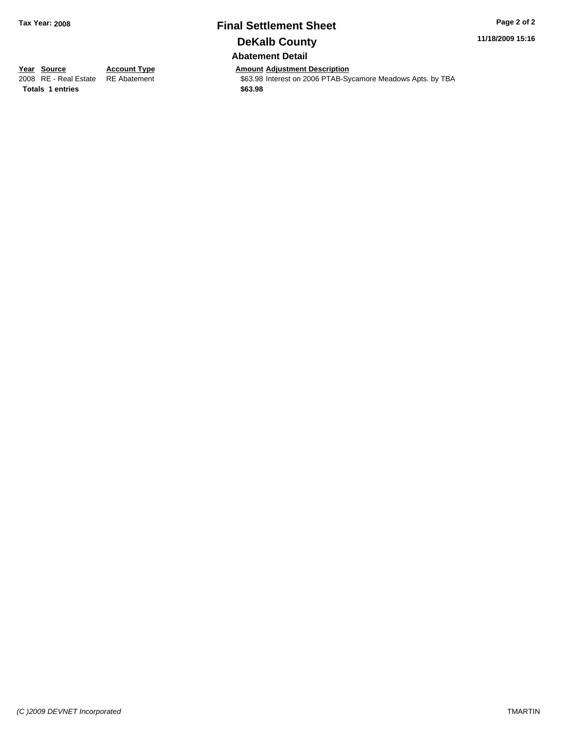**Tax Year: 2008**

# Final Settlement Sheet

## DeKalb County

### Abatement Detail

| Year | Source | Account Type | Amount | Adjustment Description |
|---|---|---|---|---|
| 2008 | RE - Real Estate | RE Abatement | $63.98 | Interest on 2006 PTAB-Sycamore Meadows Apts. by TBA |
| **Totals** | **1 entries** | | **$63.98** | |

11/18/2009 15:16

*(C )2009 DEVNET Incorporated* TMARTIN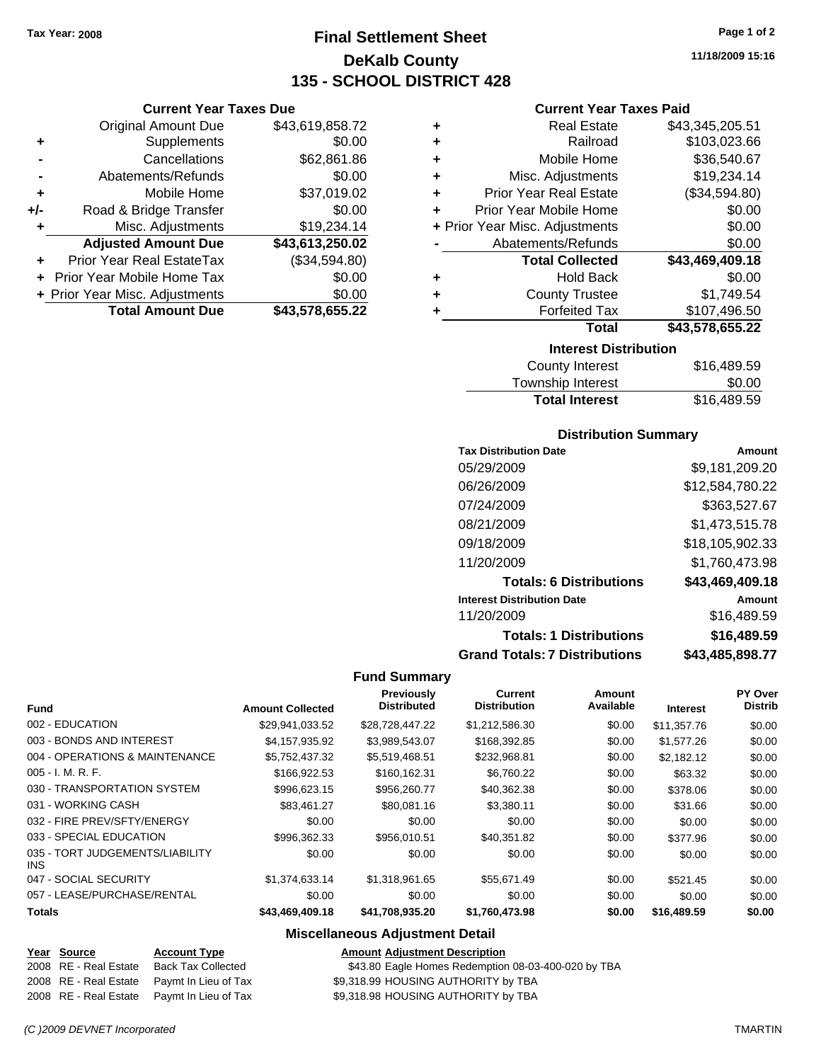Tax Year: 2008

# Final Settlement Sheet
## DeKalb County
## 135 - SCHOOL DISTRICT 428

11/18/2009 15:16

### Current Year Taxes Due

| | | |
|---|---|---|
| | Original Amount Due | $43,619,858.72 |
| + | Supplements | $0.00 |
| - | Cancellations | $62,861.86 |
| - | Abatements/Refunds | $0.00 |
| + | Mobile Home | $37,019.02 |
| +/- | Road & Bridge Transfer | $0.00 |
| + | Misc. Adjustments | $19,234.14 |
| | **Adjusted Amount Due** | **$43,613,250.02** |
| + | Prior Year Real EstateTax | ($34,594.80) |
| + | Prior Year Mobile Home Tax | $0.00 |
| + | Prior Year Misc. Adjustments | $0.00 |
| | **Total Amount Due** | **$43,578,655.22** |

### Current Year Taxes Paid

| | | |
|---|---|---|
| + | Real Estate | $43,345,205.51 |
| + | Railroad | $103,023.66 |
| + | Mobile Home | $36,540.67 |
| + | Misc. Adjustments | $19,234.14 |
| + | Prior Year Real Estate | ($34,594.80) |
| + | Prior Year Mobile Home | $0.00 |
| + | Prior Year Misc. Adjustments | $0.00 |
| - | Abatements/Refunds | $0.00 |
| | **Total Collected** | **$43,469,409.18** |
| + | Hold Back | $0.00 |
| + | County Trustee | $1,749.54 |
| + | Forfeited Tax | $107,496.50 |
| | **Total** | **$43,578,655.22** |

### Interest Distribution

| | |
|---|---|
| County Interest | $16,489.59 |
| Township Interest | $0.00 |
| **Total Interest** | $16,489.59 |

### Distribution Summary

| Tax Distribution Date | Amount |
|---|---|
| 05/29/2009 | $9,181,209.20 |
| 06/26/2009 | $12,584,780.22 |
| 07/24/2009 | $363,527.67 |
| 08/21/2009 | $1,473,515.78 |
| 09/18/2009 | $18,105,902.33 |
| 11/20/2009 | $1,760,473.98 |
| **Totals: 6 Distributions** | **$43,469,409.18** |
| **Interest Distribution Date** | **Amount** |
| 11/20/2009 | $16,489.59 |
| **Totals: 1 Distributions** | **$16,489.59** |
| **Grand Totals: 7 Distributions** | **$43,485,898.77** |

### Fund Summary

| Fund | Amount Collected | Previously Distributed | Current Distribution | Amount Available | Interest | PY Over Distrib |
|---|---|---|---|---|---|---|
| 002 - EDUCATION | $29,941,033.52 | $28,728,447.22 | $1,212,586.30 | $0.00 | $11,357.76 | $0.00 |
| 003 - BONDS AND INTEREST | $4,157,935.92 | $3,989,543.07 | $168,392.85 | $0.00 | $1,577.26 | $0.00 |
| 004 - OPERATIONS & MAINTENANCE | $5,752,437.32 | $5,519,468.51 | $232,968.81 | $0.00 | $2,182.12 | $0.00 |
| 005 - I. M. R. F. | $166,922.53 | $160,162.31 | $6,760.22 | $0.00 | $63.32 | $0.00 |
| 030 - TRANSPORTATION SYSTEM | $996,623.15 | $956,260.77 | $40,362.38 | $0.00 | $378.06 | $0.00 |
| 031 - WORKING CASH | $83,461.27 | $80,081.16 | $3,380.11 | $0.00 | $31.66 | $0.00 |
| 032 - FIRE PREV/SFTY/ENERGY | $0.00 | $0.00 | $0.00 | $0.00 | $0.00 | $0.00 |
| 033 - SPECIAL EDUCATION | $996,362.33 | $956,010.51 | $40,351.82 | $0.00 | $377.96 | $0.00 |
| 035 - TORT JUDGEMENTS/LIABILITY INS | $0.00 | $0.00 | $0.00 | $0.00 | $0.00 | $0.00 |
| 047 - SOCIAL SECURITY | $1,374,633.14 | $1,318,961.65 | $55,671.49 | $0.00 | $521.45 | $0.00 |
| 057 - LEASE/PURCHASE/RENTAL | $0.00 | $0.00 | $0.00 | $0.00 | $0.00 | $0.00 |
| **Totals** | **$43,469,409.18** | **$41,708,935.20** | **$1,760,473.98** | **$0.00** | **$16,489.59** | **$0.00** |

### Miscellaneous Adjustment Detail

| Year | Source | Account Type | Amount | Adjustment Description |
|---|---|---|---|---|
| 2008 | RE - Real Estate | Back Tax Collected | $43.80 | Eagle Homes Redemption 08-03-400-020 by TBA |
| 2008 | RE - Real Estate | Paymt In Lieu of Tax | $9,318.99 | HOUSING AUTHORITY by TBA |
| 2008 | RE - Real Estate | Paymt In Lieu of Tax | $9,318.98 | HOUSING AUTHORITY by TBA |

(C )2009 DEVNET Incorporated TMARTIN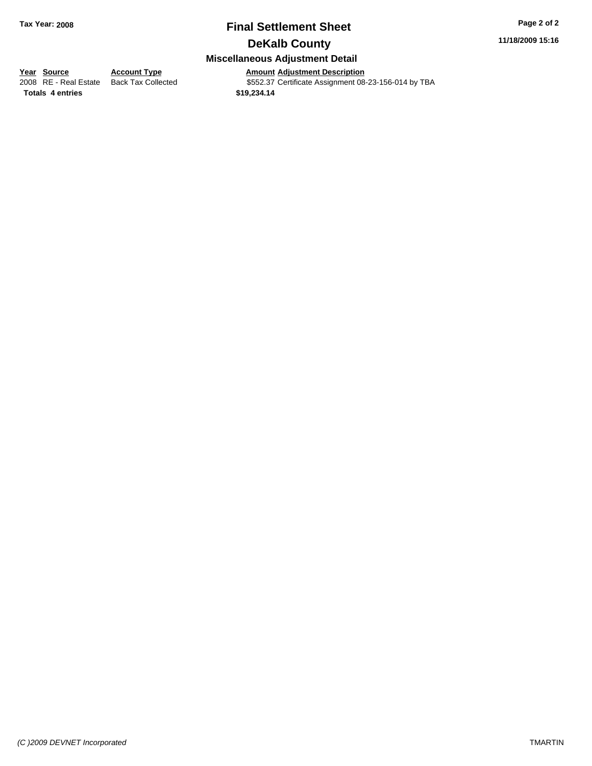# Final Settlement Sheet

## DeKalb County

### Miscellaneous Adjustment Detail

| Year | Source | Account Type | Amount | Adjustment Description |
|---|---|---|---|---|
| 2008 | RE - Real Estate | Back Tax Collected | $552.37 | Certificate Assignment 08-23-156-014 by TBA |
| **Totals 4 entries** | | | **$19,234.14** | |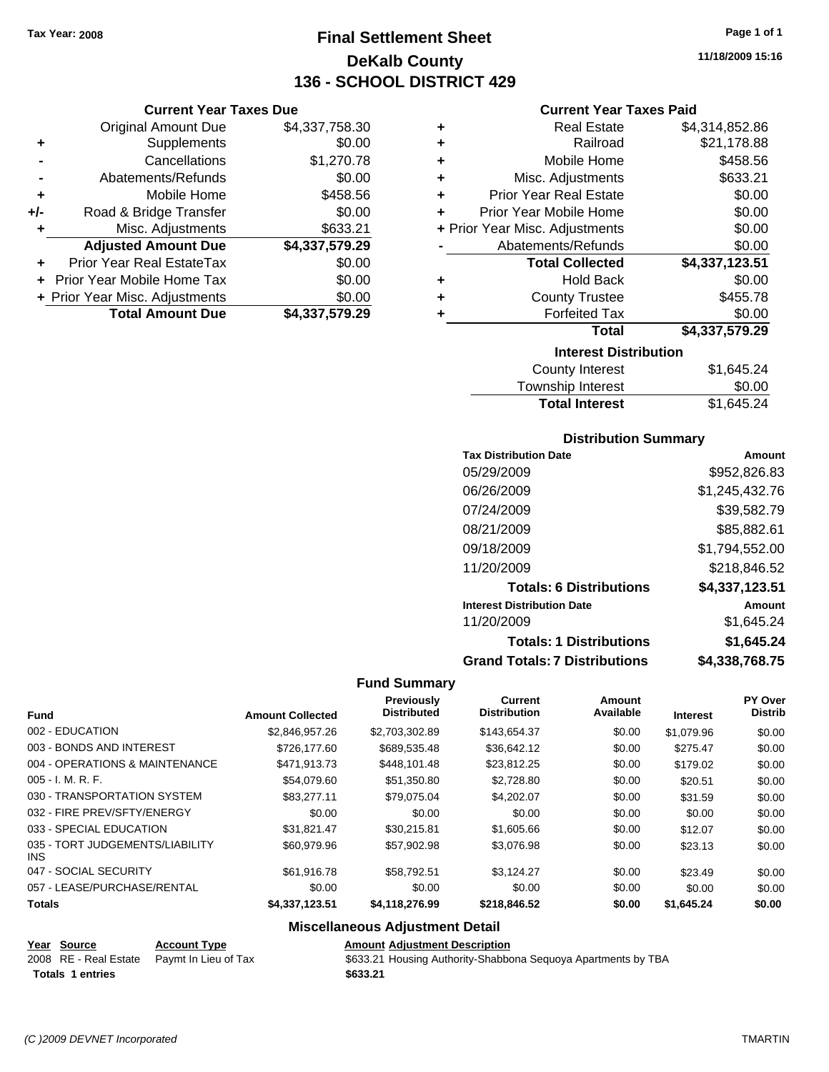Tax Year: 2008

# Final Settlement Sheet

## DeKalb County

## 136 - SCHOOL DISTRICT 429

11/18/2009 15:16

### Current Year Taxes Due

| | | |
|---|---|---|
| | Original Amount Due | $4,337,758.30 |
| + | Supplements | $0.00 |
| - | Cancellations | $1,270.78 |
| - | Abatements/Refunds | $0.00 |
| + | Mobile Home | $458.56 |
| +/- | Road & Bridge Transfer | $0.00 |
| + | Misc. Adjustments | $633.21 |
| | **Adjusted Amount Due** | **$4,337,579.29** |
| + | Prior Year Real EstateTax | $0.00 |
| + | Prior Year Mobile Home Tax | $0.00 |
| + | Prior Year Misc. Adjustments | $0.00 |
| | **Total Amount Due** | **$4,337,579.29** |

### Current Year Taxes Paid

| | | |
|---|---|---|
| + | Real Estate | $4,314,852.86 |
| + | Railroad | $21,178.88 |
| + | Mobile Home | $458.56 |
| + | Misc. Adjustments | $633.21 |
| + | Prior Year Real Estate | $0.00 |
| + | Prior Year Mobile Home | $0.00 |
| + | Prior Year Misc. Adjustments | $0.00 |
| - | Abatements/Refunds | $0.00 |
| | **Total Collected** | **$4,337,123.51** |
| + | Hold Back | $0.00 |
| + | County Trustee | $455.78 |
| + | Forfeited Tax | $0.00 |
| | **Total** | **$4,337,579.29** |

### Interest Distribution

| | |
|---|---|
| County Interest | $1,645.24 |
| Township Interest | $0.00 |
| **Total Interest** | $1,645.24 |

### Distribution Summary

| Tax Distribution Date | Amount |
|---|---|
| 05/29/2009 | $952,826.83 |
| 06/26/2009 | $1,245,432.76 |
| 07/24/2009 | $39,582.79 |
| 08/21/2009 | $85,882.61 |
| 09/18/2009 | $1,794,552.00 |
| 11/20/2009 | $218,846.52 |
| **Totals: 6 Distributions** | **$4,337,123.51** |
| **Interest Distribution Date** | **Amount** |
| 11/20/2009 | $1,645.24 |
| **Totals: 1 Distributions** | **$1,645.24** |
| **Grand Totals: 7 Distributions** | **$4,338,768.75** |

### Fund Summary

| Fund | Amount Collected | Previously Distributed | Current Distribution | Amount Available | Interest | PY Over Distrib |
|---|---|---|---|---|---|---|
| 002 - EDUCATION | $2,846,957.26 | $2,703,302.89 | $143,654.37 | $0.00 | $1,079.96 | $0.00 |
| 003 - BONDS AND INTEREST | $726,177.60 | $689,535.48 | $36,642.12 | $0.00 | $275.47 | $0.00 |
| 004 - OPERATIONS & MAINTENANCE | $471,913.73 | $448,101.48 | $23,812.25 | $0.00 | $179.02 | $0.00 |
| 005 - I. M. R. F. | $54,079.60 | $51,350.80 | $2,728.80 | $0.00 | $20.51 | $0.00 |
| 030 - TRANSPORTATION SYSTEM | $83,277.11 | $79,075.04 | $4,202.07 | $0.00 | $31.59 | $0.00 |
| 032 - FIRE PREV/SFTY/ENERGY | $0.00 | $0.00 | $0.00 | $0.00 | $0.00 | $0.00 |
| 033 - SPECIAL EDUCATION | $31,821.47 | $30,215.81 | $1,605.66 | $0.00 | $12.07 | $0.00 |
| 035 - TORT JUDGEMENTS/LIABILITY INS | $60,979.96 | $57,902.98 | $3,076.98 | $0.00 | $23.13 | $0.00 |
| 047 - SOCIAL SECURITY | $61,916.78 | $58,792.51 | $3,124.27 | $0.00 | $23.49 | $0.00 |
| 057 - LEASE/PURCHASE/RENTAL | $0.00 | $0.00 | $0.00 | $0.00 | $0.00 | $0.00 |
| **Totals** | **$4,337,123.51** | **$4,118,276.99** | **$218,846.52** | **$0.00** | **$1,645.24** | **$0.00** |

### Miscellaneous Adjustment Detail

| Year | Source | Account Type | Amount | Adjustment Description |
|---|---|---|---|---|
| 2008 | RE - Real Estate | Paymt In Lieu of Tax | $633.21 | Housing Authority-Shabbona Sequoya Apartments by TBA |
| **Totals** | **1 entries** | | **$633.21** | |

(C )2009 DEVNET Incorporated TMARTIN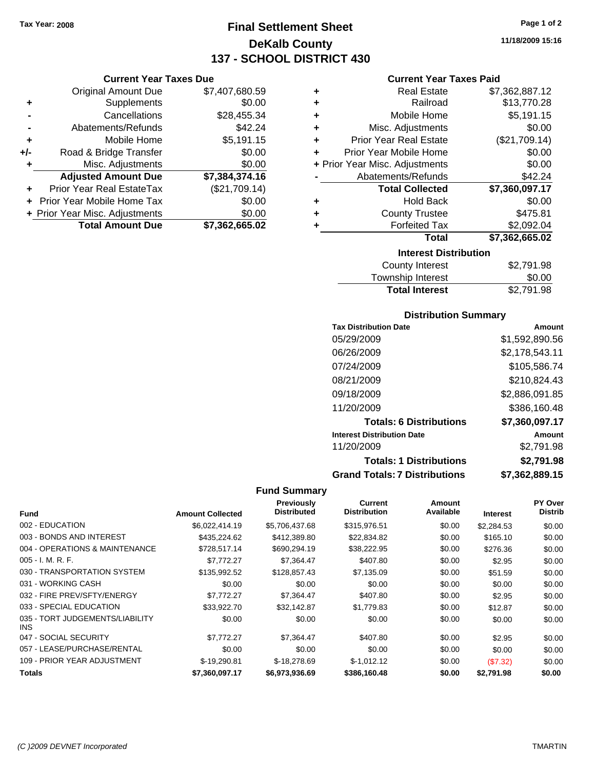Tax Year: 2008

# Final Settlement Sheet

## DeKalb County

## 137 - SCHOOL DISTRICT 430

11/18/2009 15:16

### Current Year Taxes Due

| | | |
|---|---|---|
| | Original Amount Due | $7,407,680.59 |
| + | Supplements | $0.00 |
| - | Cancellations | $28,455.34 |
| - | Abatements/Refunds | $42.24 |
| + | Mobile Home | $5,191.15 |
| +/- | Road & Bridge Transfer | $0.00 |
| + | Misc. Adjustments | $0.00 |
| | **Adjusted Amount Due** | **$7,384,374.16** |
| + | Prior Year Real EstateTax | ($21,709.14) |
| + | Prior Year Mobile Home Tax | $0.00 |
| + | Prior Year Misc. Adjustments | $0.00 |
| | **Total Amount Due** | **$7,362,665.02** |

### Current Year Taxes Paid

| | | |
|---|---|---|
| + | Real Estate | $7,362,887.12 |
| + | Railroad | $13,770.28 |
| + | Mobile Home | $5,191.15 |
| + | Misc. Adjustments | $0.00 |
| + | Prior Year Real Estate | ($21,709.14) |
| + | Prior Year Mobile Home | $0.00 |
| + | Prior Year Misc. Adjustments | $0.00 |
| - | Abatements/Refunds | $42.24 |
| | **Total Collected** | **$7,360,097.17** |
| + | Hold Back | $0.00 |
| + | County Trustee | $475.81 |
| + | Forfeited Tax | $2,092.04 |
| | **Total** | **$7,362,665.02** |

### Interest Distribution

| | |
|---|---|
| County Interest | $2,791.98 |
| Township Interest | $0.00 |
| **Total Interest** | $2,791.98 |

### Distribution Summary

| Tax Distribution Date | Amount |
|---|---|
| 05/29/2009 | $1,592,890.56 |
| 06/26/2009 | $2,178,543.11 |
| 07/24/2009 | $105,586.74 |
| 08/21/2009 | $210,824.43 |
| 09/18/2009 | $2,886,091.85 |
| 11/20/2009 | $386,160.48 |
| **Totals: 6 Distributions** | **$7,360,097.17** |
| **Interest Distribution Date** | **Amount** |
| 11/20/2009 | $2,791.98 |
| **Totals: 1 Distributions** | **$2,791.98** |
| **Grand Totals: 7 Distributions** | **$7,362,889.15** |

### Fund Summary

| Fund | Amount Collected | Previously Distributed | Current Distribution | Amount Available | Interest | PY Over Distrib |
|---|---|---|---|---|---|---|
| 002 - EDUCATION | $6,022,414.19 | $5,706,437.68 | $315,976.51 | $0.00 | $2,284.53 | $0.00 |
| 003 - BONDS AND INTEREST | $435,224.62 | $412,389.80 | $22,834.82 | $0.00 | $165.10 | $0.00 |
| 004 - OPERATIONS & MAINTENANCE | $728,517.14 | $690,294.19 | $38,222.95 | $0.00 | $276.36 | $0.00 |
| 005 - I. M. R. F. | $7,772.27 | $7,364.47 | $407.80 | $0.00 | $2.95 | $0.00 |
| 030 - TRANSPORTATION SYSTEM | $135,992.52 | $128,857.43 | $7,135.09 | $0.00 | $51.59 | $0.00 |
| 031 - WORKING CASH | $0.00 | $0.00 | $0.00 | $0.00 | $0.00 | $0.00 |
| 032 - FIRE PREV/SFTY/ENERGY | $7,772.27 | $7,364.47 | $407.80 | $0.00 | $2.95 | $0.00 |
| 033 - SPECIAL EDUCATION | $33,922.70 | $32,142.87 | $1,779.83 | $0.00 | $12.87 | $0.00 |
| 035 - TORT JUDGEMENTS/LIABILITY INS | $0.00 | $0.00 | $0.00 | $0.00 | $0.00 | $0.00 |
| 047 - SOCIAL SECURITY | $7,772.27 | $7,364.47 | $407.80 | $0.00 | $2.95 | $0.00 |
| 057 - LEASE/PURCHASE/RENTAL | $0.00 | $0.00 | $0.00 | $0.00 | $0.00 | $0.00 |
| 109 - PRIOR YEAR ADJUSTMENT | $-19,290.81 | $-18,278.69 | $-1,012.12 | $0.00 | ($7.32) | $0.00 |
| **Totals** | **$7,360,097.17** | **$6,973,936.69** | **$386,160.48** | **$0.00** | **$2,791.98** | **$0.00** |

(C )2009 DEVNET Incorporated TMARTIN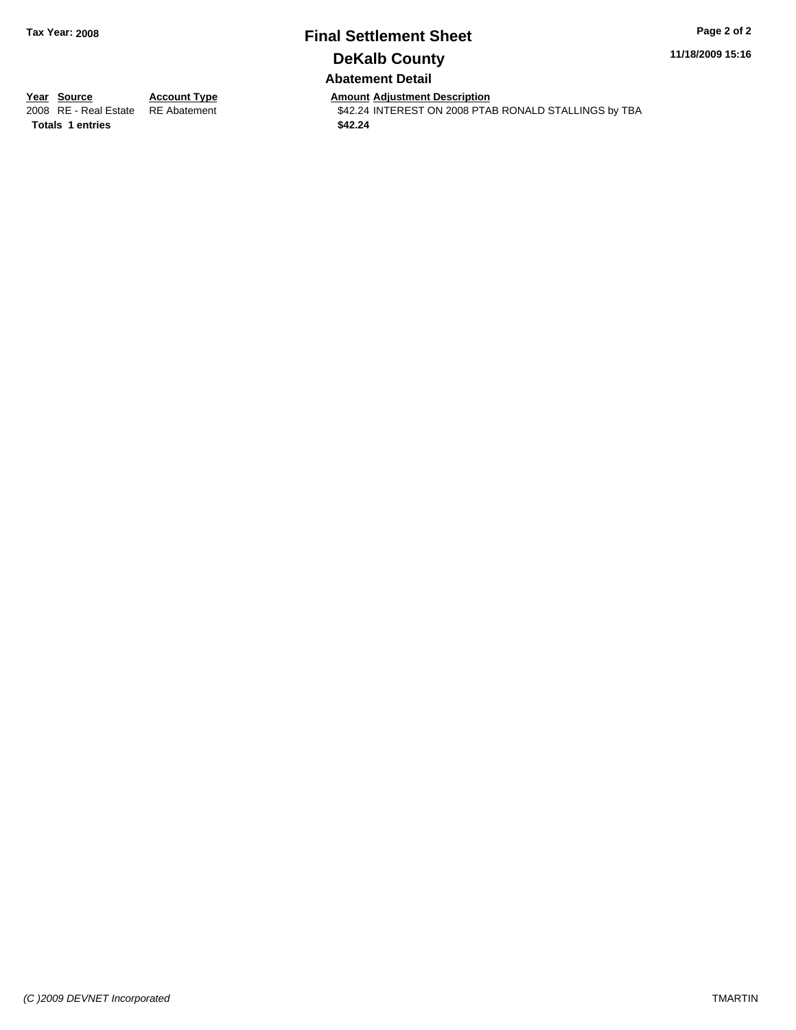# Final Settlement Sheet

## DeKalb County

### Abatement Detail

Tax Year: 2008

11/18/2009 15:16

| Year | Source | Account Type | Amount | Adjustment Description |
|---|---|---|---|---|
| 2008 | RE - Real Estate | RE Abatement | $42.24 | INTEREST ON 2008 PTAB RONALD STALLINGS by TBA |
| **Totals** | **1 entries** | | **$42.24** | |

*(C )2009 DEVNET Incorporated*

TMARTIN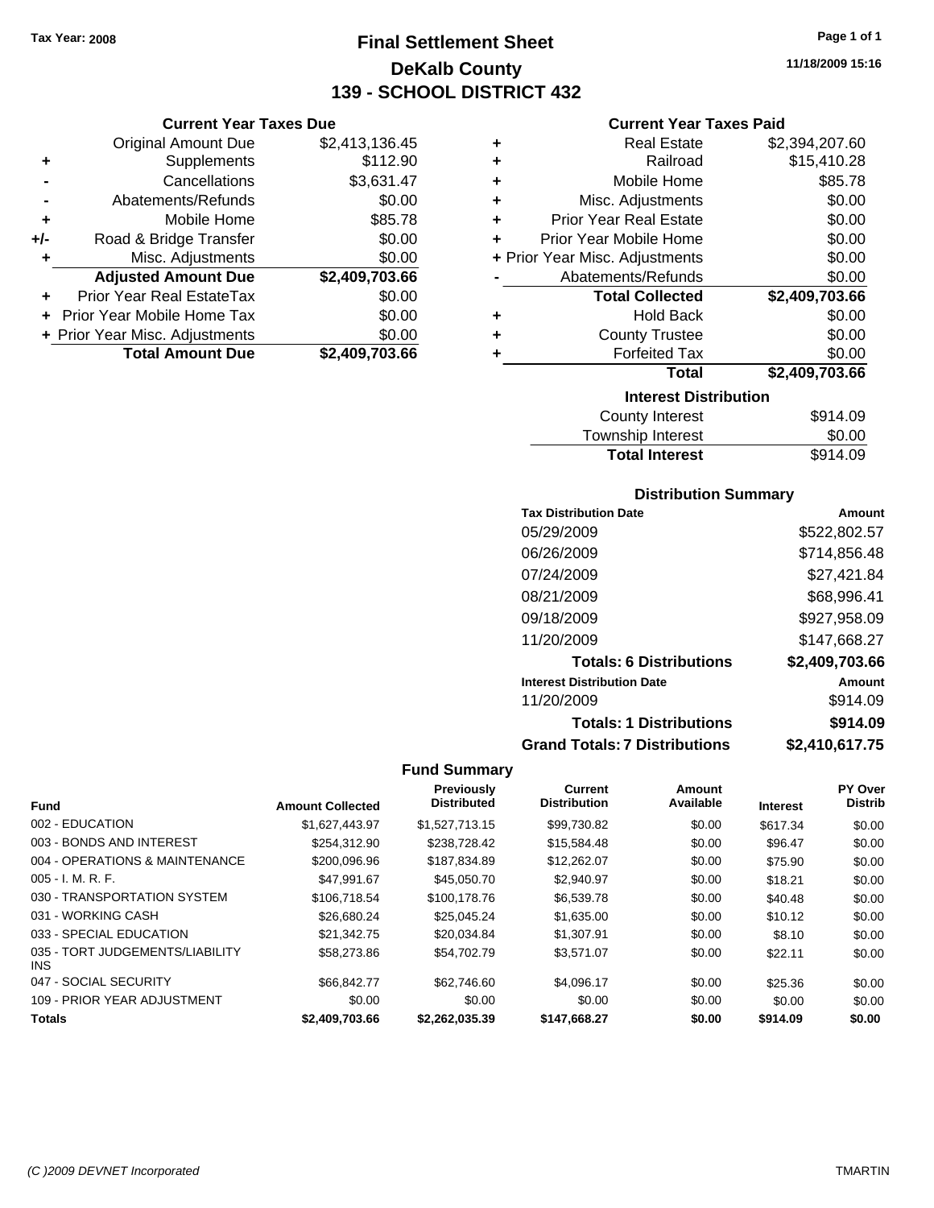Tax Year: 2008

# Final Settlement Sheet
## DeKalb County
## 139 - SCHOOL DISTRICT 432

11/18/2009 15:16

### Current Year Taxes Due

| | | |
|---|---|---|
| | Original Amount Due | $2,413,136.45 |
| + | Supplements | $112.90 |
| - | Cancellations | $3,631.47 |
| - | Abatements/Refunds | $0.00 |
| + | Mobile Home | $85.78 |
| +/- | Road & Bridge Transfer | $0.00 |
| + | Misc. Adjustments | $0.00 |
| | **Adjusted Amount Due** | **$2,409,703.66** |
| + | Prior Year Real EstateTax | $0.00 |
| + | Prior Year Mobile Home Tax | $0.00 |
| + | Prior Year Misc. Adjustments | $0.00 |
| | **Total Amount Due** | **$2,409,703.66** |

### Current Year Taxes Paid

| | | |
|---|---|---|
| + | Real Estate | $2,394,207.60 |
| + | Railroad | $15,410.28 |
| + | Mobile Home | $85.78 |
| + | Misc. Adjustments | $0.00 |
| + | Prior Year Real Estate | $0.00 |
| + | Prior Year Mobile Home | $0.00 |
| + | Prior Year Misc. Adjustments | $0.00 |
| - | Abatements/Refunds | $0.00 |
| | **Total Collected** | **$2,409,703.66** |
| + | Hold Back | $0.00 |
| + | County Trustee | $0.00 |
| + | Forfeited Tax | $0.00 |
| | **Total** | **$2,409,703.66** |

### Interest Distribution

| | |
|---|---|
| County Interest | $914.09 |
| Township Interest | $0.00 |
| **Total Interest** | $914.09 |

### Distribution Summary

| Tax Distribution Date | Amount |
|---|---|
| 05/29/2009 | $522,802.57 |
| 06/26/2009 | $714,856.48 |
| 07/24/2009 | $27,421.84 |
| 08/21/2009 | $68,996.41 |
| 09/18/2009 | $927,958.09 |
| 11/20/2009 | $147,668.27 |
| **Totals: 6 Distributions** | **$2,409,703.66** |
| **Interest Distribution Date** | **Amount** |
| 11/20/2009 | $914.09 |
| **Totals: 1 Distributions** | **$914.09** |
| **Grand Totals: 7 Distributions** | **$2,410,617.75** |

### Fund Summary

| Fund | Amount Collected | Previously Distributed | Current Distribution | Amount Available | Interest | PY Over Distrib |
|---|---|---|---|---|---|---|
| 002 - EDUCATION | $1,627,443.97 | $1,527,713.15 | $99,730.82 | $0.00 | $617.34 | $0.00 |
| 003 - BONDS AND INTEREST | $254,312.90 | $238,728.42 | $15,584.48 | $0.00 | $96.47 | $0.00 |
| 004 - OPERATIONS & MAINTENANCE | $200,096.96 | $187,834.89 | $12,262.07 | $0.00 | $75.90 | $0.00 |
| 005 - I. M. R. F. | $47,991.67 | $45,050.70 | $2,940.97 | $0.00 | $18.21 | $0.00 |
| 030 - TRANSPORTATION SYSTEM | $106,718.54 | $100,178.76 | $6,539.78 | $0.00 | $40.48 | $0.00 |
| 031 - WORKING CASH | $26,680.24 | $25,045.24 | $1,635.00 | $0.00 | $10.12 | $0.00 |
| 033 - SPECIAL EDUCATION | $21,342.75 | $20,034.84 | $1,307.91 | $0.00 | $8.10 | $0.00 |
| 035 - TORT JUDGEMENTS/LIABILITY INS | $58,273.86 | $54,702.79 | $3,571.07 | $0.00 | $22.11 | $0.00 |
| 047 - SOCIAL SECURITY | $66,842.77 | $62,746.60 | $4,096.17 | $0.00 | $25.36 | $0.00 |
| 109 - PRIOR YEAR ADJUSTMENT | $0.00 | $0.00 | $0.00 | $0.00 | $0.00 | $0.00 |
| **Totals** | **$2,409,703.66** | **$2,262,035.39** | **$147,668.27** | **$0.00** | **$914.09** | **$0.00** |

(C )2009 DEVNET Incorporated — TMARTIN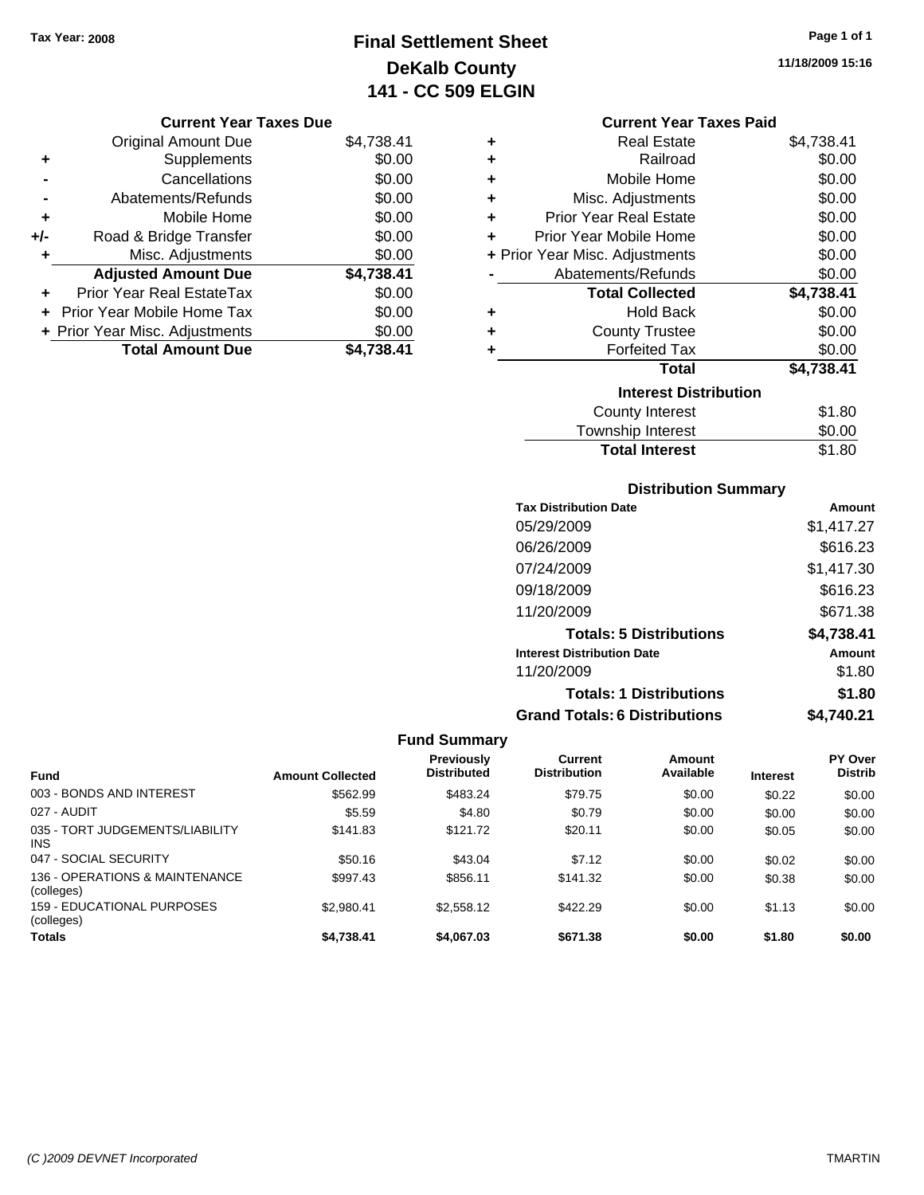Tax Year: 2008

# Final Settlement Sheet
## DeKalb County
## 141 - CC 509 ELGIN

11/18/2009 15:16

### Current Year Taxes Due

| | | |
|---|---|---|
| | Original Amount Due | $4,738.41 |
| + | Supplements | $0.00 |
| - | Cancellations | $0.00 |
| - | Abatements/Refunds | $0.00 |
| + | Mobile Home | $0.00 |
| +/- | Road & Bridge Transfer | $0.00 |
| + | Misc. Adjustments | $0.00 |
| | **Adjusted Amount Due** | **$4,738.41** |
| + | Prior Year Real EstateTax | $0.00 |
| + | Prior Year Mobile Home Tax | $0.00 |
| + | Prior Year Misc. Adjustments | $0.00 |
| | **Total Amount Due** | **$4,738.41** |

### Current Year Taxes Paid

| | | |
|---|---|---|
| + | Real Estate | $4,738.41 |
| + | Railroad | $0.00 |
| + | Mobile Home | $0.00 |
| + | Misc. Adjustments | $0.00 |
| + | Prior Year Real Estate | $0.00 |
| + | Prior Year Mobile Home | $0.00 |
| + | Prior Year Misc. Adjustments | $0.00 |
| - | Abatements/Refunds | $0.00 |
| | **Total Collected** | **$4,738.41** |
| + | Hold Back | $0.00 |
| + | County Trustee | $0.00 |
| + | Forfeited Tax | $0.00 |
| | **Total** | **$4,738.41** |

### Interest Distribution

| | |
|---|---|
| County Interest | $1.80 |
| Township Interest | $0.00 |
| **Total Interest** | $1.80 |

### Distribution Summary

| Tax Distribution Date | Amount |
|---|---|
| 05/29/2009 | $1,417.27 |
| 06/26/2009 | $616.23 |
| 07/24/2009 | $1,417.30 |
| 09/18/2009 | $616.23 |
| 11/20/2009 | $671.38 |
| **Totals: 5 Distributions** | **$4,738.41** |
| **Interest Distribution Date** | **Amount** |
| 11/20/2009 | $1.80 |
| **Totals: 1 Distributions** | **$1.80** |
| **Grand Totals: 6 Distributions** | **$4,740.21** |

### Fund Summary

| Fund | Amount Collected | Previously Distributed | Current Distribution | Amount Available | Interest | PY Over Distrib |
|---|---|---|---|---|---|---|
| 003 - BONDS AND INTEREST | $562.99 | $483.24 | $79.75 | $0.00 | $0.22 | $0.00 |
| 027 - AUDIT | $5.59 | $4.80 | $0.79 | $0.00 | $0.00 | $0.00 |
| 035 - TORT JUDGEMENTS/LIABILITY INS | $141.83 | $121.72 | $20.11 | $0.00 | $0.05 | $0.00 |
| 047 - SOCIAL SECURITY | $50.16 | $43.04 | $7.12 | $0.00 | $0.02 | $0.00 |
| 136 - OPERATIONS & MAINTENANCE (colleges) | $997.43 | $856.11 | $141.32 | $0.00 | $0.38 | $0.00 |
| 159 - EDUCATIONAL PURPOSES (colleges) | $2,980.41 | $2,558.12 | $422.29 | $0.00 | $1.13 | $0.00 |
| **Totals** | **$4,738.41** | **$4,067.03** | **$671.38** | **$0.00** | **$1.80** | **$0.00** |

(C )2009 DEVNET Incorporated — TMARTIN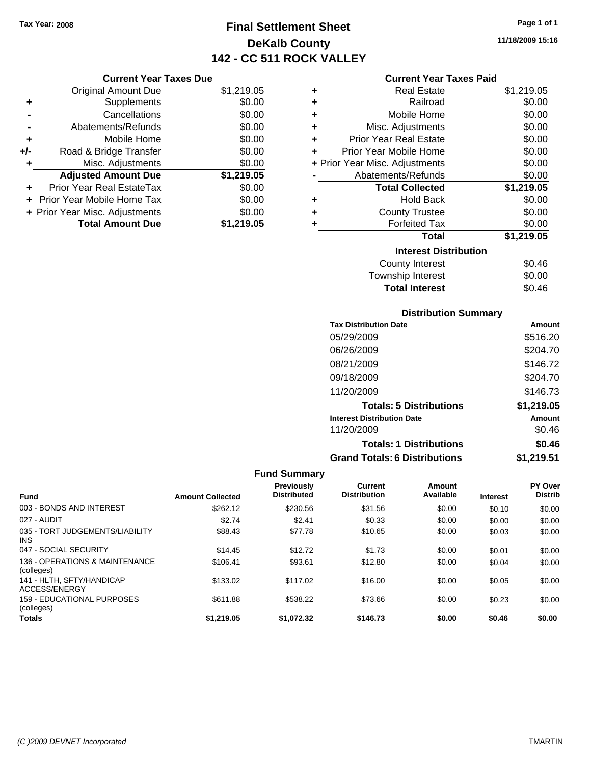Tax Year: 2008

# Final Settlement Sheet
## DeKalb County
## 142 - CC 511 ROCK VALLEY

11/18/2009 15:16

### Current Year Taxes Due

| | | |
|---|---|---|
| | Original Amount Due | $1,219.05 |
| + | Supplements | $0.00 |
| - | Cancellations | $0.00 |
| - | Abatements/Refunds | $0.00 |
| + | Mobile Home | $0.00 |
| +/- | Road & Bridge Transfer | $0.00 |
| + | Misc. Adjustments | $0.00 |
| | **Adjusted Amount Due** | **$1,219.05** |
| + | Prior Year Real EstateTax | $0.00 |
| + | Prior Year Mobile Home Tax | $0.00 |
| + | Prior Year Misc. Adjustments | $0.00 |
| | **Total Amount Due** | **$1,219.05** |

### Current Year Taxes Paid

| | | |
|---|---|---|
| + | Real Estate | $1,219.05 |
| + | Railroad | $0.00 |
| + | Mobile Home | $0.00 |
| + | Misc. Adjustments | $0.00 |
| + | Prior Year Real Estate | $0.00 |
| + | Prior Year Mobile Home | $0.00 |
| + | Prior Year Misc. Adjustments | $0.00 |
| - | Abatements/Refunds | $0.00 |
| | **Total Collected** | **$1,219.05** |
| + | Hold Back | $0.00 |
| + | County Trustee | $0.00 |
| + | Forfeited Tax | $0.00 |
| | **Total** | **$1,219.05** |

### Interest Distribution

| | |
|---|---|
| County Interest | $0.46 |
| Township Interest | $0.00 |
| **Total Interest** | $0.46 |

### Distribution Summary

| Tax Distribution Date | Amount |
|---|---|
| 05/29/2009 | $516.20 |
| 06/26/2009 | $204.70 |
| 08/21/2009 | $146.72 |
| 09/18/2009 | $204.70 |
| 11/20/2009 | $146.73 |
| **Totals: 5 Distributions** | **$1,219.05** |

| Interest Distribution Date | Amount |
|---|---|
| 11/20/2009 | $0.46 |
| **Totals: 1 Distributions** | **$0.46** |
| **Grand Totals: 6 Distributions** | **$1,219.51** |

### Fund Summary

| Fund | Amount Collected | Previously Distributed | Current Distribution | Amount Available | Interest | PY Over Distrib |
|---|---|---|---|---|---|---|
| 003 - BONDS AND INTEREST | $262.12 | $230.56 | $31.56 | $0.00 | $0.10 | $0.00 |
| 027 - AUDIT | $2.74 | $2.41 | $0.33 | $0.00 | $0.00 | $0.00 |
| 035 - TORT JUDGEMENTS/LIABILITY INS | $88.43 | $77.78 | $10.65 | $0.00 | $0.03 | $0.00 |
| 047 - SOCIAL SECURITY | $14.45 | $12.72 | $1.73 | $0.00 | $0.01 | $0.00 |
| 136 - OPERATIONS & MAINTENANCE (colleges) | $106.41 | $93.61 | $12.80 | $0.00 | $0.04 | $0.00 |
| 141 - HLTH, SFTY/HANDICAP ACCESS/ENERGY | $133.02 | $117.02 | $16.00 | $0.00 | $0.05 | $0.00 |
| 159 - EDUCATIONAL PURPOSES (colleges) | $611.88 | $538.22 | $73.66 | $0.00 | $0.23 | $0.00 |
| **Totals** | **$1,219.05** | **$1,072.32** | **$146.73** | **$0.00** | **$0.46** | **$0.00** |

(C )2009 DEVNET Incorporated — TMARTIN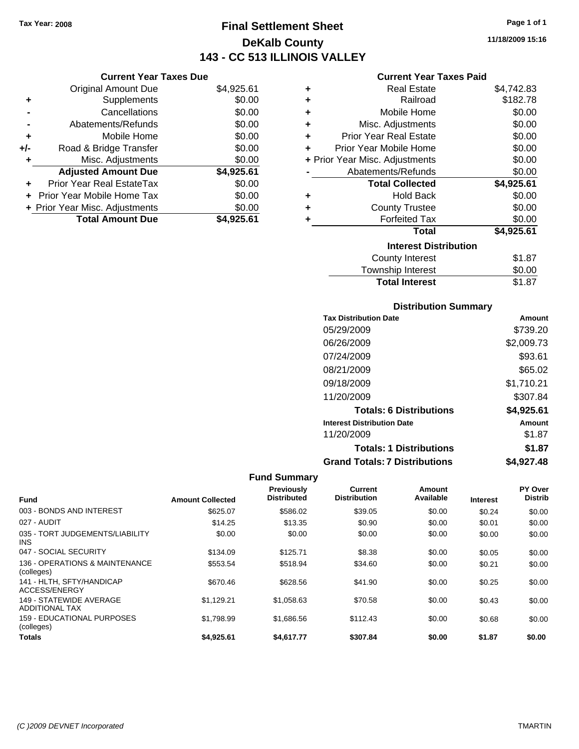Tax Year: 2008

# Final Settlement Sheet
## DeKalb County
## 143 - CC 513 ILLINOIS VALLEY

11/18/2009 15:16

### Current Year Taxes Due

| | | |
|---|---|---|
| | Original Amount Due | $4,925.61 |
| + | Supplements | $0.00 |
| - | Cancellations | $0.00 |
| - | Abatements/Refunds | $0.00 |
| + | Mobile Home | $0.00 |
| +/- | Road & Bridge Transfer | $0.00 |
| + | Misc. Adjustments | $0.00 |
| | **Adjusted Amount Due** | **$4,925.61** |
| + | Prior Year Real EstateTax | $0.00 |
| + | Prior Year Mobile Home Tax | $0.00 |
| + | Prior Year Misc. Adjustments | $0.00 |
| | **Total Amount Due** | **$4,925.61** |

### Current Year Taxes Paid

| | | |
|---|---|---|
| + | Real Estate | $4,742.83 |
| + | Railroad | $182.78 |
| + | Mobile Home | $0.00 |
| + | Misc. Adjustments | $0.00 |
| + | Prior Year Real Estate | $0.00 |
| + | Prior Year Mobile Home | $0.00 |
| + | Prior Year Misc. Adjustments | $0.00 |
| - | Abatements/Refunds | $0.00 |
| | **Total Collected** | **$4,925.61** |
| + | Hold Back | $0.00 |
| + | County Trustee | $0.00 |
| + | Forfeited Tax | $0.00 |
| | **Total** | **$4,925.61** |

### Interest Distribution

| | |
|---|---|
| County Interest | $1.87 |
| Township Interest | $0.00 |
| **Total Interest** | $1.87 |

### Distribution Summary

| Tax Distribution Date | Amount |
|---|---|
| 05/29/2009 | $739.20 |
| 06/26/2009 | $2,009.73 |
| 07/24/2009 | $93.61 |
| 08/21/2009 | $65.02 |
| 09/18/2009 | $1,710.21 |
| 11/20/2009 | $307.84 |
| **Totals: 6 Distributions** | **$4,925.61** |
| **Interest Distribution Date** | **Amount** |
| 11/20/2009 | $1.87 |
| **Totals: 1 Distributions** | **$1.87** |
| **Grand Totals: 7 Distributions** | **$4,927.48** |

### Fund Summary

| Fund | Amount Collected | Previously Distributed | Current Distribution | Amount Available | Interest | PY Over Distrib |
|---|---|---|---|---|---|---|
| 003 - BONDS AND INTEREST | $625.07 | $586.02 | $39.05 | $0.00 | $0.24 | $0.00 |
| 027 - AUDIT | $14.25 | $13.35 | $0.90 | $0.00 | $0.01 | $0.00 |
| 035 - TORT JUDGEMENTS/LIABILITY INS | $0.00 | $0.00 | $0.00 | $0.00 | $0.00 | $0.00 |
| 047 - SOCIAL SECURITY | $134.09 | $125.71 | $8.38 | $0.00 | $0.05 | $0.00 |
| 136 - OPERATIONS & MAINTENANCE (colleges) | $553.54 | $518.94 | $34.60 | $0.00 | $0.21 | $0.00 |
| 141 - HLTH, SFTY/HANDICAP ACCESS/ENERGY | $670.46 | $628.56 | $41.90 | $0.00 | $0.25 | $0.00 |
| 149 - STATEWIDE AVERAGE ADDITIONAL TAX | $1,129.21 | $1,058.63 | $70.58 | $0.00 | $0.43 | $0.00 |
| 159 - EDUCATIONAL PURPOSES (colleges) | $1,798.99 | $1,686.56 | $112.43 | $0.00 | $0.68 | $0.00 |
| **Totals** | **$4,925.61** | **$4,617.77** | **$307.84** | **$0.00** | **$1.87** | **$0.00** |

(C )2009 DEVNET Incorporated — TMARTIN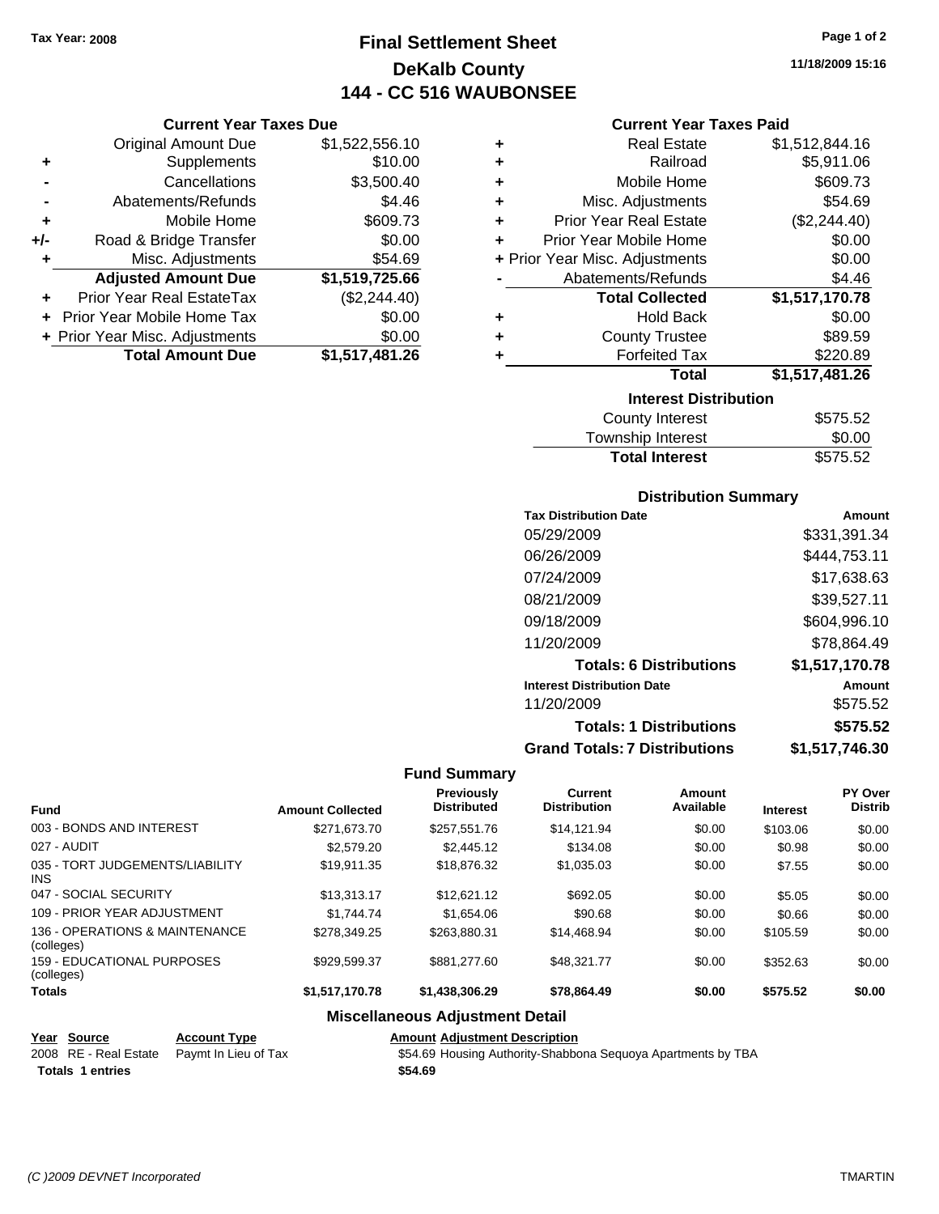Tax Year: 2008

# Final Settlement Sheet
## DeKalb County
## 144 - CC 516 WAUBONSEE

11/18/2009 15:16

### Current Year Taxes Due

| | | |
|---|---|---|
| | Original Amount Due | $1,522,556.10 |
| + | Supplements | $10.00 |
| - | Cancellations | $3,500.40 |
| - | Abatements/Refunds | $4.46 |
| + | Mobile Home | $609.73 |
| +/- | Road & Bridge Transfer | $0.00 |
| + | Misc. Adjustments | $54.69 |
| | **Adjusted Amount Due** | **$1,519,725.66** |
| + | Prior Year Real EstateTax | ($2,244.40) |
| + | Prior Year Mobile Home Tax | $0.00 |
| + | Prior Year Misc. Adjustments | $0.00 |
| | **Total Amount Due** | **$1,517,481.26** |

### Current Year Taxes Paid

| | | |
|---|---|---|
| + | Real Estate | $1,512,844.16 |
| + | Railroad | $5,911.06 |
| + | Mobile Home | $609.73 |
| + | Misc. Adjustments | $54.69 |
| + | Prior Year Real Estate | ($2,244.40) |
| + | Prior Year Mobile Home | $0.00 |
| + | Prior Year Misc. Adjustments | $0.00 |
| - | Abatements/Refunds | $4.46 |
| | **Total Collected** | **$1,517,170.78** |
| + | Hold Back | $0.00 |
| + | County Trustee | $89.59 |
| + | Forfeited Tax | $220.89 |
| | **Total** | **$1,517,481.26** |

### Interest Distribution

| | |
|---|---|
| County Interest | $575.52 |
| Township Interest | $0.00 |
| **Total Interest** | $575.52 |

### Distribution Summary

| Tax Distribution Date | Amount |
|---|---|
| 05/29/2009 | $331,391.34 |
| 06/26/2009 | $444,753.11 |
| 07/24/2009 | $17,638.63 |
| 08/21/2009 | $39,527.11 |
| 09/18/2009 | $604,996.10 |
| 11/20/2009 | $78,864.49 |
| **Totals: 6 Distributions** | **$1,517,170.78** |
| **Interest Distribution Date** | **Amount** |
| 11/20/2009 | $575.52 |
| **Totals: 1 Distributions** | **$575.52** |
| **Grand Totals: 7 Distributions** | **$1,517,746.30** |

### Fund Summary

| Fund | Amount Collected | Previously Distributed | Current Distribution | Amount Available | Interest | PY Over Distrib |
|---|---|---|---|---|---|---|
| 003 - BONDS AND INTEREST | $271,673.70 | $257,551.76 | $14,121.94 | $0.00 | $103.06 | $0.00 |
| 027 - AUDIT | $2,579.20 | $2,445.12 | $134.08 | $0.00 | $0.98 | $0.00 |
| 035 - TORT JUDGEMENTS/LIABILITY INS | $19,911.35 | $18,876.32 | $1,035.03 | $0.00 | $7.55 | $0.00 |
| 047 - SOCIAL SECURITY | $13,313.17 | $12,621.12 | $692.05 | $0.00 | $5.05 | $0.00 |
| 109 - PRIOR YEAR ADJUSTMENT | $1,744.74 | $1,654.06 | $90.68 | $0.00 | $0.66 | $0.00 |
| 136 - OPERATIONS & MAINTENANCE (colleges) | $278,349.25 | $263,880.31 | $14,468.94 | $0.00 | $105.59 | $0.00 |
| 159 - EDUCATIONAL PURPOSES (colleges) | $929,599.37 | $881,277.60 | $48,321.77 | $0.00 | $352.63 | $0.00 |
| **Totals** | **$1,517,170.78** | **$1,438,306.29** | **$78,864.49** | **$0.00** | **$575.52** | **$0.00** |

### Miscellaneous Adjustment Detail

| Year | Source | Account Type | Amount | Adjustment Description |
|---|---|---|---|---|
| 2008 | RE - Real Estate | Paymt In Lieu of Tax | $54.69 | Housing Authority-Shabbona Sequoya Apartments by TBA |
| **Totals 1 entries** | | | **$54.69** | |

(C )2009 DEVNET Incorporated TMARTIN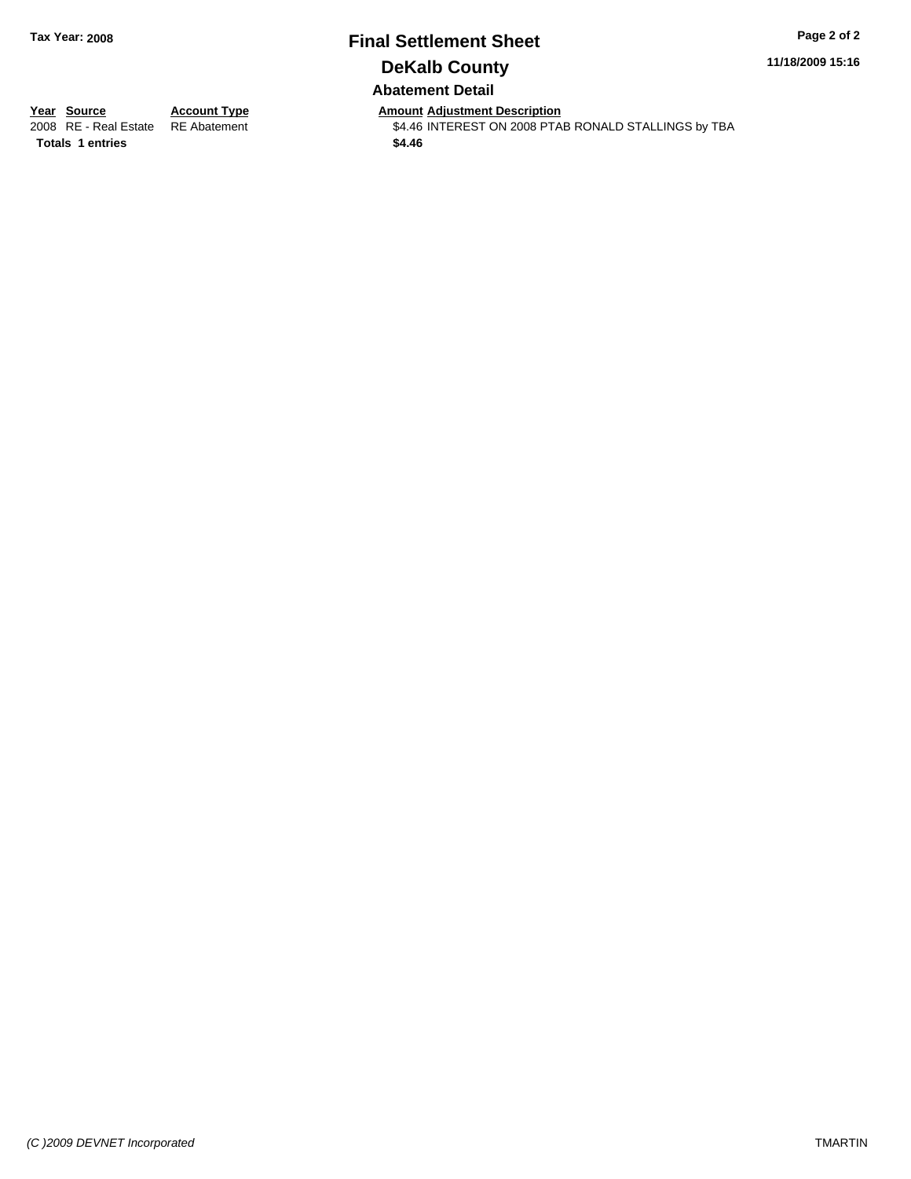**Tax Year: 2008**

# Final Settlement Sheet

## DeKalb County

### Abatement Detail

**11/18/2009 15:16**

| Year | Source | Account Type | Amount | Adjustment Description |
|---|---|---|---|---|
| 2008 | RE - Real Estate | RE Abatement | $4.46 | INTEREST ON 2008 PTAB RONALD STALLINGS by TBA |
| **Totals** | **1 entries** | | **$4.46** | |

*(C )2009 DEVNET Incorporated*

TMARTIN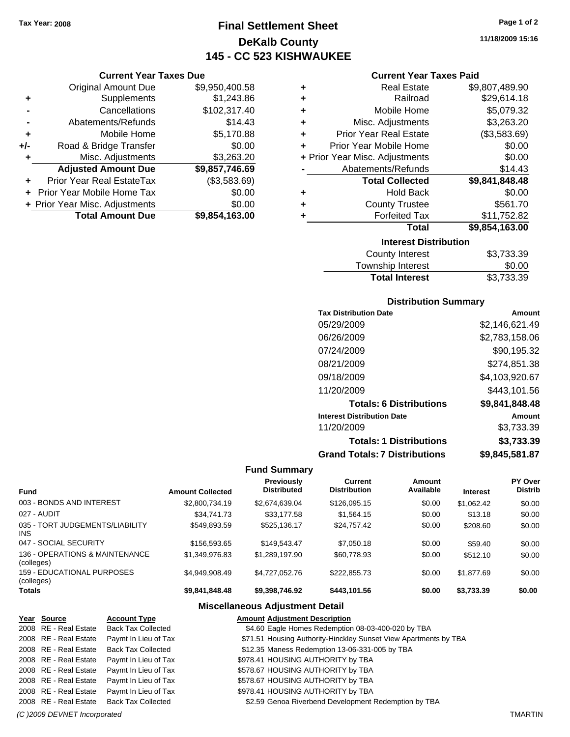Tax Year: 2008

# Final Settlement Sheet

## DeKalb County

## 145 - CC 523 KISHWAUKEE

11/18/2009 15:16

### Current Year Taxes Due

| | | |
|---|---|---|
| | Original Amount Due | $9,950,400.58 |
| + | Supplements | $1,243.86 |
| - | Cancellations | $102,317.40 |
| - | Abatements/Refunds | $14.43 |
| + | Mobile Home | $5,170.88 |
| +/- | Road & Bridge Transfer | $0.00 |
| + | Misc. Adjustments | $3,263.20 |
| | **Adjusted Amount Due** | **$9,857,746.69** |
| + | Prior Year Real EstateTax | ($3,583.69) |
| + | Prior Year Mobile Home Tax | $0.00 |
| + | Prior Year Misc. Adjustments | $0.00 |
| | **Total Amount Due** | **$9,854,163.00** |

### Current Year Taxes Paid

| | | |
|---|---|---|
| + | Real Estate | $9,807,489.90 |
| + | Railroad | $29,614.18 |
| + | Mobile Home | $5,079.32 |
| + | Misc. Adjustments | $3,263.20 |
| + | Prior Year Real Estate | ($3,583.69) |
| + | Prior Year Mobile Home | $0.00 |
| + | Prior Year Misc. Adjustments | $0.00 |
| - | Abatements/Refunds | $14.43 |
| | **Total Collected** | **$9,841,848.48** |
| + | Hold Back | $0.00 |
| + | County Trustee | $561.70 |
| + | Forfeited Tax | $11,752.82 |
| | **Total** | **$9,854,163.00** |

### Interest Distribution

| | |
|---|---|
| County Interest | $3,733.39 |
| Township Interest | $0.00 |
| **Total Interest** | $3,733.39 |

### Distribution Summary

| Tax Distribution Date | Amount |
|---|---|
| 05/29/2009 | $2,146,621.49 |
| 06/26/2009 | $2,783,158.06 |
| 07/24/2009 | $90,195.32 |
| 08/21/2009 | $274,851.38 |
| 09/18/2009 | $4,103,920.67 |
| 11/20/2009 | $443,101.56 |
| **Totals: 6 Distributions** | **$9,841,848.48** |
| **Interest Distribution Date** | **Amount** |
| 11/20/2009 | $3,733.39 |
| **Totals: 1 Distributions** | **$3,733.39** |
| **Grand Totals: 7 Distributions** | **$9,845,581.87** |

### Fund Summary

| Fund | Amount Collected | Previously Distributed | Current Distribution | Amount Available | Interest | PY Over Distrib |
|---|---|---|---|---|---|---|
| 003 - BONDS AND INTEREST | $2,800,734.19 | $2,674,639.04 | $126,095.15 | $0.00 | $1,062.42 | $0.00 |
| 027 - AUDIT | $34,741.73 | $33,177.58 | $1,564.15 | $0.00 | $13.18 | $0.00 |
| 035 - TORT JUDGEMENTS/LIABILITY INS | $549,893.59 | $525,136.17 | $24,757.42 | $0.00 | $208.60 | $0.00 |
| 047 - SOCIAL SECURITY | $156,593.65 | $149,543.47 | $7,050.18 | $0.00 | $59.40 | $0.00 |
| 136 - OPERATIONS & MAINTENANCE (colleges) | $1,349,976.83 | $1,289,197.90 | $60,778.93 | $0.00 | $512.10 | $0.00 |
| 159 - EDUCATIONAL PURPOSES (colleges) | $4,949,908.49 | $4,727,052.76 | $222,855.73 | $0.00 | $1,877.69 | $0.00 |
| **Totals** | **$9,841,848.48** | **$9,398,746.92** | **$443,101.56** | **$0.00** | **$3,733.39** | **$0.00** |

### Miscellaneous Adjustment Detail

| Year | Source | Account Type | Amount | Adjustment Description |
|---|---|---|---|---|
| 2008 | RE - Real Estate | Back Tax Collected | $4.60 | Eagle Homes Redemption 08-03-400-020 by TBA |
| 2008 | RE - Real Estate | Paymt In Lieu of Tax | $71.51 | Housing Authority-Hinckley Sunset View Apartments by TBA |
| 2008 | RE - Real Estate | Back Tax Collected | $12.35 | Maness Redemption 13-06-331-005 by TBA |
| 2008 | RE - Real Estate | Paymt In Lieu of Tax | $978.41 | HOUSING AUTHORITY by TBA |
| 2008 | RE - Real Estate | Paymt In Lieu of Tax | $578.67 | HOUSING AUTHORITY by TBA |
| 2008 | RE - Real Estate | Paymt In Lieu of Tax | $578.67 | HOUSING AUTHORITY by TBA |
| 2008 | RE - Real Estate | Paymt In Lieu of Tax | $978.41 | HOUSING AUTHORITY by TBA |
| 2008 | RE - Real Estate | Back Tax Collected | $2.59 | Genoa Riverbend Development Redemption by TBA |

(C )2009 DEVNET Incorporated — TMARTIN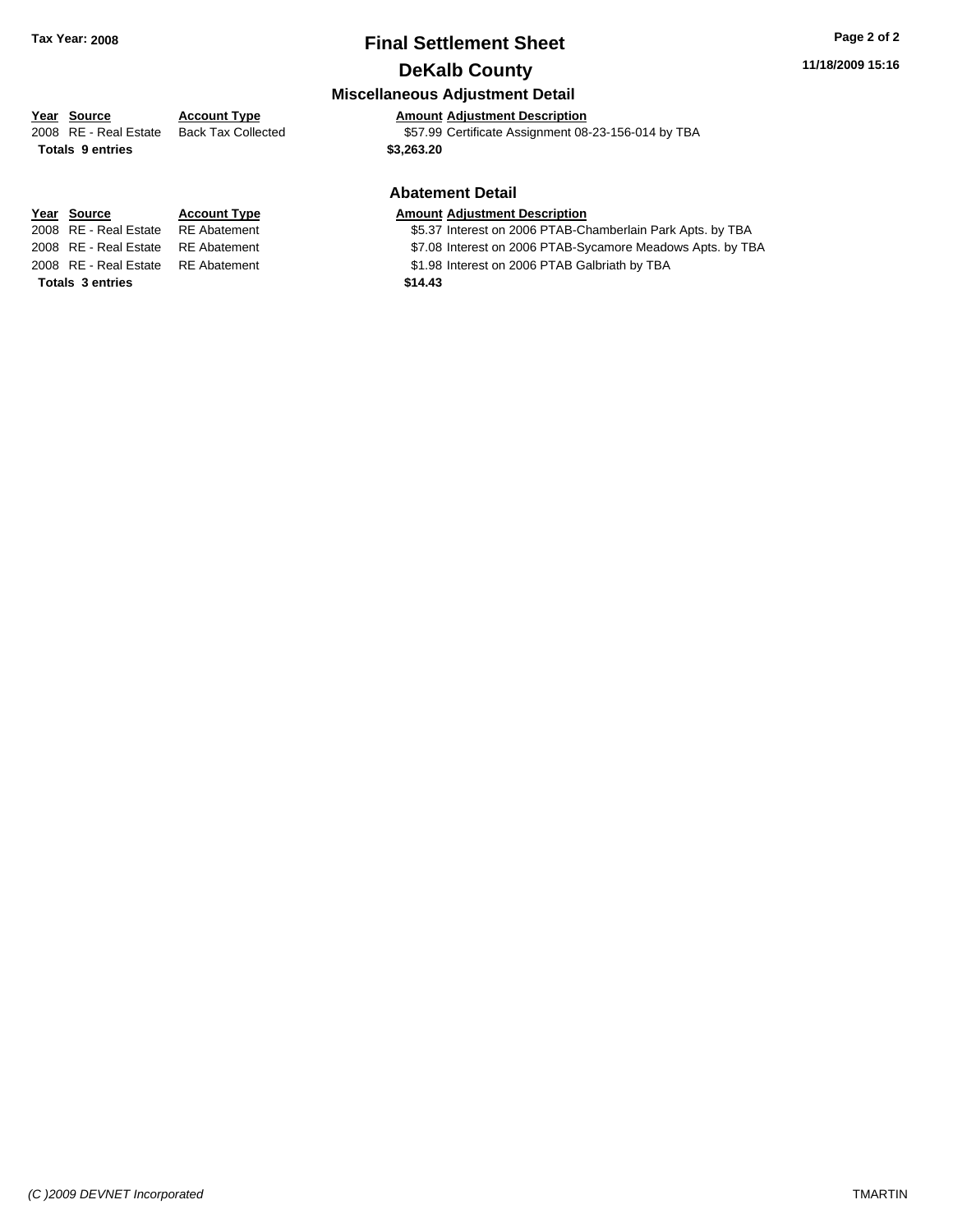**Tax Year: 2008**

# Final Settlement Sheet

## DeKalb County

### Miscellaneous Adjustment Detail

| Year | Source | Account Type | Amount | Adjustment Description |
|---|---|---|---|---|
| 2008 | RE - Real Estate | Back Tax Collected | $57.99 | Certificate Assignment 08-23-156-014 by TBA |
| **Totals 9 entries** | | | **$3,263.20** | |

### Abatement Detail

| Year | Source | Account Type | Amount | Adjustment Description |
|---|---|---|---|---|
| 2008 | RE - Real Estate | RE Abatement | $5.37 | Interest on 2006 PTAB-Chamberlain Park Apts. by TBA |
| 2008 | RE - Real Estate | RE Abatement | $7.08 | Interest on 2006 PTAB-Sycamore Meadows Apts. by TBA |
| 2008 | RE - Real Estate | RE Abatement | $1.98 | Interest on 2006 PTAB Galbriath by TBA |
| **Totals 3 entries** | | | **$14.43** | |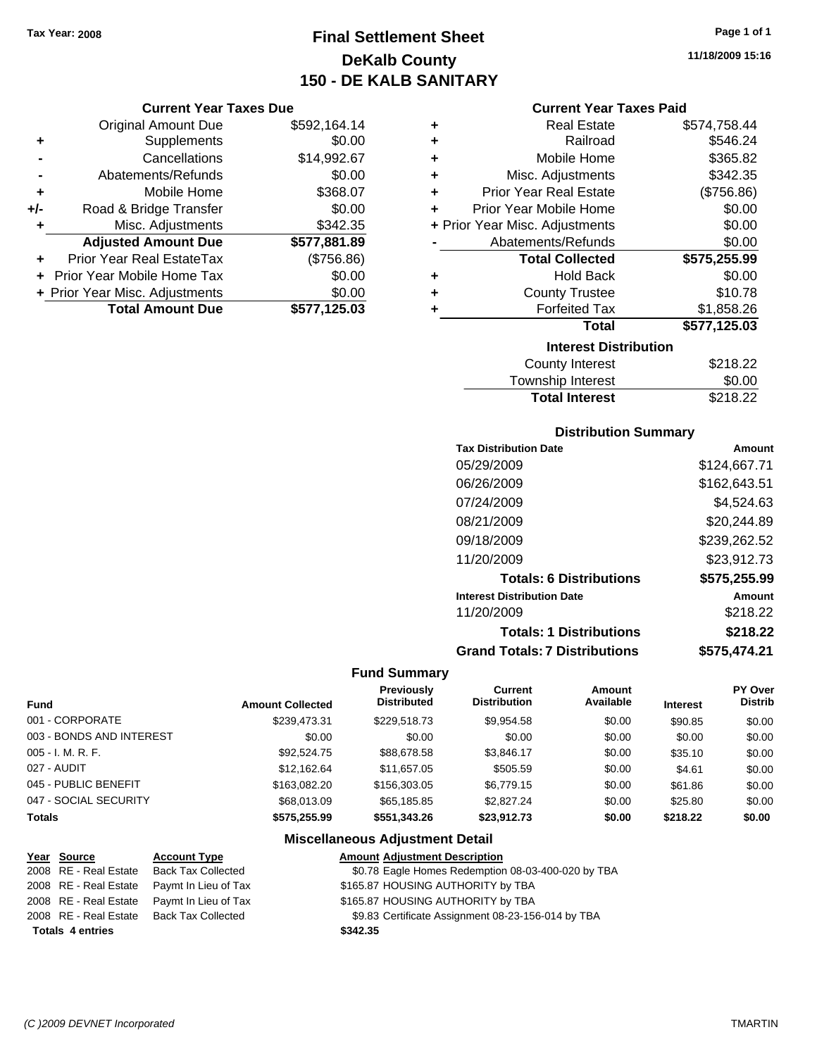Tax Year: 2008

# Final Settlement Sheet
## DeKalb County
## 150 - DE KALB SANITARY

11/18/2009 15:16

### Current Year Taxes Due

| | | |
|---|---|---|
| | Original Amount Due | $592,164.14 |
| + | Supplements | $0.00 |
| - | Cancellations | $14,992.67 |
| - | Abatements/Refunds | $0.00 |
| + | Mobile Home | $368.07 |
| +/- | Road & Bridge Transfer | $0.00 |
| + | Misc. Adjustments | $342.35 |
| | **Adjusted Amount Due** | **$577,881.89** |
| + | Prior Year Real EstateTax | ($756.86) |
| + | Prior Year Mobile Home Tax | $0.00 |
| + | Prior Year Misc. Adjustments | $0.00 |
| | **Total Amount Due** | **$577,125.03** |

### Current Year Taxes Paid

| | | |
|---|---|---|
| + | Real Estate | $574,758.44 |
| + | Railroad | $546.24 |
| + | Mobile Home | $365.82 |
| + | Misc. Adjustments | $342.35 |
| + | Prior Year Real Estate | ($756.86) |
| + | Prior Year Mobile Home | $0.00 |
| + | Prior Year Misc. Adjustments | $0.00 |
| - | Abatements/Refunds | $0.00 |
| | **Total Collected** | **$575,255.99** |
| + | Hold Back | $0.00 |
| + | County Trustee | $10.78 |
| + | Forfeited Tax | $1,858.26 |
| | **Total** | **$577,125.03** |

### Interest Distribution

| | |
|---|---|
| County Interest | $218.22 |
| Township Interest | $0.00 |
| **Total Interest** | $218.22 |

### Distribution Summary

| Tax Distribution Date | Amount |
|---|---|
| 05/29/2009 | $124,667.71 |
| 06/26/2009 | $162,643.51 |
| 07/24/2009 | $4,524.63 |
| 08/21/2009 | $20,244.89 |
| 09/18/2009 | $239,262.52 |
| 11/20/2009 | $23,912.73 |
| **Totals: 6 Distributions** | **$575,255.99** |
| **Interest Distribution Date** | **Amount** |
| 11/20/2009 | $218.22 |
| **Totals: 1 Distributions** | **$218.22** |
| **Grand Totals: 7 Distributions** | **$575,474.21** |

### Fund Summary

| Fund | Amount Collected | Previously Distributed | Current Distribution | Amount Available | Interest | PY Over Distrib |
|---|---|---|---|---|---|---|
| 001 - CORPORATE | $239,473.31 | $229,518.73 | $9,954.58 | $0.00 | $90.85 | $0.00 |
| 003 - BONDS AND INTEREST | $0.00 | $0.00 | $0.00 | $0.00 | $0.00 | $0.00 |
| 005 - I. M. R. F. | $92,524.75 | $88,678.58 | $3,846.17 | $0.00 | $35.10 | $0.00 |
| 027 - AUDIT | $12,162.64 | $11,657.05 | $505.59 | $0.00 | $4.61 | $0.00 |
| 045 - PUBLIC BENEFIT | $163,082.20 | $156,303.05 | $6,779.15 | $0.00 | $61.86 | $0.00 |
| 047 - SOCIAL SECURITY | $68,013.09 | $65,185.85 | $2,827.24 | $0.00 | $25.80 | $0.00 |
| **Totals** | **$575,255.99** | **$551,343.26** | **$23,912.73** | **$0.00** | **$218.22** | **$0.00** |

### Miscellaneous Adjustment Detail

| Year | Source | Account Type | Amount | Adjustment Description |
|---|---|---|---|---|
| 2008 | RE - Real Estate | Back Tax Collected | $0.78 | Eagle Homes Redemption 08-03-400-020 by TBA |
| 2008 | RE - Real Estate | Paymt In Lieu of Tax | $165.87 | HOUSING AUTHORITY by TBA |
| 2008 | RE - Real Estate | Paymt In Lieu of Tax | $165.87 | HOUSING AUTHORITY by TBA |
| 2008 | RE - Real Estate | Back Tax Collected | $9.83 | Certificate Assignment 08-23-156-014 by TBA |
| **Totals 4 entries** | | | **$342.35** | |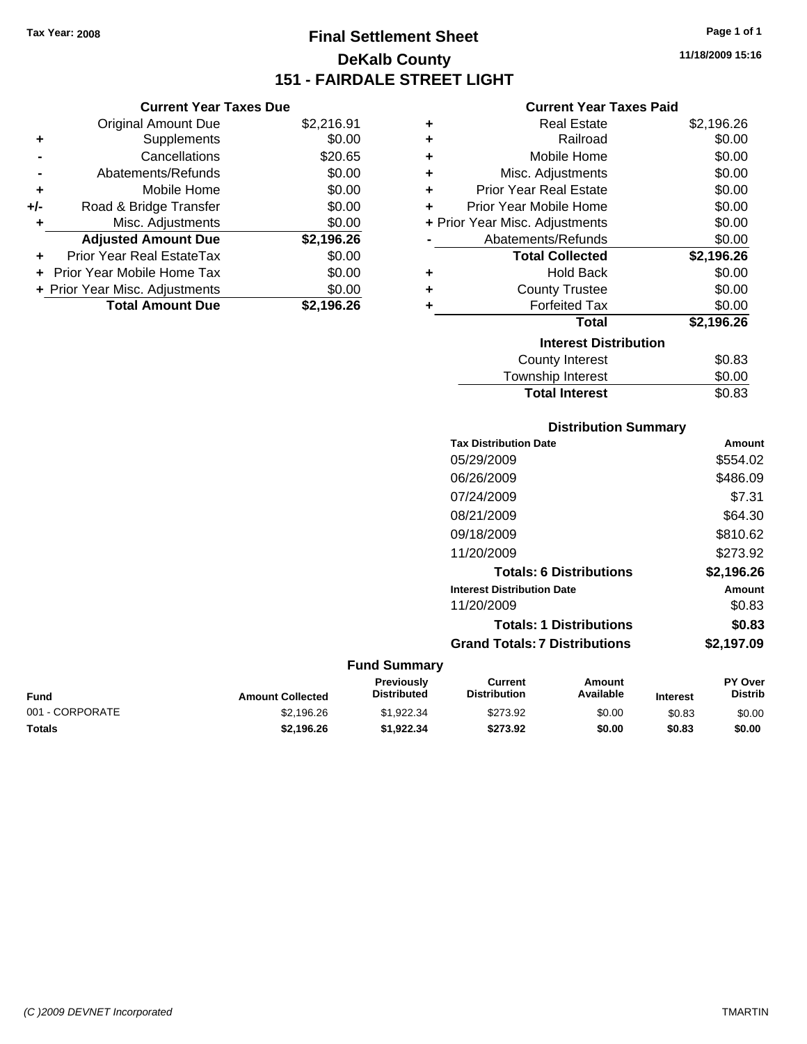Tax Year: 2008

# Final Settlement Sheet
## DeKalb County
## 151 - FAIRDALE STREET LIGHT

11/18/2009 15:16

### Current Year Taxes Due

| | | |
|---|---|---|
| | Original Amount Due | $2,216.91 |
| + | Supplements | $0.00 |
| - | Cancellations | $20.65 |
| - | Abatements/Refunds | $0.00 |
| + | Mobile Home | $0.00 |
| +/- | Road & Bridge Transfer | $0.00 |
| + | Misc. Adjustments | $0.00 |
| | **Adjusted Amount Due** | **$2,196.26** |
| + | Prior Year Real EstateTax | $0.00 |
| + | Prior Year Mobile Home Tax | $0.00 |
| + | Prior Year Misc. Adjustments | $0.00 |
| | **Total Amount Due** | **$2,196.26** |

### Current Year Taxes Paid

| | | |
|---|---|---|
| + | Real Estate | $2,196.26 |
| + | Railroad | $0.00 |
| + | Mobile Home | $0.00 |
| + | Misc. Adjustments | $0.00 |
| + | Prior Year Real Estate | $0.00 |
| + | Prior Year Mobile Home | $0.00 |
| + | Prior Year Misc. Adjustments | $0.00 |
| - | Abatements/Refunds | $0.00 |
| | **Total Collected** | **$2,196.26** |
| + | Hold Back | $0.00 |
| + | County Trustee | $0.00 |
| + | Forfeited Tax | $0.00 |
| | **Total** | **$2,196.26** |

### Interest Distribution

| | |
|---|---|
| County Interest | $0.83 |
| Township Interest | $0.00 |
| **Total Interest** | $0.83 |

### Distribution Summary

| Tax Distribution Date | Amount |
|---|---|
| 05/29/2009 | $554.02 |
| 06/26/2009 | $486.09 |
| 07/24/2009 | $7.31 |
| 08/21/2009 | $64.30 |
| 09/18/2009 | $810.62 |
| 11/20/2009 | $273.92 |
| **Totals: 6 Distributions** | **$2,196.26** |
| **Interest Distribution Date** | **Amount** |
| 11/20/2009 | $0.83 |
| **Totals: 1 Distributions** | **$0.83** |
| **Grand Totals: 7 Distributions** | **$2,197.09** |

### Fund Summary

| Fund | Amount Collected | Previously Distributed | Current Distribution | Amount Available | Interest | PY Over Distrib |
|---|---|---|---|---|---|---|
| 001 - CORPORATE | $2,196.26 | $1,922.34 | $273.92 | $0.00 | $0.83 | $0.00 |
| **Totals** | **$2,196.26** | **$1,922.34** | **$273.92** | **$0.00** | **$0.83** | **$0.00** |

(C )2009 DEVNET Incorporated — TMARTIN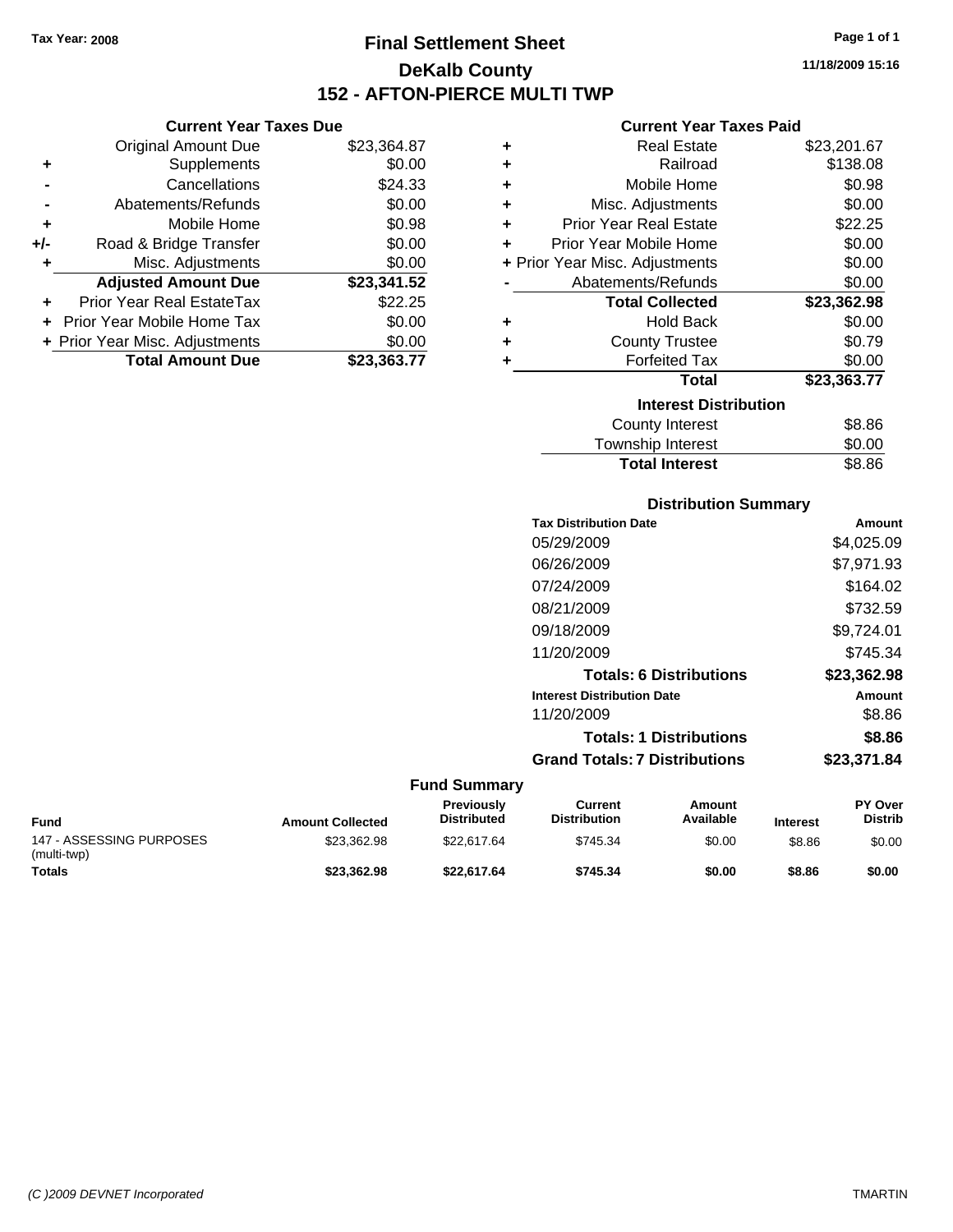Tax Year: 2008

# Final Settlement Sheet

## DeKalb County

## 152 - AFTON-PIERCE MULTI TWP

11/18/2009 15:16

### Current Year Taxes Due

| | | |
|---|---|---|
| | Original Amount Due | $23,364.87 |
| + | Supplements | $0.00 |
| - | Cancellations | $24.33 |
| - | Abatements/Refunds | $0.00 |
| + | Mobile Home | $0.98 |
| +/- | Road & Bridge Transfer | $0.00 |
| + | Misc. Adjustments | $0.00 |
| | **Adjusted Amount Due** | **$23,341.52** |
| + | Prior Year Real EstateTax | $22.25 |
| + | Prior Year Mobile Home Tax | $0.00 |
| + | Prior Year Misc. Adjustments | $0.00 |
| | **Total Amount Due** | **$23,363.77** |

### Current Year Taxes Paid

| | | |
|---|---|---|
| + | Real Estate | $23,201.67 |
| + | Railroad | $138.08 |
| + | Mobile Home | $0.98 |
| + | Misc. Adjustments | $0.00 |
| + | Prior Year Real Estate | $22.25 |
| + | Prior Year Mobile Home | $0.00 |
| + | Prior Year Misc. Adjustments | $0.00 |
| - | Abatements/Refunds | $0.00 |
| | **Total Collected** | **$23,362.98** |
| + | Hold Back | $0.00 |
| + | County Trustee | $0.79 |
| + | Forfeited Tax | $0.00 |
| | **Total** | **$23,363.77** |

### Interest Distribution

| | |
|---|---|
| County Interest | $8.86 |
| Township Interest | $0.00 |
| **Total Interest** | $8.86 |

### Distribution Summary

| Tax Distribution Date | Amount |
|---|---|
| 05/29/2009 | $4,025.09 |
| 06/26/2009 | $7,971.93 |
| 07/24/2009 | $164.02 |
| 08/21/2009 | $732.59 |
| 09/18/2009 | $9,724.01 |
| 11/20/2009 | $745.34 |
| **Totals: 6 Distributions** | **$23,362.98** |
| **Interest Distribution Date** | **Amount** |
| 11/20/2009 | $8.86 |
| **Totals: 1 Distributions** | **$8.86** |
| **Grand Totals: 7 Distributions** | **$23,371.84** |

### Fund Summary

| Fund | Amount Collected | Previously Distributed | Current Distribution | Amount Available | Interest | PY Over Distrib |
|---|---|---|---|---|---|---|
| 147 - ASSESSING PURPOSES (multi-twp) | $23,362.98 | $22,617.64 | $745.34 | $0.00 | $8.86 | $0.00 |
| **Totals** | **$23,362.98** | **$22,617.64** | **$745.34** | **$0.00** | **$8.86** | **$0.00** |

(C )2009 DEVNET Incorporated TMARTIN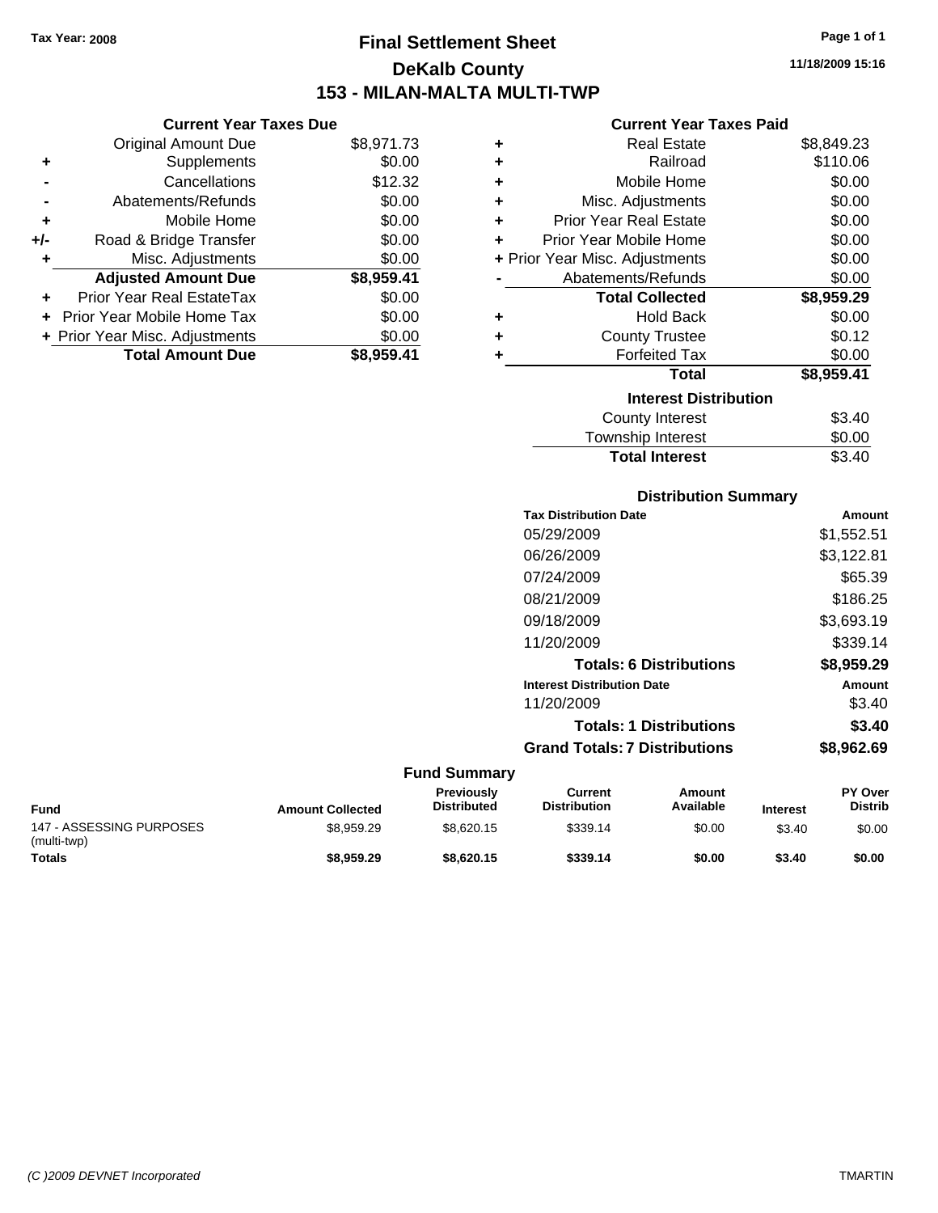Tax Year: 2008

# Final Settlement Sheet
## DeKalb County
## 153 - MILAN-MALTA MULTI-TWP

11/18/2009 15:16

### Current Year Taxes Due

| | | |
|---|---|---|
| | Original Amount Due | $8,971.73 |
| + | Supplements | $0.00 |
| - | Cancellations | $12.32 |
| - | Abatements/Refunds | $0.00 |
| + | Mobile Home | $0.00 |
| +/- | Road & Bridge Transfer | $0.00 |
| + | Misc. Adjustments | $0.00 |
| | **Adjusted Amount Due** | **$8,959.41** |
| + | Prior Year Real EstateTax | $0.00 |
| + | Prior Year Mobile Home Tax | $0.00 |
| + | Prior Year Misc. Adjustments | $0.00 |
| | **Total Amount Due** | **$8,959.41** |

### Current Year Taxes Paid

| | | |
|---|---|---|
| + | Real Estate | $8,849.23 |
| + | Railroad | $110.06 |
| + | Mobile Home | $0.00 |
| + | Misc. Adjustments | $0.00 |
| + | Prior Year Real Estate | $0.00 |
| + | Prior Year Mobile Home | $0.00 |
| + | Prior Year Misc. Adjustments | $0.00 |
| - | Abatements/Refunds | $0.00 |
| | **Total Collected** | **$8,959.29** |
| + | Hold Back | $0.00 |
| + | County Trustee | $0.12 |
| + | Forfeited Tax | $0.00 |
| | **Total** | **$8,959.41** |

### Interest Distribution

| | |
|---|---|
| County Interest | $3.40 |
| Township Interest | $0.00 |
| **Total Interest** | $3.40 |

### Distribution Summary

| Tax Distribution Date | Amount |
|---|---|
| 05/29/2009 | $1,552.51 |
| 06/26/2009 | $3,122.81 |
| 07/24/2009 | $65.39 |
| 08/21/2009 | $186.25 |
| 09/18/2009 | $3,693.19 |
| 11/20/2009 | $339.14 |
| **Totals: 6 Distributions** | **$8,959.29** |
| **Interest Distribution Date** | **Amount** |
| 11/20/2009 | $3.40 |
| **Totals: 1 Distributions** | **$3.40** |
| **Grand Totals: 7 Distributions** | **$8,962.69** |

### Fund Summary

| Fund | Amount Collected | Previously Distributed | Current Distribution | Amount Available | Interest | PY Over Distrib |
|---|---|---|---|---|---|---|
| 147 - ASSESSING PURPOSES (multi-twp) | $8,959.29 | $8,620.15 | $339.14 | $0.00 | $3.40 | $0.00 |
| **Totals** | **$8,959.29** | **$8,620.15** | **$339.14** | **$0.00** | **$3.40** | **$0.00** |

(C )2009 DEVNET Incorporated — TMARTIN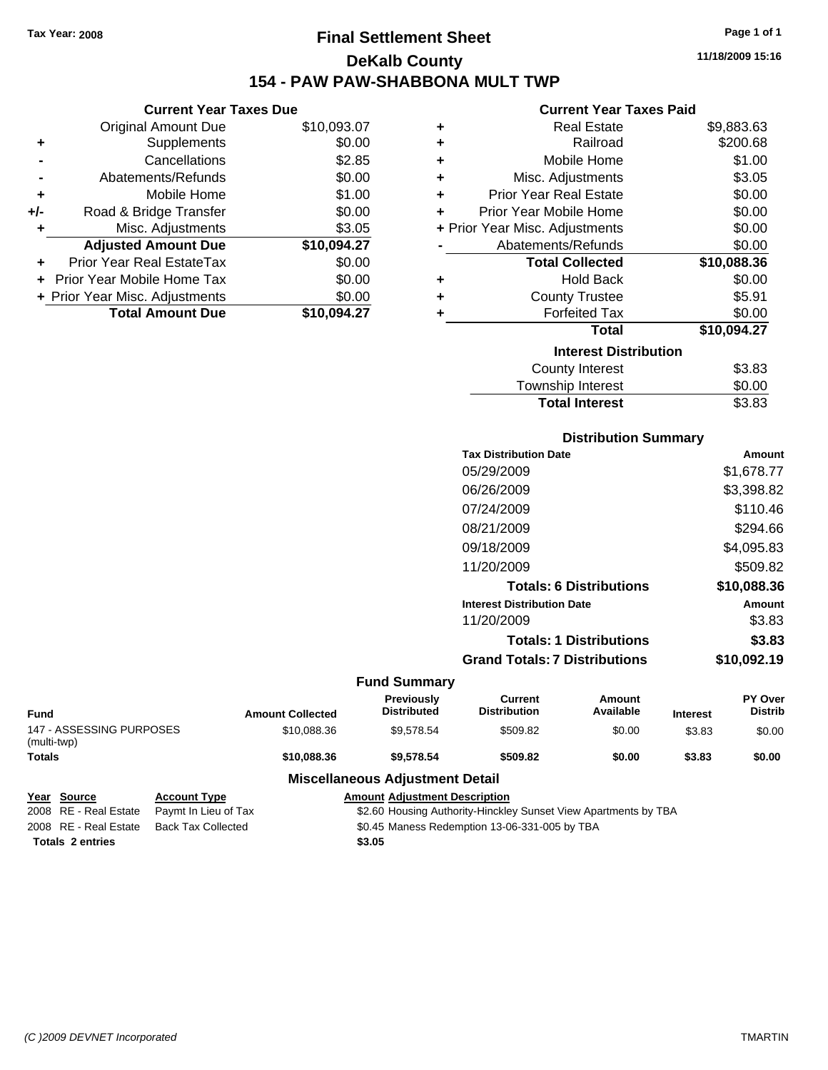Tax Year: 2008

# Final Settlement Sheet

## DeKalb County

## 154 - PAW PAW-SHABBONA MULT TWP

11/18/2009 15:16

### Current Year Taxes Due

| | | |
|---|---|---|
| | Original Amount Due | $10,093.07 |
| + | Supplements | $0.00 |
| - | Cancellations | $2.85 |
| - | Abatements/Refunds | $0.00 |
| + | Mobile Home | $1.00 |
| +/- | Road & Bridge Transfer | $0.00 |
| + | Misc. Adjustments | $3.05 |
| | **Adjusted Amount Due** | **$10,094.27** |
| + | Prior Year Real EstateTax | $0.00 |
| + | Prior Year Mobile Home Tax | $0.00 |
| + | Prior Year Misc. Adjustments | $0.00 |
| | **Total Amount Due** | **$10,094.27** |

### Current Year Taxes Paid

| | | |
|---|---|---|
| + | Real Estate | $9,883.63 |
| + | Railroad | $200.68 |
| + | Mobile Home | $1.00 |
| + | Misc. Adjustments | $3.05 |
| + | Prior Year Real Estate | $0.00 |
| + | Prior Year Mobile Home | $0.00 |
| + | Prior Year Misc. Adjustments | $0.00 |
| - | Abatements/Refunds | $0.00 |
| | **Total Collected** | **$10,088.36** |
| + | Hold Back | $0.00 |
| + | County Trustee | $5.91 |
| + | Forfeited Tax | $0.00 |
| | **Total** | **$10,094.27** |

### Interest Distribution

| | |
|---|---|
| County Interest | $3.83 |
| Township Interest | $0.00 |
| **Total Interest** | **$3.83** |

### Distribution Summary

| Tax Distribution Date | Amount |
|---|---|
| 05/29/2009 | $1,678.77 |
| 06/26/2009 | $3,398.82 |
| 07/24/2009 | $110.46 |
| 08/21/2009 | $294.66 |
| 09/18/2009 | $4,095.83 |
| 11/20/2009 | $509.82 |
| **Totals: 6 Distributions** | **$10,088.36** |
| **Interest Distribution Date** | **Amount** |
| 11/20/2009 | $3.83 |
| **Totals: 1 Distributions** | **$3.83** |
| **Grand Totals: 7 Distributions** | **$10,092.19** |

### Fund Summary

| Fund | Amount Collected | Previously Distributed | Current Distribution | Amount Available | Interest | PY Over Distrib |
|---|---|---|---|---|---|---|
| 147 - ASSESSING PURPOSES (multi-twp) | $10,088.36 | $9,578.54 | $509.82 | $0.00 | $3.83 | $0.00 |
| **Totals** | **$10,088.36** | **$9,578.54** | **$509.82** | **$0.00** | **$3.83** | **$0.00** |

### Miscellaneous Adjustment Detail

| Year | Source | Account Type | Amount | Adjustment Description |
|---|---|---|---|---|
| 2008 | RE - Real Estate | Paymt In Lieu of Tax | $2.60 | Housing Authority-Hinckley Sunset View Apartments by TBA |
| 2008 | RE - Real Estate | Back Tax Collected | $0.45 | Maness Redemption 13-06-331-005 by TBA |
| **Totals 2 entries** | | | **$3.05** | |

(C )2009 DEVNET Incorporated TMARTIN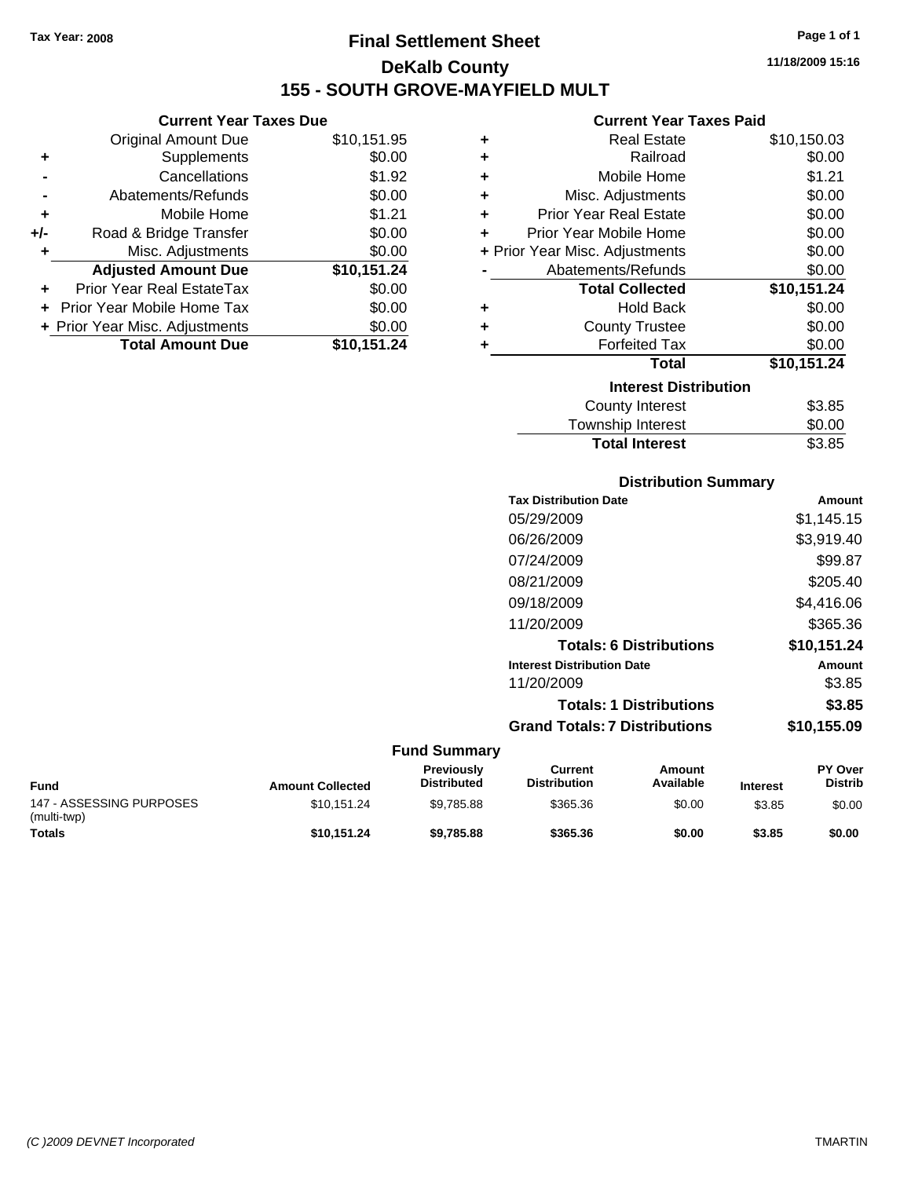Tax Year: 2008

# Final Settlement Sheet

## DeKalb County

## 155 - SOUTH GROVE-MAYFIELD MULT

11/18/2009 15:16

### Current Year Taxes Due

| | | |
|---|---|---|
| | Original Amount Due | $10,151.95 |
| + | Supplements | $0.00 |
| - | Cancellations | $1.92 |
| - | Abatements/Refunds | $0.00 |
| + | Mobile Home | $1.21 |
| +/- | Road & Bridge Transfer | $0.00 |
| + | Misc. Adjustments | $0.00 |
| | **Adjusted Amount Due** | **$10,151.24** |
| + | Prior Year Real EstateTax | $0.00 |
| + | Prior Year Mobile Home Tax | $0.00 |
| + | Prior Year Misc. Adjustments | $0.00 |
| | **Total Amount Due** | **$10,151.24** |

### Current Year Taxes Paid

| | | |
|---|---|---|
| + | Real Estate | $10,150.03 |
| + | Railroad | $0.00 |
| + | Mobile Home | $1.21 |
| + | Misc. Adjustments | $0.00 |
| + | Prior Year Real Estate | $0.00 |
| + | Prior Year Mobile Home | $0.00 |
| + | Prior Year Misc. Adjustments | $0.00 |
| - | Abatements/Refunds | $0.00 |
| | **Total Collected** | **$10,151.24** |
| + | Hold Back | $0.00 |
| + | County Trustee | $0.00 |
| + | Forfeited Tax | $0.00 |
| | **Total** | **$10,151.24** |

### Interest Distribution

| | |
|---|---|
| County Interest | $3.85 |
| Township Interest | $0.00 |
| **Total Interest** | $3.85 |

### Distribution Summary

| Tax Distribution Date | Amount |
|---|---|
| 05/29/2009 | $1,145.15 |
| 06/26/2009 | $3,919.40 |
| 07/24/2009 | $99.87 |
| 08/21/2009 | $205.40 |
| 09/18/2009 | $4,416.06 |
| 11/20/2009 | $365.36 |
| **Totals: 6 Distributions** | **$10,151.24** |

| Interest Distribution Date | Amount |
|---|---|
| 11/20/2009 | $3.85 |
| **Totals: 1 Distributions** | **$3.85** |
| **Grand Totals: 7 Distributions** | **$10,155.09** |

### Fund Summary

| Fund | Amount Collected | Previously Distributed | Current Distribution | Amount Available | Interest | PY Over Distrib |
|---|---|---|---|---|---|---|
| 147 - ASSESSING PURPOSES (multi-twp) | $10,151.24 | $9,785.88 | $365.36 | $0.00 | $3.85 | $0.00 |
| **Totals** | **$10,151.24** | **$9,785.88** | **$365.36** | **$0.00** | **$3.85** | **$0.00** |

*(C )2009 DEVNET Incorporated* TMARTIN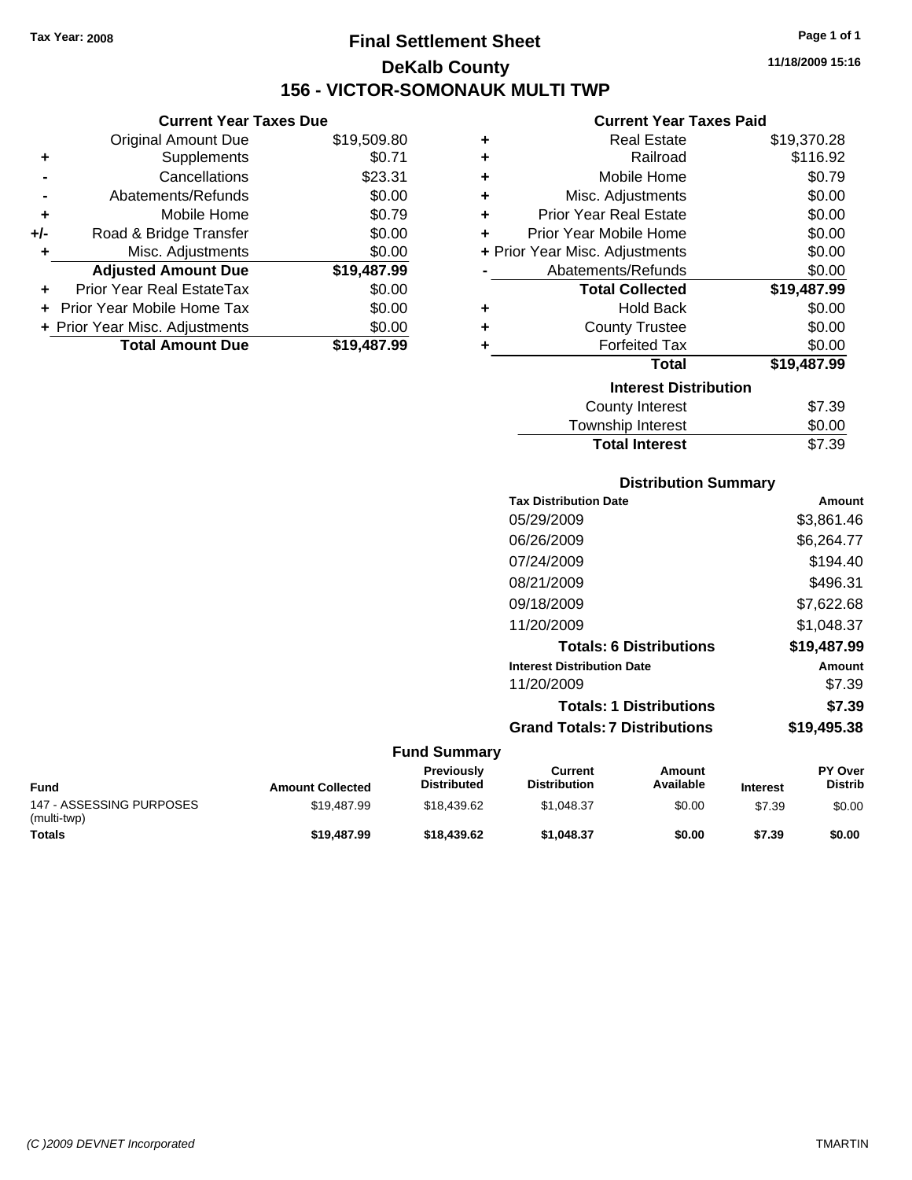Tax Year: 2008

# Final Settlement Sheet

## DeKalb County

## 156 - VICTOR-SOMONAUK MULTI TWP

11/18/2009 15:16

### Current Year Taxes Due

| | | |
|---|---|---|
| | Original Amount Due | $19,509.80 |
| + | Supplements | $0.71 |
| - | Cancellations | $23.31 |
| - | Abatements/Refunds | $0.00 |
| + | Mobile Home | $0.79 |
| +/- | Road & Bridge Transfer | $0.00 |
| + | Misc. Adjustments | $0.00 |
| | **Adjusted Amount Due** | **$19,487.99** |
| + | Prior Year Real EstateTax | $0.00 |
| + | Prior Year Mobile Home Tax | $0.00 |
| + | Prior Year Misc. Adjustments | $0.00 |
| | **Total Amount Due** | **$19,487.99** |

### Current Year Taxes Paid

| | | |
|---|---|---|
| + | Real Estate | $19,370.28 |
| + | Railroad | $116.92 |
| + | Mobile Home | $0.79 |
| + | Misc. Adjustments | $0.00 |
| + | Prior Year Real Estate | $0.00 |
| + | Prior Year Mobile Home | $0.00 |
| + | Prior Year Misc. Adjustments | $0.00 |
| - | Abatements/Refunds | $0.00 |
| | **Total Collected** | **$19,487.99** |
| + | Hold Back | $0.00 |
| + | County Trustee | $0.00 |
| + | Forfeited Tax | $0.00 |
| | **Total** | **$19,487.99** |

### Interest Distribution

| | |
|---|---|
| County Interest | $7.39 |
| Township Interest | $0.00 |
| **Total Interest** | $7.39 |

### Distribution Summary

| Tax Distribution Date | Amount |
|---|---|
| 05/29/2009 | $3,861.46 |
| 06/26/2009 | $6,264.77 |
| 07/24/2009 | $194.40 |
| 08/21/2009 | $496.31 |
| 09/18/2009 | $7,622.68 |
| 11/20/2009 | $1,048.37 |
| **Totals: 6 Distributions** | **$19,487.99** |

| Interest Distribution Date | Amount |
|---|---|
| 11/20/2009 | $7.39 |
| **Totals: 1 Distributions** | **$7.39** |
| **Grand Totals: 7 Distributions** | **$19,495.38** |

### Fund Summary

| Fund | Amount Collected | Previously Distributed | Current Distribution | Amount Available | Interest | PY Over Distrib |
|---|---|---|---|---|---|---|
| 147 - ASSESSING PURPOSES (multi-twp) | $19,487.99 | $18,439.62 | $1,048.37 | $0.00 | $7.39 | $0.00 |
| **Totals** | **$19,487.99** | **$18,439.62** | **$1,048.37** | **$0.00** | **$7.39** | **$0.00** |

(C )2009 DEVNET Incorporated TMARTIN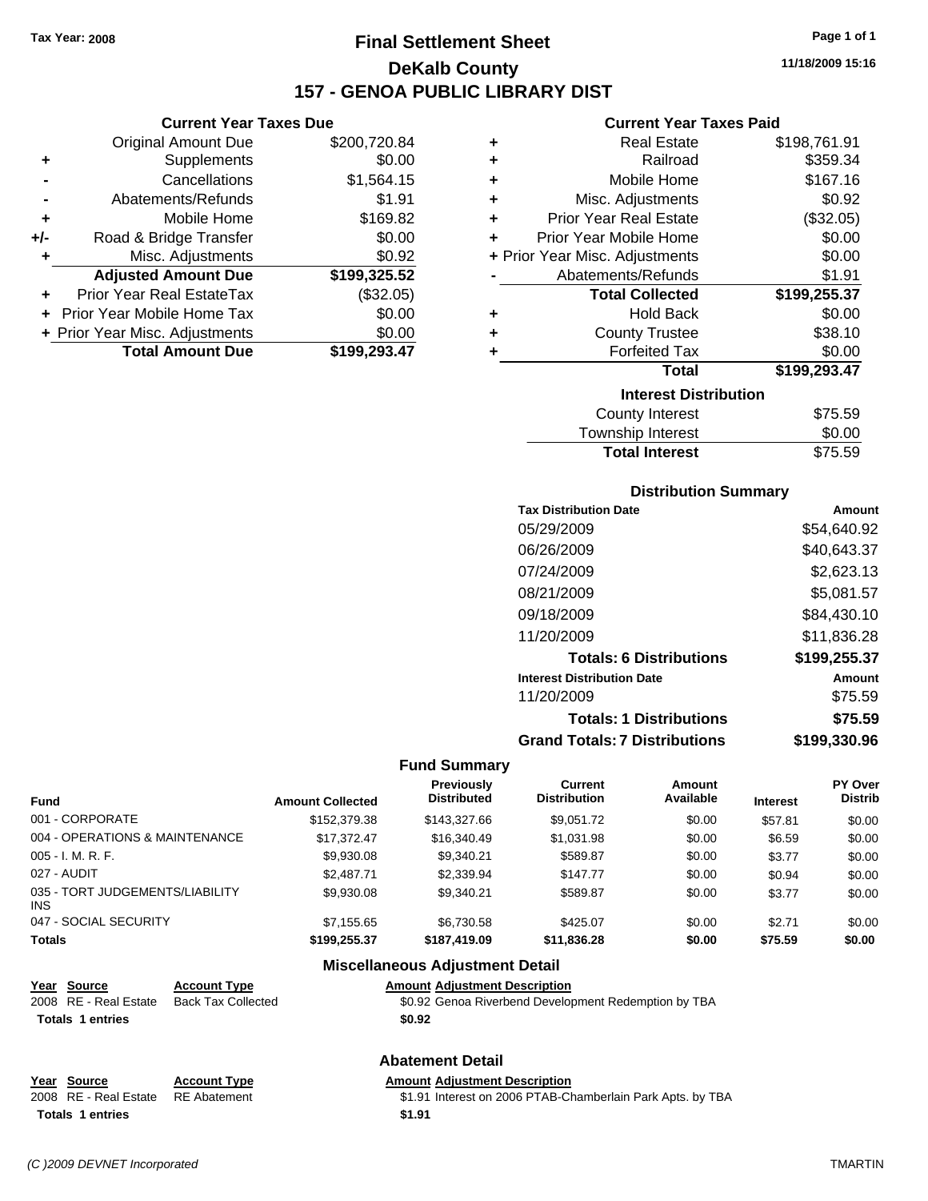Tax Year: 2008

# Final Settlement Sheet

## DeKalb County

## 157 - GENOA PUBLIC LIBRARY DIST

11/18/2009 15:16

### Current Year Taxes Due

| | | |
|---|---|---|
| | Original Amount Due | $200,720.84 |
| + | Supplements | $0.00 |
| - | Cancellations | $1,564.15 |
| - | Abatements/Refunds | $1.91 |
| + | Mobile Home | $169.82 |
| +/- | Road & Bridge Transfer | $0.00 |
| + | Misc. Adjustments | $0.92 |
| | **Adjusted Amount Due** | **$199,325.52** |
| + | Prior Year Real EstateTax | ($32.05) |
| + | Prior Year Mobile Home Tax | $0.00 |
| + | Prior Year Misc. Adjustments | $0.00 |
| | **Total Amount Due** | **$199,293.47** |

### Current Year Taxes Paid

| | | |
|---|---|---|
| + | Real Estate | $198,761.91 |
| + | Railroad | $359.34 |
| + | Mobile Home | $167.16 |
| + | Misc. Adjustments | $0.92 |
| + | Prior Year Real Estate | ($32.05) |
| + | Prior Year Mobile Home | $0.00 |
| + | Prior Year Misc. Adjustments | $0.00 |
| - | Abatements/Refunds | $1.91 |
| | **Total Collected** | **$199,255.37** |
| + | Hold Back | $0.00 |
| + | County Trustee | $38.10 |
| + | Forfeited Tax | $0.00 |
| | **Total** | **$199,293.47** |

### Interest Distribution

| | |
|---|---|
| County Interest | $75.59 |
| Township Interest | $0.00 |
| **Total Interest** | $75.59 |

### Distribution Summary

| Tax Distribution Date | Amount |
|---|---|
| 05/29/2009 | $54,640.92 |
| 06/26/2009 | $40,643.37 |
| 07/24/2009 | $2,623.13 |
| 08/21/2009 | $5,081.57 |
| 09/18/2009 | $84,430.10 |
| 11/20/2009 | $11,836.28 |
| **Totals: 6 Distributions** | **$199,255.37** |
| **Interest Distribution Date** | **Amount** |
| 11/20/2009 | $75.59 |
| **Totals: 1 Distributions** | **$75.59** |
| **Grand Totals: 7 Distributions** | **$199,330.96** |

### Fund Summary

| Fund | Amount Collected | Previously Distributed | Current Distribution | Amount Available | Interest | PY Over Distrib |
|---|---|---|---|---|---|---|
| 001 - CORPORATE | $152,379.38 | $143,327.66 | $9,051.72 | $0.00 | $57.81 | $0.00 |
| 004 - OPERATIONS & MAINTENANCE | $17,372.47 | $16,340.49 | $1,031.98 | $0.00 | $6.59 | $0.00 |
| 005 - I. M. R. F. | $9,930.08 | $9,340.21 | $589.87 | $0.00 | $3.77 | $0.00 |
| 027 - AUDIT | $2,487.71 | $2,339.94 | $147.77 | $0.00 | $0.94 | $0.00 |
| 035 - TORT JUDGEMENTS/LIABILITY INS | $9,930.08 | $9,340.21 | $589.87 | $0.00 | $3.77 | $0.00 |
| 047 - SOCIAL SECURITY | $7,155.65 | $6,730.58 | $425.07 | $0.00 | $2.71 | $0.00 |
| **Totals** | **$199,255.37** | **$187,419.09** | **$11,836.28** | **$0.00** | **$75.59** | **$0.00** |

### Miscellaneous Adjustment Detail

| Year | Source | Account Type | Amount | Adjustment Description |
|---|---|---|---|---|
| 2008 | RE - Real Estate | Back Tax Collected | $0.92 | Genoa Riverbend Development Redemption by TBA |
| **Totals** | **1 entries** | | **$0.92** | |

### Abatement Detail

| Year | Source | Account Type | Amount | Adjustment Description |
|---|---|---|---|---|
| 2008 | RE - Real Estate | RE Abatement | $1.91 | Interest on 2006 PTAB-Chamberlain Park Apts. by TBA |
| **Totals** | **1 entries** | | **$1.91** | |

(C )2009 DEVNET Incorporated TMARTIN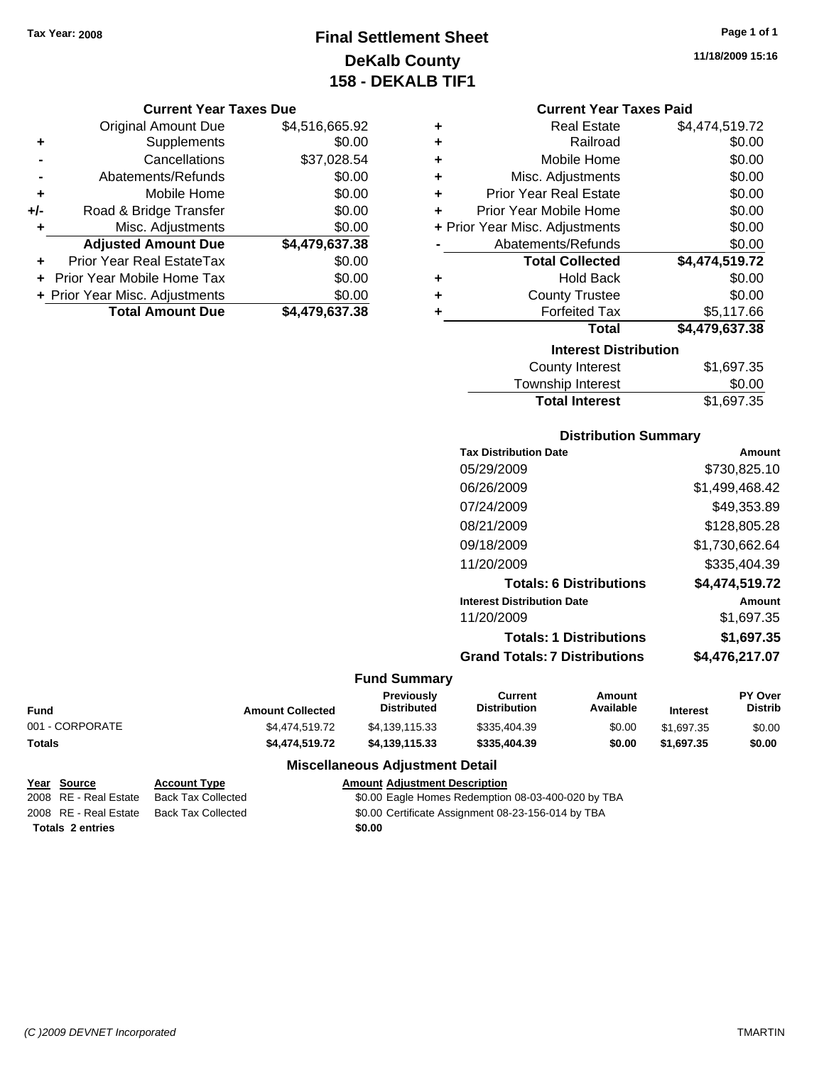Tax Year: 2008

# Final Settlement Sheet
## DeKalb County
## 158 - DEKALB TIF1

11/18/2009 15:16

### Current Year Taxes Due

| | | |
|---|---|---|
| | Original Amount Due | $4,516,665.92 |
| + | Supplements | $0.00 |
| - | Cancellations | $37,028.54 |
| - | Abatements/Refunds | $0.00 |
| + | Mobile Home | $0.00 |
| +/- | Road & Bridge Transfer | $0.00 |
| + | Misc. Adjustments | $0.00 |
| | **Adjusted Amount Due** | **$4,479,637.38** |
| + | Prior Year Real EstateTax | $0.00 |
| + | Prior Year Mobile Home Tax | $0.00 |
| + | Prior Year Misc. Adjustments | $0.00 |
| | **Total Amount Due** | **$4,479,637.38** |

### Current Year Taxes Paid

| | | |
|---|---|---|
| + | Real Estate | $4,474,519.72 |
| + | Railroad | $0.00 |
| + | Mobile Home | $0.00 |
| + | Misc. Adjustments | $0.00 |
| + | Prior Year Real Estate | $0.00 |
| + | Prior Year Mobile Home | $0.00 |
| + | Prior Year Misc. Adjustments | $0.00 |
| - | Abatements/Refunds | $0.00 |
| | **Total Collected** | **$4,474,519.72** |
| + | Hold Back | $0.00 |
| + | County Trustee | $0.00 |
| + | Forfeited Tax | $5,117.66 |
| | **Total** | **$4,479,637.38** |

### Interest Distribution

| | |
|---|---|
| County Interest | $1,697.35 |
| Township Interest | $0.00 |
| **Total Interest** | $1,697.35 |

### Distribution Summary

| Tax Distribution Date | Amount |
|---|---|
| 05/29/2009 | $730,825.10 |
| 06/26/2009 | $1,499,468.42 |
| 07/24/2009 | $49,353.89 |
| 08/21/2009 | $128,805.28 |
| 09/18/2009 | $1,730,662.64 |
| 11/20/2009 | $335,404.39 |
| **Totals: 6 Distributions** | **$4,474,519.72** |
| **Interest Distribution Date** | **Amount** |
| 11/20/2009 | $1,697.35 |
| **Totals: 1 Distributions** | **$1,697.35** |
| **Grand Totals: 7 Distributions** | **$4,476,217.07** |

### Fund Summary

| Fund | Amount Collected | Previously Distributed | Current Distribution | Amount Available | Interest | PY Over Distrib |
|---|---|---|---|---|---|---|
| 001 - CORPORATE | $4,474,519.72 | $4,139,115.33 | $335,404.39 | $0.00 | $1,697.35 | $0.00 |
| **Totals** | **$4,474,519.72** | **$4,139,115.33** | **$335,404.39** | **$0.00** | **$1,697.35** | **$0.00** |

### Miscellaneous Adjustment Detail

| Year | Source | Account Type | Amount | Adjustment Description |
|---|---|---|---|---|
| 2008 | RE - Real Estate | Back Tax Collected | $0.00 | Eagle Homes Redemption 08-03-400-020 by TBA |
| 2008 | RE - Real Estate | Back Tax Collected | $0.00 | Certificate Assignment 08-23-156-014 by TBA |
| **Totals 2 entries** | | | **$0.00** | |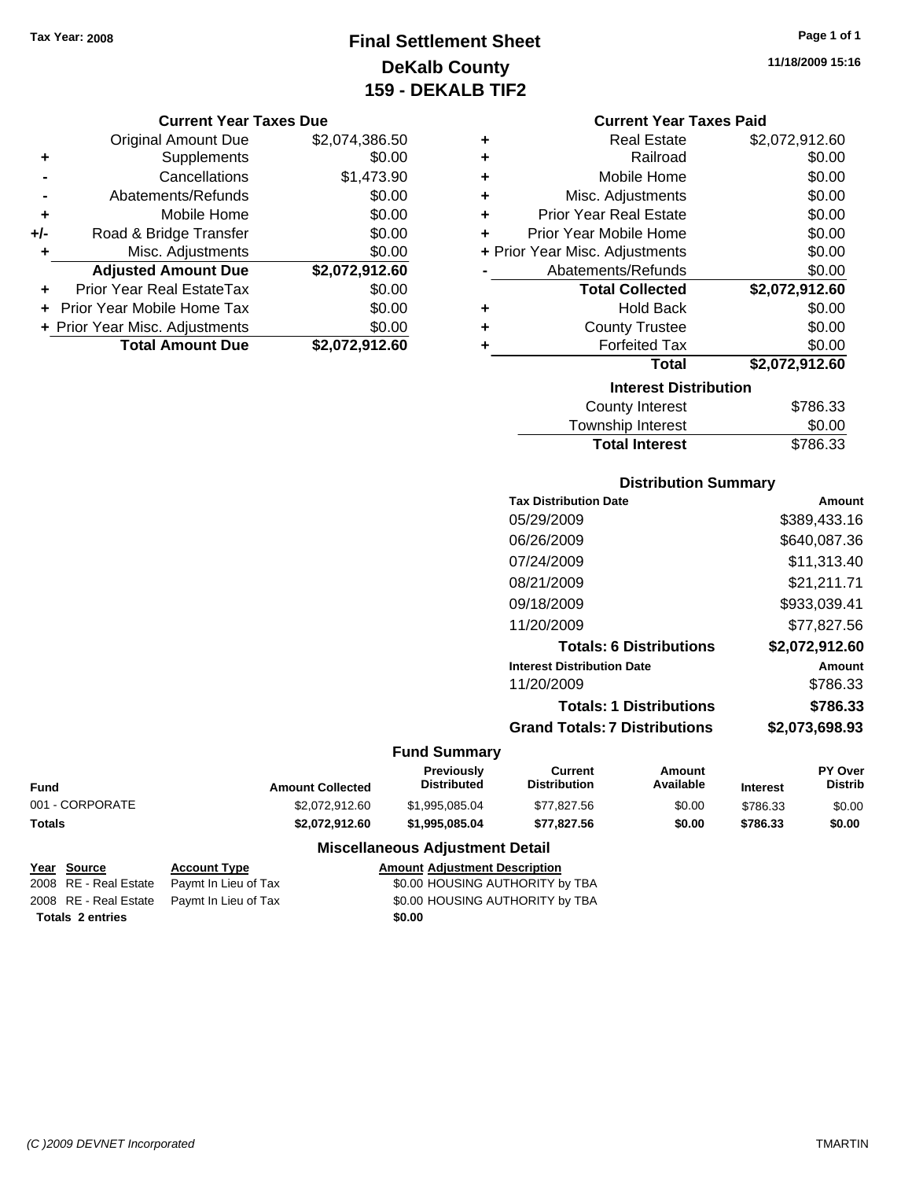Tax Year: 2008

# Final Settlement Sheet
## DeKalb County
## 159 - DEKALB TIF2

11/18/2009 15:16

### Current Year Taxes Due

| | | |
|---|---|---|
| | Original Amount Due | $2,074,386.50 |
| + | Supplements | $0.00 |
| - | Cancellations | $1,473.90 |
| - | Abatements/Refunds | $0.00 |
| + | Mobile Home | $0.00 |
| +/- | Road & Bridge Transfer | $0.00 |
| + | Misc. Adjustments | $0.00 |
| | **Adjusted Amount Due** | **$2,072,912.60** |
| + | Prior Year Real EstateTax | $0.00 |
| + | Prior Year Mobile Home Tax | $0.00 |
| + | Prior Year Misc. Adjustments | $0.00 |
| | **Total Amount Due** | **$2,072,912.60** |

### Current Year Taxes Paid

| | | |
|---|---|---|
| + | Real Estate | $2,072,912.60 |
| + | Railroad | $0.00 |
| + | Mobile Home | $0.00 |
| + | Misc. Adjustments | $0.00 |
| + | Prior Year Real Estate | $0.00 |
| + | Prior Year Mobile Home | $0.00 |
| + | Prior Year Misc. Adjustments | $0.00 |
| - | Abatements/Refunds | $0.00 |
| | **Total Collected** | **$2,072,912.60** |
| + | Hold Back | $0.00 |
| + | County Trustee | $0.00 |
| + | Forfeited Tax | $0.00 |
| | **Total** | **$2,072,912.60** |

### Interest Distribution

| | |
|---|---|
| County Interest | $786.33 |
| Township Interest | $0.00 |
| **Total Interest** | $786.33 |

### Distribution Summary

| Tax Distribution Date | Amount |
|---|---|
| 05/29/2009 | $389,433.16 |
| 06/26/2009 | $640,087.36 |
| 07/24/2009 | $11,313.40 |
| 08/21/2009 | $21,211.71 |
| 09/18/2009 | $933,039.41 |
| 11/20/2009 | $77,827.56 |
| **Totals: 6 Distributions** | **$2,072,912.60** |
| **Interest Distribution Date** | **Amount** |
| 11/20/2009 | $786.33 |
| **Totals: 1 Distributions** | **$786.33** |
| **Grand Totals: 7 Distributions** | **$2,073,698.93** |

### Fund Summary

| Fund | Amount Collected | Previously Distributed | Current Distribution | Amount Available | Interest | PY Over Distrib |
|---|---|---|---|---|---|---|
| 001 - CORPORATE | $2,072,912.60 | $1,995,085.04 | $77,827.56 | $0.00 | $786.33 | $0.00 |
| **Totals** | **$2,072,912.60** | **$1,995,085.04** | **$77,827.56** | **$0.00** | **$786.33** | **$0.00** |

### Miscellaneous Adjustment Detail

| Year | Source | Account Type | Amount | Adjustment Description |
|---|---|---|---|---|
| 2008 | RE - Real Estate | Paymt In Lieu of Tax | $0.00 | HOUSING AUTHORITY by TBA |
| 2008 | RE - Real Estate | Paymt In Lieu of Tax | $0.00 | HOUSING AUTHORITY by TBA |
| **Totals 2 entries** | | | **$0.00** | |

(C )2009 DEVNET Incorporated TMARTIN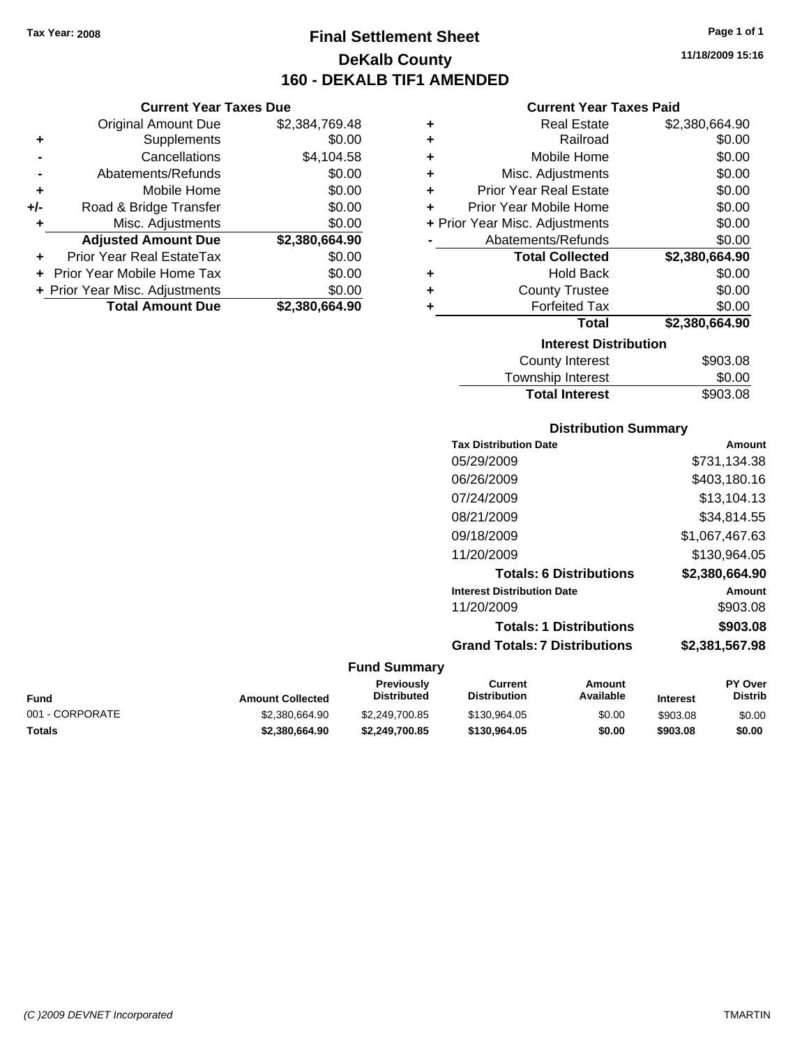Tax Year: 2008

# Final Settlement Sheet
## DeKalb County
## 160 - DEKALB TIF1 AMENDED

11/18/2009 15:16

### Current Year Taxes Due

| | | |
|---|---|---|
| | Original Amount Due | $2,384,769.48 |
| + | Supplements | $0.00 |
| - | Cancellations | $4,104.58 |
| - | Abatements/Refunds | $0.00 |
| + | Mobile Home | $0.00 |
| +/- | Road & Bridge Transfer | $0.00 |
| + | Misc. Adjustments | $0.00 |
| | **Adjusted Amount Due** | **$2,380,664.90** |
| + | Prior Year Real EstateTax | $0.00 |
| + | Prior Year Mobile Home Tax | $0.00 |
| + | Prior Year Misc. Adjustments | $0.00 |
| | **Total Amount Due** | **$2,380,664.90** |

### Current Year Taxes Paid

| | | |
|---|---|---|
| + | Real Estate | $2,380,664.90 |
| + | Railroad | $0.00 |
| + | Mobile Home | $0.00 |
| + | Misc. Adjustments | $0.00 |
| + | Prior Year Real Estate | $0.00 |
| + | Prior Year Mobile Home | $0.00 |
| + | Prior Year Misc. Adjustments | $0.00 |
| - | Abatements/Refunds | $0.00 |
| | **Total Collected** | **$2,380,664.90** |
| + | Hold Back | $0.00 |
| + | County Trustee | $0.00 |
| + | Forfeited Tax | $0.00 |
| | **Total** | **$2,380,664.90** |

### Interest Distribution

| | |
|---|---|
| County Interest | $903.08 |
| Township Interest | $0.00 |
| **Total Interest** | $903.08 |

### Distribution Summary

| Tax Distribution Date | Amount |
|---|---|
| 05/29/2009 | $731,134.38 |
| 06/26/2009 | $403,180.16 |
| 07/24/2009 | $13,104.13 |
| 08/21/2009 | $34,814.55 |
| 09/18/2009 | $1,067,467.63 |
| 11/20/2009 | $130,964.05 |
| **Totals: 6 Distributions** | **$2,380,664.90** |
| **Interest Distribution Date** | **Amount** |
| 11/20/2009 | $903.08 |
| **Totals: 1 Distributions** | **$903.08** |
| **Grand Totals: 7 Distributions** | **$2,381,567.98** |

### Fund Summary

| Fund | Amount Collected | Previously Distributed | Current Distribution | Amount Available | Interest | PY Over Distrib |
|---|---|---|---|---|---|---|
| 001 - CORPORATE | $2,380,664.90 | $2,249,700.85 | $130,964.05 | $0.00 | $903.08 | $0.00 |
| **Totals** | **$2,380,664.90** | **$2,249,700.85** | **$130,964.05** | **$0.00** | **$903.08** | **$0.00** |

(C )2009 DEVNET Incorporated TMARTIN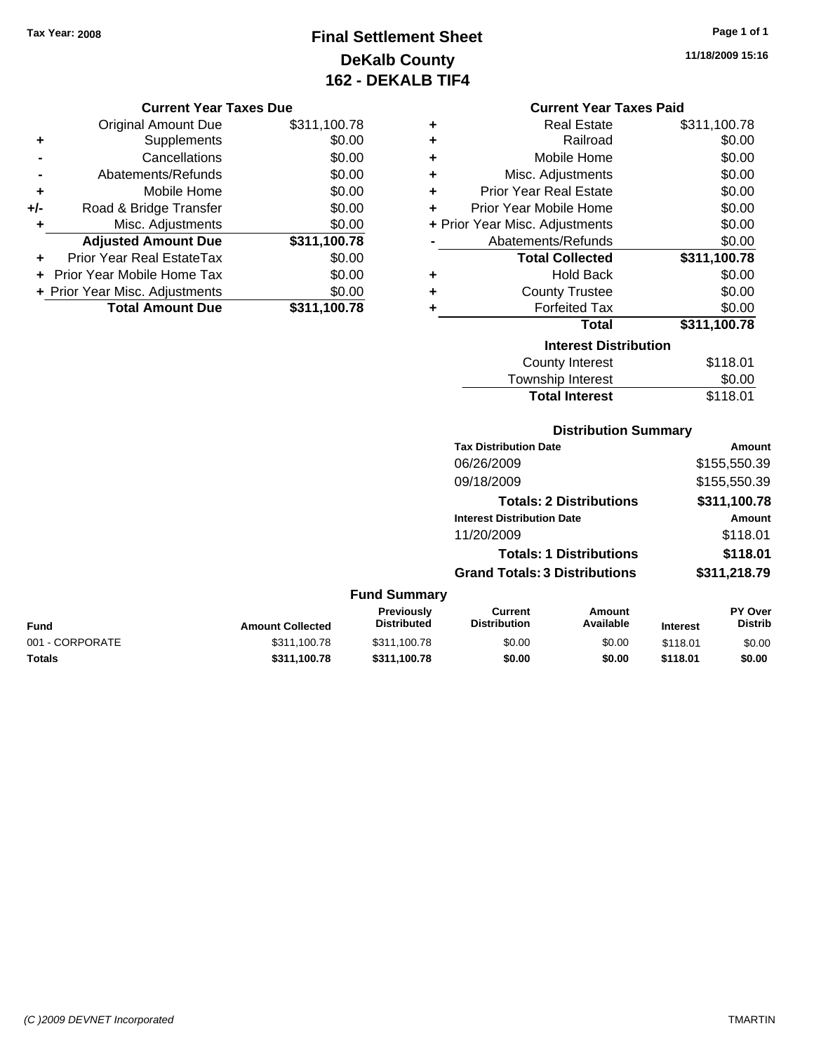Tax Year: 2008

# Final Settlement Sheet
## DeKalb County
## 162 - DEKALB TIF4

11/18/2009 15:16

### Current Year Taxes Due

| | | |
|---|---|---|
| | Original Amount Due | $311,100.78 |
| + | Supplements | $0.00 |
| - | Cancellations | $0.00 |
| - | Abatements/Refunds | $0.00 |
| + | Mobile Home | $0.00 |
| +/- | Road & Bridge Transfer | $0.00 |
| + | Misc. Adjustments | $0.00 |
| | **Adjusted Amount Due** | **$311,100.78** |
| + | Prior Year Real EstateTax | $0.00 |
| + | Prior Year Mobile Home Tax | $0.00 |
| + | Prior Year Misc. Adjustments | $0.00 |
| | **Total Amount Due** | **$311,100.78** |

### Current Year Taxes Paid

| | | |
|---|---|---|
| + | Real Estate | $311,100.78 |
| + | Railroad | $0.00 |
| + | Mobile Home | $0.00 |
| + | Misc. Adjustments | $0.00 |
| + | Prior Year Real Estate | $0.00 |
| + | Prior Year Mobile Home | $0.00 |
| + | Prior Year Misc. Adjustments | $0.00 |
| - | Abatements/Refunds | $0.00 |
| | **Total Collected** | **$311,100.78** |
| + | Hold Back | $0.00 |
| + | County Trustee | $0.00 |
| + | Forfeited Tax | $0.00 |
| | **Total** | **$311,100.78** |

### Interest Distribution

| | |
|---|---|
| County Interest | $118.01 |
| Township Interest | $0.00 |
| **Total Interest** | $118.01 |

### Distribution Summary

| Tax Distribution Date | Amount |
|---|---|
| 06/26/2009 | $155,550.39 |
| 09/18/2009 | $155,550.39 |
| **Totals: 2 Distributions** | **$311,100.78** |
| **Interest Distribution Date** | **Amount** |
| 11/20/2009 | $118.01 |
| **Totals: 1 Distributions** | **$118.01** |
| **Grand Totals: 3 Distributions** | **$311,218.79** |

### Fund Summary

| Fund | Amount Collected | Previously Distributed | Current Distribution | Amount Available | Interest | PY Over Distrib |
|---|---|---|---|---|---|---|
| 001 - CORPORATE | $311,100.78 | $311,100.78 | $0.00 | $0.00 | $118.01 | $0.00 |
| **Totals** | **$311,100.78** | **$311,100.78** | **$0.00** | **$0.00** | **$118.01** | **$0.00** |

(C )2009 DEVNET Incorporated TMARTIN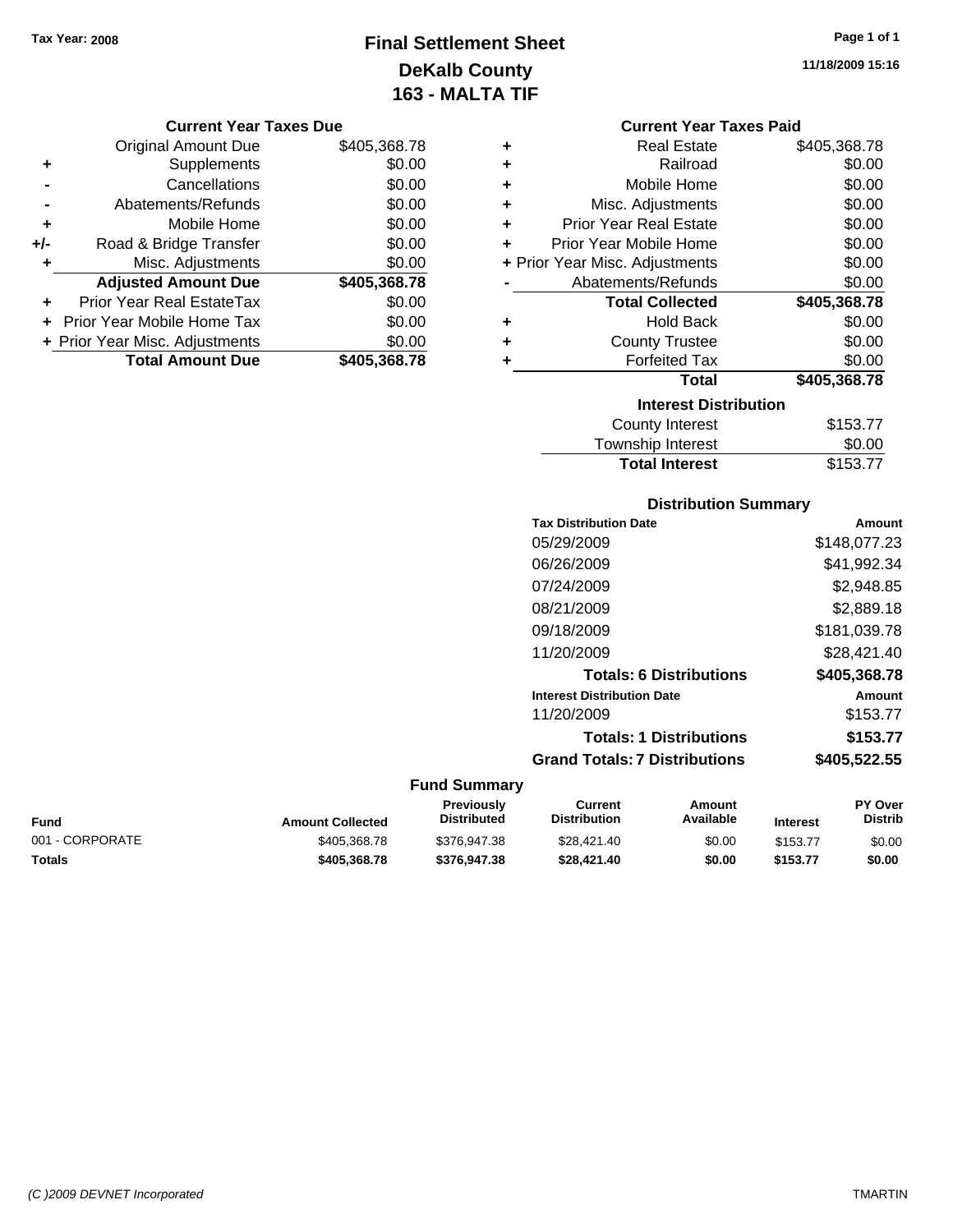Tax Year: 2008

# Final Settlement Sheet
## DeKalb County
## 163 - MALTA TIF

11/18/2009 15:16

### Current Year Taxes Due

| | | |
|---|---|---|
| | Original Amount Due | $405,368.78 |
| + | Supplements | $0.00 |
| - | Cancellations | $0.00 |
| - | Abatements/Refunds | $0.00 |
| + | Mobile Home | $0.00 |
| +/- | Road & Bridge Transfer | $0.00 |
| + | Misc. Adjustments | $0.00 |
| | **Adjusted Amount Due** | **$405,368.78** |
| + | Prior Year Real EstateTax | $0.00 |
| + | Prior Year Mobile Home Tax | $0.00 |
| + | Prior Year Misc. Adjustments | $0.00 |
| | **Total Amount Due** | **$405,368.78** |

### Current Year Taxes Paid

| | | |
|---|---|---|
| + | Real Estate | $405,368.78 |
| + | Railroad | $0.00 |
| + | Mobile Home | $0.00 |
| + | Misc. Adjustments | $0.00 |
| + | Prior Year Real Estate | $0.00 |
| + | Prior Year Mobile Home | $0.00 |
| + | Prior Year Misc. Adjustments | $0.00 |
| - | Abatements/Refunds | $0.00 |
| | **Total Collected** | **$405,368.78** |
| + | Hold Back | $0.00 |
| + | County Trustee | $0.00 |
| + | Forfeited Tax | $0.00 |
| | **Total** | **$405,368.78** |

### Interest Distribution

| | |
|---|---|
| County Interest | $153.77 |
| Township Interest | $0.00 |
| **Total Interest** | $153.77 |

### Distribution Summary

| Tax Distribution Date | Amount |
|---|---|
| 05/29/2009 | $148,077.23 |
| 06/26/2009 | $41,992.34 |
| 07/24/2009 | $2,948.85 |
| 08/21/2009 | $2,889.18 |
| 09/18/2009 | $181,039.78 |
| 11/20/2009 | $28,421.40 |
| **Totals: 6 Distributions** | **$405,368.78** |
| **Interest Distribution Date** | **Amount** |
| 11/20/2009 | $153.77 |
| **Totals: 1 Distributions** | **$153.77** |
| **Grand Totals: 7 Distributions** | **$405,522.55** |

### Fund Summary

| Fund | Amount Collected | Previously Distributed | Current Distribution | Amount Available | Interest | PY Over Distrib |
|---|---|---|---|---|---|---|
| 001 - CORPORATE | $405,368.78 | $376,947.38 | $28,421.40 | $0.00 | $153.77 | $0.00 |
| **Totals** | **$405,368.78** | **$376,947.38** | **$28,421.40** | **$0.00** | **$153.77** | **$0.00** |

(C )2009 DEVNET Incorporated TMARTIN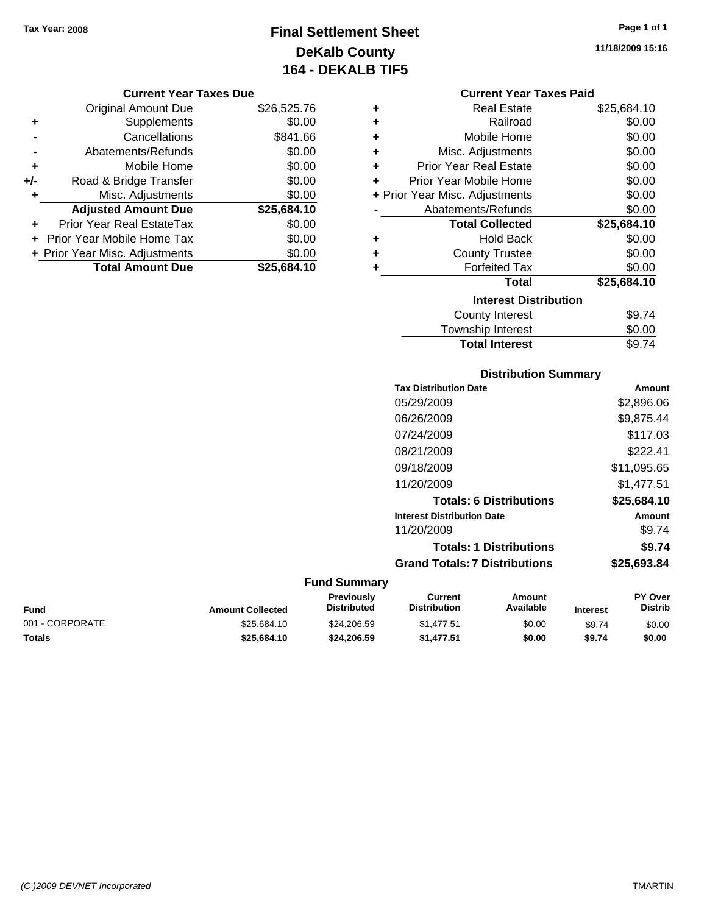Tax Year: 2008

# Final Settlement Sheet
## DeKalb County
## 164 - DEKALB TIF5

11/18/2009 15:16

### Current Year Taxes Due

| | | |
|---|---|---|
| | Original Amount Due | $26,525.76 |
| + | Supplements | $0.00 |
| - | Cancellations | $841.66 |
| - | Abatements/Refunds | $0.00 |
| + | Mobile Home | $0.00 |
| +/- | Road & Bridge Transfer | $0.00 |
| + | Misc. Adjustments | $0.00 |
| | **Adjusted Amount Due** | **$25,684.10** |
| + | Prior Year Real EstateTax | $0.00 |
| + | Prior Year Mobile Home Tax | $0.00 |
| + | Prior Year Misc. Adjustments | $0.00 |
| | **Total Amount Due** | **$25,684.10** |

### Current Year Taxes Paid

| | | |
|---|---|---|
| + | Real Estate | $25,684.10 |
| + | Railroad | $0.00 |
| + | Mobile Home | $0.00 |
| + | Misc. Adjustments | $0.00 |
| + | Prior Year Real Estate | $0.00 |
| + | Prior Year Mobile Home | $0.00 |
| + | Prior Year Misc. Adjustments | $0.00 |
| - | Abatements/Refunds | $0.00 |
| | **Total Collected** | **$25,684.10** |
| + | Hold Back | $0.00 |
| + | County Trustee | $0.00 |
| + | Forfeited Tax | $0.00 |
| | **Total** | **$25,684.10** |

### Interest Distribution

| | |
|---|---|
| County Interest | $9.74 |
| Township Interest | $0.00 |
| **Total Interest** | $9.74 |

### Distribution Summary

| Tax Distribution Date | Amount |
|---|---|
| 05/29/2009 | $2,896.06 |
| 06/26/2009 | $9,875.44 |
| 07/24/2009 | $117.03 |
| 08/21/2009 | $222.41 |
| 09/18/2009 | $11,095.65 |
| 11/20/2009 | $1,477.51 |
| **Totals: 6 Distributions** | **$25,684.10** |
| **Interest Distribution Date** | **Amount** |
| 11/20/2009 | $9.74 |
| **Totals: 1 Distributions** | **$9.74** |
| **Grand Totals: 7 Distributions** | **$25,693.84** |

### Fund Summary

| Fund | Amount Collected | Previously Distributed | Current Distribution | Amount Available | Interest | PY Over Distrib |
|---|---|---|---|---|---|---|
| 001 - CORPORATE | $25,684.10 | $24,206.59 | $1,477.51 | $0.00 | $9.74 | $0.00 |
| **Totals** | **$25,684.10** | **$24,206.59** | **$1,477.51** | **$0.00** | **$9.74** | **$0.00** |

(C )2009 DEVNET Incorporated TMARTIN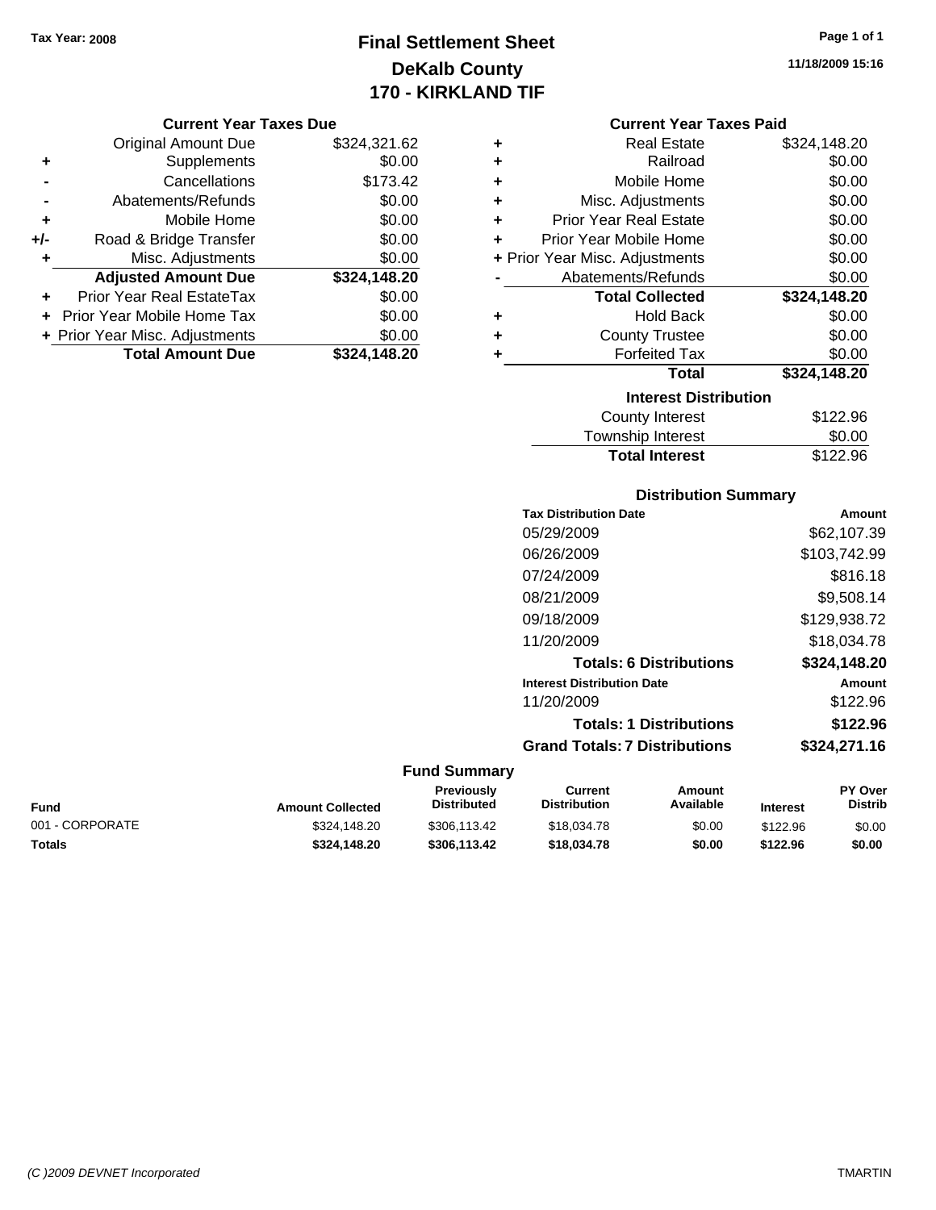# Final Settlement Sheet
## DeKalb County
## 170 - KIRKLAND TIF

Tax Year: 2008

11/18/2009 15:16

### Current Year Taxes Due

| | | |
|---|---|---|
| | Original Amount Due | $324,321.62 |
| + | Supplements | $0.00 |
| - | Cancellations | $173.42 |
| - | Abatements/Refunds | $0.00 |
| + | Mobile Home | $0.00 |
| +/- | Road & Bridge Transfer | $0.00 |
| + | Misc. Adjustments | $0.00 |
| | **Adjusted Amount Due** | **$324,148.20** |
| + | Prior Year Real EstateTax | $0.00 |
| + | Prior Year Mobile Home Tax | $0.00 |
| + | Prior Year Misc. Adjustments | $0.00 |
| | **Total Amount Due** | **$324,148.20** |

### Current Year Taxes Paid

| | | |
|---|---|---|
| + | Real Estate | $324,148.20 |
| + | Railroad | $0.00 |
| + | Mobile Home | $0.00 |
| + | Misc. Adjustments | $0.00 |
| + | Prior Year Real Estate | $0.00 |
| + | Prior Year Mobile Home | $0.00 |
| + | Prior Year Misc. Adjustments | $0.00 |
| - | Abatements/Refunds | $0.00 |
| | **Total Collected** | **$324,148.20** |
| + | Hold Back | $0.00 |
| + | County Trustee | $0.00 |
| + | Forfeited Tax | $0.00 |
| | **Total** | **$324,148.20** |

### Interest Distribution

| | |
|---|---|
| County Interest | $122.96 |
| Township Interest | $0.00 |
| **Total Interest** | $122.96 |

### Distribution Summary

| Tax Distribution Date | Amount |
|---|---|
| 05/29/2009 | $62,107.39 |
| 06/26/2009 | $103,742.99 |
| 07/24/2009 | $816.18 |
| 08/21/2009 | $9,508.14 |
| 09/18/2009 | $129,938.72 |
| 11/20/2009 | $18,034.78 |
| **Totals: 6 Distributions** | **$324,148.20** |
| **Interest Distribution Date** | **Amount** |
| 11/20/2009 | $122.96 |
| **Totals: 1 Distributions** | **$122.96** |
| **Grand Totals: 7 Distributions** | **$324,271.16** |

### Fund Summary

| Fund | Amount Collected | Previously Distributed | Current Distribution | Amount Available | Interest | PY Over Distrib |
|---|---|---|---|---|---|---|
| 001 - CORPORATE | $324,148.20 | $306,113.42 | $18,034.78 | $0.00 | $122.96 | $0.00 |
| **Totals** | **$324,148.20** | **$306,113.42** | **$18,034.78** | **$0.00** | **$122.96** | **$0.00** |

(C )2009 DEVNET Incorporated — TMARTIN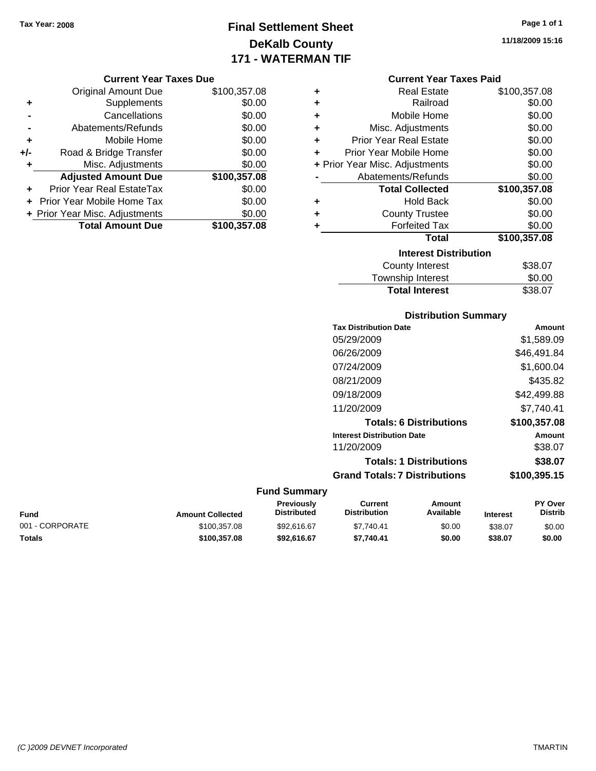Tax Year: 2008

# Final Settlement Sheet
## DeKalb County
## 171 - WATERMAN TIF

11/18/2009 15:16

### Current Year Taxes Due

| | | |
|---|---|---|
| | Original Amount Due | $100,357.08 |
| + | Supplements | $0.00 |
| - | Cancellations | $0.00 |
| - | Abatements/Refunds | $0.00 |
| + | Mobile Home | $0.00 |
| +/- | Road & Bridge Transfer | $0.00 |
| + | Misc. Adjustments | $0.00 |
| | **Adjusted Amount Due** | **$100,357.08** |
| + | Prior Year Real EstateTax | $0.00 |
| + | Prior Year Mobile Home Tax | $0.00 |
| + | Prior Year Misc. Adjustments | $0.00 |
| | **Total Amount Due** | **$100,357.08** |

### Current Year Taxes Paid

| | | |
|---|---|---|
| + | Real Estate | $100,357.08 |
| + | Railroad | $0.00 |
| + | Mobile Home | $0.00 |
| + | Misc. Adjustments | $0.00 |
| + | Prior Year Real Estate | $0.00 |
| + | Prior Year Mobile Home | $0.00 |
| + | Prior Year Misc. Adjustments | $0.00 |
| - | Abatements/Refunds | $0.00 |
| | **Total Collected** | **$100,357.08** |
| + | Hold Back | $0.00 |
| + | County Trustee | $0.00 |
| + | Forfeited Tax | $0.00 |
| | **Total** | **$100,357.08** |

### Interest Distribution

| | |
|---|---|
| County Interest | $38.07 |
| Township Interest | $0.00 |
| **Total Interest** | $38.07 |

### Distribution Summary

| Tax Distribution Date | Amount |
|---|---|
| 05/29/2009 | $1,589.09 |
| 06/26/2009 | $46,491.84 |
| 07/24/2009 | $1,600.04 |
| 08/21/2009 | $435.82 |
| 09/18/2009 | $42,499.88 |
| 11/20/2009 | $7,740.41 |
| **Totals: 6 Distributions** | **$100,357.08** |
| **Interest Distribution Date** | **Amount** |
| 11/20/2009 | $38.07 |
| **Totals: 1 Distributions** | **$38.07** |
| **Grand Totals: 7 Distributions** | **$100,395.15** |

### Fund Summary

| Fund | Amount Collected | Previously Distributed | Current Distribution | Amount Available | Interest | PY Over Distrib |
|---|---|---|---|---|---|---|
| 001 - CORPORATE | $100,357.08 | $92,616.67 | $7,740.41 | $0.00 | $38.07 | $0.00 |
| **Totals** | **$100,357.08** | **$92,616.67** | **$7,740.41** | **$0.00** | **$38.07** | **$0.00** |

(C )2009 DEVNET Incorporated

TMARTIN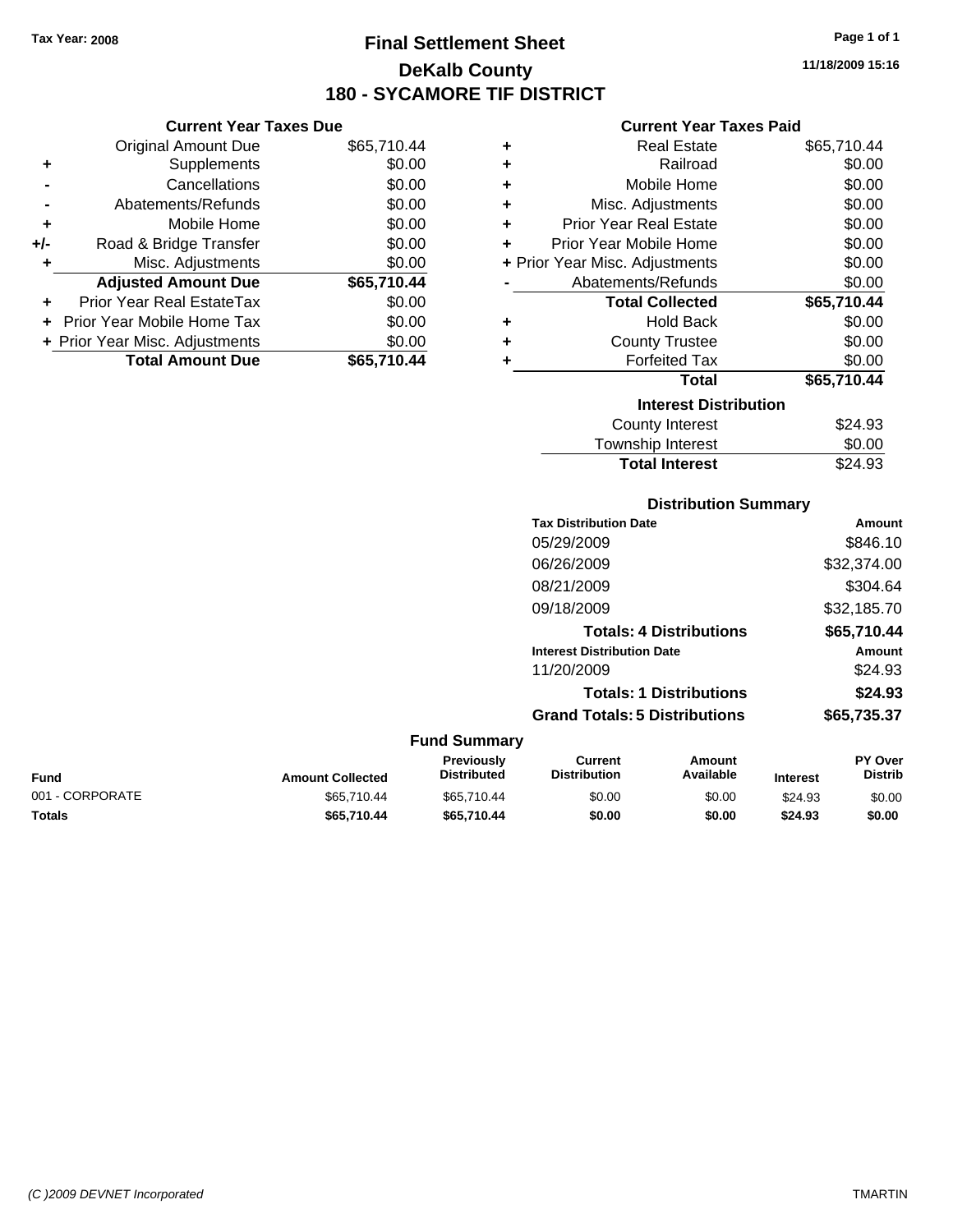Tax Year: 2008

# Final Settlement Sheet

## DeKalb County

## 180 - SYCAMORE TIF DISTRICT

11/18/2009 15:16

### Current Year Taxes Due

| | | |
|---|---|---|
| | Original Amount Due | $65,710.44 |
| + | Supplements | $0.00 |
| - | Cancellations | $0.00 |
| - | Abatements/Refunds | $0.00 |
| + | Mobile Home | $0.00 |
| +/- | Road & Bridge Transfer | $0.00 |
| + | Misc. Adjustments | $0.00 |
| | **Adjusted Amount Due** | **$65,710.44** |
| + | Prior Year Real EstateTax | $0.00 |
| + | Prior Year Mobile Home Tax | $0.00 |
| + | Prior Year Misc. Adjustments | $0.00 |
| | **Total Amount Due** | **$65,710.44** |

### Current Year Taxes Paid

| | | |
|---|---|---|
| + | Real Estate | $65,710.44 |
| + | Railroad | $0.00 |
| + | Mobile Home | $0.00 |
| + | Misc. Adjustments | $0.00 |
| + | Prior Year Real Estate | $0.00 |
| + | Prior Year Mobile Home | $0.00 |
| + | Prior Year Misc. Adjustments | $0.00 |
| - | Abatements/Refunds | $0.00 |
| | **Total Collected** | **$65,710.44** |
| + | Hold Back | $0.00 |
| + | County Trustee | $0.00 |
| + | Forfeited Tax | $0.00 |
| | **Total** | **$65,710.44** |

### Interest Distribution

| | |
|---|---|
| County Interest | $24.93 |
| Township Interest | $0.00 |
| **Total Interest** | $24.93 |

### Distribution Summary

| Tax Distribution Date | Amount |
|---|---|
| 05/29/2009 | $846.10 |
| 06/26/2009 | $32,374.00 |
| 08/21/2009 | $304.64 |
| 09/18/2009 | $32,185.70 |
| **Totals: 4 Distributions** | **$65,710.44** |
| **Interest Distribution Date** | **Amount** |
| 11/20/2009 | $24.93 |
| **Totals: 1 Distributions** | **$24.93** |
| **Grand Totals: 5 Distributions** | **$65,735.37** |

### Fund Summary

| Fund | Amount Collected | Previously Distributed | Current Distribution | Amount Available | Interest | PY Over Distrib |
|---|---|---|---|---|---|---|
| 001 - CORPORATE | $65,710.44 | $65,710.44 | $0.00 | $0.00 | $24.93 | $0.00 |
| **Totals** | **$65,710.44** | **$65,710.44** | **$0.00** | **$0.00** | **$24.93** | **$0.00** |

(C )2009 DEVNET Incorporated — TMARTIN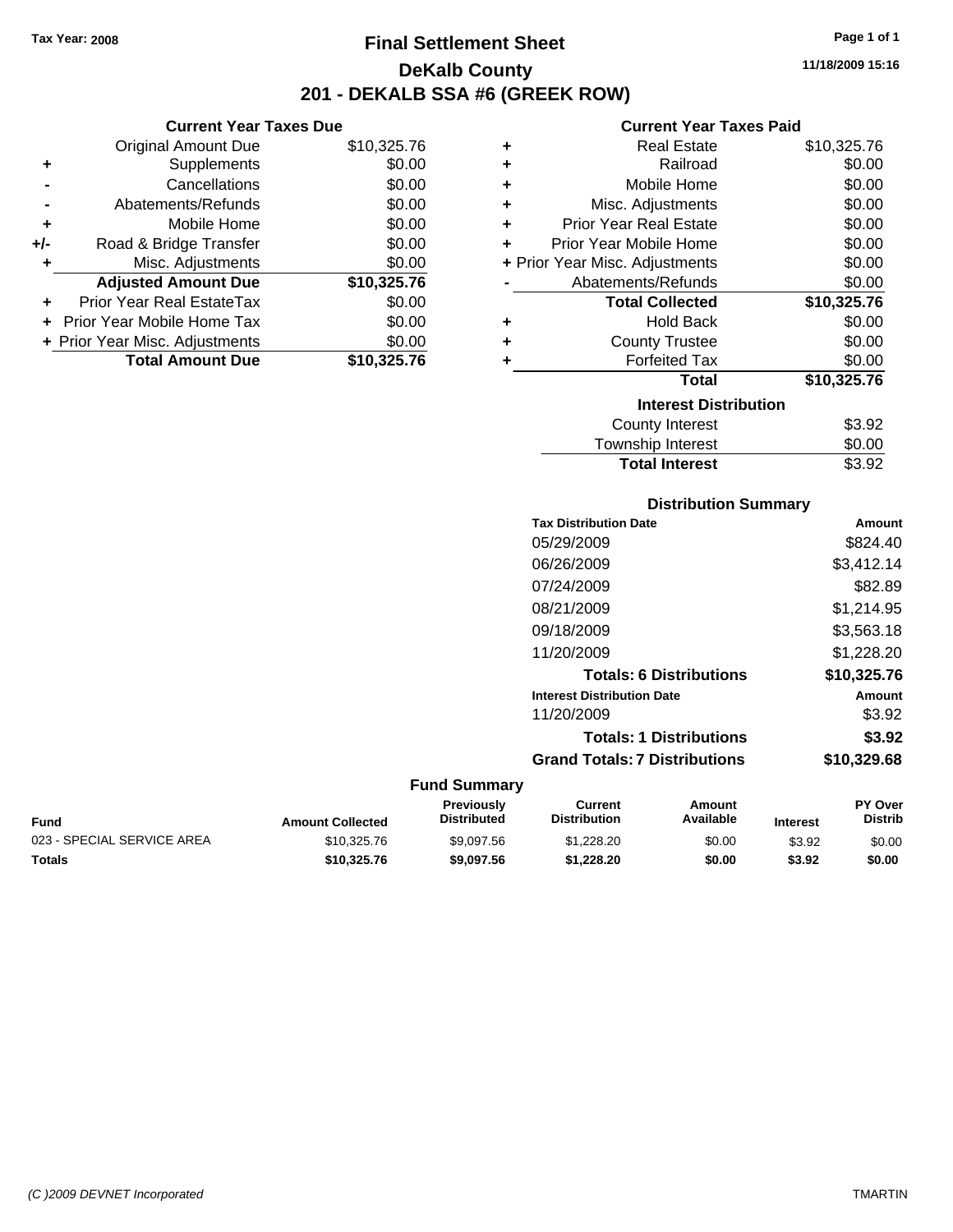Tax Year: 2008

# Final Settlement Sheet

## DeKalb County

## 201 - DEKALB SSA #6 (GREEK ROW)

11/18/2009 15:16

### Current Year Taxes Due

| | | |
|---|---|---|
| | Original Amount Due | $10,325.76 |
| + | Supplements | $0.00 |
| - | Cancellations | $0.00 |
| - | Abatements/Refunds | $0.00 |
| + | Mobile Home | $0.00 |
| +/- | Road & Bridge Transfer | $0.00 |
| + | Misc. Adjustments | $0.00 |
| | **Adjusted Amount Due** | **$10,325.76** |
| + | Prior Year Real EstateTax | $0.00 |
| + | Prior Year Mobile Home Tax | $0.00 |
| + | Prior Year Misc. Adjustments | $0.00 |
| | **Total Amount Due** | **$10,325.76** |

### Current Year Taxes Paid

| | | |
|---|---|---|
| + | Real Estate | $10,325.76 |
| + | Railroad | $0.00 |
| + | Mobile Home | $0.00 |
| + | Misc. Adjustments | $0.00 |
| + | Prior Year Real Estate | $0.00 |
| + | Prior Year Mobile Home | $0.00 |
| + | Prior Year Misc. Adjustments | $0.00 |
| - | Abatements/Refunds | $0.00 |
| | **Total Collected** | **$10,325.76** |
| + | Hold Back | $0.00 |
| + | County Trustee | $0.00 |
| + | Forfeited Tax | $0.00 |
| | **Total** | **$10,325.76** |

### Interest Distribution

| | |
|---|---|
| County Interest | $3.92 |
| Township Interest | $0.00 |
| **Total Interest** | $3.92 |

### Distribution Summary

| Tax Distribution Date | Amount |
|---|---|
| 05/29/2009 | $824.40 |
| 06/26/2009 | $3,412.14 |
| 07/24/2009 | $82.89 |
| 08/21/2009 | $1,214.95 |
| 09/18/2009 | $3,563.18 |
| 11/20/2009 | $1,228.20 |
| **Totals: 6 Distributions** | **$10,325.76** |
| **Interest Distribution Date** | **Amount** |
| 11/20/2009 | $3.92 |
| **Totals: 1 Distributions** | **$3.92** |
| **Grand Totals: 7 Distributions** | **$10,329.68** |

### Fund Summary

| Fund | Amount Collected | Previously Distributed | Current Distribution | Amount Available | Interest | PY Over Distrib |
|---|---|---|---|---|---|---|
| 023 - SPECIAL SERVICE AREA | $10,325.76 | $9,097.56 | $1,228.20 | $0.00 | $3.92 | $0.00 |
| **Totals** | **$10,325.76** | **$9,097.56** | **$1,228.20** | **$0.00** | **$3.92** | **$0.00** |

(C )2009 DEVNET Incorporated TMARTIN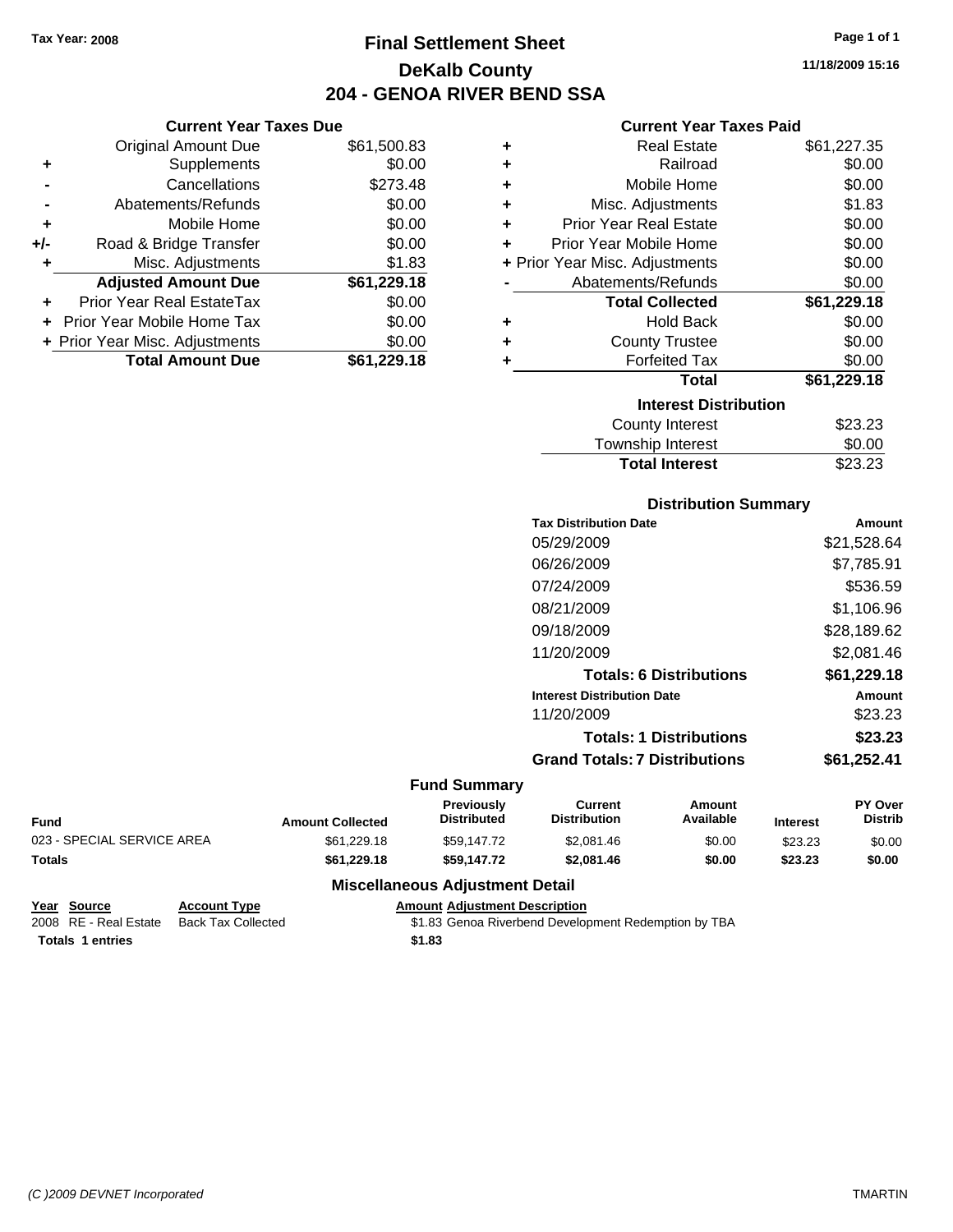Tax Year: 2008

# Final Settlement Sheet

## DeKalb County

## 204 - GENOA RIVER BEND SSA

11/18/2009 15:16

### Current Year Taxes Due

| | | |
|---|---|---|
| | Original Amount Due | $61,500.83 |
| + | Supplements | $0.00 |
| - | Cancellations | $273.48 |
| - | Abatements/Refunds | $0.00 |
| + | Mobile Home | $0.00 |
| +/- | Road & Bridge Transfer | $0.00 |
| + | Misc. Adjustments | $1.83 |
| | **Adjusted Amount Due** | **$61,229.18** |
| + | Prior Year Real EstateTax | $0.00 |
| + | Prior Year Mobile Home Tax | $0.00 |
| + | Prior Year Misc. Adjustments | $0.00 |
| | **Total Amount Due** | **$61,229.18** |

### Current Year Taxes Paid

| | | |
|---|---|---|
| + | Real Estate | $61,227.35 |
| + | Railroad | $0.00 |
| + | Mobile Home | $0.00 |
| + | Misc. Adjustments | $1.83 |
| + | Prior Year Real Estate | $0.00 |
| + | Prior Year Mobile Home | $0.00 |
| + | Prior Year Misc. Adjustments | $0.00 |
| - | Abatements/Refunds | $0.00 |
| | **Total Collected** | **$61,229.18** |
| + | Hold Back | $0.00 |
| + | County Trustee | $0.00 |
| + | Forfeited Tax | $0.00 |
| | **Total** | **$61,229.18** |

### Interest Distribution

| | |
|---|---|
| County Interest | $23.23 |
| Township Interest | $0.00 |
| **Total Interest** | $23.23 |

### Distribution Summary

| Tax Distribution Date | Amount |
|---|---|
| 05/29/2009 | $21,528.64 |
| 06/26/2009 | $7,785.91 |
| 07/24/2009 | $536.59 |
| 08/21/2009 | $1,106.96 |
| 09/18/2009 | $28,189.62 |
| 11/20/2009 | $2,081.46 |
| **Totals: 6 Distributions** | **$61,229.18** |
| **Interest Distribution Date** | **Amount** |
| 11/20/2009 | $23.23 |
| **Totals: 1 Distributions** | **$23.23** |
| **Grand Totals: 7 Distributions** | **$61,252.41** |

### Fund Summary

| Fund | Amount Collected | Previously Distributed | Current Distribution | Amount Available | Interest | PY Over Distrib |
|---|---|---|---|---|---|---|
| 023 - SPECIAL SERVICE AREA | $61,229.18 | $59,147.72 | $2,081.46 | $0.00 | $23.23 | $0.00 |
| **Totals** | **$61,229.18** | **$59,147.72** | **$2,081.46** | **$0.00** | **$23.23** | **$0.00** |

### Miscellaneous Adjustment Detail

| Year | Source | Account Type | Amount | Adjustment Description |
|---|---|---|---|---|
| 2008 | RE - Real Estate | Back Tax Collected | $1.83 | Genoa Riverbend Development Redemption by TBA |
| **Totals 1 entries** | | | **$1.83** | |

(C )2009 DEVNET Incorporated TMARTIN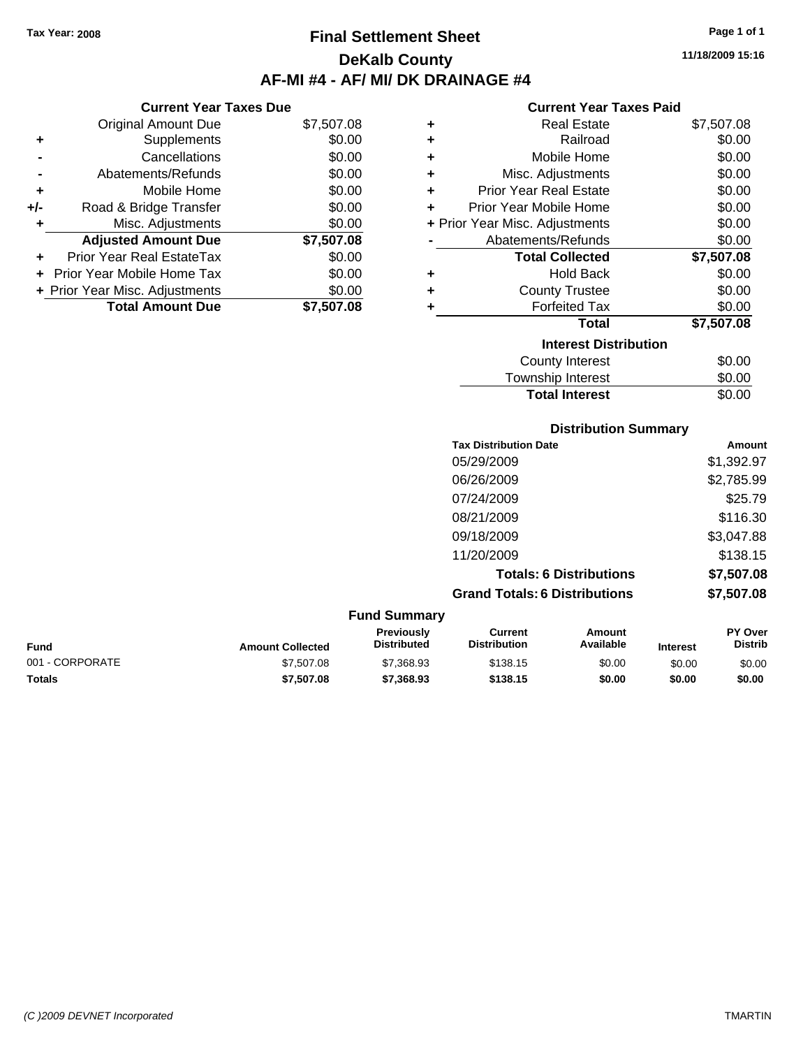Tax Year: 2008

# Final Settlement Sheet

## DeKalb County

## AF-MI #4 - AF/ MI/ DK DRAINAGE #4

11/18/2009 15:16

### Current Year Taxes Due

| | | |
|---|---|---|
| | Original Amount Due | $7,507.08 |
| + | Supplements | $0.00 |
| - | Cancellations | $0.00 |
| - | Abatements/Refunds | $0.00 |
| + | Mobile Home | $0.00 |
| +/- | Road & Bridge Transfer | $0.00 |
| + | Misc. Adjustments | $0.00 |
| | **Adjusted Amount Due** | **$7,507.08** |
| + | Prior Year Real EstateTax | $0.00 |
| + | Prior Year Mobile Home Tax | $0.00 |
| + | Prior Year Misc. Adjustments | $0.00 |
| | **Total Amount Due** | **$7,507.08** |

### Current Year Taxes Paid

| | | |
|---|---|---|
| + | Real Estate | $7,507.08 |
| + | Railroad | $0.00 |
| + | Mobile Home | $0.00 |
| + | Misc. Adjustments | $0.00 |
| + | Prior Year Real Estate | $0.00 |
| + | Prior Year Mobile Home | $0.00 |
| + | Prior Year Misc. Adjustments | $0.00 |
| - | Abatements/Refunds | $0.00 |
| | **Total Collected** | **$7,507.08** |
| + | Hold Back | $0.00 |
| + | County Trustee | $0.00 |
| + | Forfeited Tax | $0.00 |
| | **Total** | **$7,507.08** |

### Interest Distribution

| | |
|---|---|
| County Interest | $0.00 |
| Township Interest | $0.00 |
| **Total Interest** | $0.00 |

### Distribution Summary

| Tax Distribution Date | Amount |
|---|---|
| 05/29/2009 | $1,392.97 |
| 06/26/2009 | $2,785.99 |
| 07/24/2009 | $25.79 |
| 08/21/2009 | $116.30 |
| 09/18/2009 | $3,047.88 |
| 11/20/2009 | $138.15 |
| **Totals: 6 Distributions** | **$7,507.08** |
| **Grand Totals: 6 Distributions** | **$7,507.08** |

### Fund Summary

| Fund | Amount Collected | Previously Distributed | Current Distribution | Amount Available | Interest | PY Over Distrib |
|---|---|---|---|---|---|---|
| 001 - CORPORATE | $7,507.08 | $7,368.93 | $138.15 | $0.00 | $0.00 | $0.00 |
| **Totals** | **$7,507.08** | **$7,368.93** | **$138.15** | **$0.00** | **$0.00** | **$0.00** |

(C )2009 DEVNET Incorporated TMARTIN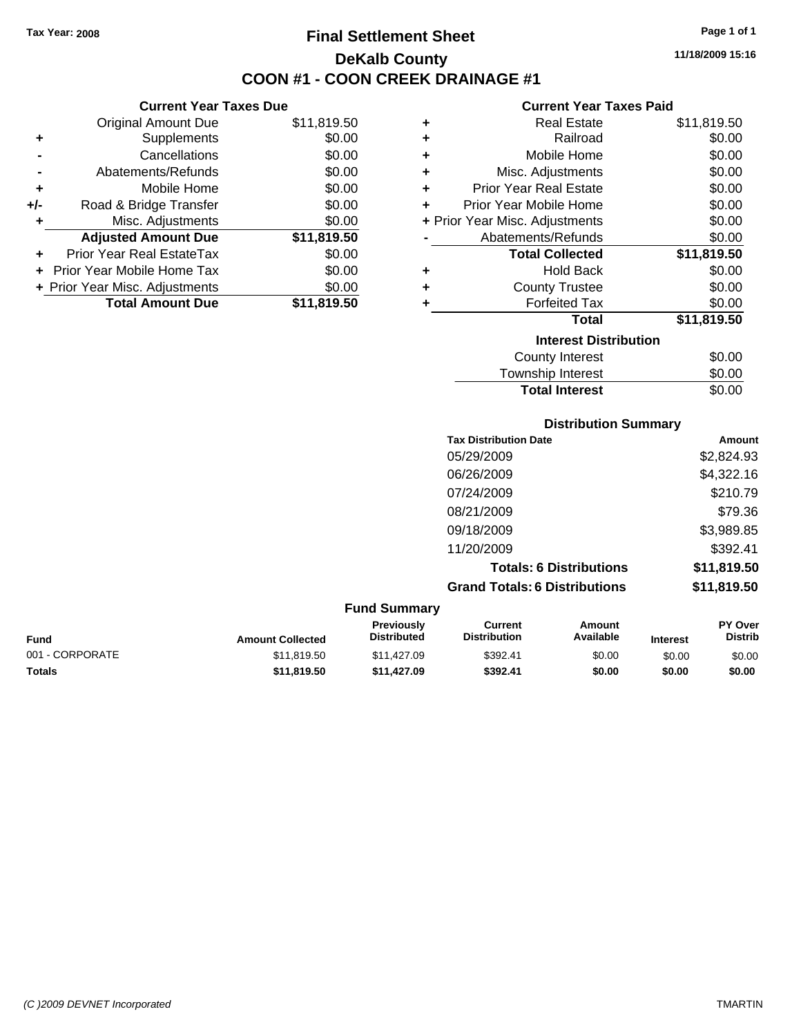Tax Year: 2008

# Final Settlement Sheet

## DeKalb County

## COON #1 - COON CREEK DRAINAGE #1

11/18/2009 15:16

### Current Year Taxes Due

| | | |
|---|---|---|
| | Original Amount Due | $11,819.50 |
| + | Supplements | $0.00 |
| - | Cancellations | $0.00 |
| - | Abatements/Refunds | $0.00 |
| + | Mobile Home | $0.00 |
| +/- | Road & Bridge Transfer | $0.00 |
| + | Misc. Adjustments | $0.00 |
| | **Adjusted Amount Due** | **$11,819.50** |
| + | Prior Year Real EstateTax | $0.00 |
| + | Prior Year Mobile Home Tax | $0.00 |
| + | Prior Year Misc. Adjustments | $0.00 |
| | **Total Amount Due** | **$11,819.50** |

### Current Year Taxes Paid

| | | |
|---|---|---|
| + | Real Estate | $11,819.50 |
| + | Railroad | $0.00 |
| + | Mobile Home | $0.00 |
| + | Misc. Adjustments | $0.00 |
| + | Prior Year Real Estate | $0.00 |
| + | Prior Year Mobile Home | $0.00 |
| + | Prior Year Misc. Adjustments | $0.00 |
| - | Abatements/Refunds | $0.00 |
| | **Total Collected** | **$11,819.50** |
| + | Hold Back | $0.00 |
| + | County Trustee | $0.00 |
| + | Forfeited Tax | $0.00 |
| | **Total** | **$11,819.50** |

### Interest Distribution

| | |
|---|---|
| County Interest | $0.00 |
| Township Interest | $0.00 |
| **Total Interest** | $0.00 |

### Distribution Summary

| Tax Distribution Date | Amount |
|---|---|
| 05/29/2009 | $2,824.93 |
| 06/26/2009 | $4,322.16 |
| 07/24/2009 | $210.79 |
| 08/21/2009 | $79.36 |
| 09/18/2009 | $3,989.85 |
| 11/20/2009 | $392.41 |
| **Totals: 6 Distributions** | **$11,819.50** |
| **Grand Totals: 6 Distributions** | **$11,819.50** |

### Fund Summary

| Fund | Amount Collected | Previously Distributed | Current Distribution | Amount Available | Interest | PY Over Distrib |
|---|---|---|---|---|---|---|
| 001 - CORPORATE | $11,819.50 | $11,427.09 | $392.41 | $0.00 | $0.00 | $0.00 |
| **Totals** | **$11,819.50** | **$11,427.09** | **$392.41** | **$0.00** | **$0.00** | **$0.00** |

(C )2009 DEVNET Incorporated — TMARTIN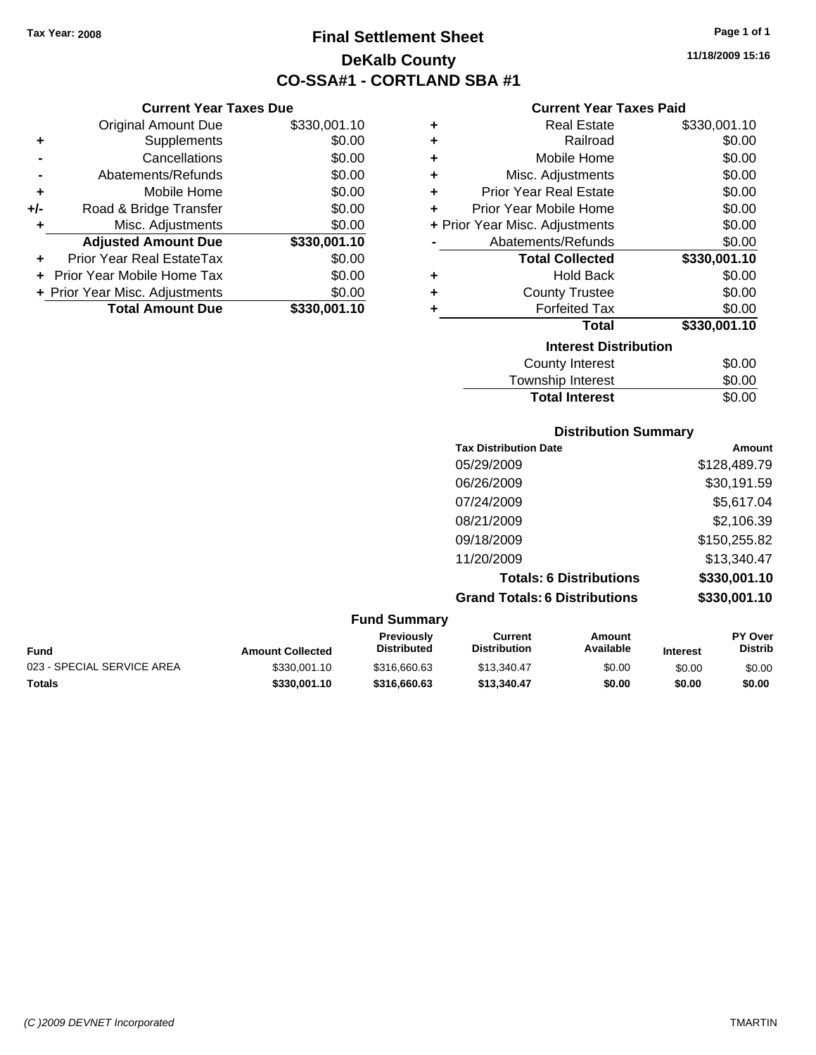Tax Year: 2008

# Final Settlement Sheet
## DeKalb County
## CO-SSA#1 - CORTLAND SBA #1

11/18/2009 15:16

### Current Year Taxes Due

| | | |
|---|---|---|
| | Original Amount Due | $330,001.10 |
| + | Supplements | $0.00 |
| - | Cancellations | $0.00 |
| - | Abatements/Refunds | $0.00 |
| + | Mobile Home | $0.00 |
| +/- | Road & Bridge Transfer | $0.00 |
| + | Misc. Adjustments | $0.00 |
| | **Adjusted Amount Due** | **$330,001.10** |
| + | Prior Year Real EstateTax | $0.00 |
| + | Prior Year Mobile Home Tax | $0.00 |
| + | Prior Year Misc. Adjustments | $0.00 |
| | **Total Amount Due** | **$330,001.10** |

### Current Year Taxes Paid

| | | |
|---|---|---|
| + | Real Estate | $330,001.10 |
| + | Railroad | $0.00 |
| + | Mobile Home | $0.00 |
| + | Misc. Adjustments | $0.00 |
| + | Prior Year Real Estate | $0.00 |
| + | Prior Year Mobile Home | $0.00 |
| + | Prior Year Misc. Adjustments | $0.00 |
| - | Abatements/Refunds | $0.00 |
| | **Total Collected** | **$330,001.10** |
| + | Hold Back | $0.00 |
| + | County Trustee | $0.00 |
| + | Forfeited Tax | $0.00 |
| | **Total** | **$330,001.10** |

### Interest Distribution

| | |
|---|---|
| County Interest | $0.00 |
| Township Interest | $0.00 |
| **Total Interest** | $0.00 |

### Distribution Summary

| Tax Distribution Date | Amount |
|---|---|
| 05/29/2009 | $128,489.79 |
| 06/26/2009 | $30,191.59 |
| 07/24/2009 | $5,617.04 |
| 08/21/2009 | $2,106.39 |
| 09/18/2009 | $150,255.82 |
| 11/20/2009 | $13,340.47 |
| **Totals: 6 Distributions** | **$330,001.10** |
| **Grand Totals: 6 Distributions** | **$330,001.10** |

### Fund Summary

| Fund | Amount Collected | Previously Distributed | Current Distribution | Amount Available | Interest | PY Over Distrib |
|---|---|---|---|---|---|---|
| 023 - SPECIAL SERVICE AREA | $330,001.10 | $316,660.63 | $13,340.47 | $0.00 | $0.00 | $0.00 |
| **Totals** | **$330,001.10** | **$316,660.63** | **$13,340.47** | **$0.00** | **$0.00** | **$0.00** |

(C )2009 DEVNET Incorporated TMARTIN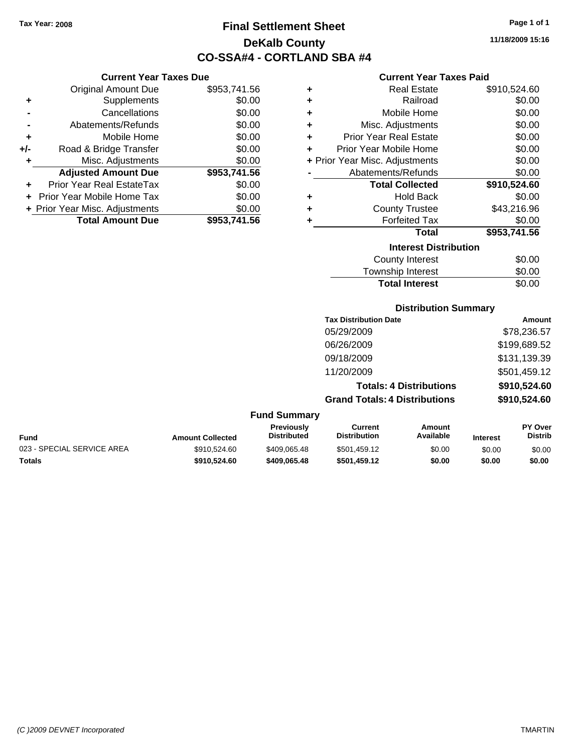Tax Year: 2008

# Final Settlement Sheet
## DeKalb County
## CO-SSA#4 - CORTLAND SBA #4

### Current Year Taxes Due

| | | |
|---|---|---|
| | Original Amount Due | $953,741.56 |
| + | Supplements | $0.00 |
| - | Cancellations | $0.00 |
| - | Abatements/Refunds | $0.00 |
| + | Mobile Home | $0.00 |
| +/- | Road & Bridge Transfer | $0.00 |
| + | Misc. Adjustments | $0.00 |
| | **Adjusted Amount Due** | **$953,741.56** |
| + | Prior Year Real EstateTax | $0.00 |
| + | Prior Year Mobile Home Tax | $0.00 |
| + | Prior Year Misc. Adjustments | $0.00 |
| | **Total Amount Due** | **$953,741.56** |

### Current Year Taxes Paid

| | | |
|---|---|---|
| + | Real Estate | $910,524.60 |
| + | Railroad | $0.00 |
| + | Mobile Home | $0.00 |
| + | Misc. Adjustments | $0.00 |
| + | Prior Year Real Estate | $0.00 |
| + | Prior Year Mobile Home | $0.00 |
| + | Prior Year Misc. Adjustments | $0.00 |
| - | Abatements/Refunds | $0.00 |
| | **Total Collected** | **$910,524.60** |
| + | Hold Back | $0.00 |
| + | County Trustee | $43,216.96 |
| + | Forfeited Tax | $0.00 |
| | **Total** | **$953,741.56** |

### Interest Distribution

| | |
|---|---|
| County Interest | $0.00 |
| Township Interest | $0.00 |
| **Total Interest** | $0.00 |

### Distribution Summary

| Tax Distribution Date | Amount |
|---|---|
| 05/29/2009 | $78,236.57 |
| 06/26/2009 | $199,689.52 |
| 09/18/2009 | $131,139.39 |
| 11/20/2009 | $501,459.12 |
| **Totals: 4 Distributions** | **$910,524.60** |
| **Grand Totals: 4 Distributions** | **$910,524.60** |

### Fund Summary

| Fund | Amount Collected | Previously Distributed | Current Distribution | Amount Available | Interest | PY Over Distrib |
|---|---|---|---|---|---|---|
| 023 - SPECIAL SERVICE AREA | $910,524.60 | $409,065.48 | $501,459.12 | $0.00 | $0.00 | $0.00 |
| **Totals** | **$910,524.60** | **$409,065.48** | **$501,459.12** | **$0.00** | **$0.00** | **$0.00** |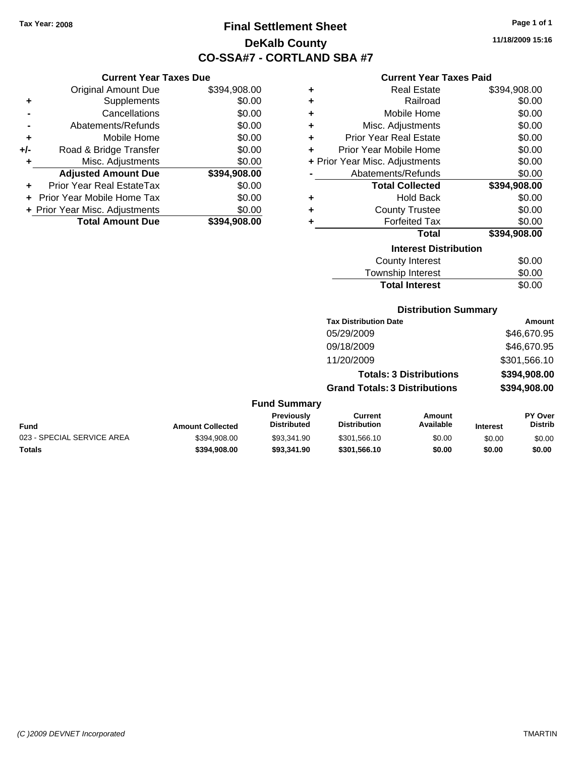Tax Year: 2008

# Final Settlement Sheet

## DeKalb County

## CO-SSA#7 - CORTLAND SBA #7

11/18/2009 15:16

### Current Year Taxes Due

| | | |
|---|---|---|
| | Original Amount Due | $394,908.00 |
| + | Supplements | $0.00 |
| - | Cancellations | $0.00 |
| - | Abatements/Refunds | $0.00 |
| + | Mobile Home | $0.00 |
| +/- | Road & Bridge Transfer | $0.00 |
| + | Misc. Adjustments | $0.00 |
| | **Adjusted Amount Due** | **$394,908.00** |
| + | Prior Year Real EstateTax | $0.00 |
| + | Prior Year Mobile Home Tax | $0.00 |
| + | Prior Year Misc. Adjustments | $0.00 |
| | **Total Amount Due** | **$394,908.00** |

### Current Year Taxes Paid

| | | |
|---|---|---|
| + | Real Estate | $394,908.00 |
| + | Railroad | $0.00 |
| + | Mobile Home | $0.00 |
| + | Misc. Adjustments | $0.00 |
| + | Prior Year Real Estate | $0.00 |
| + | Prior Year Mobile Home | $0.00 |
| + | Prior Year Misc. Adjustments | $0.00 |
| - | Abatements/Refunds | $0.00 |
| | **Total Collected** | **$394,908.00** |
| + | Hold Back | $0.00 |
| + | County Trustee | $0.00 |
| + | Forfeited Tax | $0.00 |
| | **Total** | **$394,908.00** |

### Interest Distribution

| | |
|---|---|
| County Interest | $0.00 |
| Township Interest | $0.00 |
| **Total Interest** | $0.00 |

### Distribution Summary

| Tax Distribution Date | Amount |
|---|---|
| 05/29/2009 | $46,670.95 |
| 09/18/2009 | $46,670.95 |
| 11/20/2009 | $301,566.10 |
| **Totals: 3 Distributions** | **$394,908.00** |
| **Grand Totals: 3 Distributions** | **$394,908.00** |

### Fund Summary

| Fund | Amount Collected | Previously Distributed | Current Distribution | Amount Available | Interest | PY Over Distrib |
|---|---|---|---|---|---|---|
| 023 - SPECIAL SERVICE AREA | $394,908.00 | $93,341.90 | $301,566.10 | $0.00 | $0.00 | $0.00 |
| **Totals** | **$394,908.00** | **$93,341.90** | **$301,566.10** | **$0.00** | **$0.00** | **$0.00** |

(C )2009 DEVNET Incorporated TMARTIN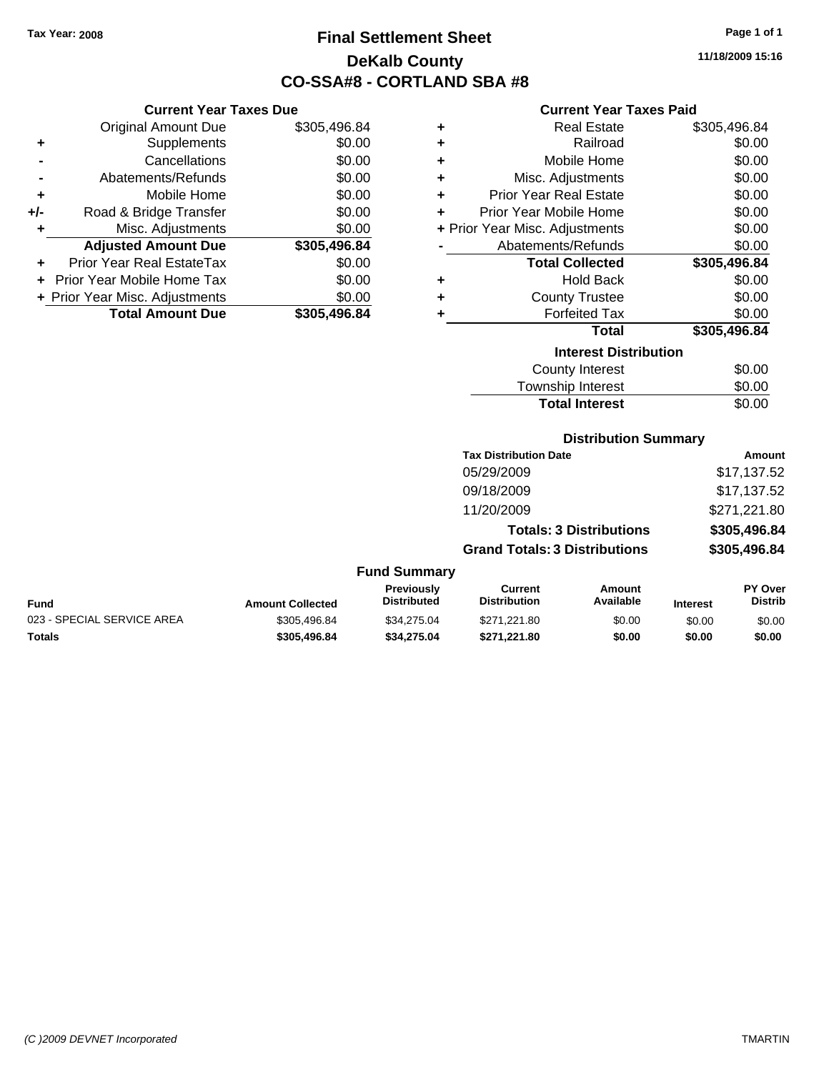Tax Year: 2008

# Final Settlement Sheet

## DeKalb County

## CO-SSA#8 - CORTLAND SBA #8

11/18/2009 15:16

### Current Year Taxes Due

| | | |
|---|---|---|
| | Original Amount Due | $305,496.84 |
| + | Supplements | $0.00 |
| - | Cancellations | $0.00 |
| - | Abatements/Refunds | $0.00 |
| + | Mobile Home | $0.00 |
| +/- | Road & Bridge Transfer | $0.00 |
| + | Misc. Adjustments | $0.00 |
| | **Adjusted Amount Due** | **$305,496.84** |
| + | Prior Year Real EstateTax | $0.00 |
| + | Prior Year Mobile Home Tax | $0.00 |
| + | Prior Year Misc. Adjustments | $0.00 |
| | **Total Amount Due** | **$305,496.84** |

### Current Year Taxes Paid

| | | |
|---|---|---|
| + | Real Estate | $305,496.84 |
| + | Railroad | $0.00 |
| + | Mobile Home | $0.00 |
| + | Misc. Adjustments | $0.00 |
| + | Prior Year Real Estate | $0.00 |
| + | Prior Year Mobile Home | $0.00 |
| + | Prior Year Misc. Adjustments | $0.00 |
| - | Abatements/Refunds | $0.00 |
| | **Total Collected** | **$305,496.84** |
| + | Hold Back | $0.00 |
| + | County Trustee | $0.00 |
| + | Forfeited Tax | $0.00 |
| | **Total** | **$305,496.84** |

### Interest Distribution

| | |
|---|---|
| County Interest | $0.00 |
| Township Interest | $0.00 |
| **Total Interest** | $0.00 |

### Distribution Summary

| Tax Distribution Date | Amount |
|---|---|
| 05/29/2009 | $17,137.52 |
| 09/18/2009 | $17,137.52 |
| 11/20/2009 | $271,221.80 |
| **Totals: 3 Distributions** | **$305,496.84** |
| **Grand Totals: 3 Distributions** | **$305,496.84** |

### Fund Summary

| Fund | Amount Collected | Previously Distributed | Current Distribution | Amount Available | Interest | PY Over Distrib |
|---|---|---|---|---|---|---|
| 023 - SPECIAL SERVICE AREA | $305,496.84 | $34,275.04 | $271,221.80 | $0.00 | $0.00 | $0.00 |
| **Totals** | **$305,496.84** | **$34,275.04** | **$271,221.80** | **$0.00** | **$0.00** | **$0.00** |

(C )2009 DEVNET Incorporated TMARTIN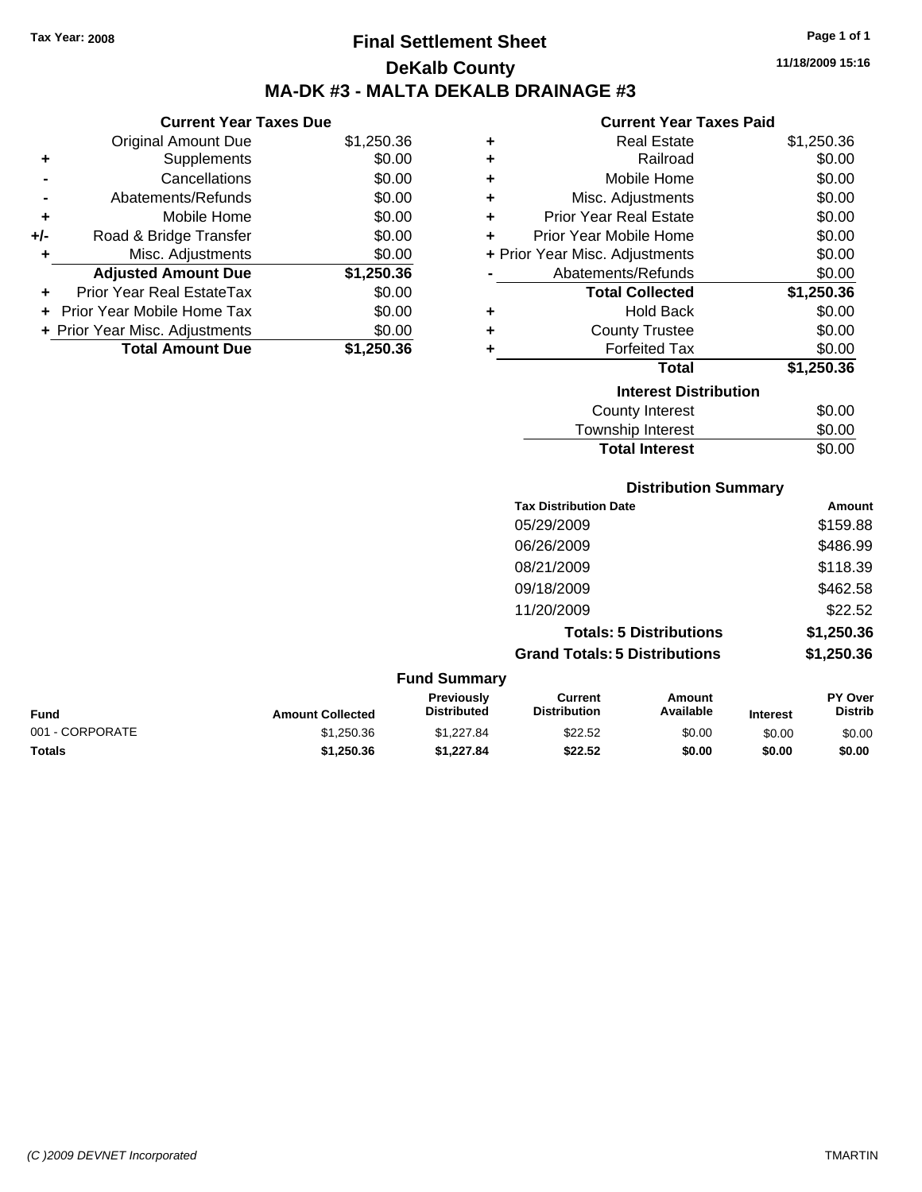Tax Year: 2008

# Final Settlement Sheet
## DeKalb County
## MA-DK #3 - MALTA DEKALB DRAINAGE #3

11/18/2009 15:16

### Current Year Taxes Due

| | | |
|---|---|---|
| | Original Amount Due | $1,250.36 |
| + | Supplements | $0.00 |
| - | Cancellations | $0.00 |
| - | Abatements/Refunds | $0.00 |
| + | Mobile Home | $0.00 |
| +/- | Road & Bridge Transfer | $0.00 |
| + | Misc. Adjustments | $0.00 |
| | **Adjusted Amount Due** | **$1,250.36** |
| + | Prior Year Real EstateTax | $0.00 |
| + | Prior Year Mobile Home Tax | $0.00 |
| + | Prior Year Misc. Adjustments | $0.00 |
| | **Total Amount Due** | **$1,250.36** |

### Current Year Taxes Paid

| | | |
|---|---|---|
| + | Real Estate | $1,250.36 |
| + | Railroad | $0.00 |
| + | Mobile Home | $0.00 |
| + | Misc. Adjustments | $0.00 |
| + | Prior Year Real Estate | $0.00 |
| + | Prior Year Mobile Home | $0.00 |
| + | Prior Year Misc. Adjustments | $0.00 |
| - | Abatements/Refunds | $0.00 |
| | **Total Collected** | **$1,250.36** |
| + | Hold Back | $0.00 |
| + | County Trustee | $0.00 |
| + | Forfeited Tax | $0.00 |
| | **Total** | **$1,250.36** |

### Interest Distribution

| | |
|---|---|
| County Interest | $0.00 |
| Township Interest | $0.00 |
| **Total Interest** | $0.00 |

### Distribution Summary

| Tax Distribution Date | Amount |
|---|---|
| 05/29/2009 | $159.88 |
| 06/26/2009 | $486.99 |
| 08/21/2009 | $118.39 |
| 09/18/2009 | $462.58 |
| 11/20/2009 | $22.52 |
| **Totals: 5 Distributions** | **$1,250.36** |
| **Grand Totals: 5 Distributions** | **$1,250.36** |

### Fund Summary

| Fund | Amount Collected | Previously Distributed | Current Distribution | Amount Available | Interest | PY Over Distrib |
|---|---|---|---|---|---|---|
| 001 - CORPORATE | $1,250.36 | $1,227.84 | $22.52 | $0.00 | $0.00 | $0.00 |
| **Totals** | **$1,250.36** | **$1,227.84** | **$22.52** | **$0.00** | **$0.00** | **$0.00** |

(C )2009 DEVNET Incorporated — TMARTIN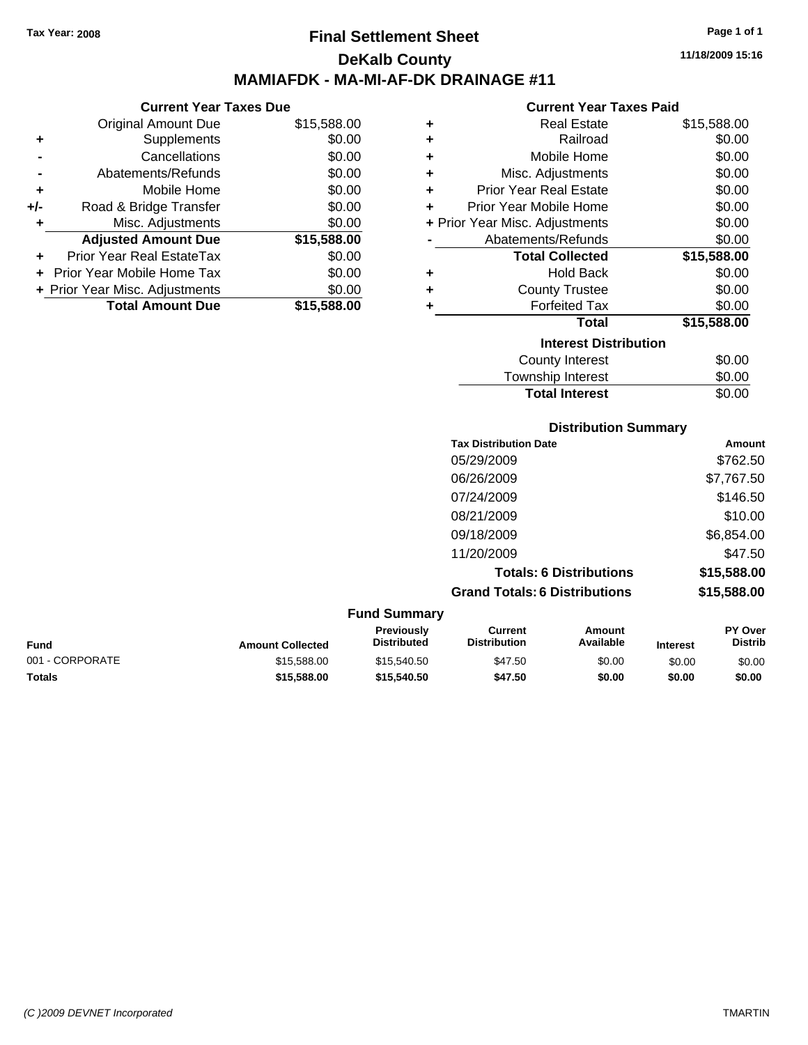Tax Year: 2008

# Final Settlement Sheet

## DeKalb County

## MAMIAFDK - MA-MI-AF-DK DRAINAGE #11

11/18/2009 15:16

### Current Year Taxes Due

| | | |
|---|---|---|
| | Original Amount Due | $15,588.00 |
| + | Supplements | $0.00 |
| - | Cancellations | $0.00 |
| - | Abatements/Refunds | $0.00 |
| + | Mobile Home | $0.00 |
| +/- | Road & Bridge Transfer | $0.00 |
| + | Misc. Adjustments | $0.00 |
| | **Adjusted Amount Due** | **$15,588.00** |
| + | Prior Year Real EstateTax | $0.00 |
| + | Prior Year Mobile Home Tax | $0.00 |
| + | Prior Year Misc. Adjustments | $0.00 |
| | **Total Amount Due** | **$15,588.00** |

### Current Year Taxes Paid

| | | |
|---|---|---|
| + | Real Estate | $15,588.00 |
| + | Railroad | $0.00 |
| + | Mobile Home | $0.00 |
| + | Misc. Adjustments | $0.00 |
| + | Prior Year Real Estate | $0.00 |
| + | Prior Year Mobile Home | $0.00 |
| + | Prior Year Misc. Adjustments | $0.00 |
| - | Abatements/Refunds | $0.00 |
| | **Total Collected** | **$15,588.00** |
| + | Hold Back | $0.00 |
| + | County Trustee | $0.00 |
| + | Forfeited Tax | $0.00 |
| | **Total** | **$15,588.00** |

### Interest Distribution

| | |
|---|---|
| County Interest | $0.00 |
| Township Interest | $0.00 |
| **Total Interest** | $0.00 |

### Distribution Summary

| Tax Distribution Date | Amount |
|---|---|
| 05/29/2009 | $762.50 |
| 06/26/2009 | $7,767.50 |
| 07/24/2009 | $146.50 |
| 08/21/2009 | $10.00 |
| 09/18/2009 | $6,854.00 |
| 11/20/2009 | $47.50 |
| **Totals: 6 Distributions** | **$15,588.00** |
| **Grand Totals: 6 Distributions** | **$15,588.00** |

### Fund Summary

| Fund | Amount Collected | Previously Distributed | Current Distribution | Amount Available | Interest | PY Over Distrib |
|---|---|---|---|---|---|---|
| 001 - CORPORATE | $15,588.00 | $15,540.50 | $47.50 | $0.00 | $0.00 | $0.00 |
| **Totals** | **$15,588.00** | **$15,540.50** | **$47.50** | **$0.00** | **$0.00** | **$0.00** |

(C )2009 DEVNET Incorporated TMARTIN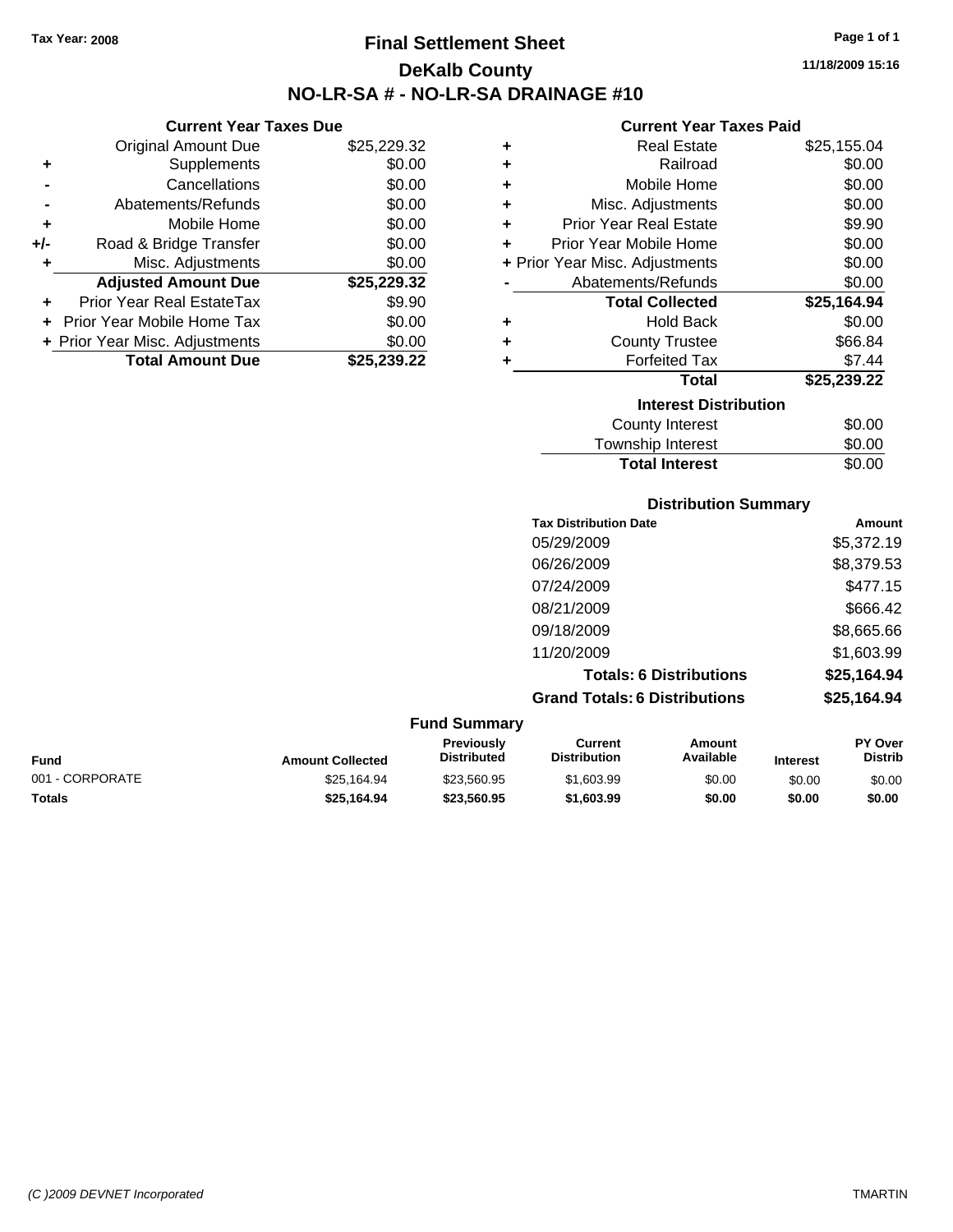Tax Year: 2008

# Final Settlement Sheet

## DeKalb County

## NO-LR-SA # - NO-LR-SA DRAINAGE #10

11/18/2009 15:16

### Current Year Taxes Due

| | | |
|---|---|---|
| | Original Amount Due | $25,229.32 |
| + | Supplements | $0.00 |
| - | Cancellations | $0.00 |
| - | Abatements/Refunds | $0.00 |
| + | Mobile Home | $0.00 |
| +/- | Road & Bridge Transfer | $0.00 |
| + | Misc. Adjustments | $0.00 |
| | **Adjusted Amount Due** | **$25,229.32** |
| + | Prior Year Real EstateTax | $9.90 |
| + | Prior Year Mobile Home Tax | $0.00 |
| + | Prior Year Misc. Adjustments | $0.00 |
| | **Total Amount Due** | **$25,239.22** |

### Current Year Taxes Paid

| | | |
|---|---|---|
| + | Real Estate | $25,155.04 |
| + | Railroad | $0.00 |
| + | Mobile Home | $0.00 |
| + | Misc. Adjustments | $0.00 |
| + | Prior Year Real Estate | $9.90 |
| + | Prior Year Mobile Home | $0.00 |
| + | Prior Year Misc. Adjustments | $0.00 |
| - | Abatements/Refunds | $0.00 |
| | **Total Collected** | **$25,164.94** |
| + | Hold Back | $0.00 |
| + | County Trustee | $66.84 |
| + | Forfeited Tax | $7.44 |
| | **Total** | **$25,239.22** |

### Interest Distribution

| | |
|---|---|
| County Interest | $0.00 |
| Township Interest | $0.00 |
| **Total Interest** | $0.00 |

### Distribution Summary

| Tax Distribution Date | Amount |
|---|---|
| 05/29/2009 | $5,372.19 |
| 06/26/2009 | $8,379.53 |
| 07/24/2009 | $477.15 |
| 08/21/2009 | $666.42 |
| 09/18/2009 | $8,665.66 |
| 11/20/2009 | $1,603.99 |
| **Totals: 6 Distributions** | **$25,164.94** |
| **Grand Totals: 6 Distributions** | **$25,164.94** |

### Fund Summary

| Fund | Amount Collected | Previously Distributed | Current Distribution | Amount Available | Interest | PY Over Distrib |
|---|---|---|---|---|---|---|
| 001 - CORPORATE | $25,164.94 | $23,560.95 | $1,603.99 | $0.00 | $0.00 | $0.00 |
| **Totals** | **$25,164.94** | **$23,560.95** | **$1,603.99** | **$0.00** | **$0.00** | **$0.00** |

(C )2009 DEVNET Incorporated TMARTIN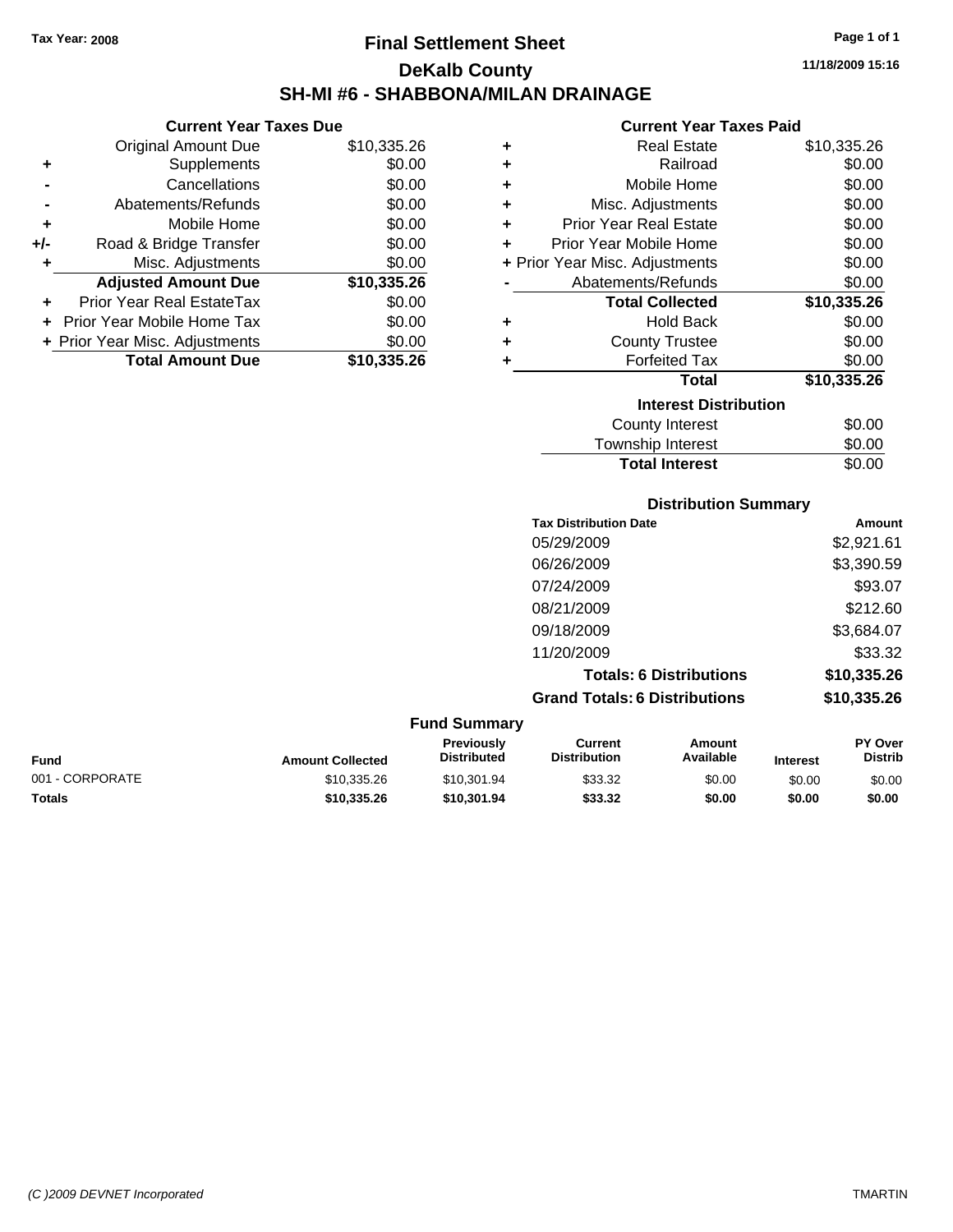Tax Year: 2008

# Final Settlement Sheet

## DeKalb County

## SH-MI #6 - SHABBONA/MILAN DRAINAGE

11/18/2009 15:16

### Current Year Taxes Due

| | | |
|---|---|---|
| | Original Amount Due | $10,335.26 |
| + | Supplements | $0.00 |
| - | Cancellations | $0.00 |
| - | Abatements/Refunds | $0.00 |
| + | Mobile Home | $0.00 |
| +/- | Road & Bridge Transfer | $0.00 |
| + | Misc. Adjustments | $0.00 |
| | **Adjusted Amount Due** | **$10,335.26** |
| + | Prior Year Real EstateTax | $0.00 |
| + | Prior Year Mobile Home Tax | $0.00 |
| + | Prior Year Misc. Adjustments | $0.00 |
| | **Total Amount Due** | **$10,335.26** |

### Current Year Taxes Paid

| | | |
|---|---|---|
| + | Real Estate | $10,335.26 |
| + | Railroad | $0.00 |
| + | Mobile Home | $0.00 |
| + | Misc. Adjustments | $0.00 |
| + | Prior Year Real Estate | $0.00 |
| + | Prior Year Mobile Home | $0.00 |
| + | Prior Year Misc. Adjustments | $0.00 |
| - | Abatements/Refunds | $0.00 |
| | **Total Collected** | **$10,335.26** |
| + | Hold Back | $0.00 |
| + | County Trustee | $0.00 |
| + | Forfeited Tax | $0.00 |
| | **Total** | **$10,335.26** |

### Interest Distribution

| | |
|---|---|
| County Interest | $0.00 |
| Township Interest | $0.00 |
| **Total Interest** | $0.00 |

### Distribution Summary

| Tax Distribution Date | Amount |
|---|---|
| 05/29/2009 | $2,921.61 |
| 06/26/2009 | $3,390.59 |
| 07/24/2009 | $93.07 |
| 08/21/2009 | $212.60 |
| 09/18/2009 | $3,684.07 |
| 11/20/2009 | $33.32 |
| **Totals: 6 Distributions** | **$10,335.26** |
| **Grand Totals: 6 Distributions** | **$10,335.26** |

### Fund Summary

| Fund | Amount Collected | Previously Distributed | Current Distribution | Amount Available | Interest | PY Over Distrib |
|---|---|---|---|---|---|---|
| 001 - CORPORATE | $10,335.26 | $10,301.94 | $33.32 | $0.00 | $0.00 | $0.00 |
| **Totals** | **$10,335.26** | **$10,301.94** | **$33.32** | **$0.00** | **$0.00** | **$0.00** |

(C )2009 DEVNET Incorporated TMARTIN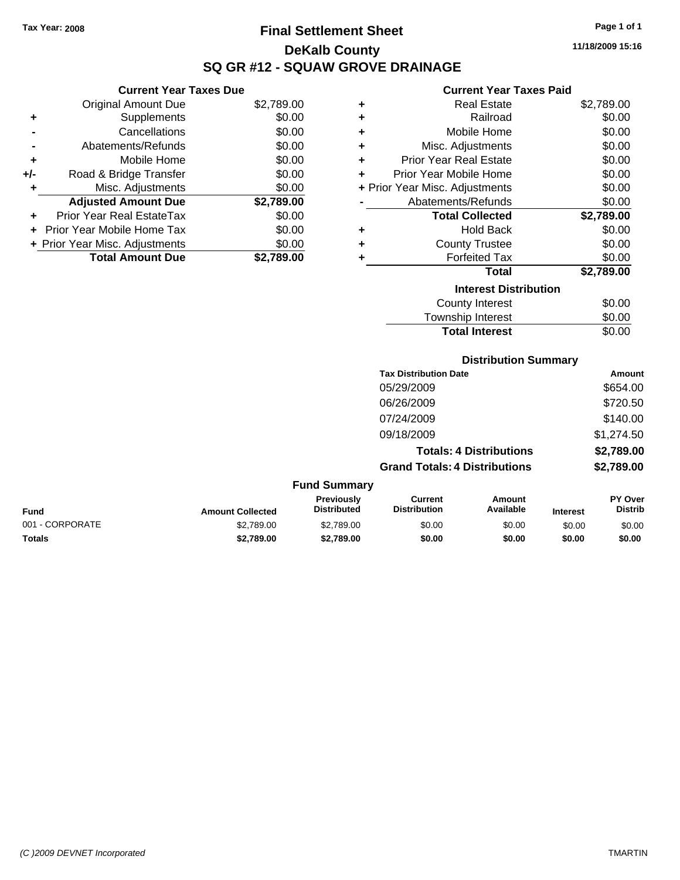Tax Year: 2008

# Final Settlement Sheet
## DeKalb County
## SQ GR #12 - SQUAW GROVE DRAINAGE

11/18/2009 15:16

### Current Year Taxes Due

| | | |
|---|---|---|
| | Original Amount Due | $2,789.00 |
| + | Supplements | $0.00 |
| - | Cancellations | $0.00 |
| - | Abatements/Refunds | $0.00 |
| + | Mobile Home | $0.00 |
| +/- | Road & Bridge Transfer | $0.00 |
| + | Misc. Adjustments | $0.00 |
| | **Adjusted Amount Due** | **$2,789.00** |
| + | Prior Year Real EstateTax | $0.00 |
| + | Prior Year Mobile Home Tax | $0.00 |
| + | Prior Year Misc. Adjustments | $0.00 |
| | **Total Amount Due** | **$2,789.00** |

### Current Year Taxes Paid

| | | |
|---|---|---|
| + | Real Estate | $2,789.00 |
| + | Railroad | $0.00 |
| + | Mobile Home | $0.00 |
| + | Misc. Adjustments | $0.00 |
| + | Prior Year Real Estate | $0.00 |
| + | Prior Year Mobile Home | $0.00 |
| + | Prior Year Misc. Adjustments | $0.00 |
| - | Abatements/Refunds | $0.00 |
| | **Total Collected** | **$2,789.00** |
| + | Hold Back | $0.00 |
| + | County Trustee | $0.00 |
| + | Forfeited Tax | $0.00 |
| | **Total** | **$2,789.00** |

### Interest Distribution

| | |
|---|---|
| County Interest | $0.00 |
| Township Interest | $0.00 |
| **Total Interest** | $0.00 |

### Distribution Summary

| Tax Distribution Date | Amount |
|---|---|
| 05/29/2009 | $654.00 |
| 06/26/2009 | $720.50 |
| 07/24/2009 | $140.00 |
| 09/18/2009 | $1,274.50 |
| **Totals: 4 Distributions** | **$2,789.00** |
| **Grand Totals: 4 Distributions** | **$2,789.00** |

### Fund Summary

| Fund | Amount Collected | Previously Distributed | Current Distribution | Amount Available | Interest | PY Over Distrib |
|---|---|---|---|---|---|---|
| 001 - CORPORATE | $2,789.00 | $2,789.00 | $0.00 | $0.00 | $0.00 | $0.00 |
| **Totals** | **$2,789.00** | **$2,789.00** | **$0.00** | **$0.00** | **$0.00** | **$0.00** |

(C )2009 DEVNET Incorporated TMARTIN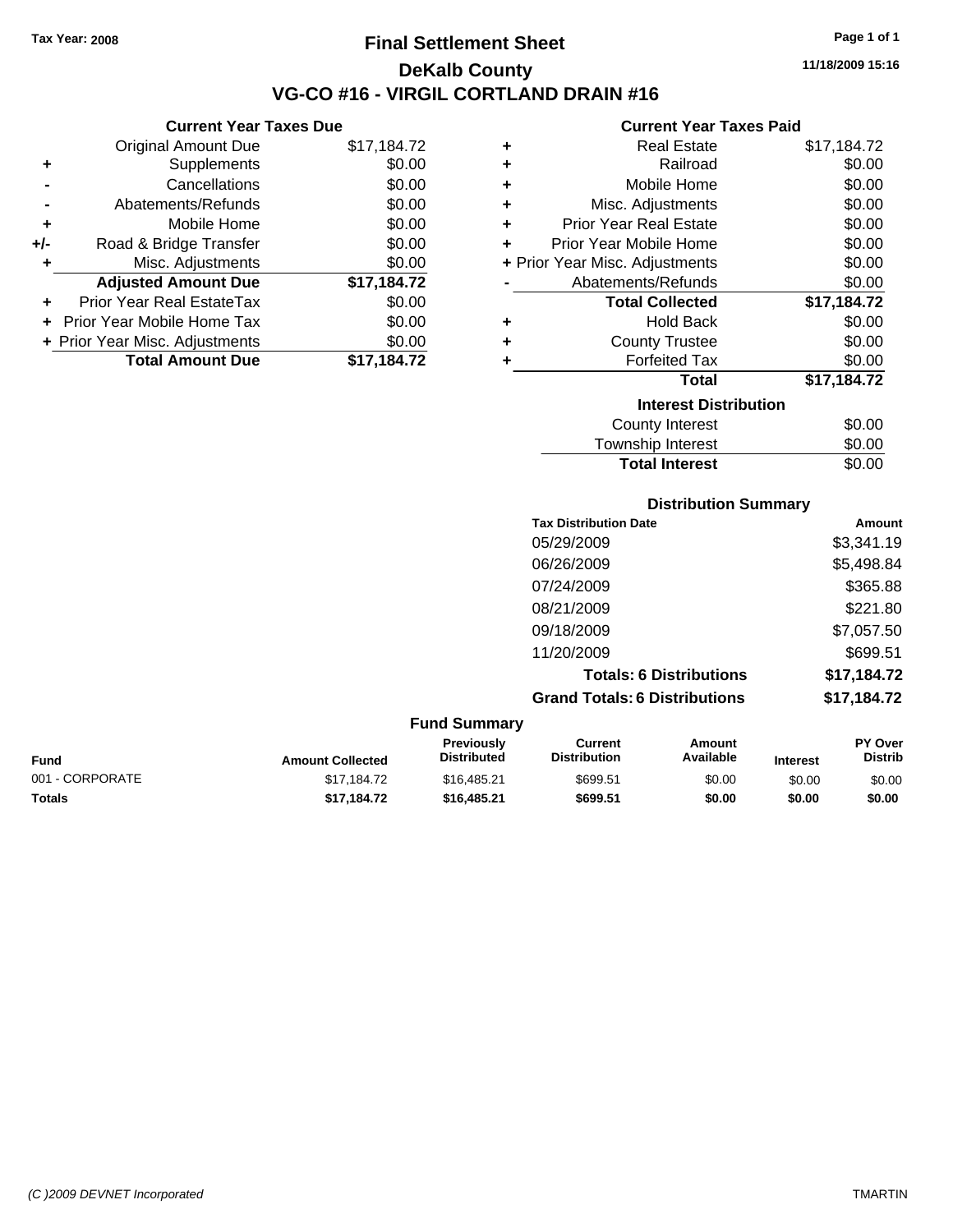Tax Year: 2008

# Final Settlement Sheet

## DeKalb County

## VG-CO #16 - VIRGIL CORTLAND DRAIN #16

11/18/2009 15:16

### Current Year Taxes Due

| | | |
|---|---|---|
| | Original Amount Due | $17,184.72 |
| + | Supplements | $0.00 |
| - | Cancellations | $0.00 |
| - | Abatements/Refunds | $0.00 |
| + | Mobile Home | $0.00 |
| +/- | Road & Bridge Transfer | $0.00 |
| + | Misc. Adjustments | $0.00 |
| | **Adjusted Amount Due** | **$17,184.72** |
| + | Prior Year Real EstateTax | $0.00 |
| + | Prior Year Mobile Home Tax | $0.00 |
| + | Prior Year Misc. Adjustments | $0.00 |
| | **Total Amount Due** | **$17,184.72** |

### Current Year Taxes Paid

| | | |
|---|---|---|
| + | Real Estate | $17,184.72 |
| + | Railroad | $0.00 |
| + | Mobile Home | $0.00 |
| + | Misc. Adjustments | $0.00 |
| + | Prior Year Real Estate | $0.00 |
| + | Prior Year Mobile Home | $0.00 |
| + | Prior Year Misc. Adjustments | $0.00 |
| - | Abatements/Refunds | $0.00 |
| | **Total Collected** | **$17,184.72** |
| + | Hold Back | $0.00 |
| + | County Trustee | $0.00 |
| + | Forfeited Tax | $0.00 |
| | **Total** | **$17,184.72** |

### Interest Distribution

| | |
|---|---|
| County Interest | $0.00 |
| Township Interest | $0.00 |
| **Total Interest** | $0.00 |

### Distribution Summary

| Tax Distribution Date | Amount |
|---|---|
| 05/29/2009 | $3,341.19 |
| 06/26/2009 | $5,498.84 |
| 07/24/2009 | $365.88 |
| 08/21/2009 | $221.80 |
| 09/18/2009 | $7,057.50 |
| 11/20/2009 | $699.51 |
| **Totals: 6 Distributions** | **$17,184.72** |
| **Grand Totals: 6 Distributions** | **$17,184.72** |

### Fund Summary

| Fund | Amount Collected | Previously Distributed | Current Distribution | Amount Available | Interest | PY Over Distrib |
|---|---|---|---|---|---|---|
| 001 - CORPORATE | $17,184.72 | $16,485.21 | $699.51 | $0.00 | $0.00 | $0.00 |
| **Totals** | **$17,184.72** | **$16,485.21** | **$699.51** | **$0.00** | **$0.00** | **$0.00** |

(C )2009 DEVNET Incorporated — TMARTIN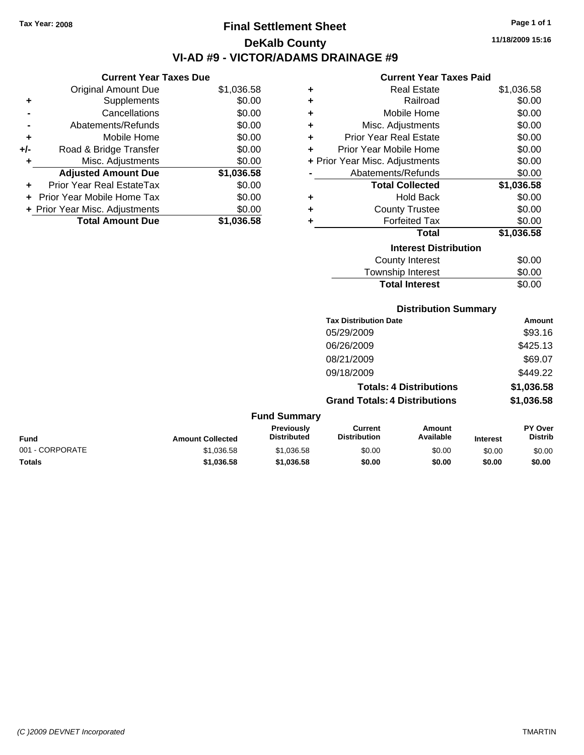Tax Year: 2008

# Final Settlement Sheet
## DeKalb County
## VI-AD #9 - VICTOR/ADAMS DRAINAGE #9

11/18/2009 15:16

### Current Year Taxes Due

| | | |
|---|---|---|
| | Original Amount Due | $1,036.58 |
| + | Supplements | $0.00 |
| - | Cancellations | $0.00 |
| - | Abatements/Refunds | $0.00 |
| + | Mobile Home | $0.00 |
| +/- | Road & Bridge Transfer | $0.00 |
| + | Misc. Adjustments | $0.00 |
| | **Adjusted Amount Due** | **$1,036.58** |
| + | Prior Year Real EstateTax | $0.00 |
| + | Prior Year Mobile Home Tax | $0.00 |
| + | Prior Year Misc. Adjustments | $0.00 |
| | **Total Amount Due** | **$1,036.58** |

### Current Year Taxes Paid

| | | |
|---|---|---|
| + | Real Estate | $1,036.58 |
| + | Railroad | $0.00 |
| + | Mobile Home | $0.00 |
| + | Misc. Adjustments | $0.00 |
| + | Prior Year Real Estate | $0.00 |
| + | Prior Year Mobile Home | $0.00 |
| + | Prior Year Misc. Adjustments | $0.00 |
| - | Abatements/Refunds | $0.00 |
| | **Total Collected** | **$1,036.58** |
| + | Hold Back | $0.00 |
| + | County Trustee | $0.00 |
| + | Forfeited Tax | $0.00 |
| | **Total** | **$1,036.58** |

### Interest Distribution

| | |
|---|---|
| County Interest | $0.00 |
| Township Interest | $0.00 |
| **Total Interest** | $0.00 |

### Distribution Summary

| Tax Distribution Date | Amount |
|---|---|
| 05/29/2009 | $93.16 |
| 06/26/2009 | $425.13 |
| 08/21/2009 | $69.07 |
| 09/18/2009 | $449.22 |
| **Totals: 4 Distributions** | **$1,036.58** |
| **Grand Totals: 4 Distributions** | **$1,036.58** |

### Fund Summary

| Fund | Amount Collected | Previously Distributed | Current Distribution | Amount Available | Interest | PY Over Distrib |
|---|---|---|---|---|---|---|
| 001 - CORPORATE | $1,036.58 | $1,036.58 | $0.00 | $0.00 | $0.00 | $0.00 |
| **Totals** | **$1,036.58** | **$1,036.58** | **$0.00** | **$0.00** | **$0.00** | **$0.00** |

(C )2009 DEVNET Incorporated TMARTIN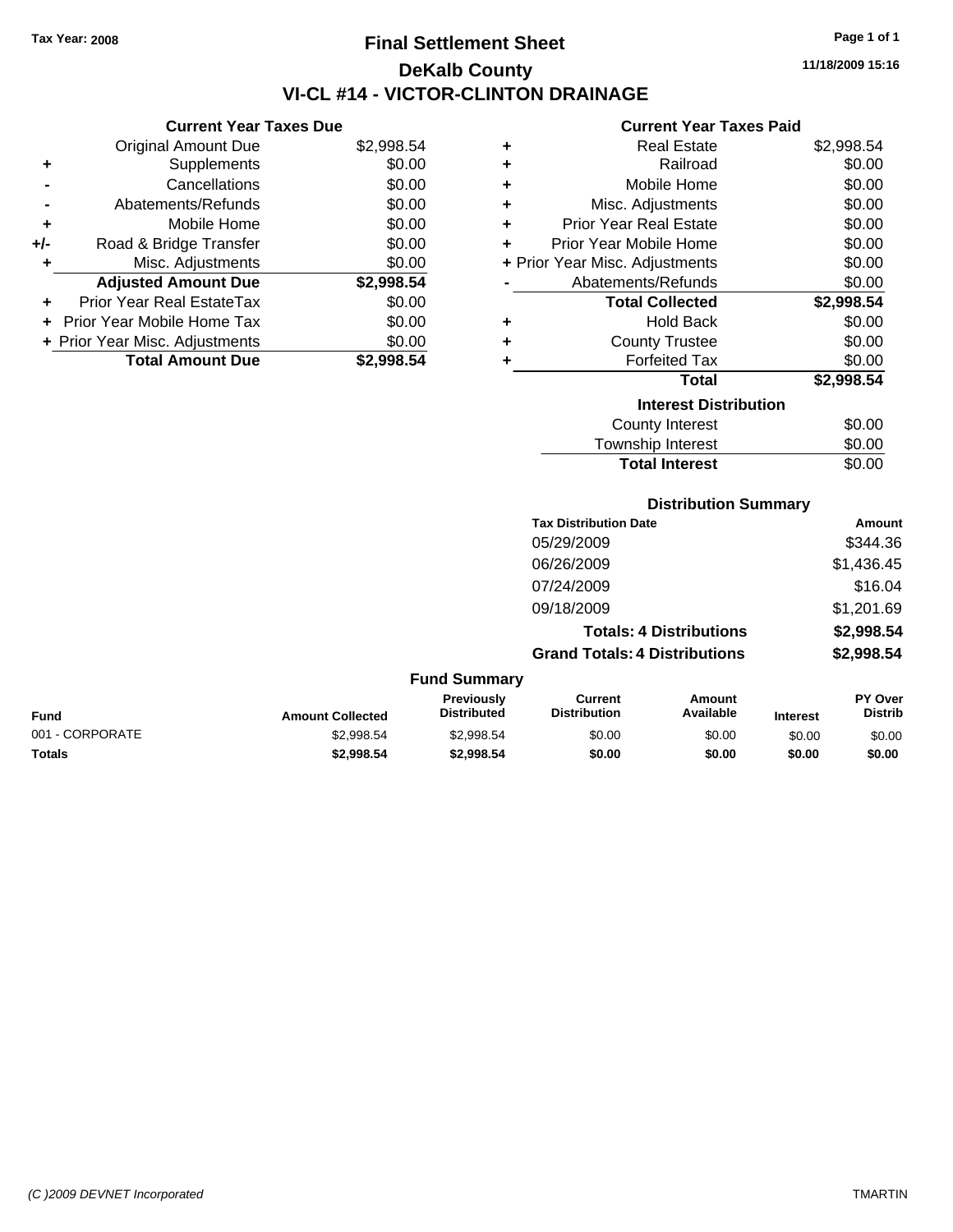Tax Year: 2008

# Final Settlement Sheet

## DeKalb County

## VI-CL #14 - VICTOR-CLINTON DRAINAGE

11/18/2009 15:16

### Current Year Taxes Due

| | | |
|---|---|---|
| | Original Amount Due | $2,998.54 |
| + | Supplements | $0.00 |
| - | Cancellations | $0.00 |
| - | Abatements/Refunds | $0.00 |
| + | Mobile Home | $0.00 |
| +/- | Road & Bridge Transfer | $0.00 |
| + | Misc. Adjustments | $0.00 |
| | **Adjusted Amount Due** | **$2,998.54** |
| + | Prior Year Real EstateTax | $0.00 |
| + | Prior Year Mobile Home Tax | $0.00 |
| + | Prior Year Misc. Adjustments | $0.00 |
| | **Total Amount Due** | **$2,998.54** |

### Current Year Taxes Paid

| | | |
|---|---|---|
| + | Real Estate | $2,998.54 |
| + | Railroad | $0.00 |
| + | Mobile Home | $0.00 |
| + | Misc. Adjustments | $0.00 |
| + | Prior Year Real Estate | $0.00 |
| + | Prior Year Mobile Home | $0.00 |
| + | Prior Year Misc. Adjustments | $0.00 |
| - | Abatements/Refunds | $0.00 |
| | **Total Collected** | **$2,998.54** |
| + | Hold Back | $0.00 |
| + | County Trustee | $0.00 |
| + | Forfeited Tax | $0.00 |
| | **Total** | **$2,998.54** |

### Interest Distribution

| | |
|---|---|
| County Interest | $0.00 |
| Township Interest | $0.00 |
| **Total Interest** | $0.00 |

### Distribution Summary

| Tax Distribution Date | Amount |
|---|---|
| 05/29/2009 | $344.36 |
| 06/26/2009 | $1,436.45 |
| 07/24/2009 | $16.04 |
| 09/18/2009 | $1,201.69 |
| **Totals: 4 Distributions** | **$2,998.54** |
| **Grand Totals: 4 Distributions** | **$2,998.54** |

### Fund Summary

| Fund | Amount Collected | Previously Distributed | Current Distribution | Amount Available | Interest | PY Over Distrib |
|---|---|---|---|---|---|---|
| 001 - CORPORATE | $2,998.54 | $2,998.54 | $0.00 | $0.00 | $0.00 | $0.00 |
| **Totals** | **$2,998.54** | **$2,998.54** | **$0.00** | **$0.00** | **$0.00** | **$0.00** |

(C )2009 DEVNET Incorporated

TMARTIN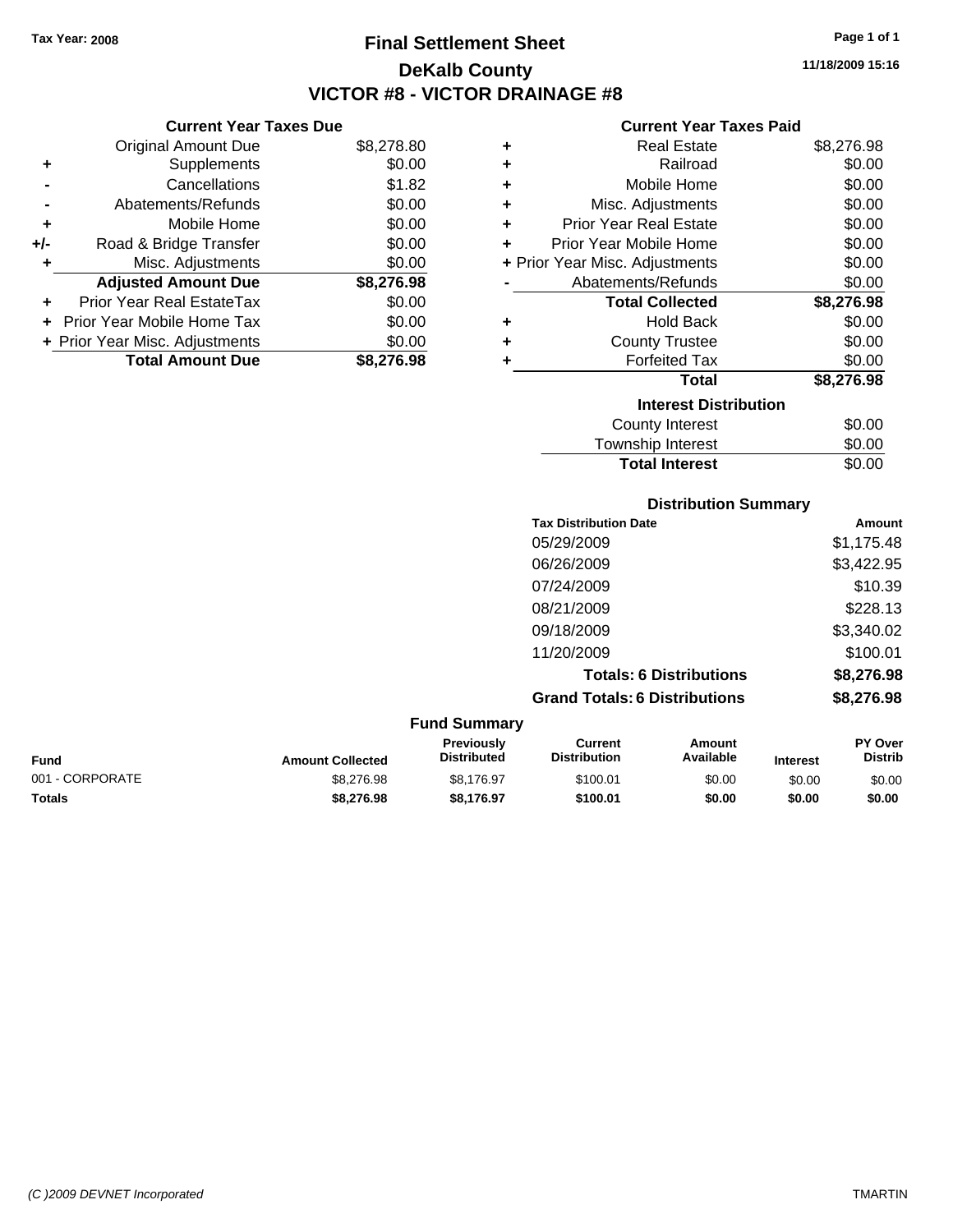Tax Year: 2008

# Final Settlement Sheet

## DeKalb County

## VICTOR #8 - VICTOR DRAINAGE #8

11/18/2009 15:16

### Current Year Taxes Due

| | | |
|---|---|---|
| | Original Amount Due | $8,278.80 |
| + | Supplements | $0.00 |
| - | Cancellations | $1.82 |
| - | Abatements/Refunds | $0.00 |
| + | Mobile Home | $0.00 |
| +/- | Road & Bridge Transfer | $0.00 |
| + | Misc. Adjustments | $0.00 |
| | **Adjusted Amount Due** | **$8,276.98** |
| + | Prior Year Real EstateTax | $0.00 |
| + | Prior Year Mobile Home Tax | $0.00 |
| + | Prior Year Misc. Adjustments | $0.00 |
| | **Total Amount Due** | **$8,276.98** |

### Current Year Taxes Paid

| | | |
|---|---|---|
| + | Real Estate | $8,276.98 |
| + | Railroad | $0.00 |
| + | Mobile Home | $0.00 |
| + | Misc. Adjustments | $0.00 |
| + | Prior Year Real Estate | $0.00 |
| + | Prior Year Mobile Home | $0.00 |
| + | Prior Year Misc. Adjustments | $0.00 |
| - | Abatements/Refunds | $0.00 |
| | **Total Collected** | **$8,276.98** |
| + | Hold Back | $0.00 |
| + | County Trustee | $0.00 |
| + | Forfeited Tax | $0.00 |
| | **Total** | **$8,276.98** |

### Interest Distribution

| | |
|---|---|
| County Interest | $0.00 |
| Township Interest | $0.00 |
| **Total Interest** | $0.00 |

### Distribution Summary

| Tax Distribution Date | Amount |
|---|---|
| 05/29/2009 | $1,175.48 |
| 06/26/2009 | $3,422.95 |
| 07/24/2009 | $10.39 |
| 08/21/2009 | $228.13 |
| 09/18/2009 | $3,340.02 |
| 11/20/2009 | $100.01 |
| **Totals: 6 Distributions** | **$8,276.98** |
| **Grand Totals: 6 Distributions** | **$8,276.98** |

### Fund Summary

| Fund | Amount Collected | Previously Distributed | Current Distribution | Amount Available | Interest | PY Over Distrib |
|---|---|---|---|---|---|---|
| 001 - CORPORATE | $8,276.98 | $8,176.97 | $100.01 | $0.00 | $0.00 | $0.00 |
| **Totals** | **$8,276.98** | **$8,176.97** | **$100.01** | **$0.00** | **$0.00** | **$0.00** |

(C )2009 DEVNET Incorporated TMARTIN